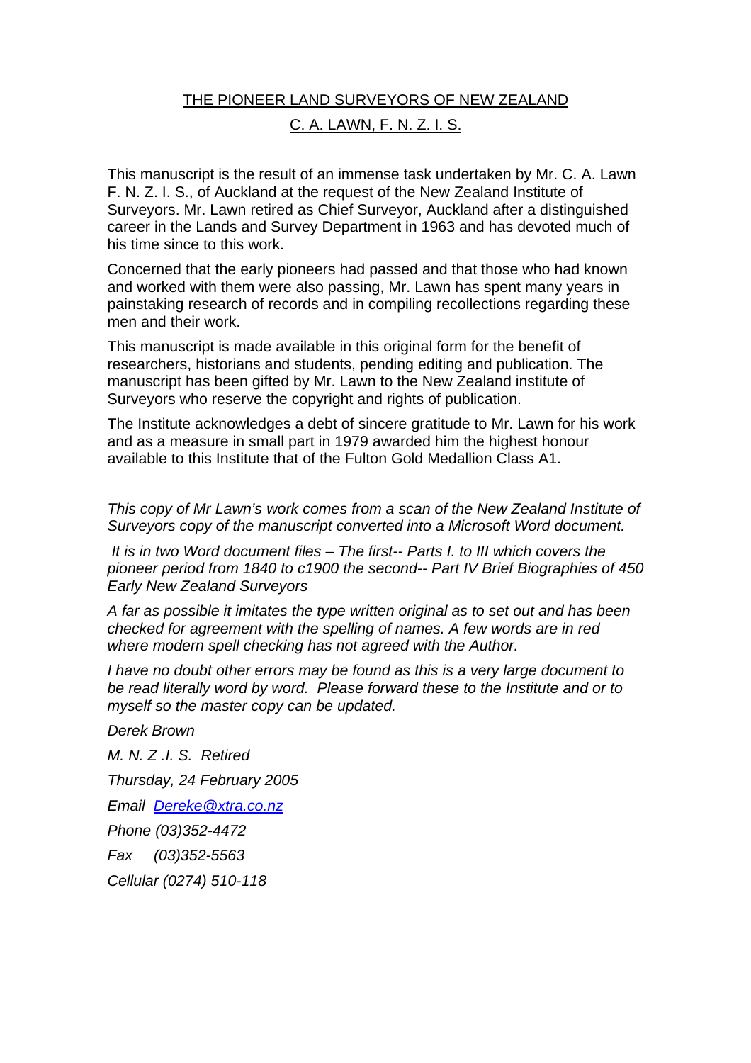# THE PIONEER LAND SURVEYORS OF NEW ZEALAND

## C. A. LAWN, F. N. Z. I. S.

This manuscript is the result of an immense task undertaken by Mr. C. A. Lawn F. N. Z. I. S., of Auckland at the request of the New Zealand Institute of Surveyors. Mr. Lawn retired as Chief Surveyor, Auckland after a distinguished career in the Lands and Survey Department in 1963 and has devoted much of his time since to this work.

Concerned that the early pioneers had passed and that those who had known and worked with them were also passing, Mr. Lawn has spent many years in painstaking research of records and in compiling recollections regarding these men and their work.

This manuscript is made available in this original form for the benefit of researchers, historians and students, pending editing and publication. The manuscript has been gifted by Mr. Lawn to the New Zealand institute of Surveyors who reserve the copyright and rights of publication.

The Institute acknowledges a debt of sincere gratitude to Mr. Lawn for his work and as a measure in small part in 1979 awarded him the highest honour available to this Institute that of the Fulton Gold Medallion Class A1.

*This copy of Mr Lawn's work comes from a scan of the New Zealand Institute of Surveyors copy of the manuscript converted into a Microsoft Word document.*

*It is in two Word document files – The first-- Parts I. to III which covers the pioneer period from 1840 to c1900 the second-- Part IV Brief Biographies of 450 Early New Zealand Surveyors*

*A far as possible it imitates the type written original as to set out and has been checked for agreement with the spelling of names. A few words are in red where modern spell checking has not agreed with the Author.*

*I have no doubt other errors may be found as this is a very large document to be read literally word by word. Please forward these to the Institute and or to myself so the master copy can be updated.*

*Derek Brown*

*M. N. Z .I. S. Retired*

*Thursday, 24 February 2005*

*Email Dereke@xtra.co.nz*

*Phone (03)352-4472*

*Fax (03)352-5563*

*Cellular (0274) 510-118*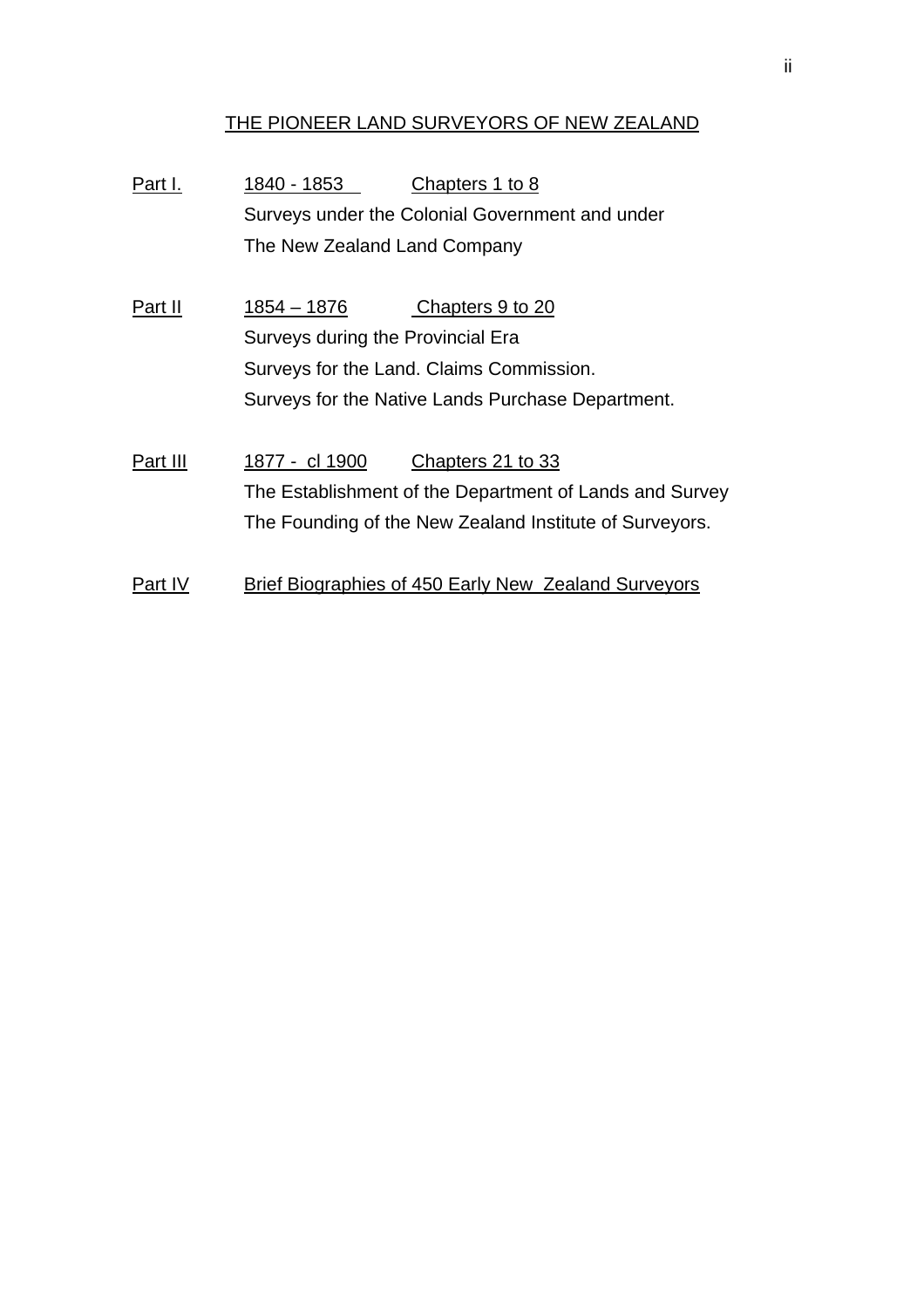# THE PIONEER LAND SURVEYORS OF NEW ZEALAND

**Part I.** 1840 - 1853 Chapters 1 to 8
Surveys under the Colonial Government and under
The New Zealand Land Company

**Part II** 1854 – 1876 Chapters 9 to 20
Surveys during the Provincial Era
Surveys for the Land. Claims Commission.
Surveys for the Native Lands Purchase Department.

**Part III** 1877 - cl 1900 Chapters 21 to 33
The Establishment of the Department of Lands and Survey
The Founding of the New Zealand Institute of Surveyors.

**Part IV** Brief Biographies of 450 Early New Zealand Surveyors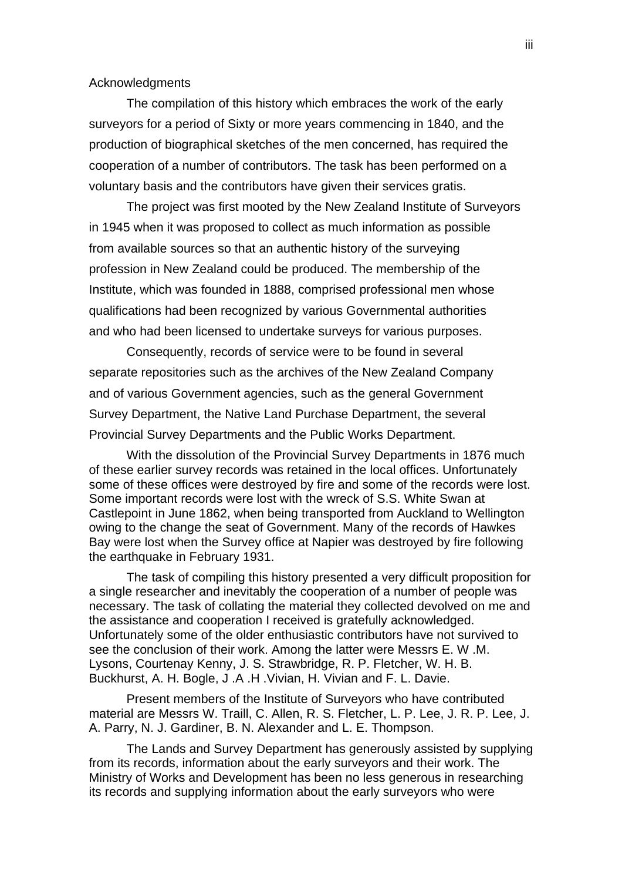Acknowledgments

The compilation of this history which embraces the work of the early surveyors for a period of Sixty or more years commencing in 1840, and the production of biographical sketches of the men concerned, has required the cooperation of a number of contributors. The task has been performed on a voluntary basis and the contributors have given their services gratis.

The project was first mooted by the New Zealand Institute of Surveyors in 1945 when it was proposed to collect as much information as possible from available sources so that an authentic history of the surveying profession in New Zealand could be produced. The membership of the Institute, which was founded in 1888, comprised professional men whose qualifications had been recognized by various Governmental authorities and who had been licensed to undertake surveys for various purposes.

Consequently, records of service were to be found in several separate repositories such as the archives of the New Zealand Company and of various Government agencies, such as the general Government Survey Department, the Native Land Purchase Department, the several Provincial Survey Departments and the Public Works Department.

With the dissolution of the Provincial Survey Departments in 1876 much of these earlier survey records was retained in the local offices. Unfortunately some of these offices were destroyed by fire and some of the records were lost. Some important records were lost with the wreck of S.S. White Swan at Castlepoint in June 1862, when being transported from Auckland to Wellington owing to the change the seat of Government. Many of the records of Hawkes Bay were lost when the Survey office at Napier was destroyed by fire following the earthquake in February 1931.

The task of compiling this history presented a very difficult proposition for a single researcher and inevitably the cooperation of a number of people was necessary. The task of collating the material they collected devolved on me and the assistance and cooperation I received is gratefully acknowledged. Unfortunately some of the older enthusiastic contributors have not survived to see the conclusion of their work. Among the latter were Messrs E. W .M. Lysons, Courtenay Kenny, J. S. Strawbridge, R. P. Fletcher, W. H. B. Buckhurst, A. H. Bogle, J .A .H .Vivian, H. Vivian and F. L. Davie.

Present members of the Institute of Surveyors who have contributed material are Messrs W. Traill, C. Allen, R. S. Fletcher, L. P. Lee, J. R. P. Lee, J. A. Parry, N. J. Gardiner, B. N. Alexander and L. E. Thompson.

The Lands and Survey Department has generously assisted by supplying from its records, information about the early surveyors and their work. The Ministry of Works and Development has been no less generous in researching its records and supplying information about the early surveyors who were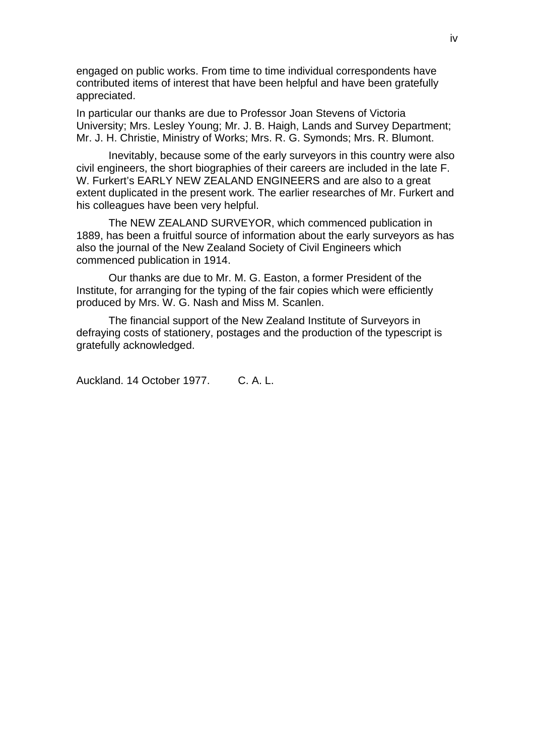engaged on public works. From time to time individual correspondents have contributed items of interest that have been helpful and have been gratefully appreciated.

In particular our thanks are due to Professor Joan Stevens of Victoria University; Mrs. Lesley Young; Mr. J. B. Haigh, Lands and Survey Department; Mr. J. H. Christie, Ministry of Works; Mrs. R. G. Symonds; Mrs. R. Blumont.

Inevitably, because some of the early surveyors in this country were also civil engineers, the short biographies of their careers are included in the late F. W. Furkert's EARLY NEW ZEALAND ENGINEERS and are also to a great extent duplicated in the present work. The earlier researches of Mr. Furkert and his colleagues have been very helpful.

The NEW ZEALAND SURVEYOR, which commenced publication in 1889, has been a fruitful source of information about the early surveyors as has also the journal of the New Zealand Society of Civil Engineers which commenced publication in 1914.

Our thanks are due to Mr. M. G. Easton, a former President of the Institute, for arranging for the typing of the fair copies which were efficiently produced by Mrs. W. G. Nash and Miss M. Scanlen.

The financial support of the New Zealand Institute of Surveyors in defraying costs of stationery, postages and the production of the typescript is gratefully acknowledged.

Auckland. 14 October 1977. C. A. L.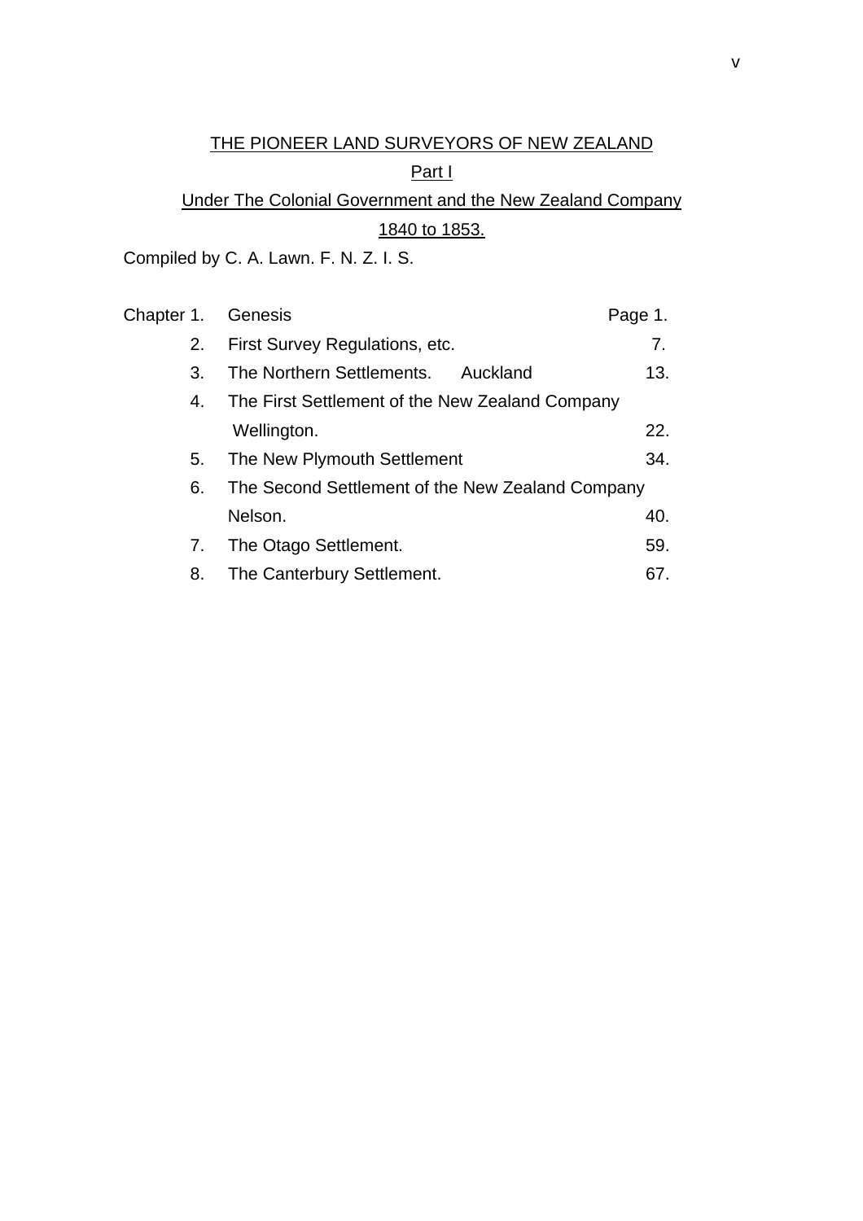# THE PIONEER LAND SURVEYORS OF NEW ZEALAND

## Part I

## Under The Colonial Government and the New Zealand Company

## 1840 to 1853.

Compiled by C. A. Lawn. F. N. Z. I. S.

| Chapter | Title | Page |
|---|---|---|
| Chapter 1. | Genesis | Page 1. |
| 2. | First Survey Regulations, etc. | 7. |
| 3. | The Northern Settlements. Auckland | 13. |
| 4. | The First Settlement of the New Zealand Company Wellington. | 22. |
| 5. | The New Plymouth Settlement | 34. |
| 6. | The Second Settlement of the New Zealand Company Nelson. | 40. |
| 7. | The Otago Settlement. | 59. |
| 8. | The Canterbury Settlement. | 67. |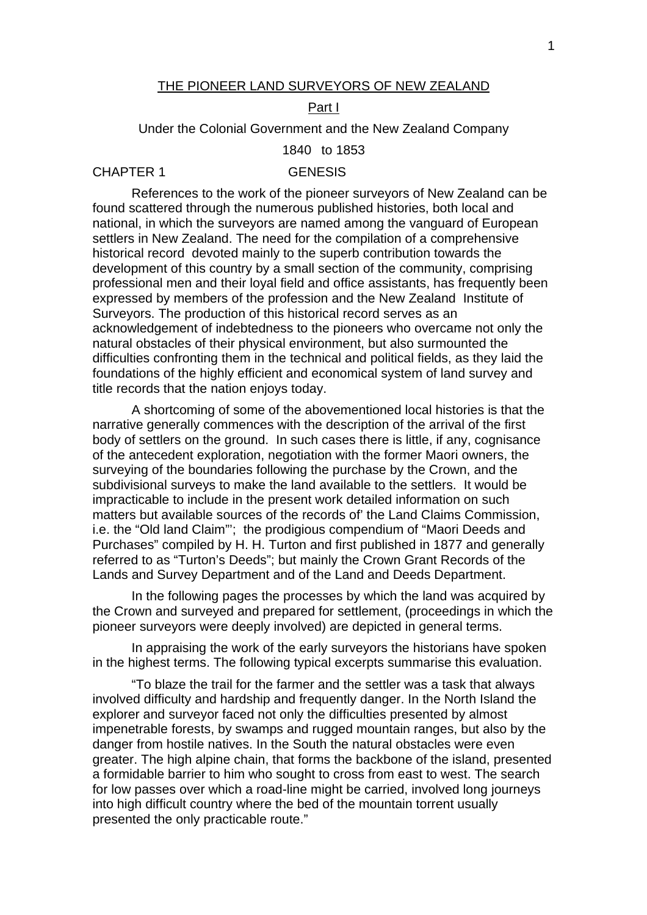# THE PIONEER LAND SURVEYORS OF NEW ZEALAND

## Part I

### Under the Colonial Government and the New Zealand Company

### 1840 to 1853

## CHAPTER 1 GENESIS

References to the work of the pioneer surveyors of New Zealand can be found scattered through the numerous published histories, both local and national, in which the surveyors are named among the vanguard of European settlers in New Zealand. The need for the compilation of a comprehensive historical record devoted mainly to the superb contribution towards the development of this country by a small section of the community, comprising professional men and their loyal field and office assistants, has frequently been expressed by members of the profession and the New Zealand Institute of Surveyors. The production of this historical record serves as an acknowledgement of indebtedness to the pioneers who overcame not only the natural obstacles of their physical environment, but also surmounted the difficulties confronting them in the technical and political fields, as they laid the foundations of the highly efficient and economical system of land survey and title records that the nation enjoys today.

A shortcoming of some of the abovementioned local histories is that the narrative generally commences with the description of the arrival of the first body of settlers on the ground. In such cases there is little, if any, cognisance of the antecedent exploration, negotiation with the former Maori owners, the surveying of the boundaries following the purchase by the Crown, and the subdivisional surveys to make the land available to the settlers. It would be impracticable to include in the present work detailed information on such matters but available sources of the records of' the Land Claims Commission, i.e. the "Old land Claim"'; the prodigious compendium of "Maori Deeds and Purchases" compiled by H. H. Turton and first published in 1877 and generally referred to as "Turton's Deeds"; but mainly the Crown Grant Records of the Lands and Survey Department and of the Land and Deeds Department.

In the following pages the processes by which the land was acquired by the Crown and surveyed and prepared for settlement, (proceedings in which the pioneer surveyors were deeply involved) are depicted in general terms.

In appraising the work of the early surveyors the historians have spoken in the highest terms. The following typical excerpts summarise this evaluation.

"To blaze the trail for the farmer and the settler was a task that always involved difficulty and hardship and frequently danger. In the North Island the explorer and surveyor faced not only the difficulties presented by almost impenetrable forests, by swamps and rugged mountain ranges, but also by the danger from hostile natives. In the South the natural obstacles were even greater. The high alpine chain, that forms the backbone of the island, presented a formidable barrier to him who sought to cross from east to west. The search for low passes over which a road-line might be carried, involved long journeys into high difficult country where the bed of the mountain torrent usually presented the only practicable route."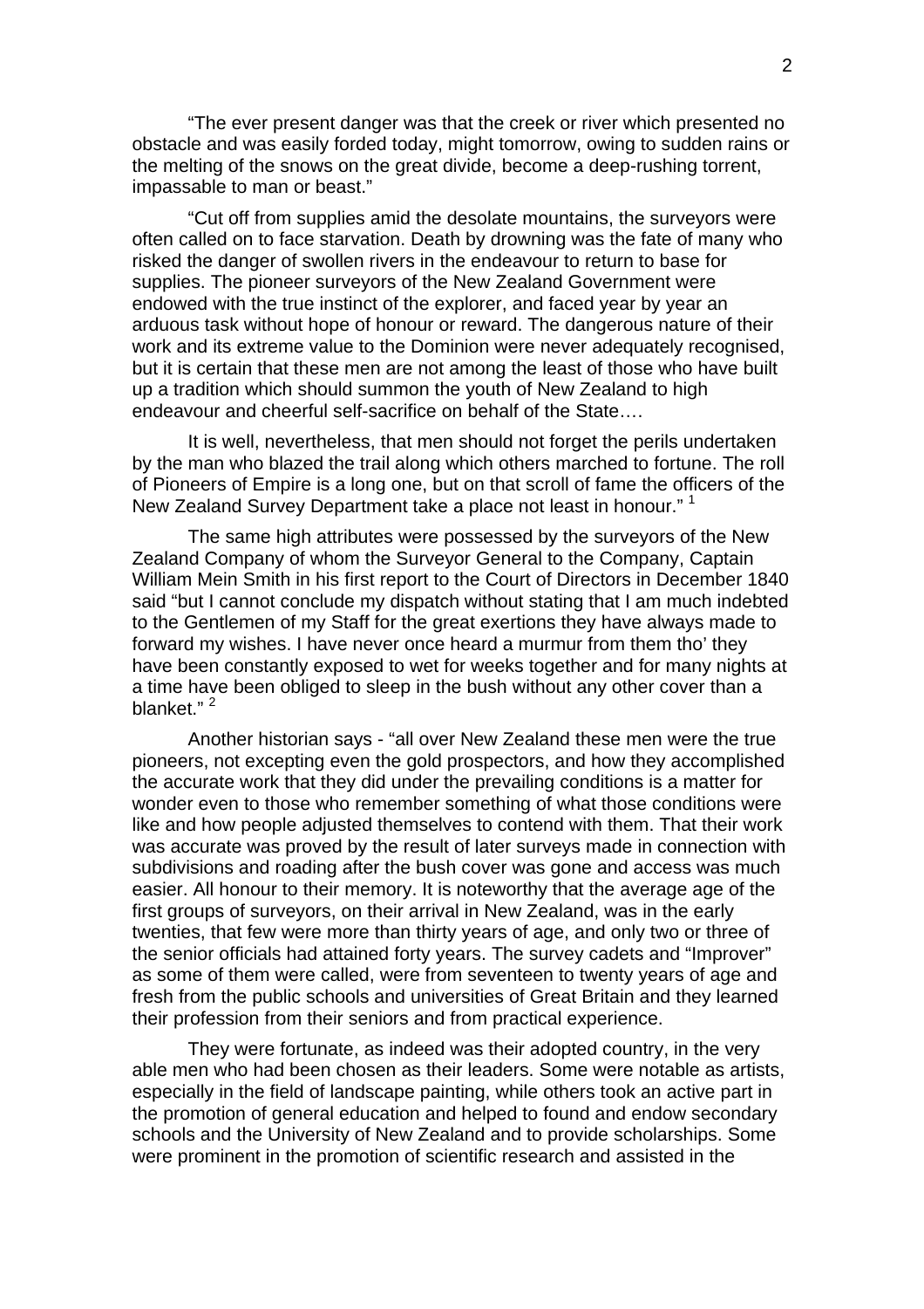"The ever present danger was that the creek or river which presented no obstacle and was easily forded today, might tomorrow, owing to sudden rains or the melting of the snows on the great divide, become a deep-rushing torrent, impassable to man or beast."

"Cut off from supplies amid the desolate mountains, the surveyors were often called on to face starvation. Death by drowning was the fate of many who risked the danger of swollen rivers in the endeavour to return to base for supplies. The pioneer surveyors of the New Zealand Government were endowed with the true instinct of the explorer, and faced year by year an arduous task without hope of honour or reward. The dangerous nature of their work and its extreme value to the Dominion were never adequately recognised, but it is certain that these men are not among the least of those who have built up a tradition which should summon the youth of New Zealand to high endeavour and cheerful self-sacrifice on behalf of the State….

It is well, nevertheless, that men should not forget the perils undertaken by the man who blazed the trail along which others marched to fortune. The roll of Pioneers of Empire is a long one, but on that scroll of fame the officers of the New Zealand Survey Department take a place not least in honour." [1]

The same high attributes were possessed by the surveyors of the New Zealand Company of whom the Surveyor General to the Company, Captain William Mein Smith in his first report to the Court of Directors in December 1840 said "but I cannot conclude my dispatch without stating that I am much indebted to the Gentlemen of my Staff for the great exertions they have always made to forward my wishes. I have never once heard a murmur from them tho' they have been constantly exposed to wet for weeks together and for many nights at a time have been obliged to sleep in the bush without any other cover than a blanket." [2]

Another historian says - "all over New Zealand these men were the true pioneers, not excepting even the gold prospectors, and how they accomplished the accurate work that they did under the prevailing conditions is a matter for wonder even to those who remember something of what those conditions were like and how people adjusted themselves to contend with them. That their work was accurate was proved by the result of later surveys made in connection with subdivisions and roading after the bush cover was gone and access was much easier. All honour to their memory. It is noteworthy that the average age of the first groups of surveyors, on their arrival in New Zealand, was in the early twenties, that few were more than thirty years of age, and only two or three of the senior officials had attained forty years. The survey cadets and "Improver" as some of them were called, were from seventeen to twenty years of age and fresh from the public schools and universities of Great Britain and they learned their profession from their seniors and from practical experience.

They were fortunate, as indeed was their adopted country, in the very able men who had been chosen as their leaders. Some were notable as artists, especially in the field of landscape painting, while others took an active part in the promotion of general education and helped to found and endow secondary schools and the University of New Zealand and to provide scholarships. Some were prominent in the promotion of scientific research and assisted in the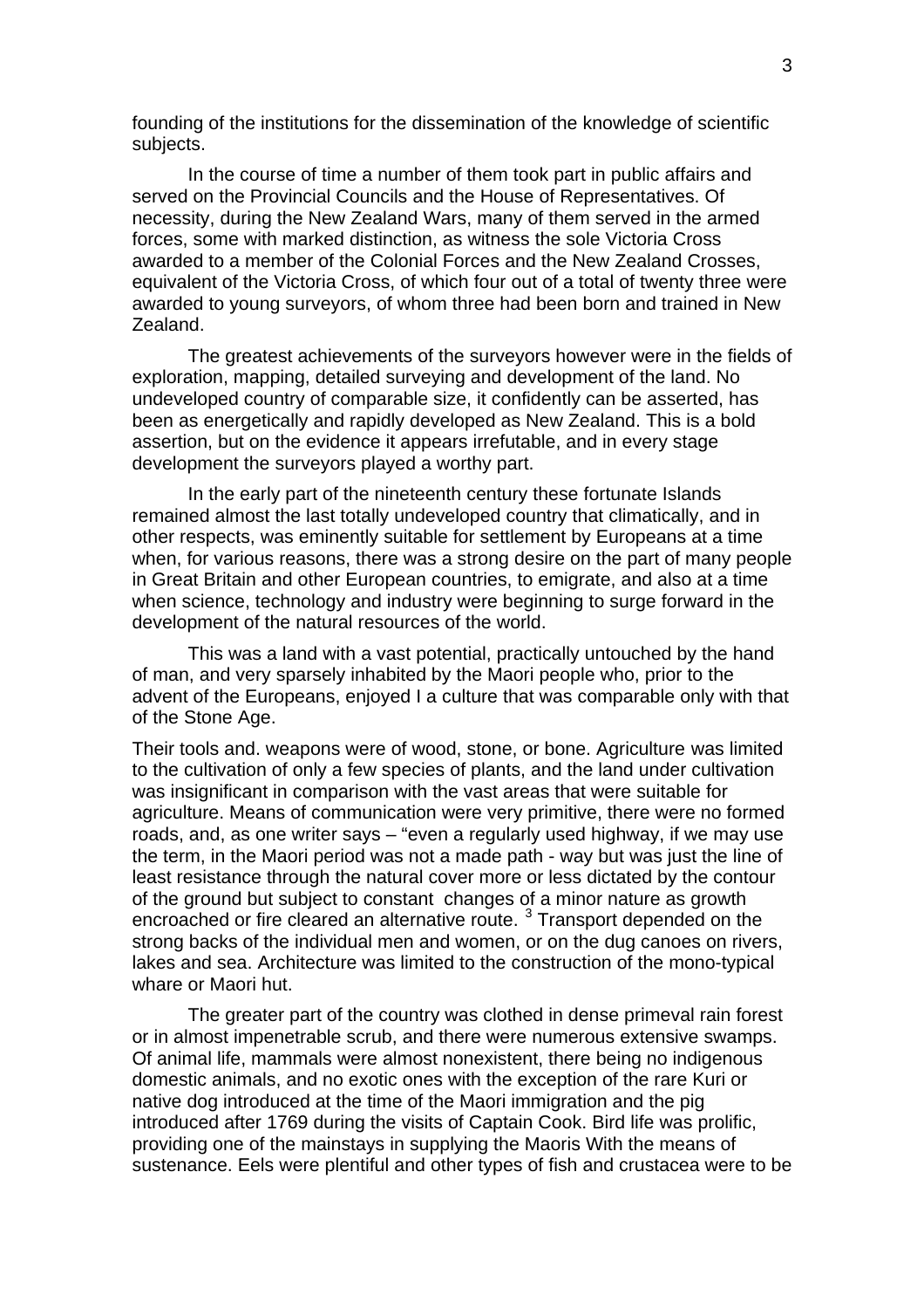founding of the institutions for the dissemination of the knowledge of scientific subjects.

In the course of time a number of them took part in public affairs and served on the Provincial Councils and the House of Representatives. Of necessity, during the New Zealand Wars, many of them served in the armed forces, some with marked distinction, as witness the sole Victoria Cross awarded to a member of the Colonial Forces and the New Zealand Crosses, equivalent of the Victoria Cross, of which four out of a total of twenty three were awarded to young surveyors, of whom three had been born and trained in New Zealand.

The greatest achievements of the surveyors however were in the fields of exploration, mapping, detailed surveying and development of the land. No undeveloped country of comparable size, it confidently can be asserted, has been as energetically and rapidly developed as New Zealand. This is a bold assertion, but on the evidence it appears irrefutable, and in every stage development the surveyors played a worthy part.

In the early part of the nineteenth century these fortunate Islands remained almost the last totally undeveloped country that climatically, and in other respects, was eminently suitable for settlement by Europeans at a time when, for various reasons, there was a strong desire on the part of many people in Great Britain and other European countries, to emigrate, and also at a time when science, technology and industry were beginning to surge forward in the development of the natural resources of the world.

This was a land with a vast potential, practically untouched by the hand of man, and very sparsely inhabited by the Maori people who, prior to the advent of the Europeans, enjoyed I a culture that was comparable only with that of the Stone Age.

Their tools and. weapons were of wood, stone, or bone. Agriculture was limited to the cultivation of only a few species of plants, and the land under cultivation was insignificant in comparison with the vast areas that were suitable for agriculture. Means of communication were very primitive, there were no formed roads, and, as one writer says – "even a regularly used highway, if we may use the term, in the Maori period was not a made path - way but was just the line of least resistance through the natural cover more or less dictated by the contour of the ground but subject to constant changes of a minor nature as growth encroached or fire cleared an alternative route. [3] Transport depended on the strong backs of the individual men and women, or on the dug canoes on rivers, lakes and sea. Architecture was limited to the construction of the mono-typical whare or Maori hut.

The greater part of the country was clothed in dense primeval rain forest or in almost impenetrable scrub, and there were numerous extensive swamps. Of animal life, mammals were almost nonexistent, there being no indigenous domestic animals, and no exotic ones with the exception of the rare Kuri or native dog introduced at the time of the Maori immigration and the pig introduced after 1769 during the visits of Captain Cook. Bird life was prolific, providing one of the mainstays in supplying the Maoris With the means of sustenance. Eels were plentiful and other types of fish and crustacea were to be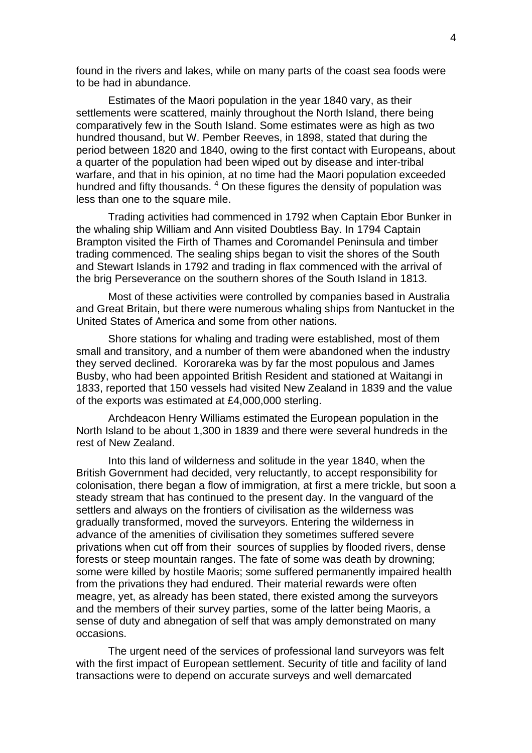found in the rivers and lakes, while on many parts of the coast sea foods were to be had in abundance.

Estimates of the Maori population in the year 1840 vary, as their settlements were scattered, mainly throughout the North Island, there being comparatively few in the South Island. Some estimates were as high as two hundred thousand, but W. Pember Reeves, in 1898, stated that during the period between 1820 and 1840, owing to the first contact with Europeans, about a quarter of the population had been wiped out by disease and inter-tribal warfare, and that in his opinion, at no time had the Maori population exceeded hundred and fifty thousands. [4] On these figures the density of population was less than one to the square mile.

Trading activities had commenced in 1792 when Captain Ebor Bunker in the whaling ship William and Ann visited Doubtless Bay. In 1794 Captain Brampton visited the Firth of Thames and Coromandel Peninsula and timber trading commenced. The sealing ships began to visit the shores of the South and Stewart Islands in 1792 and trading in flax commenced with the arrival of the brig Perseverance on the southern shores of the South Island in 1813.

Most of these activities were controlled by companies based in Australia and Great Britain, but there were numerous whaling ships from Nantucket in the United States of America and some from other nations.

Shore stations for whaling and trading were established, most of them small and transitory, and a number of them were abandoned when the industry they served declined. Kororareka was by far the most populous and James Busby, who had been appointed British Resident and stationed at Waitangi in 1833, reported that 150 vessels had visited New Zealand in 1839 and the value of the exports was estimated at £4,000,000 sterling.

Archdeacon Henry Williams estimated the European population in the North Island to be about 1,300 in 1839 and there were several hundreds in the rest of New Zealand.

Into this land of wilderness and solitude in the year 1840, when the British Government had decided, very reluctantly, to accept responsibility for colonisation, there began a flow of immigration, at first a mere trickle, but soon a steady stream that has continued to the present day. In the vanguard of the settlers and always on the frontiers of civilisation as the wilderness was gradually transformed, moved the surveyors. Entering the wilderness in advance of the amenities of civilisation they sometimes suffered severe privations when cut off from their sources of supplies by flooded rivers, dense forests or steep mountain ranges. The fate of some was death by drowning; some were killed by hostile Maoris; some suffered permanently impaired health from the privations they had endured. Their material rewards were often meagre, yet, as already has been stated, there existed among the surveyors and the members of their survey parties, some of the latter being Maoris, a sense of duty and abnegation of self that was amply demonstrated on many occasions.

The urgent need of the services of professional land surveyors was felt with the first impact of European settlement. Security of title and facility of land transactions were to depend on accurate surveys and well demarcated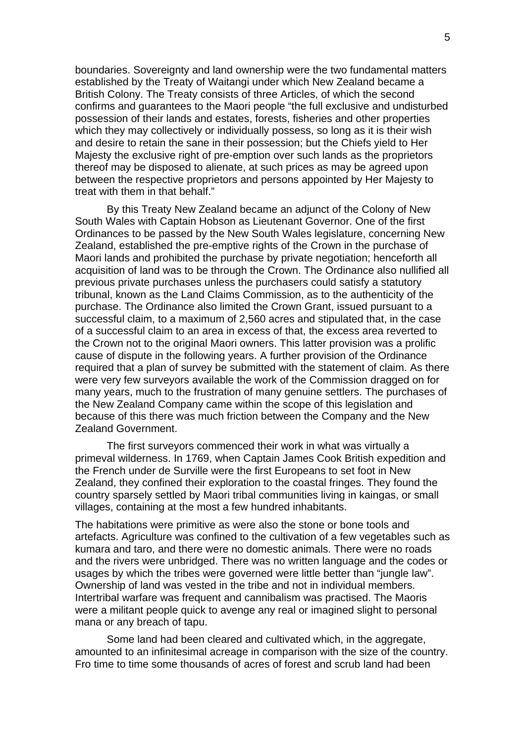boundaries. Sovereignty and land ownership were the two fundamental matters established by the Treaty of Waitangi under which New Zealand became a British Colony. The Treaty consists of three Articles, of which the second confirms and guarantees to the Maori people "the full exclusive and undisturbed possession of their lands and estates, forests, fisheries and other properties which they may collectively or individually possess, so long as it is their wish and desire to retain the sane in their possession; but the Chiefs yield to Her Majesty the exclusive right of pre-emption over such lands as the proprietors thereof may be disposed to alienate, at such prices as may be agreed upon between the respective proprietors and persons appointed by Her Majesty to treat with them in that behalf."

By this Treaty New Zealand became an adjunct of the Colony of New South Wales with Captain Hobson as Lieutenant Governor. One of the first Ordinances to be passed by the New South Wales legislature, concerning New Zealand, established the pre-emptive rights of the Crown in the purchase of Maori lands and prohibited the purchase by private negotiation; henceforth all acquisition of land was to be through the Crown. The Ordinance also nullified all previous private purchases unless the purchasers could satisfy a statutory tribunal, known as the Land Claims Commission, as to the authenticity of the purchase. The Ordinance also limited the Crown Grant, issued pursuant to a successful claim, to a maximum of 2,560 acres and stipulated that, in the case of a successful claim to an area in excess of that, the excess area reverted to the Crown not to the original Maori owners. This latter provision was a prolific cause of dispute in the following years. A further provision of the Ordinance required that a plan of survey be submitted with the statement of claim. As there were very few surveyors available the work of the Commission dragged on for many years, much to the frustration of many genuine settlers. The purchases of the New Zealand Company came within the scope of this legislation and because of this there was much friction between the Company and the New Zealand Government.

The first surveyors commenced their work in what was virtually a primeval wilderness. In 1769, when Captain James Cook British expedition and the French under de Surville were the first Europeans to set foot in New Zealand, they confined their exploration to the coastal fringes. They found the country sparsely settled by Maori tribal communities living in kaingas, or small villages, containing at the most a few hundred inhabitants.

The habitations were primitive as were also the stone or bone tools and artefacts. Agriculture was confined to the cultivation of a few vegetables such as kumara and taro, and there were no domestic animals. There were no roads and the rivers were unbridged. There was no written language and the codes or usages by which the tribes were governed were little better than "jungle law". Ownership of land was vested in the tribe and not in individual members. Intertribal warfare was frequent and cannibalism was practised. The Maoris were a militant people quick to avenge any real or imagined slight to personal mana or any breach of tapu.

Some land had been cleared and cultivated which, in the aggregate, amounted to an infinitesimal acreage in comparison with the size of the country. Fro time to time some thousands of acres of forest and scrub land had been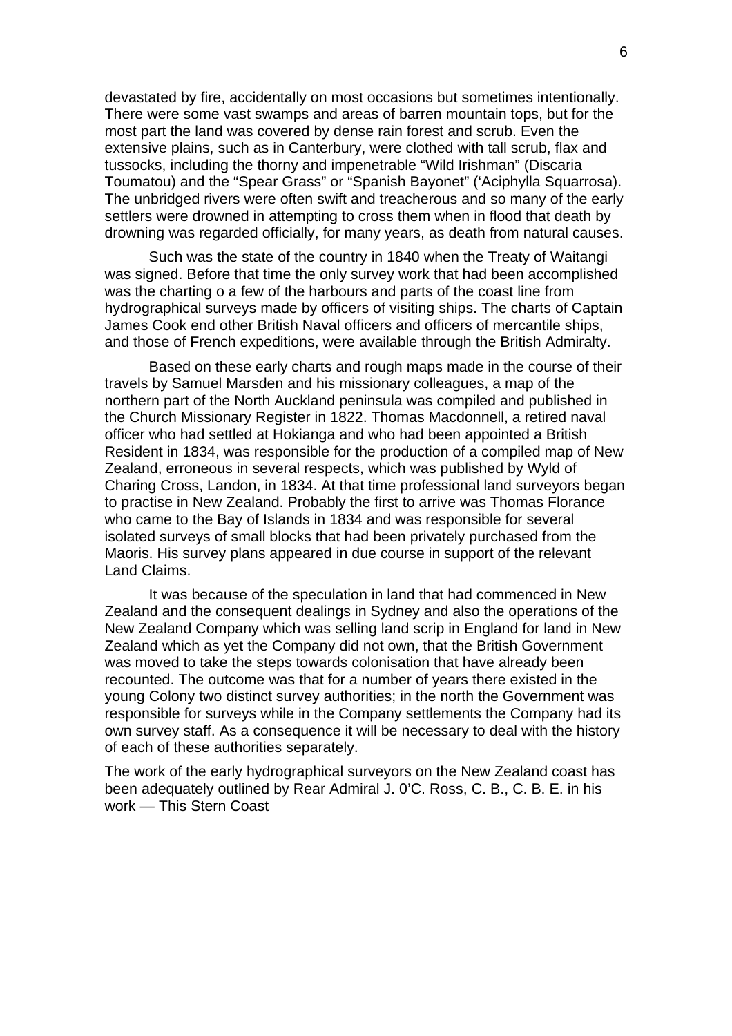devastated by fire, accidentally on most occasions but sometimes intentionally. There were some vast swamps and areas of barren mountain tops, but for the most part the land was covered by dense rain forest and scrub. Even the extensive plains, such as in Canterbury, were clothed with tall scrub, flax and tussocks, including the thorny and impenetrable "Wild Irishman" (Discaria Toumatou) and the "Spear Grass" or "Spanish Bayonet" ('Aciphylla Squarrosa). The unbridged rivers were often swift and treacherous and so many of the early settlers were drowned in attempting to cross them when in flood that death by drowning was regarded officially, for many years, as death from natural causes.

Such was the state of the country in 1840 when the Treaty of Waitangi was signed. Before that time the only survey work that had been accomplished was the charting o a few of the harbours and parts of the coast line from hydrographical surveys made by officers of visiting ships. The charts of Captain James Cook end other British Naval officers and officers of mercantile ships, and those of French expeditions, were available through the British Admiralty.

Based on these early charts and rough maps made in the course of their travels by Samuel Marsden and his missionary colleagues, a map of the northern part of the North Auckland peninsula was compiled and published in the Church Missionary Register in 1822. Thomas Macdonnell, a retired naval officer who had settled at Hokianga and who had been appointed a British Resident in 1834, was responsible for the production of a compiled map of New Zealand, erroneous in several respects, which was published by Wyld of Charing Cross, Landon, in 1834. At that time professional land surveyors began to practise in New Zealand. Probably the first to arrive was Thomas Florance who came to the Bay of Islands in 1834 and was responsible for several isolated surveys of small blocks that had been privately purchased from the Maoris. His survey plans appeared in due course in support of the relevant Land Claims.

It was because of the speculation in land that had commenced in New Zealand and the consequent dealings in Sydney and also the operations of the New Zealand Company which was selling land scrip in England for land in New Zealand which as yet the Company did not own, that the British Government was moved to take the steps towards colonisation that have already been recounted. The outcome was that for a number of years there existed in the young Colony two distinct survey authorities; in the north the Government was responsible for surveys while in the Company settlements the Company had its own survey staff. As a consequence it will be necessary to deal with the history of each of these authorities separately.

The work of the early hydrographical surveyors on the New Zealand coast has been adequately outlined by Rear Admiral J. 0'C. Ross, C. B., C. B. E. in his work — This Stern Coast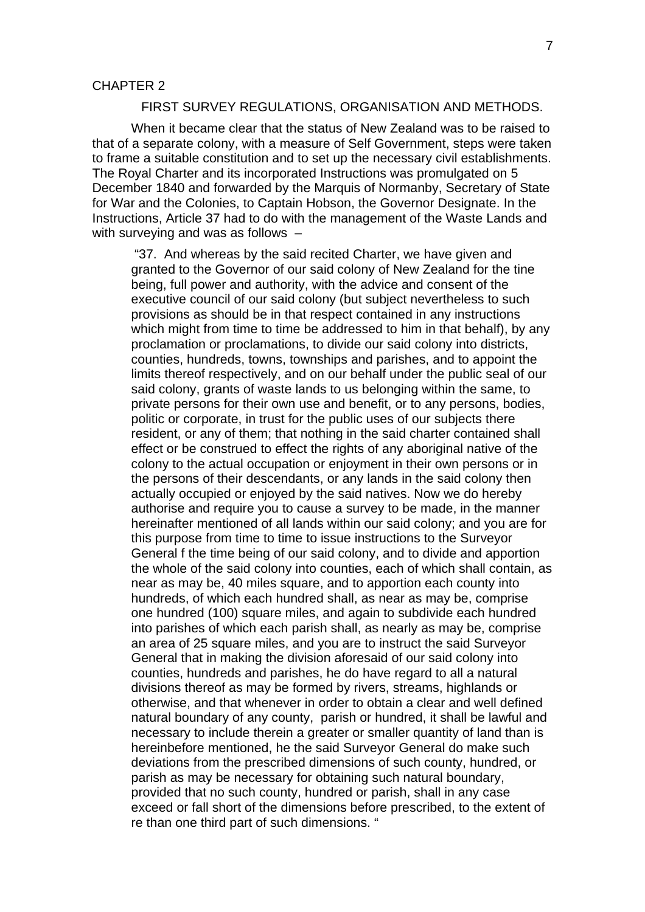CHAPTER 2

## FIRST SURVEY REGULATIONS, ORGANISATION AND METHODS.

When it became clear that the status of New Zealand was to be raised to that of a separate colony, with a measure of Self Government, steps were taken to frame a suitable constitution and to set up the necessary civil establishments. The Royal Charter and its incorporated Instructions was promulgated on 5 December 1840 and forwarded by the Marquis of Normanby, Secretary of State for War and the Colonies, to Captain Hobson, the Governor Designate. In the Instructions, Article 37 had to do with the management of the Waste Lands and with surveying and was as follows –

> "37. And whereas by the said recited Charter, we have given and granted to the Governor of our said colony of New Zealand for the tine being, full power and authority, with the advice and consent of the executive council of our said colony (but subject nevertheless to such provisions as should be in that respect contained in any instructions which might from time to time be addressed to him in that behalf), by any proclamation or proclamations, to divide our said colony into districts, counties, hundreds, towns, townships and parishes, and to appoint the limits thereof respectively, and on our behalf under the public seal of our said colony, grants of waste lands to us belonging within the same, to private persons for their own use and benefit, or to any persons, bodies, politic or corporate, in trust for the public uses of our subjects there resident, or any of them; that nothing in the said charter contained shall effect or be construed to effect the rights of any aboriginal native of the colony to the actual occupation or enjoyment in their own persons or in the persons of their descendants, or any lands in the said colony then actually occupied or enjoyed by the said natives. Now we do hereby authorise and require you to cause a survey to be made, in the manner hereinafter mentioned of all lands within our said colony; and you are for this purpose from time to time to issue instructions to the Surveyor General f the time being of our said colony, and to divide and apportion the whole of the said colony into counties, each of which shall contain, as near as may be, 40 miles square, and to apportion each county into hundreds, of which each hundred shall, as near as may be, comprise one hundred (100) square miles, and again to subdivide each hundred into parishes of which each parish shall, as nearly as may be, comprise an area of 25 square miles, and you are to instruct the said Surveyor General that in making the division aforesaid of our said colony into counties, hundreds and parishes, he do have regard to all a natural divisions thereof as may be formed by rivers, streams, highlands or otherwise, and that whenever in order to obtain a clear and well defined natural boundary of any county, parish or hundred, it shall be lawful and necessary to include therein a greater or smaller quantity of land than is hereinbefore mentioned, he the said Surveyor General do make such deviations from the prescribed dimensions of such county, hundred, or parish as may be necessary for obtaining such natural boundary, provided that no such county, hundred or parish, shall in any case exceed or fall short of the dimensions before prescribed, to the extent of re than one third part of such dimensions. "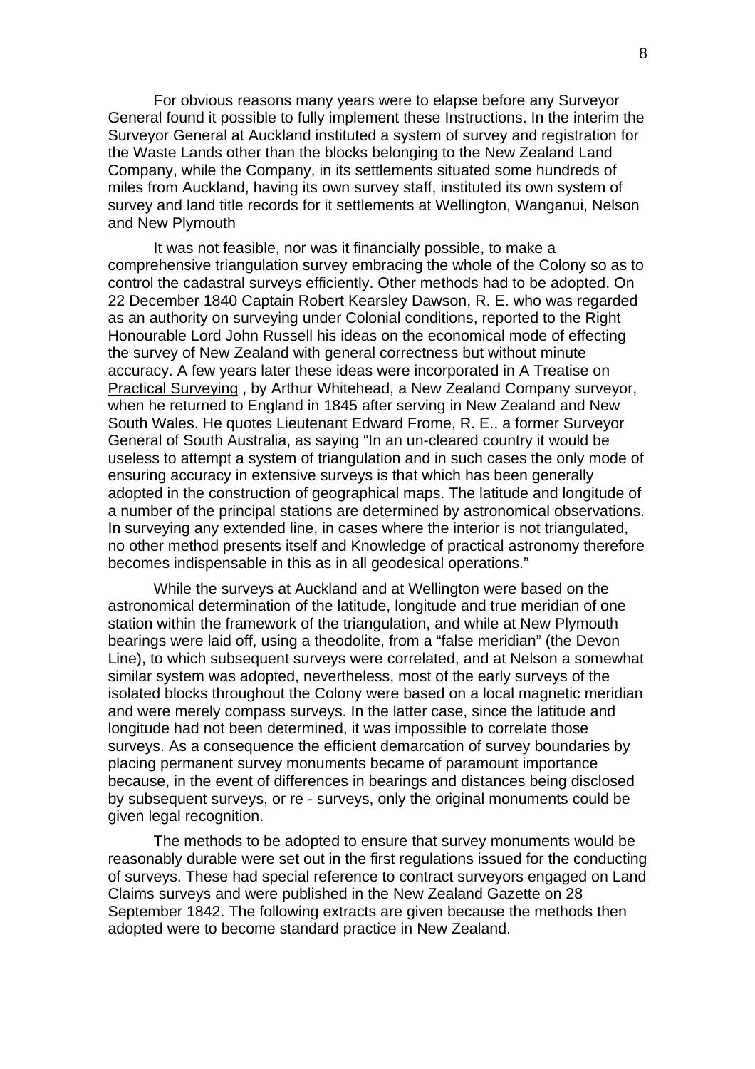For obvious reasons many years were to elapse before any Surveyor General found it possible to fully implement these Instructions. In the interim the Surveyor General at Auckland instituted a system of survey and registration for the Waste Lands other than the blocks belonging to the New Zealand Land Company, while the Company, in its settlements situated some hundreds of miles from Auckland, having its own survey staff, instituted its own system of survey and land title records for it settlements at Wellington, Wanganui, Nelson and New Plymouth

It was not feasible, nor was it financially possible, to make a comprehensive triangulation survey embracing the whole of the Colony so as to control the cadastral surveys efficiently. Other methods had to be adopted. On 22 December 1840 Captain Robert Kearsley Dawson, R. E. who was regarded as an authority on surveying under Colonial conditions, reported to the Right Honourable Lord John Russell his ideas on the economical mode of effecting the survey of New Zealand with general correctness but without minute accuracy. A few years later these ideas were incorporated in <u>A Treatise on Practical Surveying</u> , by Arthur Whitehead, a New Zealand Company surveyor, when he returned to England in 1845 after serving in New Zealand and New South Wales. He quotes Lieutenant Edward Frome, R. E., a former Surveyor General of South Australia, as saying "In an un-cleared country it would be useless to attempt a system of triangulation and in such cases the only mode of ensuring accuracy in extensive surveys is that which has been generally adopted in the construction of geographical maps. The latitude and longitude of a number of the principal stations are determined by astronomical observations. In surveying any extended line, in cases where the interior is not triangulated, no other method presents itself and Knowledge of practical astronomy therefore becomes indispensable in this as in all geodesical operations."

While the surveys at Auckland and at Wellington were based on the astronomical determination of the latitude, longitude and true meridian of one station within the framework of the triangulation, and while at New Plymouth bearings were laid off, using a theodolite, from a "false meridian" (the Devon Line), to which subsequent surveys were correlated, and at Nelson a somewhat similar system was adopted, nevertheless, most of the early surveys of the isolated blocks throughout the Colony were based on a local magnetic meridian and were merely compass surveys. In the latter case, since the latitude and longitude had not been determined, it was impossible to correlate those surveys. As a consequence the efficient demarcation of survey boundaries by placing permanent survey monuments became of paramount importance because, in the event of differences in bearings and distances being disclosed by subsequent surveys, or re - surveys, only the original monuments could be given legal recognition.

The methods to be adopted to ensure that survey monuments would be reasonably durable were set out in the first regulations issued for the conducting of surveys. These had special reference to contract surveyors engaged on Land Claims surveys and were published in the New Zealand Gazette on 28 September 1842. The following extracts are given because the methods then adopted were to become standard practice in New Zealand.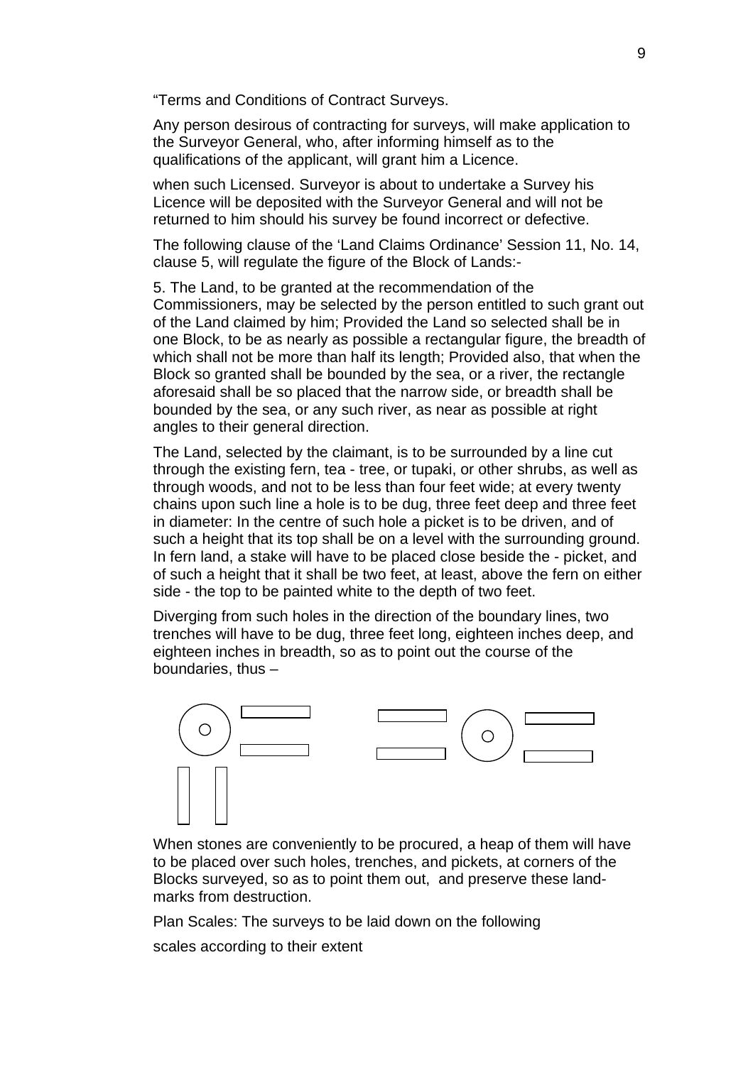“Terms and Conditions of Contract Surveys.

Any person desirous of contracting for surveys, will make application to the Surveyor General, who, after informing himself as to the qualifications of the applicant, will grant him a Licence.

when such Licensed. Surveyor is about to undertake a Survey his Licence will be deposited with the Surveyor General and will not be returned to him should his survey be found incorrect or defective.

The following clause of the ‘Land Claims Ordinance’ Session 11, No. 14, clause 5, will regulate the figure of the Block of Lands:-

5. The Land, to be granted at the recommendation of the Commissioners, may be selected by the person entitled to such grant out of the Land claimed by him; Provided the Land so selected shall be in one Block, to be as nearly as possible a rectangular figure, the breadth of which shall not be more than half its length; Provided also, that when the Block so granted shall be bounded by the sea, or a river, the rectangle aforesaid shall be so placed that the narrow side, or breadth shall be bounded by the sea, or any such river, as near as possible at right angles to their general direction.

The Land, selected by the claimant, is to be surrounded by a line cut through the existing fern, tea - tree, or tupaki, or other shrubs, as well as through woods, and not to be less than four feet wide; at every twenty chains upon such line a hole is to be dug, three feet deep and three feet in diameter: In the centre of such hole a picket is to be driven, and of such a height that its top shall be on a level with the surrounding ground. In fern land, a stake will have to be placed close beside the - picket, and of such a height that it shall be two feet, at least, above the fern on either side - the top to be painted white to the depth of two feet.

Diverging from such holes in the direction of the boundary lines, two trenches will have to be dug, three feet long, eighteen inches deep, and eighteen inches in breadth, so as to point out the course of the boundaries, thus –

When stones are conveniently to be procured, a heap of them will have to be placed over such holes, trenches, and pickets, at corners of the Blocks surveyed, so as to point them out, and preserve these land-marks from destruction.

Plan Scales: The surveys to be laid down on the following

scales according to their extent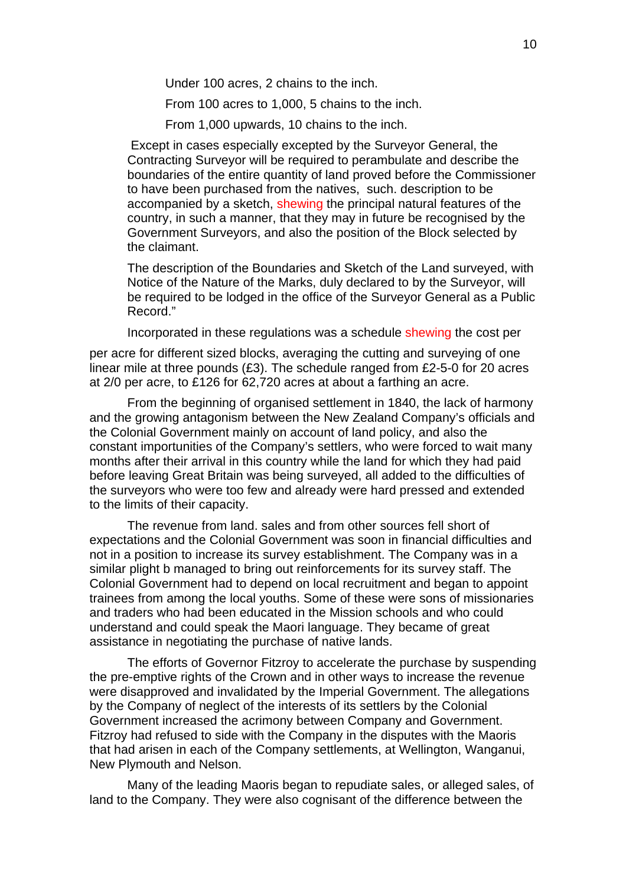Under 100 acres, 2 chains to the inch.

From 100 acres to 1,000, 5 chains to the inch.

From 1,000 upwards, 10 chains to the inch.

Except in cases especially excepted by the Surveyor General, the Contracting Surveyor will be required to perambulate and describe the boundaries of the entire quantity of land proved before the Commissioner to have been purchased from the natives, such. description to be accompanied by a sketch, shewing the principal natural features of the country, in such a manner, that they may in future be recognised by the Government Surveyors, and also the position of the Block selected by the claimant.

The description of the Boundaries and Sketch of the Land surveyed, with Notice of the Nature of the Marks, duly declared to by the Surveyor, will be required to be lodged in the office of the Surveyor General as a Public Record."

Incorporated in these regulations was a schedule shewing the cost per per acre for different sized blocks, averaging the cutting and surveying of one linear mile at three pounds (£3). The schedule ranged from £2-5-0 for 20 acres at 2/0 per acre, to £126 for 62,720 acres at about a farthing an acre.

From the beginning of organised settlement in 1840, the lack of harmony and the growing antagonism between the New Zealand Company's officials and the Colonial Government mainly on account of land policy, and also the constant importunities of the Company's settlers, who were forced to wait many months after their arrival in this country while the land for which they had paid before leaving Great Britain was being surveyed, all added to the difficulties of the surveyors who were too few and already were hard pressed and extended to the limits of their capacity.

The revenue from land. sales and from other sources fell short of expectations and the Colonial Government was soon in financial difficulties and not in a position to increase its survey establishment. The Company was in a similar plight b managed to bring out reinforcements for its survey staff. The Colonial Government had to depend on local recruitment and began to appoint trainees from among the local youths. Some of these were sons of missionaries and traders who had been educated in the Mission schools and who could understand and could speak the Maori language. They became of great assistance in negotiating the purchase of native lands.

The efforts of Governor Fitzroy to accelerate the purchase by suspending the pre-emptive rights of the Crown and in other ways to increase the revenue were disapproved and invalidated by the Imperial Government. The allegations by the Company of neglect of the interests of its settlers by the Colonial Government increased the acrimony between Company and Government. Fitzroy had refused to side with the Company in the disputes with the Maoris that had arisen in each of the Company settlements, at Wellington, Wanganui, New Plymouth and Nelson.

Many of the leading Maoris began to repudiate sales, or alleged sales, of land to the Company. They were also cognisant of the difference between the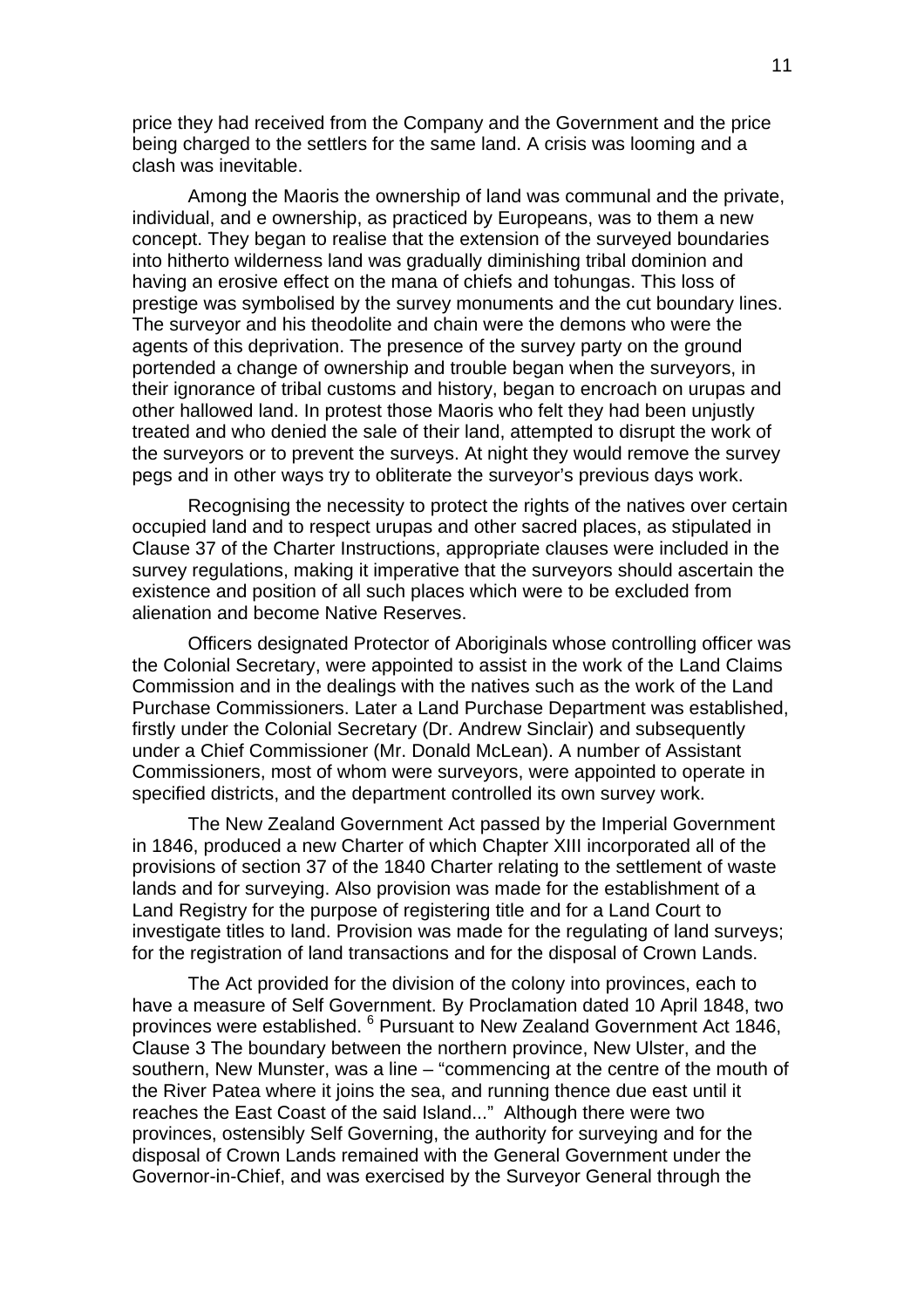price they had received from the Company and the Government and the price being charged to the settlers for the same land. A crisis was looming and a clash was inevitable.

Among the Maoris the ownership of land was communal and the private, individual, and e ownership, as practiced by Europeans, was to them a new concept. They began to realise that the extension of the surveyed boundaries into hitherto wilderness land was gradually diminishing tribal dominion and having an erosive effect on the mana of chiefs and tohungas. This loss of prestige was symbolised by the survey monuments and the cut boundary lines. The surveyor and his theodolite and chain were the demons who were the agents of this deprivation. The presence of the survey party on the ground portended a change of ownership and trouble began when the surveyors, in their ignorance of tribal customs and history, began to encroach on urupas and other hallowed land. In protest those Maoris who felt they had been unjustly treated and who denied the sale of their land, attempted to disrupt the work of the surveyors or to prevent the surveys. At night they would remove the survey pegs and in other ways try to obliterate the surveyor's previous days work.

Recognising the necessity to protect the rights of the natives over certain occupied land and to respect urupas and other sacred places, as stipulated in Clause 37 of the Charter Instructions, appropriate clauses were included in the survey regulations, making it imperative that the surveyors should ascertain the existence and position of all such places which were to be excluded from alienation and become Native Reserves.

Officers designated Protector of Aboriginals whose controlling officer was the Colonial Secretary, were appointed to assist in the work of the Land Claims Commission and in the dealings with the natives such as the work of the Land Purchase Commissioners. Later a Land Purchase Department was established, firstly under the Colonial Secretary (Dr. Andrew Sinclair) and subsequently under a Chief Commissioner (Mr. Donald McLean). A number of Assistant Commissioners, most of whom were surveyors, were appointed to operate in specified districts, and the department controlled its own survey work.

The New Zealand Government Act passed by the Imperial Government in 1846, produced a new Charter of which Chapter XIII incorporated all of the provisions of section 37 of the 1840 Charter relating to the settlement of waste lands and for surveying. Also provision was made for the establishment of a Land Registry for the purpose of registering title and for a Land Court to investigate titles to land. Provision was made for the regulating of land surveys; for the registration of land transactions and for the disposal of Crown Lands.

The Act provided for the division of the colony into provinces, each to have a measure of Self Government. By Proclamation dated 10 April 1848, two provinces were established. [6] Pursuant to New Zealand Government Act 1846, Clause 3 The boundary between the northern province, New Ulster, and the southern, New Munster, was a line – "commencing at the centre of the mouth of the River Patea where it joins the sea, and running thence due east until it reaches the East Coast of the said Island..." Although there were two provinces, ostensibly Self Governing, the authority for surveying and for the disposal of Crown Lands remained with the General Government under the Governor-in-Chief, and was exercised by the Surveyor General through the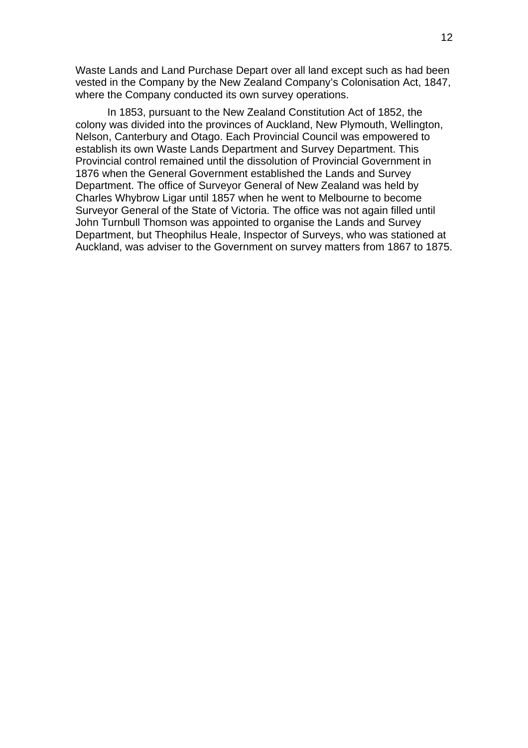Waste Lands and Land Purchase Depart over all land except such as had been vested in the Company by the New Zealand Company's Colonisation Act, 1847, where the Company conducted its own survey operations.

In 1853, pursuant to the New Zealand Constitution Act of 1852, the colony was divided into the provinces of Auckland, New Plymouth, Wellington, Nelson, Canterbury and Otago. Each Provincial Council was empowered to establish its own Waste Lands Department and Survey Department. This Provincial control remained until the dissolution of Provincial Government in 1876 when the General Government established the Lands and Survey Department. The office of Surveyor General of New Zealand was held by Charles Whybrow Ligar until 1857 when he went to Melbourne to become Surveyor General of the State of Victoria. The office was not again filled until John Turnbull Thomson was appointed to organise the Lands and Survey Department, but Theophilus Heale, Inspector of Surveys, who was stationed at Auckland, was adviser to the Government on survey matters from 1867 to 1875.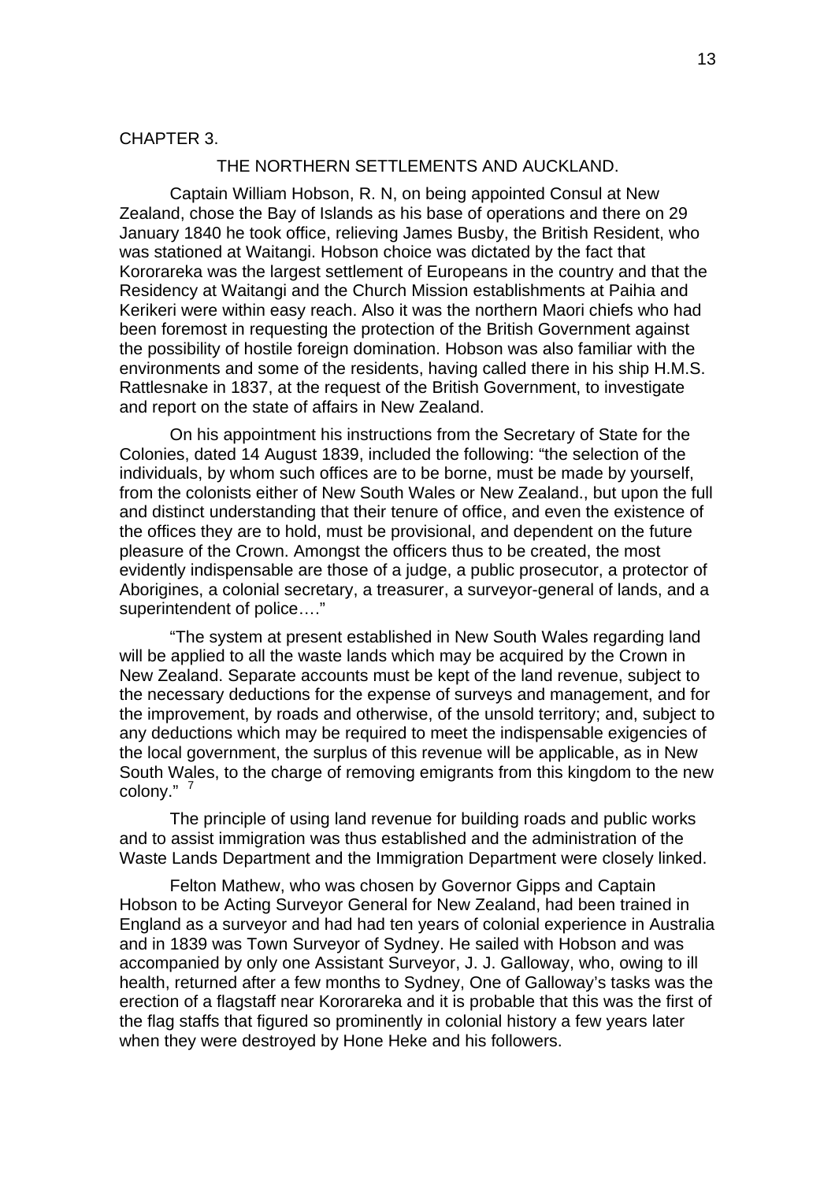## CHAPTER 3.

### THE NORTHERN SETTLEMENTS AND AUCKLAND.

Captain William Hobson, R. N, on being appointed Consul at New Zealand, chose the Bay of Islands as his base of operations and there on 29 January 1840 he took office, relieving James Busby, the British Resident, who was stationed at Waitangi. Hobson choice was dictated by the fact that Kororareka was the largest settlement of Europeans in the country and that the Residency at Waitangi and the Church Mission establishments at Paihia and Kerikeri were within easy reach. Also it was the northern Maori chiefs who had been foremost in requesting the protection of the British Government against the possibility of hostile foreign domination. Hobson was also familiar with the environments and some of the residents, having called there in his ship H.M.S. Rattlesnake in 1837, at the request of the British Government, to investigate and report on the state of affairs in New Zealand.

On his appointment his instructions from the Secretary of State for the Colonies, dated 14 August 1839, included the following: "the selection of the individuals, by whom such offices are to be borne, must be made by yourself, from the colonists either of New South Wales or New Zealand., but upon the full and distinct understanding that their tenure of office, and even the existence of the offices they are to hold, must be provisional, and dependent on the future pleasure of the Crown. Amongst the officers thus to be created, the most evidently indispensable are those of a judge, a public prosecutor, a protector of Aborigines, a colonial secretary, a treasurer, a surveyor-general of lands, and a superintendent of police…."

"The system at present established in New South Wales regarding land will be applied to all the waste lands which may be acquired by the Crown in New Zealand. Separate accounts must be kept of the land revenue, subject to the necessary deductions for the expense of surveys and management, and for the improvement, by roads and otherwise, of the unsold territory; and, subject to any deductions which may be required to meet the indispensable exigencies of the local government, the surplus of this revenue will be applicable, as in New South Wales, to the charge of removing emigrants from this kingdom to the new colony." [7]

The principle of using land revenue for building roads and public works and to assist immigration was thus established and the administration of the Waste Lands Department and the Immigration Department were closely linked.

Felton Mathew, who was chosen by Governor Gipps and Captain Hobson to be Acting Surveyor General for New Zealand, had been trained in England as a surveyor and had had ten years of colonial experience in Australia and in 1839 was Town Surveyor of Sydney. He sailed with Hobson and was accompanied by only one Assistant Surveyor, J. J. Galloway, who, owing to ill health, returned after a few months to Sydney, One of Galloway's tasks was the erection of a flagstaff near Kororareka and it is probable that this was the first of the flag staffs that figured so prominently in colonial history a few years later when they were destroyed by Hone Heke and his followers.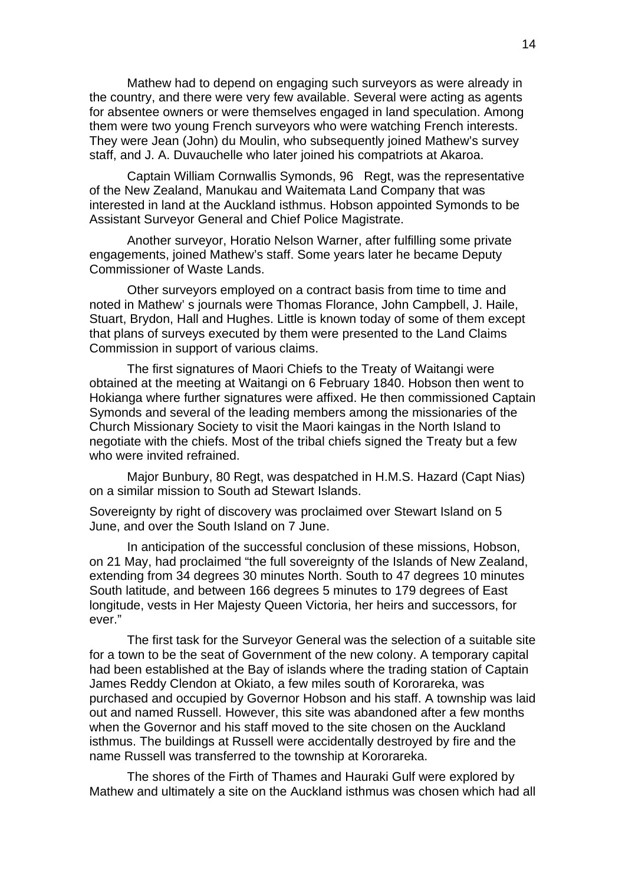Mathew had to depend on engaging such surveyors as were already in the country, and there were very few available. Several were acting as agents for absentee owners or were themselves engaged in land speculation. Among them were two young French surveyors who were watching French interests. They were Jean (John) du Moulin, who subsequently joined Mathew's survey staff, and J. A. Duvauchelle who later joined his compatriots at Akaroa.

Captain William Cornwallis Symonds, 96 Regt, was the representative of the New Zealand, Manukau and Waitemata Land Company that was interested in land at the Auckland isthmus. Hobson appointed Symonds to be Assistant Surveyor General and Chief Police Magistrate.

Another surveyor, Horatio Nelson Warner, after fulfilling some private engagements, joined Mathew's staff. Some years later he became Deputy Commissioner of Waste Lands.

Other surveyors employed on a contract basis from time to time and noted in Mathew' s journals were Thomas Florance, John Campbell, J. Haile, Stuart, Brydon, Hall and Hughes. Little is known today of some of them except that plans of surveys executed by them were presented to the Land Claims Commission in support of various claims.

The first signatures of Maori Chiefs to the Treaty of Waitangi were obtained at the meeting at Waitangi on 6 February 1840. Hobson then went to Hokianga where further signatures were affixed. He then commissioned Captain Symonds and several of the leading members among the missionaries of the Church Missionary Society to visit the Maori kaingas in the North Island to negotiate with the chiefs. Most of the tribal chiefs signed the Treaty but a few who were invited refrained.

Major Bunbury, 80 Regt, was despatched in H.M.S. Hazard (Capt Nias) on a similar mission to South ad Stewart Islands.

Sovereignty by right of discovery was proclaimed over Stewart Island on 5 June, and over the South Island on 7 June.

In anticipation of the successful conclusion of these missions, Hobson, on 21 May, had proclaimed "the full sovereignty of the Islands of New Zealand, extending from 34 degrees 30 minutes North. South to 47 degrees 10 minutes South latitude, and between 166 degrees 5 minutes to 179 degrees of East longitude, vests in Her Majesty Queen Victoria, her heirs and successors, for ever."

The first task for the Surveyor General was the selection of a suitable site for a town to be the seat of Government of the new colony. A temporary capital had been established at the Bay of islands where the trading station of Captain James Reddy Clendon at Okiato, a few miles south of Kororareka, was purchased and occupied by Governor Hobson and his staff. A township was laid out and named Russell. However, this site was abandoned after a few months when the Governor and his staff moved to the site chosen on the Auckland isthmus. The buildings at Russell were accidentally destroyed by fire and the name Russell was transferred to the township at Kororareka.

The shores of the Firth of Thames and Hauraki Gulf were explored by Mathew and ultimately a site on the Auckland isthmus was chosen which had all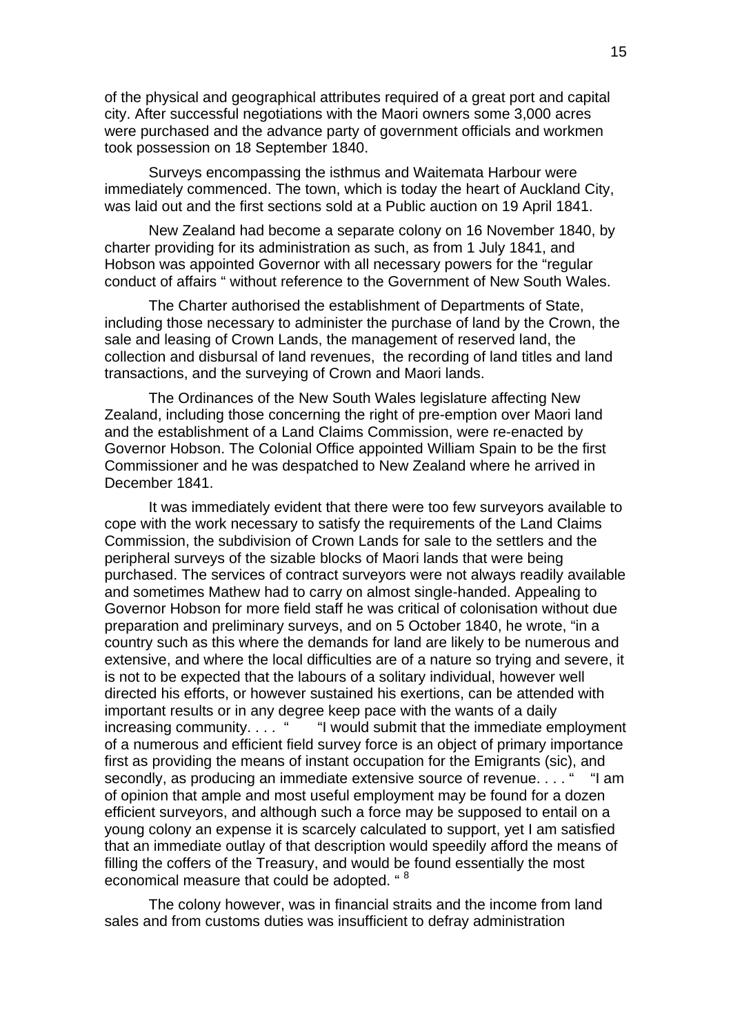of the physical and geographical attributes required of a great port and capital city. After successful negotiations with the Maori owners some 3,000 acres were purchased and the advance party of government officials and workmen took possession on 18 September 1840.

Surveys encompassing the isthmus and Waitemata Harbour were immediately commenced. The town, which is today the heart of Auckland City, was laid out and the first sections sold at a Public auction on 19 April 1841.

New Zealand had become a separate colony on 16 November 1840, by charter providing for its administration as such, as from 1 July 1841, and Hobson was appointed Governor with all necessary powers for the "regular conduct of affairs " without reference to the Government of New South Wales.

The Charter authorised the establishment of Departments of State, including those necessary to administer the purchase of land by the Crown, the sale and leasing of Crown Lands, the management of reserved land, the collection and disbursal of land revenues, the recording of land titles and land transactions, and the surveying of Crown and Maori lands.

The Ordinances of the New South Wales legislature affecting New Zealand, including those concerning the right of pre-emption over Maori land and the establishment of a Land Claims Commission, were re-enacted by Governor Hobson. The Colonial Office appointed William Spain to be the first Commissioner and he was despatched to New Zealand where he arrived in December 1841.

It was immediately evident that there were too few surveyors available to cope with the work necessary to satisfy the requirements of the Land Claims Commission, the subdivision of Crown Lands for sale to the settlers and the peripheral surveys of the sizable blocks of Maori lands that were being purchased. The services of contract surveyors were not always readily available and sometimes Mathew had to carry on almost single-handed. Appealing to Governor Hobson for more field staff he was critical of colonisation without due preparation and preliminary surveys, and on 5 October 1840, he wrote, "in a country such as this where the demands for land are likely to be numerous and extensive, and where the local difficulties are of a nature so trying and severe, it is not to be expected that the labours of a solitary individual, however well directed his efforts, or however sustained his exertions, can be attended with important results or in any degree keep pace with the wants of a daily increasing community. . . . " "I would submit that the immediate employment of a numerous and efficient field survey force is an object of primary importance first as providing the means of instant occupation for the Emigrants (sic), and secondly, as producing an immediate extensive source of revenue. . . . " "I am of opinion that ample and most useful employment may be found for a dozen efficient surveyors, and although such a force may be supposed to entail on a young colony an expense it is scarcely calculated to support, yet I am satisfied that an immediate outlay of that description would speedily afford the means of filling the coffers of the Treasury, and would be found essentially the most economical measure that could be adopted. " [8]

The colony however, was in financial straits and the income from land sales and from customs duties was insufficient to defray administration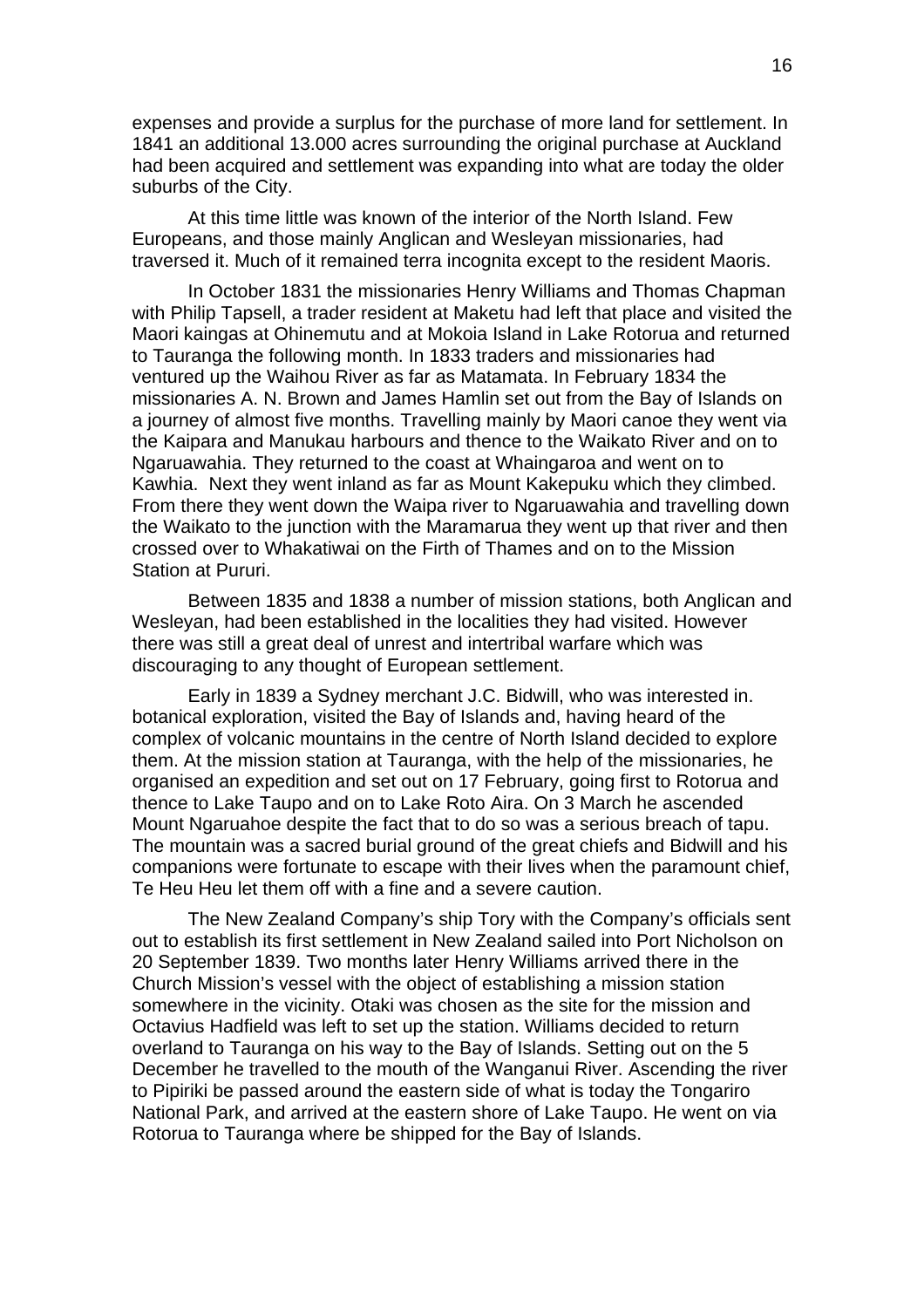expenses and provide a surplus for the purchase of more land for settlement. In 1841 an additional 13.000 acres surrounding the original purchase at Auckland had been acquired and settlement was expanding into what are today the older suburbs of the City.

At this time little was known of the interior of the North Island. Few Europeans, and those mainly Anglican and Wesleyan missionaries, had traversed it. Much of it remained terra incognita except to the resident Maoris.

In October 1831 the missionaries Henry Williams and Thomas Chapman with Philip Tapsell, a trader resident at Maketu had left that place and visited the Maori kaingas at Ohinemutu and at Mokoia Island in Lake Rotorua and returned to Tauranga the following month. In 1833 traders and missionaries had ventured up the Waihou River as far as Matamata. In February 1834 the missionaries A. N. Brown and James Hamlin set out from the Bay of Islands on a journey of almost five months. Travelling mainly by Maori canoe they went via the Kaipara and Manukau harbours and thence to the Waikato River and on to Ngaruawahia. They returned to the coast at Whaingaroa and went on to Kawhia. Next they went inland as far as Mount Kakepuku which they climbed. From there they went down the Waipa river to Ngaruawahia and travelling down the Waikato to the junction with the Maramarua they went up that river and then crossed over to Whakatiwai on the Firth of Thames and on to the Mission Station at Pururi.

Between 1835 and 1838 a number of mission stations, both Anglican and Wesleyan, had been established in the localities they had visited. However there was still a great deal of unrest and intertribal warfare which was discouraging to any thought of European settlement.

Early in 1839 a Sydney merchant J.C. Bidwill, who was interested in. botanical exploration, visited the Bay of Islands and, having heard of the complex of volcanic mountains in the centre of North Island decided to explore them. At the mission station at Tauranga, with the help of the missionaries, he organised an expedition and set out on 17 February, going first to Rotorua and thence to Lake Taupo and on to Lake Roto Aira. On 3 March he ascended Mount Ngaruahoe despite the fact that to do so was a serious breach of tapu. The mountain was a sacred burial ground of the great chiefs and Bidwill and his companions were fortunate to escape with their lives when the paramount chief, Te Heu Heu let them off with a fine and a severe caution.

The New Zealand Company's ship Tory with the Company's officials sent out to establish its first settlement in New Zealand sailed into Port Nicholson on 20 September 1839. Two months later Henry Williams arrived there in the Church Mission's vessel with the object of establishing a mission station somewhere in the vicinity. Otaki was chosen as the site for the mission and Octavius Hadfield was left to set up the station. Williams decided to return overland to Tauranga on his way to the Bay of Islands. Setting out on the 5 December he travelled to the mouth of the Wanganui River. Ascending the river to Pipiriki be passed around the eastern side of what is today the Tongariro National Park, and arrived at the eastern shore of Lake Taupo. He went on via Rotorua to Tauranga where be shipped for the Bay of Islands.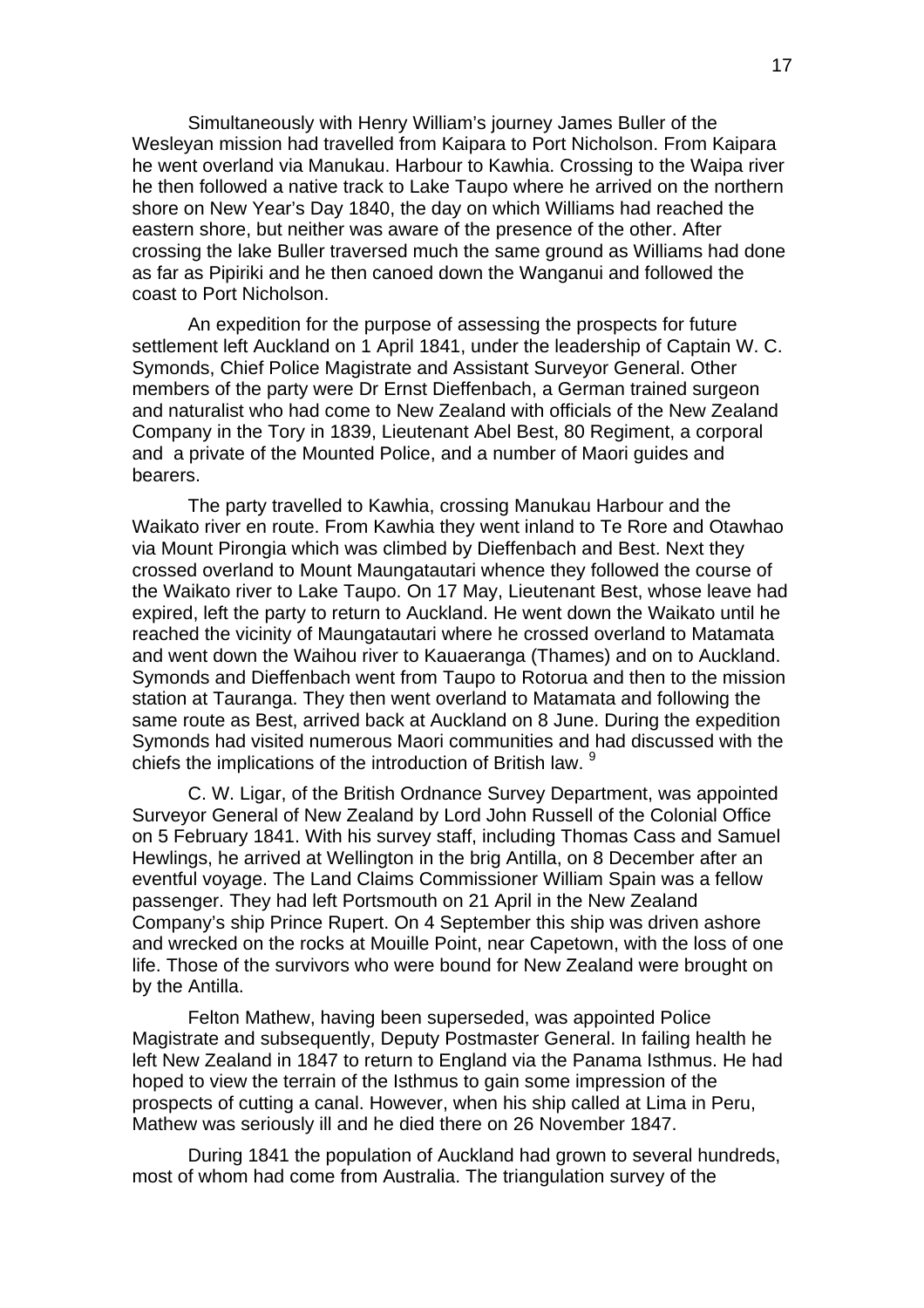Simultaneously with Henry William's journey James Buller of the Wesleyan mission had travelled from Kaipara to Port Nicholson. From Kaipara he went overland via Manukau. Harbour to Kawhia. Crossing to the Waipa river he then followed a native track to Lake Taupo where he arrived on the northern shore on New Year's Day 1840, the day on which Williams had reached the eastern shore, but neither was aware of the presence of the other. After crossing the lake Buller traversed much the same ground as Williams had done as far as Pipiriki and he then canoed down the Wanganui and followed the coast to Port Nicholson.

An expedition for the purpose of assessing the prospects for future settlement left Auckland on 1 April 1841, under the leadership of Captain W. C. Symonds, Chief Police Magistrate and Assistant Surveyor General. Other members of the party were Dr Ernst Dieffenbach, a German trained surgeon and naturalist who had come to New Zealand with officials of the New Zealand Company in the Tory in 1839, Lieutenant Abel Best, 80 Regiment, a corporal and a private of the Mounted Police, and a number of Maori guides and bearers.

The party travelled to Kawhia, crossing Manukau Harbour and the Waikato river en route. From Kawhia they went inland to Te Rore and Otawhao via Mount Pirongia which was climbed by Dieffenbach and Best. Next they crossed overland to Mount Maungatautari whence they followed the course of the Waikato river to Lake Taupo. On 17 May, Lieutenant Best, whose leave had expired, left the party to return to Auckland. He went down the Waikato until he reached the vicinity of Maungatautari where he crossed overland to Matamata and went down the Waihou river to Kauaeranga (Thames) and on to Auckland. Symonds and Dieffenbach went from Taupo to Rotorua and then to the mission station at Tauranga. They then went overland to Matamata and following the same route as Best, arrived back at Auckland on 8 June. During the expedition Symonds had visited numerous Maori communities and had discussed with the chiefs the implications of the introduction of British law. [9]

C. W. Ligar, of the British Ordnance Survey Department, was appointed Surveyor General of New Zealand by Lord John Russell of the Colonial Office on 5 February 1841. With his survey staff, including Thomas Cass and Samuel Hewlings, he arrived at Wellington in the brig Antilla, on 8 December after an eventful voyage. The Land Claims Commissioner William Spain was a fellow passenger. They had left Portsmouth on 21 April in the New Zealand Company's ship Prince Rupert. On 4 September this ship was driven ashore and wrecked on the rocks at Mouille Point, near Capetown, with the loss of one life. Those of the survivors who were bound for New Zealand were brought on by the Antilla.

Felton Mathew, having been superseded, was appointed Police Magistrate and subsequently, Deputy Postmaster General. In failing health he left New Zealand in 1847 to return to England via the Panama Isthmus. He had hoped to view the terrain of the Isthmus to gain some impression of the prospects of cutting a canal. However, when his ship called at Lima in Peru, Mathew was seriously ill and he died there on 26 November 1847.

During 1841 the population of Auckland had grown to several hundreds, most of whom had come from Australia. The triangulation survey of the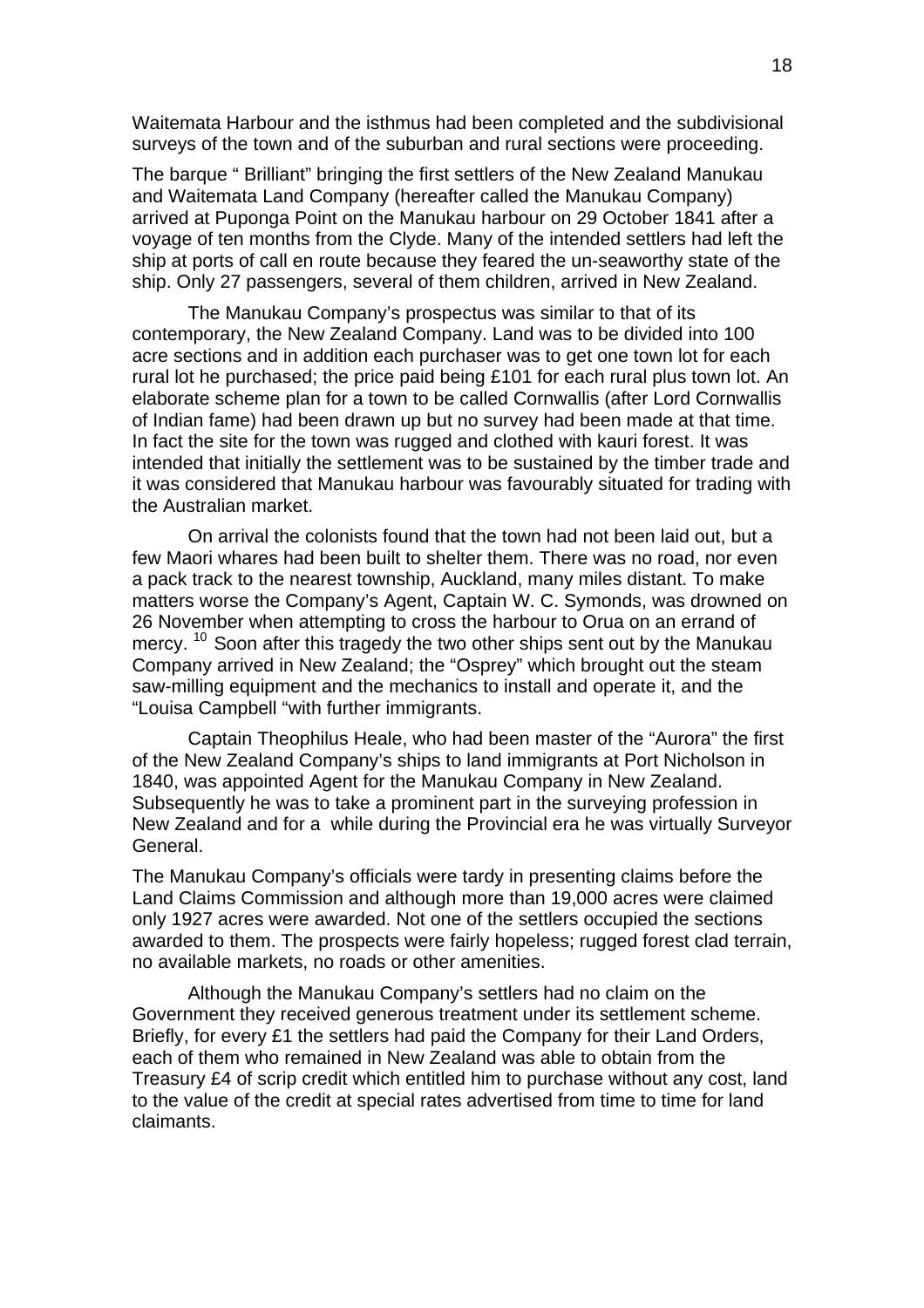Waitemata Harbour and the isthmus had been completed and the subdivisional surveys of the town and of the suburban and rural sections were proceeding.

The barque " Brilliant" bringing the first settlers of the New Zealand Manukau and Waitemata Land Company (hereafter called the Manukau Company) arrived at Puponga Point on the Manukau harbour on 29 October 1841 after a voyage of ten months from the Clyde. Many of the intended settlers had left the ship at ports of call en route because they feared the un-seaworthy state of the ship. Only 27 passengers, several of them children, arrived in New Zealand.

The Manukau Company's prospectus was similar to that of its contemporary, the New Zealand Company. Land was to be divided into 100 acre sections and in addition each purchaser was to get one town lot for each rural lot he purchased; the price paid being £101 for each rural plus town lot. An elaborate scheme plan for a town to be called Cornwallis (after Lord Cornwallis of Indian fame) had been drawn up but no survey had been made at that time. In fact the site for the town was rugged and clothed with kauri forest. It was intended that initially the settlement was to be sustained by the timber trade and it was considered that Manukau harbour was favourably situated for trading with the Australian market.

On arrival the colonists found that the town had not been laid out, but a few Maori whares had been built to shelter them. There was no road, nor even a pack track to the nearest township, Auckland, many miles distant. To make matters worse the Company's Agent, Captain W. C. Symonds, was drowned on 26 November when attempting to cross the harbour to Orua on an errand of mercy. [10] Soon after this tragedy the two other ships sent out by the Manukau Company arrived in New Zealand; the "Osprey" which brought out the steam saw-milling equipment and the mechanics to install and operate it, and the "Louisa Campbell "with further immigrants.

Captain Theophilus Heale, who had been master of the "Aurora" the first of the New Zealand Company's ships to land immigrants at Port Nicholson in 1840, was appointed Agent for the Manukau Company in New Zealand. Subsequently he was to take a prominent part in the surveying profession in New Zealand and for a while during the Provincial era he was virtually Surveyor General.

The Manukau Company's officials were tardy in presenting claims before the Land Claims Commission and although more than 19,000 acres were claimed only 1927 acres were awarded. Not one of the settlers occupied the sections awarded to them. The prospects were fairly hopeless; rugged forest clad terrain, no available markets, no roads or other amenities.

Although the Manukau Company's settlers had no claim on the Government they received generous treatment under its settlement scheme. Briefly, for every £1 the settlers had paid the Company for their Land Orders, each of them who remained in New Zealand was able to obtain from the Treasury £4 of scrip credit which entitled him to purchase without any cost, land to the value of the credit at special rates advertised from time to time for land claimants.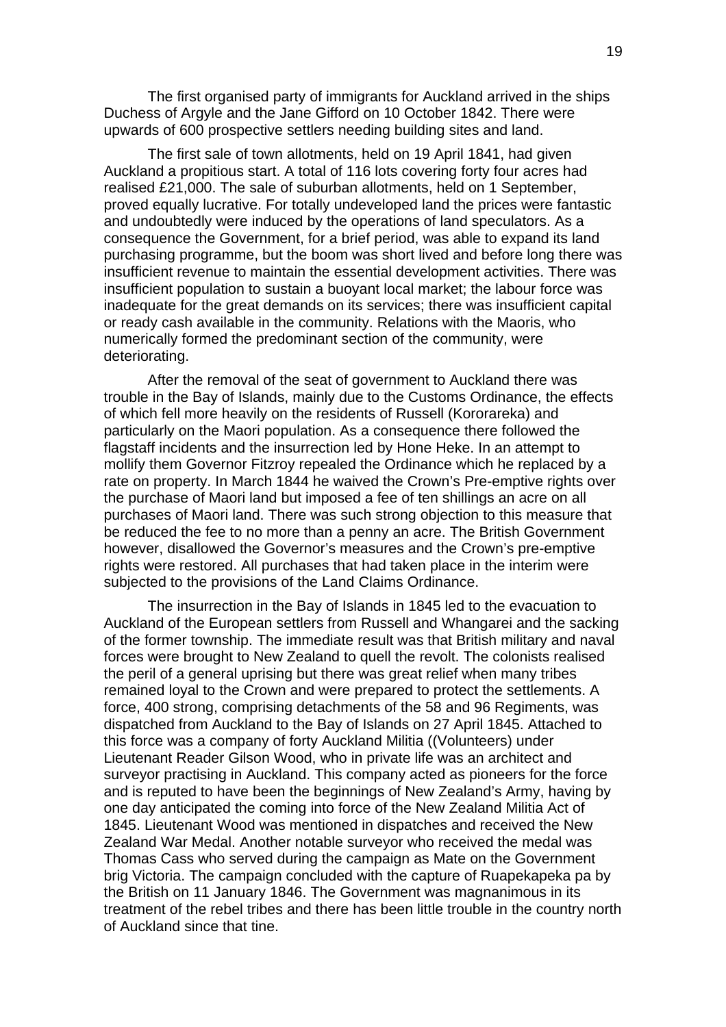The first organised party of immigrants for Auckland arrived in the ships Duchess of Argyle and the Jane Gifford on 10 October 1842. There were upwards of 600 prospective settlers needing building sites and land.

The first sale of town allotments, held on 19 April 1841, had given Auckland a propitious start. A total of 116 lots covering forty four acres had realised £21,000. The sale of suburban allotments, held on 1 September, proved equally lucrative. For totally undeveloped land the prices were fantastic and undoubtedly were induced by the operations of land speculators. As a consequence the Government, for a brief period, was able to expand its land purchasing programme, but the boom was short lived and before long there was insufficient revenue to maintain the essential development activities. There was insufficient population to sustain a buoyant local market; the labour force was inadequate for the great demands on its services; there was insufficient capital or ready cash available in the community. Relations with the Maoris, who numerically formed the predominant section of the community, were deteriorating.

After the removal of the seat of government to Auckland there was trouble in the Bay of Islands, mainly due to the Customs Ordinance, the effects of which fell more heavily on the residents of Russell (Kororareka) and particularly on the Maori population. As a consequence there followed the flagstaff incidents and the insurrection led by Hone Heke. In an attempt to mollify them Governor Fitzroy repealed the Ordinance which he replaced by a rate on property. In March 1844 he waived the Crown's Pre-emptive rights over the purchase of Maori land but imposed a fee of ten shillings an acre on all purchases of Maori land. There was such strong objection to this measure that be reduced the fee to no more than a penny an acre. The British Government however, disallowed the Governor's measures and the Crown's pre-emptive rights were restored. All purchases that had taken place in the interim were subjected to the provisions of the Land Claims Ordinance.

The insurrection in the Bay of Islands in 1845 led to the evacuation to Auckland of the European settlers from Russell and Whangarei and the sacking of the former township. The immediate result was that British military and naval forces were brought to New Zealand to quell the revolt. The colonists realised the peril of a general uprising but there was great relief when many tribes remained loyal to the Crown and were prepared to protect the settlements. A force, 400 strong, comprising detachments of the 58 and 96 Regiments, was dispatched from Auckland to the Bay of Islands on 27 April 1845. Attached to this force was a company of forty Auckland Militia ((Volunteers) under Lieutenant Reader Gilson Wood, who in private life was an architect and surveyor practising in Auckland. This company acted as pioneers for the force and is reputed to have been the beginnings of New Zealand's Army, having by one day anticipated the coming into force of the New Zealand Militia Act of 1845. Lieutenant Wood was mentioned in dispatches and received the New Zealand War Medal. Another notable surveyor who received the medal was Thomas Cass who served during the campaign as Mate on the Government brig Victoria. The campaign concluded with the capture of Ruapekapeka pa by the British on 11 January 1846. The Government was magnanimous in its treatment of the rebel tribes and there has been little trouble in the country north of Auckland since that tine.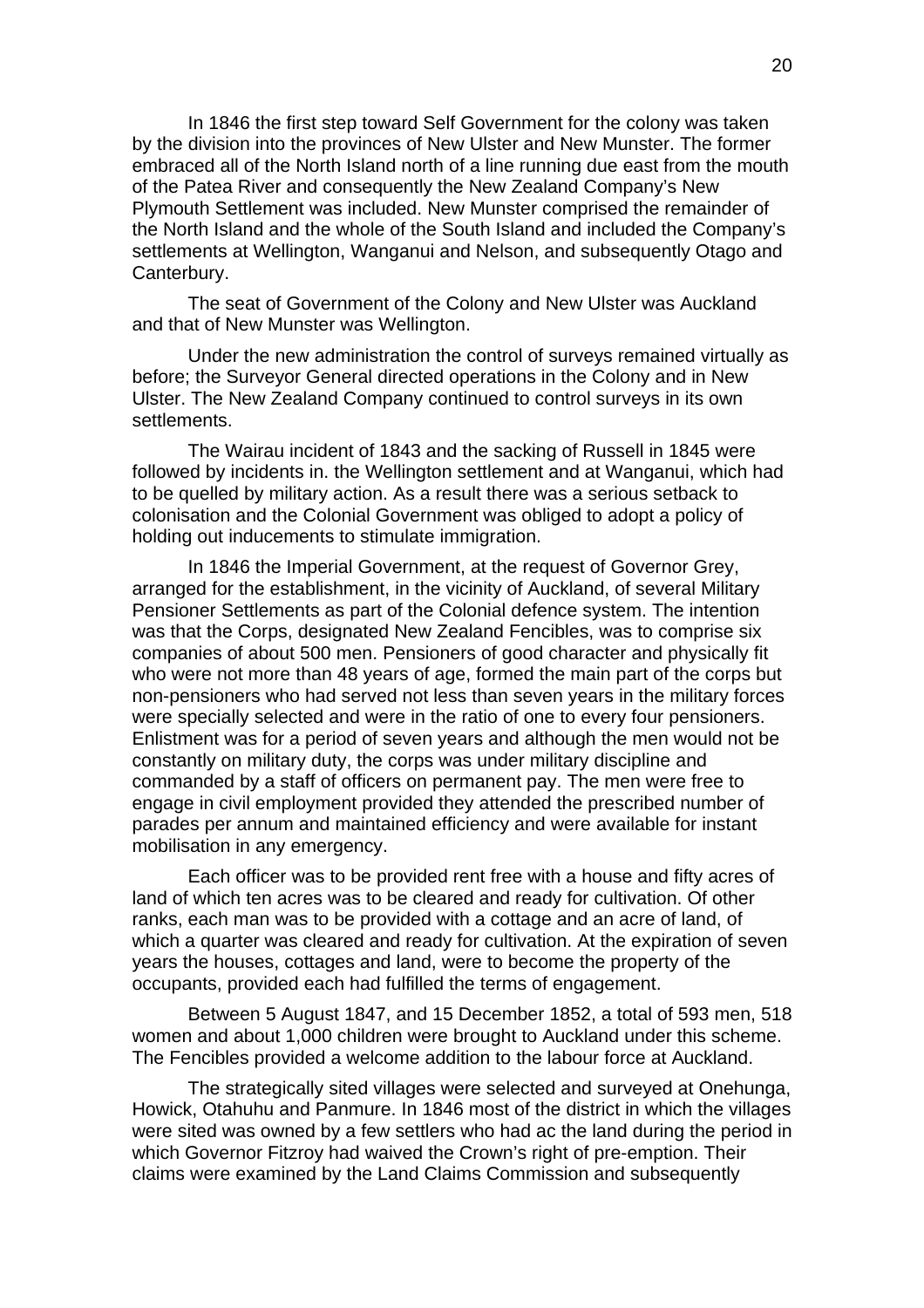In 1846 the first step toward Self Government for the colony was taken by the division into the provinces of New Ulster and New Munster. The former embraced all of the North Island north of a line running due east from the mouth of the Patea River and consequently the New Zealand Company's New Plymouth Settlement was included. New Munster comprised the remainder of the North Island and the whole of the South Island and included the Company's settlements at Wellington, Wanganui and Nelson, and subsequently Otago and Canterbury.

The seat of Government of the Colony and New Ulster was Auckland and that of New Munster was Wellington.

Under the new administration the control of surveys remained virtually as before; the Surveyor General directed operations in the Colony and in New Ulster. The New Zealand Company continued to control surveys in its own settlements.

The Wairau incident of 1843 and the sacking of Russell in 1845 were followed by incidents in. the Wellington settlement and at Wanganui, which had to be quelled by military action. As a result there was a serious setback to colonisation and the Colonial Government was obliged to adopt a policy of holding out inducements to stimulate immigration.

In 1846 the Imperial Government, at the request of Governor Grey, arranged for the establishment, in the vicinity of Auckland, of several Military Pensioner Settlements as part of the Colonial defence system. The intention was that the Corps, designated New Zealand Fencibles, was to comprise six companies of about 500 men. Pensioners of good character and physically fit who were not more than 48 years of age, formed the main part of the corps but non-pensioners who had served not less than seven years in the military forces were specially selected and were in the ratio of one to every four pensioners. Enlistment was for a period of seven years and although the men would not be constantly on military duty, the corps was under military discipline and commanded by a staff of officers on permanent pay. The men were free to engage in civil employment provided they attended the prescribed number of parades per annum and maintained efficiency and were available for instant mobilisation in any emergency.

Each officer was to be provided rent free with a house and fifty acres of land of which ten acres was to be cleared and ready for cultivation. Of other ranks, each man was to be provided with a cottage and an acre of land, of which a quarter was cleared and ready for cultivation. At the expiration of seven years the houses, cottages and land, were to become the property of the occupants, provided each had fulfilled the terms of engagement.

Between 5 August 1847, and 15 December 1852, a total of 593 men, 518 women and about 1,000 children were brought to Auckland under this scheme. The Fencibles provided a welcome addition to the labour force at Auckland.

The strategically sited villages were selected and surveyed at Onehunga, Howick, Otahuhu and Panmure. In 1846 most of the district in which the villages were sited was owned by a few settlers who had ac the land during the period in which Governor Fitzroy had waived the Crown's right of pre-emption. Their claims were examined by the Land Claims Commission and subsequently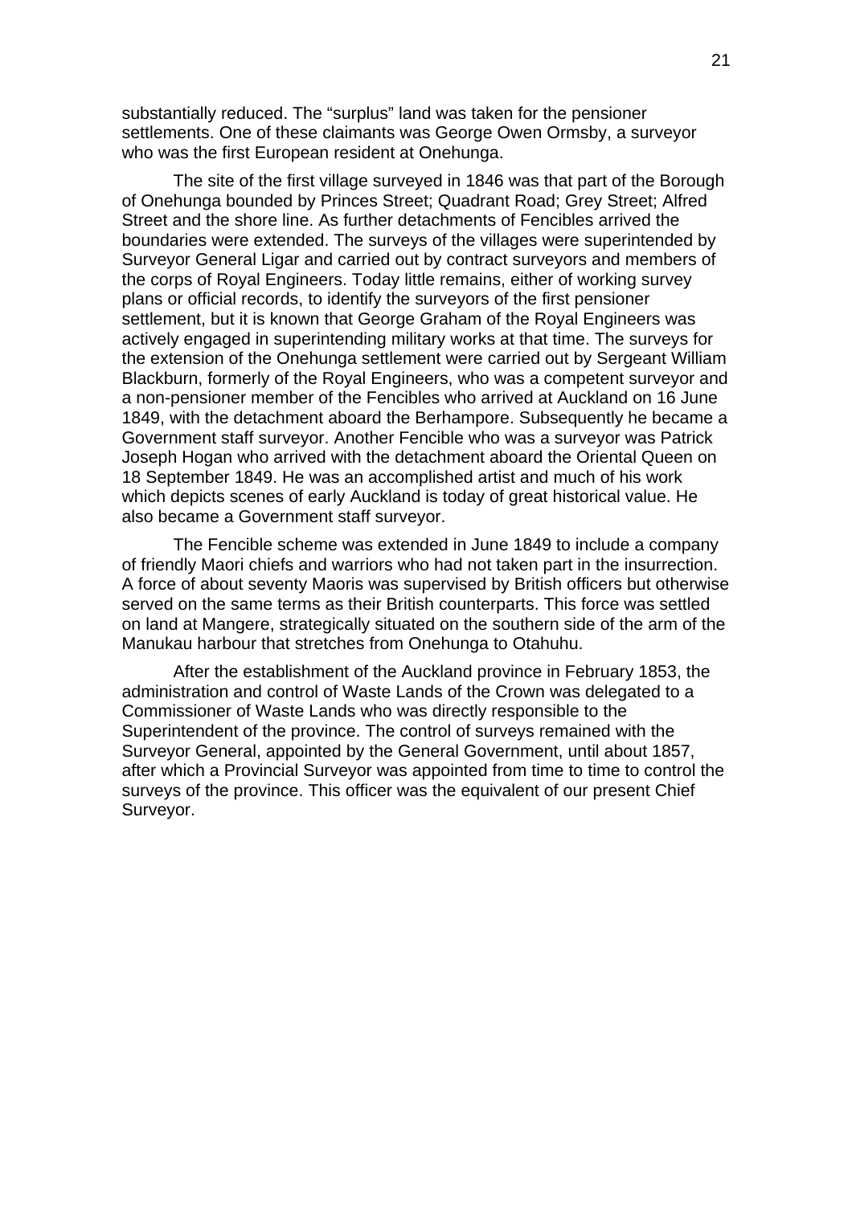substantially reduced. The “surplus” land was taken for the pensioner settlements. One of these claimants was George Owen Ormsby, a surveyor who was the first European resident at Onehunga.

The site of the first village surveyed in 1846 was that part of the Borough of Onehunga bounded by Princes Street; Quadrant Road; Grey Street; Alfred Street and the shore line. As further detachments of Fencibles arrived the boundaries were extended. The surveys of the villages were superintended by Surveyor General Ligar and carried out by contract surveyors and members of the corps of Royal Engineers. Today little remains, either of working survey plans or official records, to identify the surveyors of the first pensioner settlement, but it is known that George Graham of the Royal Engineers was actively engaged in superintending military works at that time. The surveys for the extension of the Onehunga settlement were carried out by Sergeant William Blackburn, formerly of the Royal Engineers, who was a competent surveyor and a non-pensioner member of the Fencibles who arrived at Auckland on 16 June 1849, with the detachment aboard the Berhampore. Subsequently he became a Government staff surveyor. Another Fencible who was a surveyor was Patrick Joseph Hogan who arrived with the detachment aboard the Oriental Queen on 18 September 1849. He was an accomplished artist and much of his work which depicts scenes of early Auckland is today of great historical value. He also became a Government staff surveyor.

The Fencible scheme was extended in June 1849 to include a company of friendly Maori chiefs and warriors who had not taken part in the insurrection. A force of about seventy Maoris was supervised by British officers but otherwise served on the same terms as their British counterparts. This force was settled on land at Mangere, strategically situated on the southern side of the arm of the Manukau harbour that stretches from Onehunga to Otahuhu.

After the establishment of the Auckland province in February 1853, the administration and control of Waste Lands of the Crown was delegated to a Commissioner of Waste Lands who was directly responsible to the Superintendent of the province. The control of surveys remained with the Surveyor General, appointed by the General Government, until about 1857, after which a Provincial Surveyor was appointed from time to time to control the surveys of the province. This officer was the equivalent of our present Chief Surveyor.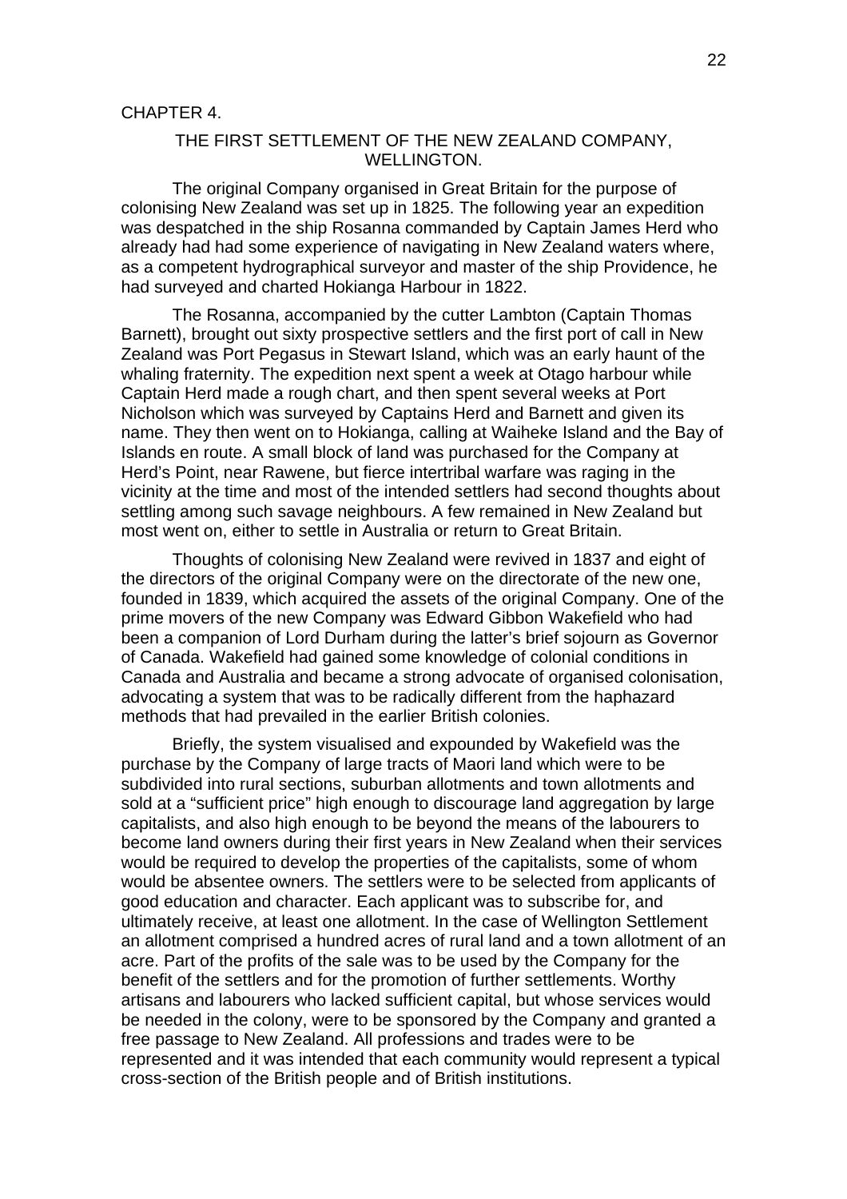CHAPTER 4.

## THE FIRST SETTLEMENT OF THE NEW ZEALAND COMPANY, WELLINGTON.

The original Company organised in Great Britain for the purpose of colonising New Zealand was set up in 1825. The following year an expedition was despatched in the ship Rosanna commanded by Captain James Herd who already had had some experience of navigating in New Zealand waters where, as a competent hydrographical surveyor and master of the ship Providence, he had surveyed and charted Hokianga Harbour in 1822.

The Rosanna, accompanied by the cutter Lambton (Captain Thomas Barnett), brought out sixty prospective settlers and the first port of call in New Zealand was Port Pegasus in Stewart Island, which was an early haunt of the whaling fraternity. The expedition next spent a week at Otago harbour while Captain Herd made a rough chart, and then spent several weeks at Port Nicholson which was surveyed by Captains Herd and Barnett and given its name. They then went on to Hokianga, calling at Waiheke Island and the Bay of Islands en route. A small block of land was purchased for the Company at Herd's Point, near Rawene, but fierce intertribal warfare was raging in the vicinity at the time and most of the intended settlers had second thoughts about settling among such savage neighbours. A few remained in New Zealand but most went on, either to settle in Australia or return to Great Britain.

Thoughts of colonising New Zealand were revived in 1837 and eight of the directors of the original Company were on the directorate of the new one, founded in 1839, which acquired the assets of the original Company. One of the prime movers of the new Company was Edward Gibbon Wakefield who had been a companion of Lord Durham during the latter's brief sojourn as Governor of Canada. Wakefield had gained some knowledge of colonial conditions in Canada and Australia and became a strong advocate of organised colonisation, advocating a system that was to be radically different from the haphazard methods that had prevailed in the earlier British colonies.

Briefly, the system visualised and expounded by Wakefield was the purchase by the Company of large tracts of Maori land which were to be subdivided into rural sections, suburban allotments and town allotments and sold at a "sufficient price" high enough to discourage land aggregation by large capitalists, and also high enough to be beyond the means of the labourers to become land owners during their first years in New Zealand when their services would be required to develop the properties of the capitalists, some of whom would be absentee owners. The settlers were to be selected from applicants of good education and character. Each applicant was to subscribe for, and ultimately receive, at least one allotment. In the case of Wellington Settlement an allotment comprised a hundred acres of rural land and a town allotment of an acre. Part of the profits of the sale was to be used by the Company for the benefit of the settlers and for the promotion of further settlements. Worthy artisans and labourers who lacked sufficient capital, but whose services would be needed in the colony, were to be sponsored by the Company and granted a free passage to New Zealand. All professions and trades were to be represented and it was intended that each community would represent a typical cross-section of the British people and of British institutions.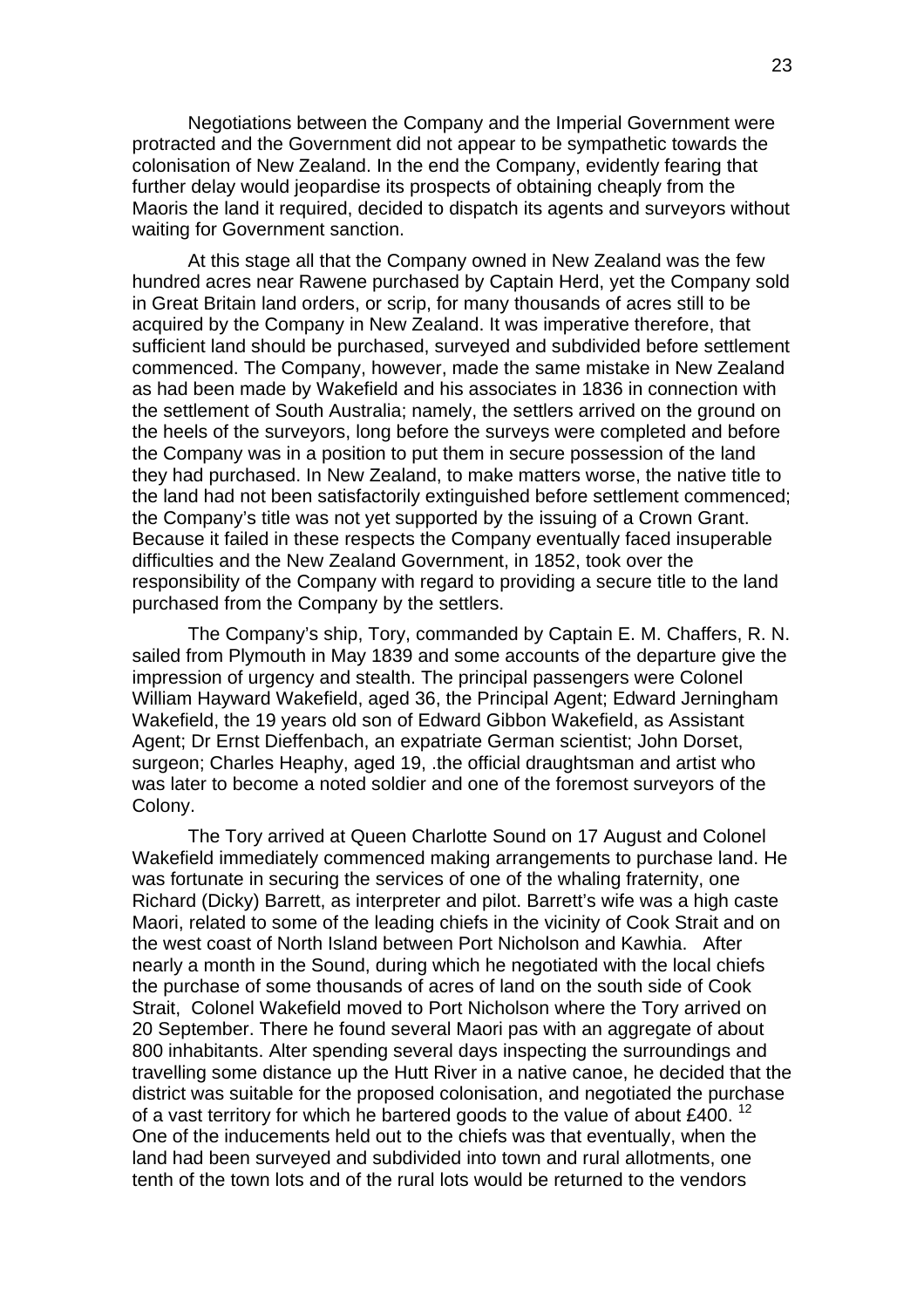Negotiations between the Company and the Imperial Government were protracted and the Government did not appear to be sympathetic towards the colonisation of New Zealand. In the end the Company, evidently fearing that further delay would jeopardise its prospects of obtaining cheaply from the Maoris the land it required, decided to dispatch its agents and surveyors without waiting for Government sanction.

At this stage all that the Company owned in New Zealand was the few hundred acres near Rawene purchased by Captain Herd, yet the Company sold in Great Britain land orders, or scrip, for many thousands of acres still to be acquired by the Company in New Zealand. It was imperative therefore, that sufficient land should be purchased, surveyed and subdivided before settlement commenced. The Company, however, made the same mistake in New Zealand as had been made by Wakefield and his associates in 1836 in connection with the settlement of South Australia; namely, the settlers arrived on the ground on the heels of the surveyors, long before the surveys were completed and before the Company was in a position to put them in secure possession of the land they had purchased. In New Zealand, to make matters worse, the native title to the land had not been satisfactorily extinguished before settlement commenced; the Company's title was not yet supported by the issuing of a Crown Grant. Because it failed in these respects the Company eventually faced insuperable difficulties and the New Zealand Government, in 1852, took over the responsibility of the Company with regard to providing a secure title to the land purchased from the Company by the settlers.

The Company's ship, Tory, commanded by Captain E. M. Chaffers, R. N. sailed from Plymouth in May 1839 and some accounts of the departure give the impression of urgency and stealth. The principal passengers were Colonel William Hayward Wakefield, aged 36, the Principal Agent; Edward Jerningham Wakefield, the 19 years old son of Edward Gibbon Wakefield, as Assistant Agent; Dr Ernst Dieffenbach, an expatriate German scientist; John Dorset, surgeon; Charles Heaphy, aged 19, .the official draughtsman and artist who was later to become a noted soldier and one of the foremost surveyors of the Colony.

The Tory arrived at Queen Charlotte Sound on 17 August and Colonel Wakefield immediately commenced making arrangements to purchase land. He was fortunate in securing the services of one of the whaling fraternity, one Richard (Dicky) Barrett, as interpreter and pilot. Barrett's wife was a high caste Maori, related to some of the leading chiefs in the vicinity of Cook Strait and on the west coast of North Island between Port Nicholson and Kawhia. After nearly a month in the Sound, during which he negotiated with the local chiefs the purchase of some thousands of acres of land on the south side of Cook Strait, Colonel Wakefield moved to Port Nicholson where the Tory arrived on 20 September. There he found several Maori pas with an aggregate of about 800 inhabitants. Alter spending several days inspecting the surroundings and travelling some distance up the Hutt River in a native canoe, he decided that the district was suitable for the proposed colonisation, and negotiated the purchase of a vast territory for which he bartered goods to the value of about £400. [12] One of the inducements held out to the chiefs was that eventually, when the land had been surveyed and subdivided into town and rural allotments, one tenth of the town lots and of the rural lots would be returned to the vendors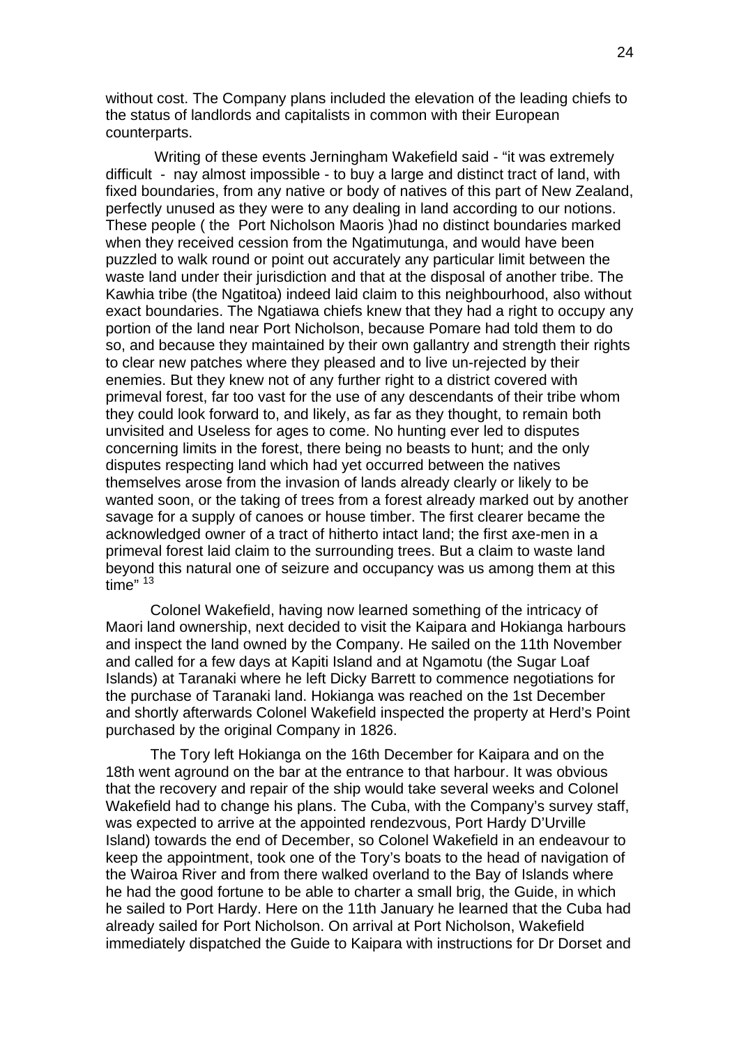without cost. The Company plans included the elevation of the leading chiefs to the status of landlords and capitalists in common with their European counterparts.

Writing of these events Jerningham Wakefield said - "it was extremely difficult - nay almost impossible - to buy a large and distinct tract of land, with fixed boundaries, from any native or body of natives of this part of New Zealand, perfectly unused as they were to any dealing in land according to our notions. These people ( the Port Nicholson Maoris )had no distinct boundaries marked when they received cession from the Ngatimutunga, and would have been puzzled to walk round or point out accurately any particular limit between the waste land under their jurisdiction and that at the disposal of another tribe. The Kawhia tribe (the Ngatitoa) indeed laid claim to this neighbourhood, also without exact boundaries. The Ngatiawa chiefs knew that they had a right to occupy any portion of the land near Port Nicholson, because Pomare had told them to do so, and because they maintained by their own gallantry and strength their rights to clear new patches where they pleased and to live un-rejected by their enemies. But they knew not of any further right to a district covered with primeval forest, far too vast for the use of any descendants of their tribe whom they could look forward to, and likely, as far as they thought, to remain both unvisited and Useless for ages to come. No hunting ever led to disputes concerning limits in the forest, there being no beasts to hunt; and the only disputes respecting land which had yet occurred between the natives themselves arose from the invasion of lands already clearly or likely to be wanted soon, or the taking of trees from a forest already marked out by another savage for a supply of canoes or house timber. The first clearer became the acknowledged owner of a tract of hitherto intact land; the first axe-men in a primeval forest laid claim to the surrounding trees. But a claim to waste land beyond this natural one of seizure and occupancy was us among them at this time" [13]

Colonel Wakefield, having now learned something of the intricacy of Maori land ownership, next decided to visit the Kaipara and Hokianga harbours and inspect the land owned by the Company. He sailed on the 11th November and called for a few days at Kapiti Island and at Ngamotu (the Sugar Loaf Islands) at Taranaki where he left Dicky Barrett to commence negotiations for the purchase of Taranaki land. Hokianga was reached on the 1st December and shortly afterwards Colonel Wakefield inspected the property at Herd's Point purchased by the original Company in 1826.

The Tory left Hokianga on the 16th December for Kaipara and on the 18th went aground on the bar at the entrance to that harbour. It was obvious that the recovery and repair of the ship would take several weeks and Colonel Wakefield had to change his plans. The Cuba, with the Company's survey staff, was expected to arrive at the appointed rendezvous, Port Hardy D'Urville Island) towards the end of December, so Colonel Wakefield in an endeavour to keep the appointment, took one of the Tory's boats to the head of navigation of the Wairoa River and from there walked overland to the Bay of Islands where he had the good fortune to be able to charter a small brig, the Guide, in which he sailed to Port Hardy. Here on the 11th January he learned that the Cuba had already sailed for Port Nicholson. On arrival at Port Nicholson, Wakefield immediately dispatched the Guide to Kaipara with instructions for Dr Dorset and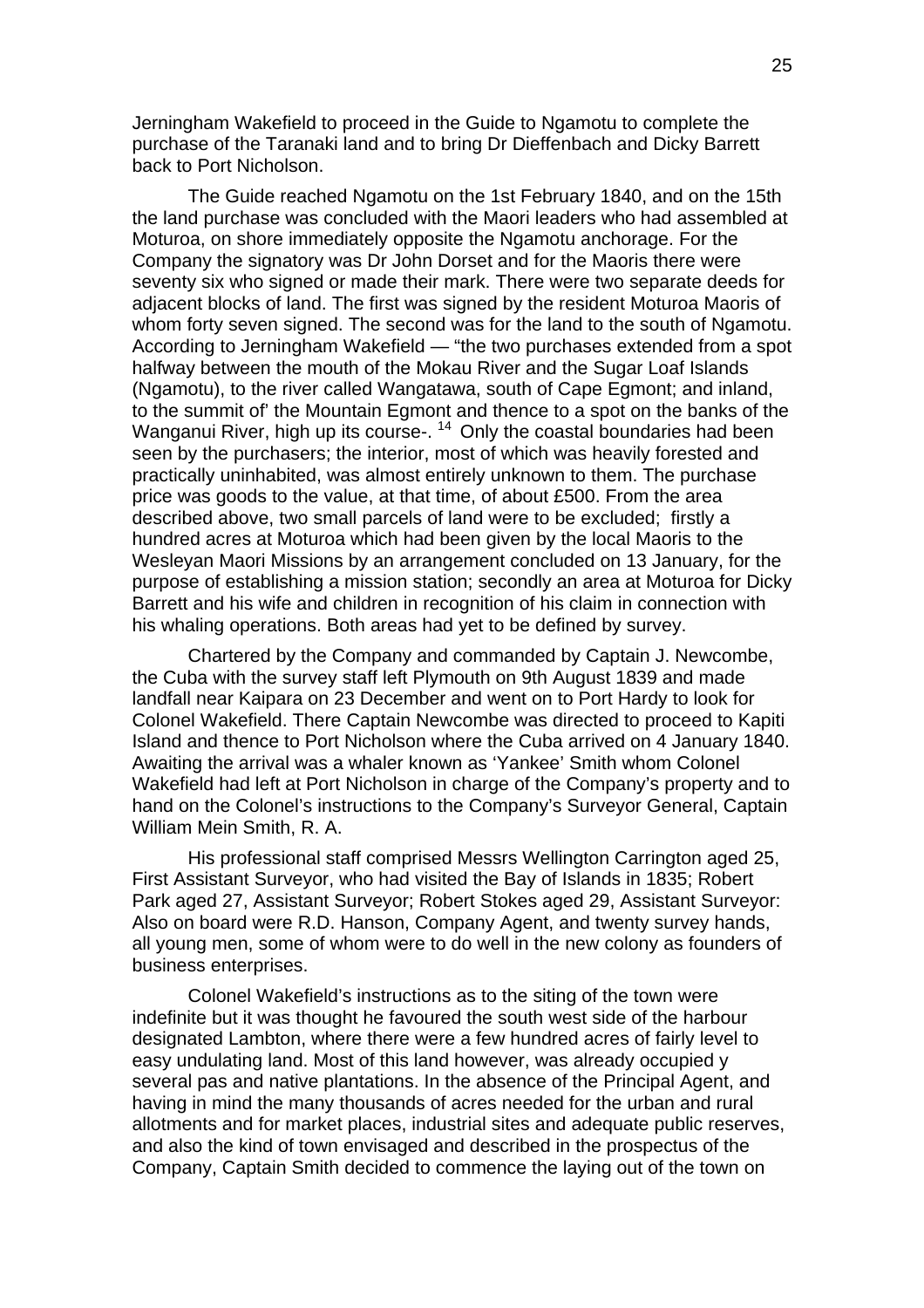Jerningham Wakefield to proceed in the Guide to Ngamotu to complete the purchase of the Taranaki land and to bring Dr Dieffenbach and Dicky Barrett back to Port Nicholson.

The Guide reached Ngamotu on the 1st February 1840, and on the 15th the land purchase was concluded with the Maori leaders who had assembled at Moturoa, on shore immediately opposite the Ngamotu anchorage. For the Company the signatory was Dr John Dorset and for the Maoris there were seventy six who signed or made their mark. There were two separate deeds for adjacent blocks of land. The first was signed by the resident Moturoa Maoris of whom forty seven signed. The second was for the land to the south of Ngamotu. According to Jerningham Wakefield — "the two purchases extended from a spot halfway between the mouth of the Mokau River and the Sugar Loaf Islands (Ngamotu), to the river called Wangatawa, south of Cape Egmont; and inland, to the summit of' the Mountain Egmont and thence to a spot on the banks of the Wanganui River, high up its course-. [14] Only the coastal boundaries had been seen by the purchasers; the interior, most of which was heavily forested and practically uninhabited, was almost entirely unknown to them. The purchase price was goods to the value, at that time, of about £500. From the area described above, two small parcels of land were to be excluded; firstly a hundred acres at Moturoa which had been given by the local Maoris to the Wesleyan Maori Missions by an arrangement concluded on 13 January, for the purpose of establishing a mission station; secondly an area at Moturoa for Dicky Barrett and his wife and children in recognition of his claim in connection with his whaling operations. Both areas had yet to be defined by survey.

Chartered by the Company and commanded by Captain J. Newcombe, the Cuba with the survey staff left Plymouth on 9th August 1839 and made landfall near Kaipara on 23 December and went on to Port Hardy to look for Colonel Wakefield. There Captain Newcombe was directed to proceed to Kapiti Island and thence to Port Nicholson where the Cuba arrived on 4 January 1840. Awaiting the arrival was a whaler known as 'Yankee' Smith whom Colonel Wakefield had left at Port Nicholson in charge of the Company's property and to hand on the Colonel's instructions to the Company's Surveyor General, Captain William Mein Smith, R. A.

His professional staff comprised Messrs Wellington Carrington aged 25, First Assistant Surveyor, who had visited the Bay of Islands in 1835; Robert Park aged 27, Assistant Surveyor; Robert Stokes aged 29, Assistant Surveyor: Also on board were R.D. Hanson, Company Agent, and twenty survey hands, all young men, some of whom were to do well in the new colony as founders of business enterprises.

Colonel Wakefield's instructions as to the siting of the town were indefinite but it was thought he favoured the south west side of the harbour designated Lambton, where there were a few hundred acres of fairly level to easy undulating land. Most of this land however, was already occupied y several pas and native plantations. In the absence of the Principal Agent, and having in mind the many thousands of acres needed for the urban and rural allotments and for market places, industrial sites and adequate public reserves, and also the kind of town envisaged and described in the prospectus of the Company, Captain Smith decided to commence the laying out of the town on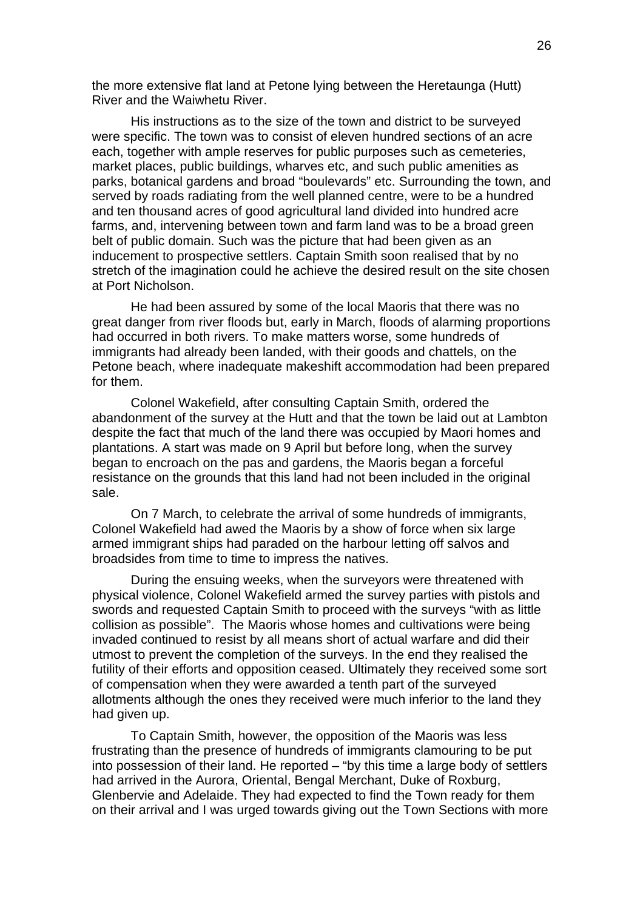the more extensive flat land at Petone lying between the Heretaunga (Hutt) River and the Waiwhetu River.

His instructions as to the size of the town and district to be surveyed were specific. The town was to consist of eleven hundred sections of an acre each, together with ample reserves for public purposes such as cemeteries, market places, public buildings, wharves etc, and such public amenities as parks, botanical gardens and broad "boulevards" etc. Surrounding the town, and served by roads radiating from the well planned centre, were to be a hundred and ten thousand acres of good agricultural land divided into hundred acre farms, and, intervening between town and farm land was to be a broad green belt of public domain. Such was the picture that had been given as an inducement to prospective settlers. Captain Smith soon realised that by no stretch of the imagination could he achieve the desired result on the site chosen at Port Nicholson.

He had been assured by some of the local Maoris that there was no great danger from river floods but, early in March, floods of alarming proportions had occurred in both rivers. To make matters worse, some hundreds of immigrants had already been landed, with their goods and chattels, on the Petone beach, where inadequate makeshift accommodation had been prepared for them.

Colonel Wakefield, after consulting Captain Smith, ordered the abandonment of the survey at the Hutt and that the town be laid out at Lambton despite the fact that much of the land there was occupied by Maori homes and plantations. A start was made on 9 April but before long, when the survey began to encroach on the pas and gardens, the Maoris began a forceful resistance on the grounds that this land had not been included in the original sale.

On 7 March, to celebrate the arrival of some hundreds of immigrants, Colonel Wakefield had awed the Maoris by a show of force when six large armed immigrant ships had paraded on the harbour letting off salvos and broadsides from time to time to impress the natives.

During the ensuing weeks, when the surveyors were threatened with physical violence, Colonel Wakefield armed the survey parties with pistols and swords and requested Captain Smith to proceed with the surveys "with as little collision as possible". The Maoris whose homes and cultivations were being invaded continued to resist by all means short of actual warfare and did their utmost to prevent the completion of the surveys. In the end they realised the futility of their efforts and opposition ceased. Ultimately they received some sort of compensation when they were awarded a tenth part of the surveyed allotments although the ones they received were much inferior to the land they had given up.

To Captain Smith, however, the opposition of the Maoris was less frustrating than the presence of hundreds of immigrants clamouring to be put into possession of their land. He reported – "by this time a large body of settlers had arrived in the Aurora, Oriental, Bengal Merchant, Duke of Roxburg, Glenbervie and Adelaide. They had expected to find the Town ready for them on their arrival and I was urged towards giving out the Town Sections with more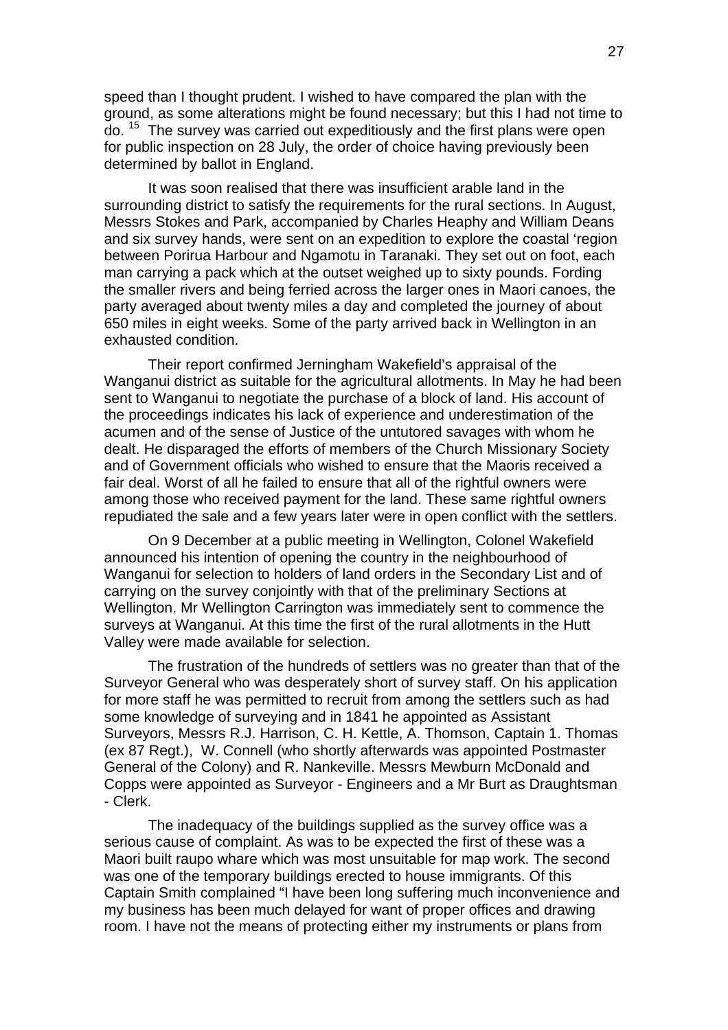speed than I thought prudent. I wished to have compared the plan with the ground, as some alterations might be found necessary; but this I had not time to do. [15] The survey was carried out expeditiously and the first plans were open for public inspection on 28 July, the order of choice having previously been determined by ballot in England.

It was soon realised that there was insufficient arable land in the surrounding district to satisfy the requirements for the rural sections. In August, Messrs Stokes and Park, accompanied by Charles Heaphy and William Deans and six survey hands, were sent on an expedition to explore the coastal 'region between Porirua Harbour and Ngamotu in Taranaki. They set out on foot, each man carrying a pack which at the outset weighed up to sixty pounds. Fording the smaller rivers and being ferried across the larger ones in Maori canoes, the party averaged about twenty miles a day and completed the journey of about 650 miles in eight weeks. Some of the party arrived back in Wellington in an exhausted condition.

Their report confirmed Jerningham Wakefield's appraisal of the Wanganui district as suitable for the agricultural allotments. In May he had been sent to Wanganui to negotiate the purchase of a block of land. His account of the proceedings indicates his lack of experience and underestimation of the acumen and of the sense of Justice of the untutored savages with whom he dealt. He disparaged the efforts of members of the Church Missionary Society and of Government officials who wished to ensure that the Maoris received a fair deal. Worst of all he failed to ensure that all of the rightful owners were among those who received payment for the land. These same rightful owners repudiated the sale and a few years later were in open conflict with the settlers.

On 9 December at a public meeting in Wellington, Colonel Wakefield announced his intention of opening the country in the neighbourhood of Wanganui for selection to holders of land orders in the Secondary List and of carrying on the survey conjointly with that of the preliminary Sections at Wellington. Mr Wellington Carrington was immediately sent to commence the surveys at Wanganui. At this time the first of the rural allotments in the Hutt Valley were made available for selection.

The frustration of the hundreds of settlers was no greater than that of the Surveyor General who was desperately short of survey staff. On his application for more staff he was permitted to recruit from among the settlers such as had some knowledge of surveying and in 1841 he appointed as Assistant Surveyors, Messrs R.J. Harrison, C. H. Kettle, A. Thomson, Captain 1. Thomas (ex 87 Regt.), W. Connell (who shortly afterwards was appointed Postmaster General of the Colony) and R. Nankeville. Messrs Mewburn McDonald and Copps were appointed as Surveyor - Engineers and a Mr Burt as Draughtsman - Clerk.

The inadequacy of the buildings supplied as the survey office was a serious cause of complaint. As was to be expected the first of these was a Maori built raupo whare which was most unsuitable for map work. The second was one of the temporary buildings erected to house immigrants. Of this Captain Smith complained "I have been long suffering much inconvenience and my business has been much delayed for want of proper offices and drawing room. I have not the means of protecting either my instruments or plans from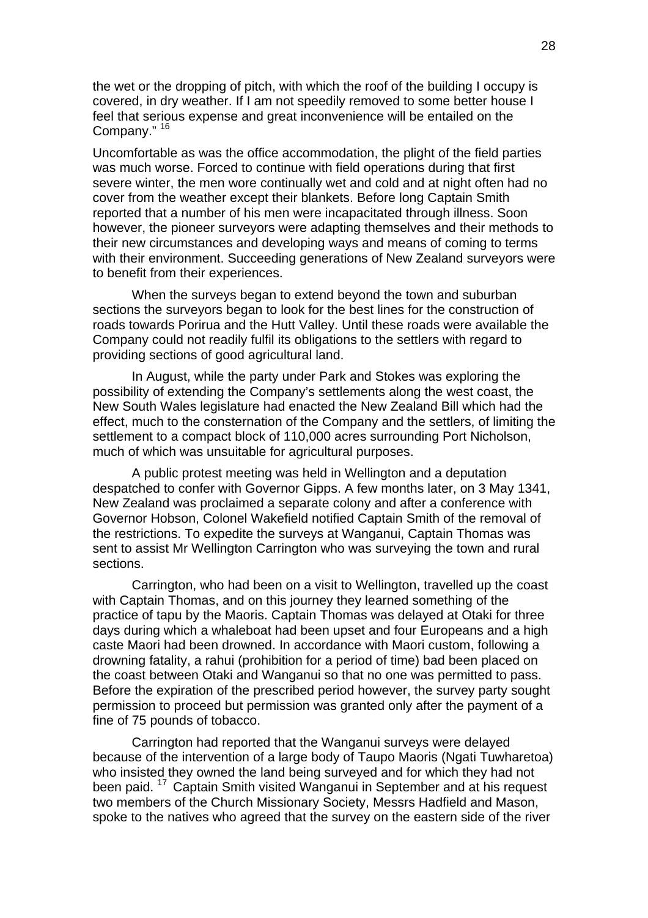the wet or the dropping of pitch, with which the roof of the building I occupy is covered, in dry weather. If I am not speedily removed to some better house I feel that serious expense and great inconvenience will be entailed on the Company." [16]

Uncomfortable as was the office accommodation, the plight of the field parties was much worse. Forced to continue with field operations during that first severe winter, the men wore continually wet and cold and at night often had no cover from the weather except their blankets. Before long Captain Smith reported that a number of his men were incapacitated through illness. Soon however, the pioneer surveyors were adapting themselves and their methods to their new circumstances and developing ways and means of coming to terms with their environment. Succeeding generations of New Zealand surveyors were to benefit from their experiences.

When the surveys began to extend beyond the town and suburban sections the surveyors began to look for the best lines for the construction of roads towards Porirua and the Hutt Valley. Until these roads were available the Company could not readily fulfil its obligations to the settlers with regard to providing sections of good agricultural land.

In August, while the party under Park and Stokes was exploring the possibility of extending the Company's settlements along the west coast, the New South Wales legislature had enacted the New Zealand Bill which had the effect, much to the consternation of the Company and the settlers, of limiting the settlement to a compact block of 110,000 acres surrounding Port Nicholson, much of which was unsuitable for agricultural purposes.

A public protest meeting was held in Wellington and a deputation despatched to confer with Governor Gipps. A few months later, on 3 May 1341, New Zealand was proclaimed a separate colony and after a conference with Governor Hobson, Colonel Wakefield notified Captain Smith of the removal of the restrictions. To expedite the surveys at Wanganui, Captain Thomas was sent to assist Mr Wellington Carrington who was surveying the town and rural sections.

Carrington, who had been on a visit to Wellington, travelled up the coast with Captain Thomas, and on this journey they learned something of the practice of tapu by the Maoris. Captain Thomas was delayed at Otaki for three days during which a whaleboat had been upset and four Europeans and a high caste Maori had been drowned. In accordance with Maori custom, following a drowning fatality, a rahui (prohibition for a period of time) bad been placed on the coast between Otaki and Wanganui so that no one was permitted to pass. Before the expiration of the prescribed period however, the survey party sought permission to proceed but permission was granted only after the payment of a fine of 75 pounds of tobacco.

Carrington had reported that the Wanganui surveys were delayed because of the intervention of a large body of Taupo Maoris (Ngati Tuwharetoa) who insisted they owned the land being surveyed and for which they had not been paid. [17] Captain Smith visited Wanganui in September and at his request two members of the Church Missionary Society, Messrs Hadfield and Mason, spoke to the natives who agreed that the survey on the eastern side of the river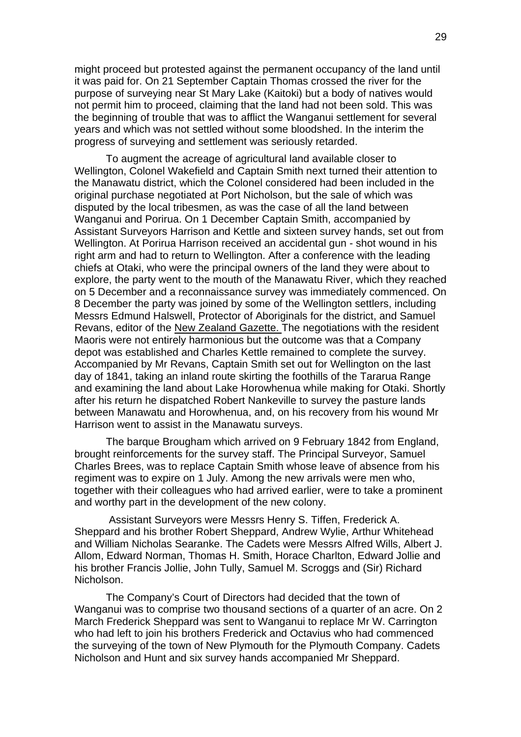might proceed but protested against the permanent occupancy of the land until it was paid for. On 21 September Captain Thomas crossed the river for the purpose of surveying near St Mary Lake (Kaitoki) but a body of natives would not permit him to proceed, claiming that the land had not been sold. This was the beginning of trouble that was to afflict the Wanganui settlement for several years and which was not settled without some bloodshed. In the interim the progress of surveying and settlement was seriously retarded.

To augment the acreage of agricultural land available closer to Wellington, Colonel Wakefield and Captain Smith next turned their attention to the Manawatu district, which the Colonel considered had been included in the original purchase negotiated at Port Nicholson, but the sale of which was disputed by the local tribesmen, as was the case of all the land between Wanganui and Porirua. On 1 December Captain Smith, accompanied by Assistant Surveyors Harrison and Kettle and sixteen survey hands, set out from Wellington. At Porirua Harrison received an accidental gun - shot wound in his right arm and had to return to Wellington. After a conference with the leading chiefs at Otaki, who were the principal owners of the land they were about to explore, the party went to the mouth of the Manawatu River, which they reached on 5 December and a reconnaissance survey was immediately commenced. On 8 December the party was joined by some of the Wellington settlers, including Messrs Edmund Halswell, Protector of Aboriginals for the district, and Samuel Revans, editor of the New Zealand Gazette. The negotiations with the resident Maoris were not entirely harmonious but the outcome was that a Company depot was established and Charles Kettle remained to complete the survey. Accompanied by Mr Revans, Captain Smith set out for Wellington on the last day of 1841, taking an inland route skirting the foothills of the Tararua Range and examining the land about Lake Horowhenua while making for Otaki. Shortly after his return he dispatched Robert Nankeville to survey the pasture lands between Manawatu and Horowhenua, and, on his recovery from his wound Mr Harrison went to assist in the Manawatu surveys.

The barque Brougham which arrived on 9 February 1842 from England, brought reinforcements for the survey staff. The Principal Surveyor, Samuel Charles Brees, was to replace Captain Smith whose leave of absence from his regiment was to expire on 1 July. Among the new arrivals were men who, together with their colleagues who had arrived earlier, were to take a prominent and worthy part in the development of the new colony.

Assistant Surveyors were Messrs Henry S. Tiffen, Frederick A. Sheppard and his brother Robert Sheppard, Andrew Wylie, Arthur Whitehead and William Nicholas Searanke. The Cadets were Messrs Alfred Wills, Albert J. Allom, Edward Norman, Thomas H. Smith, Horace Charlton, Edward Jollie and his brother Francis Jollie, John Tully, Samuel M. Scroggs and (Sir) Richard Nicholson.

The Company's Court of Directors had decided that the town of Wanganui was to comprise two thousand sections of a quarter of an acre. On 2 March Frederick Sheppard was sent to Wanganui to replace Mr W. Carrington who had left to join his brothers Frederick and Octavius who had commenced the surveying of the town of New Plymouth for the Plymouth Company. Cadets Nicholson and Hunt and six survey hands accompanied Mr Sheppard.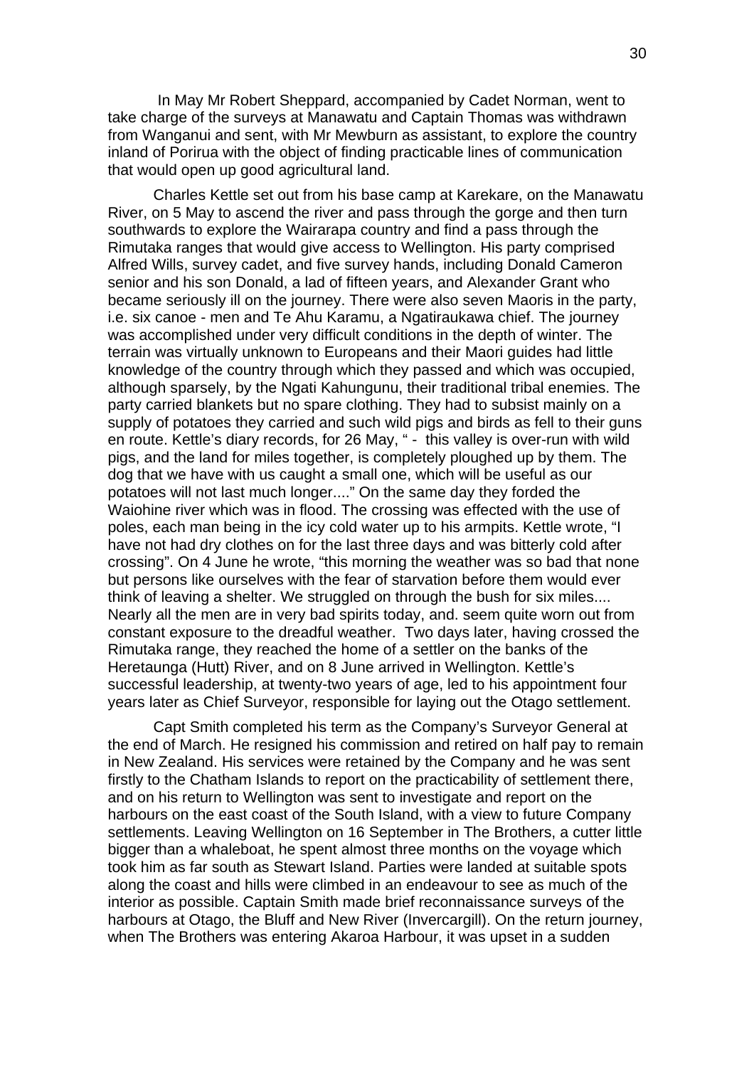In May Mr Robert Sheppard, accompanied by Cadet Norman, went to take charge of the surveys at Manawatu and Captain Thomas was withdrawn from Wanganui and sent, with Mr Mewburn as assistant, to explore the country inland of Porirua with the object of finding practicable lines of communication that would open up good agricultural land.

Charles Kettle set out from his base camp at Karekare, on the Manawatu River, on 5 May to ascend the river and pass through the gorge and then turn southwards to explore the Wairarapa country and find a pass through the Rimutaka ranges that would give access to Wellington. His party comprised Alfred Wills, survey cadet, and five survey hands, including Donald Cameron senior and his son Donald, a lad of fifteen years, and Alexander Grant who became seriously ill on the journey. There were also seven Maoris in the party, i.e. six canoe - men and Te Ahu Karamu, a Ngatiraukawa chief. The journey was accomplished under very difficult conditions in the depth of winter. The terrain was virtually unknown to Europeans and their Maori guides had little knowledge of the country through which they passed and which was occupied, although sparsely, by the Ngati Kahungunu, their traditional tribal enemies. The party carried blankets but no spare clothing. They had to subsist mainly on a supply of potatoes they carried and such wild pigs and birds as fell to their guns en route. Kettle's diary records, for 26 May, " - this valley is over-run with wild pigs, and the land for miles together, is completely ploughed up by them. The dog that we have with us caught a small one, which will be useful as our potatoes will not last much longer...." On the same day they forded the Waiohine river which was in flood. The crossing was effected with the use of poles, each man being in the icy cold water up to his armpits. Kettle wrote, "I have not had dry clothes on for the last three days and was bitterly cold after crossing". On 4 June he wrote, "this morning the weather was so bad that none but persons like ourselves with the fear of starvation before them would ever think of leaving a shelter. We struggled on through the bush for six miles.... Nearly all the men are in very bad spirits today, and. seem quite worn out from constant exposure to the dreadful weather. Two days later, having crossed the Rimutaka range, they reached the home of a settler on the banks of the Heretaunga (Hutt) River, and on 8 June arrived in Wellington. Kettle's successful leadership, at twenty-two years of age, led to his appointment four years later as Chief Surveyor, responsible for laying out the Otago settlement.

Capt Smith completed his term as the Company's Surveyor General at the end of March. He resigned his commission and retired on half pay to remain in New Zealand. His services were retained by the Company and he was sent firstly to the Chatham Islands to report on the practicability of settlement there, and on his return to Wellington was sent to investigate and report on the harbours on the east coast of the South Island, with a view to future Company settlements. Leaving Wellington on 16 September in The Brothers, a cutter little bigger than a whaleboat, he spent almost three months on the voyage which took him as far south as Stewart Island. Parties were landed at suitable spots along the coast and hills were climbed in an endeavour to see as much of the interior as possible. Captain Smith made brief reconnaissance surveys of the harbours at Otago, the Bluff and New River (Invercargill). On the return journey, when The Brothers was entering Akaroa Harbour, it was upset in a sudden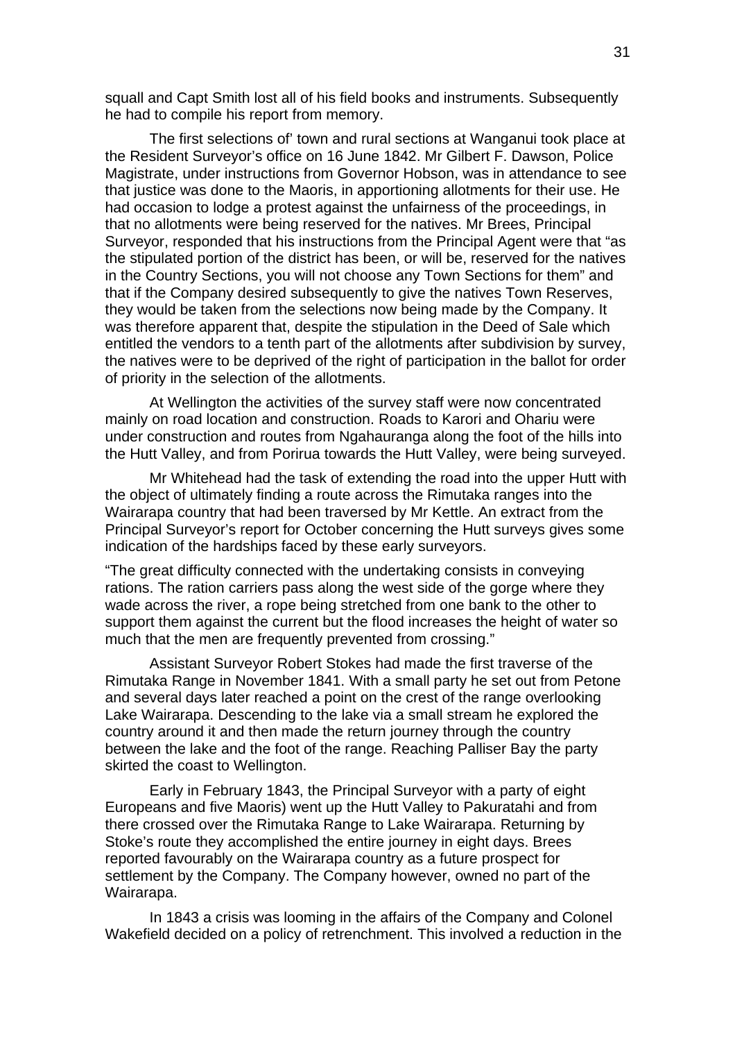squall and Capt Smith lost all of his field books and instruments. Subsequently he had to compile his report from memory.

The first selections of' town and rural sections at Wanganui took place at the Resident Surveyor's office on 16 June 1842. Mr Gilbert F. Dawson, Police Magistrate, under instructions from Governor Hobson, was in attendance to see that justice was done to the Maoris, in apportioning allotments for their use. He had occasion to lodge a protest against the unfairness of the proceedings, in that no allotments were being reserved for the natives. Mr Brees, Principal Surveyor, responded that his instructions from the Principal Agent were that "as the stipulated portion of the district has been, or will be, reserved for the natives in the Country Sections, you will not choose any Town Sections for them" and that if the Company desired subsequently to give the natives Town Reserves, they would be taken from the selections now being made by the Company. It was therefore apparent that, despite the stipulation in the Deed of Sale which entitled the vendors to a tenth part of the allotments after subdivision by survey, the natives were to be deprived of the right of participation in the ballot for order of priority in the selection of the allotments.

At Wellington the activities of the survey staff were now concentrated mainly on road location and construction. Roads to Karori and Ohariu were under construction and routes from Ngahauranga along the foot of the hills into the Hutt Valley, and from Porirua towards the Hutt Valley, were being surveyed.

Mr Whitehead had the task of extending the road into the upper Hutt with the object of ultimately finding a route across the Rimutaka ranges into the Wairarapa country that had been traversed by Mr Kettle. An extract from the Principal Surveyor's report for October concerning the Hutt surveys gives some indication of the hardships faced by these early surveyors.

"The great difficulty connected with the undertaking consists in conveying rations. The ration carriers pass along the west side of the gorge where they wade across the river, a rope being stretched from one bank to the other to support them against the current but the flood increases the height of water so much that the men are frequently prevented from crossing."

Assistant Surveyor Robert Stokes had made the first traverse of the Rimutaka Range in November 1841. With a small party he set out from Petone and several days later reached a point on the crest of the range overlooking Lake Wairarapa. Descending to the lake via a small stream he explored the country around it and then made the return journey through the country between the lake and the foot of the range. Reaching Palliser Bay the party skirted the coast to Wellington.

Early in February 1843, the Principal Surveyor with a party of eight Europeans and five Maoris) went up the Hutt Valley to Pakuratahi and from there crossed over the Rimutaka Range to Lake Wairarapa. Returning by Stoke's route they accomplished the entire journey in eight days. Brees reported favourably on the Wairarapa country as a future prospect for settlement by the Company. The Company however, owned no part of the Wairarapa.

In 1843 a crisis was looming in the affairs of the Company and Colonel Wakefield decided on a policy of retrenchment. This involved a reduction in the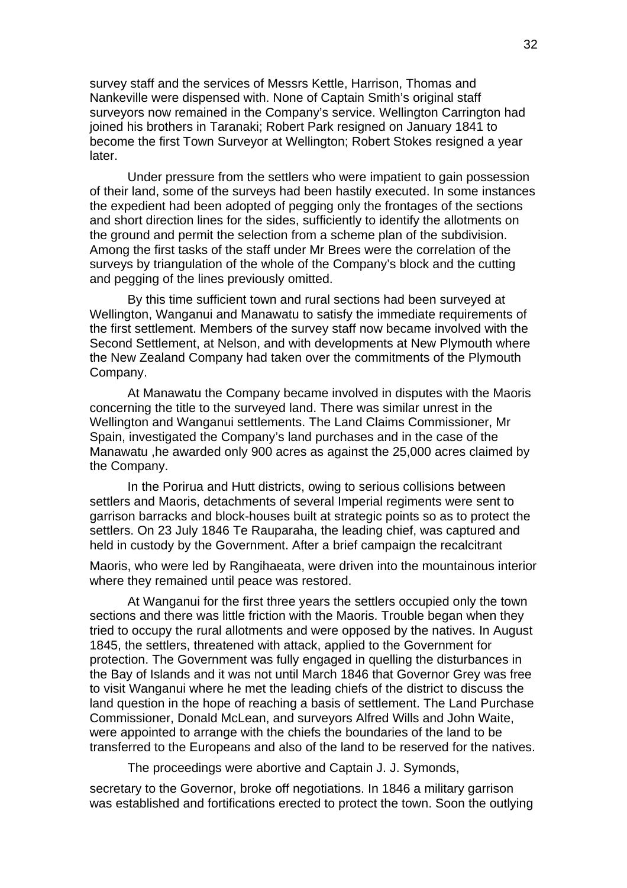survey staff and the services of Messrs Kettle, Harrison, Thomas and Nankeville were dispensed with. None of Captain Smith's original staff surveyors now remained in the Company's service. Wellington Carrington had joined his brothers in Taranaki; Robert Park resigned on January 1841 to become the first Town Surveyor at Wellington; Robert Stokes resigned a year later.

Under pressure from the settlers who were impatient to gain possession of their land, some of the surveys had been hastily executed. In some instances the expedient had been adopted of pegging only the frontages of the sections and short direction lines for the sides, sufficiently to identify the allotments on the ground and permit the selection from a scheme plan of the subdivision. Among the first tasks of the staff under Mr Brees were the correlation of the surveys by triangulation of the whole of the Company's block and the cutting and pegging of the lines previously omitted.

By this time sufficient town and rural sections had been surveyed at Wellington, Wanganui and Manawatu to satisfy the immediate requirements of the first settlement. Members of the survey staff now became involved with the Second Settlement, at Nelson, and with developments at New Plymouth where the New Zealand Company had taken over the commitments of the Plymouth Company.

At Manawatu the Company became involved in disputes with the Maoris concerning the title to the surveyed land. There was similar unrest in the Wellington and Wanganui settlements. The Land Claims Commissioner, Mr Spain, investigated the Company's land purchases and in the case of the Manawatu ,he awarded only 900 acres as against the 25,000 acres claimed by the Company.

In the Porirua and Hutt districts, owing to serious collisions between settlers and Maoris, detachments of several Imperial regiments were sent to garrison barracks and block-houses built at strategic points so as to protect the settlers. On 23 July 1846 Te Rauparaha, the leading chief, was captured and held in custody by the Government. After a brief campaign the recalcitrant Maoris, who were led by Rangihaeata, were driven into the mountainous interior where they remained until peace was restored.

At Wanganui for the first three years the settlers occupied only the town sections and there was little friction with the Maoris. Trouble began when they tried to occupy the rural allotments and were opposed by the natives. In August 1845, the settlers, threatened with attack, applied to the Government for protection. The Government was fully engaged in quelling the disturbances in the Bay of Islands and it was not until March 1846 that Governor Grey was free to visit Wanganui where he met the leading chiefs of the district to discuss the land question in the hope of reaching a basis of settlement. The Land Purchase Commissioner, Donald McLean, and surveyors Alfred Wills and John Waite, were appointed to arrange with the chiefs the boundaries of the land to be transferred to the Europeans and also of the land to be reserved for the natives.

The proceedings were abortive and Captain J. J. Symonds, secretary to the Governor, broke off negotiations. In 1846 a military garrison was established and fortifications erected to protect the town. Soon the outlying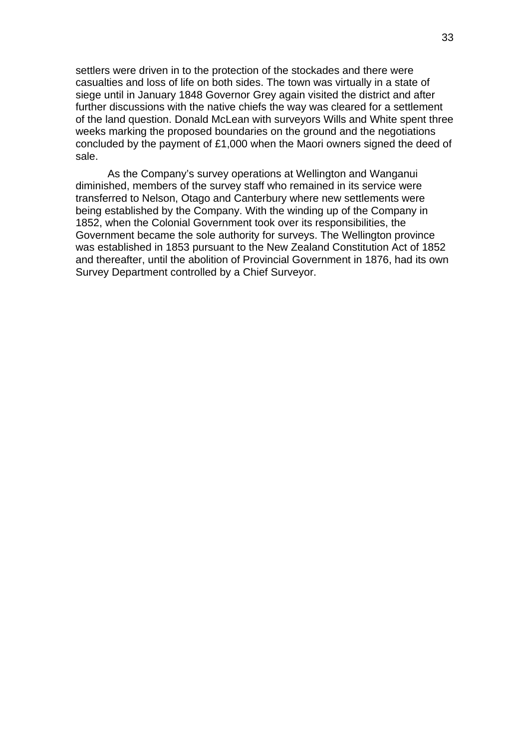settlers were driven in to the protection of the stockades and there were casualties and loss of life on both sides. The town was virtually in a state of siege until in January 1848 Governor Grey again visited the district and after further discussions with the native chiefs the way was cleared for a settlement of the land question. Donald McLean with surveyors Wills and White spent three weeks marking the proposed boundaries on the ground and the negotiations concluded by the payment of £1,000 when the Maori owners signed the deed of sale.

As the Company's survey operations at Wellington and Wanganui diminished, members of the survey staff who remained in its service were transferred to Nelson, Otago and Canterbury where new settlements were being established by the Company. With the winding up of the Company in 1852, when the Colonial Government took over its responsibilities, the Government became the sole authority for surveys. The Wellington province was established in 1853 pursuant to the New Zealand Constitution Act of 1852 and thereafter, until the abolition of Provincial Government in 1876, had its own Survey Department controlled by a Chief Surveyor.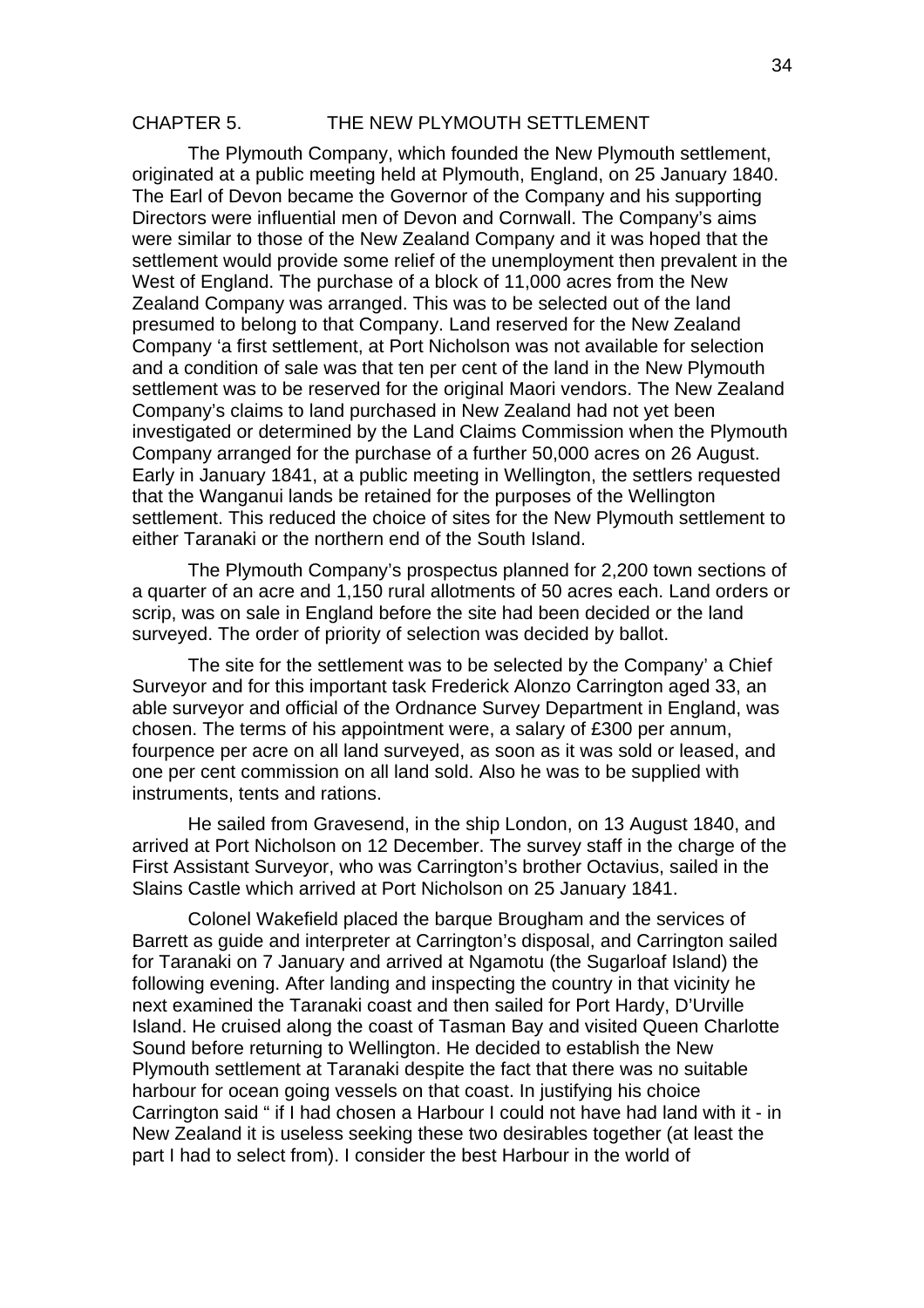## CHAPTER 5. THE NEW PLYMOUTH SETTLEMENT

The Plymouth Company, which founded the New Plymouth settlement, originated at a public meeting held at Plymouth, England, on 25 January 1840. The Earl of Devon became the Governor of the Company and his supporting Directors were influential men of Devon and Cornwall. The Company's aims were similar to those of the New Zealand Company and it was hoped that the settlement would provide some relief of the unemployment then prevalent in the West of England. The purchase of a block of 11,000 acres from the New Zealand Company was arranged. This was to be selected out of the land presumed to belong to that Company. Land reserved for the New Zealand Company 'a first settlement, at Port Nicholson was not available for selection and a condition of sale was that ten per cent of the land in the New Plymouth settlement was to be reserved for the original Maori vendors. The New Zealand Company's claims to land purchased in New Zealand had not yet been investigated or determined by the Land Claims Commission when the Plymouth Company arranged for the purchase of a further 50,000 acres on 26 August. Early in January 1841, at a public meeting in Wellington, the settlers requested that the Wanganui lands be retained for the purposes of the Wellington settlement. This reduced the choice of sites for the New Plymouth settlement to either Taranaki or the northern end of the South Island.

The Plymouth Company's prospectus planned for 2,200 town sections of a quarter of an acre and 1,150 rural allotments of 50 acres each. Land orders or scrip, was on sale in England before the site had been decided or the land surveyed. The order of priority of selection was decided by ballot.

The site for the settlement was to be selected by the Company' a Chief Surveyor and for this important task Frederick Alonzo Carrington aged 33, an able surveyor and official of the Ordnance Survey Department in England, was chosen. The terms of his appointment were, a salary of £300 per annum, fourpence per acre on all land surveyed, as soon as it was sold or leased, and one per cent commission on all land sold. Also he was to be supplied with instruments, tents and rations.

He sailed from Gravesend, in the ship London, on 13 August 1840, and arrived at Port Nicholson on 12 December. The survey staff in the charge of the First Assistant Surveyor, who was Carrington's brother Octavius, sailed in the Slains Castle which arrived at Port Nicholson on 25 January 1841.

Colonel Wakefield placed the barque Brougham and the services of Barrett as guide and interpreter at Carrington's disposal, and Carrington sailed for Taranaki on 7 January and arrived at Ngamotu (the Sugarloaf Island) the following evening. After landing and inspecting the country in that vicinity he next examined the Taranaki coast and then sailed for Port Hardy, D'Urville Island. He cruised along the coast of Tasman Bay and visited Queen Charlotte Sound before returning to Wellington. He decided to establish the New Plymouth settlement at Taranaki despite the fact that there was no suitable harbour for ocean going vessels on that coast. In justifying his choice Carrington said " if I had chosen a Harbour I could not have had land with it - in New Zealand it is useless seeking these two desirables together (at least the part I had to select from). I consider the best Harbour in the world of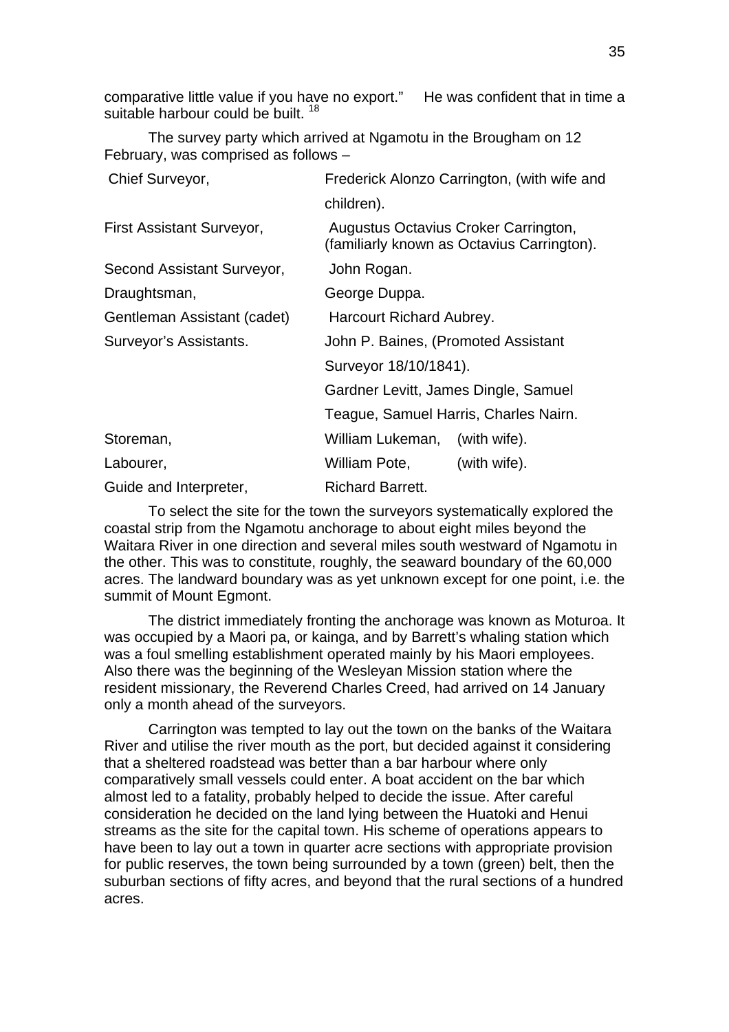comparative little value if you have no export." He was confident that in time a suitable harbour could be built. [18]

The survey party which arrived at Ngamotu in the Brougham on 12 February, was comprised as follows –

| | |
|---|---|
| Chief Surveyor, | Frederick Alonzo Carrington, (with wife and children). |
| First Assistant Surveyor, | Augustus Octavius Croker Carrington, (familiarly known as Octavius Carrington). |
| Second Assistant Surveyor, | John Rogan. |
| Draughtsman, | George Duppa. |
| Gentleman Assistant (cadet) | Harcourt Richard Aubrey. |
| Surveyor's Assistants. | John P. Baines, (Promoted Assistant Surveyor 18/10/1841). |
| | Gardner Levitt, James Dingle, Samuel Teague, Samuel Harris, Charles Nairn. |
| Storeman, | William Lukeman, (with wife). |
| Labourer, | William Pote, (with wife). |
| Guide and Interpreter, | Richard Barrett. |

To select the site for the town the surveyors systematically explored the coastal strip from the Ngamotu anchorage to about eight miles beyond the Waitara River in one direction and several miles south westward of Ngamotu in the other. This was to constitute, roughly, the seaward boundary of the 60,000 acres. The landward boundary was as yet unknown except for one point, i.e. the summit of Mount Egmont.

The district immediately fronting the anchorage was known as Moturoa. It was occupied by a Maori pa, or kainga, and by Barrett's whaling station which was a foul smelling establishment operated mainly by his Maori employees. Also there was the beginning of the Wesleyan Mission station where the resident missionary, the Reverend Charles Creed, had arrived on 14 January only a month ahead of the surveyors.

Carrington was tempted to lay out the town on the banks of the Waitara River and utilise the river mouth as the port, but decided against it considering that a sheltered roadstead was better than a bar harbour where only comparatively small vessels could enter. A boat accident on the bar which almost led to a fatality, probably helped to decide the issue. After careful consideration he decided on the land lying between the Huatoki and Henui streams as the site for the capital town. His scheme of operations appears to have been to lay out a town in quarter acre sections with appropriate provision for public reserves, the town being surrounded by a town (green) belt, then the suburban sections of fifty acres, and beyond that the rural sections of a hundred acres.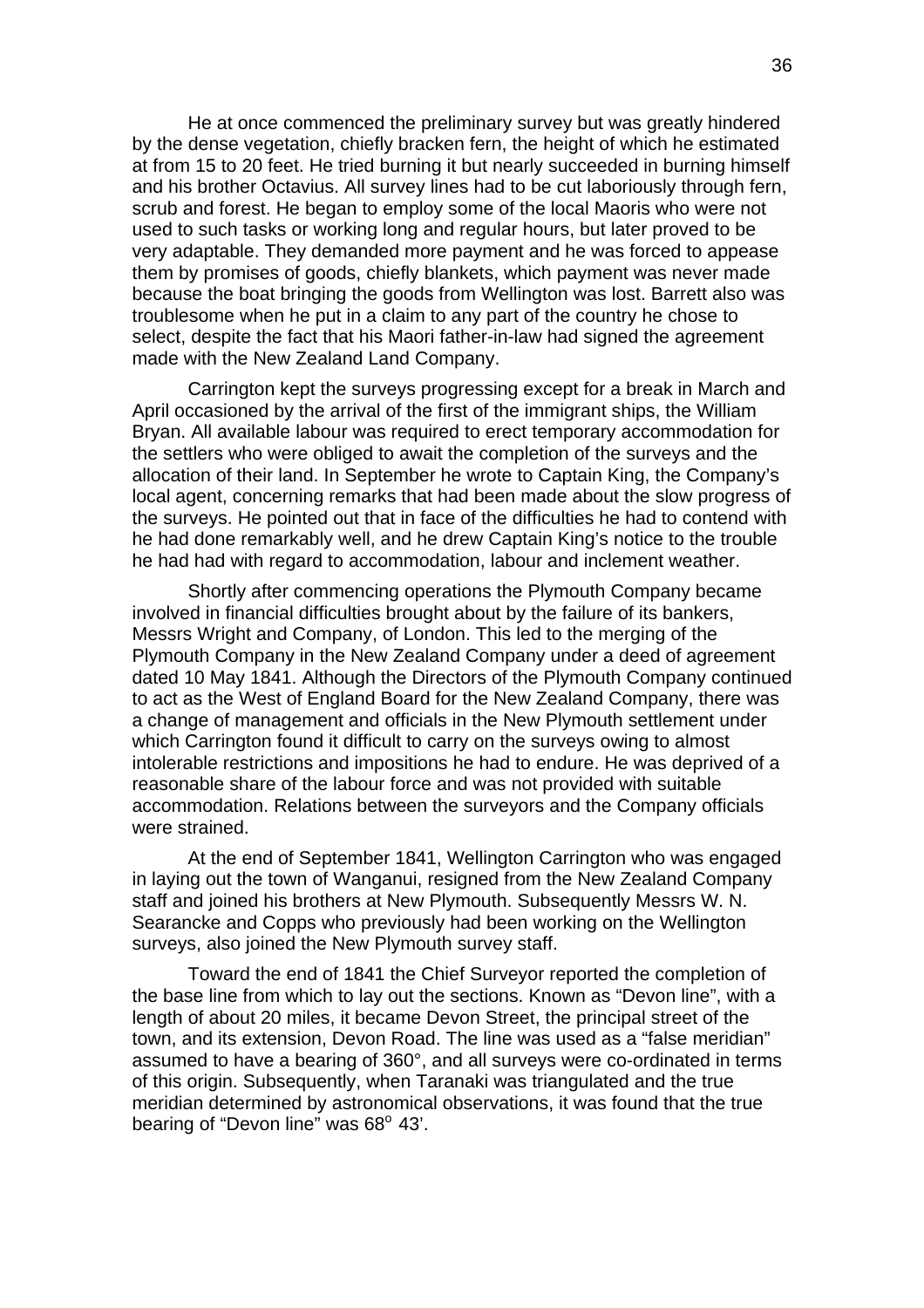He at once commenced the preliminary survey but was greatly hindered by the dense vegetation, chiefly bracken fern, the height of which he estimated at from 15 to 20 feet. He tried burning it but nearly succeeded in burning himself and his brother Octavius. All survey lines had to be cut laboriously through fern, scrub and forest. He began to employ some of the local Maoris who were not used to such tasks or working long and regular hours, but later proved to be very adaptable. They demanded more payment and he was forced to appease them by promises of goods, chiefly blankets, which payment was never made because the boat bringing the goods from Wellington was lost. Barrett also was troublesome when he put in a claim to any part of the country he chose to select, despite the fact that his Maori father-in-law had signed the agreement made with the New Zealand Land Company.

Carrington kept the surveys progressing except for a break in March and April occasioned by the arrival of the first of the immigrant ships, the William Bryan. All available labour was required to erect temporary accommodation for the settlers who were obliged to await the completion of the surveys and the allocation of their land. In September he wrote to Captain King, the Company's local agent, concerning remarks that had been made about the slow progress of the surveys. He pointed out that in face of the difficulties he had to contend with he had done remarkably well, and he drew Captain King's notice to the trouble he had had with regard to accommodation, labour and inclement weather.

Shortly after commencing operations the Plymouth Company became involved in financial difficulties brought about by the failure of its bankers, Messrs Wright and Company, of London. This led to the merging of the Plymouth Company in the New Zealand Company under a deed of agreement dated 10 May 1841. Although the Directors of the Plymouth Company continued to act as the West of England Board for the New Zealand Company, there was a change of management and officials in the New Plymouth settlement under which Carrington found it difficult to carry on the surveys owing to almost intolerable restrictions and impositions he had to endure. He was deprived of a reasonable share of the labour force and was not provided with suitable accommodation. Relations between the surveyors and the Company officials were strained.

At the end of September 1841, Wellington Carrington who was engaged in laying out the town of Wanganui, resigned from the New Zealand Company staff and joined his brothers at New Plymouth. Subsequently Messrs W. N. Searancke and Copps who previously had been working on the Wellington surveys, also joined the New Plymouth survey staff.

Toward the end of 1841 the Chief Surveyor reported the completion of the base line from which to lay out the sections. Known as "Devon line", with a length of about 20 miles, it became Devon Street, the principal street of the town, and its extension, Devon Road. The line was used as a "false meridian" assumed to have a bearing of 360°, and all surveys were co-ordinated in terms of this origin. Subsequently, when Taranaki was triangulated and the true meridian determined by astronomical observations, it was found that the true bearing of "Devon line" was 68° 43'.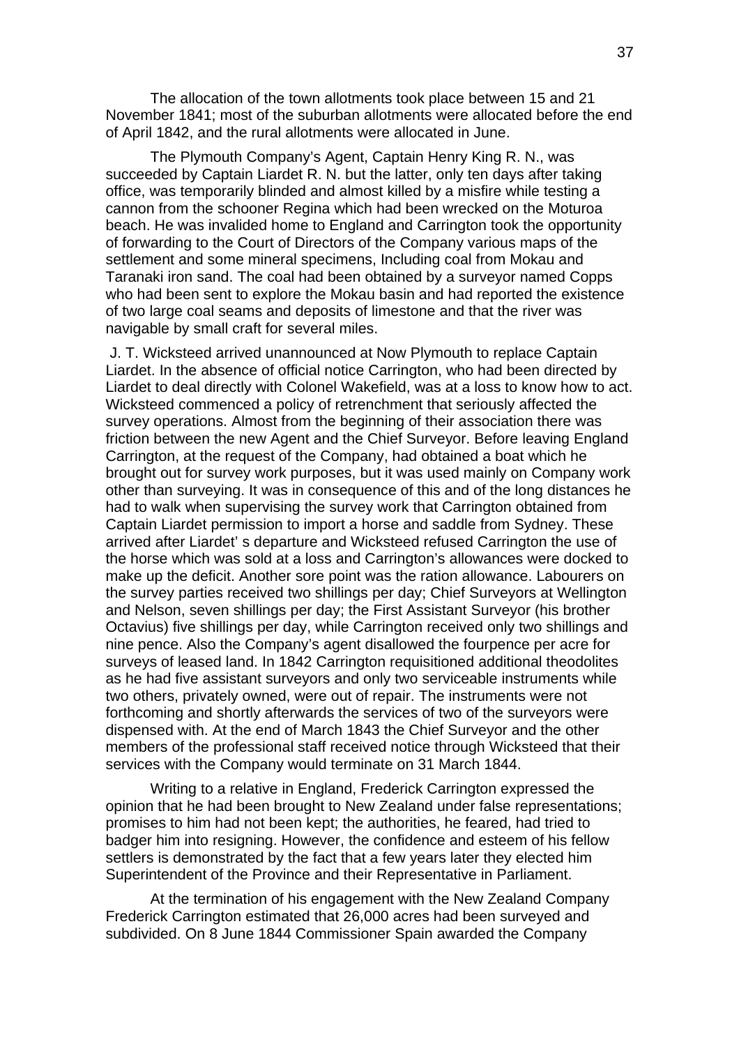The allocation of the town allotments took place between 15 and 21 November 1841; most of the suburban allotments were allocated before the end of April 1842, and the rural allotments were allocated in June.

The Plymouth Company's Agent, Captain Henry King R. N., was succeeded by Captain Liardet R. N. but the latter, only ten days after taking office, was temporarily blinded and almost killed by a misfire while testing a cannon from the schooner Regina which had been wrecked on the Moturoa beach. He was invalided home to England and Carrington took the opportunity of forwarding to the Court of Directors of the Company various maps of the settlement and some mineral specimens, Including coal from Mokau and Taranaki iron sand. The coal had been obtained by a surveyor named Copps who had been sent to explore the Mokau basin and had reported the existence of two large coal seams and deposits of limestone and that the river was navigable by small craft for several miles.

J. T. Wicksteed arrived unannounced at Now Plymouth to replace Captain Liardet. In the absence of official notice Carrington, who had been directed by Liardet to deal directly with Colonel Wakefield, was at a loss to know how to act. Wicksteed commenced a policy of retrenchment that seriously affected the survey operations. Almost from the beginning of their association there was friction between the new Agent and the Chief Surveyor. Before leaving England Carrington, at the request of the Company, had obtained a boat which he brought out for survey work purposes, but it was used mainly on Company work other than surveying. It was in consequence of this and of the long distances he had to walk when supervising the survey work that Carrington obtained from Captain Liardet permission to import a horse and saddle from Sydney. These arrived after Liardet' s departure and Wicksteed refused Carrington the use of the horse which was sold at a loss and Carrington's allowances were docked to make up the deficit. Another sore point was the ration allowance. Labourers on the survey parties received two shillings per day; Chief Surveyors at Wellington and Nelson, seven shillings per day; the First Assistant Surveyor (his brother Octavius) five shillings per day, while Carrington received only two shillings and nine pence. Also the Company's agent disallowed the fourpence per acre for surveys of leased land. In 1842 Carrington requisitioned additional theodolites as he had five assistant surveyors and only two serviceable instruments while two others, privately owned, were out of repair. The instruments were not forthcoming and shortly afterwards the services of two of the surveyors were dispensed with. At the end of March 1843 the Chief Surveyor and the other members of the professional staff received notice through Wicksteed that their services with the Company would terminate on 31 March 1844.

Writing to a relative in England, Frederick Carrington expressed the opinion that he had been brought to New Zealand under false representations; promises to him had not been kept; the authorities, he feared, had tried to badger him into resigning. However, the confidence and esteem of his fellow settlers is demonstrated by the fact that a few years later they elected him Superintendent of the Province and their Representative in Parliament.

At the termination of his engagement with the New Zealand Company Frederick Carrington estimated that 26,000 acres had been surveyed and subdivided. On 8 June 1844 Commissioner Spain awarded the Company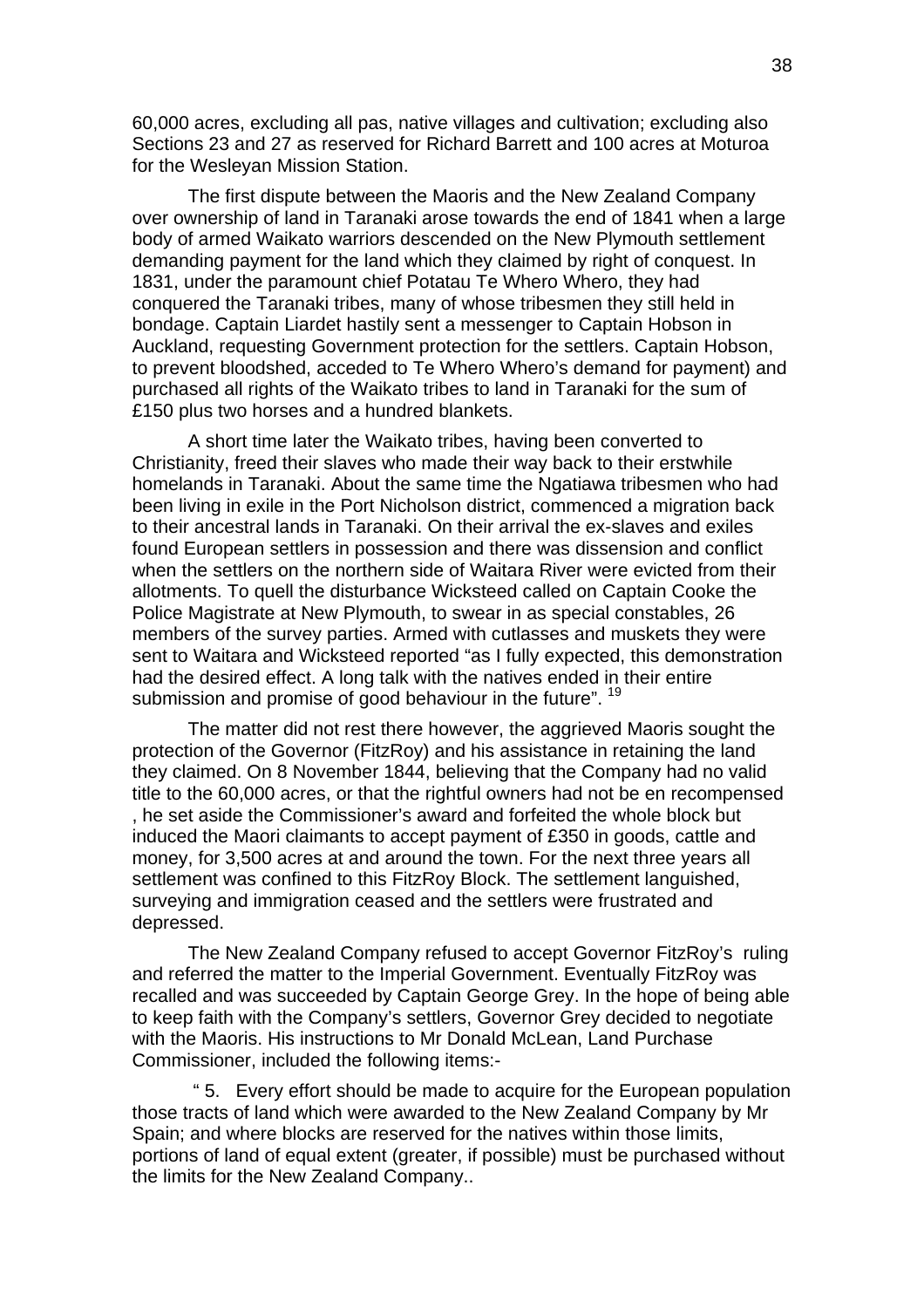60,000 acres, excluding all pas, native villages and cultivation; excluding also Sections 23 and 27 as reserved for Richard Barrett and 100 acres at Moturoa for the Wesleyan Mission Station.

The first dispute between the Maoris and the New Zealand Company over ownership of land in Taranaki arose towards the end of 1841 when a large body of armed Waikato warriors descended on the New Plymouth settlement demanding payment for the land which they claimed by right of conquest. In 1831, under the paramount chief Potatau Te Whero Whero, they had conquered the Taranaki tribes, many of whose tribesmen they still held in bondage. Captain Liardet hastily sent a messenger to Captain Hobson in Auckland, requesting Government protection for the settlers. Captain Hobson, to prevent bloodshed, acceded to Te Whero Whero's demand for payment) and purchased all rights of the Waikato tribes to land in Taranaki for the sum of £150 plus two horses and a hundred blankets.

A short time later the Waikato tribes, having been converted to Christianity, freed their slaves who made their way back to their erstwhile homelands in Taranaki. About the same time the Ngatiawa tribesmen who had been living in exile in the Port Nicholson district, commenced a migration back to their ancestral lands in Taranaki. On their arrival the ex-slaves and exiles found European settlers in possession and there was dissension and conflict when the settlers on the northern side of Waitara River were evicted from their allotments. To quell the disturbance Wicksteed called on Captain Cooke the Police Magistrate at New Plymouth, to swear in as special constables, 26 members of the survey parties. Armed with cutlasses and muskets they were sent to Waitara and Wicksteed reported "as I fully expected, this demonstration had the desired effect. A long talk with the natives ended in their entire submission and promise of good behaviour in the future". [19]

The matter did not rest there however, the aggrieved Maoris sought the protection of the Governor (FitzRoy) and his assistance in retaining the land they claimed. On 8 November 1844, believing that the Company had no valid title to the 60,000 acres, or that the rightful owners had not be en recompensed , he set aside the Commissioner's award and forfeited the whole block but induced the Maori claimants to accept payment of £350 in goods, cattle and money, for 3,500 acres at and around the town. For the next three years all settlement was confined to this FitzRoy Block. The settlement languished, surveying and immigration ceased and the settlers were frustrated and depressed.

The New Zealand Company refused to accept Governor FitzRoy's ruling and referred the matter to the Imperial Government. Eventually FitzRoy was recalled and was succeeded by Captain George Grey. In the hope of being able to keep faith with the Company's settlers, Governor Grey decided to negotiate with the Maoris. His instructions to Mr Donald McLean, Land Purchase Commissioner, included the following items:-

" 5. Every effort should be made to acquire for the European population those tracts of land which were awarded to the New Zealand Company by Mr Spain; and where blocks are reserved for the natives within those limits, portions of land of equal extent (greater, if possible) must be purchased without the limits for the New Zealand Company..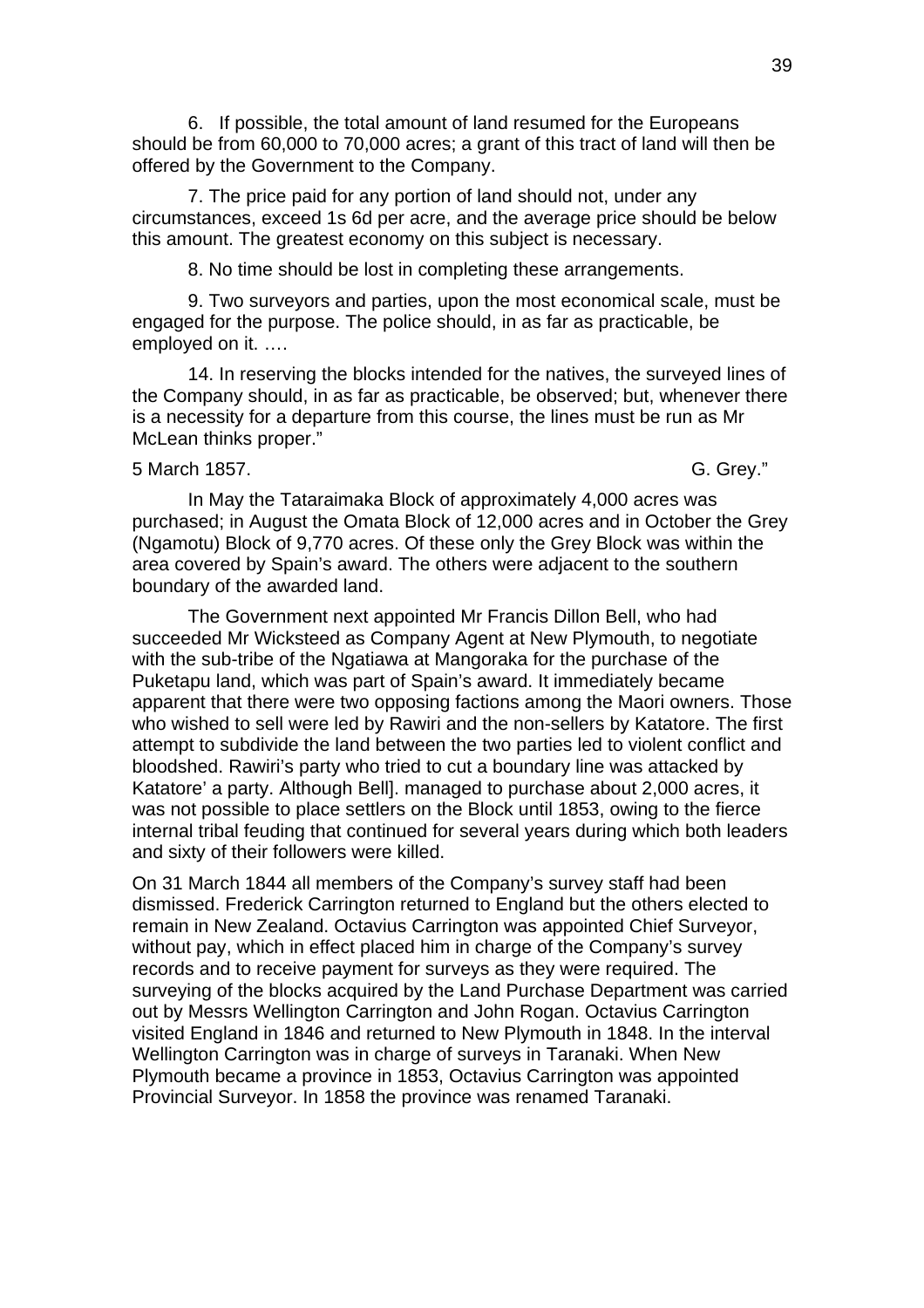6. If possible, the total amount of land resumed for the Europeans should be from 60,000 to 70,000 acres; a grant of this tract of land will then be offered by the Government to the Company.

7. The price paid for any portion of land should not, under any circumstances, exceed 1s 6d per acre, and the average price should be below this amount. The greatest economy on this subject is necessary.

8. No time should be lost in completing these arrangements.

9. Two surveyors and parties, upon the most economical scale, must be engaged for the purpose. The police should, in as far as practicable, be employed on it. ….

14. In reserving the blocks intended for the natives, the surveyed lines of the Company should, in as far as practicable, be observed; but, whenever there is a necessity for a departure from this course, the lines must be run as Mr McLean thinks proper."

5 March 1857. G. Grey."

In May the Tataraimaka Block of approximately 4,000 acres was purchased; in August the Omata Block of 12,000 acres and in October the Grey (Ngamotu) Block of 9,770 acres. Of these only the Grey Block was within the area covered by Spain's award. The others were adjacent to the southern boundary of the awarded land.

The Government next appointed Mr Francis Dillon Bell, who had succeeded Mr Wicksteed as Company Agent at New Plymouth, to negotiate with the sub-tribe of the Ngatiawa at Mangoraka for the purchase of the Puketapu land, which was part of Spain's award. It immediately became apparent that there were two opposing factions among the Maori owners. Those who wished to sell were led by Rawiri and the non-sellers by Katatore. The first attempt to subdivide the land between the two parties led to violent conflict and bloodshed. Rawiri's party who tried to cut a boundary line was attacked by Katatore' a party. Although Bell]. managed to purchase about 2,000 acres, it was not possible to place settlers on the Block until 1853, owing to the fierce internal tribal feuding that continued for several years during which both leaders and sixty of their followers were killed.

On 31 March 1844 all members of the Company's survey staff had been dismissed. Frederick Carrington returned to England but the others elected to remain in New Zealand. Octavius Carrington was appointed Chief Surveyor, without pay, which in effect placed him in charge of the Company's survey records and to receive payment for surveys as they were required. The surveying of the blocks acquired by the Land Purchase Department was carried out by Messrs Wellington Carrington and John Rogan. Octavius Carrington visited England in 1846 and returned to New Plymouth in 1848. In the interval Wellington Carrington was in charge of surveys in Taranaki. When New Plymouth became a province in 1853, Octavius Carrington was appointed Provincial Surveyor. In 1858 the province was renamed Taranaki.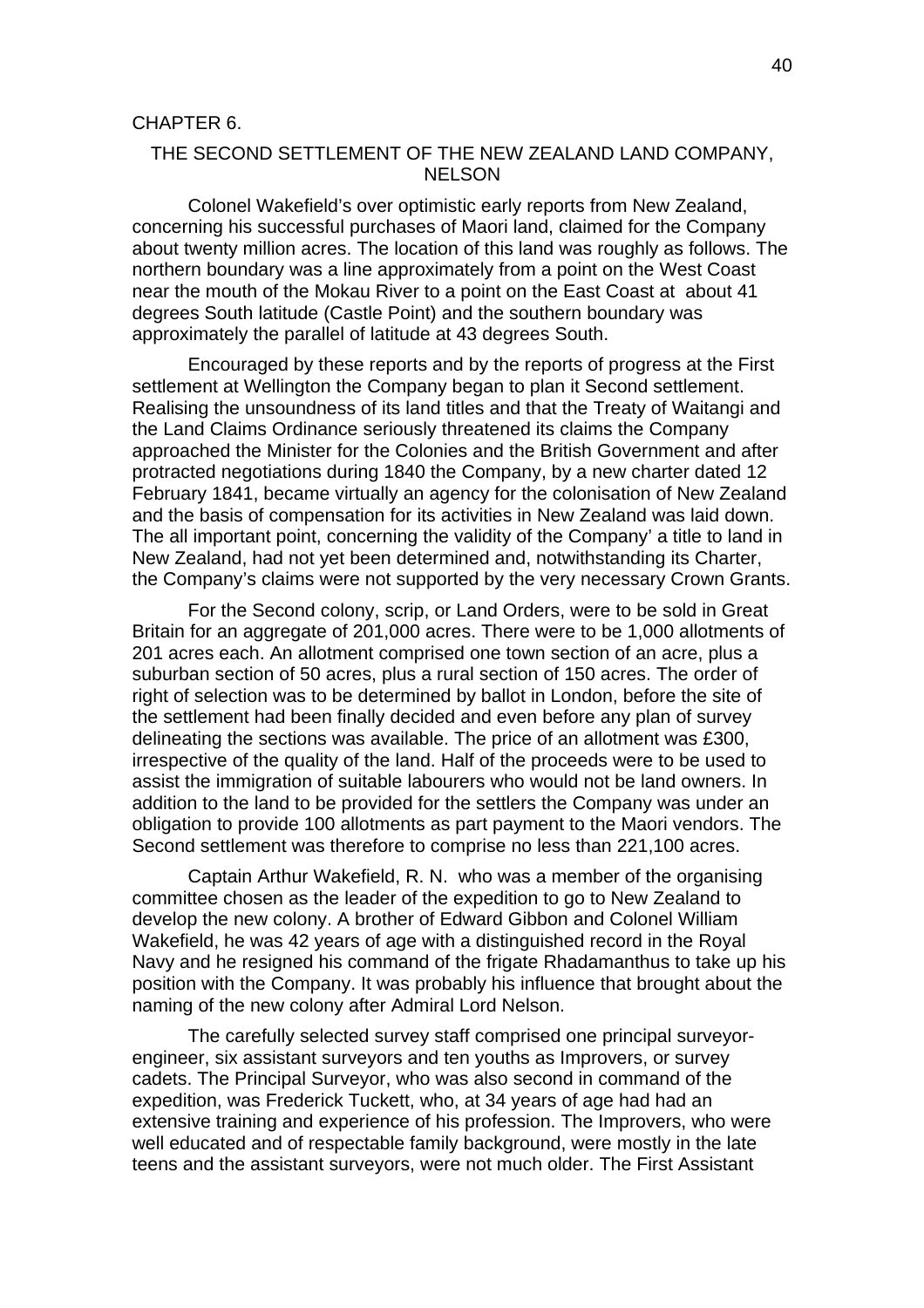CHAPTER 6.

## THE SECOND SETTLEMENT OF THE NEW ZEALAND LAND COMPANY, NELSON

Colonel Wakefield's over optimistic early reports from New Zealand, concerning his successful purchases of Maori land, claimed for the Company about twenty million acres. The location of this land was roughly as follows. The northern boundary was a line approximately from a point on the West Coast near the mouth of the Mokau River to a point on the East Coast at about 41 degrees South latitude (Castle Point) and the southern boundary was approximately the parallel of latitude at 43 degrees South.

Encouraged by these reports and by the reports of progress at the First settlement at Wellington the Company began to plan it Second settlement. Realising the unsoundness of its land titles and that the Treaty of Waitangi and the Land Claims Ordinance seriously threatened its claims the Company approached the Minister for the Colonies and the British Government and after protracted negotiations during 1840 the Company, by a new charter dated 12 February 1841, became virtually an agency for the colonisation of New Zealand and the basis of compensation for its activities in New Zealand was laid down. The all important point, concerning the validity of the Company' a title to land in New Zealand, had not yet been determined and, notwithstanding its Charter, the Company's claims were not supported by the very necessary Crown Grants.

For the Second colony, scrip, or Land Orders, were to be sold in Great Britain for an aggregate of 201,000 acres. There were to be 1,000 allotments of 201 acres each. An allotment comprised one town section of an acre, plus a suburban section of 50 acres, plus a rural section of 150 acres. The order of right of selection was to be determined by ballot in London, before the site of the settlement had been finally decided and even before any plan of survey delineating the sections was available. The price of an allotment was £300, irrespective of the quality of the land. Half of the proceeds were to be used to assist the immigration of suitable labourers who would not be land owners. In addition to the land to be provided for the settlers the Company was under an obligation to provide 100 allotments as part payment to the Maori vendors. The Second settlement was therefore to comprise no less than 221,100 acres.

Captain Arthur Wakefield, R. N. who was a member of the organising committee chosen as the leader of the expedition to go to New Zealand to develop the new colony. A brother of Edward Gibbon and Colonel William Wakefield, he was 42 years of age with a distinguished record in the Royal Navy and he resigned his command of the frigate Rhadamanthus to take up his position with the Company. It was probably his influence that brought about the naming of the new colony after Admiral Lord Nelson.

The carefully selected survey staff comprised one principal surveyor-engineer, six assistant surveyors and ten youths as Improvers, or survey cadets. The Principal Surveyor, who was also second in command of the expedition, was Frederick Tuckett, who, at 34 years of age had had an extensive training and experience of his profession. The Improvers, who were well educated and of respectable family background, were mostly in the late teens and the assistant surveyors, were not much older. The First Assistant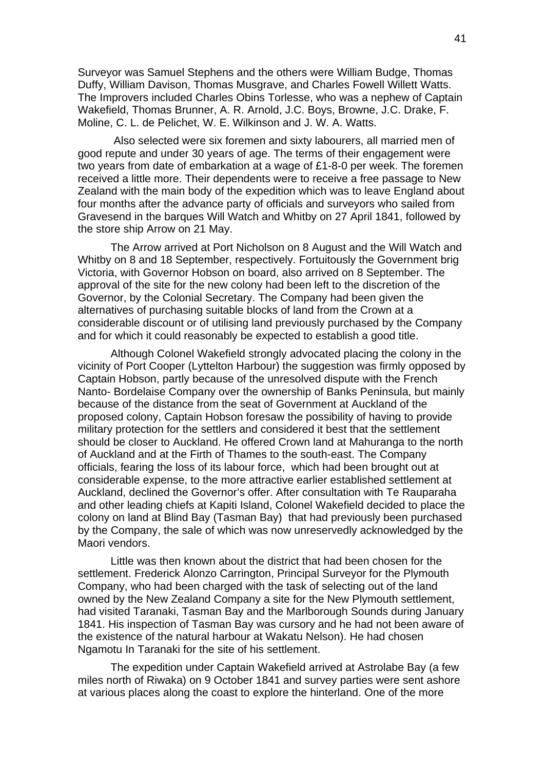Surveyor was Samuel Stephens and the others were William Budge, Thomas Duffy, William Davison, Thomas Musgrave, and Charles Fowell Willett Watts. The Improvers included Charles Obins Torlesse, who was a nephew of Captain Wakefield, Thomas Brunner, A. R. Arnold, J.C. Boys, Browne, J.C. Drake, F. Moline, C. L. de Pelichet, W. E. Wilkinson and J. W. A. Watts.

Also selected were six foremen and sixty labourers, all married men of good repute and under 30 years of age. The terms of their engagement were two years from date of embarkation at a wage of £1-8-0 per week. The foremen received a little more. Their dependents were to receive a free passage to New Zealand with the main body of the expedition which was to leave England about four months after the advance party of officials and surveyors who sailed from Gravesend in the barques Will Watch and Whitby on 27 April 1841, followed by the store ship Arrow on 21 May.

The Arrow arrived at Port Nicholson on 8 August and the Will Watch and Whitby on 8 and 18 September, respectively. Fortuitously the Government brig Victoria, with Governor Hobson on board, also arrived on 8 September. The approval of the site for the new colony had been left to the discretion of the Governor, by the Colonial Secretary. The Company had been given the alternatives of purchasing suitable blocks of land from the Crown at a considerable discount or of utilising land previously purchased by the Company and for which it could reasonably be expected to establish a good title.

Although Colonel Wakefield strongly advocated placing the colony in the vicinity of Port Cooper (Lyttelton Harbour) the suggestion was firmly opposed by Captain Hobson, partly because of the unresolved dispute with the French Nanto- Bordelaise Company over the ownership of Banks Peninsula, but mainly because of the distance from the seat of Government at Auckland of the proposed colony, Captain Hobson foresaw the possibility of having to provide military protection for the settlers and considered it best that the settlement should be closer to Auckland. He offered Crown land at Mahuranga to the north of Auckland and at the Firth of Thames to the south-east. The Company officials, fearing the loss of its labour force, which had been brought out at considerable expense, to the more attractive earlier established settlement at Auckland, declined the Governor's offer. After consultation with Te Rauparaha and other leading chiefs at Kapiti Island, Colonel Wakefield decided to place the colony on land at Blind Bay (Tasman Bay) that had previously been purchased by the Company, the sale of which was now unreservedly acknowledged by the Maori vendors.

Little was then known about the district that had been chosen for the settlement. Frederick Alonzo Carrington, Principal Surveyor for the Plymouth Company, who had been charged with the task of selecting out of the land owned by the New Zealand Company a site for the New Plymouth settlement, had visited Taranaki, Tasman Bay and the Marlborough Sounds during January 1841. His inspection of Tasman Bay was cursory and he had not been aware of the existence of the natural harbour at Wakatu Nelson). He had chosen Ngamotu In Taranaki for the site of his settlement.

The expedition under Captain Wakefield arrived at Astrolabe Bay (a few miles north of Riwaka) on 9 October 1841 and survey parties were sent ashore at various places along the coast to explore the hinterland. One of the more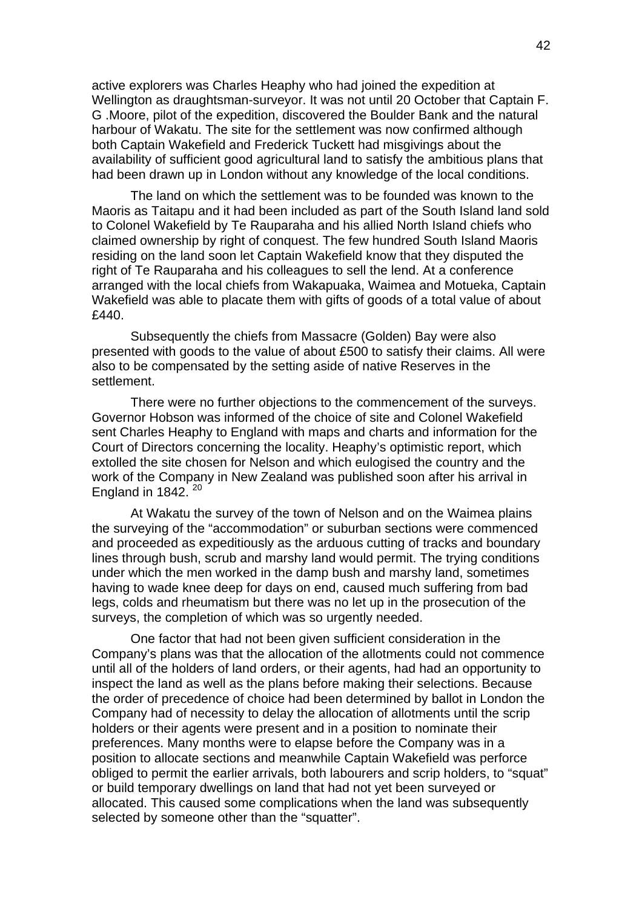active explorers was Charles Heaphy who had joined the expedition at Wellington as draughtsman-surveyor. It was not until 20 October that Captain F. G .Moore, pilot of the expedition, discovered the Boulder Bank and the natural harbour of Wakatu. The site for the settlement was now confirmed although both Captain Wakefield and Frederick Tuckett had misgivings about the availability of sufficient good agricultural land to satisfy the ambitious plans that had been drawn up in London without any knowledge of the local conditions.

The land on which the settlement was to be founded was known to the Maoris as Taitapu and it had been included as part of the South Island land sold to Colonel Wakefield by Te Rauparaha and his allied North Island chiefs who claimed ownership by right of conquest. The few hundred South Island Maoris residing on the land soon let Captain Wakefield know that they disputed the right of Te Rauparaha and his colleagues to sell the lend. At a conference arranged with the local chiefs from Wakapuaka, Waimea and Motueka, Captain Wakefield was able to placate them with gifts of goods of a total value of about £440.

Subsequently the chiefs from Massacre (Golden) Bay were also presented with goods to the value of about £500 to satisfy their claims. All were also to be compensated by the setting aside of native Reserves in the settlement.

There were no further objections to the commencement of the surveys. Governor Hobson was informed of the choice of site and Colonel Wakefield sent Charles Heaphy to England with maps and charts and information for the Court of Directors concerning the locality. Heaphy's optimistic report, which extolled the site chosen for Nelson and which eulogised the country and the work of the Company in New Zealand was published soon after his arrival in England in 1842. [20]

At Wakatu the survey of the town of Nelson and on the Waimea plains the surveying of the "accommodation" or suburban sections were commenced and proceeded as expeditiously as the arduous cutting of tracks and boundary lines through bush, scrub and marshy land would permit. The trying conditions under which the men worked in the damp bush and marshy land, sometimes having to wade knee deep for days on end, caused much suffering from bad legs, colds and rheumatism but there was no let up in the prosecution of the surveys, the completion of which was so urgently needed.

One factor that had not been given sufficient consideration in the Company's plans was that the allocation of the allotments could not commence until all of the holders of land orders, or their agents, had had an opportunity to inspect the land as well as the plans before making their selections. Because the order of precedence of choice had been determined by ballot in London the Company had of necessity to delay the allocation of allotments until the scrip holders or their agents were present and in a position to nominate their preferences. Many months were to elapse before the Company was in a position to allocate sections and meanwhile Captain Wakefield was perforce obliged to permit the earlier arrivals, both labourers and scrip holders, to "squat" or build temporary dwellings on land that had not yet been surveyed or allocated. This caused some complications when the land was subsequently selected by someone other than the "squatter".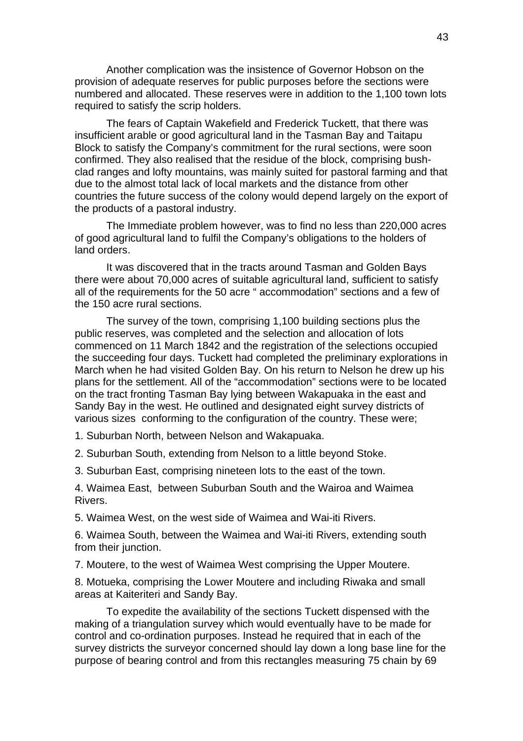Another complication was the insistence of Governor Hobson on the provision of adequate reserves for public purposes before the sections were numbered and allocated. These reserves were in addition to the 1,100 town lots required to satisfy the scrip holders.

The fears of Captain Wakefield and Frederick Tuckett, that there was insufficient arable or good agricultural land in the Tasman Bay and Taitapu Block to satisfy the Company's commitment for the rural sections, were soon confirmed. They also realised that the residue of the block, comprising bush-clad ranges and lofty mountains, was mainly suited for pastoral farming and that due to the almost total lack of local markets and the distance from other countries the future success of the colony would depend largely on the export of the products of a pastoral industry.

The Immediate problem however, was to find no less than 220,000 acres of good agricultural land to fulfil the Company's obligations to the holders of land orders.

It was discovered that in the tracts around Tasman and Golden Bays there were about 70,000 acres of suitable agricultural land, sufficient to satisfy all of the requirements for the 50 acre " accommodation" sections and a few of the 150 acre rural sections.

The survey of the town, comprising 1,100 building sections plus the public reserves, was completed and the selection and allocation of lots commenced on 11 March 1842 and the registration of the selections occupied the succeeding four days. Tuckett had completed the preliminary explorations in March when he had visited Golden Bay. On his return to Nelson he drew up his plans for the settlement. All of the "accommodation" sections were to be located on the tract fronting Tasman Bay lying between Wakapuaka in the east and Sandy Bay in the west. He outlined and designated eight survey districts of various sizes conforming to the configuration of the country. These were;

1. Suburban North, between Nelson and Wakapuaka.

2. Suburban South, extending from Nelson to a little beyond Stoke.

3. Suburban East, comprising nineteen lots to the east of the town.

4. Waimea East, between Suburban South and the Wairoa and Waimea Rivers.

5. Waimea West, on the west side of Waimea and Wai-iti Rivers.

6. Waimea South, between the Waimea and Wai-iti Rivers, extending south from their junction.

7. Moutere, to the west of Waimea West comprising the Upper Moutere.

8. Motueka, comprising the Lower Moutere and including Riwaka and small areas at Kaiteriteri and Sandy Bay.

To expedite the availability of the sections Tuckett dispensed with the making of a triangulation survey which would eventually have to be made for control and co-ordination purposes. Instead he required that in each of the survey districts the surveyor concerned should lay down a long base line for the purpose of bearing control and from this rectangles measuring 75 chain by 69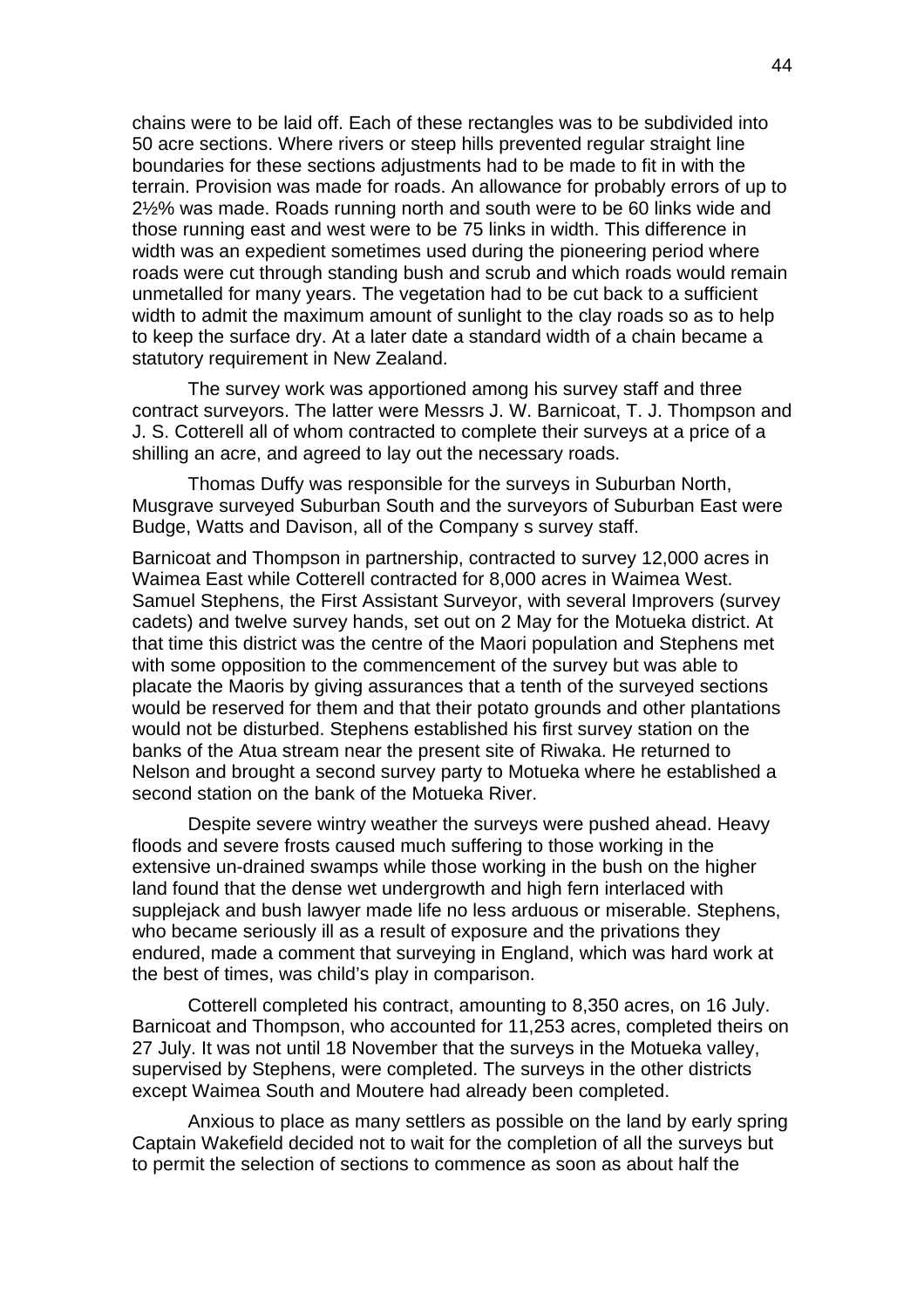chains were to be laid off. Each of these rectangles was to be subdivided into 50 acre sections. Where rivers or steep hills prevented regular straight line boundaries for these sections adjustments had to be made to fit in with the terrain. Provision was made for roads. An allowance for probably errors of up to 2½% was made. Roads running north and south were to be 60 links wide and those running east and west were to be 75 links in width. This difference in width was an expedient sometimes used during the pioneering period where roads were cut through standing bush and scrub and which roads would remain unmetalled for many years. The vegetation had to be cut back to a sufficient width to admit the maximum amount of sunlight to the clay roads so as to help to keep the surface dry. At a later date a standard width of a chain became a statutory requirement in New Zealand.

The survey work was apportioned among his survey staff and three contract surveyors. The latter were Messrs J. W. Barnicoat, T. J. Thompson and J. S. Cotterell all of whom contracted to complete their surveys at a price of a shilling an acre, and agreed to lay out the necessary roads.

Thomas Duffy was responsible for the surveys in Suburban North, Musgrave surveyed Suburban South and the surveyors of Suburban East were Budge, Watts and Davison, all of the Company s survey staff.

Barnicoat and Thompson in partnership, contracted to survey 12,000 acres in Waimea East while Cotterell contracted for 8,000 acres in Waimea West. Samuel Stephens, the First Assistant Surveyor, with several Improvers (survey cadets) and twelve survey hands, set out on 2 May for the Motueka district. At that time this district was the centre of the Maori population and Stephens met with some opposition to the commencement of the survey but was able to placate the Maoris by giving assurances that a tenth of the surveyed sections would be reserved for them and that their potato grounds and other plantations would not be disturbed. Stephens established his first survey station on the banks of the Atua stream near the present site of Riwaka. He returned to Nelson and brought a second survey party to Motueka where he established a second station on the bank of the Motueka River.

Despite severe wintry weather the surveys were pushed ahead. Heavy floods and severe frosts caused much suffering to those working in the extensive un-drained swamps while those working in the bush on the higher land found that the dense wet undergrowth and high fern interlaced with supplejack and bush lawyer made life no less arduous or miserable. Stephens, who became seriously ill as a result of exposure and the privations they endured, made a comment that surveying in England, which was hard work at the best of times, was child's play in comparison.

Cotterell completed his contract, amounting to 8,350 acres, on 16 July. Barnicoat and Thompson, who accounted for 11,253 acres, completed theirs on 27 July. It was not until 18 November that the surveys in the Motueka valley, supervised by Stephens, were completed. The surveys in the other districts except Waimea South and Moutere had already been completed.

Anxious to place as many settlers as possible on the land by early spring Captain Wakefield decided not to wait for the completion of all the surveys but to permit the selection of sections to commence as soon as about half the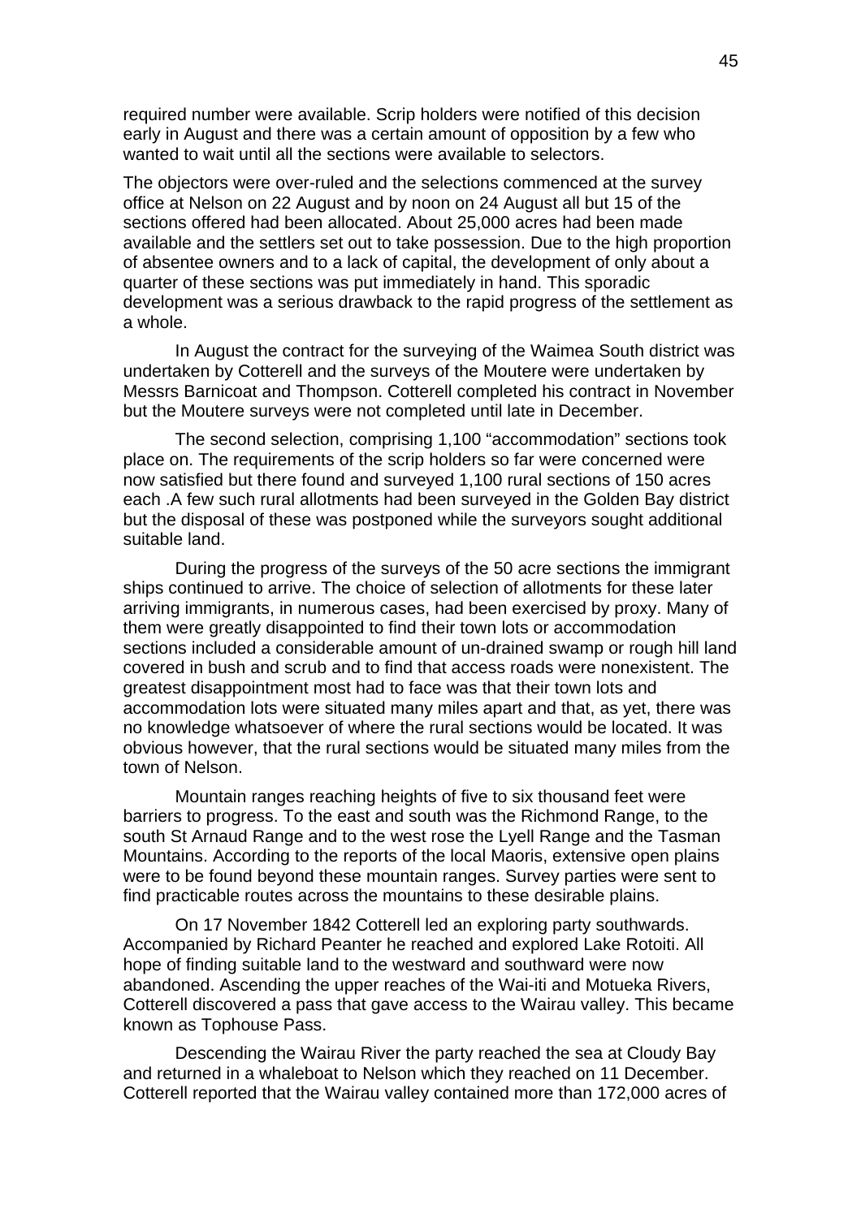required number were available. Scrip holders were notified of this decision early in August and there was a certain amount of opposition by a few who wanted to wait until all the sections were available to selectors.

The objectors were over-ruled and the selections commenced at the survey office at Nelson on 22 August and by noon on 24 August all but 15 of the sections offered had been allocated. About 25,000 acres had been made available and the settlers set out to take possession. Due to the high proportion of absentee owners and to a lack of capital, the development of only about a quarter of these sections was put immediately in hand. This sporadic development was a serious drawback to the rapid progress of the settlement as a whole.

In August the contract for the surveying of the Waimea South district was undertaken by Cotterell and the surveys of the Moutere were undertaken by Messrs Barnicoat and Thompson. Cotterell completed his contract in November but the Moutere surveys were not completed until late in December.

The second selection, comprising 1,100 "accommodation" sections took place on. The requirements of the scrip holders so far were concerned were now satisfied but there found and surveyed 1,100 rural sections of 150 acres each .A few such rural allotments had been surveyed in the Golden Bay district but the disposal of these was postponed while the surveyors sought additional suitable land.

During the progress of the surveys of the 50 acre sections the immigrant ships continued to arrive. The choice of selection of allotments for these later arriving immigrants, in numerous cases, had been exercised by proxy. Many of them were greatly disappointed to find their town lots or accommodation sections included a considerable amount of un-drained swamp or rough hill land covered in bush and scrub and to find that access roads were nonexistent. The greatest disappointment most had to face was that their town lots and accommodation lots were situated many miles apart and that, as yet, there was no knowledge whatsoever of where the rural sections would be located. It was obvious however, that the rural sections would be situated many miles from the town of Nelson.

Mountain ranges reaching heights of five to six thousand feet were barriers to progress. To the east and south was the Richmond Range, to the south St Arnaud Range and to the west rose the Lyell Range and the Tasman Mountains. According to the reports of the local Maoris, extensive open plains were to be found beyond these mountain ranges. Survey parties were sent to find practicable routes across the mountains to these desirable plains.

On 17 November 1842 Cotterell led an exploring party southwards. Accompanied by Richard Peanter he reached and explored Lake Rotoiti. All hope of finding suitable land to the westward and southward were now abandoned. Ascending the upper reaches of the Wai-iti and Motueka Rivers, Cotterell discovered a pass that gave access to the Wairau valley. This became known as Tophouse Pass.

Descending the Wairau River the party reached the sea at Cloudy Bay and returned in a whaleboat to Nelson which they reached on 11 December. Cotterell reported that the Wairau valley contained more than 172,000 acres of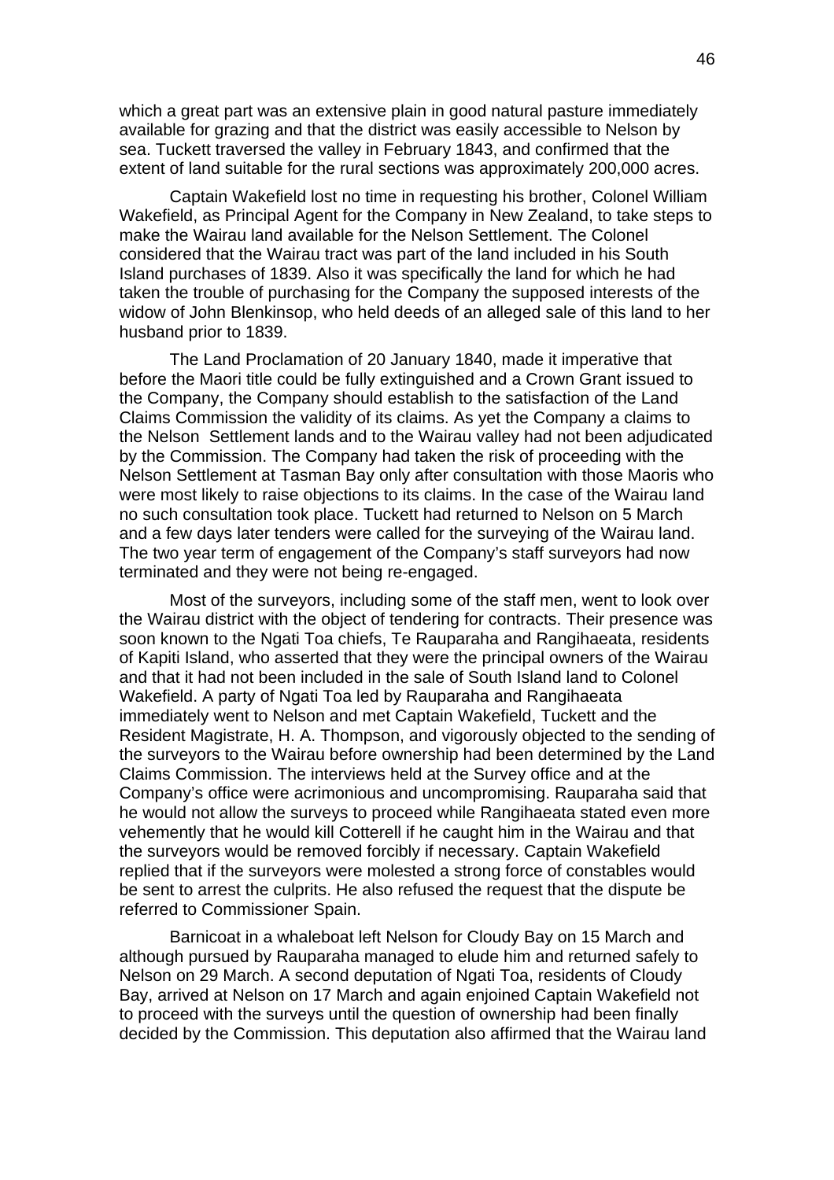which a great part was an extensive plain in good natural pasture immediately available for grazing and that the district was easily accessible to Nelson by sea. Tuckett traversed the valley in February 1843, and confirmed that the extent of land suitable for the rural sections was approximately 200,000 acres.

Captain Wakefield lost no time in requesting his brother, Colonel William Wakefield, as Principal Agent for the Company in New Zealand, to take steps to make the Wairau land available for the Nelson Settlement. The Colonel considered that the Wairau tract was part of the land included in his South Island purchases of 1839. Also it was specifically the land for which he had taken the trouble of purchasing for the Company the supposed interests of the widow of John Blenkinsop, who held deeds of an alleged sale of this land to her husband prior to 1839.

The Land Proclamation of 20 January 1840, made it imperative that before the Maori title could be fully extinguished and a Crown Grant issued to the Company, the Company should establish to the satisfaction of the Land Claims Commission the validity of its claims. As yet the Company a claims to the Nelson Settlement lands and to the Wairau valley had not been adjudicated by the Commission. The Company had taken the risk of proceeding with the Nelson Settlement at Tasman Bay only after consultation with those Maoris who were most likely to raise objections to its claims. In the case of the Wairau land no such consultation took place. Tuckett had returned to Nelson on 5 March and a few days later tenders were called for the surveying of the Wairau land. The two year term of engagement of the Company's staff surveyors had now terminated and they were not being re-engaged.

Most of the surveyors, including some of the staff men, went to look over the Wairau district with the object of tendering for contracts. Their presence was soon known to the Ngati Toa chiefs, Te Rauparaha and Rangihaeata, residents of Kapiti Island, who asserted that they were the principal owners of the Wairau and that it had not been included in the sale of South Island land to Colonel Wakefield. A party of Ngati Toa led by Rauparaha and Rangihaeata immediately went to Nelson and met Captain Wakefield, Tuckett and the Resident Magistrate, H. A. Thompson, and vigorously objected to the sending of the surveyors to the Wairau before ownership had been determined by the Land Claims Commission. The interviews held at the Survey office and at the Company's office were acrimonious and uncompromising. Rauparaha said that he would not allow the surveys to proceed while Rangihaeata stated even more vehemently that he would kill Cotterell if he caught him in the Wairau and that the surveyors would be removed forcibly if necessary. Captain Wakefield replied that if the surveyors were molested a strong force of constables would be sent to arrest the culprits. He also refused the request that the dispute be referred to Commissioner Spain.

Barnicoat in a whaleboat left Nelson for Cloudy Bay on 15 March and although pursued by Rauparaha managed to elude him and returned safely to Nelson on 29 March. A second deputation of Ngati Toa, residents of Cloudy Bay, arrived at Nelson on 17 March and again enjoined Captain Wakefield not to proceed with the surveys until the question of ownership had been finally decided by the Commission. This deputation also affirmed that the Wairau land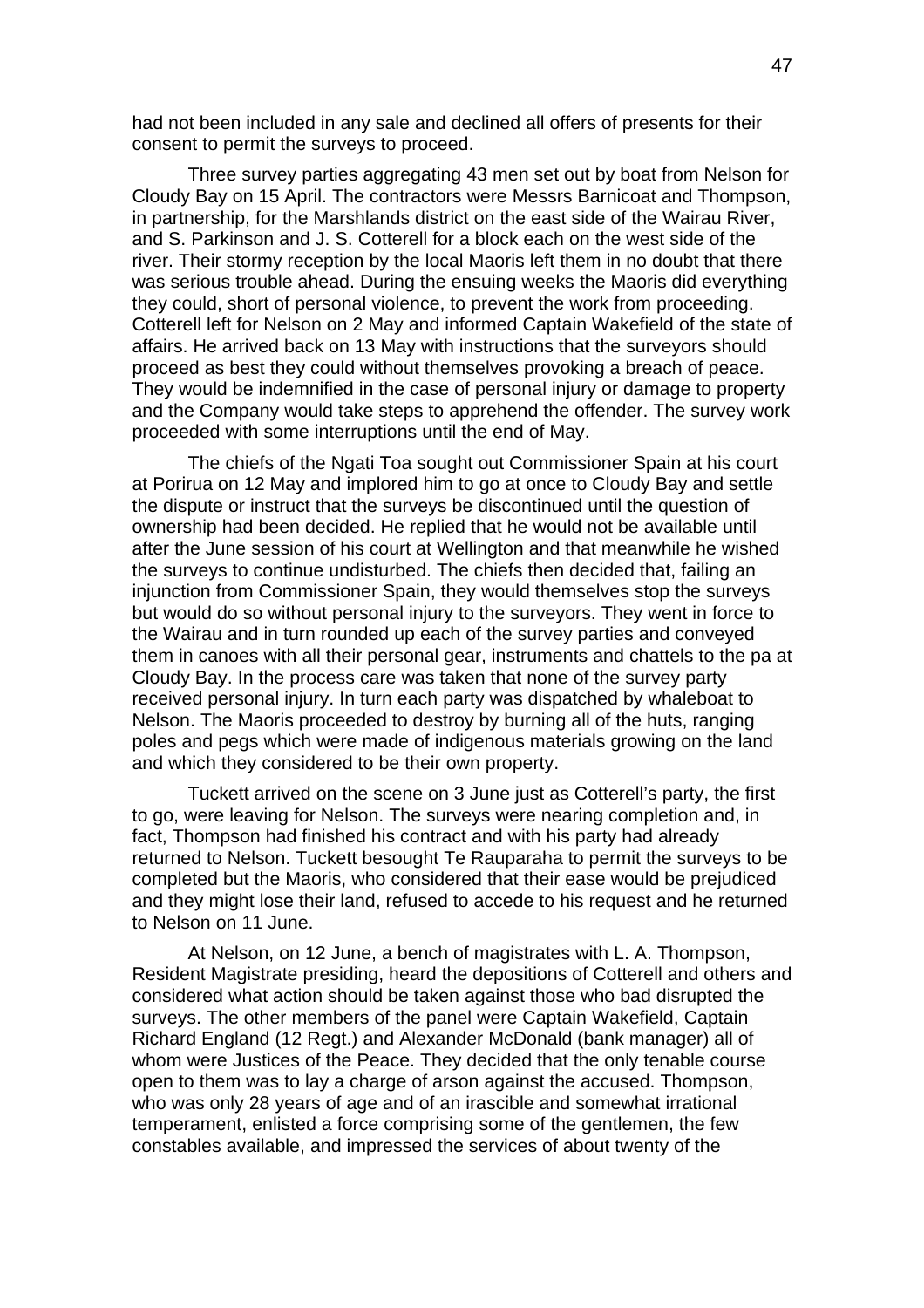had not been included in any sale and declined all offers of presents for their consent to permit the surveys to proceed.

Three survey parties aggregating 43 men set out by boat from Nelson for Cloudy Bay on 15 April. The contractors were Messrs Barnicoat and Thompson, in partnership, for the Marshlands district on the east side of the Wairau River, and S. Parkinson and J. S. Cotterell for a block each on the west side of the river. Their stormy reception by the local Maoris left them in no doubt that there was serious trouble ahead. During the ensuing weeks the Maoris did everything they could, short of personal violence, to prevent the work from proceeding. Cotterell left for Nelson on 2 May and informed Captain Wakefield of the state of affairs. He arrived back on 13 May with instructions that the surveyors should proceed as best they could without themselves provoking a breach of peace. They would be indemnified in the case of personal injury or damage to property and the Company would take steps to apprehend the offender. The survey work proceeded with some interruptions until the end of May.

The chiefs of the Ngati Toa sought out Commissioner Spain at his court at Porirua on 12 May and implored him to go at once to Cloudy Bay and settle the dispute or instruct that the surveys be discontinued until the question of ownership had been decided. He replied that he would not be available until after the June session of his court at Wellington and that meanwhile he wished the surveys to continue undisturbed. The chiefs then decided that, failing an injunction from Commissioner Spain, they would themselves stop the surveys but would do so without personal injury to the surveyors. They went in force to the Wairau and in turn rounded up each of the survey parties and conveyed them in canoes with all their personal gear, instruments and chattels to the pa at Cloudy Bay. In the process care was taken that none of the survey party received personal injury. In turn each party was dispatched by whaleboat to Nelson. The Maoris proceeded to destroy by burning all of the huts, ranging poles and pegs which were made of indigenous materials growing on the land and which they considered to be their own property.

Tuckett arrived on the scene on 3 June just as Cotterell's party, the first to go, were leaving for Nelson. The surveys were nearing completion and, in fact, Thompson had finished his contract and with his party had already returned to Nelson. Tuckett besought Te Rauparaha to permit the surveys to be completed but the Maoris, who considered that their ease would be prejudiced and they might lose their land, refused to accede to his request and he returned to Nelson on 11 June.

At Nelson, on 12 June, a bench of magistrates with L. A. Thompson, Resident Magistrate presiding, heard the depositions of Cotterell and others and considered what action should be taken against those who bad disrupted the surveys. The other members of the panel were Captain Wakefield, Captain Richard England (12 Regt.) and Alexander McDonald (bank manager) all of whom were Justices of the Peace. They decided that the only tenable course open to them was to lay a charge of arson against the accused. Thompson, who was only 28 years of age and of an irascible and somewhat irrational temperament, enlisted a force comprising some of the gentlemen, the few constables available, and impressed the services of about twenty of the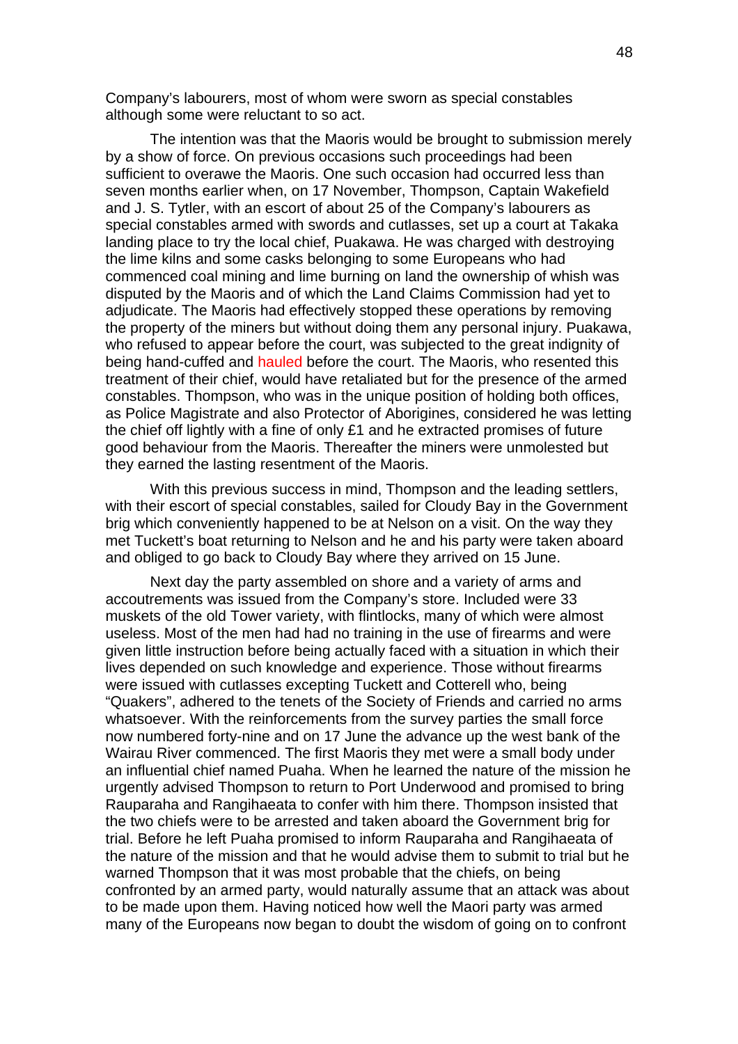Company's labourers, most of whom were sworn as special constables although some were reluctant to so act.

The intention was that the Maoris would be brought to submission merely by a show of force. On previous occasions such proceedings had been sufficient to overawe the Maoris. One such occasion had occurred less than seven months earlier when, on 17 November, Thompson, Captain Wakefield and J. S. Tytler, with an escort of about 25 of the Company's labourers as special constables armed with swords and cutlasses, set up a court at Takaka landing place to try the local chief, Puakawa. He was charged with destroying the lime kilns and some casks belonging to some Europeans who had commenced coal mining and lime burning on land the ownership of whish was disputed by the Maoris and of which the Land Claims Commission had yet to adjudicate. The Maoris had effectively stopped these operations by removing the property of the miners but without doing them any personal injury. Puakawa, who refused to appear before the court, was subjected to the great indignity of being hand-cuffed and hauled before the court. The Maoris, who resented this treatment of their chief, would have retaliated but for the presence of the armed constables. Thompson, who was in the unique position of holding both offices, as Police Magistrate and also Protector of Aborigines, considered he was letting the chief off lightly with a fine of only £1 and he extracted promises of future good behaviour from the Maoris. Thereafter the miners were unmolested but they earned the lasting resentment of the Maoris.

With this previous success in mind, Thompson and the leading settlers, with their escort of special constables, sailed for Cloudy Bay in the Government brig which conveniently happened to be at Nelson on a visit. On the way they met Tuckett's boat returning to Nelson and he and his party were taken aboard and obliged to go back to Cloudy Bay where they arrived on 15 June.

Next day the party assembled on shore and a variety of arms and accoutrements was issued from the Company's store. Included were 33 muskets of the old Tower variety, with flintlocks, many of which were almost useless. Most of the men had had no training in the use of firearms and were given little instruction before being actually faced with a situation in which their lives depended on such knowledge and experience. Those without firearms were issued with cutlasses excepting Tuckett and Cotterell who, being "Quakers", adhered to the tenets of the Society of Friends and carried no arms whatsoever. With the reinforcements from the survey parties the small force now numbered forty-nine and on 17 June the advance up the west bank of the Wairau River commenced. The first Maoris they met were a small body under an influential chief named Puaha. When he learned the nature of the mission he urgently advised Thompson to return to Port Underwood and promised to bring Rauparaha and Rangihaeata to confer with him there. Thompson insisted that the two chiefs were to be arrested and taken aboard the Government brig for trial. Before he left Puaha promised to inform Rauparaha and Rangihaeata of the nature of the mission and that he would advise them to submit to trial but he warned Thompson that it was most probable that the chiefs, on being confronted by an armed party, would naturally assume that an attack was about to be made upon them. Having noticed how well the Maori party was armed many of the Europeans now began to doubt the wisdom of going on to confront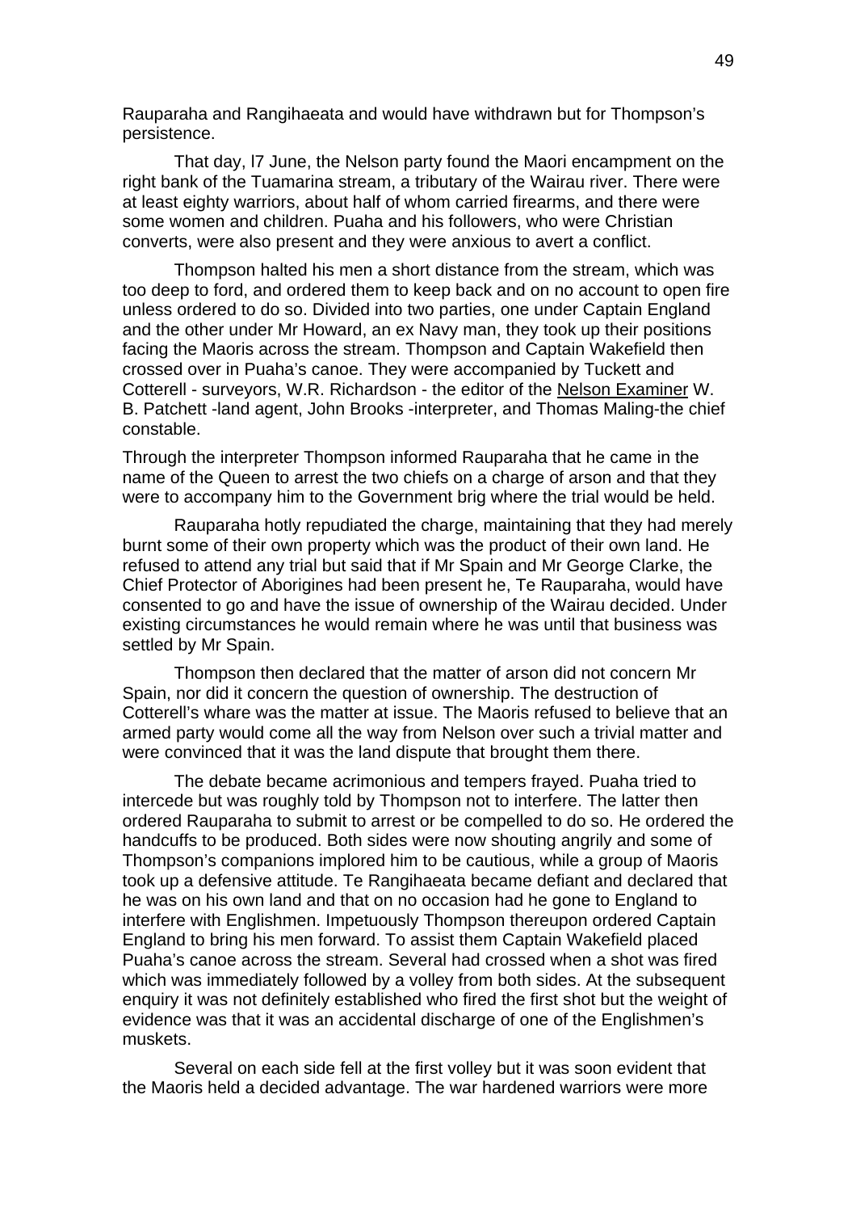Rauparaha and Rangihaeata and would have withdrawn but for Thompson's persistence.

That day, l7 June, the Nelson party found the Maori encampment on the right bank of the Tuamarina stream, a tributary of the Wairau river. There were at least eighty warriors, about half of whom carried firearms, and there were some women and children. Puaha and his followers, who were Christian converts, were also present and they were anxious to avert a conflict.

Thompson halted his men a short distance from the stream, which was too deep to ford, and ordered them to keep back and on no account to open fire unless ordered to do so. Divided into two parties, one under Captain England and the other under Mr Howard, an ex Navy man, they took up their positions facing the Maoris across the stream. Thompson and Captain Wakefield then crossed over in Puaha's canoe. They were accompanied by Tuckett and Cotterell - surveyors, W.R. Richardson - the editor of the Nelson Examiner W. B. Patchett -land agent, John Brooks -interpreter, and Thomas Maling-the chief constable.

Through the interpreter Thompson informed Rauparaha that he came in the name of the Queen to arrest the two chiefs on a charge of arson and that they were to accompany him to the Government brig where the trial would be held.

Rauparaha hotly repudiated the charge, maintaining that they had merely burnt some of their own property which was the product of their own land. He refused to attend any trial but said that if Mr Spain and Mr George Clarke, the Chief Protector of Aborigines had been present he, Te Rauparaha, would have consented to go and have the issue of ownership of the Wairau decided. Under existing circumstances he would remain where he was until that business was settled by Mr Spain.

Thompson then declared that the matter of arson did not concern Mr Spain, nor did it concern the question of ownership. The destruction of Cotterell's whare was the matter at issue. The Maoris refused to believe that an armed party would come all the way from Nelson over such a trivial matter and were convinced that it was the land dispute that brought them there.

The debate became acrimonious and tempers frayed. Puaha tried to intercede but was roughly told by Thompson not to interfere. The latter then ordered Rauparaha to submit to arrest or be compelled to do so. He ordered the handcuffs to be produced. Both sides were now shouting angrily and some of Thompson's companions implored him to be cautious, while a group of Maoris took up a defensive attitude. Te Rangihaeata became defiant and declared that he was on his own land and that on no occasion had he gone to England to interfere with Englishmen. Impetuously Thompson thereupon ordered Captain England to bring his men forward. To assist them Captain Wakefield placed Puaha's canoe across the stream. Several had crossed when a shot was fired which was immediately followed by a volley from both sides. At the subsequent enquiry it was not definitely established who fired the first shot but the weight of evidence was that it was an accidental discharge of one of the Englishmen's muskets.

Several on each side fell at the first volley but it was soon evident that the Maoris held a decided advantage. The war hardened warriors were more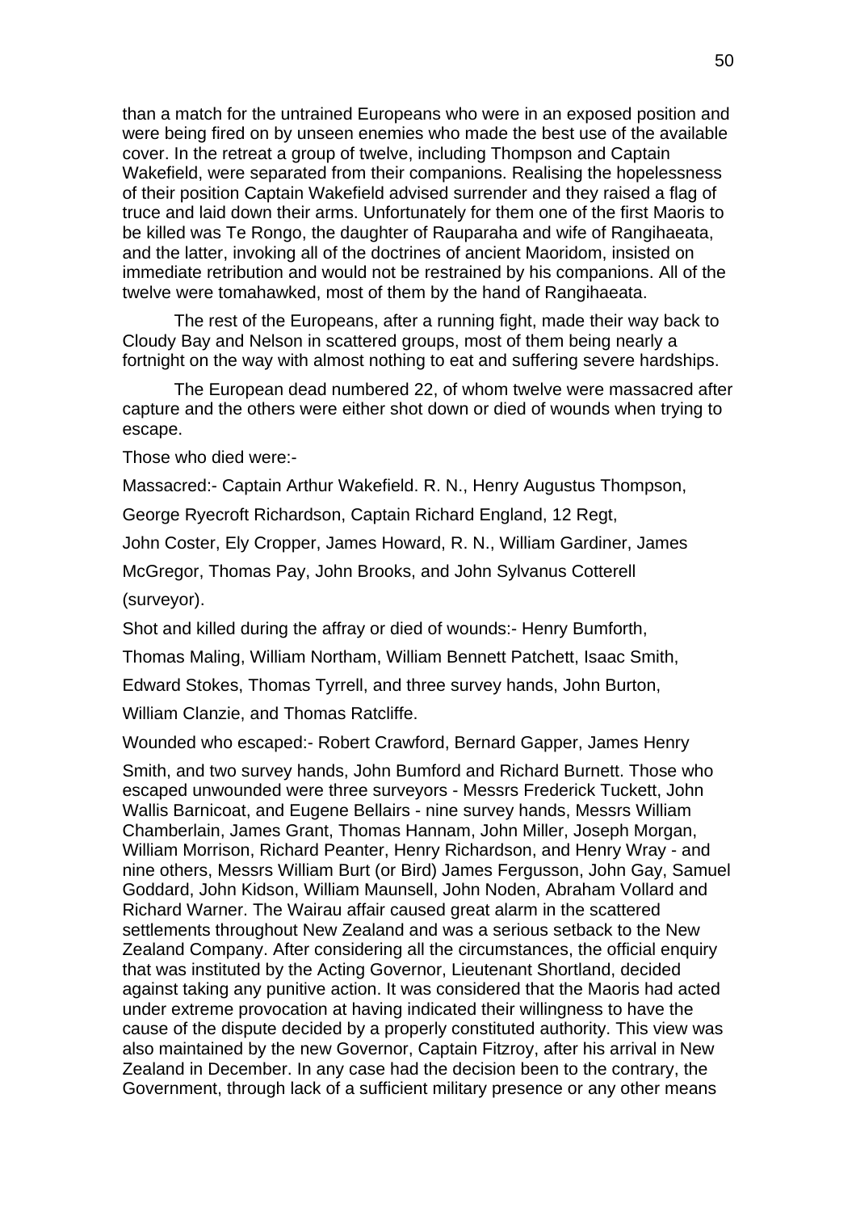than a match for the untrained Europeans who were in an exposed position and were being fired on by unseen enemies who made the best use of the available cover. In the retreat a group of twelve, including Thompson and Captain Wakefield, were separated from their companions. Realising the hopelessness of their position Captain Wakefield advised surrender and they raised a flag of truce and laid down their arms. Unfortunately for them one of the first Maoris to be killed was Te Rongo, the daughter of Rauparaha and wife of Rangihaeata, and the latter, invoking all of the doctrines of ancient Maoridom, insisted on immediate retribution and would not be restrained by his companions. All of the twelve were tomahawked, most of them by the hand of Rangihaeata.

The rest of the Europeans, after a running fight, made their way back to Cloudy Bay and Nelson in scattered groups, most of them being nearly a fortnight on the way with almost nothing to eat and suffering severe hardships.

The European dead numbered 22, of whom twelve were massacred after capture and the others were either shot down or died of wounds when trying to escape.

Those who died were:-

Massacred:- Captain Arthur Wakefield. R. N., Henry Augustus Thompson, George Ryecroft Richardson, Captain Richard England, 12 Regt, John Coster, Ely Cropper, James Howard, R. N., William Gardiner, James McGregor, Thomas Pay, John Brooks, and John Sylvanus Cotterell (surveyor).

Shot and killed during the affray or died of wounds:- Henry Bumforth, Thomas Maling, William Northam, William Bennett Patchett, Isaac Smith, Edward Stokes, Thomas Tyrrell, and three survey hands, John Burton, William Clanzie, and Thomas Ratcliffe.

Wounded who escaped:- Robert Crawford, Bernard Gapper, James Henry Smith, and two survey hands, John Bumford and Richard Burnett. Those who escaped unwounded were three surveyors - Messrs Frederick Tuckett, John Wallis Barnicoat, and Eugene Bellairs - nine survey hands, Messrs William Chamberlain, James Grant, Thomas Hannam, John Miller, Joseph Morgan, William Morrison, Richard Peanter, Henry Richardson, and Henry Wray - and nine others, Messrs William Burt (or Bird) James Fergusson, John Gay, Samuel Goddard, John Kidson, William Maunsell, John Noden, Abraham Vollard and Richard Warner. The Wairau affair caused great alarm in the scattered settlements throughout New Zealand and was a serious setback to the New Zealand Company. After considering all the circumstances, the official enquiry that was instituted by the Acting Governor, Lieutenant Shortland, decided against taking any punitive action. It was considered that the Maoris had acted under extreme provocation at having indicated their willingness to have the cause of the dispute decided by a properly constituted authority. This view was also maintained by the new Governor, Captain Fitzroy, after his arrival in New Zealand in December. In any case had the decision been to the contrary, the Government, through lack of a sufficient military presence or any other means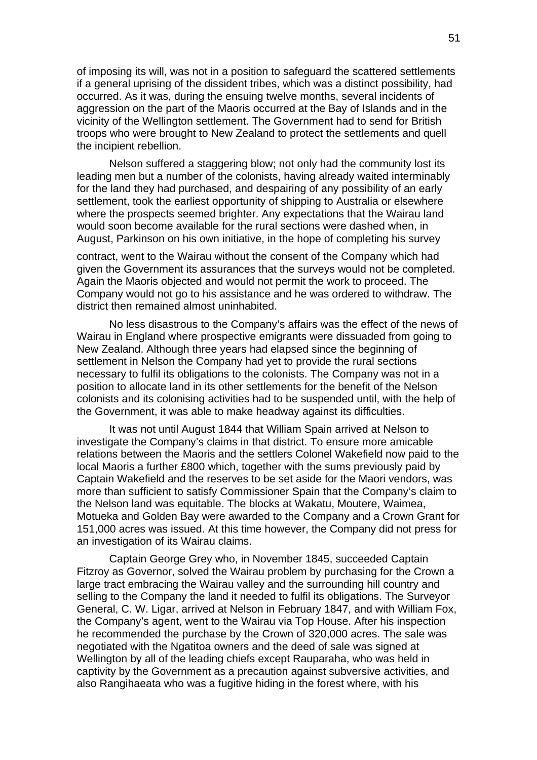of imposing its will, was not in a position to safeguard the scattered settlements if a general uprising of the dissident tribes, which was a distinct possibility, had occurred. As it was, during the ensuing twelve months, several incidents of aggression on the part of the Maoris occurred at the Bay of Islands and in the vicinity of the Wellington settlement. The Government had to send for British troops who were brought to New Zealand to protect the settlements and quell the incipient rebellion.

Nelson suffered a staggering blow; not only had the community lost its leading men but a number of the colonists, having already waited interminably for the land they had purchased, and despairing of any possibility of an early settlement, took the earliest opportunity of shipping to Australia or elsewhere where the prospects seemed brighter. Any expectations that the Wairau land would soon become available for the rural sections were dashed when, in August, Parkinson on his own initiative, in the hope of completing his survey contract, went to the Wairau without the consent of the Company which had given the Government its assurances that the surveys would not be completed. Again the Maoris objected and would not permit the work to proceed. The Company would not go to his assistance and he was ordered to withdraw. The district then remained almost uninhabited.

No less disastrous to the Company's affairs was the effect of the news of Wairau in England where prospective emigrants were dissuaded from going to New Zealand. Although three years had elapsed since the beginning of settlement in Nelson the Company had yet to provide the rural sections necessary to fulfil its obligations to the colonists. The Company was not in a position to allocate land in its other settlements for the benefit of the Nelson colonists and its colonising activities had to be suspended until, with the help of the Government, it was able to make headway against its difficulties.

It was not until August 1844 that William Spain arrived at Nelson to investigate the Company's claims in that district. To ensure more amicable relations between the Maoris and the settlers Colonel Wakefield now paid to the local Maoris a further £800 which, together with the sums previously paid by Captain Wakefield and the reserves to be set aside for the Maori vendors, was more than sufficient to satisfy Commissioner Spain that the Company's claim to the Nelson land was equitable. The blocks at Wakatu, Moutere, Waimea, Motueka and Golden Bay were awarded to the Company and a Crown Grant for 151,000 acres was issued. At this time however, the Company did not press for an investigation of its Wairau claims.

Captain George Grey who, in November 1845, succeeded Captain Fitzroy as Governor, solved the Wairau problem by purchasing for the Crown a large tract embracing the Wairau valley and the surrounding hill country and selling to the Company the land it needed to fulfil its obligations. The Surveyor General, C. W. Ligar, arrived at Nelson in February 1847, and with William Fox, the Company's agent, went to the Wairau via Top House. After his inspection he recommended the purchase by the Crown of 320,000 acres. The sale was negotiated with the Ngatitoa owners and the deed of sale was signed at Wellington by all of the leading chiefs except Rauparaha, who was held in captivity by the Government as a precaution against subversive activities, and also Rangihaeata who was a fugitive hiding in the forest where, with his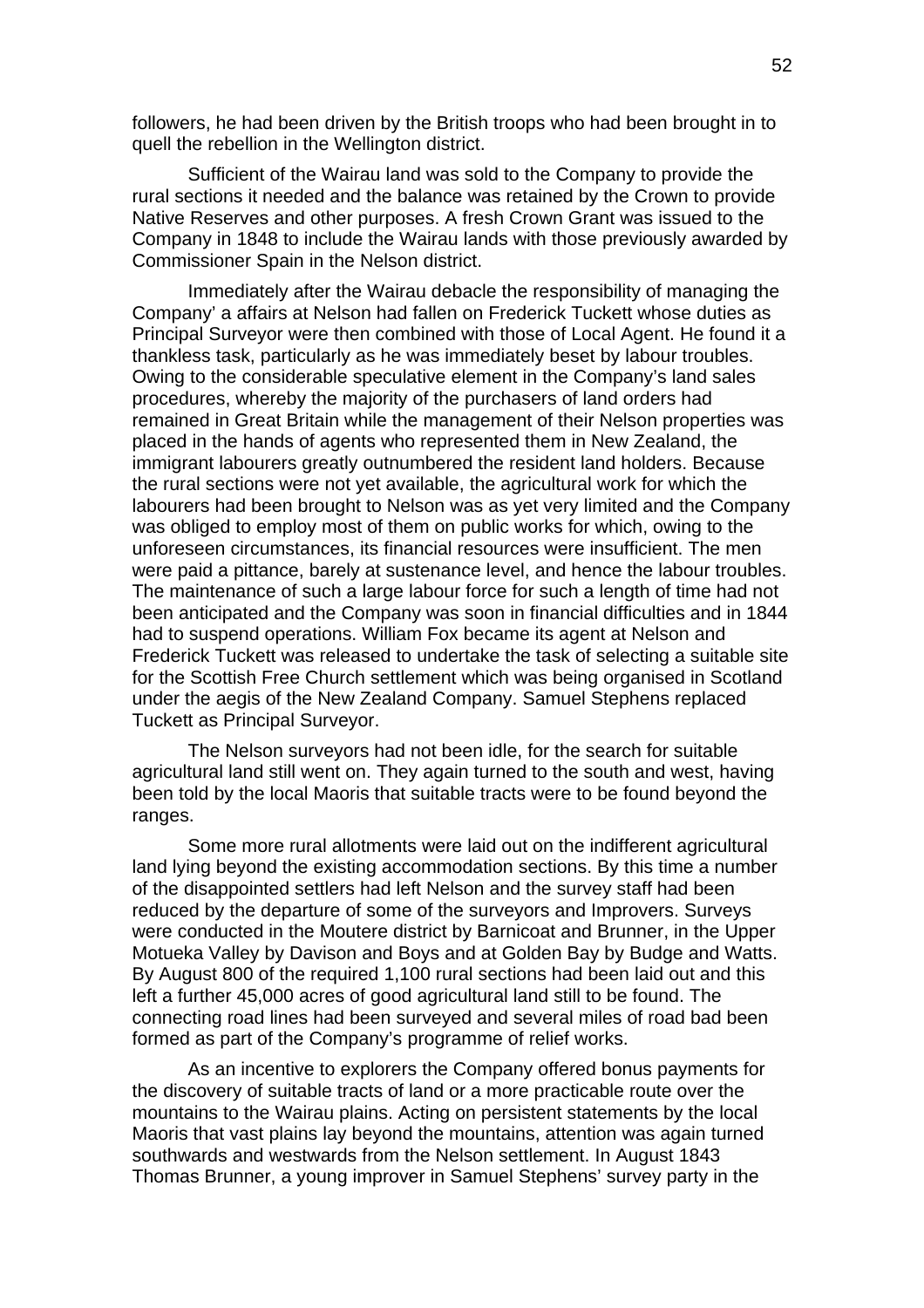followers, he had been driven by the British troops who had been brought in to quell the rebellion in the Wellington district.

Sufficient of the Wairau land was sold to the Company to provide the rural sections it needed and the balance was retained by the Crown to provide Native Reserves and other purposes. A fresh Crown Grant was issued to the Company in 1848 to include the Wairau lands with those previously awarded by Commissioner Spain in the Nelson district.

Immediately after the Wairau debacle the responsibility of managing the Company' a affairs at Nelson had fallen on Frederick Tuckett whose duties as Principal Surveyor were then combined with those of Local Agent. He found it a thankless task, particularly as he was immediately beset by labour troubles. Owing to the considerable speculative element in the Company's land sales procedures, whereby the majority of the purchasers of land orders had remained in Great Britain while the management of their Nelson properties was placed in the hands of agents who represented them in New Zealand, the immigrant labourers greatly outnumbered the resident land holders. Because the rural sections were not yet available, the agricultural work for which the labourers had been brought to Nelson was as yet very limited and the Company was obliged to employ most of them on public works for which, owing to the unforeseen circumstances, its financial resources were insufficient. The men were paid a pittance, barely at sustenance level, and hence the labour troubles. The maintenance of such a large labour force for such a length of time had not been anticipated and the Company was soon in financial difficulties and in 1844 had to suspend operations. William Fox became its agent at Nelson and Frederick Tuckett was released to undertake the task of selecting a suitable site for the Scottish Free Church settlement which was being organised in Scotland under the aegis of the New Zealand Company. Samuel Stephens replaced Tuckett as Principal Surveyor.

The Nelson surveyors had not been idle, for the search for suitable agricultural land still went on. They again turned to the south and west, having been told by the local Maoris that suitable tracts were to be found beyond the ranges.

Some more rural allotments were laid out on the indifferent agricultural land lying beyond the existing accommodation sections. By this time a number of the disappointed settlers had left Nelson and the survey staff had been reduced by the departure of some of the surveyors and Improvers. Surveys were conducted in the Moutere district by Barnicoat and Brunner, in the Upper Motueka Valley by Davison and Boys and at Golden Bay by Budge and Watts. By August 800 of the required 1,100 rural sections had been laid out and this left a further 45,000 acres of good agricultural land still to be found. The connecting road lines had been surveyed and several miles of road bad been formed as part of the Company's programme of relief works.

As an incentive to explorers the Company offered bonus payments for the discovery of suitable tracts of land or a more practicable route over the mountains to the Wairau plains. Acting on persistent statements by the local Maoris that vast plains lay beyond the mountains, attention was again turned southwards and westwards from the Nelson settlement. In August 1843 Thomas Brunner, a young improver in Samuel Stephens' survey party in the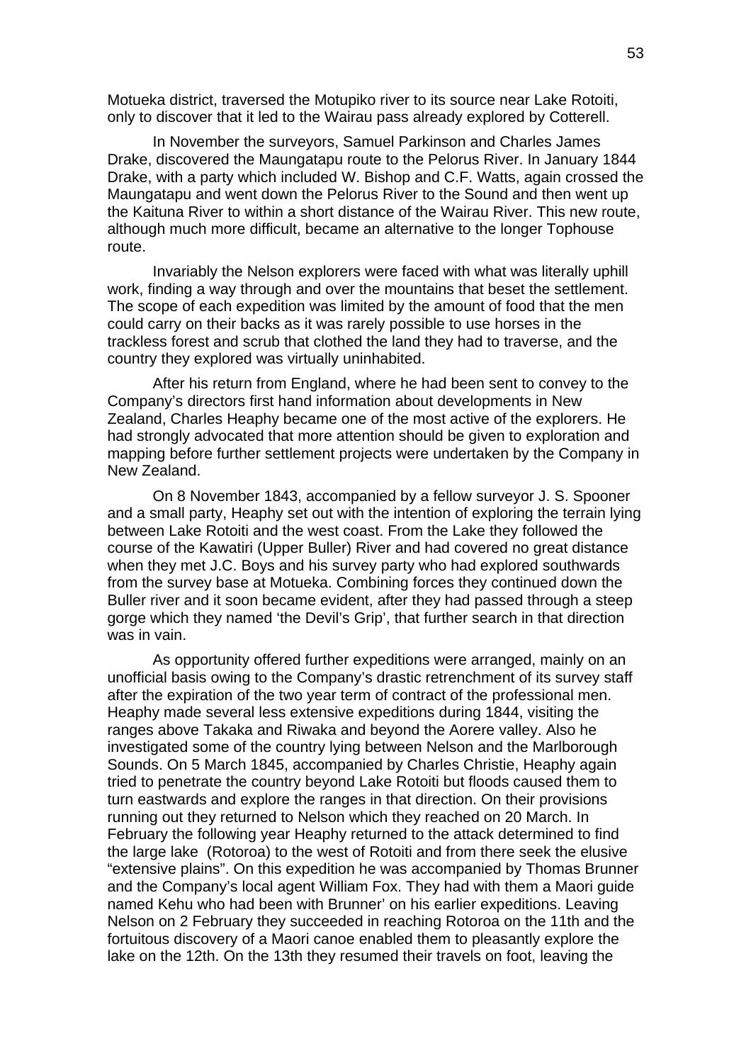Motueka district, traversed the Motupiko river to its source near Lake Rotoiti, only to discover that it led to the Wairau pass already explored by Cotterell.

In November the surveyors, Samuel Parkinson and Charles James Drake, discovered the Maungatapu route to the Pelorus River. In January 1844 Drake, with a party which included W. Bishop and C.F. Watts, again crossed the Maungatapu and went down the Pelorus River to the Sound and then went up the Kaituna River to within a short distance of the Wairau River. This new route, although much more difficult, became an alternative to the longer Tophouse route.

Invariably the Nelson explorers were faced with what was literally uphill work, finding a way through and over the mountains that beset the settlement. The scope of each expedition was limited by the amount of food that the men could carry on their backs as it was rarely possible to use horses in the trackless forest and scrub that clothed the land they had to traverse, and the country they explored was virtually uninhabited.

After his return from England, where he had been sent to convey to the Company's directors first hand information about developments in New Zealand, Charles Heaphy became one of the most active of the explorers. He had strongly advocated that more attention should be given to exploration and mapping before further settlement projects were undertaken by the Company in New Zealand.

On 8 November 1843, accompanied by a fellow surveyor J. S. Spooner and a small party, Heaphy set out with the intention of exploring the terrain lying between Lake Rotoiti and the west coast. From the Lake they followed the course of the Kawatiri (Upper Buller) River and had covered no great distance when they met J.C. Boys and his survey party who had explored southwards from the survey base at Motueka. Combining forces they continued down the Buller river and it soon became evident, after they had passed through a steep gorge which they named 'the Devil's Grip', that further search in that direction was in vain.

As opportunity offered further expeditions were arranged, mainly on an unofficial basis owing to the Company's drastic retrenchment of its survey staff after the expiration of the two year term of contract of the professional men. Heaphy made several less extensive expeditions during 1844, visiting the ranges above Takaka and Riwaka and beyond the Aorere valley. Also he investigated some of the country lying between Nelson and the Marlborough Sounds. On 5 March 1845, accompanied by Charles Christie, Heaphy again tried to penetrate the country beyond Lake Rotoiti but floods caused them to turn eastwards and explore the ranges in that direction. On their provisions running out they returned to Nelson which they reached on 20 March. In February the following year Heaphy returned to the attack determined to find the large lake (Rotoroa) to the west of Rotoiti and from there seek the elusive "extensive plains". On this expedition he was accompanied by Thomas Brunner and the Company's local agent William Fox. They had with them a Maori guide named Kehu who had been with Brunner' on his earlier expeditions. Leaving Nelson on 2 February they succeeded in reaching Rotoroa on the 11th and the fortuitous discovery of a Maori canoe enabled them to pleasantly explore the lake on the 12th. On the 13th they resumed their travels on foot, leaving the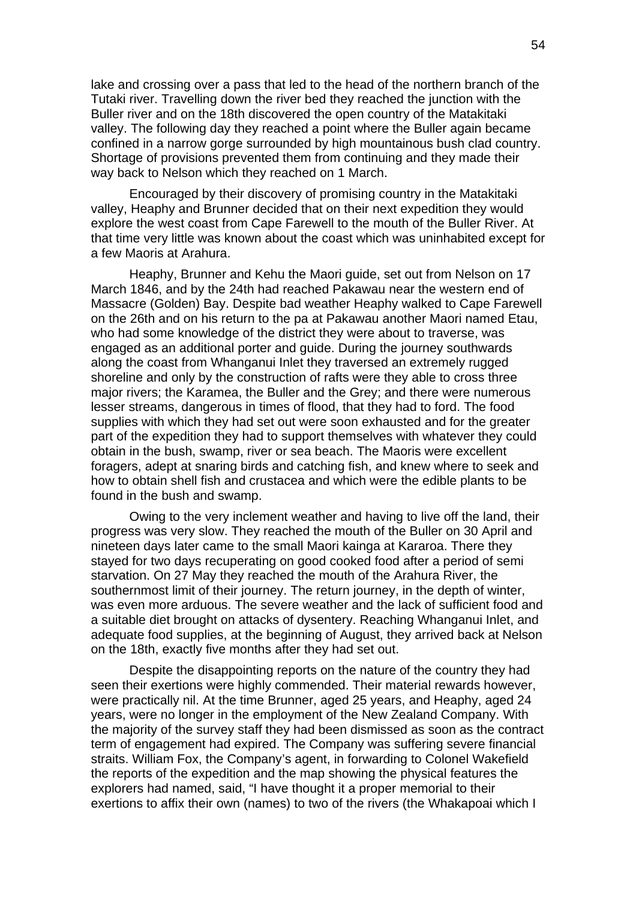lake and crossing over a pass that led to the head of the northern branch of the Tutaki river. Travelling down the river bed they reached the junction with the Buller river and on the 18th discovered the open country of the Matakitaki valley. The following day they reached a point where the Buller again became confined in a narrow gorge surrounded by high mountainous bush clad country. Shortage of provisions prevented them from continuing and they made their way back to Nelson which they reached on 1 March.

Encouraged by their discovery of promising country in the Matakitaki valley, Heaphy and Brunner decided that on their next expedition they would explore the west coast from Cape Farewell to the mouth of the Buller River. At that time very little was known about the coast which was uninhabited except for a few Maoris at Arahura.

Heaphy, Brunner and Kehu the Maori guide, set out from Nelson on 17 March 1846, and by the 24th had reached Pakawau near the western end of Massacre (Golden) Bay. Despite bad weather Heaphy walked to Cape Farewell on the 26th and on his return to the pa at Pakawau another Maori named Etau, who had some knowledge of the district they were about to traverse, was engaged as an additional porter and guide. During the journey southwards along the coast from Whanganui Inlet they traversed an extremely rugged shoreline and only by the construction of rafts were they able to cross three major rivers; the Karamea, the Buller and the Grey; and there were numerous lesser streams, dangerous in times of flood, that they had to ford. The food supplies with which they had set out were soon exhausted and for the greater part of the expedition they had to support themselves with whatever they could obtain in the bush, swamp, river or sea beach. The Maoris were excellent foragers, adept at snaring birds and catching fish, and knew where to seek and how to obtain shell fish and crustacea and which were the edible plants to be found in the bush and swamp.

Owing to the very inclement weather and having to live off the land, their progress was very slow. They reached the mouth of the Buller on 30 April and nineteen days later came to the small Maori kainga at Kararoa. There they stayed for two days recuperating on good cooked food after a period of semi starvation. On 27 May they reached the mouth of the Arahura River, the southernmost limit of their journey. The return journey, in the depth of winter, was even more arduous. The severe weather and the lack of sufficient food and a suitable diet brought on attacks of dysentery. Reaching Whanganui Inlet, and adequate food supplies, at the beginning of August, they arrived back at Nelson on the 18th, exactly five months after they had set out.

Despite the disappointing reports on the nature of the country they had seen their exertions were highly commended. Their material rewards however, were practically nil. At the time Brunner, aged 25 years, and Heaphy, aged 24 years, were no longer in the employment of the New Zealand Company. With the majority of the survey staff they had been dismissed as soon as the contract term of engagement had expired. The Company was suffering severe financial straits. William Fox, the Company's agent, in forwarding to Colonel Wakefield the reports of the expedition and the map showing the physical features the explorers had named, said, "I have thought it a proper memorial to their exertions to affix their own (names) to two of the rivers (the Whakapoai which I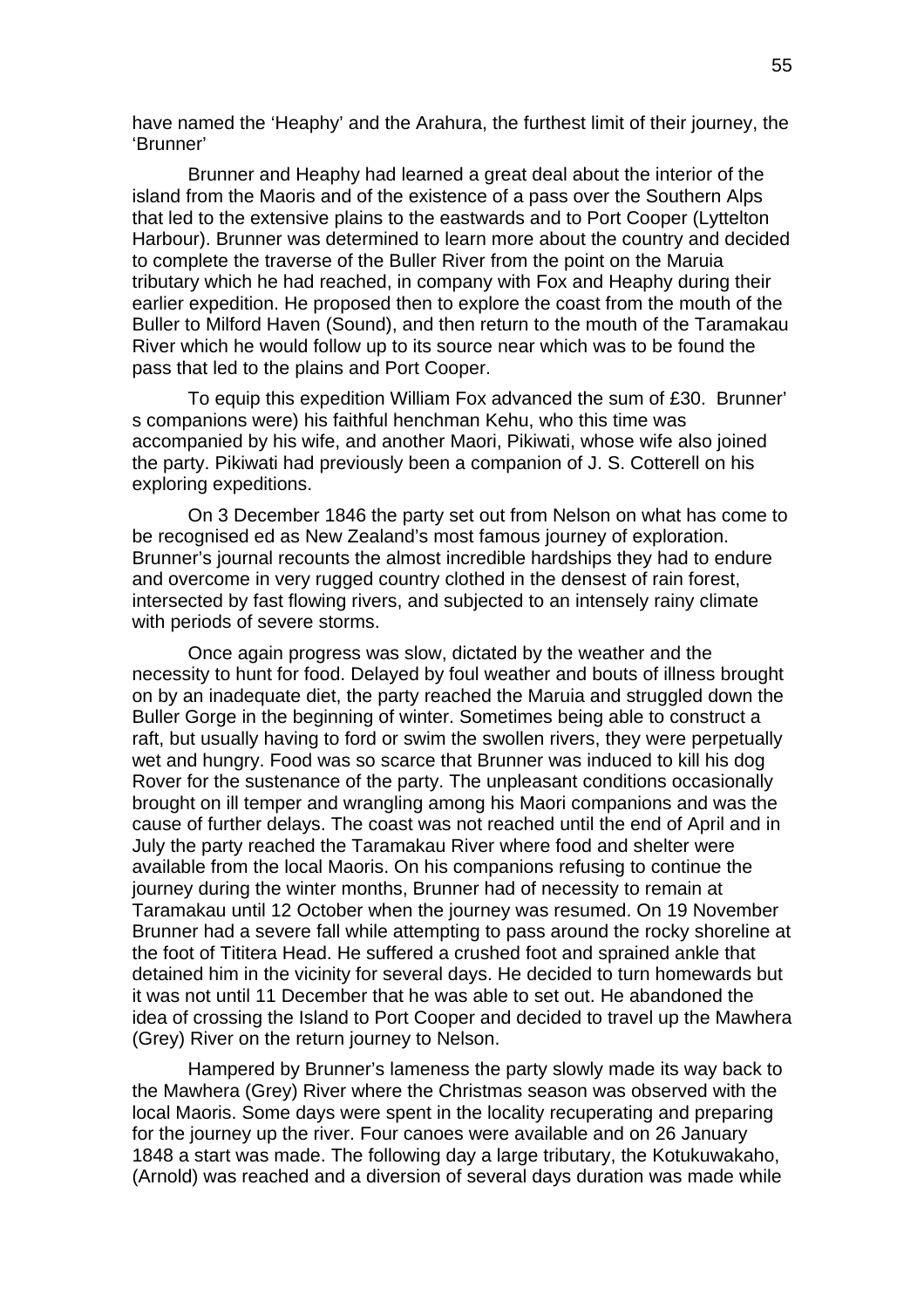have named the 'Heaphy' and the Arahura, the furthest limit of their journey, the 'Brunner'

Brunner and Heaphy had learned a great deal about the interior of the island from the Maoris and of the existence of a pass over the Southern Alps that led to the extensive plains to the eastwards and to Port Cooper (Lyttelton Harbour). Brunner was determined to learn more about the country and decided to complete the traverse of the Buller River from the point on the Maruia tributary which he had reached, in company with Fox and Heaphy during their earlier expedition. He proposed then to explore the coast from the mouth of the Buller to Milford Haven (Sound), and then return to the mouth of the Taramakau River which he would follow up to its source near which was to be found the pass that led to the plains and Port Cooper.

To equip this expedition William Fox advanced the sum of £30. Brunner' s companions were) his faithful henchman Kehu, who this time was accompanied by his wife, and another Maori, Pikiwati, whose wife also joined the party. Pikiwati had previously been a companion of J. S. Cotterell on his exploring expeditions.

On 3 December 1846 the party set out from Nelson on what has come to be recognised ed as New Zealand's most famous journey of exploration. Brunner's journal recounts the almost incredible hardships they had to endure and overcome in very rugged country clothed in the densest of rain forest, intersected by fast flowing rivers, and subjected to an intensely rainy climate with periods of severe storms.

Once again progress was slow, dictated by the weather and the necessity to hunt for food. Delayed by foul weather and bouts of illness brought on by an inadequate diet, the party reached the Maruia and struggled down the Buller Gorge in the beginning of winter. Sometimes being able to construct a raft, but usually having to ford or swim the swollen rivers, they were perpetually wet and hungry. Food was so scarce that Brunner was induced to kill his dog Rover for the sustenance of the party. The unpleasant conditions occasionally brought on ill temper and wrangling among his Maori companions and was the cause of further delays. The coast was not reached until the end of April and in July the party reached the Taramakau River where food and shelter were available from the local Maoris. On his companions refusing to continue the journey during the winter months, Brunner had of necessity to remain at Taramakau until 12 October when the journey was resumed. On 19 November Brunner had a severe fall while attempting to pass around the rocky shoreline at the foot of Tititera Head. He suffered a crushed foot and sprained ankle that detained him in the vicinity for several days. He decided to turn homewards but it was not until 11 December that he was able to set out. He abandoned the idea of crossing the Island to Port Cooper and decided to travel up the Mawhera (Grey) River on the return journey to Nelson.

Hampered by Brunner's lameness the party slowly made its way back to the Mawhera (Grey) River where the Christmas season was observed with the local Maoris. Some days were spent in the locality recuperating and preparing for the journey up the river. Four canoes were available and on 26 January 1848 a start was made. The following day a large tributary, the Kotukuwakaho, (Arnold) was reached and a diversion of several days duration was made while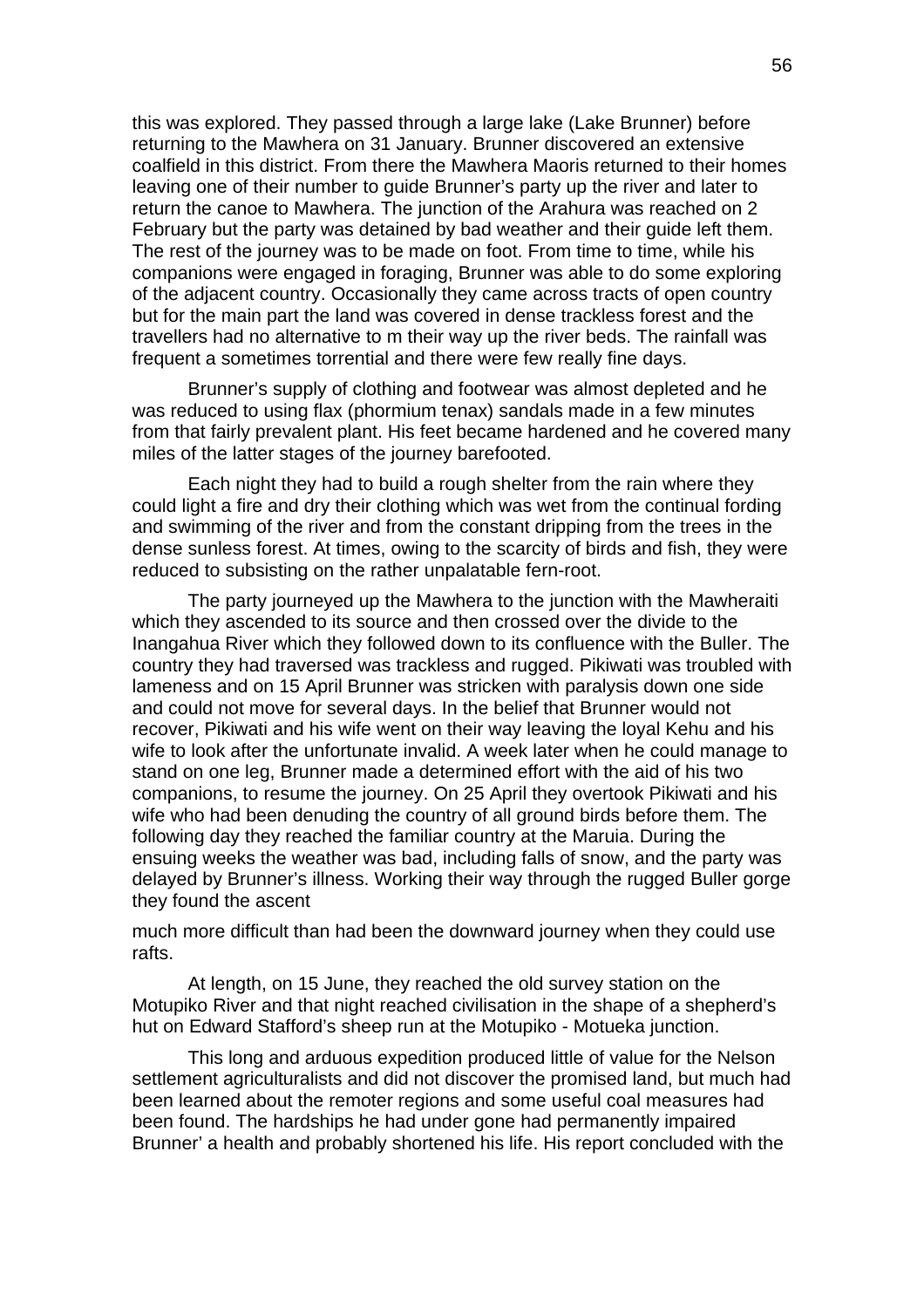this was explored. They passed through a large lake (Lake Brunner) before returning to the Mawhera on 31 January. Brunner discovered an extensive coalfield in this district. From there the Mawhera Maoris returned to their homes leaving one of their number to guide Brunner's party up the river and later to return the canoe to Mawhera. The junction of the Arahura was reached on 2 February but the party was detained by bad weather and their guide left them. The rest of the journey was to be made on foot. From time to time, while his companions were engaged in foraging, Brunner was able to do some exploring of the adjacent country. Occasionally they came across tracts of open country but for the main part the land was covered in dense trackless forest and the travellers had no alternative to m their way up the river beds. The rainfall was frequent a sometimes torrential and there were few really fine days.

Brunner's supply of clothing and footwear was almost depleted and he was reduced to using flax (phormium tenax) sandals made in a few minutes from that fairly prevalent plant. His feet became hardened and he covered many miles of the latter stages of the journey barefooted.

Each night they had to build a rough shelter from the rain where they could light a fire and dry their clothing which was wet from the continual fording and swimming of the river and from the constant dripping from the trees in the dense sunless forest. At times, owing to the scarcity of birds and fish, they were reduced to subsisting on the rather unpalatable fern-root.

The party journeyed up the Mawhera to the junction with the Mawheraiti which they ascended to its source and then crossed over the divide to the Inangahua River which they followed down to its confluence with the Buller. The country they had traversed was trackless and rugged. Pikiwati was troubled with lameness and on 15 April Brunner was stricken with paralysis down one side and could not move for several days. In the belief that Brunner would not recover, Pikiwati and his wife went on their way leaving the loyal Kehu and his wife to look after the unfortunate invalid. A week later when he could manage to stand on one leg, Brunner made a determined effort with the aid of his two companions, to resume the journey. On 25 April they overtook Pikiwati and his wife who had been denuding the country of all ground birds before them. The following day they reached the familiar country at the Maruia. During the ensuing weeks the weather was bad, including falls of snow, and the party was delayed by Brunner's illness. Working their way through the rugged Buller gorge they found the ascent

much more difficult than had been the downward journey when they could use rafts.

At length, on 15 June, they reached the old survey station on the Motupiko River and that night reached civilisation in the shape of a shepherd's hut on Edward Stafford's sheep run at the Motupiko - Motueka junction.

This long and arduous expedition produced little of value for the Nelson settlement agriculturalists and did not discover the promised land, but much had been learned about the remoter regions and some useful coal measures had been found. The hardships he had under gone had permanently impaired Brunner' a health and probably shortened his life. His report concluded with the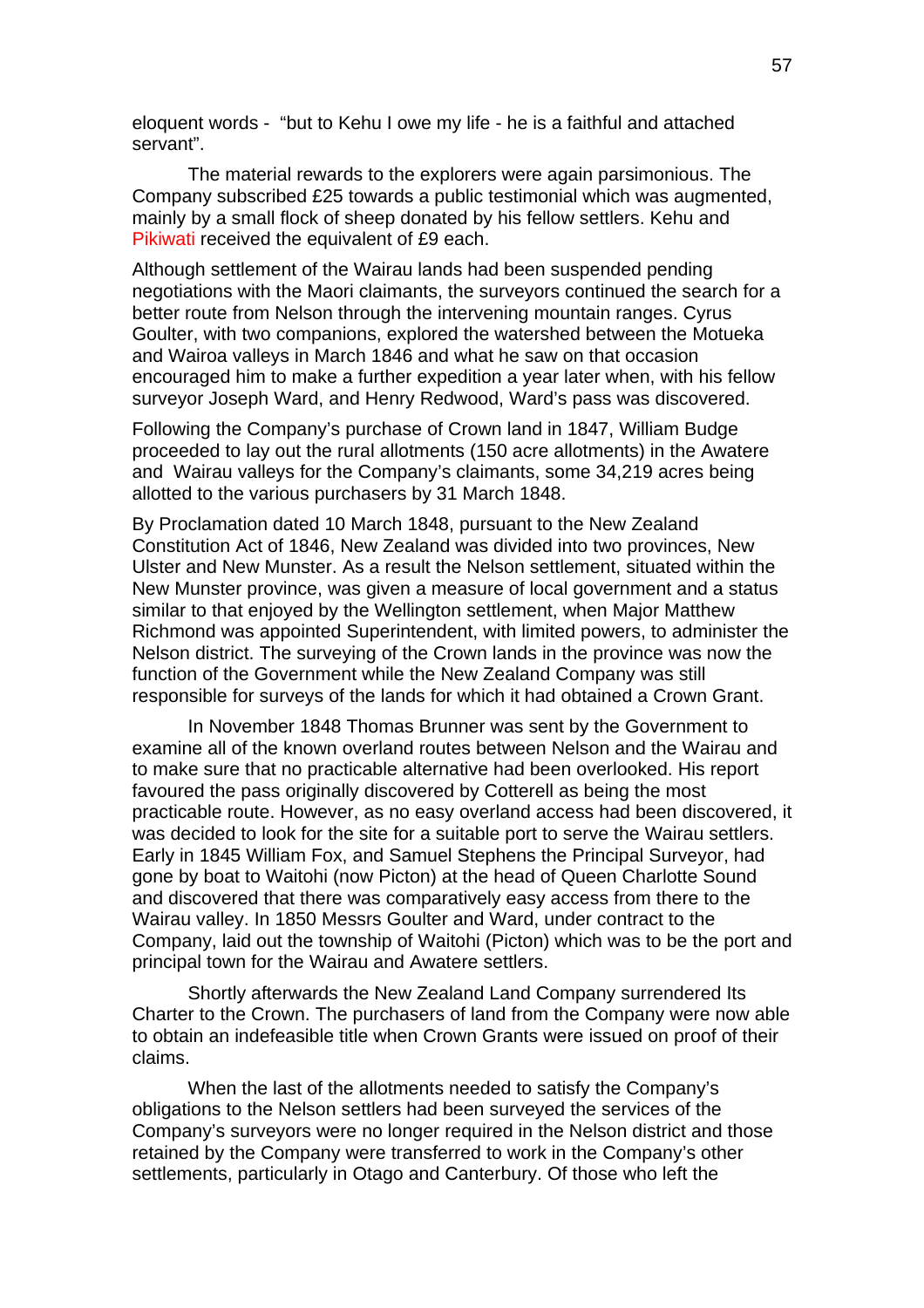eloquent words - "but to Kehu I owe my life - he is a faithful and attached servant".

The material rewards to the explorers were again parsimonious. The Company subscribed £25 towards a public testimonial which was augmented, mainly by a small flock of sheep donated by his fellow settlers. Kehu and Pikiwati received the equivalent of £9 each.

Although settlement of the Wairau lands had been suspended pending negotiations with the Maori claimants, the surveyors continued the search for a better route from Nelson through the intervening mountain ranges. Cyrus Goulter, with two companions, explored the watershed between the Motueka and Wairoa valleys in March 1846 and what he saw on that occasion encouraged him to make a further expedition a year later when, with his fellow surveyor Joseph Ward, and Henry Redwood, Ward's pass was discovered.

Following the Company's purchase of Crown land in 1847, William Budge proceeded to lay out the rural allotments (150 acre allotments) in the Awatere and Wairau valleys for the Company's claimants, some 34,219 acres being allotted to the various purchasers by 31 March 1848.

By Proclamation dated 10 March 1848, pursuant to the New Zealand Constitution Act of 1846, New Zealand was divided into two provinces, New Ulster and New Munster. As a result the Nelson settlement, situated within the New Munster province, was given a measure of local government and a status similar to that enjoyed by the Wellington settlement, when Major Matthew Richmond was appointed Superintendent, with limited powers, to administer the Nelson district. The surveying of the Crown lands in the province was now the function of the Government while the New Zealand Company was still responsible for surveys of the lands for which it had obtained a Crown Grant.

In November 1848 Thomas Brunner was sent by the Government to examine all of the known overland routes between Nelson and the Wairau and to make sure that no practicable alternative had been overlooked. His report favoured the pass originally discovered by Cotterell as being the most practicable route. However, as no easy overland access had been discovered, it was decided to look for the site for a suitable port to serve the Wairau settlers. Early in 1845 William Fox, and Samuel Stephens the Principal Surveyor, had gone by boat to Waitohi (now Picton) at the head of Queen Charlotte Sound and discovered that there was comparatively easy access from there to the Wairau valley. In 1850 Messrs Goulter and Ward, under contract to the Company, laid out the township of Waitohi (Picton) which was to be the port and principal town for the Wairau and Awatere settlers.

Shortly afterwards the New Zealand Land Company surrendered Its Charter to the Crown. The purchasers of land from the Company were now able to obtain an indefeasible title when Crown Grants were issued on proof of their claims.

When the last of the allotments needed to satisfy the Company's obligations to the Nelson settlers had been surveyed the services of the Company's surveyors were no longer required in the Nelson district and those retained by the Company were transferred to work in the Company's other settlements, particularly in Otago and Canterbury. Of those who left the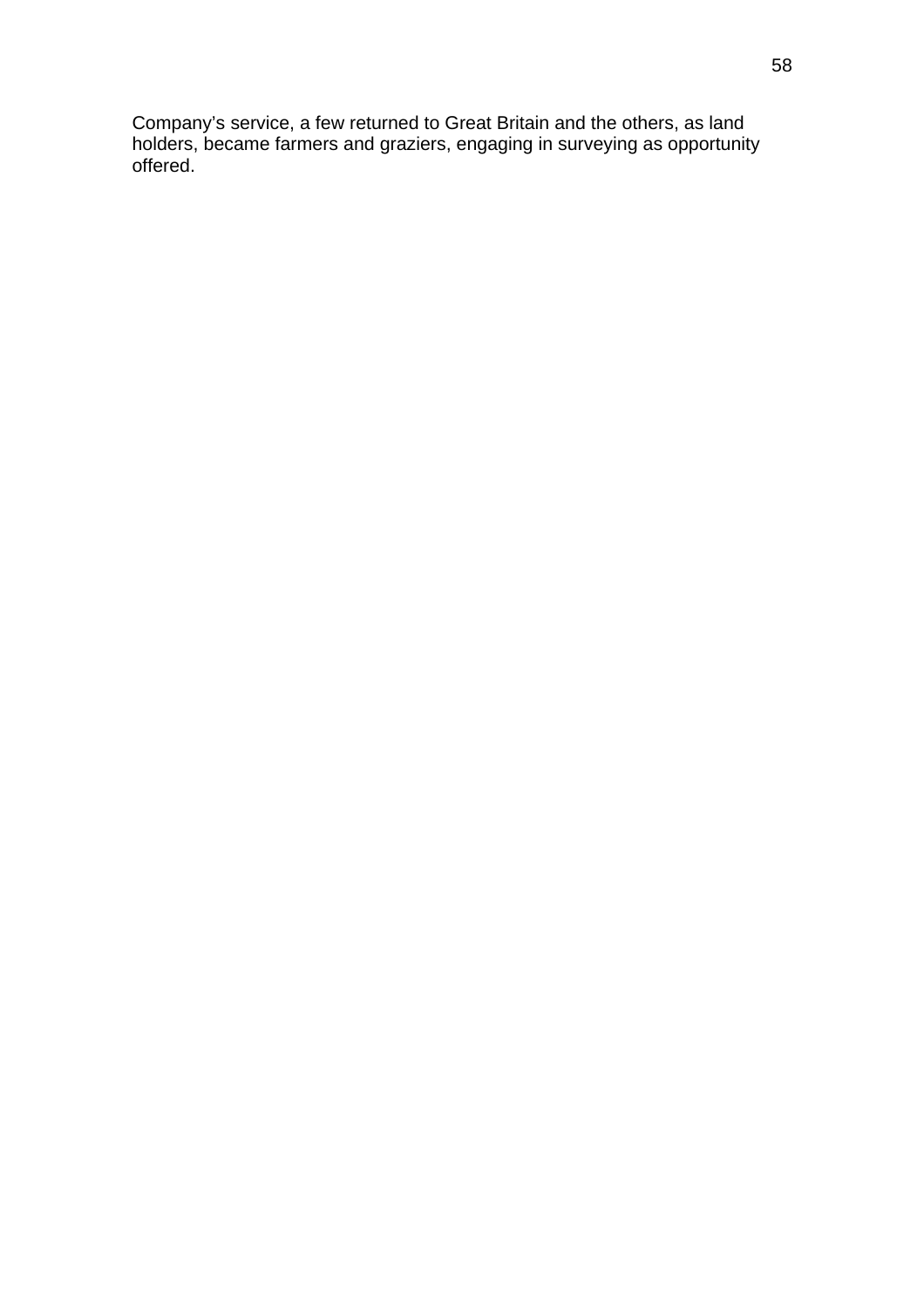Company's service, a few returned to Great Britain and the others, as land holders, became farmers and graziers, engaging in surveying as opportunity offered.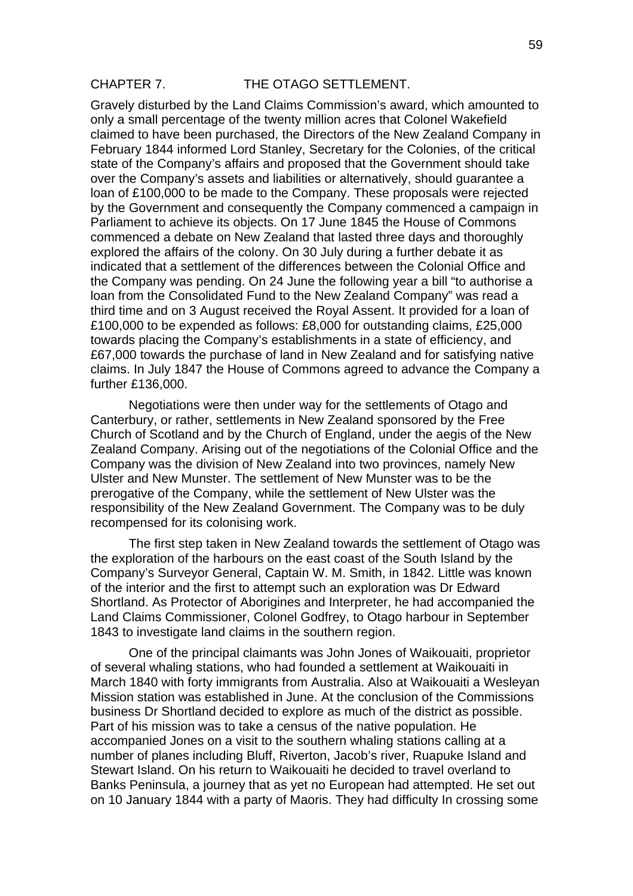## CHAPTER 7. THE OTAGO SETTLEMENT.

Gravely disturbed by the Land Claims Commission's award, which amounted to only a small percentage of the twenty million acres that Colonel Wakefield claimed to have been purchased, the Directors of the New Zealand Company in February 1844 informed Lord Stanley, Secretary for the Colonies, of the critical state of the Company's affairs and proposed that the Government should take over the Company's assets and liabilities or alternatively, should guarantee a loan of £100,000 to be made to the Company. These proposals were rejected by the Government and consequently the Company commenced a campaign in Parliament to achieve its objects. On 17 June 1845 the House of Commons commenced a debate on New Zealand that lasted three days and thoroughly explored the affairs of the colony. On 30 July during a further debate it as indicated that a settlement of the differences between the Colonial Office and the Company was pending. On 24 June the following year a bill "to authorise a loan from the Consolidated Fund to the New Zealand Company" was read a third time and on 3 August received the Royal Assent. It provided for a loan of £100,000 to be expended as follows: £8,000 for outstanding claims, £25,000 towards placing the Company's establishments in a state of efficiency, and £67,000 towards the purchase of land in New Zealand and for satisfying native claims. In July 1847 the House of Commons agreed to advance the Company a further £136,000.

Negotiations were then under way for the settlements of Otago and Canterbury, or rather, settlements in New Zealand sponsored by the Free Church of Scotland and by the Church of England, under the aegis of the New Zealand Company. Arising out of the negotiations of the Colonial Office and the Company was the division of New Zealand into two provinces, namely New Ulster and New Munster. The settlement of New Munster was to be the prerogative of the Company, while the settlement of New Ulster was the responsibility of the New Zealand Government. The Company was to be duly recompensed for its colonising work.

The first step taken in New Zealand towards the settlement of Otago was the exploration of the harbours on the east coast of the South Island by the Company's Surveyor General, Captain W. M. Smith, in 1842. Little was known of the interior and the first to attempt such an exploration was Dr Edward Shortland. As Protector of Aborigines and Interpreter, he had accompanied the Land Claims Commissioner, Colonel Godfrey, to Otago harbour in September 1843 to investigate land claims in the southern region.

One of the principal claimants was John Jones of Waikouaiti, proprietor of several whaling stations, who had founded a settlement at Waikouaiti in March 1840 with forty immigrants from Australia. Also at Waikouaiti a Wesleyan Mission station was established in June. At the conclusion of the Commissions business Dr Shortland decided to explore as much of the district as possible. Part of his mission was to take a census of the native population. He accompanied Jones on a visit to the southern whaling stations calling at a number of planes including Bluff, Riverton, Jacob's river, Ruapuke Island and Stewart Island. On his return to Waikouaiti he decided to travel overland to Banks Peninsula, a journey that as yet no European had attempted. He set out on 10 January 1844 with a party of Maoris. They had difficulty In crossing some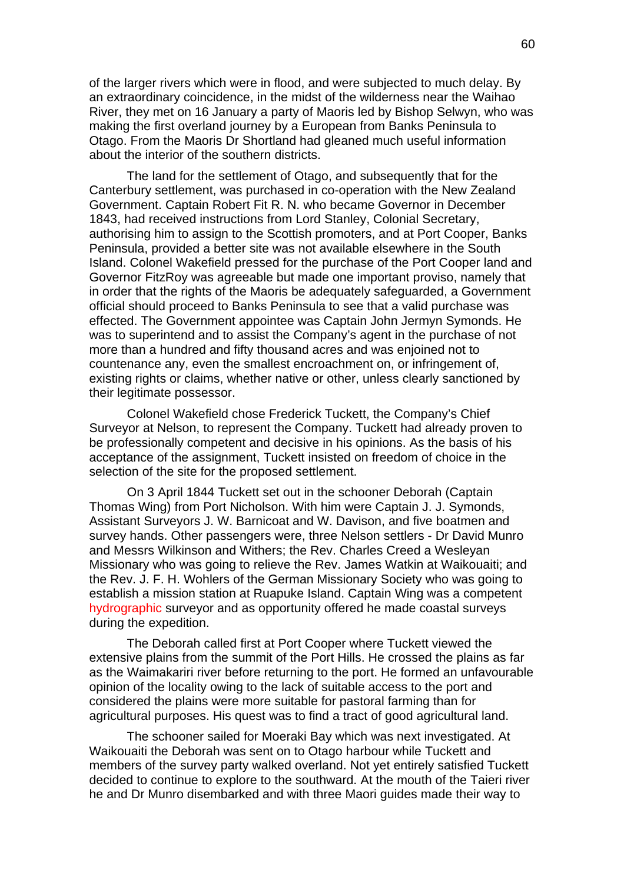of the larger rivers which were in flood, and were subjected to much delay. By an extraordinary coincidence, in the midst of the wilderness near the Waihao River, they met on 16 January a party of Maoris led by Bishop Selwyn, who was making the first overland journey by a European from Banks Peninsula to Otago. From the Maoris Dr Shortland had gleaned much useful information about the interior of the southern districts.

The land for the settlement of Otago, and subsequently that for the Canterbury settlement, was purchased in co-operation with the New Zealand Government. Captain Robert Fit R. N. who became Governor in December 1843, had received instructions from Lord Stanley, Colonial Secretary, authorising him to assign to the Scottish promoters, and at Port Cooper, Banks Peninsula, provided a better site was not available elsewhere in the South Island. Colonel Wakefield pressed for the purchase of the Port Cooper land and Governor FitzRoy was agreeable but made one important proviso, namely that in order that the rights of the Maoris be adequately safeguarded, a Government official should proceed to Banks Peninsula to see that a valid purchase was effected. The Government appointee was Captain John Jermyn Symonds. He was to superintend and to assist the Company's agent in the purchase of not more than a hundred and fifty thousand acres and was enjoined not to countenance any, even the smallest encroachment on, or infringement of, existing rights or claims, whether native or other, unless clearly sanctioned by their legitimate possessor.

Colonel Wakefield chose Frederick Tuckett, the Company's Chief Surveyor at Nelson, to represent the Company. Tuckett had already proven to be professionally competent and decisive in his opinions. As the basis of his acceptance of the assignment, Tuckett insisted on freedom of choice in the selection of the site for the proposed settlement.

On 3 April 1844 Tuckett set out in the schooner Deborah (Captain Thomas Wing) from Port Nicholson. With him were Captain J. J. Symonds, Assistant Surveyors J. W. Barnicoat and W. Davison, and five boatmen and survey hands. Other passengers were, three Nelson settlers - Dr David Munro and Messrs Wilkinson and Withers; the Rev. Charles Creed a Wesleyan Missionary who was going to relieve the Rev. James Watkin at Waikouaiti; and the Rev. J. F. H. Wohlers of the German Missionary Society who was going to establish a mission station at Ruapuke Island. Captain Wing was a competent hydrographic surveyor and as opportunity offered he made coastal surveys during the expedition.

The Deborah called first at Port Cooper where Tuckett viewed the extensive plains from the summit of the Port Hills. He crossed the plains as far as the Waimakariri river before returning to the port. He formed an unfavourable opinion of the locality owing to the lack of suitable access to the port and considered the plains were more suitable for pastoral farming than for agricultural purposes. His quest was to find a tract of good agricultural land.

The schooner sailed for Moeraki Bay which was next investigated. At Waikouaiti the Deborah was sent on to Otago harbour while Tuckett and members of the survey party walked overland. Not yet entirely satisfied Tuckett decided to continue to explore to the southward. At the mouth of the Taieri river he and Dr Munro disembarked and with three Maori guides made their way to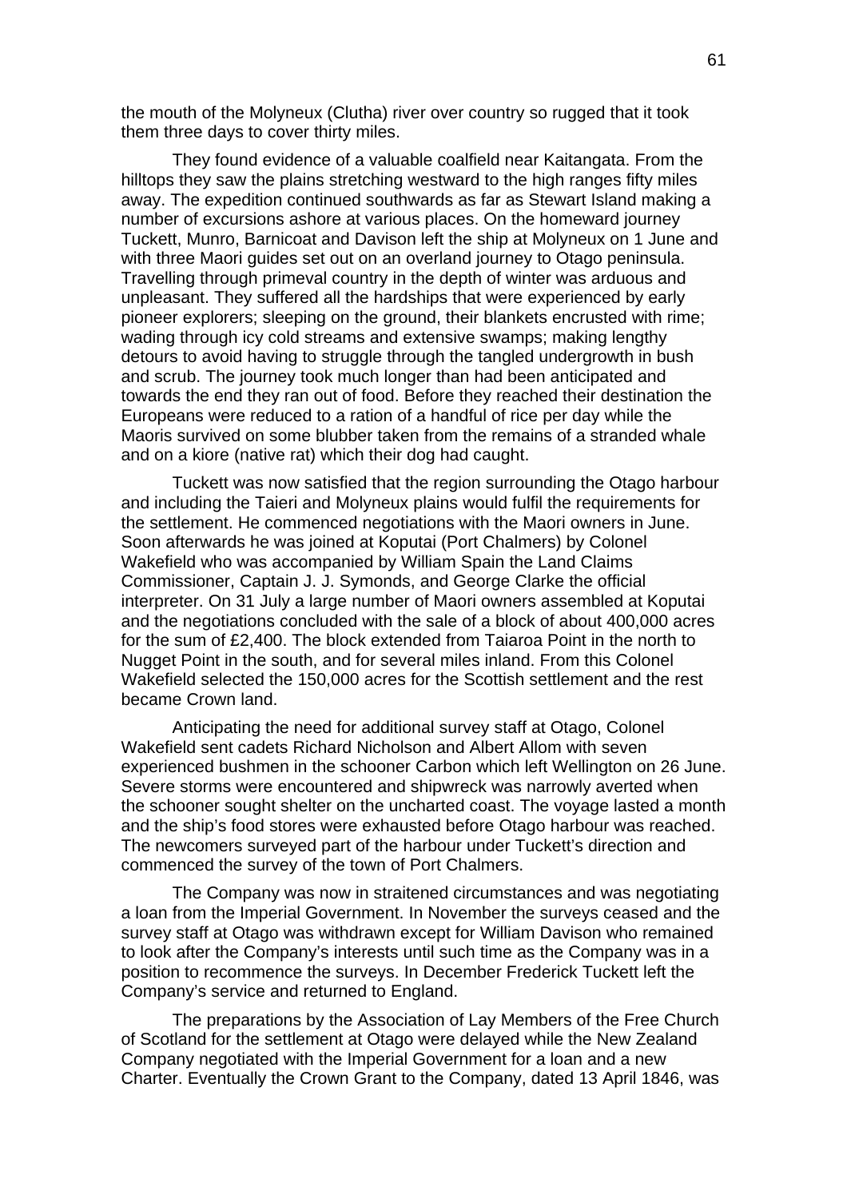the mouth of the Molyneux (Clutha) river over country so rugged that it took them three days to cover thirty miles.

They found evidence of a valuable coalfield near Kaitangata. From the hilltops they saw the plains stretching westward to the high ranges fifty miles away. The expedition continued southwards as far as Stewart Island making a number of excursions ashore at various places. On the homeward journey Tuckett, Munro, Barnicoat and Davison left the ship at Molyneux on 1 June and with three Maori guides set out on an overland journey to Otago peninsula. Travelling through primeval country in the depth of winter was arduous and unpleasant. They suffered all the hardships that were experienced by early pioneer explorers; sleeping on the ground, their blankets encrusted with rime; wading through icy cold streams and extensive swamps; making lengthy detours to avoid having to struggle through the tangled undergrowth in bush and scrub. The journey took much longer than had been anticipated and towards the end they ran out of food. Before they reached their destination the Europeans were reduced to a ration of a handful of rice per day while the Maoris survived on some blubber taken from the remains of a stranded whale and on a kiore (native rat) which their dog had caught.

Tuckett was now satisfied that the region surrounding the Otago harbour and including the Taieri and Molyneux plains would fulfil the requirements for the settlement. He commenced negotiations with the Maori owners in June. Soon afterwards he was joined at Koputai (Port Chalmers) by Colonel Wakefield who was accompanied by William Spain the Land Claims Commissioner, Captain J. J. Symonds, and George Clarke the official interpreter. On 31 July a large number of Maori owners assembled at Koputai and the negotiations concluded with the sale of a block of about 400,000 acres for the sum of £2,400. The block extended from Taiaroa Point in the north to Nugget Point in the south, and for several miles inland. From this Colonel Wakefield selected the 150,000 acres for the Scottish settlement and the rest became Crown land.

Anticipating the need for additional survey staff at Otago, Colonel Wakefield sent cadets Richard Nicholson and Albert Allom with seven experienced bushmen in the schooner Carbon which left Wellington on 26 June. Severe storms were encountered and shipwreck was narrowly averted when the schooner sought shelter on the uncharted coast. The voyage lasted a month and the ship's food stores were exhausted before Otago harbour was reached. The newcomers surveyed part of the harbour under Tuckett's direction and commenced the survey of the town of Port Chalmers.

The Company was now in straitened circumstances and was negotiating a loan from the Imperial Government. In November the surveys ceased and the survey staff at Otago was withdrawn except for William Davison who remained to look after the Company's interests until such time as the Company was in a position to recommence the surveys. In December Frederick Tuckett left the Company's service and returned to England.

The preparations by the Association of Lay Members of the Free Church of Scotland for the settlement at Otago were delayed while the New Zealand Company negotiated with the Imperial Government for a loan and a new Charter. Eventually the Crown Grant to the Company, dated 13 April 1846, was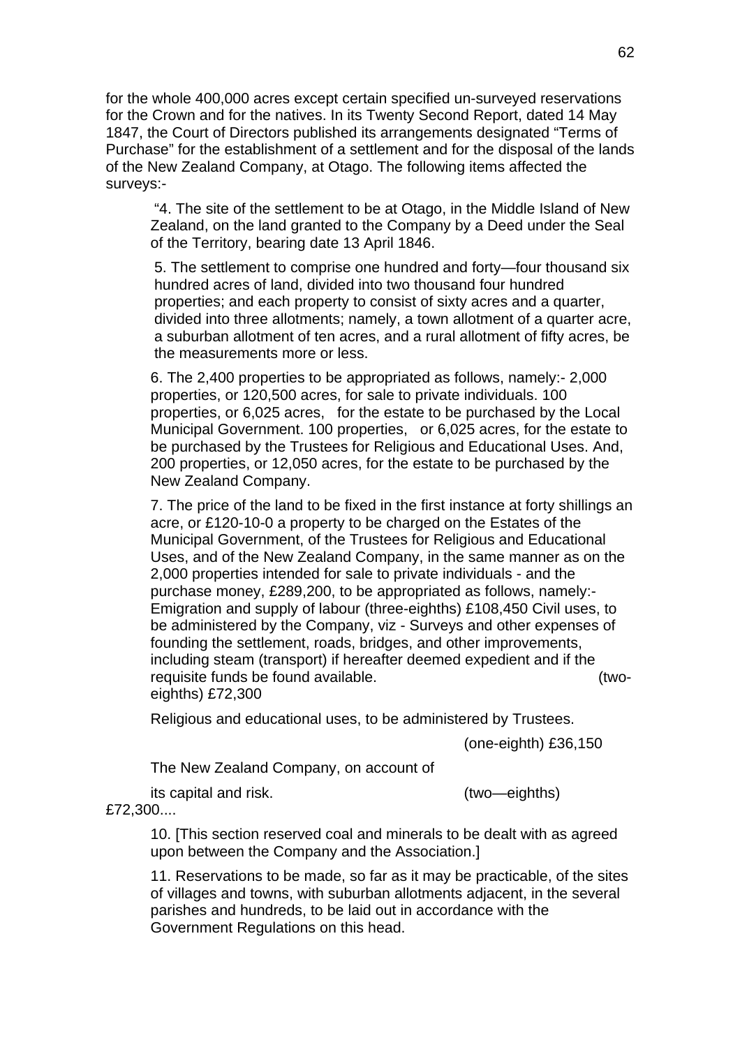for the whole 400,000 acres except certain specified un-surveyed reservations for the Crown and for the natives. In its Twenty Second Report, dated 14 May 1847, the Court of Directors published its arrangements designated "Terms of Purchase" for the establishment of a settlement and for the disposal of the lands of the New Zealand Company, at Otago. The following items affected the surveys:-

> "4. The site of the settlement to be at Otago, in the Middle Island of New Zealand, on the land granted to the Company by a Deed under the Seal of the Territory, bearing date 13 April 1846.
>
> 5. The settlement to comprise one hundred and forty—four thousand six hundred acres of land, divided into two thousand four hundred properties; and each property to consist of sixty acres and a quarter, divided into three allotments; namely, a town allotment of a quarter acre, a suburban allotment of ten acres, and a rural allotment of fifty acres, be the measurements more or less.
>
> 6. The 2,400 properties to be appropriated as follows, namely:- 2,000 properties, or 120,500 acres, for sale to private individuals. 100 properties, or 6,025 acres, for the estate to be purchased by the Local Municipal Government. 100 properties, or 6,025 acres, for the estate to be purchased by the Trustees for Religious and Educational Uses. And, 200 properties, or 12,050 acres, for the estate to be purchased by the New Zealand Company.
>
> 7. The price of the land to be fixed in the first instance at forty shillings an acre, or £120-10-0 a property to be charged on the Estates of the Municipal Government, of the Trustees for Religious and Educational Uses, and of the New Zealand Company, in the same manner as on the 2,000 properties intended for sale to private individuals - and the purchase money, £289,200, to be appropriated as follows, namely:- Emigration and supply of labour (three-eighths) £108,450 Civil uses, to be administered by the Company, viz - Surveys and other expenses of founding the settlement, roads, bridges, and other improvements, including steam (transport) if hereafter deemed expedient and if the requisite funds be found available. (two-eighths) £72,300
>
> Religious and educational uses, to be administered by Trustees.
>
> (one-eighth) £36,150
>
> The New Zealand Company, on account of
>
> its capital and risk. (two—eighths) £72,300....
>
> 10. [This section reserved coal and minerals to be dealt with as agreed upon between the Company and the Association.]
>
> 11. Reservations to be made, so far as it may be practicable, of the sites of villages and towns, with suburban allotments adjacent, in the several parishes and hundreds, to be laid out in accordance with the Government Regulations on this head.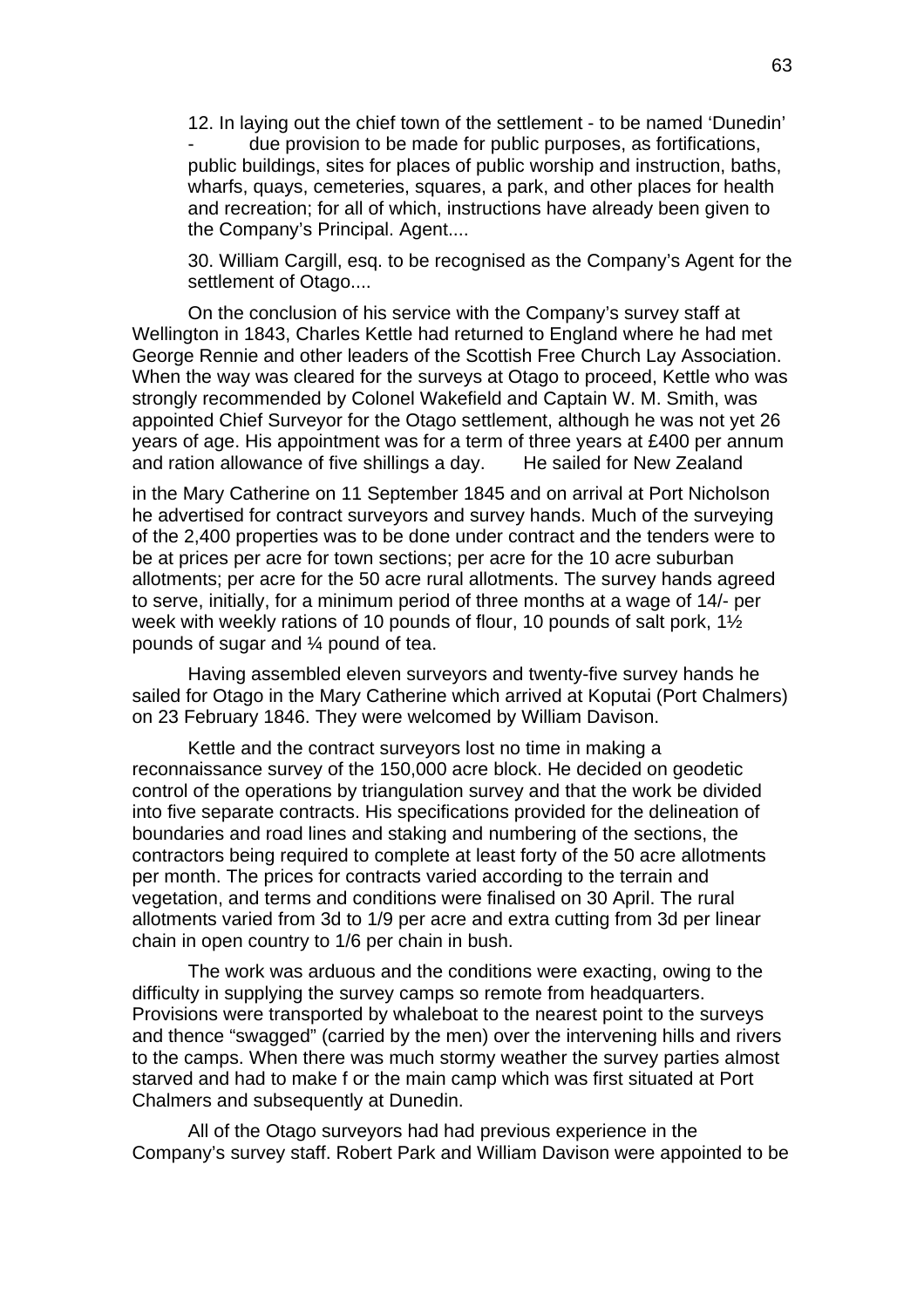12. In laying out the chief town of the settlement - to be named 'Dunedin' - due provision to be made for public purposes, as fortifications, public buildings, sites for places of public worship and instruction, baths, wharfs, quays, cemeteries, squares, a park, and other places for health and recreation; for all of which, instructions have already been given to the Company's Principal. Agent....

30. William Cargill, esq. to be recognised as the Company's Agent for the settlement of Otago....

On the conclusion of his service with the Company's survey staff at Wellington in 1843, Charles Kettle had returned to England where he had met George Rennie and other leaders of the Scottish Free Church Lay Association. When the way was cleared for the surveys at Otago to proceed, Kettle who was strongly recommended by Colonel Wakefield and Captain W. M. Smith, was appointed Chief Surveyor for the Otago settlement, although he was not yet 26 years of age. His appointment was for a term of three years at £400 per annum and ration allowance of five shillings a day. He sailed for New Zealand in the Mary Catherine on 11 September 1845 and on arrival at Port Nicholson he advertised for contract surveyors and survey hands. Much of the surveying of the 2,400 properties was to be done under contract and the tenders were to be at prices per acre for town sections; per acre for the 10 acre suburban allotments; per acre for the 50 acre rural allotments. The survey hands agreed to serve, initially, for a minimum period of three months at a wage of 14/- per week with weekly rations of 10 pounds of flour, 10 pounds of salt pork, 1½ pounds of sugar and ¼ pound of tea.

Having assembled eleven surveyors and twenty-five survey hands he sailed for Otago in the Mary Catherine which arrived at Koputai (Port Chalmers) on 23 February 1846. They were welcomed by William Davison.

Kettle and the contract surveyors lost no time in making a reconnaissance survey of the 150,000 acre block. He decided on geodetic control of the operations by triangulation survey and that the work be divided into five separate contracts. His specifications provided for the delineation of boundaries and road lines and staking and numbering of the sections, the contractors being required to complete at least forty of the 50 acre allotments per month. The prices for contracts varied according to the terrain and vegetation, and terms and conditions were finalised on 30 April. The rural allotments varied from 3d to 1/9 per acre and extra cutting from 3d per linear chain in open country to 1/6 per chain in bush.

The work was arduous and the conditions were exacting, owing to the difficulty in supplying the survey camps so remote from headquarters. Provisions were transported by whaleboat to the nearest point to the surveys and thence "swagged" (carried by the men) over the intervening hills and rivers to the camps. When there was much stormy weather the survey parties almost starved and had to make f or the main camp which was first situated at Port Chalmers and subsequently at Dunedin.

All of the Otago surveyors had had previous experience in the Company's survey staff. Robert Park and William Davison were appointed to be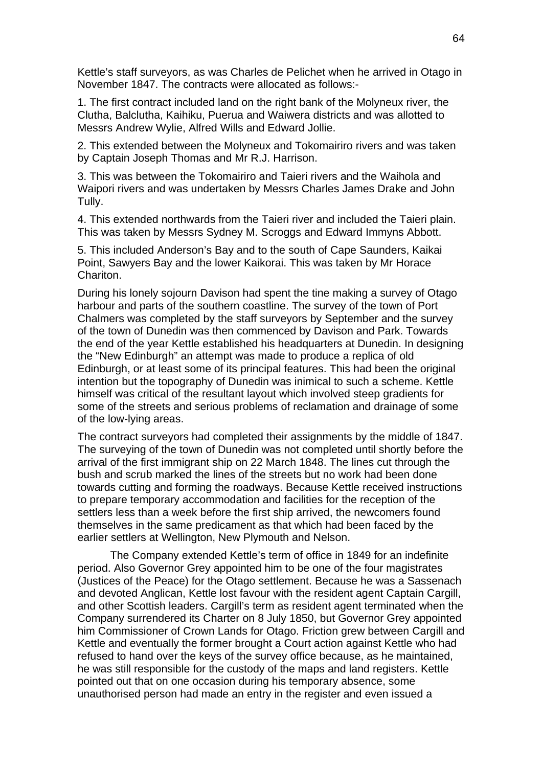Kettle's staff surveyors, as was Charles de Pelichet when he arrived in Otago in November 1847. The contracts were allocated as follows:-

1. The first contract included land on the right bank of the Molyneux river, the Clutha, Balclutha, Kaihiku, Puerua and Waiwera districts and was allotted to Messrs Andrew Wylie, Alfred Wills and Edward Jollie.

2. This extended between the Molyneux and Tokomairiro rivers and was taken by Captain Joseph Thomas and Mr R.J. Harrison.

3. This was between the Tokomairiro and Taieri rivers and the Waihola and Waipori rivers and was undertaken by Messrs Charles James Drake and John Tully.

4. This extended northwards from the Taieri river and included the Taieri plain. This was taken by Messrs Sydney M. Scroggs and Edward Immyns Abbott.

5. This included Anderson's Bay and to the south of Cape Saunders, Kaikai Point, Sawyers Bay and the lower Kaikorai. This was taken by Mr Horace Chariton.

During his lonely sojourn Davison had spent the tine making a survey of Otago harbour and parts of the southern coastline. The survey of the town of Port Chalmers was completed by the staff surveyors by September and the survey of the town of Dunedin was then commenced by Davison and Park. Towards the end of the year Kettle established his headquarters at Dunedin. In designing the "New Edinburgh" an attempt was made to produce a replica of old Edinburgh, or at least some of its principal features. This had been the original intention but the topography of Dunedin was inimical to such a scheme. Kettle himself was critical of the resultant layout which involved steep gradients for some of the streets and serious problems of reclamation and drainage of some of the low-lying areas.

The contract surveyors had completed their assignments by the middle of 1847. The surveying of the town of Dunedin was not completed until shortly before the arrival of the first immigrant ship on 22 March 1848. The lines cut through the bush and scrub marked the lines of the streets but no work had been done towards cutting and forming the roadways. Because Kettle received instructions to prepare temporary accommodation and facilities for the reception of the settlers less than a week before the first ship arrived, the newcomers found themselves in the same predicament as that which had been faced by the earlier settlers at Wellington, New Plymouth and Nelson.

The Company extended Kettle's term of office in 1849 for an indefinite period. Also Governor Grey appointed him to be one of the four magistrates (Justices of the Peace) for the Otago settlement. Because he was a Sassenach and devoted Anglican, Kettle lost favour with the resident agent Captain Cargill, and other Scottish leaders. Cargill's term as resident agent terminated when the Company surrendered its Charter on 8 July 1850, but Governor Grey appointed him Commissioner of Crown Lands for Otago. Friction grew between Cargill and Kettle and eventually the former brought a Court action against Kettle who had refused to hand over the keys of the survey office because, as he maintained, he was still responsible for the custody of the maps and land registers. Kettle pointed out that on one occasion during his temporary absence, some unauthorised person had made an entry in the register and even issued a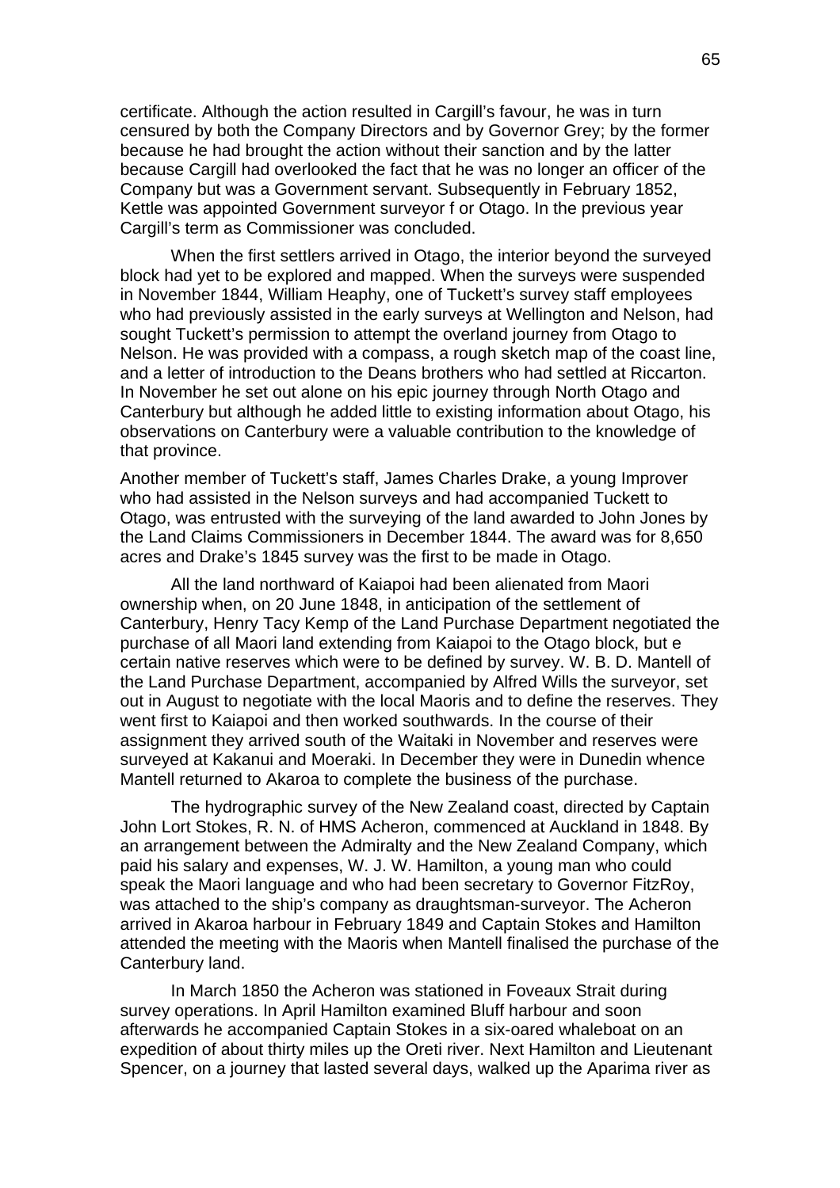certificate. Although the action resulted in Cargill's favour, he was in turn censured by both the Company Directors and by Governor Grey; by the former because he had brought the action without their sanction and by the latter because Cargill had overlooked the fact that he was no longer an officer of the Company but was a Government servant. Subsequently in February 1852, Kettle was appointed Government surveyor f or Otago. In the previous year Cargill's term as Commissioner was concluded.

When the first settlers arrived in Otago, the interior beyond the surveyed block had yet to be explored and mapped. When the surveys were suspended in November 1844, William Heaphy, one of Tuckett's survey staff employees who had previously assisted in the early surveys at Wellington and Nelson, had sought Tuckett's permission to attempt the overland journey from Otago to Nelson. He was provided with a compass, a rough sketch map of the coast line, and a letter of introduction to the Deans brothers who had settled at Riccarton. In November he set out alone on his epic journey through North Otago and Canterbury but although he added little to existing information about Otago, his observations on Canterbury were a valuable contribution to the knowledge of that province.

Another member of Tuckett's staff, James Charles Drake, a young Improver who had assisted in the Nelson surveys and had accompanied Tuckett to Otago, was entrusted with the surveying of the land awarded to John Jones by the Land Claims Commissioners in December 1844. The award was for 8,650 acres and Drake's 1845 survey was the first to be made in Otago.

All the land northward of Kaiapoi had been alienated from Maori ownership when, on 20 June 1848, in anticipation of the settlement of Canterbury, Henry Tacy Kemp of the Land Purchase Department negotiated the purchase of all Maori land extending from Kaiapoi to the Otago block, but e certain native reserves which were to be defined by survey. W. B. D. Mantell of the Land Purchase Department, accompanied by Alfred Wills the surveyor, set out in August to negotiate with the local Maoris and to define the reserves. They went first to Kaiapoi and then worked southwards. In the course of their assignment they arrived south of the Waitaki in November and reserves were surveyed at Kakanui and Moeraki. In December they were in Dunedin whence Mantell returned to Akaroa to complete the business of the purchase.

The hydrographic survey of the New Zealand coast, directed by Captain John Lort Stokes, R. N. of HMS Acheron, commenced at Auckland in 1848. By an arrangement between the Admiralty and the New Zealand Company, which paid his salary and expenses, W. J. W. Hamilton, a young man who could speak the Maori language and who had been secretary to Governor FitzRoy, was attached to the ship's company as draughtsman-surveyor. The Acheron arrived in Akaroa harbour in February 1849 and Captain Stokes and Hamilton attended the meeting with the Maoris when Mantell finalised the purchase of the Canterbury land.

In March 1850 the Acheron was stationed in Foveaux Strait during survey operations. In April Hamilton examined Bluff harbour and soon afterwards he accompanied Captain Stokes in a six-oared whaleboat on an expedition of about thirty miles up the Oreti river. Next Hamilton and Lieutenant Spencer, on a journey that lasted several days, walked up the Aparima river as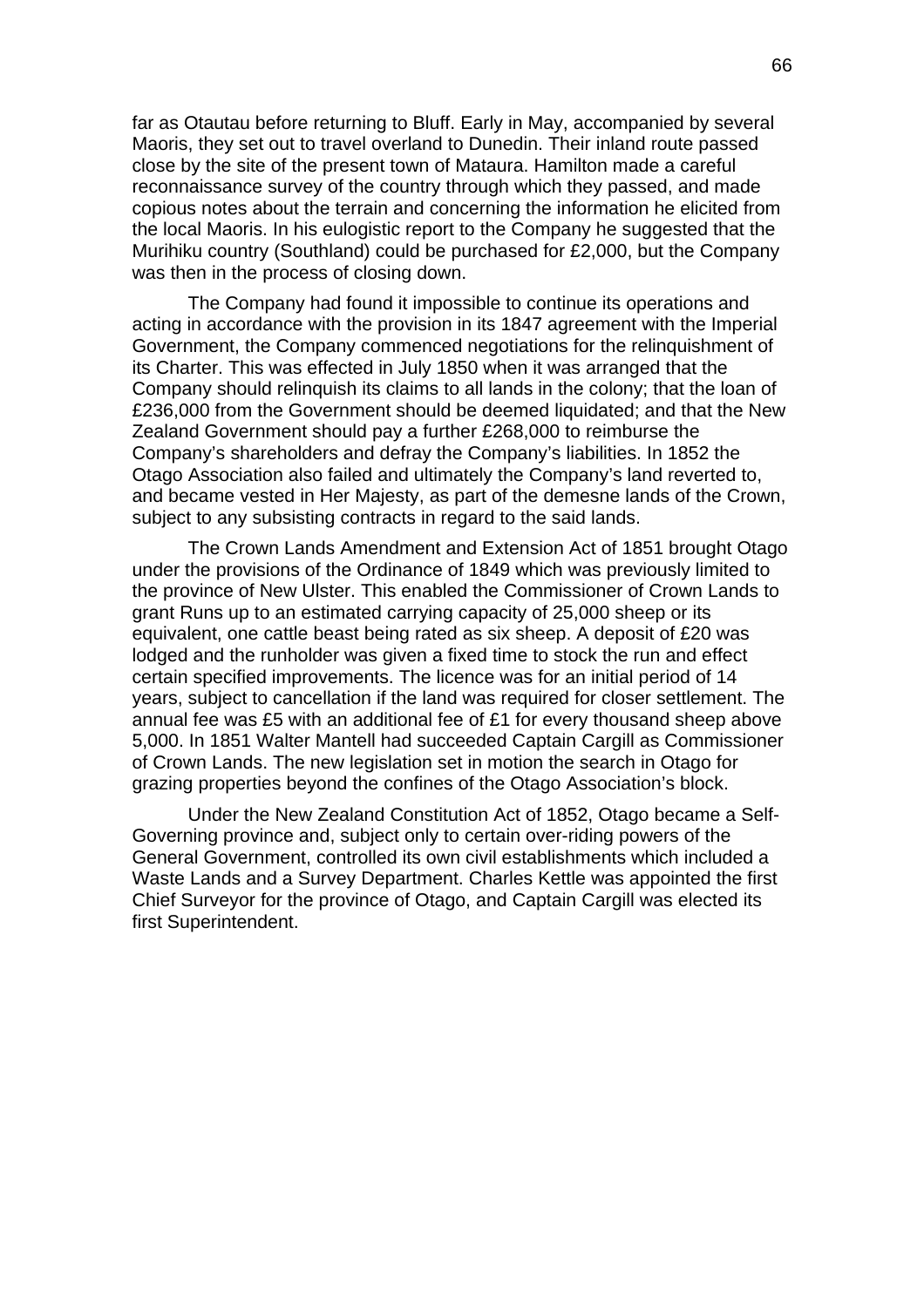far as Otautau before returning to Bluff. Early in May, accompanied by several Maoris, they set out to travel overland to Dunedin. Their inland route passed close by the site of the present town of Mataura. Hamilton made a careful reconnaissance survey of the country through which they passed, and made copious notes about the terrain and concerning the information he elicited from the local Maoris. In his eulogistic report to the Company he suggested that the Murihiku country (Southland) could be purchased for £2,000, but the Company was then in the process of closing down.

The Company had found it impossible to continue its operations and acting in accordance with the provision in its 1847 agreement with the Imperial Government, the Company commenced negotiations for the relinquishment of its Charter. This was effected in July 1850 when it was arranged that the Company should relinquish its claims to all lands in the colony; that the loan of £236,000 from the Government should be deemed liquidated; and that the New Zealand Government should pay a further £268,000 to reimburse the Company's shareholders and defray the Company's liabilities. In 1852 the Otago Association also failed and ultimately the Company's land reverted to, and became vested in Her Majesty, as part of the demesne lands of the Crown, subject to any subsisting contracts in regard to the said lands.

The Crown Lands Amendment and Extension Act of 1851 brought Otago under the provisions of the Ordinance of 1849 which was previously limited to the province of New Ulster. This enabled the Commissioner of Crown Lands to grant Runs up to an estimated carrying capacity of 25,000 sheep or its equivalent, one cattle beast being rated as six sheep. A deposit of £20 was lodged and the runholder was given a fixed time to stock the run and effect certain specified improvements. The licence was for an initial period of 14 years, subject to cancellation if the land was required for closer settlement. The annual fee was £5 with an additional fee of £1 for every thousand sheep above 5,000. In 1851 Walter Mantell had succeeded Captain Cargill as Commissioner of Crown Lands. The new legislation set in motion the search in Otago for grazing properties beyond the confines of the Otago Association's block.

Under the New Zealand Constitution Act of 1852, Otago became a Self-Governing province and, subject only to certain over-riding powers of the General Government, controlled its own civil establishments which included a Waste Lands and a Survey Department. Charles Kettle was appointed the first Chief Surveyor for the province of Otago, and Captain Cargill was elected its first Superintendent.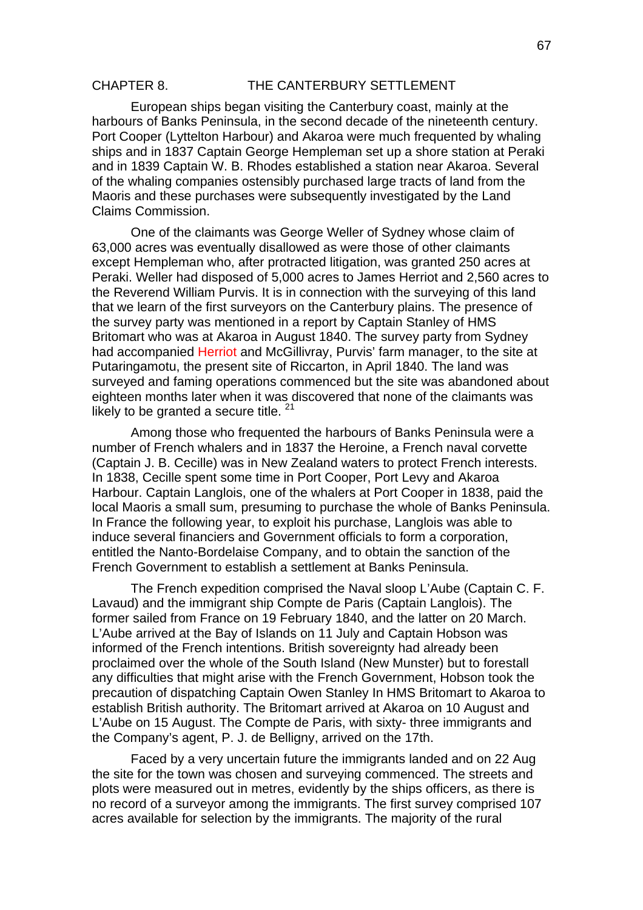## CHAPTER 8. THE CANTERBURY SETTLEMENT

European ships began visiting the Canterbury coast, mainly at the harbours of Banks Peninsula, in the second decade of the nineteenth century. Port Cooper (Lyttelton Harbour) and Akaroa were much frequented by whaling ships and in 1837 Captain George Hempleman set up a shore station at Peraki and in 1839 Captain W. B. Rhodes established a station near Akaroa. Several of the whaling companies ostensibly purchased large tracts of land from the Maoris and these purchases were subsequently investigated by the Land Claims Commission.

One of the claimants was George Weller of Sydney whose claim of 63,000 acres was eventually disallowed as were those of other claimants except Hempleman who, after protracted litigation, was granted 250 acres at Peraki. Weller had disposed of 5,000 acres to James Herriot and 2,560 acres to the Reverend William Purvis. It is in connection with the surveying of this land that we learn of the first surveyors on the Canterbury plains. The presence of the survey party was mentioned in a report by Captain Stanley of HMS Britomart who was at Akaroa in August 1840. The survey party from Sydney had accompanied Herriot and McGillivray, Purvis' farm manager, to the site at Putaringamotu, the present site of Riccarton, in April 1840. The land was surveyed and faming operations commenced but the site was abandoned about eighteen months later when it was discovered that none of the claimants was likely to be granted a secure title. [21]

Among those who frequented the harbours of Banks Peninsula were a number of French whalers and in 1837 the Heroine, a French naval corvette (Captain J. B. Cecille) was in New Zealand waters to protect French interests. In 1838, Cecille spent some time in Port Cooper, Port Levy and Akaroa Harbour. Captain Langlois, one of the whalers at Port Cooper in 1838, paid the local Maoris a small sum, presuming to purchase the whole of Banks Peninsula. In France the following year, to exploit his purchase, Langlois was able to induce several financiers and Government officials to form a corporation, entitled the Nanto-Bordelaise Company, and to obtain the sanction of the French Government to establish a settlement at Banks Peninsula.

The French expedition comprised the Naval sloop L'Aube (Captain C. F. Lavaud) and the immigrant ship Compte de Paris (Captain Langlois). The former sailed from France on 19 February 1840, and the latter on 20 March. L'Aube arrived at the Bay of Islands on 11 July and Captain Hobson was informed of the French intentions. British sovereignty had already been proclaimed over the whole of the South Island (New Munster) but to forestall any difficulties that might arise with the French Government, Hobson took the precaution of dispatching Captain Owen Stanley In HMS Britomart to Akaroa to establish British authority. The Britomart arrived at Akaroa on 10 August and L'Aube on 15 August. The Compte de Paris, with sixty- three immigrants and the Company's agent, P. J. de Belligny, arrived on the 17th.

Faced by a very uncertain future the immigrants landed and on 22 Aug the site for the town was chosen and surveying commenced. The streets and plots were measured out in metres, evidently by the ships officers, as there is no record of a surveyor among the immigrants. The first survey comprised 107 acres available for selection by the immigrants. The majority of the rural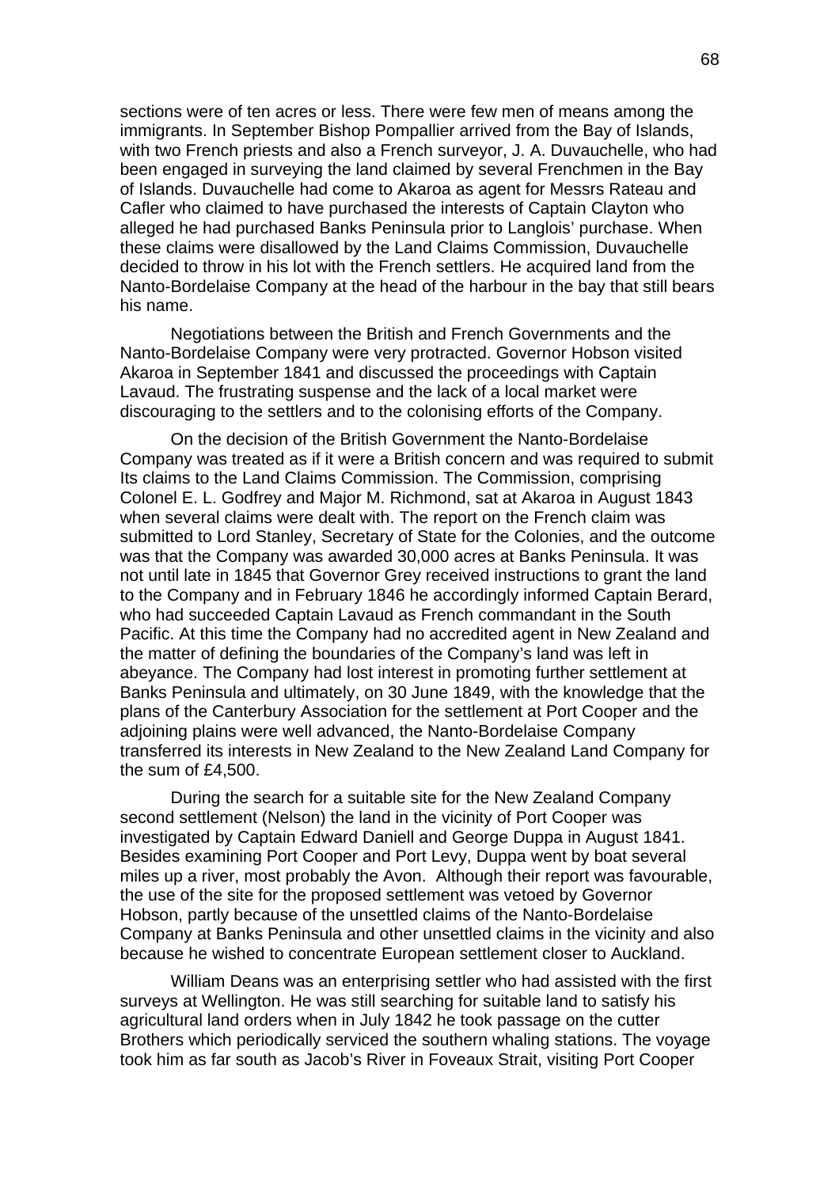sections were of ten acres or less. There were few men of means among the immigrants. In September Bishop Pompallier arrived from the Bay of Islands, with two French priests and also a French surveyor, J. A. Duvauchelle, who had been engaged in surveying the land claimed by several Frenchmen in the Bay of Islands. Duvauchelle had come to Akaroa as agent for Messrs Rateau and Cafler who claimed to have purchased the interests of Captain Clayton who alleged he had purchased Banks Peninsula prior to Langlois' purchase. When these claims were disallowed by the Land Claims Commission, Duvauchelle decided to throw in his lot with the French settlers. He acquired land from the Nanto-Bordelaise Company at the head of the harbour in the bay that still bears his name.

Negotiations between the British and French Governments and the Nanto-Bordelaise Company were very protracted. Governor Hobson visited Akaroa in September 1841 and discussed the proceedings with Captain Lavaud. The frustrating suspense and the lack of a local market were discouraging to the settlers and to the colonising efforts of the Company.

On the decision of the British Government the Nanto-Bordelaise Company was treated as if it were a British concern and was required to submit Its claims to the Land Claims Commission. The Commission, comprising Colonel E. L. Godfrey and Major M. Richmond, sat at Akaroa in August 1843 when several claims were dealt with. The report on the French claim was submitted to Lord Stanley, Secretary of State for the Colonies, and the outcome was that the Company was awarded 30,000 acres at Banks Peninsula. It was not until late in 1845 that Governor Grey received instructions to grant the land to the Company and in February 1846 he accordingly informed Captain Berard, who had succeeded Captain Lavaud as French commandant in the South Pacific. At this time the Company had no accredited agent in New Zealand and the matter of defining the boundaries of the Company's land was left in abeyance. The Company had lost interest in promoting further settlement at Banks Peninsula and ultimately, on 30 June 1849, with the knowledge that the plans of the Canterbury Association for the settlement at Port Cooper and the adjoining plains were well advanced, the Nanto-Bordelaise Company transferred its interests in New Zealand to the New Zealand Land Company for the sum of £4,500.

During the search for a suitable site for the New Zealand Company second settlement (Nelson) the land in the vicinity of Port Cooper was investigated by Captain Edward Daniell and George Duppa in August 1841. Besides examining Port Cooper and Port Levy, Duppa went by boat several miles up a river, most probably the Avon. Although their report was favourable, the use of the site for the proposed settlement was vetoed by Governor Hobson, partly because of the unsettled claims of the Nanto-Bordelaise Company at Banks Peninsula and other unsettled claims in the vicinity and also because he wished to concentrate European settlement closer to Auckland.

William Deans was an enterprising settler who had assisted with the first surveys at Wellington. He was still searching for suitable land to satisfy his agricultural land orders when in July 1842 he took passage on the cutter Brothers which periodically serviced the southern whaling stations. The voyage took him as far south as Jacob's River in Foveaux Strait, visiting Port Cooper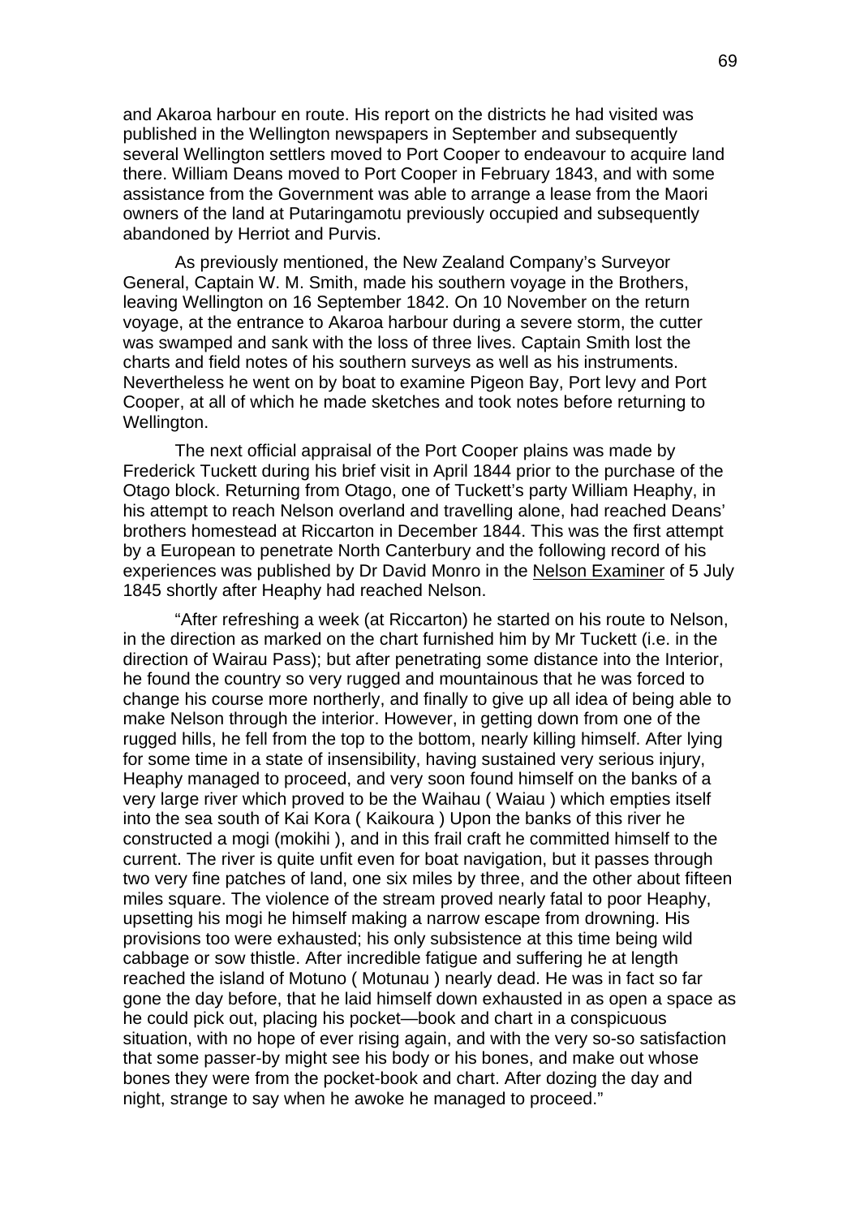and Akaroa harbour en route. His report on the districts he had visited was published in the Wellington newspapers in September and subsequently several Wellington settlers moved to Port Cooper to endeavour to acquire land there. William Deans moved to Port Cooper in February 1843, and with some assistance from the Government was able to arrange a lease from the Maori owners of the land at Putaringamotu previously occupied and subsequently abandoned by Herriot and Purvis.

As previously mentioned, the New Zealand Company's Surveyor General, Captain W. M. Smith, made his southern voyage in the Brothers, leaving Wellington on 16 September 1842. On 10 November on the return voyage, at the entrance to Akaroa harbour during a severe storm, the cutter was swamped and sank with the loss of three lives. Captain Smith lost the charts and field notes of his southern surveys as well as his instruments. Nevertheless he went on by boat to examine Pigeon Bay, Port levy and Port Cooper, at all of which he made sketches and took notes before returning to Wellington.

The next official appraisal of the Port Cooper plains was made by Frederick Tuckett during his brief visit in April 1844 prior to the purchase of the Otago block. Returning from Otago, one of Tuckett's party William Heaphy, in his attempt to reach Nelson overland and travelling alone, had reached Deans' brothers homestead at Riccarton in December 1844. This was the first attempt by a European to penetrate North Canterbury and the following record of his experiences was published by Dr David Monro in the <u>Nelson Examiner</u> of 5 July 1845 shortly after Heaphy had reached Nelson.

"After refreshing a week (at Riccarton) he started on his route to Nelson, in the direction as marked on the chart furnished him by Mr Tuckett (i.e. in the direction of Wairau Pass); but after penetrating some distance into the Interior, he found the country so very rugged and mountainous that he was forced to change his course more northerly, and finally to give up all idea of being able to make Nelson through the interior. However, in getting down from one of the rugged hills, he fell from the top to the bottom, nearly killing himself. After lying for some time in a state of insensibility, having sustained very serious injury, Heaphy managed to proceed, and very soon found himself on the banks of a very large river which proved to be the Waihau ( Waiau ) which empties itself into the sea south of Kai Kora ( Kaikoura ) Upon the banks of this river he constructed a mogi (mokihi ), and in this frail craft he committed himself to the current. The river is quite unfit even for boat navigation, but it passes through two very fine patches of land, one six miles by three, and the other about fifteen miles square. The violence of the stream proved nearly fatal to poor Heaphy, upsetting his mogi he himself making a narrow escape from drowning. His provisions too were exhausted; his only subsistence at this time being wild cabbage or sow thistle. After incredible fatigue and suffering he at length reached the island of Motuno ( Motunau ) nearly dead. He was in fact so far gone the day before, that he laid himself down exhausted in as open a space as he could pick out, placing his pocket—book and chart in a conspicuous situation, with no hope of ever rising again, and with the very so-so satisfaction that some passer-by might see his body or his bones, and make out whose bones they were from the pocket-book and chart. After dozing the day and night, strange to say when he awoke he managed to proceed."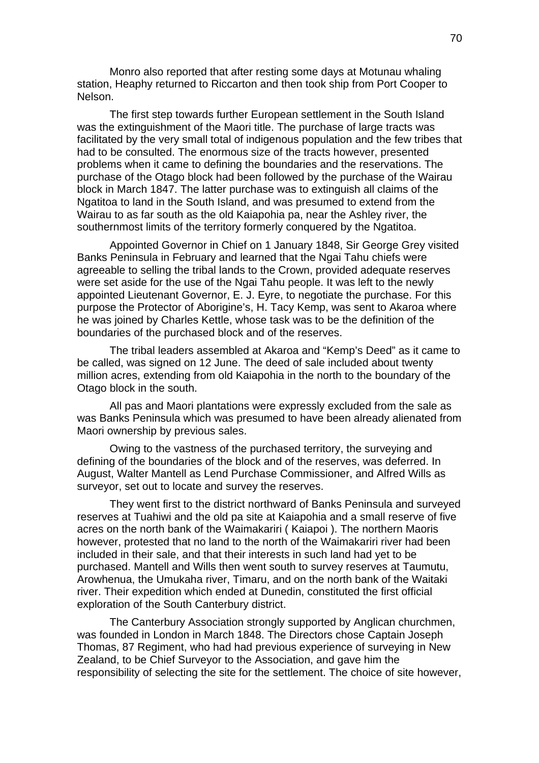Monro also reported that after resting some days at Motunau whaling station, Heaphy returned to Riccarton and then took ship from Port Cooper to Nelson.

The first step towards further European settlement in the South Island was the extinguishment of the Maori title. The purchase of large tracts was facilitated by the very small total of indigenous population and the few tribes that had to be consulted. The enormous size of the tracts however, presented problems when it came to defining the boundaries and the reservations. The purchase of the Otago block had been followed by the purchase of the Wairau block in March 1847. The latter purchase was to extinguish all claims of the Ngatitoa to land in the South Island, and was presumed to extend from the Wairau to as far south as the old Kaiapohia pa, near the Ashley river, the southernmost limits of the territory formerly conquered by the Ngatitoa.

Appointed Governor in Chief on 1 January 1848, Sir George Grey visited Banks Peninsula in February and learned that the Ngai Tahu chiefs were agreeable to selling the tribal lands to the Crown, provided adequate reserves were set aside for the use of the Ngai Tahu people. It was left to the newly appointed Lieutenant Governor, E. J. Eyre, to negotiate the purchase. For this purpose the Protector of Aborigine's, H. Tacy Kemp, was sent to Akaroa where he was joined by Charles Kettle, whose task was to be the definition of the boundaries of the purchased block and of the reserves.

The tribal leaders assembled at Akaroa and "Kemp's Deed" as it came to be called, was signed on 12 June. The deed of sale included about twenty million acres, extending from old Kaiapohia in the north to the boundary of the Otago block in the south.

All pas and Maori plantations were expressly excluded from the sale as was Banks Peninsula which was presumed to have been already alienated from Maori ownership by previous sales.

Owing to the vastness of the purchased territory, the surveying and defining of the boundaries of the block and of the reserves, was deferred. In August, Walter Mantell as Lend Purchase Commissioner, and Alfred Wills as surveyor, set out to locate and survey the reserves.

They went first to the district northward of Banks Peninsula and surveyed reserves at Tuahiwi and the old pa site at Kaiapohia and a small reserve of five acres on the north bank of the Waimakariri ( Kaiapoi ). The northern Maoris however, protested that no land to the north of the Waimakariri river had been included in their sale, and that their interests in such land had yet to be purchased. Mantell and Wills then went south to survey reserves at Taumutu, Arowhenua, the Umukaha river, Timaru, and on the north bank of the Waitaki river. Their expedition which ended at Dunedin, constituted the first official exploration of the South Canterbury district.

The Canterbury Association strongly supported by Anglican churchmen, was founded in London in March 1848. The Directors chose Captain Joseph Thomas, 87 Regiment, who had had previous experience of surveying in New Zealand, to be Chief Surveyor to the Association, and gave him the responsibility of selecting the site for the settlement. The choice of site however,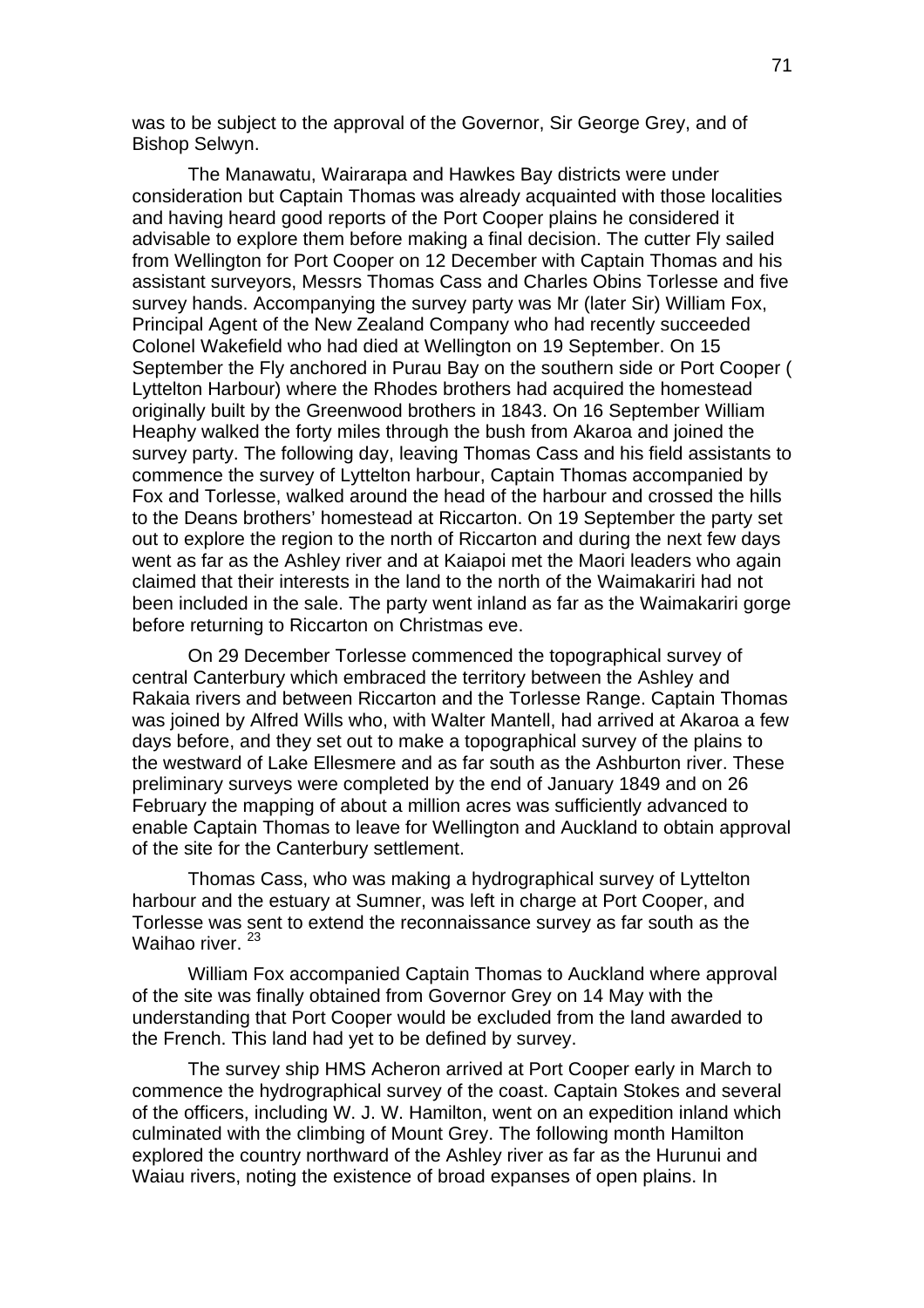was to be subject to the approval of the Governor, Sir George Grey, and of Bishop Selwyn.

The Manawatu, Wairarapa and Hawkes Bay districts were under consideration but Captain Thomas was already acquainted with those localities and having heard good reports of the Port Cooper plains he considered it advisable to explore them before making a final decision. The cutter Fly sailed from Wellington for Port Cooper on 12 December with Captain Thomas and his assistant surveyors, Messrs Thomas Cass and Charles Obins Torlesse and five survey hands. Accompanying the survey party was Mr (later Sir) William Fox, Principal Agent of the New Zealand Company who had recently succeeded Colonel Wakefield who had died at Wellington on 19 September. On 15 September the Fly anchored in Purau Bay on the southern side or Port Cooper ( Lyttelton Harbour) where the Rhodes brothers had acquired the homestead originally built by the Greenwood brothers in 1843. On 16 September William Heaphy walked the forty miles through the bush from Akaroa and joined the survey party. The following day, leaving Thomas Cass and his field assistants to commence the survey of Lyttelton harbour, Captain Thomas accompanied by Fox and Torlesse, walked around the head of the harbour and crossed the hills to the Deans brothers' homestead at Riccarton. On 19 September the party set out to explore the region to the north of Riccarton and during the next few days went as far as the Ashley river and at Kaiapoi met the Maori leaders who again claimed that their interests in the land to the north of the Waimakariri had not been included in the sale. The party went inland as far as the Waimakariri gorge before returning to Riccarton on Christmas eve.

On 29 December Torlesse commenced the topographical survey of central Canterbury which embraced the territory between the Ashley and Rakaia rivers and between Riccarton and the Torlesse Range. Captain Thomas was joined by Alfred Wills who, with Walter Mantell, had arrived at Akaroa a few days before, and they set out to make a topographical survey of the plains to the westward of Lake Ellesmere and as far south as the Ashburton river. These preliminary surveys were completed by the end of January 1849 and on 26 February the mapping of about a million acres was sufficiently advanced to enable Captain Thomas to leave for Wellington and Auckland to obtain approval of the site for the Canterbury settlement.

Thomas Cass, who was making a hydrographical survey of Lyttelton harbour and the estuary at Sumner, was left in charge at Port Cooper, and Torlesse was sent to extend the reconnaissance survey as far south as the Waihao river. [23]

William Fox accompanied Captain Thomas to Auckland where approval of the site was finally obtained from Governor Grey on 14 May with the understanding that Port Cooper would be excluded from the land awarded to the French. This land had yet to be defined by survey.

The survey ship HMS Acheron arrived at Port Cooper early in March to commence the hydrographical survey of the coast. Captain Stokes and several of the officers, including W. J. W. Hamilton, went on an expedition inland which culminated with the climbing of Mount Grey. The following month Hamilton explored the country northward of the Ashley river as far as the Hurunui and Waiau rivers, noting the existence of broad expanses of open plains. In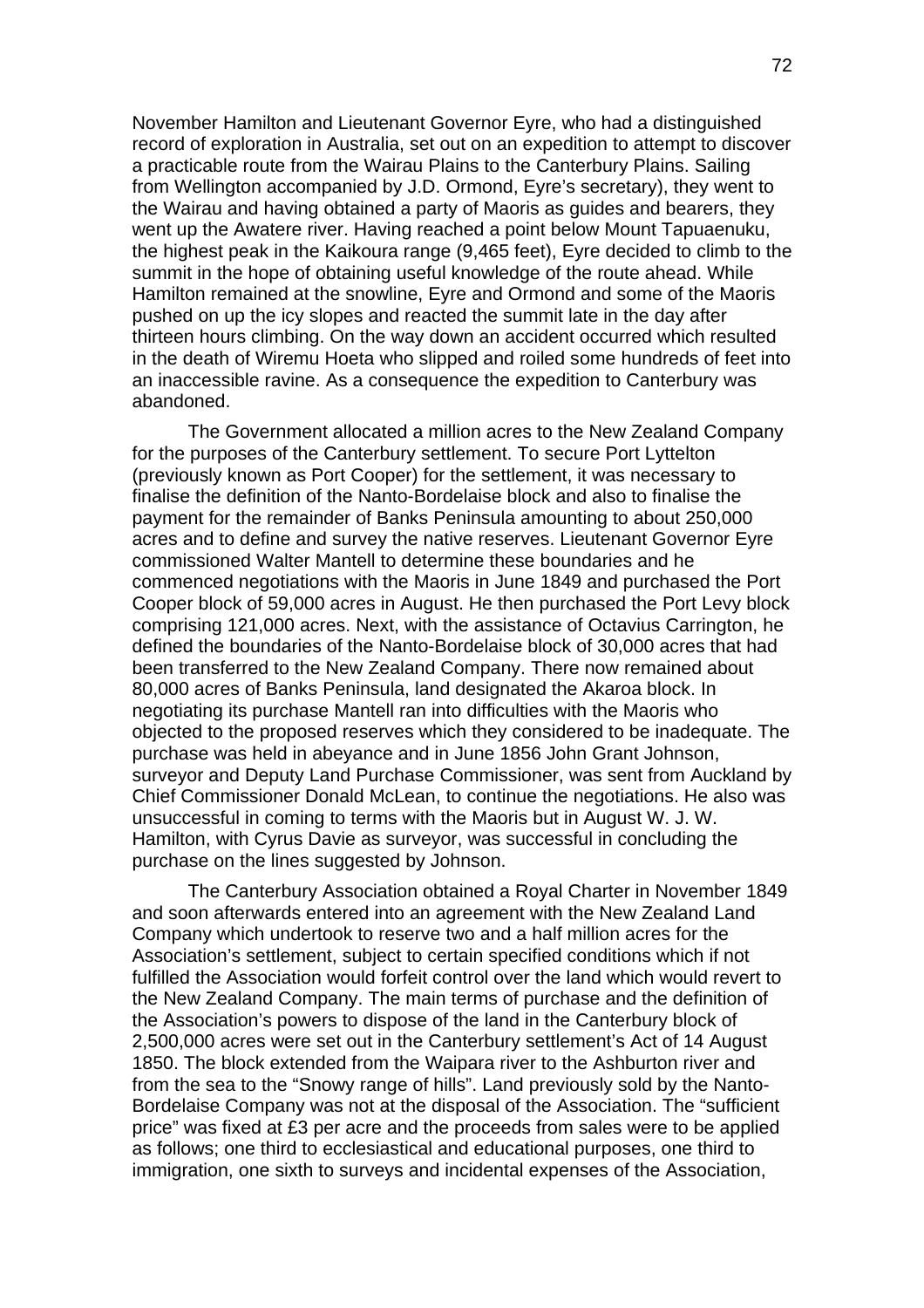November Hamilton and Lieutenant Governor Eyre, who had a distinguished record of exploration in Australia, set out on an expedition to attempt to discover a practicable route from the Wairau Plains to the Canterbury Plains. Sailing from Wellington accompanied by J.D. Ormond, Eyre's secretary), they went to the Wairau and having obtained a party of Maoris as guides and bearers, they went up the Awatere river. Having reached a point below Mount Tapuaenuku, the highest peak in the Kaikoura range (9,465 feet), Eyre decided to climb to the summit in the hope of obtaining useful knowledge of the route ahead. While Hamilton remained at the snowline, Eyre and Ormond and some of the Maoris pushed on up the icy slopes and reacted the summit late in the day after thirteen hours climbing. On the way down an accident occurred which resulted in the death of Wiremu Hoeta who slipped and roiled some hundreds of feet into an inaccessible ravine. As a consequence the expedition to Canterbury was abandoned.

The Government allocated a million acres to the New Zealand Company for the purposes of the Canterbury settlement. To secure Port Lyttelton (previously known as Port Cooper) for the settlement, it was necessary to finalise the definition of the Nanto-Bordelaise block and also to finalise the payment for the remainder of Banks Peninsula amounting to about 250,000 acres and to define and survey the native reserves. Lieutenant Governor Eyre commissioned Walter Mantell to determine these boundaries and he commenced negotiations with the Maoris in June 1849 and purchased the Port Cooper block of 59,000 acres in August. He then purchased the Port Levy block comprising 121,000 acres. Next, with the assistance of Octavius Carrington, he defined the boundaries of the Nanto-Bordelaise block of 30,000 acres that had been transferred to the New Zealand Company. There now remained about 80,000 acres of Banks Peninsula, land designated the Akaroa block. In negotiating its purchase Mantell ran into difficulties with the Maoris who objected to the proposed reserves which they considered to be inadequate. The purchase was held in abeyance and in June 1856 John Grant Johnson, surveyor and Deputy Land Purchase Commissioner, was sent from Auckland by Chief Commissioner Donald McLean, to continue the negotiations. He also was unsuccessful in coming to terms with the Maoris but in August W. J. W. Hamilton, with Cyrus Davie as surveyor, was successful in concluding the purchase on the lines suggested by Johnson.

The Canterbury Association obtained a Royal Charter in November 1849 and soon afterwards entered into an agreement with the New Zealand Land Company which undertook to reserve two and a half million acres for the Association's settlement, subject to certain specified conditions which if not fulfilled the Association would forfeit control over the land which would revert to the New Zealand Company. The main terms of purchase and the definition of the Association's powers to dispose of the land in the Canterbury block of 2,500,000 acres were set out in the Canterbury settlement's Act of 14 August 1850. The block extended from the Waipara river to the Ashburton river and from the sea to the "Snowy range of hills". Land previously sold by the Nanto-Bordelaise Company was not at the disposal of the Association. The "sufficient price" was fixed at £3 per acre and the proceeds from sales were to be applied as follows; one third to ecclesiastical and educational purposes, one third to immigration, one sixth to surveys and incidental expenses of the Association,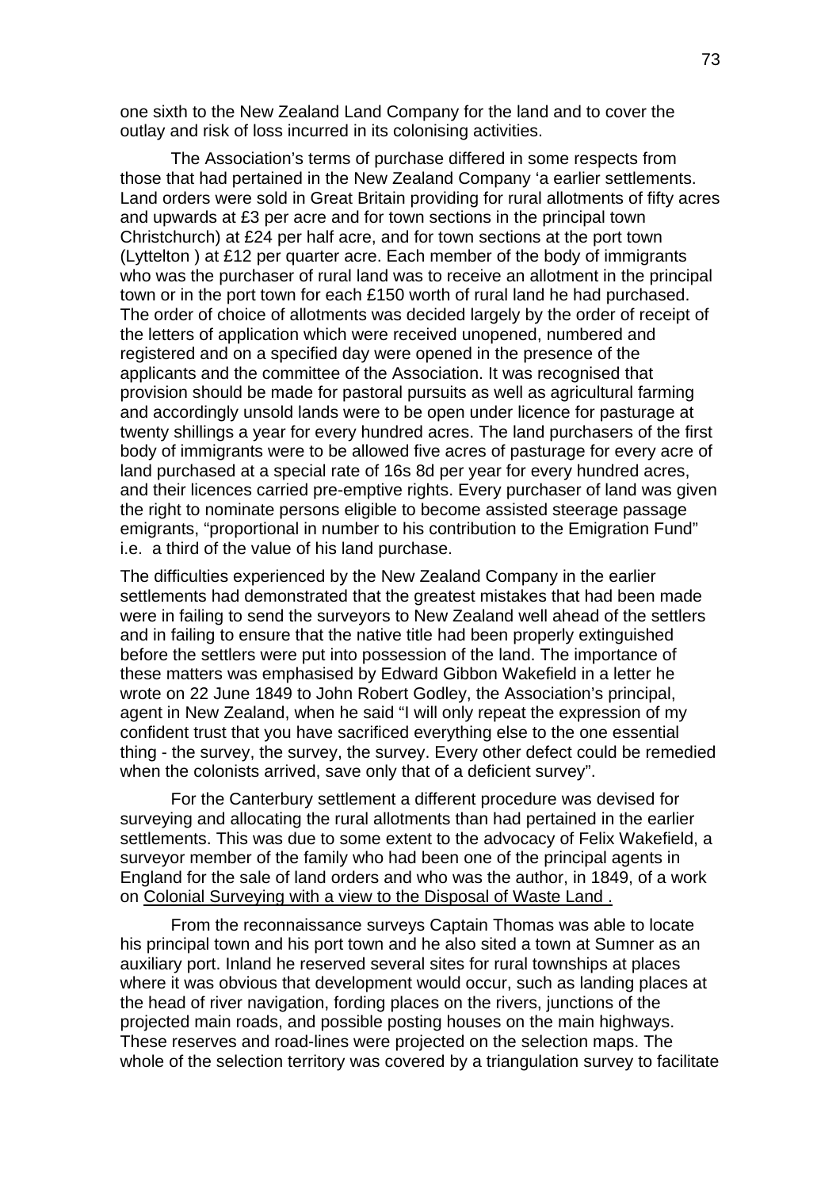one sixth to the New Zealand Land Company for the land and to cover the outlay and risk of loss incurred in its colonising activities.

The Association's terms of purchase differed in some respects from those that had pertained in the New Zealand Company 'a earlier settlements. Land orders were sold in Great Britain providing for rural allotments of fifty acres and upwards at £3 per acre and for town sections in the principal town Christchurch) at £24 per half acre, and for town sections at the port town (Lyttelton ) at £12 per quarter acre. Each member of the body of immigrants who was the purchaser of rural land was to receive an allotment in the principal town or in the port town for each £150 worth of rural land he had purchased. The order of choice of allotments was decided largely by the order of receipt of the letters of application which were received unopened, numbered and registered and on a specified day were opened in the presence of the applicants and the committee of the Association. It was recognised that provision should be made for pastoral pursuits as well as agricultural farming and accordingly unsold lands were to be open under licence for pasturage at twenty shillings a year for every hundred acres. The land purchasers of the first body of immigrants were to be allowed five acres of pasturage for every acre of land purchased at a special rate of 16s 8d per year for every hundred acres, and their licences carried pre-emptive rights. Every purchaser of land was given the right to nominate persons eligible to become assisted steerage passage emigrants, "proportional in number to his contribution to the Emigration Fund" i.e. a third of the value of his land purchase.

The difficulties experienced by the New Zealand Company in the earlier settlements had demonstrated that the greatest mistakes that had been made were in failing to send the surveyors to New Zealand well ahead of the settlers and in failing to ensure that the native title had been properly extinguished before the settlers were put into possession of the land. The importance of these matters was emphasised by Edward Gibbon Wakefield in a letter he wrote on 22 June 1849 to John Robert Godley, the Association's principal, agent in New Zealand, when he said "I will only repeat the expression of my confident trust that you have sacrificed everything else to the one essential thing - the survey, the survey, the survey. Every other defect could be remedied when the colonists arrived, save only that of a deficient survey".

For the Canterbury settlement a different procedure was devised for surveying and allocating the rural allotments than had pertained in the earlier settlements. This was due to some extent to the advocacy of Felix Wakefield, a surveyor member of the family who had been one of the principal agents in England for the sale of land orders and who was the author, in 1849, of a work on Colonial Surveying with a view to the Disposal of Waste Land .

From the reconnaissance surveys Captain Thomas was able to locate his principal town and his port town and he also sited a town at Sumner as an auxiliary port. Inland he reserved several sites for rural townships at places where it was obvious that development would occur, such as landing places at the head of river navigation, fording places on the rivers, junctions of the projected main roads, and possible posting houses on the main highways. These reserves and road-lines were projected on the selection maps. The whole of the selection territory was covered by a triangulation survey to facilitate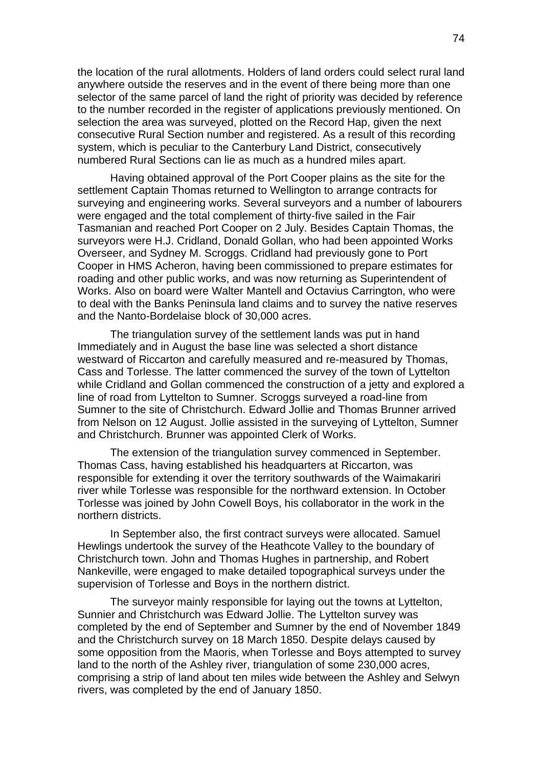the location of the rural allotments. Holders of land orders could select rural land anywhere outside the reserves and in the event of there being more than one selector of the same parcel of land the right of priority was decided by reference to the number recorded in the register of applications previously mentioned. On selection the area was surveyed, plotted on the Record Hap, given the next consecutive Rural Section number and registered. As a result of this recording system, which is peculiar to the Canterbury Land District, consecutively numbered Rural Sections can lie as much as a hundred miles apart.

Having obtained approval of the Port Cooper plains as the site for the settlement Captain Thomas returned to Wellington to arrange contracts for surveying and engineering works. Several surveyors and a number of labourers were engaged and the total complement of thirty-five sailed in the Fair Tasmanian and reached Port Cooper on 2 July. Besides Captain Thomas, the surveyors were H.J. Cridland, Donald Gollan, who had been appointed Works Overseer, and Sydney M. Scroggs. Cridland had previously gone to Port Cooper in HMS Acheron, having been commissioned to prepare estimates for roading and other public works, and was now returning as Superintendent of Works. Also on board were Walter Mantell and Octavius Carrington, who were to deal with the Banks Peninsula land claims and to survey the native reserves and the Nanto-Bordelaise block of 30,000 acres.

The triangulation survey of the settlement lands was put in hand Immediately and in August the base line was selected a short distance westward of Riccarton and carefully measured and re-measured by Thomas, Cass and Torlesse. The latter commenced the survey of the town of Lyttelton while Cridland and Gollan commenced the construction of a jetty and explored a line of road from Lyttelton to Sumner. Scroggs surveyed a road-line from Sumner to the site of Christchurch. Edward Jollie and Thomas Brunner arrived from Nelson on 12 August. Jollie assisted in the surveying of Lyttelton, Sumner and Christchurch. Brunner was appointed Clerk of Works.

The extension of the triangulation survey commenced in September. Thomas Cass, having established his headquarters at Riccarton, was responsible for extending it over the territory southwards of the Waimakariri river while Torlesse was responsible for the northward extension. In October Torlesse was joined by John Cowell Boys, his collaborator in the work in the northern districts.

In September also, the first contract surveys were allocated. Samuel Hewlings undertook the survey of the Heathcote Valley to the boundary of Christchurch town. John and Thomas Hughes in partnership, and Robert Nankeville, were engaged to make detailed topographical surveys under the supervision of Torlesse and Boys in the northern district.

The surveyor mainly responsible for laying out the towns at Lyttelton, Sunnier and Christchurch was Edward Jollie. The Lyttelton survey was completed by the end of September and Sumner by the end of November 1849 and the Christchurch survey on 18 March 1850. Despite delays caused by some opposition from the Maoris, when Torlesse and Boys attempted to survey land to the north of the Ashley river, triangulation of some 230,000 acres, comprising a strip of land about ten miles wide between the Ashley and Selwyn rivers, was completed by the end of January 1850.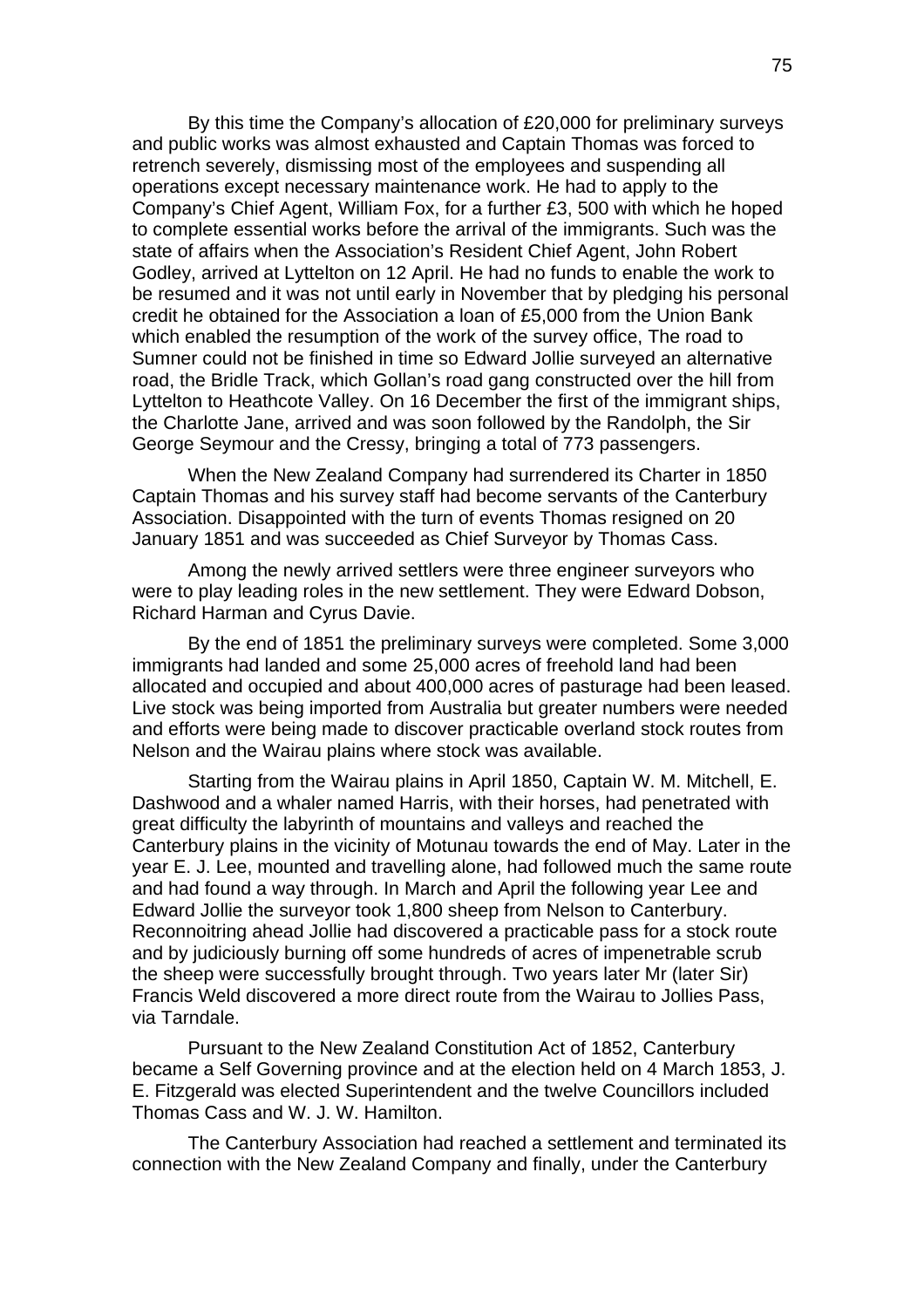By this time the Company's allocation of £20,000 for preliminary surveys and public works was almost exhausted and Captain Thomas was forced to retrench severely, dismissing most of the employees and suspending all operations except necessary maintenance work. He had to apply to the Company's Chief Agent, William Fox, for a further £3, 500 with which he hoped to complete essential works before the arrival of the immigrants. Such was the state of affairs when the Association's Resident Chief Agent, John Robert Godley, arrived at Lyttelton on 12 April. He had no funds to enable the work to be resumed and it was not until early in November that by pledging his personal credit he obtained for the Association a loan of £5,000 from the Union Bank which enabled the resumption of the work of the survey office, The road to Sumner could not be finished in time so Edward Jollie surveyed an alternative road, the Bridle Track, which Gollan's road gang constructed over the hill from Lyttelton to Heathcote Valley. On 16 December the first of the immigrant ships, the Charlotte Jane, arrived and was soon followed by the Randolph, the Sir George Seymour and the Cressy, bringing a total of 773 passengers.

When the New Zealand Company had surrendered its Charter in 1850 Captain Thomas and his survey staff had become servants of the Canterbury Association. Disappointed with the turn of events Thomas resigned on 20 January 1851 and was succeeded as Chief Surveyor by Thomas Cass.

Among the newly arrived settlers were three engineer surveyors who were to play leading roles in the new settlement. They were Edward Dobson, Richard Harman and Cyrus Davie.

By the end of 1851 the preliminary surveys were completed. Some 3,000 immigrants had landed and some 25,000 acres of freehold land had been allocated and occupied and about 400,000 acres of pasturage had been leased. Live stock was being imported from Australia but greater numbers were needed and efforts were being made to discover practicable overland stock routes from Nelson and the Wairau plains where stock was available.

Starting from the Wairau plains in April 1850, Captain W. M. Mitchell, E. Dashwood and a whaler named Harris, with their horses, had penetrated with great difficulty the labyrinth of mountains and valleys and reached the Canterbury plains in the vicinity of Motunau towards the end of May. Later in the year E. J. Lee, mounted and travelling alone, had followed much the same route and had found a way through. In March and April the following year Lee and Edward Jollie the surveyor took 1,800 sheep from Nelson to Canterbury. Reconnoitring ahead Jollie had discovered a practicable pass for a stock route and by judiciously burning off some hundreds of acres of impenetrable scrub the sheep were successfully brought through. Two years later Mr (later Sir) Francis Weld discovered a more direct route from the Wairau to Jollies Pass, via Tarndale.

Pursuant to the New Zealand Constitution Act of 1852, Canterbury became a Self Governing province and at the election held on 4 March 1853, J. E. Fitzgerald was elected Superintendent and the twelve Councillors included Thomas Cass and W. J. W. Hamilton.

The Canterbury Association had reached a settlement and terminated its connection with the New Zealand Company and finally, under the Canterbury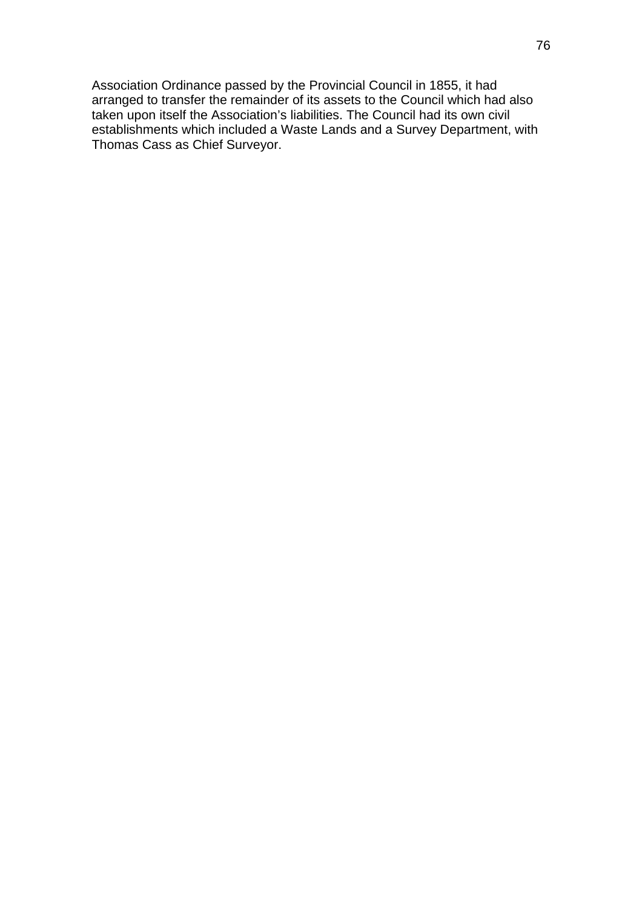Association Ordinance passed by the Provincial Council in 1855, it had arranged to transfer the remainder of its assets to the Council which had also taken upon itself the Association's liabilities. The Council had its own civil establishments which included a Waste Lands and a Survey Department, with Thomas Cass as Chief Surveyor.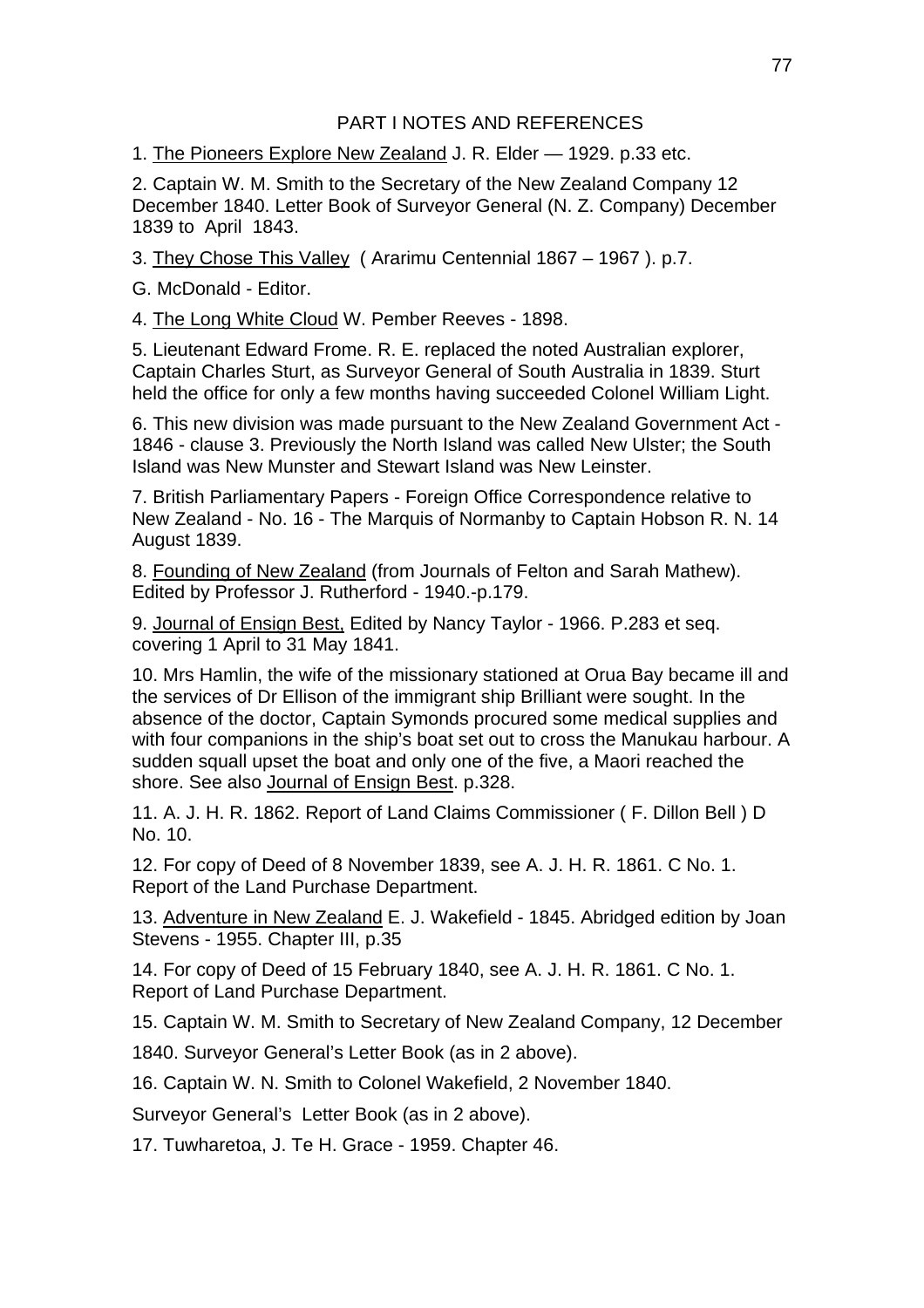## PART I NOTES AND REFERENCES

1. The Pioneers Explore New Zealand J. R. Elder — 1929. p.33 etc.

2. Captain W. M. Smith to the Secretary of the New Zealand Company 12 December 1840. Letter Book of Surveyor General (N. Z. Company) December 1839 to April 1843.

3. They Chose This Valley ( Ararimu Centennial 1867 – 1967 ). p.7.

G. McDonald - Editor.

4. The Long White Cloud W. Pember Reeves - 1898.

5. Lieutenant Edward Frome. R. E. replaced the noted Australian explorer, Captain Charles Sturt, as Surveyor General of South Australia in 1839. Sturt held the office for only a few months having succeeded Colonel William Light.

6. This new division was made pursuant to the New Zealand Government Act - 1846 - clause 3. Previously the North Island was called New Ulster; the South Island was New Munster and Stewart Island was New Leinster.

7. British Parliamentary Papers - Foreign Office Correspondence relative to New Zealand - No. 16 - The Marquis of Normanby to Captain Hobson R. N. 14 August 1839.

8. Founding of New Zealand (from Journals of Felton and Sarah Mathew). Edited by Professor J. Rutherford - 1940.-p.179.

9. Journal of Ensign Best, Edited by Nancy Taylor - 1966. P.283 et seq. covering 1 April to 31 May 1841.

10. Mrs Hamlin, the wife of the missionary stationed at Orua Bay became ill and the services of Dr Ellison of the immigrant ship Brilliant were sought. In the absence of the doctor, Captain Symonds procured some medical supplies and with four companions in the ship's boat set out to cross the Manukau harbour. A sudden squall upset the boat and only one of the five, a Maori reached the shore. See also Journal of Ensign Best. p.328.

11. A. J. H. R. 1862. Report of Land Claims Commissioner ( F. Dillon Bell ) D No. 10.

12. For copy of Deed of 8 November 1839, see A. J. H. R. 1861. C No. 1. Report of the Land Purchase Department.

13. Adventure in New Zealand E. J. Wakefield - 1845. Abridged edition by Joan Stevens - 1955. Chapter III, p.35

14. For copy of Deed of 15 February 1840, see A. J. H. R. 1861. C No. 1. Report of Land Purchase Department.

15. Captain W. M. Smith to Secretary of New Zealand Company, 12 December 1840. Surveyor General's Letter Book (as in 2 above).

16. Captain W. N. Smith to Colonel Wakefield, 2 November 1840. Surveyor General's Letter Book (as in 2 above).

17. Tuwharetoa, J. Te H. Grace - 1959. Chapter 46.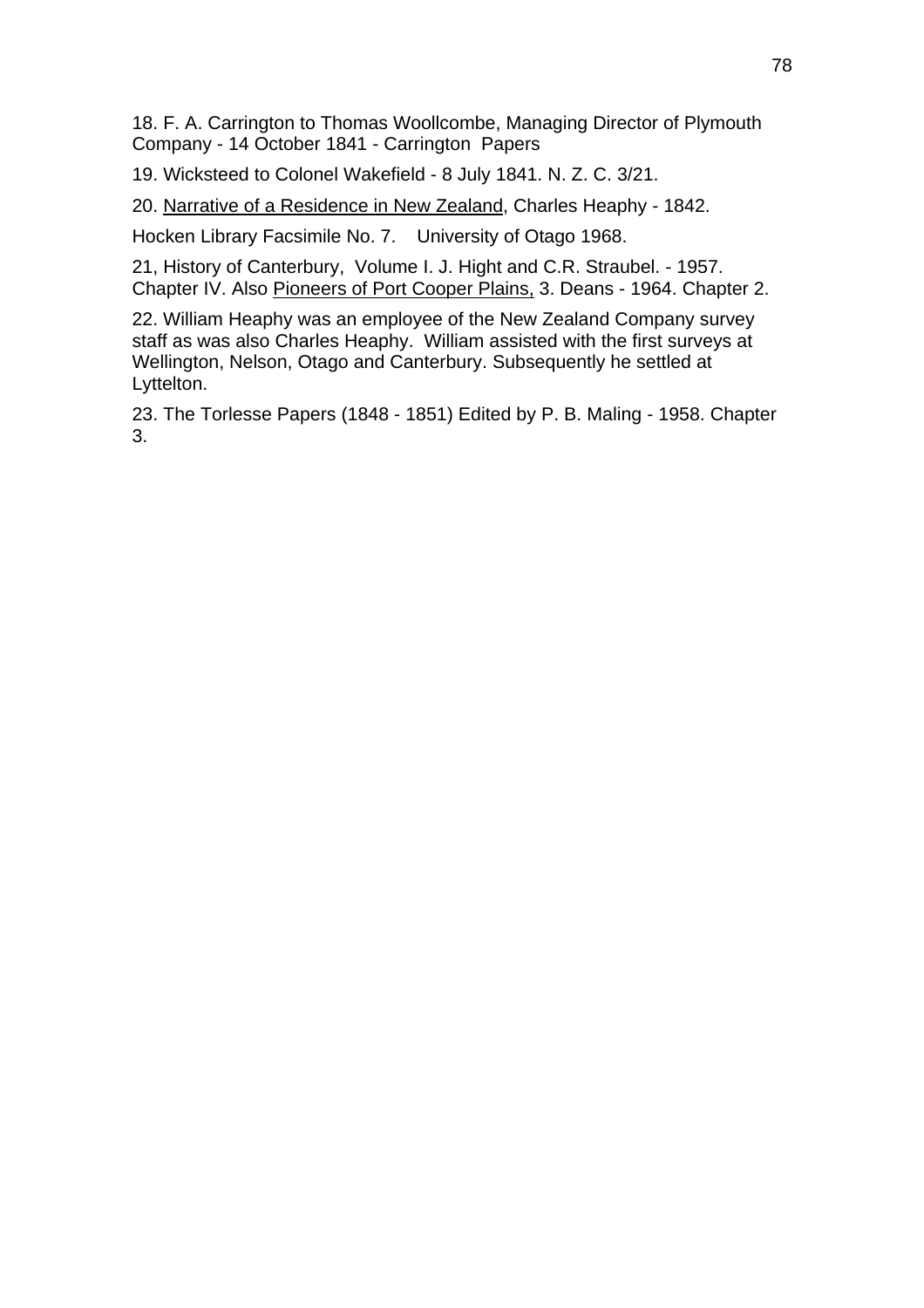18. F. A. Carrington to Thomas Woollcombe, Managing Director of Plymouth Company - 14 October 1841 - Carrington Papers

19. Wicksteed to Colonel Wakefield - 8 July 1841. N. Z. C. 3/21.

20. Narrative of a Residence in New Zealand, Charles Heaphy - 1842.

Hocken Library Facsimile No. 7. University of Otago 1968.

21, History of Canterbury, Volume I. J. Hight and C.R. Straubel. - 1957. Chapter IV. Also Pioneers of Port Cooper Plains, 3. Deans - 1964. Chapter 2.

22. William Heaphy was an employee of the New Zealand Company survey staff as was also Charles Heaphy. William assisted with the first surveys at Wellington, Nelson, Otago and Canterbury. Subsequently he settled at Lyttelton.

23. The Torlesse Papers (1848 - 1851) Edited by P. B. Maling - 1958. Chapter 3.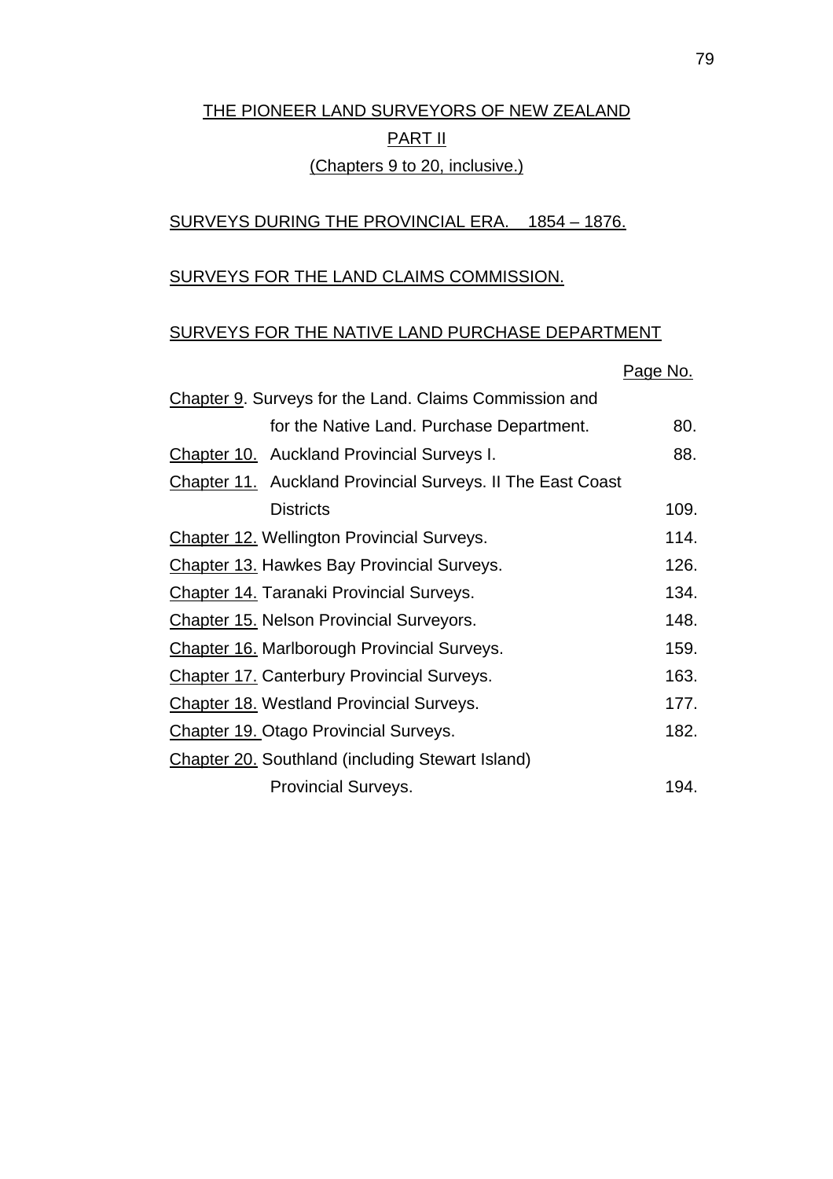# THE PIONEER LAND SURVEYORS OF NEW ZEALAND

## PART II

(Chapters 9 to 20, inclusive.)

## SURVEYS DURING THE PROVINCIAL ERA. 1854 – 1876.

## SURVEYS FOR THE LAND CLAIMS COMMISSION.

## SURVEYS FOR THE NATIVE LAND PURCHASE DEPARTMENT

| | Page No. |
|---|---|
| Chapter 9. Surveys for the Land. Claims Commission and for the Native Land. Purchase Department. | 80. |
| Chapter 10. Auckland Provincial Surveys I. | 88. |
| Chapter 11. Auckland Provincial Surveys. II The East Coast Districts | 109. |
| Chapter 12. Wellington Provincial Surveys. | 114. |
| Chapter 13. Hawkes Bay Provincial Surveys. | 126. |
| Chapter 14. Taranaki Provincial Surveys. | 134. |
| Chapter 15. Nelson Provincial Surveyors. | 148. |
| Chapter 16. Marlborough Provincial Surveys. | 159. |
| Chapter 17. Canterbury Provincial Surveys. | 163. |
| Chapter 18. Westland Provincial Surveys. | 177. |
| Chapter 19. Otago Provincial Surveys. | 182. |
| Chapter 20. Southland (including Stewart Island) Provincial Surveys. | 194. |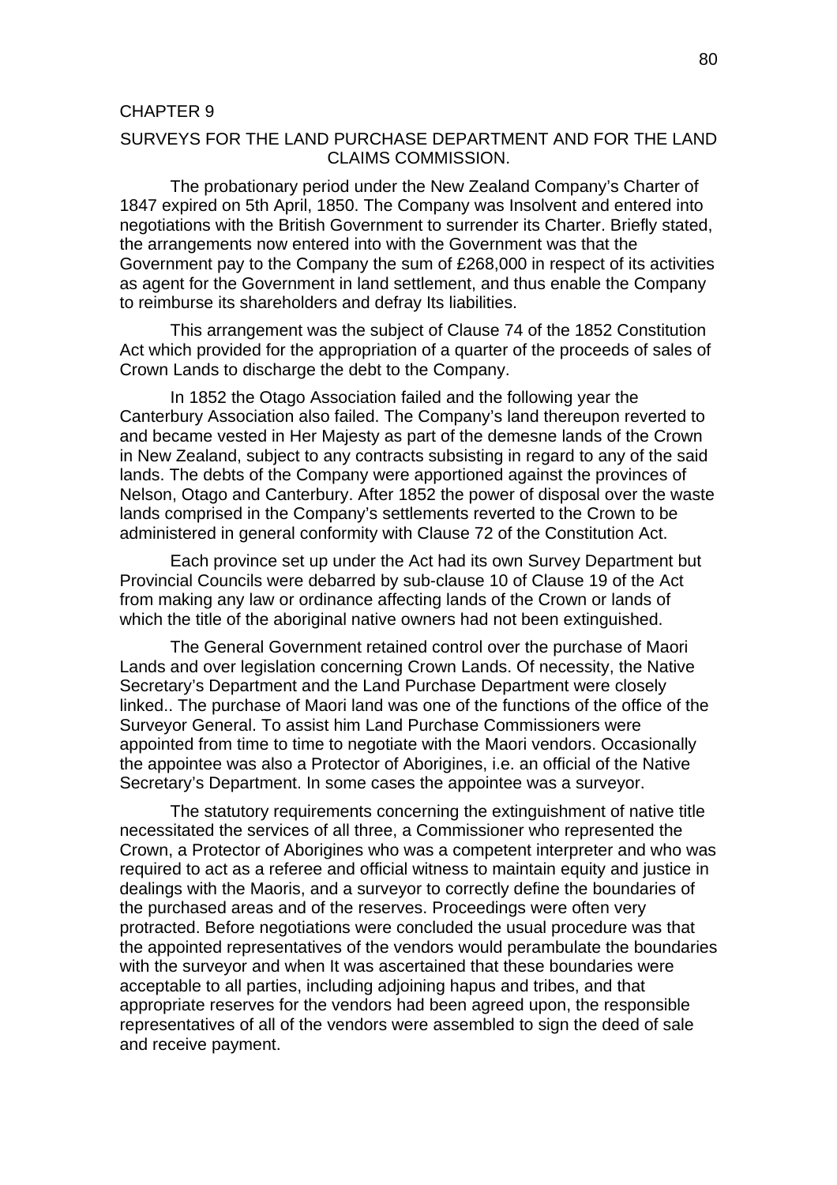## CHAPTER 9

### SURVEYS FOR THE LAND PURCHASE DEPARTMENT AND FOR THE LAND CLAIMS COMMISSION.

The probationary period under the New Zealand Company's Charter of 1847 expired on 5th April, 1850. The Company was Insolvent and entered into negotiations with the British Government to surrender its Charter. Briefly stated, the arrangements now entered into with the Government was that the Government pay to the Company the sum of £268,000 in respect of its activities as agent for the Government in land settlement, and thus enable the Company to reimburse its shareholders and defray Its liabilities.

This arrangement was the subject of Clause 74 of the 1852 Constitution Act which provided for the appropriation of a quarter of the proceeds of sales of Crown Lands to discharge the debt to the Company.

In 1852 the Otago Association failed and the following year the Canterbury Association also failed. The Company's land thereupon reverted to and became vested in Her Majesty as part of the demesne lands of the Crown in New Zealand, subject to any contracts subsisting in regard to any of the said lands. The debts of the Company were apportioned against the provinces of Nelson, Otago and Canterbury. After 1852 the power of disposal over the waste lands comprised in the Company's settlements reverted to the Crown to be administered in general conformity with Clause 72 of the Constitution Act.

Each province set up under the Act had its own Survey Department but Provincial Councils were debarred by sub-clause 10 of Clause 19 of the Act from making any law or ordinance affecting lands of the Crown or lands of which the title of the aboriginal native owners had not been extinguished.

The General Government retained control over the purchase of Maori Lands and over legislation concerning Crown Lands. Of necessity, the Native Secretary's Department and the Land Purchase Department were closely linked.. The purchase of Maori land was one of the functions of the office of the Surveyor General. To assist him Land Purchase Commissioners were appointed from time to time to negotiate with the Maori vendors. Occasionally the appointee was also a Protector of Aborigines, i.e. an official of the Native Secretary's Department. In some cases the appointee was a surveyor.

The statutory requirements concerning the extinguishment of native title necessitated the services of all three, a Commissioner who represented the Crown, a Protector of Aborigines who was a competent interpreter and who was required to act as a referee and official witness to maintain equity and justice in dealings with the Maoris, and a surveyor to correctly define the boundaries of the purchased areas and of the reserves. Proceedings were often very protracted. Before negotiations were concluded the usual procedure was that the appointed representatives of the vendors would perambulate the boundaries with the surveyor and when It was ascertained that these boundaries were acceptable to all parties, including adjoining hapus and tribes, and that appropriate reserves for the vendors had been agreed upon, the responsible representatives of all of the vendors were assembled to sign the deed of sale and receive payment.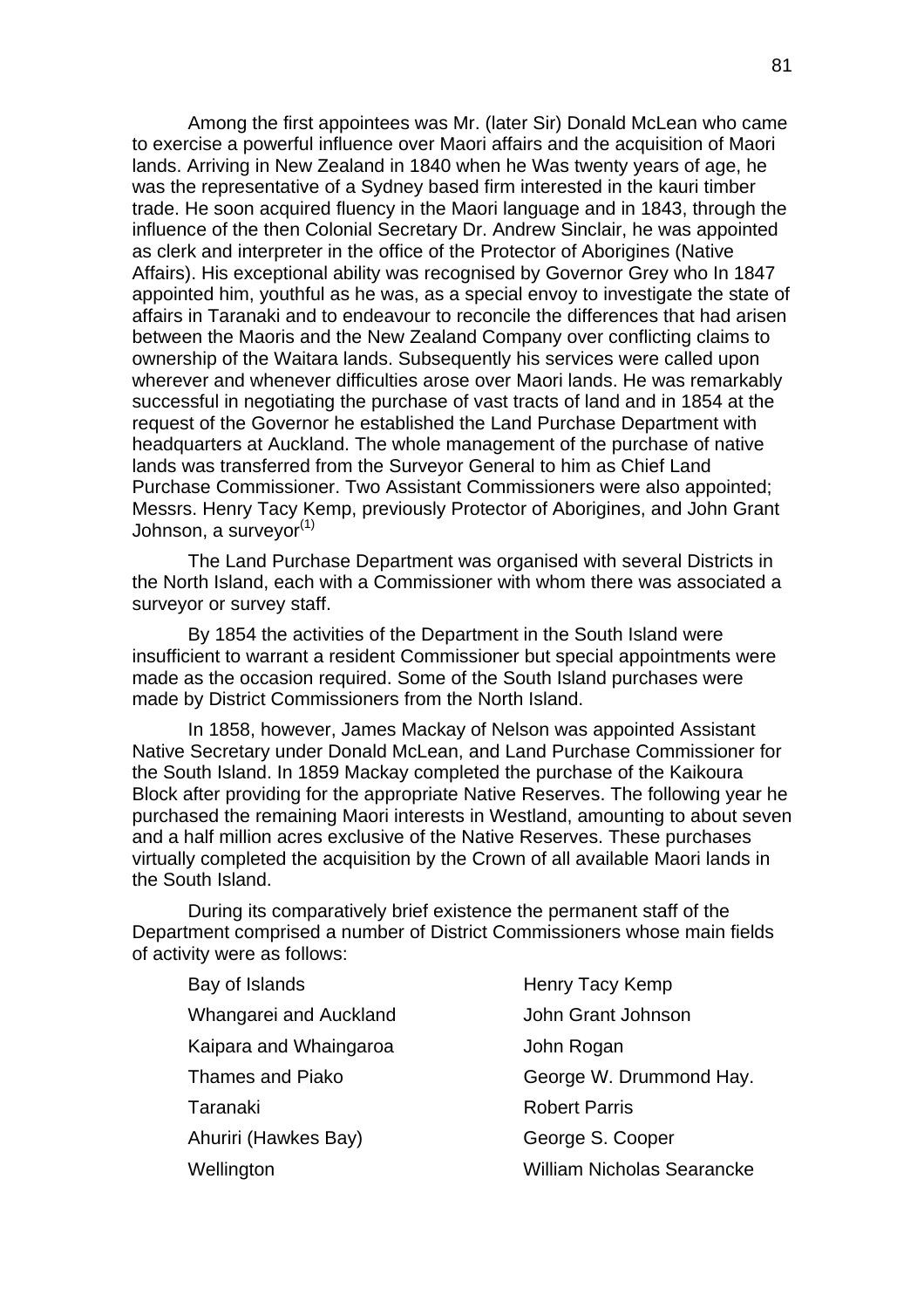Among the first appointees was Mr. (later Sir) Donald McLean who came to exercise a powerful influence over Maori affairs and the acquisition of Maori lands. Arriving in New Zealand in 1840 when he Was twenty years of age, he was the representative of a Sydney based firm interested in the kauri timber trade. He soon acquired fluency in the Maori language and in 1843, through the influence of the then Colonial Secretary Dr. Andrew Sinclair, he was appointed as clerk and interpreter in the office of the Protector of Aborigines (Native Affairs). His exceptional ability was recognised by Governor Grey who In 1847 appointed him, youthful as he was, as a special envoy to investigate the state of affairs in Taranaki and to endeavour to reconcile the differences that had arisen between the Maoris and the New Zealand Company over conflicting claims to ownership of the Waitara lands. Subsequently his services were called upon wherever and whenever difficulties arose over Maori lands. He was remarkably successful in negotiating the purchase of vast tracts of land and in 1854 at the request of the Governor he established the Land Purchase Department with headquarters at Auckland. The whole management of the purchase of native lands was transferred from the Surveyor General to him as Chief Land Purchase Commissioner. Two Assistant Commissioners were also appointed; Messrs. Henry Tacy Kemp, previously Protector of Aborigines, and John Grant Johnson, a surveyor[1]

The Land Purchase Department was organised with several Districts in the North Island, each with a Commissioner with whom there was associated a surveyor or survey staff.

By 1854 the activities of the Department in the South Island were insufficient to warrant a resident Commissioner but special appointments were made as the occasion required. Some of the South Island purchases were made by District Commissioners from the North Island.

In 1858, however, James Mackay of Nelson was appointed Assistant Native Secretary under Donald McLean, and Land Purchase Commissioner for the South Island. In 1859 Mackay completed the purchase of the Kaikoura Block after providing for the appropriate Native Reserves. The following year he purchased the remaining Maori interests in Westland, amounting to about seven and a half million acres exclusive of the Native Reserves. These purchases virtually completed the acquisition by the Crown of all available Maori lands in the South Island.

During its comparatively brief existence the permanent staff of the Department comprised a number of District Commissioners whose main fields of activity were as follows:

| | |
|---|---|
| Bay of Islands | Henry Tacy Kemp |
| Whangarei and Auckland | John Grant Johnson |
| Kaipara and Whaingaroa | John Rogan |
| Thames and Piako | George W. Drummond Hay. |
| Taranaki | Robert Parris |
| Ahuriri (Hawkes Bay) | George S. Cooper |
| Wellington | William Nicholas Searancke |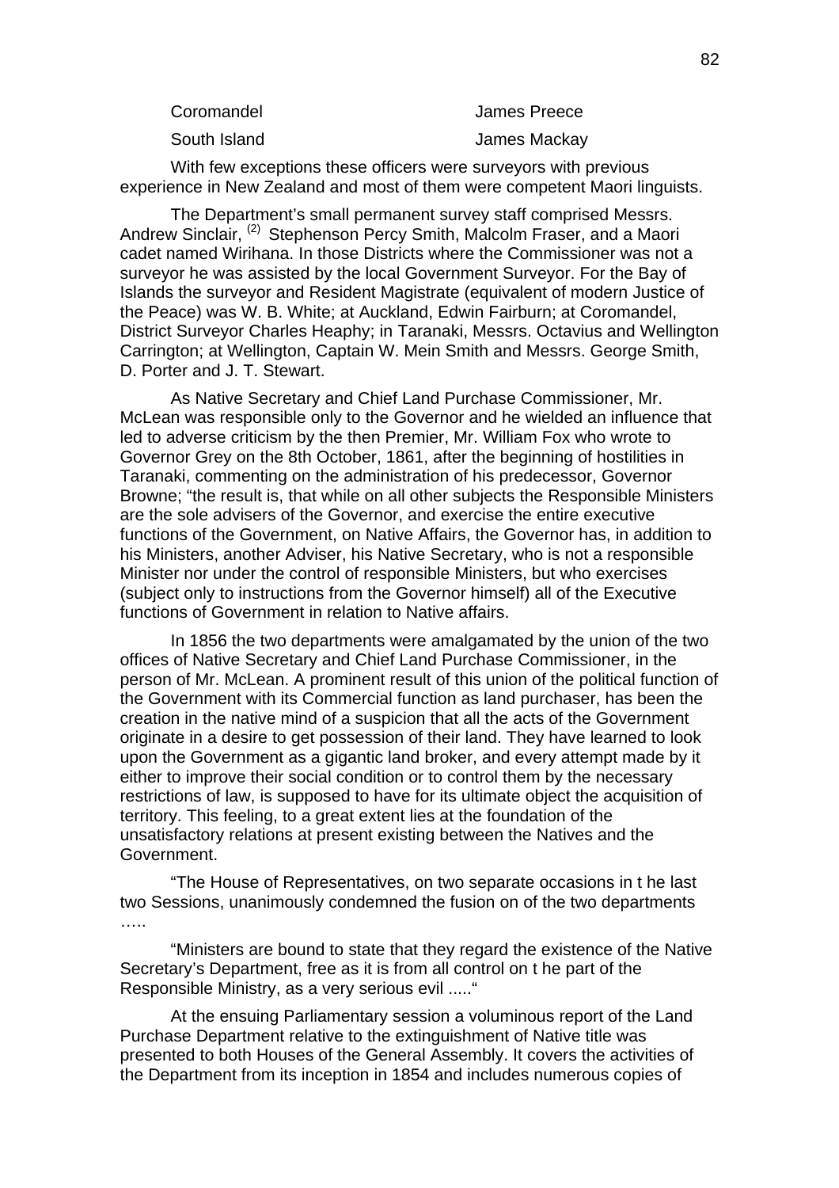| | |
|---|---|
| Coromandel | James Preece |
| South Island | James Mackay |

With few exceptions these officers were surveyors with previous experience in New Zealand and most of them were competent Maori linguists.

The Department's small permanent survey staff comprised Messrs. Andrew Sinclair, [(2)] Stephenson Percy Smith, Malcolm Fraser, and a Maori cadet named Wirihana. In those Districts where the Commissioner was not a surveyor he was assisted by the local Government Surveyor. For the Bay of Islands the surveyor and Resident Magistrate (equivalent of modern Justice of the Peace) was W. B. White; at Auckland, Edwin Fairburn; at Coromandel, District Surveyor Charles Heaphy; in Taranaki, Messrs. Octavius and Wellington Carrington; at Wellington, Captain W. Mein Smith and Messrs. George Smith, D. Porter and J. T. Stewart.

As Native Secretary and Chief Land Purchase Commissioner, Mr. McLean was responsible only to the Governor and he wielded an influence that led to adverse criticism by the then Premier, Mr. William Fox who wrote to Governor Grey on the 8th October, 1861, after the beginning of hostilities in Taranaki, commenting on the administration of his predecessor, Governor Browne; "the result is, that while on all other subjects the Responsible Ministers are the sole advisers of the Governor, and exercise the entire executive functions of the Government, on Native Affairs, the Governor has, in addition to his Ministers, another Adviser, his Native Secretary, who is not a responsible Minister nor under the control of responsible Ministers, but who exercises (subject only to instructions from the Governor himself) all of the Executive functions of Government in relation to Native affairs.

In 1856 the two departments were amalgamated by the union of the two offices of Native Secretary and Chief Land Purchase Commissioner, in the person of Mr. McLean. A prominent result of this union of the political function of the Government with its Commercial function as land purchaser, has been the creation in the native mind of a suspicion that all the acts of the Government originate in a desire to get possession of their land. They have learned to look upon the Government as a gigantic land broker, and every attempt made by it either to improve their social condition or to control them by the necessary restrictions of law, is supposed to have for its ultimate object the acquisition of territory. This feeling, to a great extent lies at the foundation of the unsatisfactory relations at present existing between the Natives and the Government.

"The House of Representatives, on two separate occasions in t he last two Sessions, unanimously condemned the fusion on of the two departments …..

"Ministers are bound to state that they regard the existence of the Native Secretary's Department, free as it is from all control on t he part of the Responsible Ministry, as a very serious evil ....."

At the ensuing Parliamentary session a voluminous report of the Land Purchase Department relative to the extinguishment of Native title was presented to both Houses of the General Assembly. It covers the activities of the Department from its inception in 1854 and includes numerous copies of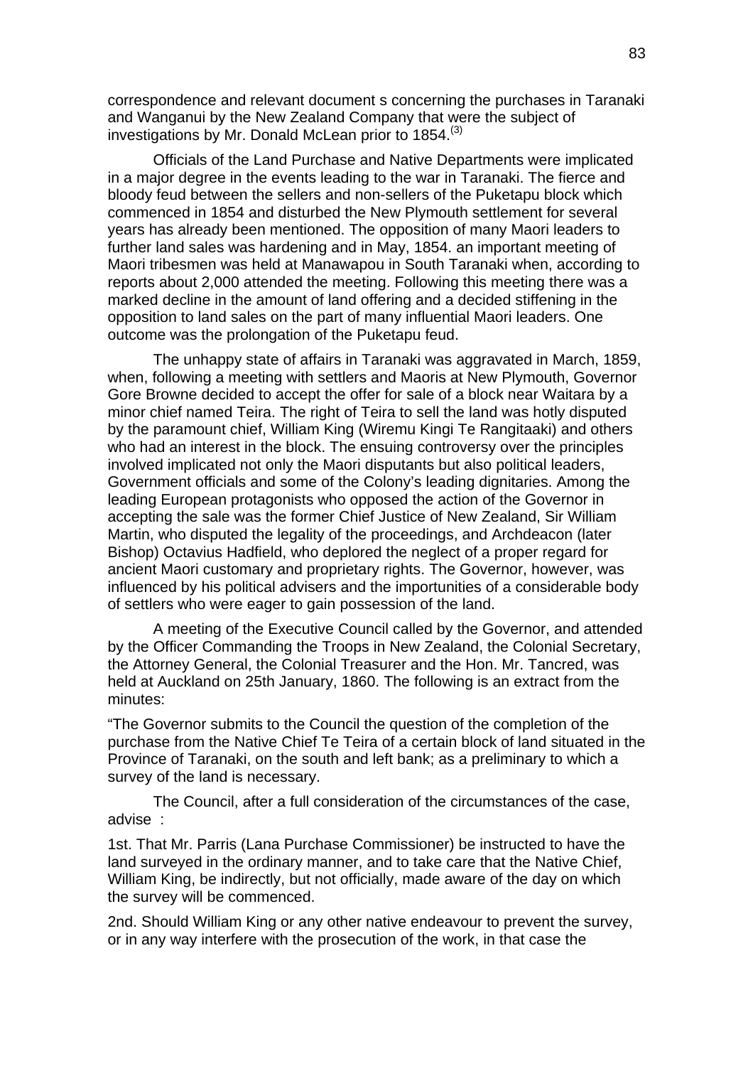correspondence and relevant document s concerning the purchases in Taranaki and Wanganui by the New Zealand Company that were the subject of investigations by Mr. Donald McLean prior to 1854.[3]

Officials of the Land Purchase and Native Departments were implicated in a major degree in the events leading to the war in Taranaki. The fierce and bloody feud between the sellers and non-sellers of the Puketapu block which commenced in 1854 and disturbed the New Plymouth settlement for several years has already been mentioned. The opposition of many Maori leaders to further land sales was hardening and in May, 1854. an important meeting of Maori tribesmen was held at Manawapou in South Taranaki when, according to reports about 2,000 attended the meeting. Following this meeting there was a marked decline in the amount of land offering and a decided stiffening in the opposition to land sales on the part of many influential Maori leaders. One outcome was the prolongation of the Puketapu feud.

The unhappy state of affairs in Taranaki was aggravated in March, 1859, when, following a meeting with settlers and Maoris at New Plymouth, Governor Gore Browne decided to accept the offer for sale of a block near Waitara by a minor chief named Teira. The right of Teira to sell the land was hotly disputed by the paramount chief, William King (Wiremu Kingi Te Rangitaaki) and others who had an interest in the block. The ensuing controversy over the principles involved implicated not only the Maori disputants but also political leaders, Government officials and some of the Colony's leading dignitaries. Among the leading European protagonists who opposed the action of the Governor in accepting the sale was the former Chief Justice of New Zealand, Sir William Martin, who disputed the legality of the proceedings, and Archdeacon (later Bishop) Octavius Hadfield, who deplored the neglect of a proper regard for ancient Maori customary and proprietary rights. The Governor, however, was influenced by his political advisers and the importunities of a considerable body of settlers who were eager to gain possession of the land.

A meeting of the Executive Council called by the Governor, and attended by the Officer Commanding the Troops in New Zealand, the Colonial Secretary, the Attorney General, the Colonial Treasurer and the Hon. Mr. Tancred, was held at Auckland on 25th January, 1860. The following is an extract from the minutes:

"The Governor submits to the Council the question of the completion of the purchase from the Native Chief Te Teira of a certain block of land situated in the Province of Taranaki, on the south and left bank; as a preliminary to which a survey of the land is necessary.

The Council, after a full consideration of the circumstances of the case, advise :

1st. That Mr. Parris (Lana Purchase Commissioner) be instructed to have the land surveyed in the ordinary manner, and to take care that the Native Chief, William King, be indirectly, but not officially, made aware of the day on which the survey will be commenced.

2nd. Should William King or any other native endeavour to prevent the survey, or in any way interfere with the prosecution of the work, in that case the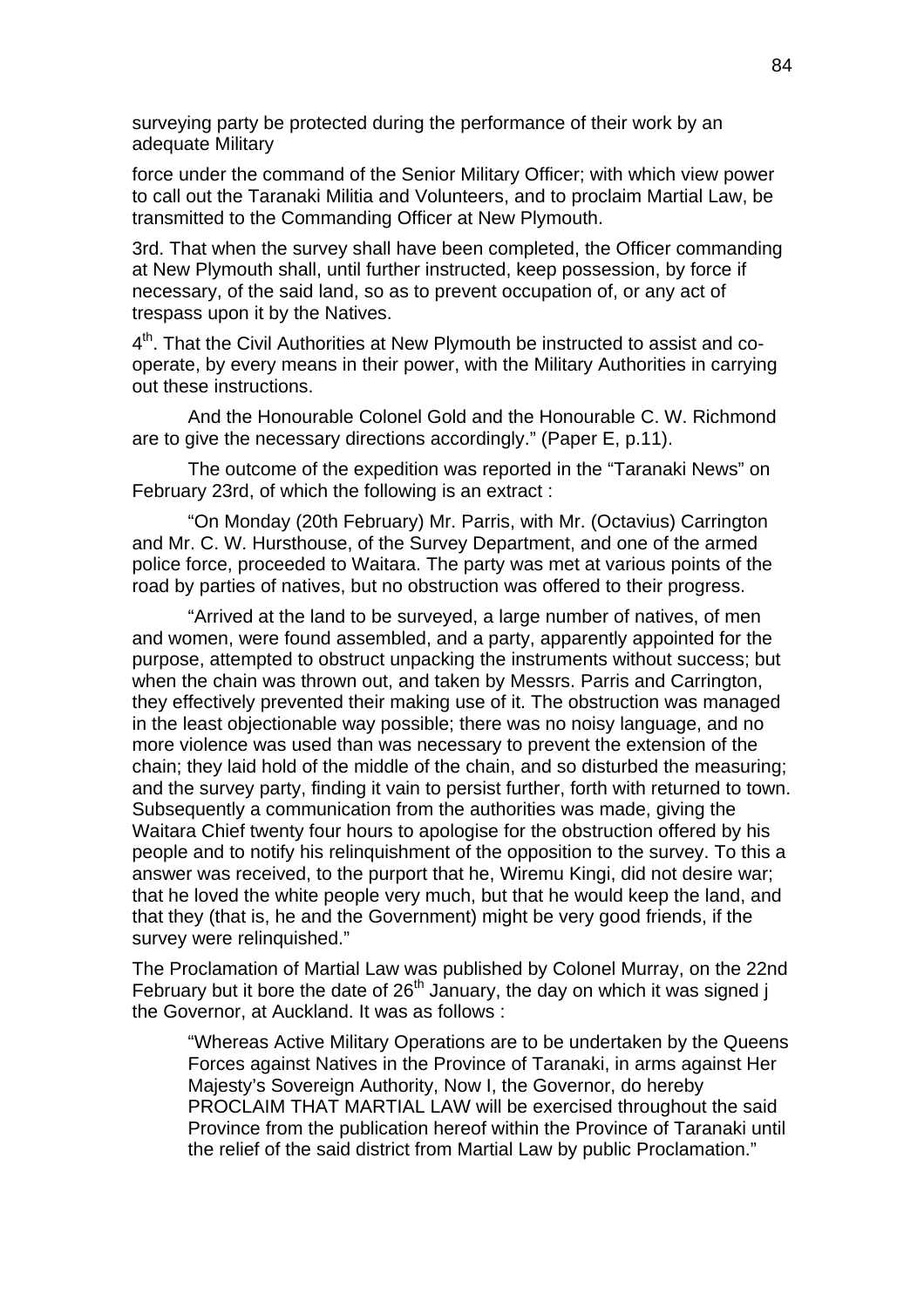surveying party be protected during the performance of their work by an adequate Military

force under the command of the Senior Military Officer; with which view power to call out the Taranaki Militia and Volunteers, and to proclaim Martial Law, be transmitted to the Commanding Officer at New Plymouth.

3rd. That when the survey shall have been completed, the Officer commanding at New Plymouth shall, until further instructed, keep possession, by force if necessary, of the said land, so as to prevent occupation of, or any act of trespass upon it by the Natives.

4th. That the Civil Authorities at New Plymouth be instructed to assist and co-operate, by every means in their power, with the Military Authorities in carrying out these instructions.

And the Honourable Colonel Gold and the Honourable C. W. Richmond are to give the necessary directions accordingly." (Paper E, p.11).

The outcome of the expedition was reported in the "Taranaki News" on February 23rd, of which the following is an extract :

"On Monday (20th February) Mr. Parris, with Mr. (Octavius) Carrington and Mr. C. W. Hursthouse, of the Survey Department, and one of the armed police force, proceeded to Waitara. The party was met at various points of the road by parties of natives, but no obstruction was offered to their progress.

"Arrived at the land to be surveyed, a large number of natives, of men and women, were found assembled, and a party, apparently appointed for the purpose, attempted to obstruct unpacking the instruments without success; but when the chain was thrown out, and taken by Messrs. Parris and Carrington, they effectively prevented their making use of it. The obstruction was managed in the least objectionable way possible; there was no noisy language, and no more violence was used than was necessary to prevent the extension of the chain; they laid hold of the middle of the chain, and so disturbed the measuring; and the survey party, finding it vain to persist further, forth with returned to town. Subsequently a communication from the authorities was made, giving the Waitara Chief twenty four hours to apologise for the obstruction offered by his people and to notify his relinquishment of the opposition to the survey. To this a answer was received, to the purport that he, Wiremu Kingi, did not desire war; that he loved the white people very much, but that he would keep the land, and that they (that is, he and the Government) might be very good friends, if the survey were relinquished."

The Proclamation of Martial Law was published by Colonel Murray, on the 22nd February but it bore the date of 26th January, the day on which it was signed j the Governor, at Auckland. It was as follows :

> "Whereas Active Military Operations are to be undertaken by the Queens Forces against Natives in the Province of Taranaki, in arms against Her Majesty's Sovereign Authority, Now I, the Governor, do hereby PROCLAIM THAT MARTIAL LAW will be exercised throughout the said Province from the publication hereof within the Province of Taranaki until the relief of the said district from Martial Law by public Proclamation."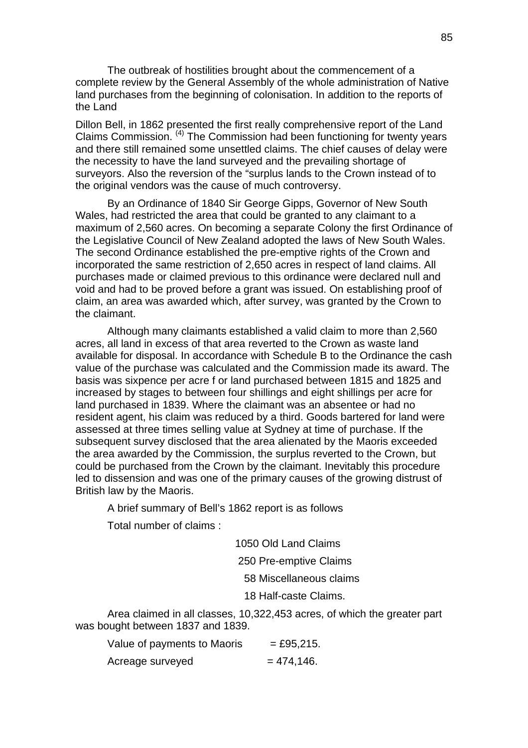The outbreak of hostilities brought about the commencement of a complete review by the General Assembly of the whole administration of Native land purchases from the beginning of colonisation. In addition to the reports of the Land

Dillon Bell, in 1862 presented the first really comprehensive report of the Land Claims Commission. (4) The Commission had been functioning for twenty years and there still remained some unsettled claims. The chief causes of delay were the necessity to have the land surveyed and the prevailing shortage of surveyors. Also the reversion of the "surplus lands to the Crown instead of to the original vendors was the cause of much controversy.

By an Ordinance of 1840 Sir George Gipps, Governor of New South Wales, had restricted the area that could be granted to any claimant to a maximum of 2,560 acres. On becoming a separate Colony the first Ordinance of the Legislative Council of New Zealand adopted the laws of New South Wales. The second Ordinance established the pre-emptive rights of the Crown and incorporated the same restriction of 2,650 acres in respect of land claims. All purchases made or claimed previous to this ordinance were declared null and void and had to be proved before a grant was issued. On establishing proof of claim, an area was awarded which, after survey, was granted by the Crown to the claimant.

Although many claimants established a valid claim to more than 2,560 acres, all land in excess of that area reverted to the Crown as waste land available for disposal. In accordance with Schedule B to the Ordinance the cash value of the purchase was calculated and the Commission made its award. The basis was sixpence per acre f or land purchased between 1815 and 1825 and increased by stages to between four shillings and eight shillings per acre for land purchased in 1839. Where the claimant was an absentee or had no resident agent, his claim was reduced by a third. Goods bartered for land were assessed at three times selling value at Sydney at time of purchase. If the subsequent survey disclosed that the area alienated by the Maoris exceeded the area awarded by the Commission, the surplus reverted to the Crown, but could be purchased from the Crown by the claimant. Inevitably this procedure led to dissension and was one of the primary causes of the growing distrust of British law by the Maoris.

A brief summary of Bell's 1862 report is as follows

Total number of claims :

1050 Old Land Claims
250 Pre-emptive Claims
58 Miscellaneous claims
18 Half-caste Claims.

Area claimed in all classes, 10,322,453 acres, of which the greater part was bought between 1837 and 1839.

Value of payments to Maoris = £95,215.

Acreage surveyed = 474,146.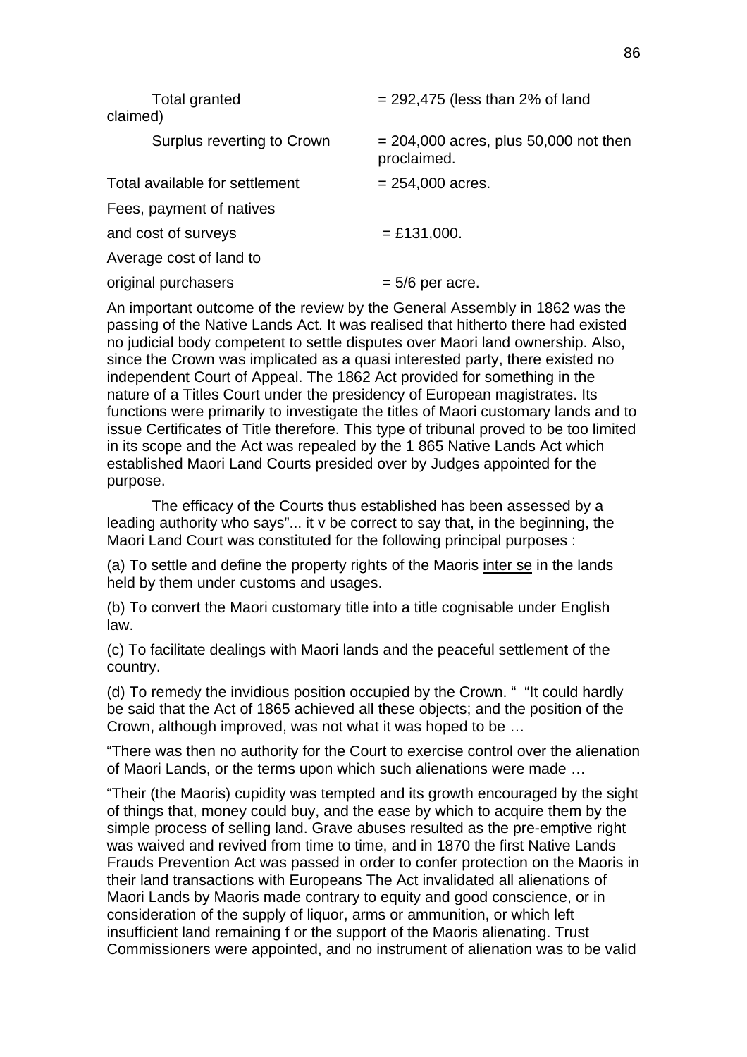| | |
|---|---|
| Total granted claimed) | = 292,475 (less than 2% of land |
| Surplus reverting to Crown | = 204,000 acres, plus 50,000 not then proclaimed. |
| Total available for settlement | = 254,000 acres. |
| Fees, payment of natives and cost of surveys | = £131,000. |
| Average cost of land to original purchasers | = 5/6 per acre. |

An important outcome of the review by the General Assembly in 1862 was the passing of the Native Lands Act. It was realised that hitherto there had existed no judicial body competent to settle disputes over Maori land ownership. Also, since the Crown was implicated as a quasi interested party, there existed no independent Court of Appeal. The 1862 Act provided for something in the nature of a Titles Court under the presidency of European magistrates. Its functions were primarily to investigate the titles of Maori customary lands and to issue Certificates of Title therefore. This type of tribunal proved to be too limited in its scope and the Act was repealed by the 1 865 Native Lands Act which established Maori Land Courts presided over by Judges appointed for the purpose.

The efficacy of the Courts thus established has been assessed by a leading authority who says"... it v be correct to say that, in the beginning, the Maori Land Court was constituted for the following principal purposes :

(a) To settle and define the property rights of the Maoris inter se in the lands held by them under customs and usages.

(b) To convert the Maori customary title into a title cognisable under English law.

(c) To facilitate dealings with Maori lands and the peaceful settlement of the country.

(d) To remedy the invidious position occupied by the Crown. "  "It could hardly be said that the Act of 1865 achieved all these objects; and the position of the Crown, although improved, was not what it was hoped to be …

"There was then no authority for the Court to exercise control over the alienation of Maori Lands, or the terms upon which such alienations were made …

"Their (the Maoris) cupidity was tempted and its growth encouraged by the sight of things that, money could buy, and the ease by which to acquire them by the simple process of selling land. Grave abuses resulted as the pre-emptive right was waived and revived from time to time, and in 1870 the first Native Lands Frauds Prevention Act was passed in order to confer protection on the Maoris in their land transactions with Europeans The Act invalidated all alienations of Maori Lands by Maoris made contrary to equity and good conscience, or in consideration of the supply of liquor, arms or ammunition, or which left insufficient land remaining f or the support of the Maoris alienating. Trust Commissioners were appointed, and no instrument of alienation was to be valid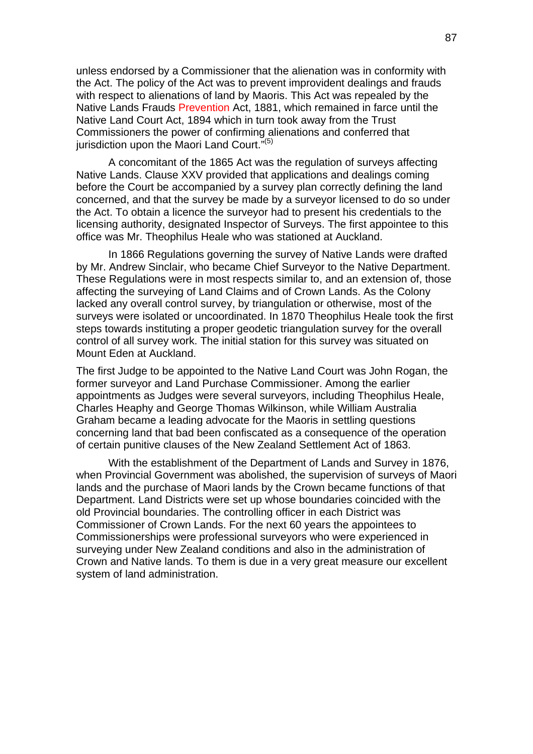unless endorsed by a Commissioner that the alienation was in conformity with the Act. The policy of the Act was to prevent improvident dealings and frauds with respect to alienations of land by Maoris. This Act was repealed by the Native Lands Frauds Prevention Act, 1881, which remained in farce until the Native Land Court Act, 1894 which in turn took away from the Trust Commissioners the power of confirming alienations and conferred that jurisdiction upon the Maori Land Court."[5]

A concomitant of the 1865 Act was the regulation of surveys affecting Native Lands. Clause XXV provided that applications and dealings coming before the Court be accompanied by a survey plan correctly defining the land concerned, and that the survey be made by a surveyor licensed to do so under the Act. To obtain a licence the surveyor had to present his credentials to the licensing authority, designated Inspector of Surveys. The first appointee to this office was Mr. Theophilus Heale who was stationed at Auckland.

In 1866 Regulations governing the survey of Native Lands were drafted by Mr. Andrew Sinclair, who became Chief Surveyor to the Native Department. These Regulations were in most respects similar to, and an extension of, those affecting the surveying of Land Claims and of Crown Lands. As the Colony lacked any overall control survey, by triangulation or otherwise, most of the surveys were isolated or uncoordinated. In 1870 Theophilus Heale took the first steps towards instituting a proper geodetic triangulation survey for the overall control of all survey work. The initial station for this survey was situated on Mount Eden at Auckland.

The first Judge to be appointed to the Native Land Court was John Rogan, the former surveyor and Land Purchase Commissioner. Among the earlier appointments as Judges were several surveyors, including Theophilus Heale, Charles Heaphy and George Thomas Wilkinson, while William Australia Graham became a leading advocate for the Maoris in settling questions concerning land that bad been confiscated as a consequence of the operation of certain punitive clauses of the New Zealand Settlement Act of 1863.

With the establishment of the Department of Lands and Survey in 1876, when Provincial Government was abolished, the supervision of surveys of Maori lands and the purchase of Maori lands by the Crown became functions of that Department. Land Districts were set up whose boundaries coincided with the old Provincial boundaries. The controlling officer in each District was Commissioner of Crown Lands. For the next 60 years the appointees to Commissionerships were professional surveyors who were experienced in surveying under New Zealand conditions and also in the administration of Crown and Native lands. To them is due in a very great measure our excellent system of land administration.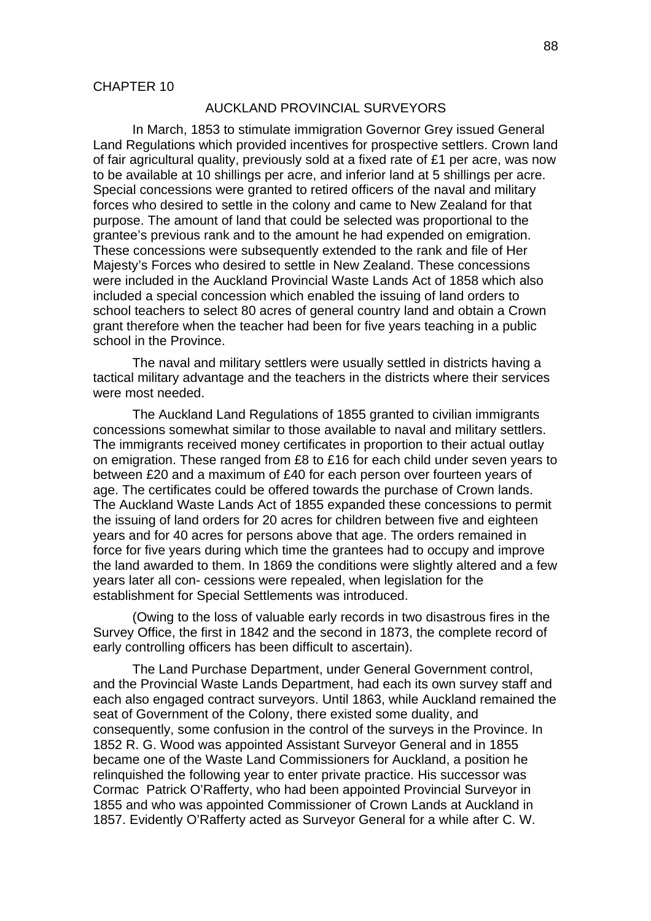CHAPTER 10

## AUCKLAND PROVINCIAL SURVEYORS

In March, 1853 to stimulate immigration Governor Grey issued General Land Regulations which provided incentives for prospective settlers. Crown land of fair agricultural quality, previously sold at a fixed rate of £1 per acre, was now to be available at 10 shillings per acre, and inferior land at 5 shillings per acre. Special concessions were granted to retired officers of the naval and military forces who desired to settle in the colony and came to New Zealand for that purpose. The amount of land that could be selected was proportional to the grantee's previous rank and to the amount he had expended on emigration. These concessions were subsequently extended to the rank and file of Her Majesty's Forces who desired to settle in New Zealand. These concessions were included in the Auckland Provincial Waste Lands Act of 1858 which also included a special concession which enabled the issuing of land orders to school teachers to select 80 acres of general country land and obtain a Crown grant therefore when the teacher had been for five years teaching in a public school in the Province.

The naval and military settlers were usually settled in districts having a tactical military advantage and the teachers in the districts where their services were most needed.

The Auckland Land Regulations of 1855 granted to civilian immigrants concessions somewhat similar to those available to naval and military settlers. The immigrants received money certificates in proportion to their actual outlay on emigration. These ranged from £8 to £16 for each child under seven years to between £20 and a maximum of £40 for each person over fourteen years of age. The certificates could be offered towards the purchase of Crown lands. The Auckland Waste Lands Act of 1855 expanded these concessions to permit the issuing of land orders for 20 acres for children between five and eighteen years and for 40 acres for persons above that age. The orders remained in force for five years during which time the grantees had to occupy and improve the land awarded to them. In 1869 the conditions were slightly altered and a few years later all con- cessions were repealed, when legislation for the establishment for Special Settlements was introduced.

(Owing to the loss of valuable early records in two disastrous fires in the Survey Office, the first in 1842 and the second in 1873, the complete record of early controlling officers has been difficult to ascertain).

The Land Purchase Department, under General Government control, and the Provincial Waste Lands Department, had each its own survey staff and each also engaged contract surveyors. Until 1863, while Auckland remained the seat of Government of the Colony, there existed some duality, and consequently, some confusion in the control of the surveys in the Province. In 1852 R. G. Wood was appointed Assistant Surveyor General and in 1855 became one of the Waste Land Commissioners for Auckland, a position he relinquished the following year to enter private practice. His successor was Cormac Patrick O'Rafferty, who had been appointed Provincial Surveyor in 1855 and who was appointed Commissioner of Crown Lands at Auckland in 1857. Evidently O'Rafferty acted as Surveyor General for a while after C. W.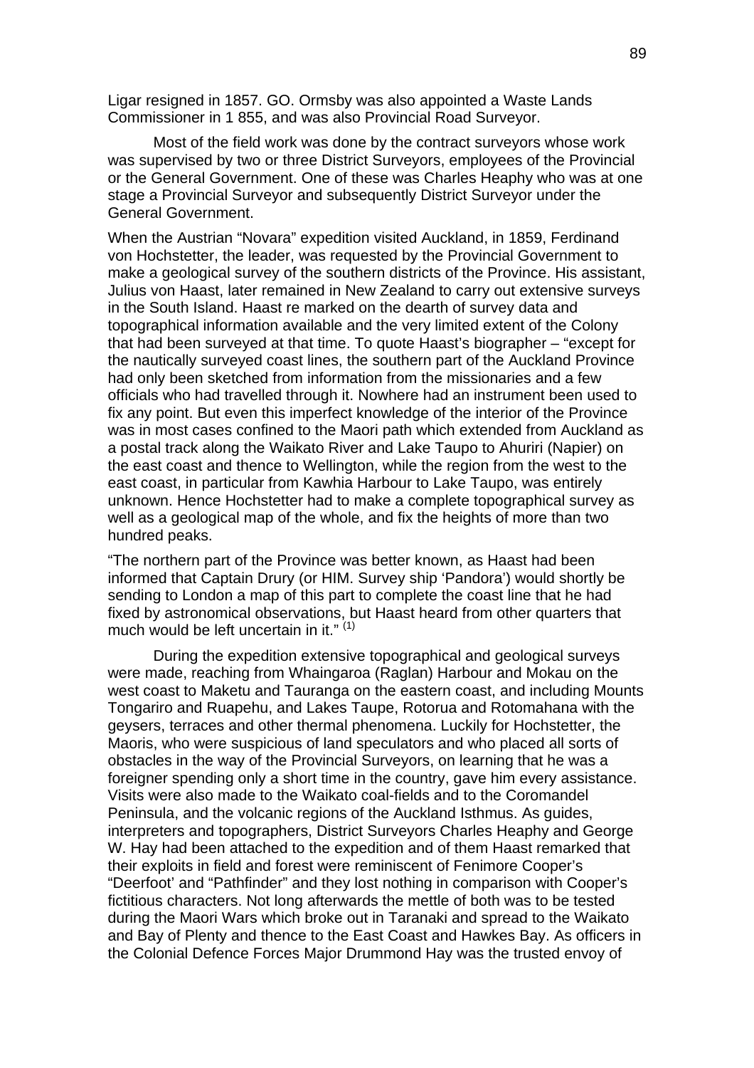Ligar resigned in 1857. GO. Ormsby was also appointed a Waste Lands Commissioner in 1 855, and was also Provincial Road Surveyor.

Most of the field work was done by the contract surveyors whose work was supervised by two or three District Surveyors, employees of the Provincial or the General Government. One of these was Charles Heaphy who was at one stage a Provincial Surveyor and subsequently District Surveyor under the General Government.

When the Austrian "Novara" expedition visited Auckland, in 1859, Ferdinand von Hochstetter, the leader, was requested by the Provincial Government to make a geological survey of the southern districts of the Province. His assistant, Julius von Haast, later remained in New Zealand to carry out extensive surveys in the South Island. Haast re marked on the dearth of survey data and topographical information available and the very limited extent of the Colony that had been surveyed at that time. To quote Haast's biographer – "except for the nautically surveyed coast lines, the southern part of the Auckland Province had only been sketched from information from the missionaries and a few officials who had travelled through it. Nowhere had an instrument been used to fix any point. But even this imperfect knowledge of the interior of the Province was in most cases confined to the Maori path which extended from Auckland as a postal track along the Waikato River and Lake Taupo to Ahuriri (Napier) on the east coast and thence to Wellington, while the region from the west to the east coast, in particular from Kawhia Harbour to Lake Taupo, was entirely unknown. Hence Hochstetter had to make a complete topographical survey as well as a geological map of the whole, and fix the heights of more than two hundred peaks.

"The northern part of the Province was better known, as Haast had been informed that Captain Drury (or HIM. Survey ship 'Pandora') would shortly be sending to London a map of this part to complete the coast line that he had fixed by astronomical observations, but Haast heard from other quarters that much would be left uncertain in it." (1)

During the expedition extensive topographical and geological surveys were made, reaching from Whaingaroa (Raglan) Harbour and Mokau on the west coast to Maketu and Tauranga on the eastern coast, and including Mounts Tongariro and Ruapehu, and Lakes Taupe, Rotorua and Rotomahana with the geysers, terraces and other thermal phenomena. Luckily for Hochstetter, the Maoris, who were suspicious of land speculators and who placed all sorts of obstacles in the way of the Provincial Surveyors, on learning that he was a foreigner spending only a short time in the country, gave him every assistance. Visits were also made to the Waikato coal-fields and to the Coromandel Peninsula, and the volcanic regions of the Auckland Isthmus. As guides, interpreters and topographers, District Surveyors Charles Heaphy and George W. Hay had been attached to the expedition and of them Haast remarked that their exploits in field and forest were reminiscent of Fenimore Cooper's "Deerfoot' and "Pathfinder" and they lost nothing in comparison with Cooper's fictitious characters. Not long afterwards the mettle of both was to be tested during the Maori Wars which broke out in Taranaki and spread to the Waikato and Bay of Plenty and thence to the East Coast and Hawkes Bay. As officers in the Colonial Defence Forces Major Drummond Hay was the trusted envoy of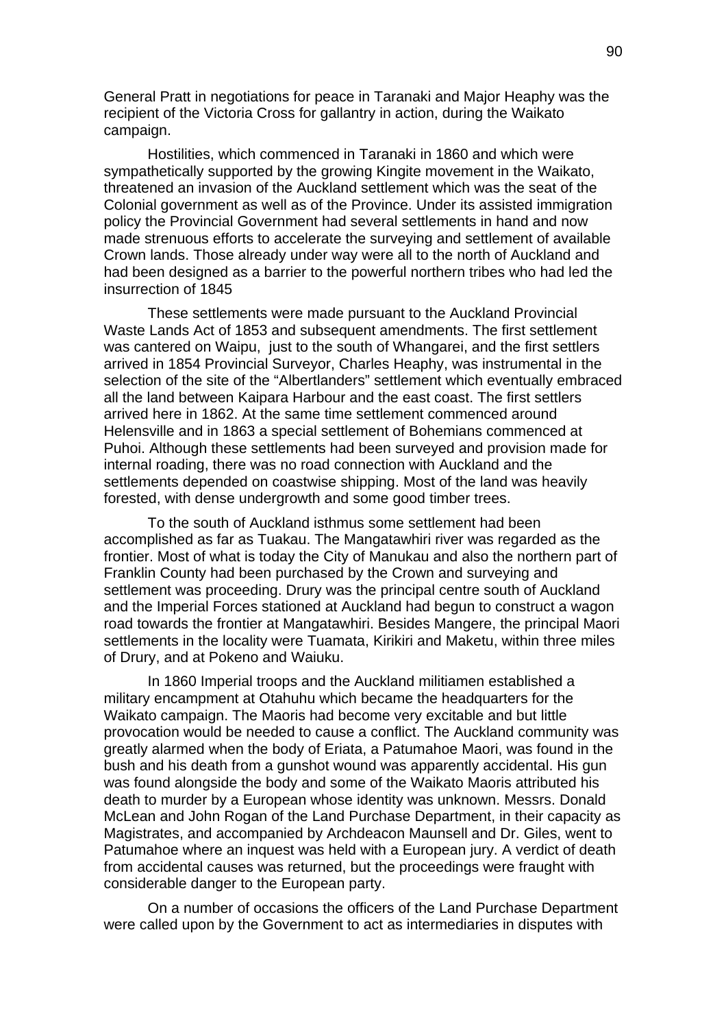General Pratt in negotiations for peace in Taranaki and Major Heaphy was the recipient of the Victoria Cross for gallantry in action, during the Waikato campaign.

Hostilities, which commenced in Taranaki in 1860 and which were sympathetically supported by the growing Kingite movement in the Waikato, threatened an invasion of the Auckland settlement which was the seat of the Colonial government as well as of the Province. Under its assisted immigration policy the Provincial Government had several settlements in hand and now made strenuous efforts to accelerate the surveying and settlement of available Crown lands. Those already under way were all to the north of Auckland and had been designed as a barrier to the powerful northern tribes who had led the insurrection of 1845

These settlements were made pursuant to the Auckland Provincial Waste Lands Act of 1853 and subsequent amendments. The first settlement was cantered on Waipu, just to the south of Whangarei, and the first settlers arrived in 1854 Provincial Surveyor, Charles Heaphy, was instrumental in the selection of the site of the "Albertlanders" settlement which eventually embraced all the land between Kaipara Harbour and the east coast. The first settlers arrived here in 1862. At the same time settlement commenced around Helensville and in 1863 a special settlement of Bohemians commenced at Puhoi. Although these settlements had been surveyed and provision made for internal roading, there was no road connection with Auckland and the settlements depended on coastwise shipping. Most of the land was heavily forested, with dense undergrowth and some good timber trees.

To the south of Auckland isthmus some settlement had been accomplished as far as Tuakau. The Mangatawhiri river was regarded as the frontier. Most of what is today the City of Manukau and also the northern part of Franklin County had been purchased by the Crown and surveying and settlement was proceeding. Drury was the principal centre south of Auckland and the Imperial Forces stationed at Auckland had begun to construct a wagon road towards the frontier at Mangatawhiri. Besides Mangere, the principal Maori settlements in the locality were Tuamata, Kirikiri and Maketu, within three miles of Drury, and at Pokeno and Waiuku.

In 1860 Imperial troops and the Auckland militiamen established a military encampment at Otahuhu which became the headquarters for the Waikato campaign. The Maoris had become very excitable and but little provocation would be needed to cause a conflict. The Auckland community was greatly alarmed when the body of Eriata, a Patumahoe Maori, was found in the bush and his death from a gunshot wound was apparently accidental. His gun was found alongside the body and some of the Waikato Maoris attributed his death to murder by a European whose identity was unknown. Messrs. Donald McLean and John Rogan of the Land Purchase Department, in their capacity as Magistrates, and accompanied by Archdeacon Maunsell and Dr. Giles, went to Patumahoe where an inquest was held with a European jury. A verdict of death from accidental causes was returned, but the proceedings were fraught with considerable danger to the European party.

On a number of occasions the officers of the Land Purchase Department were called upon by the Government to act as intermediaries in disputes with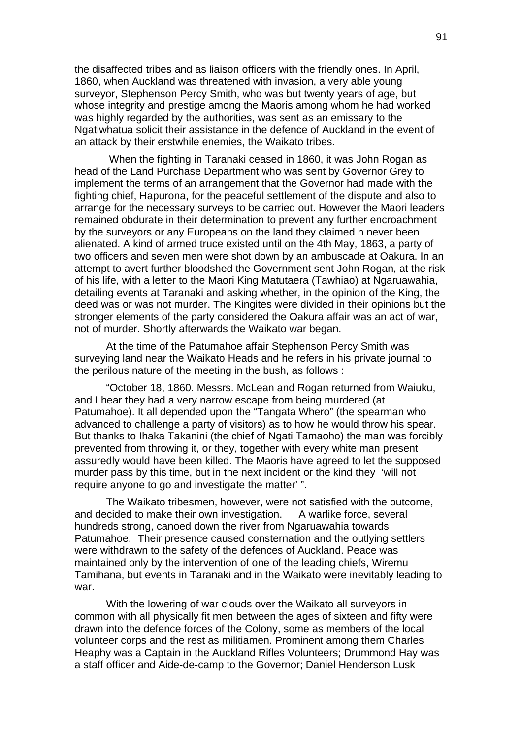the disaffected tribes and as liaison officers with the friendly ones. In April, 1860, when Auckland was threatened with invasion, a very able young surveyor, Stephenson Percy Smith, who was but twenty years of age, but whose integrity and prestige among the Maoris among whom he had worked was highly regarded by the authorities, was sent as an emissary to the Ngatiwhatua solicit their assistance in the defence of Auckland in the event of an attack by their erstwhile enemies, the Waikato tribes.

When the fighting in Taranaki ceased in 1860, it was John Rogan as head of the Land Purchase Department who was sent by Governor Grey to implement the terms of an arrangement that the Governor had made with the fighting chief, Hapurona, for the peaceful settlement of the dispute and also to arrange for the necessary surveys to be carried out. However the Maori leaders remained obdurate in their determination to prevent any further encroachment by the surveyors or any Europeans on the land they claimed h never been alienated. A kind of armed truce existed until on the 4th May, 1863, a party of two officers and seven men were shot down by an ambuscade at Oakura. In an attempt to avert further bloodshed the Government sent John Rogan, at the risk of his life, with a letter to the Maori King Matutaera (Tawhiao) at Ngaruawahia, detailing events at Taranaki and asking whether, in the opinion of the King, the deed was or was not murder. The Kingites were divided in their opinions but the stronger elements of the party considered the Oakura affair was an act of war, not of murder. Shortly afterwards the Waikato war began.

At the time of the Patumahoe affair Stephenson Percy Smith was surveying land near the Waikato Heads and he refers in his private journal to the perilous nature of the meeting in the bush, as follows :

"October 18, 1860. Messrs. McLean and Rogan returned from Waiuku, and I hear they had a very narrow escape from being murdered (at Patumahoe). It all depended upon the "Tangata Whero" (the spearman who advanced to challenge a party of visitors) as to how he would throw his spear. But thanks to Ihaka Takanini (the chief of Ngati Tamaoho) the man was forcibly prevented from throwing it, or they, together with every white man present assuredly would have been killed. The Maoris have agreed to let the supposed murder pass by this time, but in the next incident or the kind they 'will not require anyone to go and investigate the matter' ".

The Waikato tribesmen, however, were not satisfied with the outcome, and decided to make their own investigation. A warlike force, several hundreds strong, canoed down the river from Ngaruawahia towards Patumahoe. Their presence caused consternation and the outlying settlers were withdrawn to the safety of the defences of Auckland. Peace was maintained only by the intervention of one of the leading chiefs, Wiremu Tamihana, but events in Taranaki and in the Waikato were inevitably leading to war.

With the lowering of war clouds over the Waikato all surveyors in common with all physically fit men between the ages of sixteen and fifty were drawn into the defence forces of the Colony, some as members of the local volunteer corps and the rest as militiamen. Prominent among them Charles Heaphy was a Captain in the Auckland Rifles Volunteers; Drummond Hay was a staff officer and Aide-de-camp to the Governor; Daniel Henderson Lusk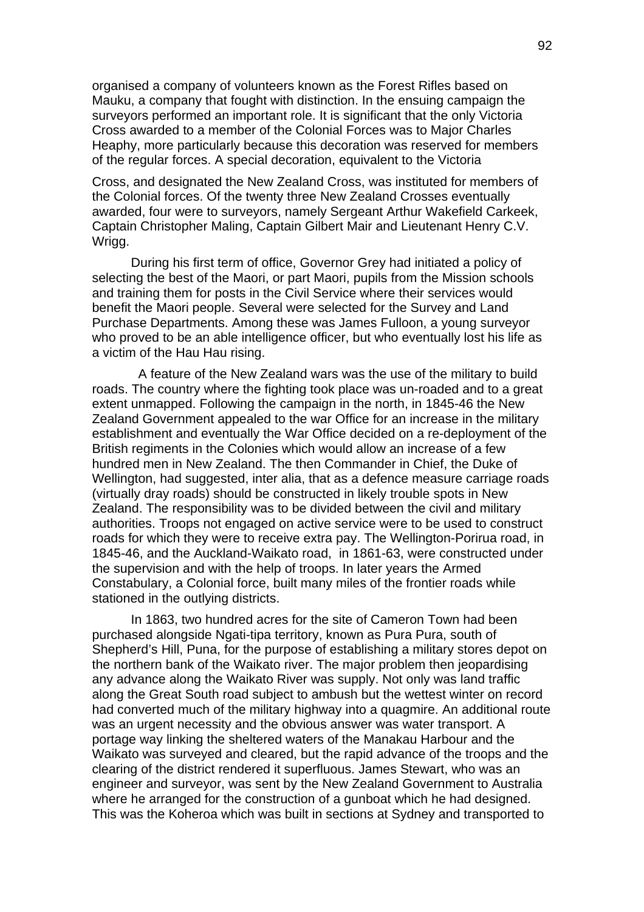organised a company of volunteers known as the Forest Rifles based on Mauku, a company that fought with distinction. In the ensuing campaign the surveyors performed an important role. It is significant that the only Victoria Cross awarded to a member of the Colonial Forces was to Major Charles Heaphy, more particularly because this decoration was reserved for members of the regular forces. A special decoration, equivalent to the Victoria

Cross, and designated the New Zealand Cross, was instituted for members of the Colonial forces. Of the twenty three New Zealand Crosses eventually awarded, four were to surveyors, namely Sergeant Arthur Wakefield Carkeek, Captain Christopher Maling, Captain Gilbert Mair and Lieutenant Henry C.V. Wrigg.

During his first term of office, Governor Grey had initiated a policy of selecting the best of the Maori, or part Maori, pupils from the Mission schools and training them for posts in the Civil Service where their services would benefit the Maori people. Several were selected for the Survey and Land Purchase Departments. Among these was James Fulloon, a young surveyor who proved to be an able intelligence officer, but who eventually lost his life as a victim of the Hau Hau rising.

A feature of the New Zealand wars was the use of the military to build roads. The country where the fighting took place was un-roaded and to a great extent unmapped. Following the campaign in the north, in 1845-46 the New Zealand Government appealed to the war Office for an increase in the military establishment and eventually the War Office decided on a re-deployment of the British regiments in the Colonies which would allow an increase of a few hundred men in New Zealand. The then Commander in Chief, the Duke of Wellington, had suggested, inter alia, that as a defence measure carriage roads (virtually dray roads) should be constructed in likely trouble spots in New Zealand. The responsibility was to be divided between the civil and military authorities. Troops not engaged on active service were to be used to construct roads for which they were to receive extra pay. The Wellington-Porirua road, in 1845-46, and the Auckland-Waikato road, in 1861-63, were constructed under the supervision and with the help of troops. In later years the Armed Constabulary, a Colonial force, built many miles of the frontier roads while stationed in the outlying districts.

In 1863, two hundred acres for the site of Cameron Town had been purchased alongside Ngati-tipa territory, known as Pura Pura, south of Shepherd's Hill, Puna, for the purpose of establishing a military stores depot on the northern bank of the Waikato river. The major problem then jeopardising any advance along the Waikato River was supply. Not only was land traffic along the Great South road subject to ambush but the wettest winter on record had converted much of the military highway into a quagmire. An additional route was an urgent necessity and the obvious answer was water transport. A portage way linking the sheltered waters of the Manakau Harbour and the Waikato was surveyed and cleared, but the rapid advance of the troops and the clearing of the district rendered it superfluous. James Stewart, who was an engineer and surveyor, was sent by the New Zealand Government to Australia where he arranged for the construction of a gunboat which he had designed. This was the Koheroa which was built in sections at Sydney and transported to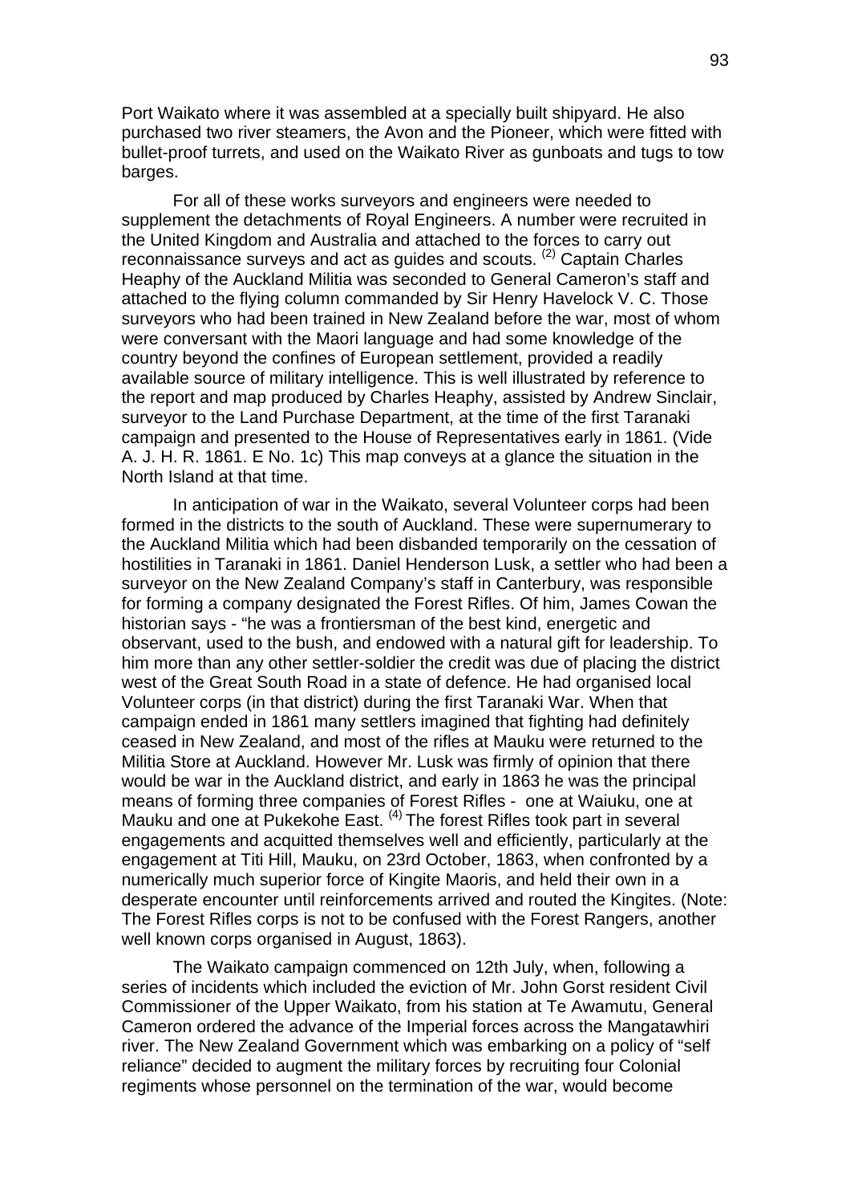Port Waikato where it was assembled at a specially built shipyard. He also purchased two river steamers, the Avon and the Pioneer, which were fitted with bullet-proof turrets, and used on the Waikato River as gunboats and tugs to tow barges.

For all of these works surveyors and engineers were needed to supplement the detachments of Royal Engineers. A number were recruited in the United Kingdom and Australia and attached to the forces to carry out reconnaissance surveys and act as guides and scouts. (2) Captain Charles Heaphy of the Auckland Militia was seconded to General Cameron's staff and attached to the flying column commanded by Sir Henry Havelock V. C. Those surveyors who had been trained in New Zealand before the war, most of whom were conversant with the Maori language and had some knowledge of the country beyond the confines of European settlement, provided a readily available source of military intelligence. This is well illustrated by reference to the report and map produced by Charles Heaphy, assisted by Andrew Sinclair, surveyor to the Land Purchase Department, at the time of the first Taranaki campaign and presented to the House of Representatives early in 1861. (Vide A. J. H. R. 1861. E No. 1c) This map conveys at a glance the situation in the North Island at that time.

In anticipation of war in the Waikato, several Volunteer corps had been formed in the districts to the south of Auckland. These were supernumerary to the Auckland Militia which had been disbanded temporarily on the cessation of hostilities in Taranaki in 1861. Daniel Henderson Lusk, a settler who had been a surveyor on the New Zealand Company's staff in Canterbury, was responsible for forming a company designated the Forest Rifles. Of him, James Cowan the historian says - "he was a frontiersman of the best kind, energetic and observant, used to the bush, and endowed with a natural gift for leadership. To him more than any other settler-soldier the credit was due of placing the district west of the Great South Road in a state of defence. He had organised local Volunteer corps (in that district) during the first Taranaki War. When that campaign ended in 1861 many settlers imagined that fighting had definitely ceased in New Zealand, and most of the rifles at Mauku were returned to the Militia Store at Auckland. However Mr. Lusk was firmly of opinion that there would be war in the Auckland district, and early in 1863 he was the principal means of forming three companies of Forest Rifles - one at Waiuku, one at Mauku and one at Pukekohe East. (4) The forest Rifles took part in several engagements and acquitted themselves well and efficiently, particularly at the engagement at Titi Hill, Mauku, on 23rd October, 1863, when confronted by a numerically much superior force of Kingite Maoris, and held their own in a desperate encounter until reinforcements arrived and routed the Kingites. (Note: The Forest Rifles corps is not to be confused with the Forest Rangers, another well known corps organised in August, 1863).

The Waikato campaign commenced on 12th July, when, following a series of incidents which included the eviction of Mr. John Gorst resident Civil Commissioner of the Upper Waikato, from his station at Te Awamutu, General Cameron ordered the advance of the Imperial forces across the Mangatawhiri river. The New Zealand Government which was embarking on a policy of "self reliance" decided to augment the military forces by recruiting four Colonial regiments whose personnel on the termination of the war, would become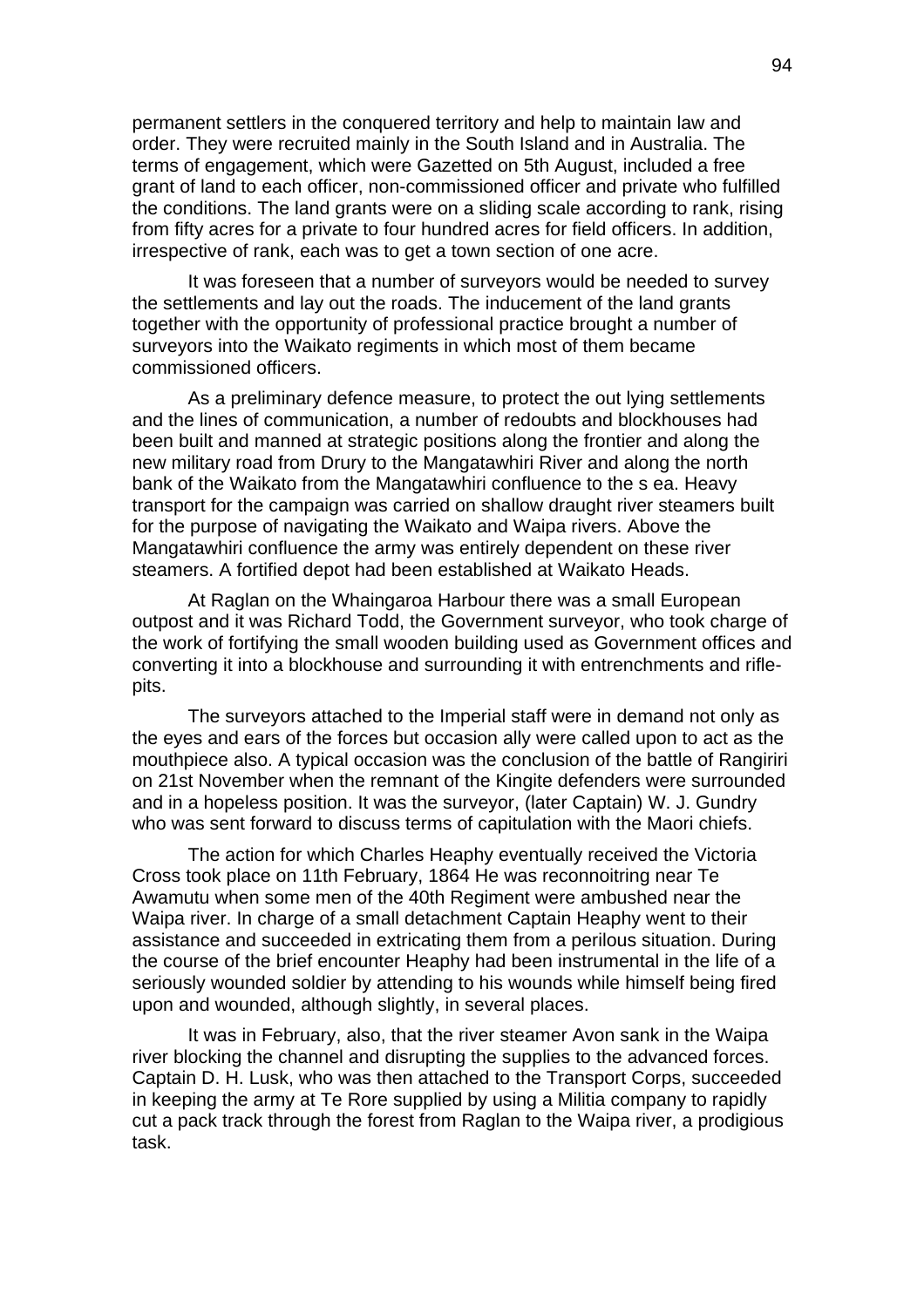permanent settlers in the conquered territory and help to maintain law and order. They were recruited mainly in the South Island and in Australia. The terms of engagement, which were Gazetted on 5th August, included a free grant of land to each officer, non-commissioned officer and private who fulfilled the conditions. The land grants were on a sliding scale according to rank, rising from fifty acres for a private to four hundred acres for field officers. In addition, irrespective of rank, each was to get a town section of one acre.

It was foreseen that a number of surveyors would be needed to survey the settlements and lay out the roads. The inducement of the land grants together with the opportunity of professional practice brought a number of surveyors into the Waikato regiments in which most of them became commissioned officers.

As a preliminary defence measure, to protect the out lying settlements and the lines of communication, a number of redoubts and blockhouses had been built and manned at strategic positions along the frontier and along the new military road from Drury to the Mangatawhiri River and along the north bank of the Waikato from the Mangatawhiri confluence to the s ea. Heavy transport for the campaign was carried on shallow draught river steamers built for the purpose of navigating the Waikato and Waipa rivers. Above the Mangatawhiri confluence the army was entirely dependent on these river steamers. A fortified depot had been established at Waikato Heads.

At Raglan on the Whaingaroa Harbour there was a small European outpost and it was Richard Todd, the Government surveyor, who took charge of the work of fortifying the small wooden building used as Government offices and converting it into a blockhouse and surrounding it with entrenchments and rifle-pits.

The surveyors attached to the Imperial staff were in demand not only as the eyes and ears of the forces but occasion ally were called upon to act as the mouthpiece also. A typical occasion was the conclusion of the battle of Rangiriri on 21st November when the remnant of the Kingite defenders were surrounded and in a hopeless position. It was the surveyor, (later Captain) W. J. Gundry who was sent forward to discuss terms of capitulation with the Maori chiefs.

The action for which Charles Heaphy eventually received the Victoria Cross took place on 11th February, 1864 He was reconnoitring near Te Awamutu when some men of the 40th Regiment were ambushed near the Waipa river. In charge of a small detachment Captain Heaphy went to their assistance and succeeded in extricating them from a perilous situation. During the course of the brief encounter Heaphy had been instrumental in the life of a seriously wounded soldier by attending to his wounds while himself being fired upon and wounded, although slightly, in several places.

It was in February, also, that the river steamer Avon sank in the Waipa river blocking the channel and disrupting the supplies to the advanced forces. Captain D. H. Lusk, who was then attached to the Transport Corps, succeeded in keeping the army at Te Rore supplied by using a Militia company to rapidly cut a pack track through the forest from Raglan to the Waipa river, a prodigious task.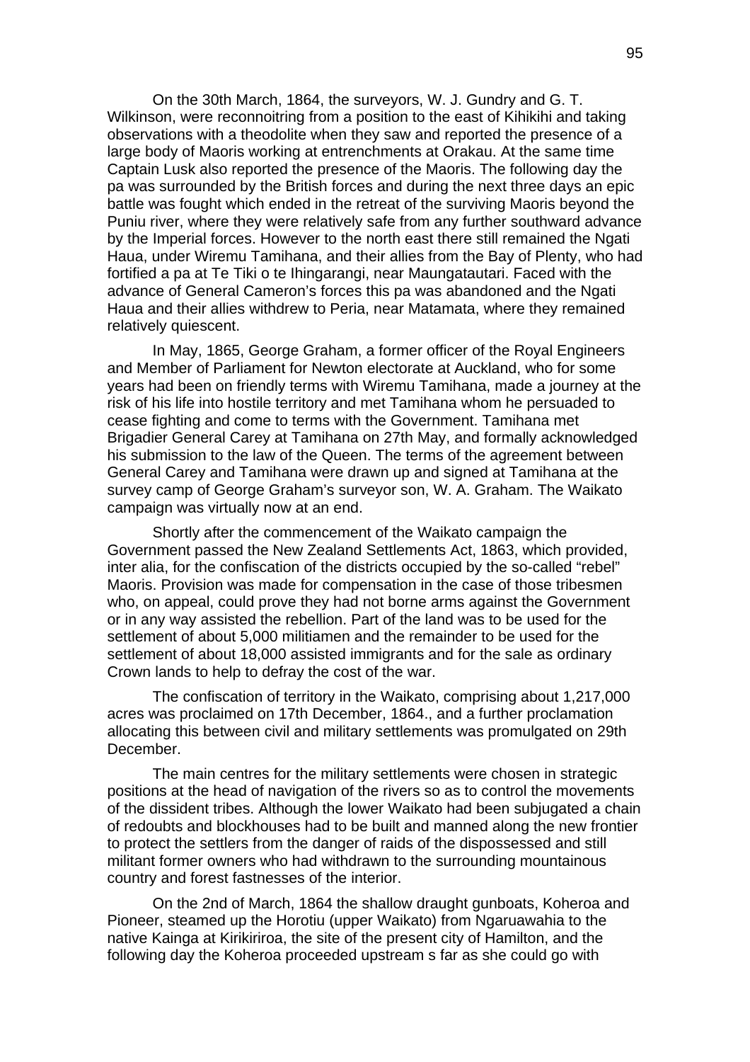On the 30th March, 1864, the surveyors, W. J. Gundry and G. T. Wilkinson, were reconnoitring from a position to the east of Kihikihi and taking observations with a theodolite when they saw and reported the presence of a large body of Maoris working at entrenchments at Orakau. At the same time Captain Lusk also reported the presence of the Maoris. The following day the pa was surrounded by the British forces and during the next three days an epic battle was fought which ended in the retreat of the surviving Maoris beyond the Puniu river, where they were relatively safe from any further southward advance by the Imperial forces. However to the north east there still remained the Ngati Haua, under Wiremu Tamihana, and their allies from the Bay of Plenty, who had fortified a pa at Te Tiki o te Ihingarangi, near Maungatautari. Faced with the advance of General Cameron's forces this pa was abandoned and the Ngati Haua and their allies withdrew to Peria, near Matamata, where they remained relatively quiescent.

In May, 1865, George Graham, a former officer of the Royal Engineers and Member of Parliament for Newton electorate at Auckland, who for some years had been on friendly terms with Wiremu Tamihana, made a journey at the risk of his life into hostile territory and met Tamihana whom he persuaded to cease fighting and come to terms with the Government. Tamihana met Brigadier General Carey at Tamihana on 27th May, and formally acknowledged his submission to the law of the Queen. The terms of the agreement between General Carey and Tamihana were drawn up and signed at Tamihana at the survey camp of George Graham's surveyor son, W. A. Graham. The Waikato campaign was virtually now at an end.

Shortly after the commencement of the Waikato campaign the Government passed the New Zealand Settlements Act, 1863, which provided, inter alia, for the confiscation of the districts occupied by the so-called "rebel" Maoris. Provision was made for compensation in the case of those tribesmen who, on appeal, could prove they had not borne arms against the Government or in any way assisted the rebellion. Part of the land was to be used for the settlement of about 5,000 militiamen and the remainder to be used for the settlement of about 18,000 assisted immigrants and for the sale as ordinary Crown lands to help to defray the cost of the war.

The confiscation of territory in the Waikato, comprising about 1,217,000 acres was proclaimed on 17th December, 1864., and a further proclamation allocating this between civil and military settlements was promulgated on 29th December.

The main centres for the military settlements were chosen in strategic positions at the head of navigation of the rivers so as to control the movements of the dissident tribes. Although the lower Waikato had been subjugated a chain of redoubts and blockhouses had to be built and manned along the new frontier to protect the settlers from the danger of raids of the dispossessed and still militant former owners who had withdrawn to the surrounding mountainous country and forest fastnesses of the interior.

On the 2nd of March, 1864 the shallow draught gunboats, Koheroa and Pioneer, steamed up the Horotiu (upper Waikato) from Ngaruawahia to the native Kainga at Kirikiriroa, the site of the present city of Hamilton, and the following day the Koheroa proceeded upstream s far as she could go with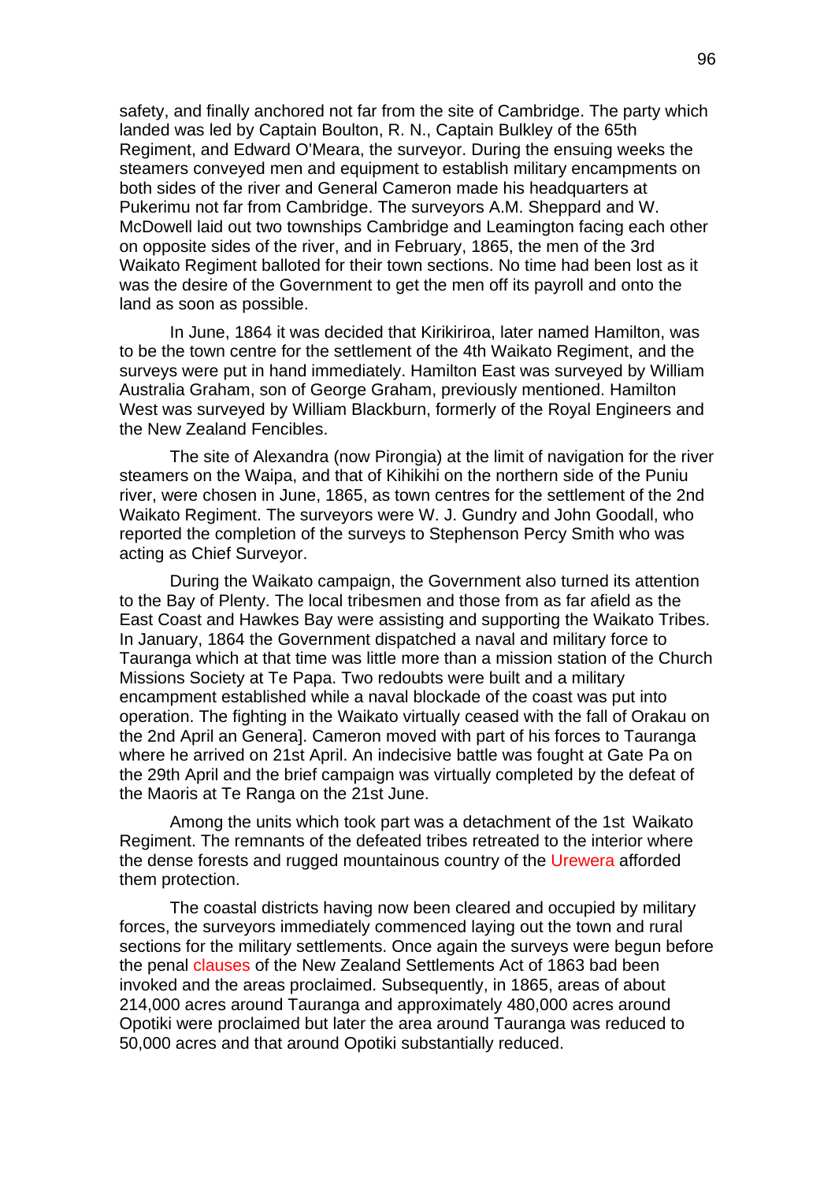safety, and finally anchored not far from the site of Cambridge. The party which landed was led by Captain Boulton, R. N., Captain Bulkley of the 65th Regiment, and Edward O'Meara, the surveyor. During the ensuing weeks the steamers conveyed men and equipment to establish military encampments on both sides of the river and General Cameron made his headquarters at Pukerimu not far from Cambridge. The surveyors A.M. Sheppard and W. McDowell laid out two townships Cambridge and Leamington facing each other on opposite sides of the river, and in February, 1865, the men of the 3rd Waikato Regiment balloted for their town sections. No time had been lost as it was the desire of the Government to get the men off its payroll and onto the land as soon as possible.

In June, 1864 it was decided that Kirikiriroa, later named Hamilton, was to be the town centre for the settlement of the 4th Waikato Regiment, and the surveys were put in hand immediately. Hamilton East was surveyed by William Australia Graham, son of George Graham, previously mentioned. Hamilton West was surveyed by William Blackburn, formerly of the Royal Engineers and the New Zealand Fencibles.

The site of Alexandra (now Pirongia) at the limit of navigation for the river steamers on the Waipa, and that of Kihikihi on the northern side of the Puniu river, were chosen in June, 1865, as town centres for the settlement of the 2nd Waikato Regiment. The surveyors were W. J. Gundry and John Goodall, who reported the completion of the surveys to Stephenson Percy Smith who was acting as Chief Surveyor.

During the Waikato campaign, the Government also turned its attention to the Bay of Plenty. The local tribesmen and those from as far afield as the East Coast and Hawkes Bay were assisting and supporting the Waikato Tribes. In January, 1864 the Government dispatched a naval and military force to Tauranga which at that time was little more than a mission station of the Church Missions Society at Te Papa. Two redoubts were built and a military encampment established while a naval blockade of the coast was put into operation. The fighting in the Waikato virtually ceased with the fall of Orakau on the 2nd April an Genera]. Cameron moved with part of his forces to Tauranga where he arrived on 21st April. An indecisive battle was fought at Gate Pa on the 29th April and the brief campaign was virtually completed by the defeat of the Maoris at Te Ranga on the 21st June.

Among the units which took part was a detachment of the 1st Waikato Regiment. The remnants of the defeated tribes retreated to the interior where the dense forests and rugged mountainous country of the Urewera afforded them protection.

The coastal districts having now been cleared and occupied by military forces, the surveyors immediately commenced laying out the town and rural sections for the military settlements. Once again the surveys were begun before the penal clauses of the New Zealand Settlements Act of 1863 bad been invoked and the areas proclaimed. Subsequently, in 1865, areas of about 214,000 acres around Tauranga and approximately 480,000 acres around Opotiki were proclaimed but later the area around Tauranga was reduced to 50,000 acres and that around Opotiki substantially reduced.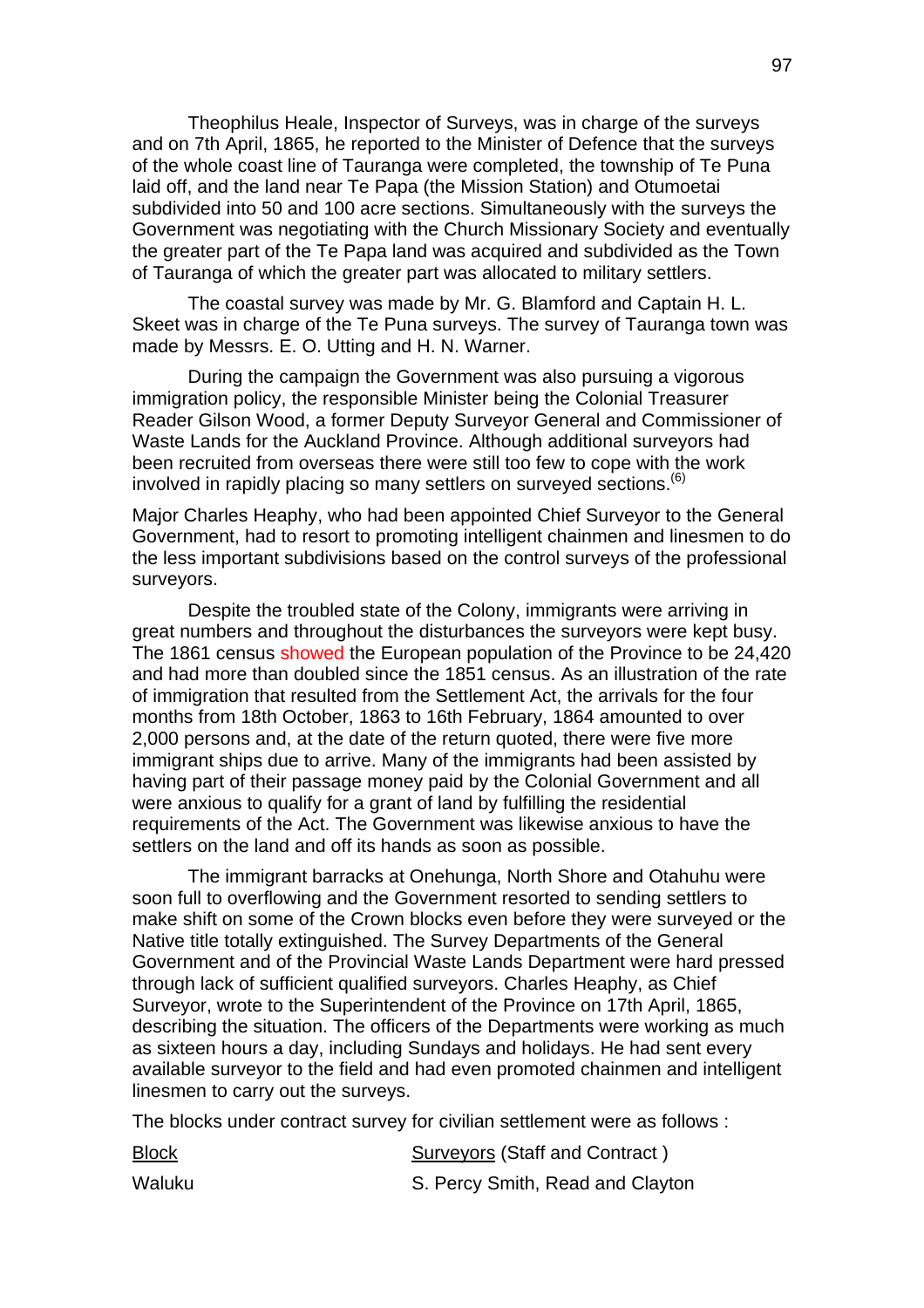Theophilus Heale, Inspector of Surveys, was in charge of the surveys and on 7th April, 1865, he reported to the Minister of Defence that the surveys of the whole coast line of Tauranga were completed, the township of Te Puna laid off, and the land near Te Papa (the Mission Station) and Otumoetai subdivided into 50 and 100 acre sections. Simultaneously with the surveys the Government was negotiating with the Church Missionary Society and eventually the greater part of the Te Papa land was acquired and subdivided as the Town of Tauranga of which the greater part was allocated to military settlers.

The coastal survey was made by Mr. G. Blamford and Captain H. L. Skeet was in charge of the Te Puna surveys. The survey of Tauranga town was made by Messrs. E. O. Utting and H. N. Warner.

During the campaign the Government was also pursuing a vigorous immigration policy, the responsible Minister being the Colonial Treasurer Reader Gilson Wood, a former Deputy Surveyor General and Commissioner of Waste Lands for the Auckland Province. Although additional surveyors had been recruited from overseas there were still too few to cope with the work involved in rapidly placing so many settlers on surveyed sections.[6]

Major Charles Heaphy, who had been appointed Chief Surveyor to the General Government, had to resort to promoting intelligent chainmen and linesmen to do the less important subdivisions based on the control surveys of the professional surveyors.

Despite the troubled state of the Colony, immigrants were arriving in great numbers and throughout the disturbances the surveyors were kept busy. The 1861 census showed the European population of the Province to be 24,420 and had more than doubled since the 1851 census. As an illustration of the rate of immigration that resulted from the Settlement Act, the arrivals for the four months from 18th October, 1863 to 16th February, 1864 amounted to over 2,000 persons and, at the date of the return quoted, there were five more immigrant ships due to arrive. Many of the immigrants had been assisted by having part of their passage money paid by the Colonial Government and all were anxious to qualify for a grant of land by fulfilling the residential requirements of the Act. The Government was likewise anxious to have the settlers on the land and off its hands as soon as possible.

The immigrant barracks at Onehunga, North Shore and Otahuhu were soon full to overflowing and the Government resorted to sending settlers to make shift on some of the Crown blocks even before they were surveyed or the Native title totally extinguished. The Survey Departments of the General Government and of the Provincial Waste Lands Department were hard pressed through lack of sufficient qualified surveyors. Charles Heaphy, as Chief Surveyor, wrote to the Superintendent of the Province on 17th April, 1865, describing the situation. The officers of the Departments were working as much as sixteen hours a day, including Sundays and holidays. He had sent every available surveyor to the field and had even promoted chainmen and intelligent linesmen to carry out the surveys.

The blocks under contract survey for civilian settlement were as follows :

| Block | Surveyors (Staff and Contract ) |
|---|---|
| Waluku | S. Percy Smith, Read and Clayton |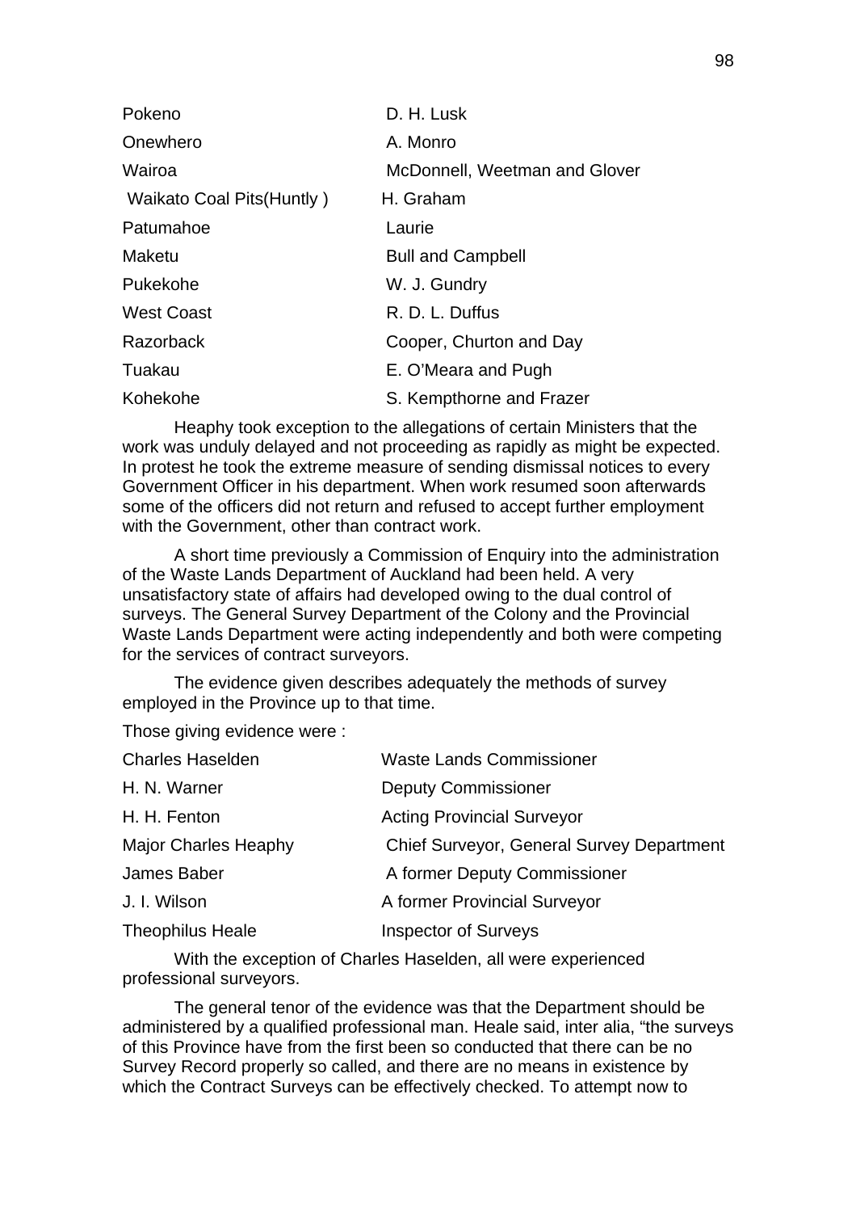| | |
|---|---|
| Pokeno | D. H. Lusk |
| Onewhero | A. Monro |
| Wairoa | McDonnell, Weetman and Glover |
| Waikato Coal Pits(Huntly ) | H. Graham |
| Patumahoe | Laurie |
| Maketu | Bull and Campbell |
| Pukekohe | W. J. Gundry |
| West Coast | R. D. L. Duffus |
| Razorback | Cooper, Churton and Day |
| Tuakau | E. O'Meara and Pugh |
| Kohekohe | S. Kempthorne and Frazer |

Heaphy took exception to the allegations of certain Ministers that the work was unduly delayed and not proceeding as rapidly as might be expected. In protest he took the extreme measure of sending dismissal notices to every Government Officer in his department. When work resumed soon afterwards some of the officers did not return and refused to accept further employment with the Government, other than contract work.

A short time previously a Commission of Enquiry into the administration of the Waste Lands Department of Auckland had been held. A very unsatisfactory state of affairs had developed owing to the dual control of surveys. The General Survey Department of the Colony and the Provincial Waste Lands Department were acting independently and both were competing for the services of contract surveyors.

The evidence given describes adequately the methods of survey employed in the Province up to that time.

Those giving evidence were :

| | |
|---|---|
| Charles Haselden | Waste Lands Commissioner |
| H. N. Warner | Deputy Commissioner |
| H. H. Fenton | Acting Provincial Surveyor |
| Major Charles Heaphy | Chief Surveyor, General Survey Department |
| James Baber | A former Deputy Commissioner |
| J. I. Wilson | A former Provincial Surveyor |
| Theophilus Heale | Inspector of Surveys |

With the exception of Charles Haselden, all were experienced professional surveyors.

The general tenor of the evidence was that the Department should be administered by a qualified professional man. Heale said, inter alia, "the surveys of this Province have from the first been so conducted that there can be no Survey Record properly so called, and there are no means in existence by which the Contract Surveys can be effectively checked. To attempt now to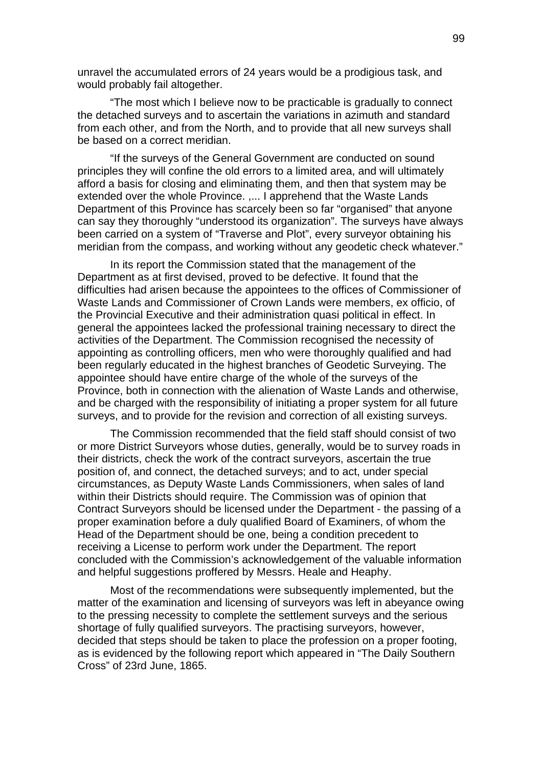unravel the accumulated errors of 24 years would be a prodigious task, and would probably fail altogether.

"The most which I believe now to be practicable is gradually to connect the detached surveys and to ascertain the variations in azimuth and standard from each other, and from the North, and to provide that all new surveys shall be based on a correct meridian.

"If the surveys of the General Government are conducted on sound principles they will confine the old errors to a limited area, and will ultimately afford a basis for closing and eliminating them, and then that system may be extended over the whole Province. ,... I apprehend that the Waste Lands Department of this Province has scarcely been so far "organised" that anyone can say they thoroughly "understood its organization". The surveys have always been carried on a system of "Traverse and Plot", every surveyor obtaining his meridian from the compass, and working without any geodetic check whatever."

In its report the Commission stated that the management of the Department as at first devised, proved to be defective. It found that the difficulties had arisen because the appointees to the offices of Commissioner of Waste Lands and Commissioner of Crown Lands were members, ex officio, of the Provincial Executive and their administration quasi political in effect. In general the appointees lacked the professional training necessary to direct the activities of the Department. The Commission recognised the necessity of appointing as controlling officers, men who were thoroughly qualified and had been regularly educated in the highest branches of Geodetic Surveying. The appointee should have entire charge of the whole of the surveys of the Province, both in connection with the alienation of Waste Lands and otherwise, and be charged with the responsibility of initiating a proper system for all future surveys, and to provide for the revision and correction of all existing surveys.

The Commission recommended that the field staff should consist of two or more District Surveyors whose duties, generally, would be to survey roads in their districts, check the work of the contract surveyors, ascertain the true position of, and connect, the detached surveys; and to act, under special circumstances, as Deputy Waste Lands Commissioners, when sales of land within their Districts should require. The Commission was of opinion that Contract Surveyors should be licensed under the Department - the passing of a proper examination before a duly qualified Board of Examiners, of whom the Head of the Department should be one, being a condition precedent to receiving a License to perform work under the Department. The report concluded with the Commission's acknowledgement of the valuable information and helpful suggestions proffered by Messrs. Heale and Heaphy.

Most of the recommendations were subsequently implemented, but the matter of the examination and licensing of surveyors was left in abeyance owing to the pressing necessity to complete the settlement surveys and the serious shortage of fully qualified surveyors. The practising surveyors, however, decided that steps should be taken to place the profession on a proper footing, as is evidenced by the following report which appeared in "The Daily Southern Cross" of 23rd June, 1865.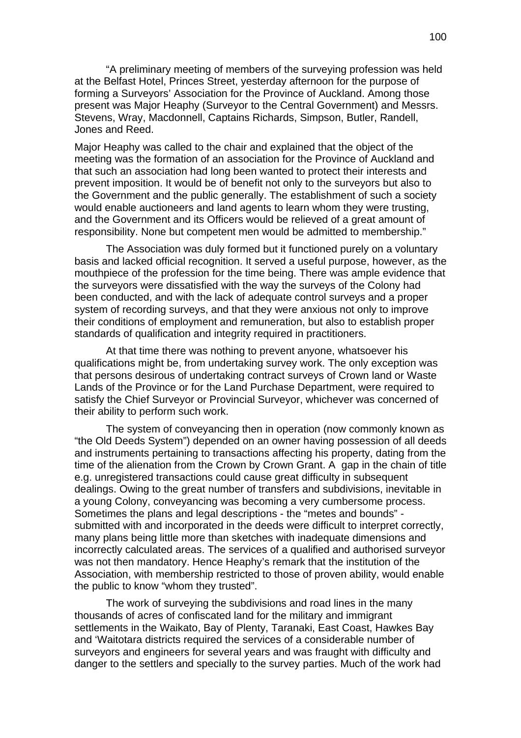"A preliminary meeting of members of the surveying profession was held at the Belfast Hotel, Princes Street, yesterday afternoon for the purpose of forming a Surveyors' Association for the Province of Auckland. Among those present was Major Heaphy (Surveyor to the Central Government) and Messrs. Stevens, Wray, Macdonnell, Captains Richards, Simpson, Butler, Randell, Jones and Reed.

Major Heaphy was called to the chair and explained that the object of the meeting was the formation of an association for the Province of Auckland and that such an association had long been wanted to protect their interests and prevent imposition. It would be of benefit not only to the surveyors but also to the Government and the public generally. The establishment of such a society would enable auctioneers and land agents to learn whom they were trusting, and the Government and its Officers would be relieved of a great amount of responsibility. None but competent men would be admitted to membership."

The Association was duly formed but it functioned purely on a voluntary basis and lacked official recognition. It served a useful purpose, however, as the mouthpiece of the profession for the time being. There was ample evidence that the surveyors were dissatisfied with the way the surveys of the Colony had been conducted, and with the lack of adequate control surveys and a proper system of recording surveys, and that they were anxious not only to improve their conditions of employment and remuneration, but also to establish proper standards of qualification and integrity required in practitioners.

At that time there was nothing to prevent anyone, whatsoever his qualifications might be, from undertaking survey work. The only exception was that persons desirous of undertaking contract surveys of Crown land or Waste Lands of the Province or for the Land Purchase Department, were required to satisfy the Chief Surveyor or Provincial Surveyor, whichever was concerned of their ability to perform such work.

The system of conveyancing then in operation (now commonly known as "the Old Deeds System") depended on an owner having possession of all deeds and instruments pertaining to transactions affecting his property, dating from the time of the alienation from the Crown by Crown Grant. A gap in the chain of title e.g. unregistered transactions could cause great difficulty in subsequent dealings. Owing to the great number of transfers and subdivisions, inevitable in a young Colony, conveyancing was becoming a very cumbersome process. Sometimes the plans and legal descriptions - the "metes and bounds" - submitted with and incorporated in the deeds were difficult to interpret correctly, many plans being little more than sketches with inadequate dimensions and incorrectly calculated areas. The services of a qualified and authorised surveyor was not then mandatory. Hence Heaphy's remark that the institution of the Association, with membership restricted to those of proven ability, would enable the public to know "whom they trusted".

The work of surveying the subdivisions and road lines in the many thousands of acres of confiscated land for the military and immigrant settlements in the Waikato, Bay of Plenty, Taranaki, East Coast, Hawkes Bay and 'Waitotara districts required the services of a considerable number of surveyors and engineers for several years and was fraught with difficulty and danger to the settlers and specially to the survey parties. Much of the work had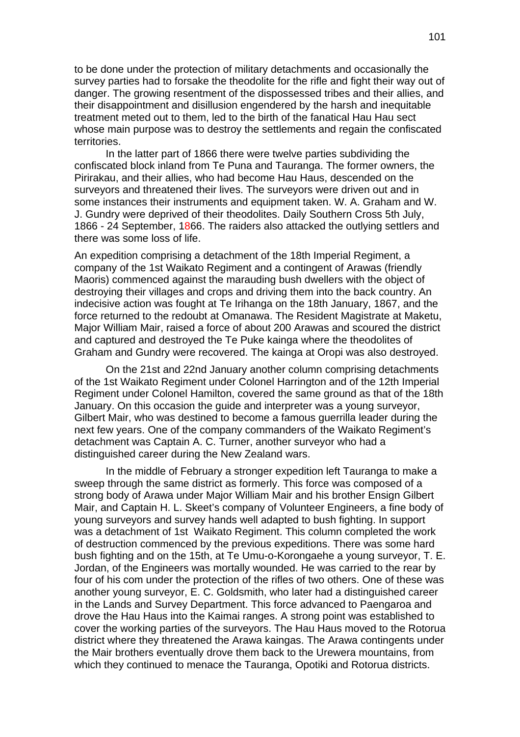to be done under the protection of military detachments and occasionally the survey parties had to forsake the theodolite for the rifle and fight their way out of danger. The growing resentment of the dispossessed tribes and their allies, and their disappointment and disillusion engendered by the harsh and inequitable treatment meted out to them, led to the birth of the fanatical Hau Hau sect whose main purpose was to destroy the settlements and regain the confiscated territories.

In the latter part of 1866 there were twelve parties subdividing the confiscated block inland from Te Puna and Tauranga. The former owners, the Pirirakau, and their allies, who had become Hau Haus, descended on the surveyors and threatened their lives. The surveyors were driven out and in some instances their instruments and equipment taken. W. A. Graham and W. J. Gundry were deprived of their theodolites. Daily Southern Cross 5th July, 1866 - 24 September, 1866. The raiders also attacked the outlying settlers and there was some loss of life.

An expedition comprising a detachment of the 18th Imperial Regiment, a company of the 1st Waikato Regiment and a contingent of Arawas (friendly Maoris) commenced against the marauding bush dwellers with the object of destroying their villages and crops and driving them into the back country. An indecisive action was fought at Te Irihanga on the 18th January, 1867, and the force returned to the redoubt at Omanawa. The Resident Magistrate at Maketu, Major William Mair, raised a force of about 200 Arawas and scoured the district and captured and destroyed the Te Puke kainga where the theodolites of Graham and Gundry were recovered. The kainga at Oropi was also destroyed.

On the 21st and 22nd January another column comprising detachments of the 1st Waikato Regiment under Colonel Harrington and of the 12th Imperial Regiment under Colonel Hamilton, covered the same ground as that of the 18th January. On this occasion the guide and interpreter was a young surveyor, Gilbert Mair, who was destined to become a famous guerrilla leader during the next few years. One of the company commanders of the Waikato Regiment's detachment was Captain A. C. Turner, another surveyor who had a distinguished career during the New Zealand wars.

In the middle of February a stronger expedition left Tauranga to make a sweep through the same district as formerly. This force was composed of a strong body of Arawa under Major William Mair and his brother Ensign Gilbert Mair, and Captain H. L. Skeet's company of Volunteer Engineers, a fine body of young surveyors and survey hands well adapted to bush fighting. In support was a detachment of 1st Waikato Regiment. This column completed the work of destruction commenced by the previous expeditions. There was some hard bush fighting and on the 15th, at Te Umu-o-Korongaehe a young surveyor, T. E. Jordan, of the Engineers was mortally wounded. He was carried to the rear by four of his com under the protection of the rifles of two others. One of these was another young surveyor, E. C. Goldsmith, who later had a distinguished career in the Lands and Survey Department. This force advanced to Paengaroa and drove the Hau Haus into the Kaimai ranges. A strong point was established to cover the working parties of the surveyors. The Hau Haus moved to the Rotorua district where they threatened the Arawa kaingas. The Arawa contingents under the Mair brothers eventually drove them back to the Urewera mountains, from which they continued to menace the Tauranga, Opotiki and Rotorua districts.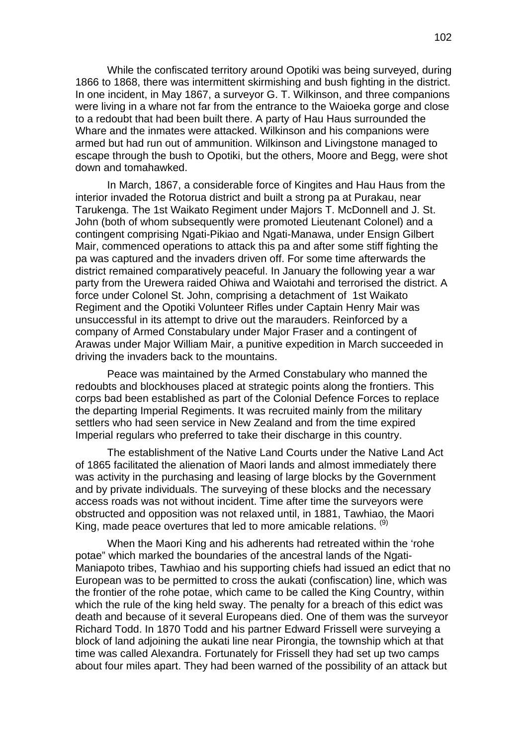While the confiscated territory around Opotiki was being surveyed, during 1866 to 1868, there was intermittent skirmishing and bush fighting in the district. In one incident, in May 1867, a surveyor G. T. Wilkinson, and three companions were living in a whare not far from the entrance to the Waioeka gorge and close to a redoubt that had been built there. A party of Hau Haus surrounded the Whare and the inmates were attacked. Wilkinson and his companions were armed but had run out of ammunition. Wilkinson and Livingstone managed to escape through the bush to Opotiki, but the others, Moore and Begg, were shot down and tomahawked.

In March, 1867, a considerable force of Kingites and Hau Haus from the interior invaded the Rotorua district and built a strong pa at Purakau, near Tarukenga. The 1st Waikato Regiment under Majors T. McDonnell and J. St. John (both of whom subsequently were promoted Lieutenant Colonel) and a contingent comprising Ngati-Pikiao and Ngati-Manawa, under Ensign Gilbert Mair, commenced operations to attack this pa and after some stiff fighting the pa was captured and the invaders driven off. For some time afterwards the district remained comparatively peaceful. In January the following year a war party from the Urewera raided Ohiwa and Waiotahi and terrorised the district. A force under Colonel St. John, comprising a detachment of 1st Waikato Regiment and the Opotiki Volunteer Rifles under Captain Henry Mair was unsuccessful in its attempt to drive out the marauders. Reinforced by a company of Armed Constabulary under Major Fraser and a contingent of Arawas under Major William Mair, a punitive expedition in March succeeded in driving the invaders back to the mountains.

Peace was maintained by the Armed Constabulary who manned the redoubts and blockhouses placed at strategic points along the frontiers. This corps bad been established as part of the Colonial Defence Forces to replace the departing Imperial Regiments. It was recruited mainly from the military settlers who had seen service in New Zealand and from the time expired Imperial regulars who preferred to take their discharge in this country.

The establishment of the Native Land Courts under the Native Land Act of 1865 facilitated the alienation of Maori lands and almost immediately there was activity in the purchasing and leasing of large blocks by the Government and by private individuals. The surveying of these blocks and the necessary access roads was not without incident. Time after time the surveyors were obstructed and opposition was not relaxed until, in 1881, Tawhiao, the Maori King, made peace overtures that led to more amicable relations. [(9)]

When the Maori King and his adherents had retreated within the 'rohe potae" which marked the boundaries of the ancestral lands of the Ngati-Maniapoto tribes, Tawhiao and his supporting chiefs had issued an edict that no European was to be permitted to cross the aukati (confiscation) line, which was the frontier of the rohe potae, which came to be called the King Country, within which the rule of the king held sway. The penalty for a breach of this edict was death and because of it several Europeans died. One of them was the surveyor Richard Todd. In 1870 Todd and his partner Edward Frissell were surveying a block of land adjoining the aukati line near Pirongia, the township which at that time was called Alexandra. Fortunately for Frissell they had set up two camps about four miles apart. They had been warned of the possibility of an attack but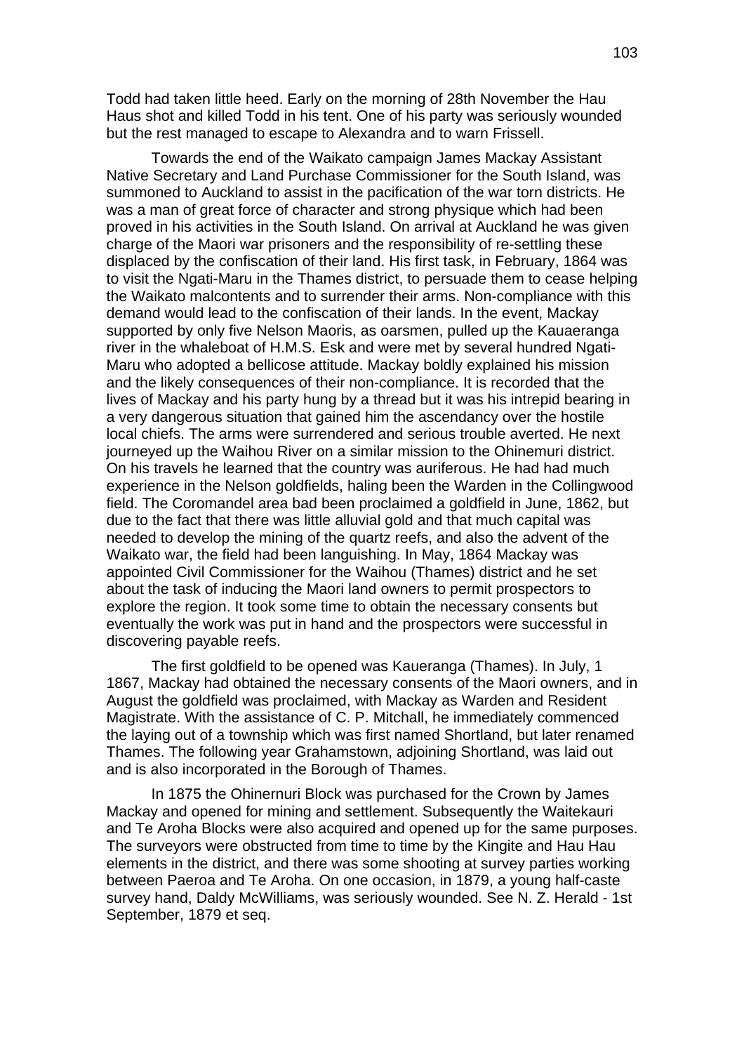Todd had taken little heed. Early on the morning of 28th November the Hau Haus shot and killed Todd in his tent. One of his party was seriously wounded but the rest managed to escape to Alexandra and to warn Frissell.

Towards the end of the Waikato campaign James Mackay Assistant Native Secretary and Land Purchase Commissioner for the South Island, was summoned to Auckland to assist in the pacification of the war torn districts. He was a man of great force of character and strong physique which had been proved in his activities in the South Island. On arrival at Auckland he was given charge of the Maori war prisoners and the responsibility of re-settling these displaced by the confiscation of their land. His first task, in February, 1864 was to visit the Ngati-Maru in the Thames district, to persuade them to cease helping the Waikato malcontents and to surrender their arms. Non-compliance with this demand would lead to the confiscation of their lands. In the event, Mackay supported by only five Nelson Maoris, as oarsmen, pulled up the Kauaeranga river in the whaleboat of H.M.S. Esk and were met by several hundred Ngati-Maru who adopted a bellicose attitude. Mackay boldly explained his mission and the likely consequences of their non-compliance. It is recorded that the lives of Mackay and his party hung by a thread but it was his intrepid bearing in a very dangerous situation that gained him the ascendancy over the hostile local chiefs. The arms were surrendered and serious trouble averted. He next journeyed up the Waihou River on a similar mission to the Ohinemuri district. On his travels he learned that the country was auriferous. He had had much experience in the Nelson goldfields, haling been the Warden in the Collingwood field. The Coromandel area bad been proclaimed a goldfield in June, 1862, but due to the fact that there was little alluvial gold and that much capital was needed to develop the mining of the quartz reefs, and also the advent of the Waikato war, the field had been languishing. In May, 1864 Mackay was appointed Civil Commissioner for the Waihou (Thames) district and he set about the task of inducing the Maori land owners to permit prospectors to explore the region. It took some time to obtain the necessary consents but eventually the work was put in hand and the prospectors were successful in discovering payable reefs.

The first goldfield to be opened was Kaueranga (Thames). In July, 1 1867, Mackay had obtained the necessary consents of the Maori owners, and in August the goldfield was proclaimed, with Mackay as Warden and Resident Magistrate. With the assistance of C. P. Mitchall, he immediately commenced the laying out of a township which was first named Shortland, but later renamed Thames. The following year Grahamstown, adjoining Shortland, was laid out and is also incorporated in the Borough of Thames.

In 1875 the Ohinernuri Block was purchased for the Crown by James Mackay and opened for mining and settlement. Subsequently the Waitekauri and Te Aroha Blocks were also acquired and opened up for the same purposes. The surveyors were obstructed from time to time by the Kingite and Hau Hau elements in the district, and there was some shooting at survey parties working between Paeroa and Te Aroha. On one occasion, in 1879, a young half-caste survey hand, Daldy McWilliams, was seriously wounded. See N. Z. Herald - 1st September, 1879 et seq.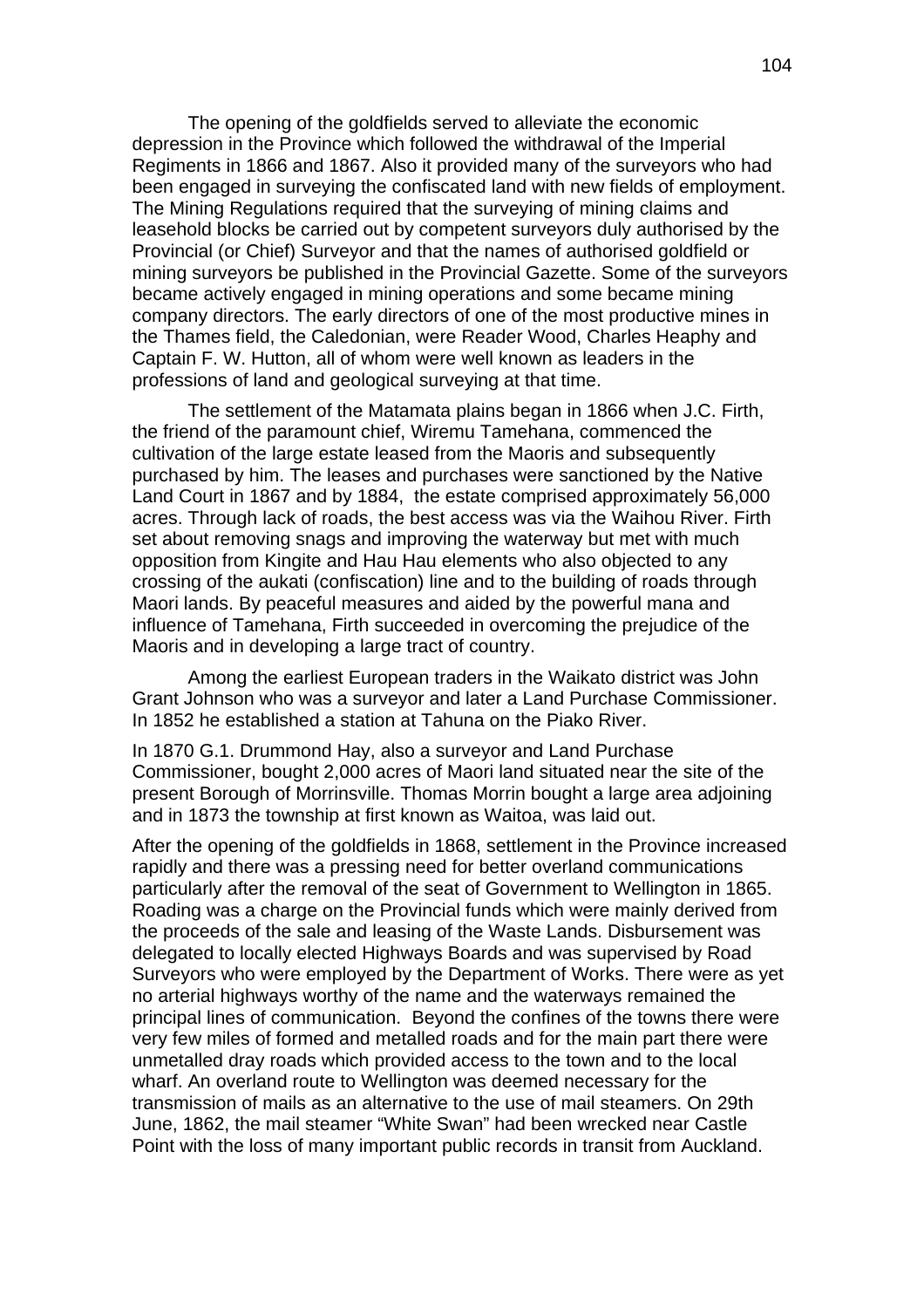The opening of the goldfields served to alleviate the economic depression in the Province which followed the withdrawal of the Imperial Regiments in 1866 and 1867. Also it provided many of the surveyors who had been engaged in surveying the confiscated land with new fields of employment. The Mining Regulations required that the surveying of mining claims and leasehold blocks be carried out by competent surveyors duly authorised by the Provincial (or Chief) Surveyor and that the names of authorised goldfield or mining surveyors be published in the Provincial Gazette. Some of the surveyors became actively engaged in mining operations and some became mining company directors. The early directors of one of the most productive mines in the Thames field, the Caledonian, were Reader Wood, Charles Heaphy and Captain F. W. Hutton, all of whom were well known as leaders in the professions of land and geological surveying at that time.

The settlement of the Matamata plains began in 1866 when J.C. Firth, the friend of the paramount chief, Wiremu Tamehana, commenced the cultivation of the large estate leased from the Maoris and subsequently purchased by him. The leases and purchases were sanctioned by the Native Land Court in 1867 and by 1884, the estate comprised approximately 56,000 acres. Through lack of roads, the best access was via the Waihou River. Firth set about removing snags and improving the waterway but met with much opposition from Kingite and Hau Hau elements who also objected to any crossing of the aukati (confiscation) line and to the building of roads through Maori lands. By peaceful measures and aided by the powerful mana and influence of Tamehana, Firth succeeded in overcoming the prejudice of the Maoris and in developing a large tract of country.

Among the earliest European traders in the Waikato district was John Grant Johnson who was a surveyor and later a Land Purchase Commissioner. In 1852 he established a station at Tahuna on the Piako River.

In 1870 G.1. Drummond Hay, also a surveyor and Land Purchase Commissioner, bought 2,000 acres of Maori land situated near the site of the present Borough of Morrinsville. Thomas Morrin bought a large area adjoining and in 1873 the township at first known as Waitoa, was laid out.

After the opening of the goldfields in 1868, settlement in the Province increased rapidly and there was a pressing need for better overland communications particularly after the removal of the seat of Government to Wellington in 1865. Roading was a charge on the Provincial funds which were mainly derived from the proceeds of the sale and leasing of the Waste Lands. Disbursement was delegated to locally elected Highways Boards and was supervised by Road Surveyors who were employed by the Department of Works. There were as yet no arterial highways worthy of the name and the waterways remained the principal lines of communication. Beyond the confines of the towns there were very few miles of formed and metalled roads and for the main part there were unmetalled dray roads which provided access to the town and to the local wharf. An overland route to Wellington was deemed necessary for the transmission of mails as an alternative to the use of mail steamers. On 29th June, 1862, the mail steamer "White Swan" had been wrecked near Castle Point with the loss of many important public records in transit from Auckland.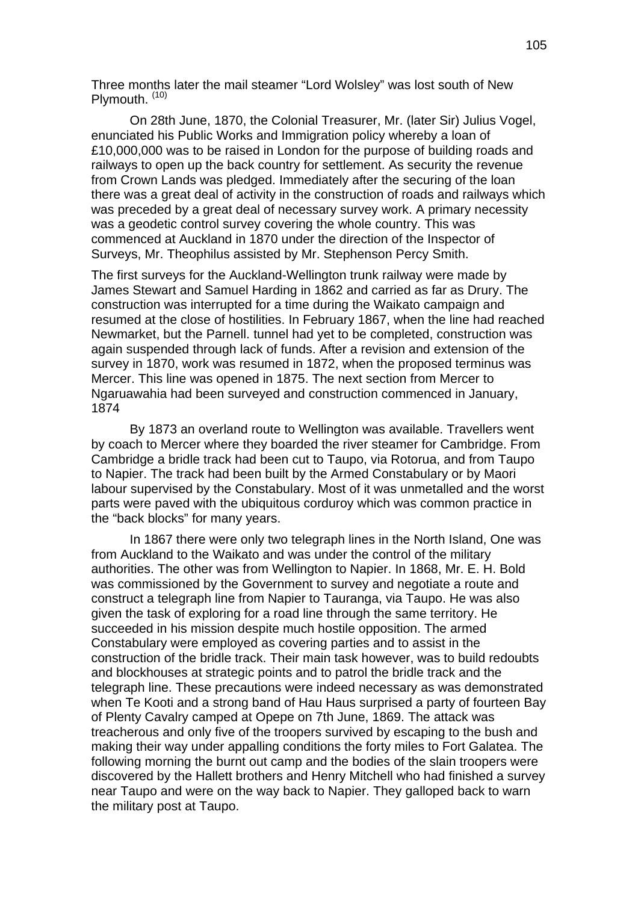Three months later the mail steamer "Lord Wolsley" was lost south of New Plymouth. [10]

On 28th June, 1870, the Colonial Treasurer, Mr. (later Sir) Julius Vogel, enunciated his Public Works and Immigration policy whereby a loan of £10,000,000 was to be raised in London for the purpose of building roads and railways to open up the back country for settlement. As security the revenue from Crown Lands was pledged. Immediately after the securing of the loan there was a great deal of activity in the construction of roads and railways which was preceded by a great deal of necessary survey work. A primary necessity was a geodetic control survey covering the whole country. This was commenced at Auckland in 1870 under the direction of the Inspector of Surveys, Mr. Theophilus assisted by Mr. Stephenson Percy Smith.

The first surveys for the Auckland-Wellington trunk railway were made by James Stewart and Samuel Harding in 1862 and carried as far as Drury. The construction was interrupted for a time during the Waikato campaign and resumed at the close of hostilities. In February 1867, when the line had reached Newmarket, but the Parnell. tunnel had yet to be completed, construction was again suspended through lack of funds. After a revision and extension of the survey in 1870, work was resumed in 1872, when the proposed terminus was Mercer. This line was opened in 1875. The next section from Mercer to Ngaruawahia had been surveyed and construction commenced in January, 1874

By 1873 an overland route to Wellington was available. Travellers went by coach to Mercer where they boarded the river steamer for Cambridge. From Cambridge a bridle track had been cut to Taupo, via Rotorua, and from Taupo to Napier. The track had been built by the Armed Constabulary or by Maori labour supervised by the Constabulary. Most of it was unmetalled and the worst parts were paved with the ubiquitous corduroy which was common practice in the "back blocks" for many years.

In 1867 there were only two telegraph lines in the North Island, One was from Auckland to the Waikato and was under the control of the military authorities. The other was from Wellington to Napier. In 1868, Mr. E. H. Bold was commissioned by the Government to survey and negotiate a route and construct a telegraph line from Napier to Tauranga, via Taupo. He was also given the task of exploring for a road line through the same territory. He succeeded in his mission despite much hostile opposition. The armed Constabulary were employed as covering parties and to assist in the construction of the bridle track. Their main task however, was to build redoubts and blockhouses at strategic points and to patrol the bridle track and the telegraph line. These precautions were indeed necessary as was demonstrated when Te Kooti and a strong band of Hau Haus surprised a party of fourteen Bay of Plenty Cavalry camped at Opepe on 7th June, 1869. The attack was treacherous and only five of the troopers survived by escaping to the bush and making their way under appalling conditions the forty miles to Fort Galatea. The following morning the burnt out camp and the bodies of the slain troopers were discovered by the Hallett brothers and Henry Mitchell who had finished a survey near Taupo and were on the way back to Napier. They galloped back to warn the military post at Taupo.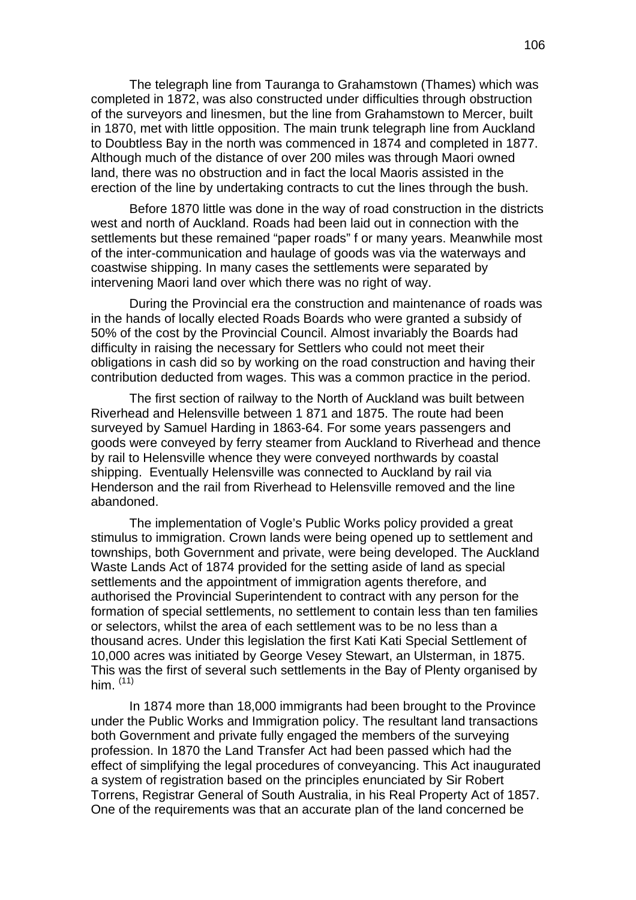The telegraph line from Tauranga to Grahamstown (Thames) which was completed in 1872, was also constructed under difficulties through obstruction of the surveyors and linesmen, but the line from Grahamstown to Mercer, built in 1870, met with little opposition. The main trunk telegraph line from Auckland to Doubtless Bay in the north was commenced in 1874 and completed in 1877. Although much of the distance of over 200 miles was through Maori owned land, there was no obstruction and in fact the local Maoris assisted in the erection of the line by undertaking contracts to cut the lines through the bush.

Before 1870 little was done in the way of road construction in the districts west and north of Auckland. Roads had been laid out in connection with the settlements but these remained "paper roads" f or many years. Meanwhile most of the inter-communication and haulage of goods was via the waterways and coastwise shipping. In many cases the settlements were separated by intervening Maori land over which there was no right of way.

During the Provincial era the construction and maintenance of roads was in the hands of locally elected Roads Boards who were granted a subsidy of 50% of the cost by the Provincial Council. Almost invariably the Boards had difficulty in raising the necessary for Settlers who could not meet their obligations in cash did so by working on the road construction and having their contribution deducted from wages. This was a common practice in the period.

The first section of railway to the North of Auckland was built between Riverhead and Helensville between 1 871 and 1875. The route had been surveyed by Samuel Harding in 1863-64. For some years passengers and goods were conveyed by ferry steamer from Auckland to Riverhead and thence by rail to Helensville whence they were conveyed northwards by coastal shipping. Eventually Helensville was connected to Auckland by rail via Henderson and the rail from Riverhead to Helensville removed and the line abandoned.

The implementation of Vogle's Public Works policy provided a great stimulus to immigration. Crown lands were being opened up to settlement and townships, both Government and private, were being developed. The Auckland Waste Lands Act of 1874 provided for the setting aside of land as special settlements and the appointment of immigration agents therefore, and authorised the Provincial Superintendent to contract with any person for the formation of special settlements, no settlement to contain less than ten families or selectors, whilst the area of each settlement was to be no less than a thousand acres. Under this legislation the first Kati Kati Special Settlement of 10,000 acres was initiated by George Vesey Stewart, an Ulsterman, in 1875. This was the first of several such settlements in the Bay of Plenty organised by him. [11]

In 1874 more than 18,000 immigrants had been brought to the Province under the Public Works and Immigration policy. The resultant land transactions both Government and private fully engaged the members of the surveying profession. In 1870 the Land Transfer Act had been passed which had the effect of simplifying the legal procedures of conveyancing. This Act inaugurated a system of registration based on the principles enunciated by Sir Robert Torrens, Registrar General of South Australia, in his Real Property Act of 1857. One of the requirements was that an accurate plan of the land concerned be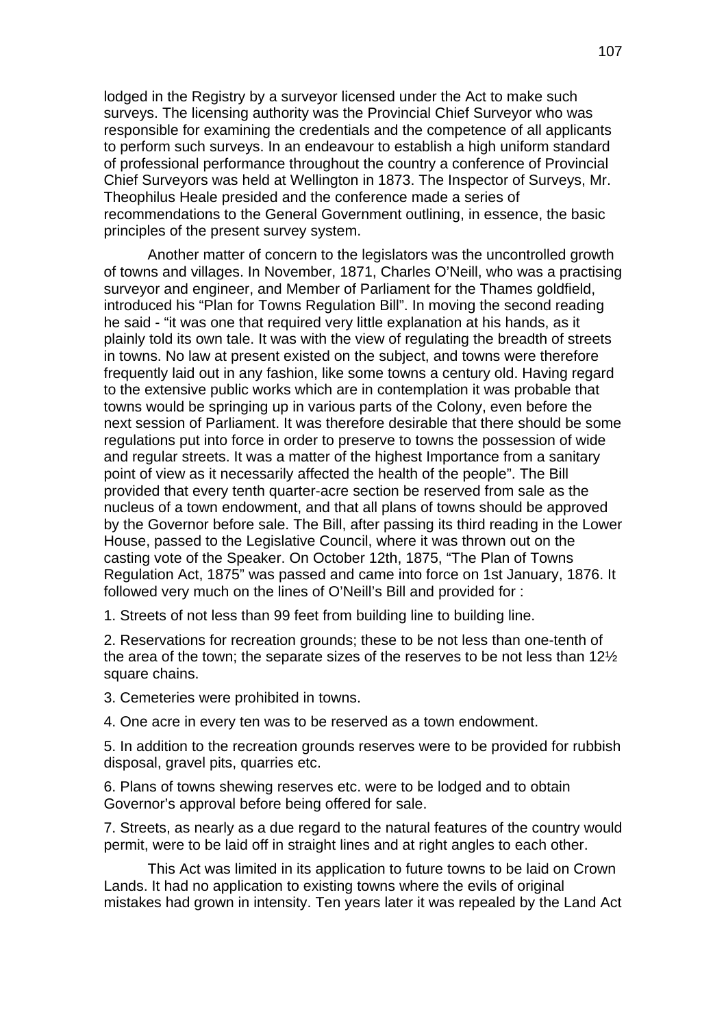lodged in the Registry by a surveyor licensed under the Act to make such surveys. The licensing authority was the Provincial Chief Surveyor who was responsible for examining the credentials and the competence of all applicants to perform such surveys. In an endeavour to establish a high uniform standard of professional performance throughout the country a conference of Provincial Chief Surveyors was held at Wellington in 1873. The Inspector of Surveys, Mr. Theophilus Heale presided and the conference made a series of recommendations to the General Government outlining, in essence, the basic principles of the present survey system.

Another matter of concern to the legislators was the uncontrolled growth of towns and villages. In November, 1871, Charles O'Neill, who was a practising surveyor and engineer, and Member of Parliament for the Thames goldfield, introduced his "Plan for Towns Regulation Bill". In moving the second reading he said - "it was one that required very little explanation at his hands, as it plainly told its own tale. It was with the view of regulating the breadth of streets in towns. No law at present existed on the subject, and towns were therefore frequently laid out in any fashion, like some towns a century old. Having regard to the extensive public works which are in contemplation it was probable that towns would be springing up in various parts of the Colony, even before the next session of Parliament. It was therefore desirable that there should be some regulations put into force in order to preserve to towns the possession of wide and regular streets. It was a matter of the highest Importance from a sanitary point of view as it necessarily affected the health of the people". The Bill provided that every tenth quarter-acre section be reserved from sale as the nucleus of a town endowment, and that all plans of towns should be approved by the Governor before sale. The Bill, after passing its third reading in the Lower House, passed to the Legislative Council, where it was thrown out on the casting vote of the Speaker. On October 12th, 1875, "The Plan of Towns Regulation Act, 1875" was passed and came into force on 1st January, 1876. It followed very much on the lines of O'Neill's Bill and provided for :

1. Streets of not less than 99 feet from building line to building line.

2. Reservations for recreation grounds; these to be not less than one-tenth of the area of the town; the separate sizes of the reserves to be not less than 12½ square chains.

3. Cemeteries were prohibited in towns.

4. One acre in every ten was to be reserved as a town endowment.

5. In addition to the recreation grounds reserves were to be provided for rubbish disposal, gravel pits, quarries etc.

6. Plans of towns shewing reserves etc. were to be lodged and to obtain Governor's approval before being offered for sale.

7. Streets, as nearly as a due regard to the natural features of the country would permit, were to be laid off in straight lines and at right angles to each other.

This Act was limited in its application to future towns to be laid on Crown Lands. It had no application to existing towns where the evils of original mistakes had grown in intensity. Ten years later it was repealed by the Land Act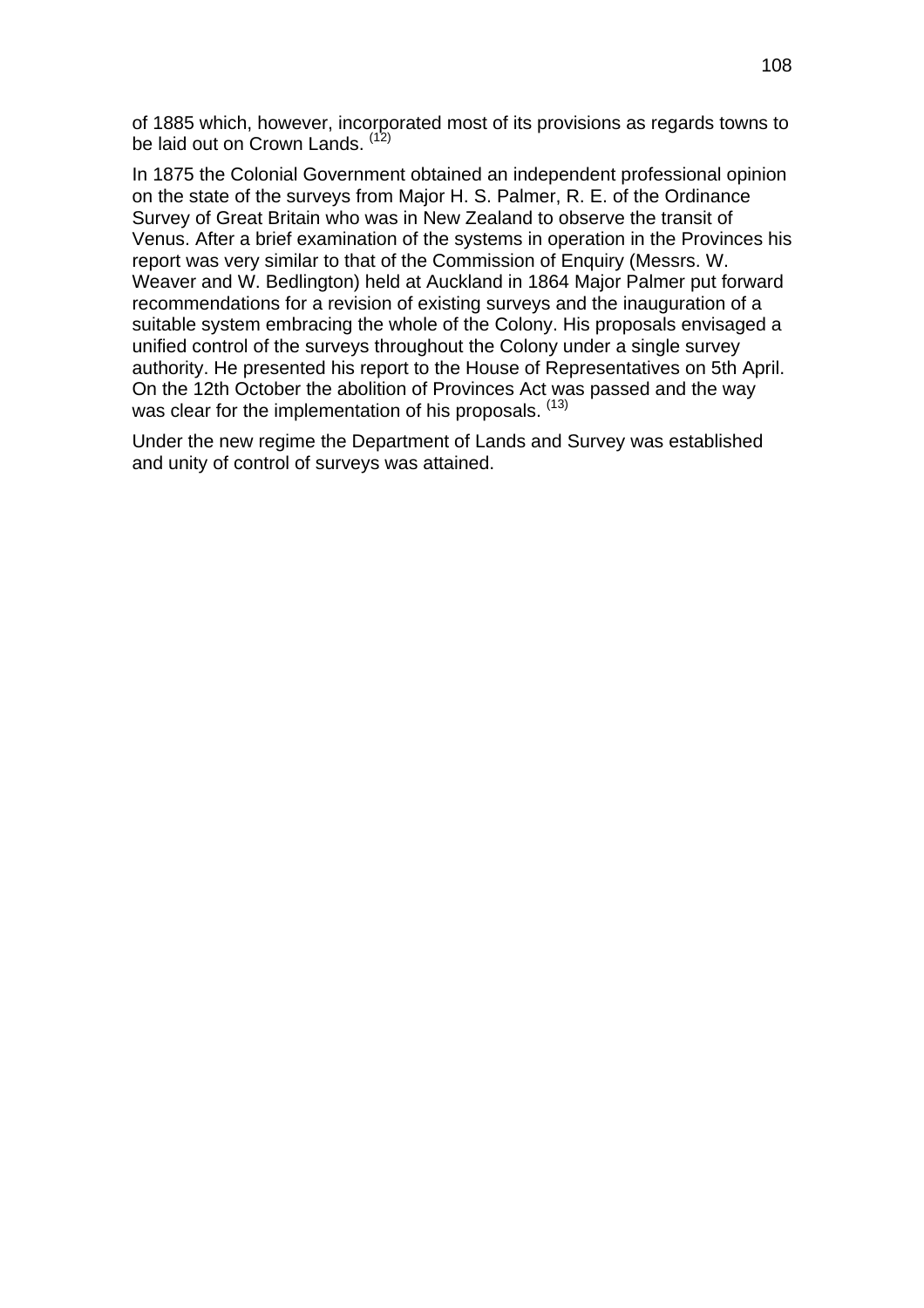of 1885 which, however, incorporated most of its provisions as regards towns to be laid out on Crown Lands. [12]

In 1875 the Colonial Government obtained an independent professional opinion on the state of the surveys from Major H. S. Palmer, R. E. of the Ordinance Survey of Great Britain who was in New Zealand to observe the transit of Venus. After a brief examination of the systems in operation in the Provinces his report was very similar to that of the Commission of Enquiry (Messrs. W. Weaver and W. Bedlington) held at Auckland in 1864 Major Palmer put forward recommendations for a revision of existing surveys and the inauguration of a suitable system embracing the whole of the Colony. His proposals envisaged a unified control of the surveys throughout the Colony under a single survey authority. He presented his report to the House of Representatives on 5th April. On the 12th October the abolition of Provinces Act was passed and the way was clear for the implementation of his proposals. [13]

Under the new regime the Department of Lands and Survey was established and unity of control of surveys was attained.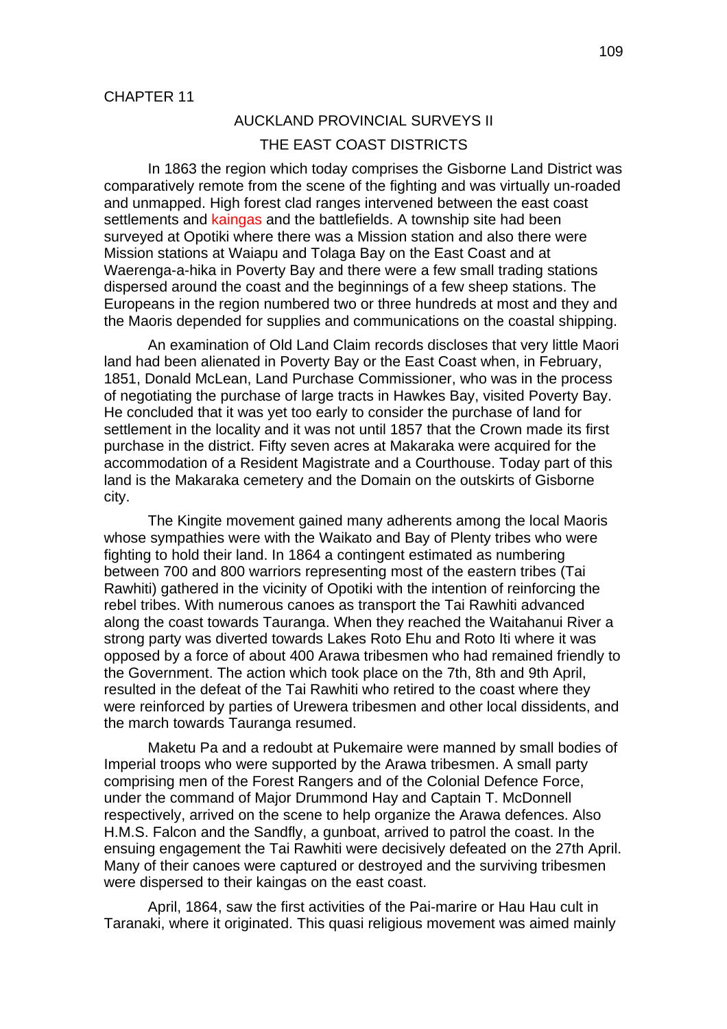CHAPTER 11

## AUCKLAND PROVINCIAL SURVEYS II

## THE EAST COAST DISTRICTS

In 1863 the region which today comprises the Gisborne Land District was comparatively remote from the scene of the fighting and was virtually un-roaded and unmapped. High forest clad ranges intervened between the east coast settlements and kaingas and the battlefields. A township site had been surveyed at Opotiki where there was a Mission station and also there were Mission stations at Waiapu and Tolaga Bay on the East Coast and at Waerenga-a-hika in Poverty Bay and there were a few small trading stations dispersed around the coast and the beginnings of a few sheep stations. The Europeans in the region numbered two or three hundreds at most and they and the Maoris depended for supplies and communications on the coastal shipping.

An examination of Old Land Claim records discloses that very little Maori land had been alienated in Poverty Bay or the East Coast when, in February, 1851, Donald McLean, Land Purchase Commissioner, who was in the process of negotiating the purchase of large tracts in Hawkes Bay, visited Poverty Bay. He concluded that it was yet too early to consider the purchase of land for settlement in the locality and it was not until 1857 that the Crown made its first purchase in the district. Fifty seven acres at Makaraka were acquired for the accommodation of a Resident Magistrate and a Courthouse. Today part of this land is the Makaraka cemetery and the Domain on the outskirts of Gisborne city.

The Kingite movement gained many adherents among the local Maoris whose sympathies were with the Waikato and Bay of Plenty tribes who were fighting to hold their land. In 1864 a contingent estimated as numbering between 700 and 800 warriors representing most of the eastern tribes (Tai Rawhiti) gathered in the vicinity of Opotiki with the intention of reinforcing the rebel tribes. With numerous canoes as transport the Tai Rawhiti advanced along the coast towards Tauranga. When they reached the Waitahanui River a strong party was diverted towards Lakes Roto Ehu and Roto Iti where it was opposed by a force of about 400 Arawa tribesmen who had remained friendly to the Government. The action which took place on the 7th, 8th and 9th April, resulted in the defeat of the Tai Rawhiti who retired to the coast where they were reinforced by parties of Urewera tribesmen and other local dissidents, and the march towards Tauranga resumed.

Maketu Pa and a redoubt at Pukemaire were manned by small bodies of Imperial troops who were supported by the Arawa tribesmen. A small party comprising men of the Forest Rangers and of the Colonial Defence Force, under the command of Major Drummond Hay and Captain T. McDonnell respectively, arrived on the scene to help organize the Arawa defences. Also H.M.S. Falcon and the Sandfly, a gunboat, arrived to patrol the coast. In the ensuing engagement the Tai Rawhiti were decisively defeated on the 27th April. Many of their canoes were captured or destroyed and the surviving tribesmen were dispersed to their kaingas on the east coast.

April, 1864, saw the first activities of the Pai-marire or Hau Hau cult in Taranaki, where it originated. This quasi religious movement was aimed mainly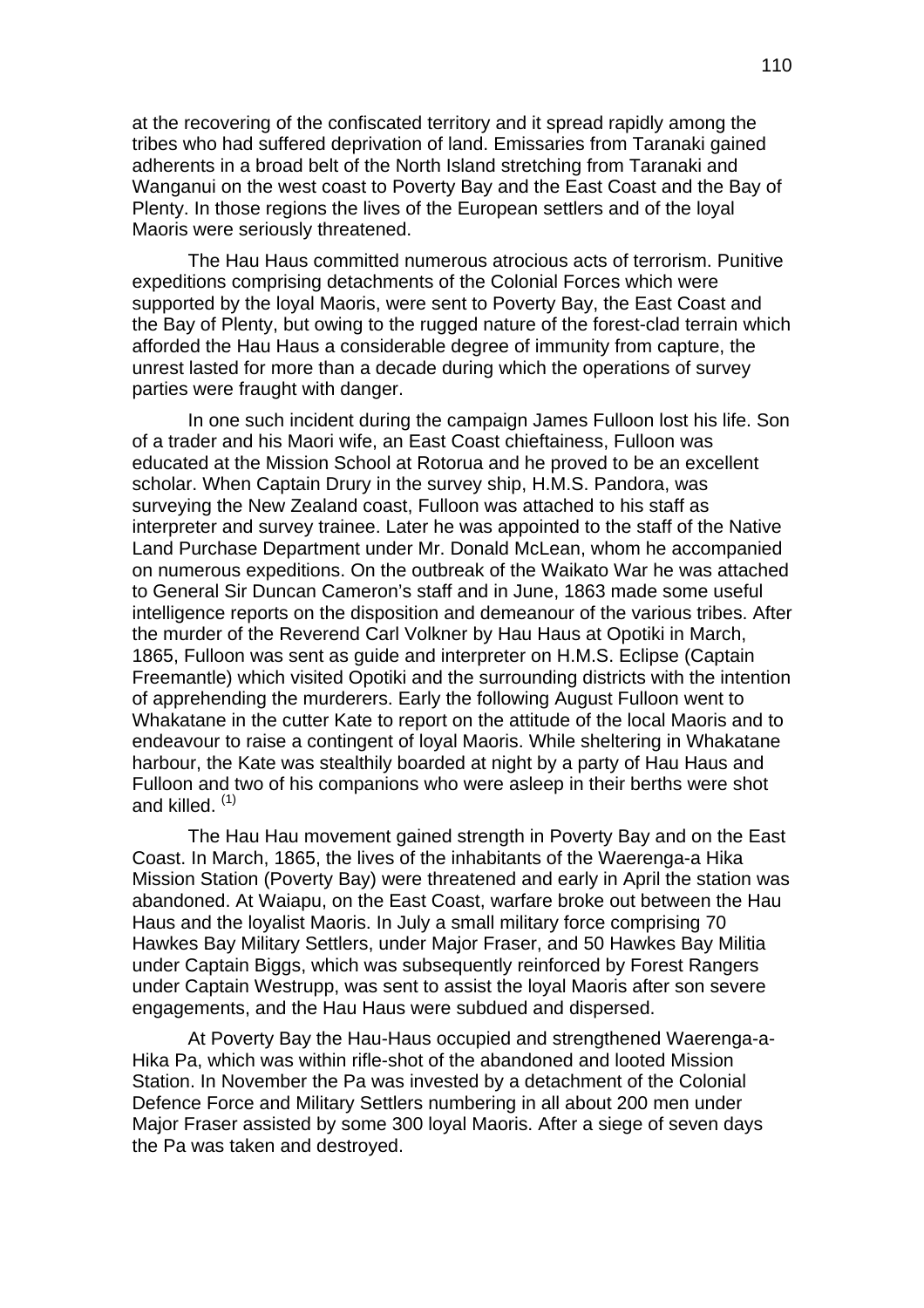at the recovering of the confiscated territory and it spread rapidly among the tribes who had suffered deprivation of land. Emissaries from Taranaki gained adherents in a broad belt of the North Island stretching from Taranaki and Wanganui on the west coast to Poverty Bay and the East Coast and the Bay of Plenty. In those regions the lives of the European settlers and of the loyal Maoris were seriously threatened.

The Hau Haus committed numerous atrocious acts of terrorism. Punitive expeditions comprising detachments of the Colonial Forces which were supported by the loyal Maoris, were sent to Poverty Bay, the East Coast and the Bay of Plenty, but owing to the rugged nature of the forest-clad terrain which afforded the Hau Haus a considerable degree of immunity from capture, the unrest lasted for more than a decade during which the operations of survey parties were fraught with danger.

In one such incident during the campaign James Fulloon lost his life. Son of a trader and his Maori wife, an East Coast chieftainess, Fulloon was educated at the Mission School at Rotorua and he proved to be an excellent scholar. When Captain Drury in the survey ship, H.M.S. Pandora, was surveying the New Zealand coast, Fulloon was attached to his staff as interpreter and survey trainee. Later he was appointed to the staff of the Native Land Purchase Department under Mr. Donald McLean, whom he accompanied on numerous expeditions. On the outbreak of the Waikato War he was attached to General Sir Duncan Cameron's staff and in June, 1863 made some useful intelligence reports on the disposition and demeanour of the various tribes. After the murder of the Reverend Carl Volkner by Hau Haus at Opotiki in March, 1865, Fulloon was sent as guide and interpreter on H.M.S. Eclipse (Captain Freemantle) which visited Opotiki and the surrounding districts with the intention of apprehending the murderers. Early the following August Fulloon went to Whakatane in the cutter Kate to report on the attitude of the local Maoris and to endeavour to raise a contingent of loyal Maoris. While sheltering in Whakatane harbour, the Kate was stealthily boarded at night by a party of Hau Haus and Fulloon and two of his companions who were asleep in their berths were shot and killed. [(1)]

The Hau Hau movement gained strength in Poverty Bay and on the East Coast. In March, 1865, the lives of the inhabitants of the Waerenga-a Hika Mission Station (Poverty Bay) were threatened and early in April the station was abandoned. At Waiapu, on the East Coast, warfare broke out between the Hau Haus and the loyalist Maoris. In July a small military force comprising 70 Hawkes Bay Military Settlers, under Major Fraser, and 50 Hawkes Bay Militia under Captain Biggs, which was subsequently reinforced by Forest Rangers under Captain Westrupp, was sent to assist the loyal Maoris after son severe engagements, and the Hau Haus were subdued and dispersed.

At Poverty Bay the Hau-Haus occupied and strengthened Waerenga-a-Hika Pa, which was within rifle-shot of the abandoned and looted Mission Station. In November the Pa was invested by a detachment of the Colonial Defence Force and Military Settlers numbering in all about 200 men under Major Fraser assisted by some 300 loyal Maoris. After a siege of seven days the Pa was taken and destroyed.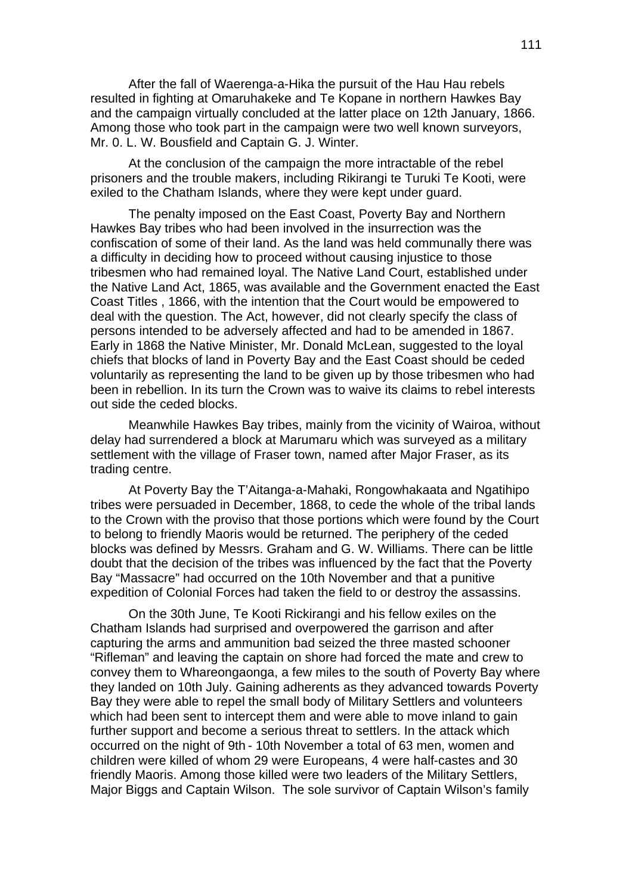After the fall of Waerenga-a-Hika the pursuit of the Hau Hau rebels resulted in fighting at Omaruhakeke and Te Kopane in northern Hawkes Bay and the campaign virtually concluded at the latter place on 12th January, 1866. Among those who took part in the campaign were two well known surveyors, Mr. 0. L. W. Bousfield and Captain G. J. Winter.

At the conclusion of the campaign the more intractable of the rebel prisoners and the trouble makers, including Rikirangi te Turuki Te Kooti, were exiled to the Chatham Islands, where they were kept under guard.

The penalty imposed on the East Coast, Poverty Bay and Northern Hawkes Bay tribes who had been involved in the insurrection was the confiscation of some of their land. As the land was held communally there was a difficulty in deciding how to proceed without causing injustice to those tribesmen who had remained loyal. The Native Land Court, established under the Native Land Act, 1865, was available and the Government enacted the East Coast Titles , 1866, with the intention that the Court would be empowered to deal with the question. The Act, however, did not clearly specify the class of persons intended to be adversely affected and had to be amended in 1867. Early in 1868 the Native Minister, Mr. Donald McLean, suggested to the loyal chiefs that blocks of land in Poverty Bay and the East Coast should be ceded voluntarily as representing the land to be given up by those tribesmen who had been in rebellion. In its turn the Crown was to waive its claims to rebel interests out side the ceded blocks.

Meanwhile Hawkes Bay tribes, mainly from the vicinity of Wairoa, without delay had surrendered a block at Marumaru which was surveyed as a military settlement with the village of Fraser town, named after Major Fraser, as its trading centre.

At Poverty Bay the T'Aitanga-a-Mahaki, Rongowhakaata and Ngatihipo tribes were persuaded in December, 1868, to cede the whole of the tribal lands to the Crown with the proviso that those portions which were found by the Court to belong to friendly Maoris would be returned. The periphery of the ceded blocks was defined by Messrs. Graham and G. W. Williams. There can be little doubt that the decision of the tribes was influenced by the fact that the Poverty Bay "Massacre" had occurred on the 10th November and that a punitive expedition of Colonial Forces had taken the field to or destroy the assassins.

On the 30th June, Te Kooti Rickirangi and his fellow exiles on the Chatham Islands had surprised and overpowered the garrison and after capturing the arms and ammunition bad seized the three masted schooner "Rifleman" and leaving the captain on shore had forced the mate and crew to convey them to Whareongaonga, a few miles to the south of Poverty Bay where they landed on 10th July. Gaining adherents as they advanced towards Poverty Bay they were able to repel the small body of Military Settlers and volunteers which had been sent to intercept them and were able to move inland to gain further support and become a serious threat to settlers. In the attack which occurred on the night of 9th - 10th November a total of 63 men, women and children were killed of whom 29 were Europeans, 4 were half-castes and 30 friendly Maoris. Among those killed were two leaders of the Military Settlers, Major Biggs and Captain Wilson. The sole survivor of Captain Wilson's family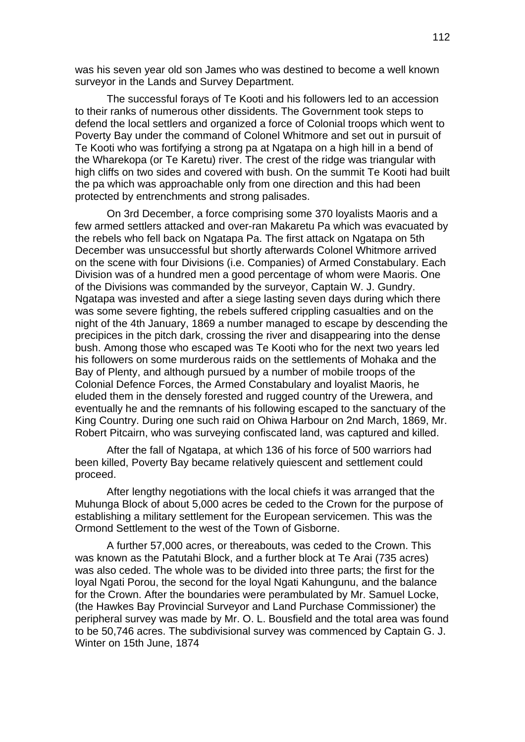was his seven year old son James who was destined to become a well known surveyor in the Lands and Survey Department.

The successful forays of Te Kooti and his followers led to an accession to their ranks of numerous other dissidents. The Government took steps to defend the local settlers and organized a force of Colonial troops which went to Poverty Bay under the command of Colonel Whitmore and set out in pursuit of Te Kooti who was fortifying a strong pa at Ngatapa on a high hill in a bend of the Wharekopa (or Te Karetu) river. The crest of the ridge was triangular with high cliffs on two sides and covered with bush. On the summit Te Kooti had built the pa which was approachable only from one direction and this had been protected by entrenchments and strong palisades.

On 3rd December, a force comprising some 370 loyalists Maoris and a few armed settlers attacked and over-ran Makaretu Pa which was evacuated by the rebels who fell back on Ngatapa Pa. The first attack on Ngatapa on 5th December was unsuccessful but shortly afterwards Colonel Whitmore arrived on the scene with four Divisions (i.e. Companies) of Armed Constabulary. Each Division was of a hundred men a good percentage of whom were Maoris. One of the Divisions was commanded by the surveyor, Captain W. J. Gundry. Ngatapa was invested and after a siege lasting seven days during which there was some severe fighting, the rebels suffered crippling casualties and on the night of the 4th January, 1869 a number managed to escape by descending the precipices in the pitch dark, crossing the river and disappearing into the dense bush. Among those who escaped was Te Kooti who for the next two years led his followers on some murderous raids on the settlements of Mohaka and the Bay of Plenty, and although pursued by a number of mobile troops of the Colonial Defence Forces, the Armed Constabulary and loyalist Maoris, he eluded them in the densely forested and rugged country of the Urewera, and eventually he and the remnants of his following escaped to the sanctuary of the King Country. During one such raid on Ohiwa Harbour on 2nd March, 1869, Mr. Robert Pitcairn, who was surveying confiscated land, was captured and killed.

After the fall of Ngatapa, at which 136 of his force of 500 warriors had been killed, Poverty Bay became relatively quiescent and settlement could proceed.

After lengthy negotiations with the local chiefs it was arranged that the Muhunga Block of about 5,000 acres be ceded to the Crown for the purpose of establishing a military settlement for the European servicemen. This was the Ormond Settlement to the west of the Town of Gisborne.

A further 57,000 acres, or thereabouts, was ceded to the Crown. This was known as the Patutahi Block, and a further block at Te Arai (735 acres) was also ceded. The whole was to be divided into three parts; the first for the loyal Ngati Porou, the second for the loyal Ngati Kahungunu, and the balance for the Crown. After the boundaries were perambulated by Mr. Samuel Locke, (the Hawkes Bay Provincial Surveyor and Land Purchase Commissioner) the peripheral survey was made by Mr. O. L. Bousfield and the total area was found to be 50,746 acres. The subdivisional survey was commenced by Captain G. J. Winter on 15th June, 1874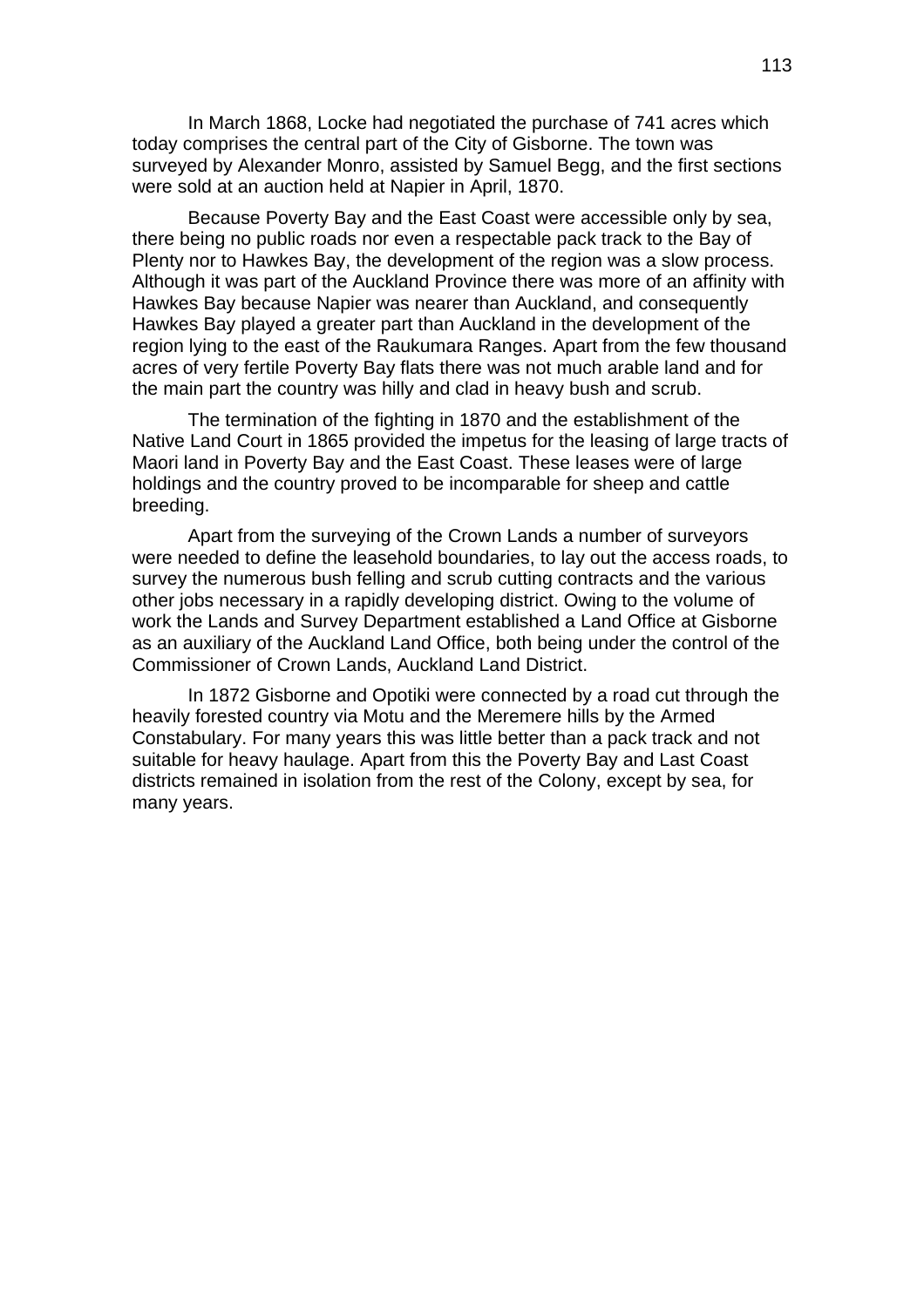In March 1868, Locke had negotiated the purchase of 741 acres which today comprises the central part of the City of Gisborne. The town was surveyed by Alexander Monro, assisted by Samuel Begg, and the first sections were sold at an auction held at Napier in April, 1870.

Because Poverty Bay and the East Coast were accessible only by sea, there being no public roads nor even a respectable pack track to the Bay of Plenty nor to Hawkes Bay, the development of the region was a slow process. Although it was part of the Auckland Province there was more of an affinity with Hawkes Bay because Napier was nearer than Auckland, and consequently Hawkes Bay played a greater part than Auckland in the development of the region lying to the east of the Raukumara Ranges. Apart from the few thousand acres of very fertile Poverty Bay flats there was not much arable land and for the main part the country was hilly and clad in heavy bush and scrub.

The termination of the fighting in 1870 and the establishment of the Native Land Court in 1865 provided the impetus for the leasing of large tracts of Maori land in Poverty Bay and the East Coast. These leases were of large holdings and the country proved to be incomparable for sheep and cattle breeding.

Apart from the surveying of the Crown Lands a number of surveyors were needed to define the leasehold boundaries, to lay out the access roads, to survey the numerous bush felling and scrub cutting contracts and the various other jobs necessary in a rapidly developing district. Owing to the volume of work the Lands and Survey Department established a Land Office at Gisborne as an auxiliary of the Auckland Land Office, both being under the control of the Commissioner of Crown Lands, Auckland Land District.

In 1872 Gisborne and Opotiki were connected by a road cut through the heavily forested country via Motu and the Meremere hills by the Armed Constabulary. For many years this was little better than a pack track and not suitable for heavy haulage. Apart from this the Poverty Bay and Last Coast districts remained in isolation from the rest of the Colony, except by sea, for many years.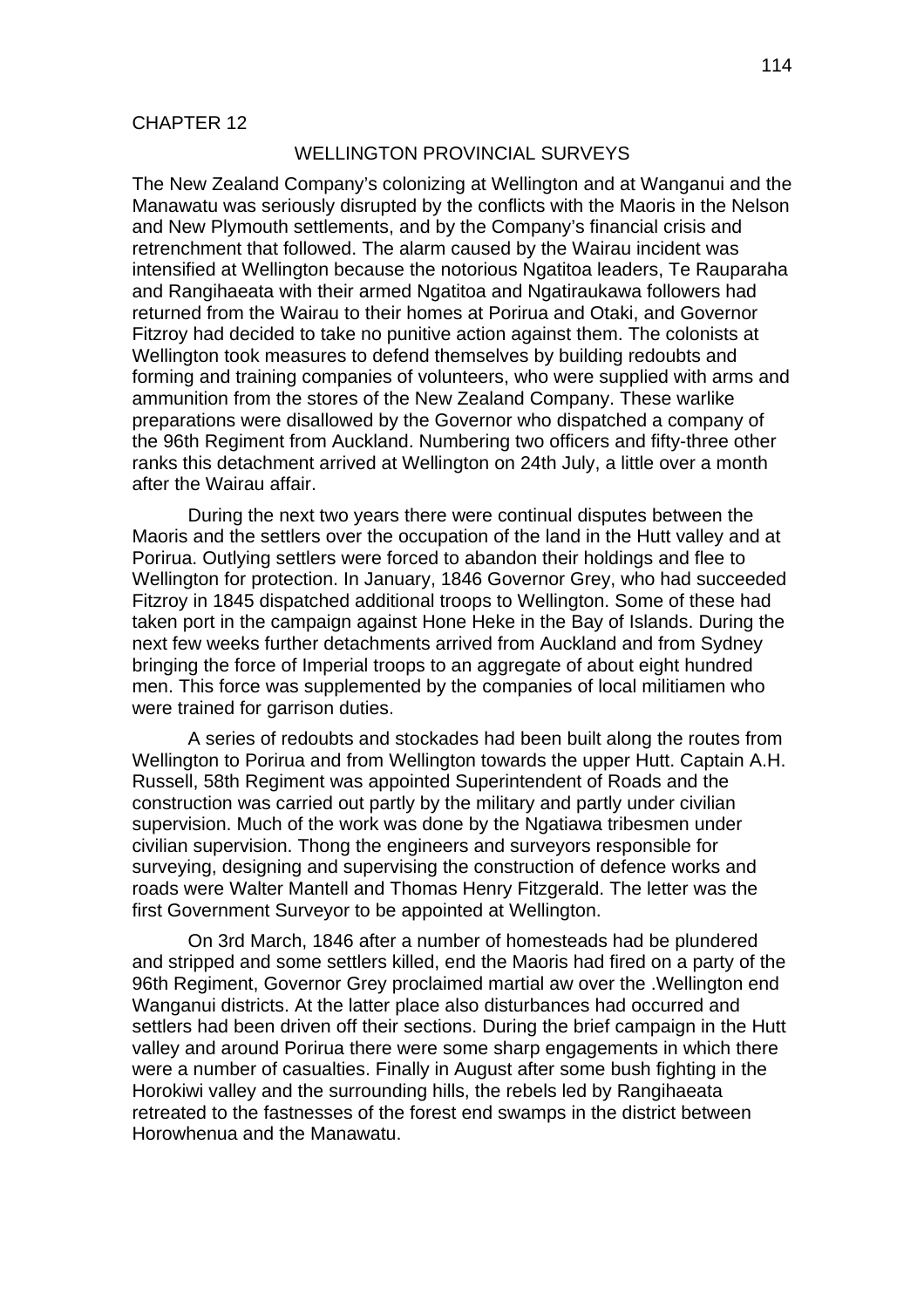CHAPTER 12

## WELLINGTON PROVINCIAL SURVEYS

The New Zealand Company's colonizing at Wellington and at Wanganui and the Manawatu was seriously disrupted by the conflicts with the Maoris in the Nelson and New Plymouth settlements, and by the Company's financial crisis and retrenchment that followed. The alarm caused by the Wairau incident was intensified at Wellington because the notorious Ngatitoa leaders, Te Rauparaha and Rangihaeata with their armed Ngatitoa and Ngatiraukawa followers had returned from the Wairau to their homes at Porirua and Otaki, and Governor Fitzroy had decided to take no punitive action against them. The colonists at Wellington took measures to defend themselves by building redoubts and forming and training companies of volunteers, who were supplied with arms and ammunition from the stores of the New Zealand Company. These warlike preparations were disallowed by the Governor who dispatched a company of the 96th Regiment from Auckland. Numbering two officers and fifty-three other ranks this detachment arrived at Wellington on 24th July, a little over a month after the Wairau affair.

During the next two years there were continual disputes between the Maoris and the settlers over the occupation of the land in the Hutt valley and at Porirua. Outlying settlers were forced to abandon their holdings and flee to Wellington for protection. In January, 1846 Governor Grey, who had succeeded Fitzroy in 1845 dispatched additional troops to Wellington. Some of these had taken port in the campaign against Hone Heke in the Bay of Islands. During the next few weeks further detachments arrived from Auckland and from Sydney bringing the force of Imperial troops to an aggregate of about eight hundred men. This force was supplemented by the companies of local militiamen who were trained for garrison duties.

A series of redoubts and stockades had been built along the routes from Wellington to Porirua and from Wellington towards the upper Hutt. Captain A.H. Russell, 58th Regiment was appointed Superintendent of Roads and the construction was carried out partly by the military and partly under civilian supervision. Much of the work was done by the Ngatiawa tribesmen under civilian supervision. Thong the engineers and surveyors responsible for surveying, designing and supervising the construction of defence works and roads were Walter Mantell and Thomas Henry Fitzgerald. The letter was the first Government Surveyor to be appointed at Wellington.

On 3rd March, 1846 after a number of homesteads had be plundered and stripped and some settlers killed, end the Maoris had fired on a party of the 96th Regiment, Governor Grey proclaimed martial aw over the .Wellington end Wanganui districts. At the latter place also disturbances had occurred and settlers had been driven off their sections. During the brief campaign in the Hutt valley and around Porirua there were some sharp engagements in which there were a number of casualties. Finally in August after some bush fighting in the Horokiwi valley and the surrounding hills, the rebels led by Rangihaeata retreated to the fastnesses of the forest end swamps in the district between Horowhenua and the Manawatu.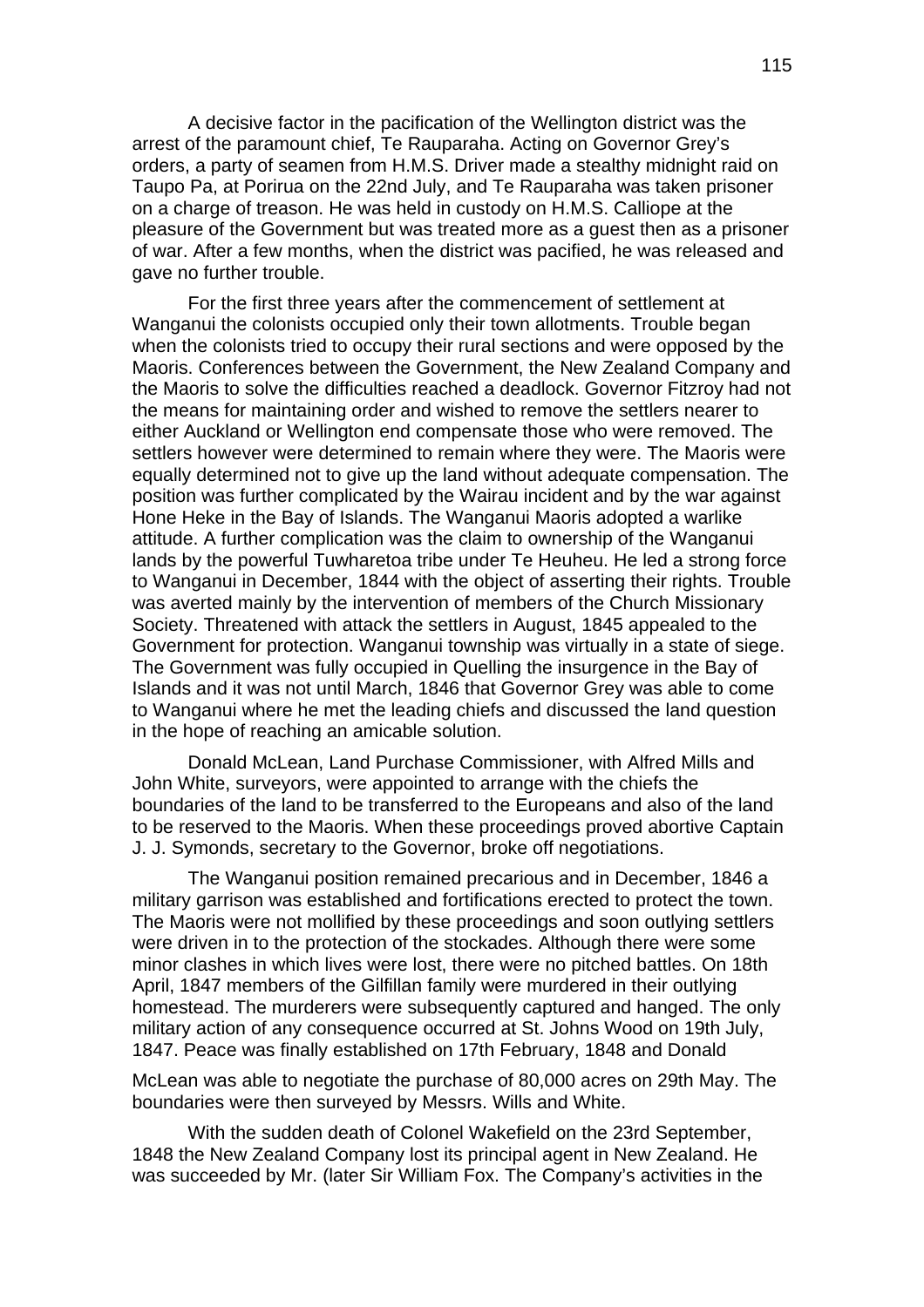A decisive factor in the pacification of the Wellington district was the arrest of the paramount chief, Te Rauparaha. Acting on Governor Grey's orders, a party of seamen from H.M.S. Driver made a stealthy midnight raid on Taupo Pa, at Porirua on the 22nd July, and Te Rauparaha was taken prisoner on a charge of treason. He was held in custody on H.M.S. Calliope at the pleasure of the Government but was treated more as a guest then as a prisoner of war. After a few months, when the district was pacified, he was released and gave no further trouble.

For the first three years after the commencement of settlement at Wanganui the colonists occupied only their town allotments. Trouble began when the colonists tried to occupy their rural sections and were opposed by the Maoris. Conferences between the Government, the New Zealand Company and the Maoris to solve the difficulties reached a deadlock. Governor Fitzroy had not the means for maintaining order and wished to remove the settlers nearer to either Auckland or Wellington end compensate those who were removed. The settlers however were determined to remain where they were. The Maoris were equally determined not to give up the land without adequate compensation. The position was further complicated by the Wairau incident and by the war against Hone Heke in the Bay of Islands. The Wanganui Maoris adopted a warlike attitude. A further complication was the claim to ownership of the Wanganui lands by the powerful Tuwharetoa tribe under Te Heuheu. He led a strong force to Wanganui in December, 1844 with the object of asserting their rights. Trouble was averted mainly by the intervention of members of the Church Missionary Society. Threatened with attack the settlers in August, 1845 appealed to the Government for protection. Wanganui township was virtually in a state of siege. The Government was fully occupied in Quelling the insurgence in the Bay of Islands and it was not until March, 1846 that Governor Grey was able to come to Wanganui where he met the leading chiefs and discussed the land question in the hope of reaching an amicable solution.

Donald McLean, Land Purchase Commissioner, with Alfred Mills and John White, surveyors, were appointed to arrange with the chiefs the boundaries of the land to be transferred to the Europeans and also of the land to be reserved to the Maoris. When these proceedings proved abortive Captain J. J. Symonds, secretary to the Governor, broke off negotiations.

The Wanganui position remained precarious and in December, 1846 a military garrison was established and fortifications erected to protect the town. The Maoris were not mollified by these proceedings and soon outlying settlers were driven in to the protection of the stockades. Although there were some minor clashes in which lives were lost, there were no pitched battles. On 18th April, 1847 members of the Gilfillan family were murdered in their outlying homestead. The murderers were subsequently captured and hanged. The only military action of any consequence occurred at St. Johns Wood on 19th July, 1847. Peace was finally established on 17th February, 1848 and Donald McLean was able to negotiate the purchase of 80,000 acres on 29th May. The boundaries were then surveyed by Messrs. Wills and White.

With the sudden death of Colonel Wakefield on the 23rd September, 1848 the New Zealand Company lost its principal agent in New Zealand. He was succeeded by Mr. (later Sir William Fox. The Company's activities in the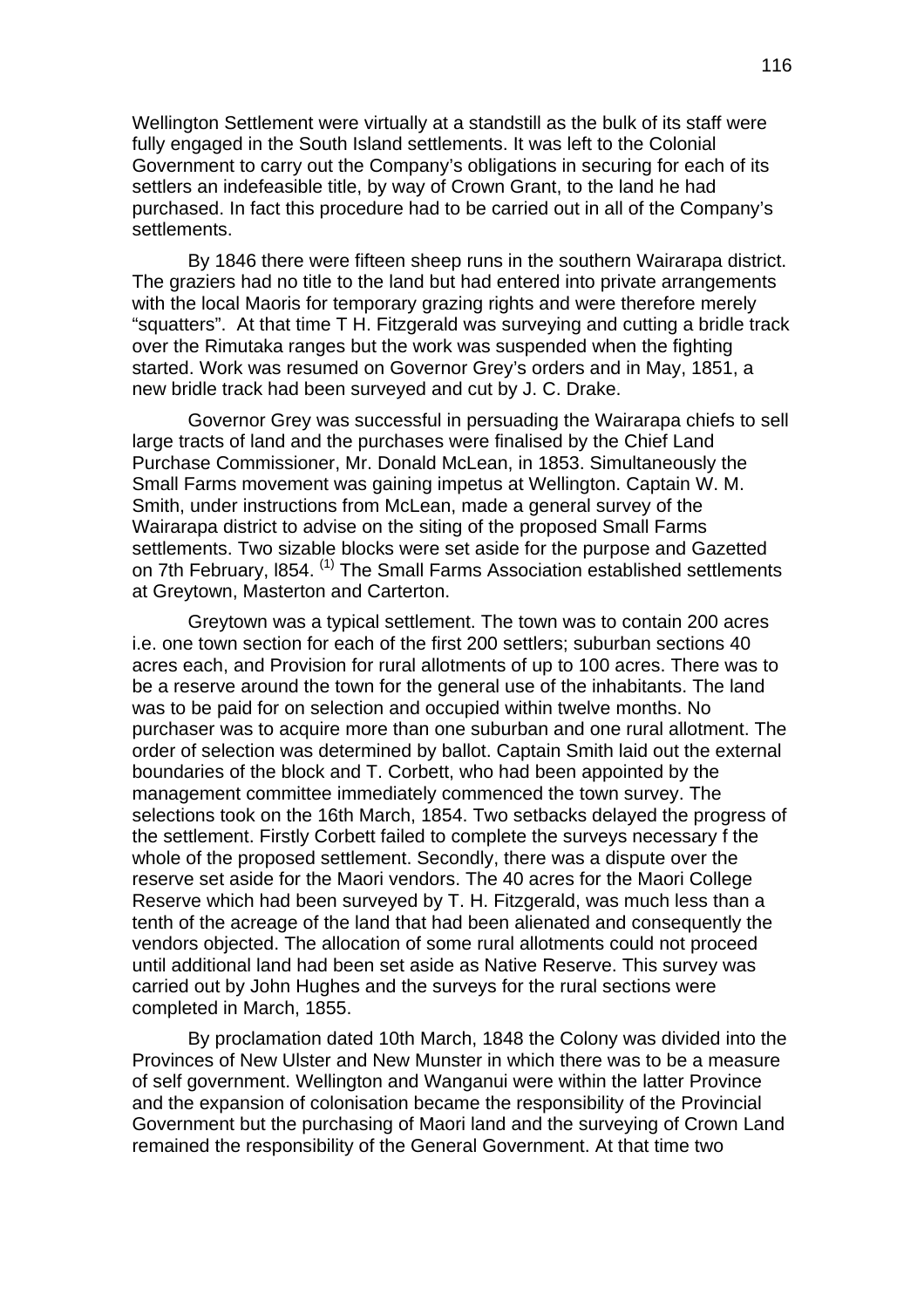Wellington Settlement were virtually at a standstill as the bulk of its staff were fully engaged in the South Island settlements. It was left to the Colonial Government to carry out the Company's obligations in securing for each of its settlers an indefeasible title, by way of Crown Grant, to the land he had purchased. In fact this procedure had to be carried out in all of the Company's settlements.

By 1846 there were fifteen sheep runs in the southern Wairarapa district. The graziers had no title to the land but had entered into private arrangements with the local Maoris for temporary grazing rights and were therefore merely "squatters". At that time T H. Fitzgerald was surveying and cutting a bridle track over the Rimutaka ranges but the work was suspended when the fighting started. Work was resumed on Governor Grey's orders and in May, 1851, a new bridle track had been surveyed and cut by J. C. Drake.

Governor Grey was successful in persuading the Wairarapa chiefs to sell large tracts of land and the purchases were finalised by the Chief Land Purchase Commissioner, Mr. Donald McLean, in 1853. Simultaneously the Small Farms movement was gaining impetus at Wellington. Captain W. M. Smith, under instructions from McLean, made a general survey of the Wairarapa district to advise on the siting of the proposed Small Farms settlements. Two sizable blocks were set aside for the purpose and Gazetted on 7th February, l854. (1) The Small Farms Association established settlements at Greytown, Masterton and Carterton.

Greytown was a typical settlement. The town was to contain 200 acres i.e. one town section for each of the first 200 settlers; suburban sections 40 acres each, and Provision for rural allotments of up to 100 acres. There was to be a reserve around the town for the general use of the inhabitants. The land was to be paid for on selection and occupied within twelve months. No purchaser was to acquire more than one suburban and one rural allotment. The order of selection was determined by ballot. Captain Smith laid out the external boundaries of the block and T. Corbett, who had been appointed by the management committee immediately commenced the town survey. The selections took on the 16th March, 1854. Two setbacks delayed the progress of the settlement. Firstly Corbett failed to complete the surveys necessary f the whole of the proposed settlement. Secondly, there was a dispute over the reserve set aside for the Maori vendors. The 40 acres for the Maori College Reserve which had been surveyed by T. H. Fitzgerald, was much less than a tenth of the acreage of the land that had been alienated and consequently the vendors objected. The allocation of some rural allotments could not proceed until additional land had been set aside as Native Reserve. This survey was carried out by John Hughes and the surveys for the rural sections were completed in March, 1855.

By proclamation dated 10th March, 1848 the Colony was divided into the Provinces of New Ulster and New Munster in which there was to be a measure of self government. Wellington and Wanganui were within the latter Province and the expansion of colonisation became the responsibility of the Provincial Government but the purchasing of Maori land and the surveying of Crown Land remained the responsibility of the General Government. At that time two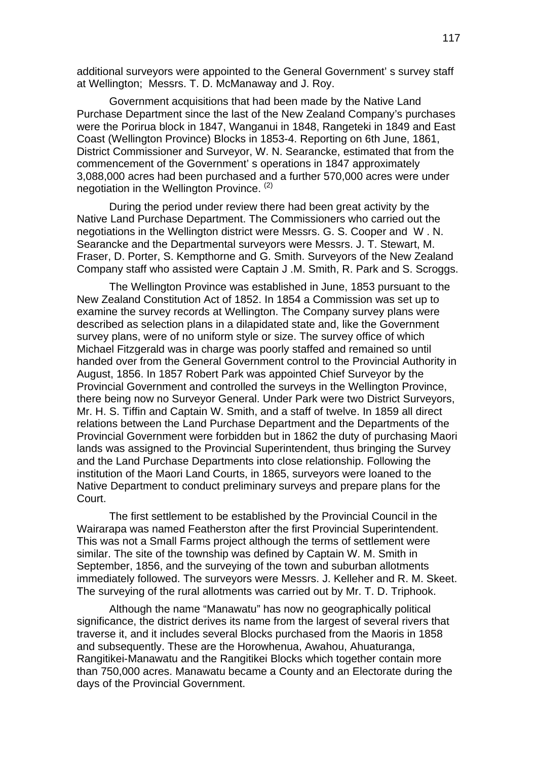additional surveyors were appointed to the General Government' s survey staff at Wellington; Messrs. T. D. McManaway and J. Roy.

Government acquisitions that had been made by the Native Land Purchase Department since the last of the New Zealand Company's purchases were the Porirua block in 1847, Wanganui in 1848, Rangeteki in 1849 and East Coast (Wellington Province) Blocks in 1853-4. Reporting on 6th June, 1861, District Commissioner and Surveyor, W. N. Searancke, estimated that from the commencement of the Government' s operations in 1847 approximately 3,088,000 acres had been purchased and a further 570,000 acres were under negotiation in the Wellington Province. (2)

During the period under review there had been great activity by the Native Land Purchase Department. The Commissioners who carried out the negotiations in the Wellington district were Messrs. G. S. Cooper and W . N. Searancke and the Departmental surveyors were Messrs. J. T. Stewart, M. Fraser, D. Porter, S. Kempthorne and G. Smith. Surveyors of the New Zealand Company staff who assisted were Captain J .M. Smith, R. Park and S. Scroggs.

The Wellington Province was established in June, 1853 pursuant to the New Zealand Constitution Act of 1852. In 1854 a Commission was set up to examine the survey records at Wellington. The Company survey plans were described as selection plans in a dilapidated state and, like the Government survey plans, were of no uniform style or size. The survey office of which Michael Fitzgerald was in charge was poorly staffed and remained so until handed over from the General Government control to the Provincial Authority in August, 1856. In 1857 Robert Park was appointed Chief Surveyor by the Provincial Government and controlled the surveys in the Wellington Province, there being now no Surveyor General. Under Park were two District Surveyors, Mr. H. S. Tiffin and Captain W. Smith, and a staff of twelve. In 1859 all direct relations between the Land Purchase Department and the Departments of the Provincial Government were forbidden but in 1862 the duty of purchasing Maori lands was assigned to the Provincial Superintendent, thus bringing the Survey and the Land Purchase Departments into close relationship. Following the institution of the Maori Land Courts, in 1865, surveyors were loaned to the Native Department to conduct preliminary surveys and prepare plans for the Court.

The first settlement to be established by the Provincial Council in the Wairarapa was named Featherston after the first Provincial Superintendent. This was not a Small Farms project although the terms of settlement were similar. The site of the township was defined by Captain W. M. Smith in September, 1856, and the surveying of the town and suburban allotments immediately followed. The surveyors were Messrs. J. Kelleher and R. M. Skeet. The surveying of the rural allotments was carried out by Mr. T. D. Triphook.

Although the name "Manawatu" has now no geographically political significance, the district derives its name from the largest of several rivers that traverse it, and it includes several Blocks purchased from the Maoris in 1858 and subsequently. These are the Horowhenua, Awahou, Ahuaturanga, Rangitikei-Manawatu and the Rangitikei Blocks which together contain more than 750,000 acres. Manawatu became a County and an Electorate during the days of the Provincial Government.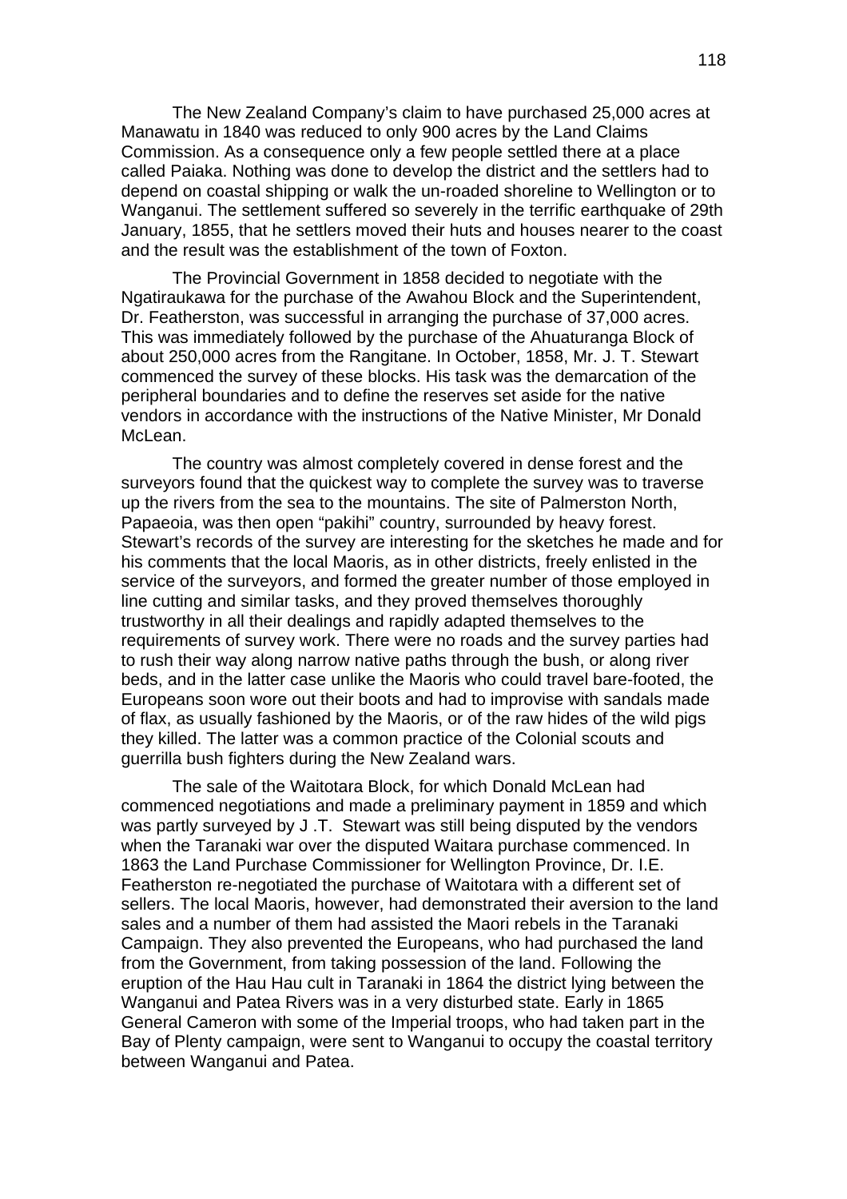The New Zealand Company's claim to have purchased 25,000 acres at Manawatu in 1840 was reduced to only 900 acres by the Land Claims Commission. As a consequence only a few people settled there at a place called Paiaka. Nothing was done to develop the district and the settlers had to depend on coastal shipping or walk the un-roaded shoreline to Wellington or to Wanganui. The settlement suffered so severely in the terrific earthquake of 29th January, 1855, that he settlers moved their huts and houses nearer to the coast and the result was the establishment of the town of Foxton.

The Provincial Government in 1858 decided to negotiate with the Ngatiraukawa for the purchase of the Awahou Block and the Superintendent, Dr. Featherston, was successful in arranging the purchase of 37,000 acres. This was immediately followed by the purchase of the Ahuaturanga Block of about 250,000 acres from the Rangitane. In October, 1858, Mr. J. T. Stewart commenced the survey of these blocks. His task was the demarcation of the peripheral boundaries and to define the reserves set aside for the native vendors in accordance with the instructions of the Native Minister, Mr Donald McLean.

The country was almost completely covered in dense forest and the surveyors found that the quickest way to complete the survey was to traverse up the rivers from the sea to the mountains. The site of Palmerston North, Papaeoia, was then open "pakihi" country, surrounded by heavy forest. Stewart's records of the survey are interesting for the sketches he made and for his comments that the local Maoris, as in other districts, freely enlisted in the service of the surveyors, and formed the greater number of those employed in line cutting and similar tasks, and they proved themselves thoroughly trustworthy in all their dealings and rapidly adapted themselves to the requirements of survey work. There were no roads and the survey parties had to rush their way along narrow native paths through the bush, or along river beds, and in the latter case unlike the Maoris who could travel bare-footed, the Europeans soon wore out their boots and had to improvise with sandals made of flax, as usually fashioned by the Maoris, or of the raw hides of the wild pigs they killed. The latter was a common practice of the Colonial scouts and guerrilla bush fighters during the New Zealand wars.

The sale of the Waitotara Block, for which Donald McLean had commenced negotiations and made a preliminary payment in 1859 and which was partly surveyed by J .T. Stewart was still being disputed by the vendors when the Taranaki war over the disputed Waitara purchase commenced. In 1863 the Land Purchase Commissioner for Wellington Province, Dr. I.E. Featherston re-negotiated the purchase of Waitotara with a different set of sellers. The local Maoris, however, had demonstrated their aversion to the land sales and a number of them had assisted the Maori rebels in the Taranaki Campaign. They also prevented the Europeans, who had purchased the land from the Government, from taking possession of the land. Following the eruption of the Hau Hau cult in Taranaki in 1864 the district lying between the Wanganui and Patea Rivers was in a very disturbed state. Early in 1865 General Cameron with some of the Imperial troops, who had taken part in the Bay of Plenty campaign, were sent to Wanganui to occupy the coastal territory between Wanganui and Patea.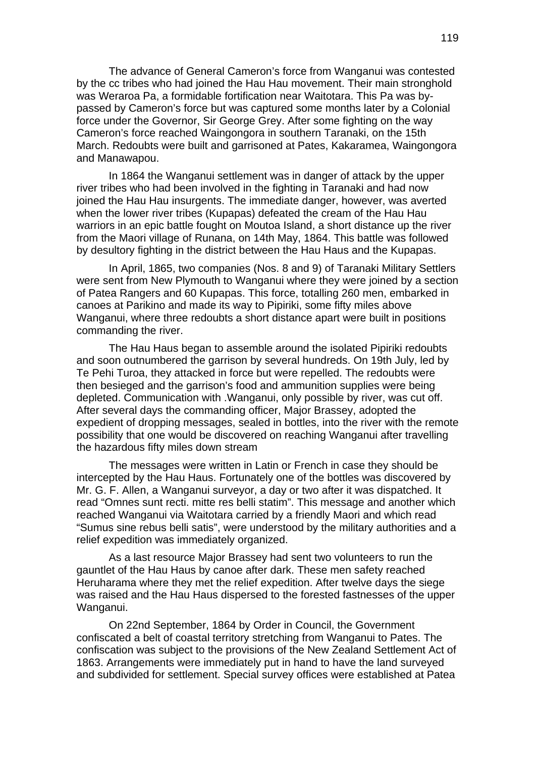The advance of General Cameron's force from Wanganui was contested by the cc tribes who had joined the Hau Hau movement. Their main stronghold was Weraroa Pa, a formidable fortification near Waitotara. This Pa was by-passed by Cameron's force but was captured some months later by a Colonial force under the Governor, Sir George Grey. After some fighting on the way Cameron's force reached Waingongora in southern Taranaki, on the 15th March. Redoubts were built and garrisoned at Pates, Kakaramea, Waingongora and Manawapou.

In 1864 the Wanganui settlement was in danger of attack by the upper river tribes who had been involved in the fighting in Taranaki and had now joined the Hau Hau insurgents. The immediate danger, however, was averted when the lower river tribes (Kupapas) defeated the cream of the Hau Hau warriors in an epic battle fought on Moutoa Island, a short distance up the river from the Maori village of Runana, on 14th May, 1864. This battle was followed by desultory fighting in the district between the Hau Haus and the Kupapas.

In April, 1865, two companies (Nos. 8 and 9) of Taranaki Military Settlers were sent from New Plymouth to Wanganui where they were joined by a section of Patea Rangers and 60 Kupapas. This force, totalling 260 men, embarked in canoes at Parikino and made its way to Pipiriki, some fifty miles above Wanganui, where three redoubts a short distance apart were built in positions commanding the river.

The Hau Haus began to assemble around the isolated Pipiriki redoubts and soon outnumbered the garrison by several hundreds. On 19th July, led by Te Pehi Turoa, they attacked in force but were repelled. The redoubts were then besieged and the garrison's food and ammunition supplies were being depleted. Communication with .Wanganui, only possible by river, was cut off. After several days the commanding officer, Major Brassey, adopted the expedient of dropping messages, sealed in bottles, into the river with the remote possibility that one would be discovered on reaching Wanganui after travelling the hazardous fifty miles down stream

The messages were written in Latin or French in case they should be intercepted by the Hau Haus. Fortunately one of the bottles was discovered by Mr. G. F. Allen, a Wanganui surveyor, a day or two after it was dispatched. It read "Omnes sunt recti. mitte res belli statim". This message and another which reached Wanganui via Waitotara carried by a friendly Maori and which read "Sumus sine rebus belli satis", were understood by the military authorities and a relief expedition was immediately organized.

As a last resource Major Brassey had sent two volunteers to run the gauntlet of the Hau Haus by canoe after dark. These men safety reached Heruharama where they met the relief expedition. After twelve days the siege was raised and the Hau Haus dispersed to the forested fastnesses of the upper Wanganui.

On 22nd September, 1864 by Order in Council, the Government confiscated a belt of coastal territory stretching from Wanganui to Pates. The confiscation was subject to the provisions of the New Zealand Settlement Act of 1863. Arrangements were immediately put in hand to have the land surveyed and subdivided for settlement. Special survey offices were established at Patea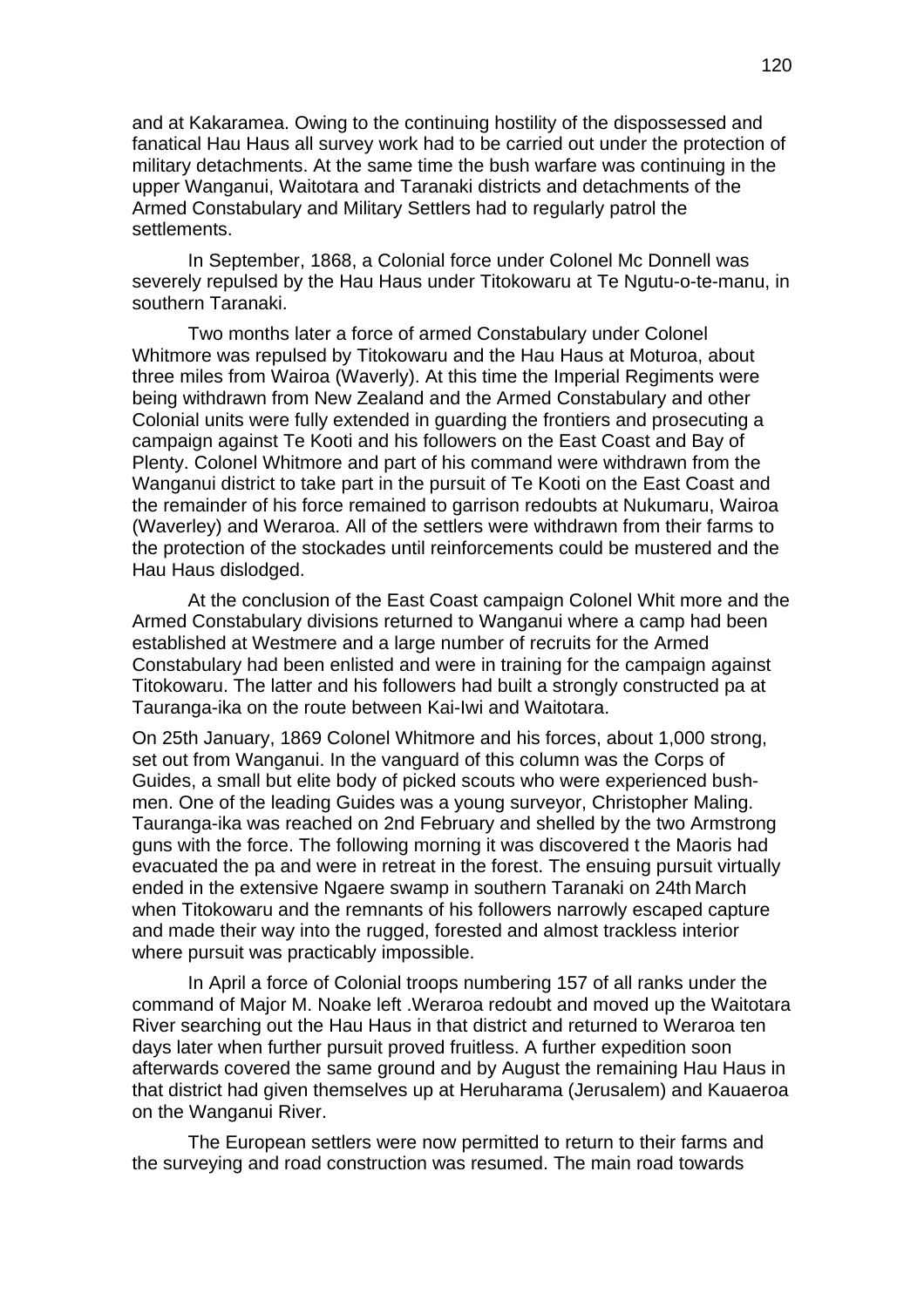and at Kakaramea. Owing to the continuing hostility of the dispossessed and fanatical Hau Haus all survey work had to be carried out under the protection of military detachments. At the same time the bush warfare was continuing in the upper Wanganui, Waitotara and Taranaki districts and detachments of the Armed Constabulary and Military Settlers had to regularly patrol the settlements.

In September, 1868, a Colonial force under Colonel Mc Donnell was severely repulsed by the Hau Haus under Titokowaru at Te Ngutu-o-te-manu, in southern Taranaki.

Two months later a force of armed Constabulary under Colonel Whitmore was repulsed by Titokowaru and the Hau Haus at Moturoa, about three miles from Wairoa (Waverly). At this time the Imperial Regiments were being withdrawn from New Zealand and the Armed Constabulary and other Colonial units were fully extended in guarding the frontiers and prosecuting a campaign against Te Kooti and his followers on the East Coast and Bay of Plenty. Colonel Whitmore and part of his command were withdrawn from the Wanganui district to take part in the pursuit of Te Kooti on the East Coast and the remainder of his force remained to garrison redoubts at Nukumaru, Wairoa (Waverley) and Weraroa. All of the settlers were withdrawn from their farms to the protection of the stockades until reinforcements could be mustered and the Hau Haus dislodged.

At the conclusion of the East Coast campaign Colonel Whit more and the Armed Constabulary divisions returned to Wanganui where a camp had been established at Westmere and a large number of recruits for the Armed Constabulary had been enlisted and were in training for the campaign against Titokowaru. The latter and his followers had built a strongly constructed pa at Tauranga-ika on the route between Kai-Iwi and Waitotara.

On 25th January, 1869 Colonel Whitmore and his forces, about 1,000 strong, set out from Wanganui. In the vanguard of this column was the Corps of Guides, a small but elite body of picked scouts who were experienced bush-men. One of the leading Guides was a young surveyor, Christopher Maling. Tauranga-ika was reached on 2nd February and shelled by the two Armstrong guns with the force. The following morning it was discovered t the Maoris had evacuated the pa and were in retreat in the forest. The ensuing pursuit virtually ended in the extensive Ngaere swamp in southern Taranaki on 24th March when Titokowaru and the remnants of his followers narrowly escaped capture and made their way into the rugged, forested and almost trackless interior where pursuit was practicably impossible.

In April a force of Colonial troops numbering 157 of all ranks under the command of Major M. Noake left .Weraroa redoubt and moved up the Waitotara River searching out the Hau Haus in that district and returned to Weraroa ten days later when further pursuit proved fruitless. A further expedition soon afterwards covered the same ground and by August the remaining Hau Haus in that district had given themselves up at Heruharama (Jerusalem) and Kauaeroa on the Wanganui River.

The European settlers were now permitted to return to their farms and the surveying and road construction was resumed. The main road towards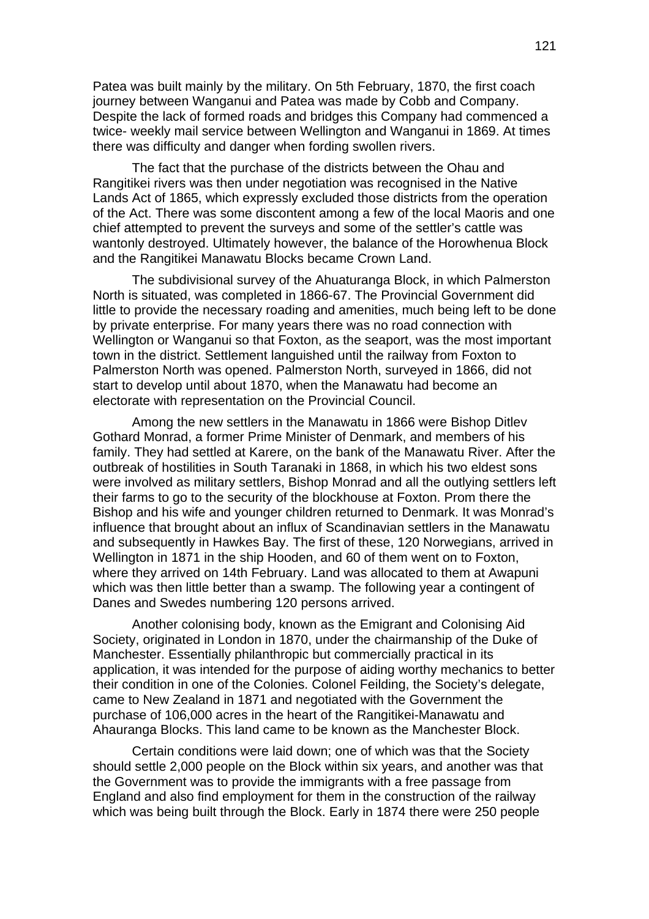Patea was built mainly by the military. On 5th February, 1870, the first coach journey between Wanganui and Patea was made by Cobb and Company. Despite the lack of formed roads and bridges this Company had commenced a twice- weekly mail service between Wellington and Wanganui in 1869. At times there was difficulty and danger when fording swollen rivers.

The fact that the purchase of the districts between the Ohau and Rangitikei rivers was then under negotiation was recognised in the Native Lands Act of 1865, which expressly excluded those districts from the operation of the Act. There was some discontent among a few of the local Maoris and one chief attempted to prevent the surveys and some of the settler's cattle was wantonly destroyed. Ultimately however, the balance of the Horowhenua Block and the Rangitikei Manawatu Blocks became Crown Land.

The subdivisional survey of the Ahuaturanga Block, in which Palmerston North is situated, was completed in 1866-67. The Provincial Government did little to provide the necessary roading and amenities, much being left to be done by private enterprise. For many years there was no road connection with Wellington or Wanganui so that Foxton, as the seaport, was the most important town in the district. Settlement languished until the railway from Foxton to Palmerston North was opened. Palmerston North, surveyed in 1866, did not start to develop until about 1870, when the Manawatu had become an electorate with representation on the Provincial Council.

Among the new settlers in the Manawatu in 1866 were Bishop Ditlev Gothard Monrad, a former Prime Minister of Denmark, and members of his family. They had settled at Karere, on the bank of the Manawatu River. After the outbreak of hostilities in South Taranaki in 1868, in which his two eldest sons were involved as military settlers, Bishop Monrad and all the outlying settlers left their farms to go to the security of the blockhouse at Foxton. Prom there the Bishop and his wife and younger children returned to Denmark. It was Monrad's influence that brought about an influx of Scandinavian settlers in the Manawatu and subsequently in Hawkes Bay. The first of these, 120 Norwegians, arrived in Wellington in 1871 in the ship Hooden, and 60 of them went on to Foxton, where they arrived on 14th February. Land was allocated to them at Awapuni which was then little better than a swamp. The following year a contingent of Danes and Swedes numbering 120 persons arrived.

Another colonising body, known as the Emigrant and Colonising Aid Society, originated in London in 1870, under the chairmanship of the Duke of Manchester. Essentially philanthropic but commercially practical in its application, it was intended for the purpose of aiding worthy mechanics to better their condition in one of the Colonies. Colonel Feilding, the Society's delegate, came to New Zealand in 1871 and negotiated with the Government the purchase of 106,000 acres in the heart of the Rangitikei-Manawatu and Ahauranga Blocks. This land came to be known as the Manchester Block.

Certain conditions were laid down; one of which was that the Society should settle 2,000 people on the Block within six years, and another was that the Government was to provide the immigrants with a free passage from England and also find employment for them in the construction of the railway which was being built through the Block. Early in 1874 there were 250 people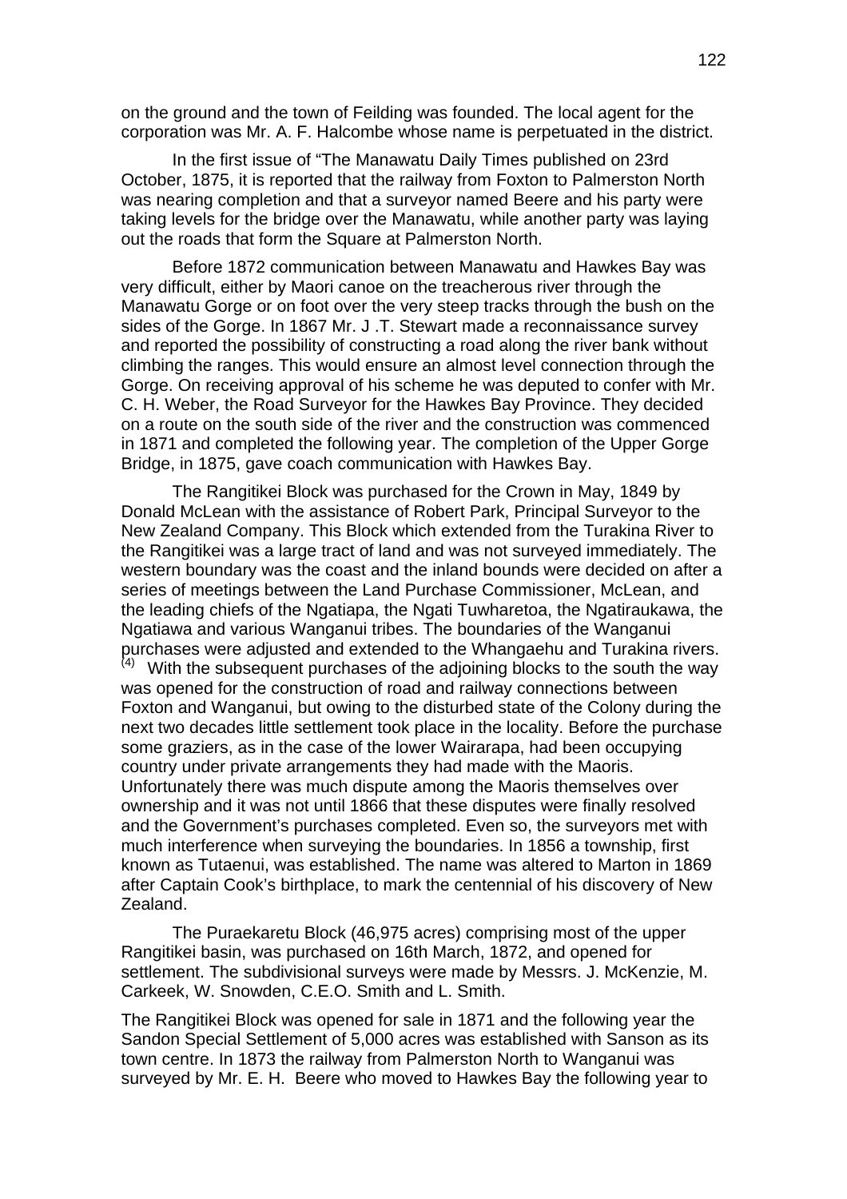on the ground and the town of Feilding was founded. The local agent for the corporation was Mr. A. F. Halcombe whose name is perpetuated in the district.

In the first issue of "The Manawatu Daily Times published on 23rd October, 1875, it is reported that the railway from Foxton to Palmerston North was nearing completion and that a surveyor named Beere and his party were taking levels for the bridge over the Manawatu, while another party was laying out the roads that form the Square at Palmerston North.

Before 1872 communication between Manawatu and Hawkes Bay was very difficult, either by Maori canoe on the treacherous river through the Manawatu Gorge or on foot over the very steep tracks through the bush on the sides of the Gorge. In 1867 Mr. J .T. Stewart made a reconnaissance survey and reported the possibility of constructing a road along the river bank without climbing the ranges. This would ensure an almost level connection through the Gorge. On receiving approval of his scheme he was deputed to confer with Mr. C. H. Weber, the Road Surveyor for the Hawkes Bay Province. They decided on a route on the south side of the river and the construction was commenced in 1871 and completed the following year. The completion of the Upper Gorge Bridge, in 1875, gave coach communication with Hawkes Bay.

The Rangitikei Block was purchased for the Crown in May, 1849 by Donald McLean with the assistance of Robert Park, Principal Surveyor to the New Zealand Company. This Block which extended from the Turakina River to the Rangitikei was a large tract of land and was not surveyed immediately. The western boundary was the coast and the inland bounds were decided on after a series of meetings between the Land Purchase Commissioner, McLean, and the leading chiefs of the Ngatiapa, the Ngati Tuwharetoa, the Ngatiraukawa, the Ngatiawa and various Wanganui tribes. The boundaries of the Wanganui purchases were adjusted and extended to the Whangaehu and Turakina rivers.[4] With the subsequent purchases of the adjoining blocks to the south the way was opened for the construction of road and railway connections between Foxton and Wanganui, but owing to the disturbed state of the Colony during the next two decades little settlement took place in the locality. Before the purchase some graziers, as in the case of the lower Wairarapa, had been occupying country under private arrangements they had made with the Maoris. Unfortunately there was much dispute among the Maoris themselves over ownership and it was not until 1866 that these disputes were finally resolved and the Government's purchases completed. Even so, the surveyors met with much interference when surveying the boundaries. In 1856 a township, first known as Tutaenui, was established. The name was altered to Marton in 1869 after Captain Cook's birthplace, to mark the centennial of his discovery of New Zealand.

The Puraekaretu Block (46,975 acres) comprising most of the upper Rangitikei basin, was purchased on 16th March, 1872, and opened for settlement. The subdivisional surveys were made by Messrs. J. McKenzie, M. Carkeek, W. Snowden, C.E.O. Smith and L. Smith.

The Rangitikei Block was opened for sale in 1871 and the following year the Sandon Special Settlement of 5,000 acres was established with Sanson as its town centre. In 1873 the railway from Palmerston North to Wanganui was surveyed by Mr. E. H. Beere who moved to Hawkes Bay the following year to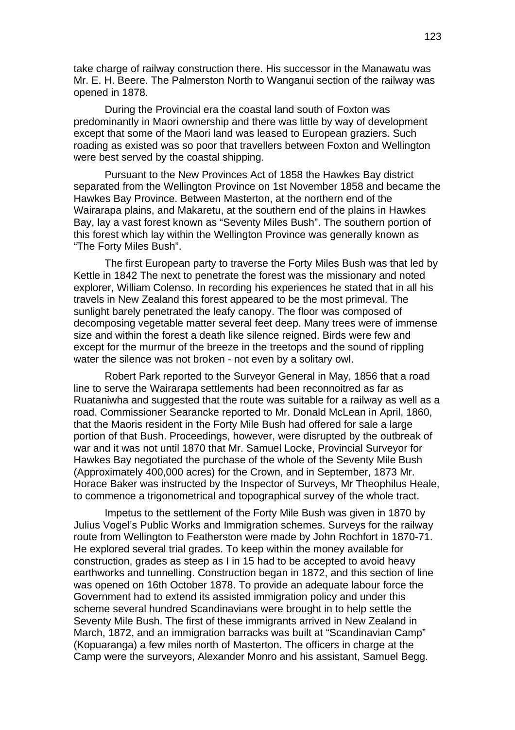take charge of railway construction there. His successor in the Manawatu was Mr. E. H. Beere. The Palmerston North to Wanganui section of the railway was opened in 1878.

During the Provincial era the coastal land south of Foxton was predominantly in Maori ownership and there was little by way of development except that some of the Maori land was leased to European graziers. Such roading as existed was so poor that travellers between Foxton and Wellington were best served by the coastal shipping.

Pursuant to the New Provinces Act of 1858 the Hawkes Bay district separated from the Wellington Province on 1st November 1858 and became the Hawkes Bay Province. Between Masterton, at the northern end of the Wairarapa plains, and Makaretu, at the southern end of the plains in Hawkes Bay, lay a vast forest known as "Seventy Miles Bush". The southern portion of this forest which lay within the Wellington Province was generally known as "The Forty Miles Bush".

The first European party to traverse the Forty Miles Bush was that led by Kettle in 1842 The next to penetrate the forest was the missionary and noted explorer, William Colenso. In recording his experiences he stated that in all his travels in New Zealand this forest appeared to be the most primeval. The sunlight barely penetrated the leafy canopy. The floor was composed of decomposing vegetable matter several feet deep. Many trees were of immense size and within the forest a death like silence reigned. Birds were few and except for the murmur of the breeze in the treetops and the sound of rippling water the silence was not broken - not even by a solitary owl.

Robert Park reported to the Surveyor General in May, 1856 that a road line to serve the Wairarapa settlements had been reconnoitred as far as Ruataniwha and suggested that the route was suitable for a railway as well as a road. Commissioner Searancke reported to Mr. Donald McLean in April, 1860, that the Maoris resident in the Forty Mile Bush had offered for sale a large portion of that Bush. Proceedings, however, were disrupted by the outbreak of war and it was not until 1870 that Mr. Samuel Locke, Provincial Surveyor for Hawkes Bay negotiated the purchase of the whole of the Seventy Mile Bush (Approximately 400,000 acres) for the Crown, and in September, 1873 Mr. Horace Baker was instructed by the Inspector of Surveys, Mr Theophilus Heale, to commence a trigonometrical and topographical survey of the whole tract.

Impetus to the settlement of the Forty Mile Bush was given in 1870 by Julius Vogel's Public Works and Immigration schemes. Surveys for the railway route from Wellington to Featherston were made by John Rochfort in 1870-71. He explored several trial grades. To keep within the money available for construction, grades as steep as I in 15 had to be accepted to avoid heavy earthworks and tunnelling. Construction began in 1872, and this section of line was opened on 16th October 1878. To provide an adequate labour force the Government had to extend its assisted immigration policy and under this scheme several hundred Scandinavians were brought in to help settle the Seventy Mile Bush. The first of these immigrants arrived in New Zealand in March, 1872, and an immigration barracks was built at "Scandinavian Camp" (Kopuaranga) a few miles north of Masterton. The officers in charge at the Camp were the surveyors, Alexander Monro and his assistant, Samuel Begg.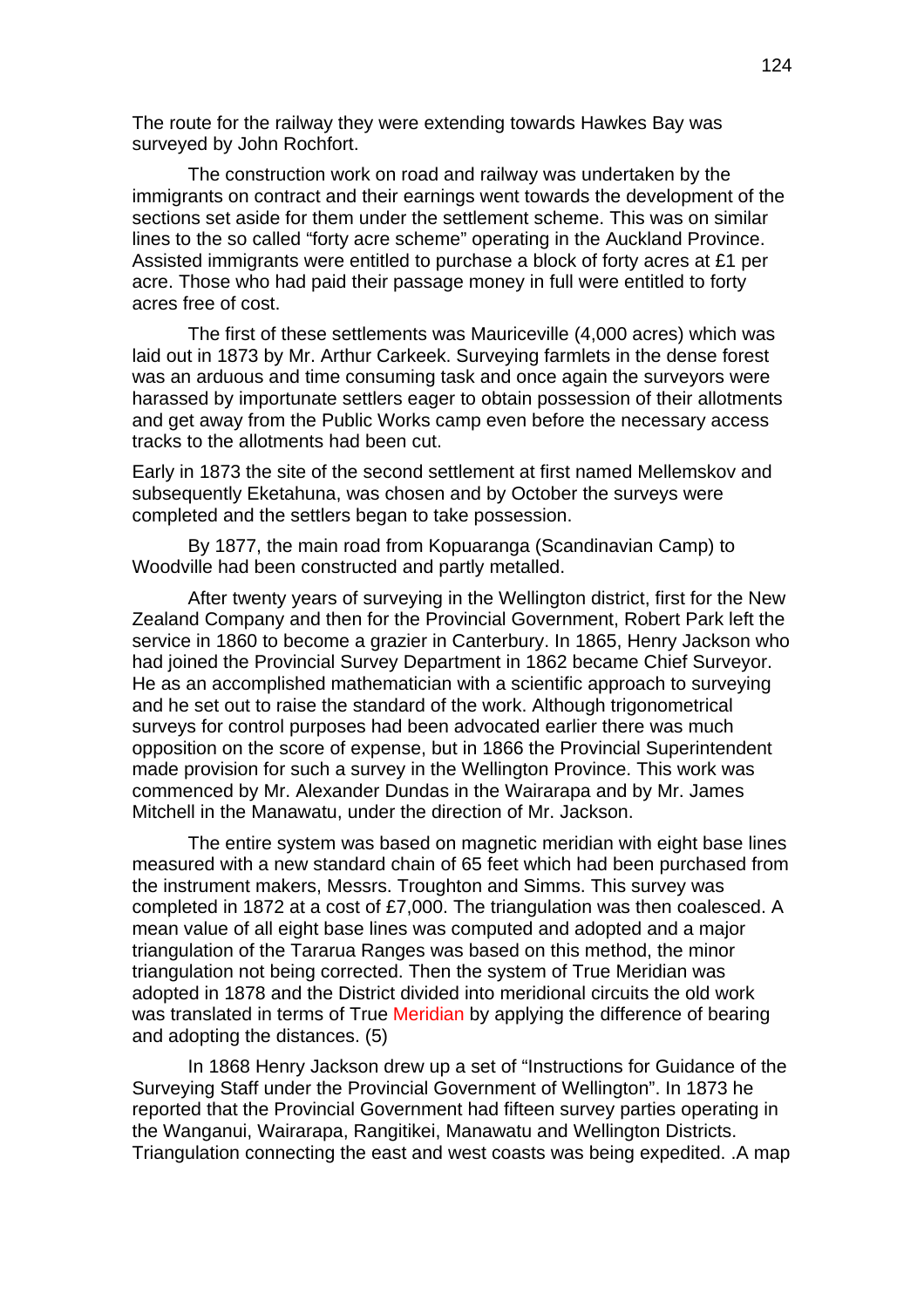The route for the railway they were extending towards Hawkes Bay was surveyed by John Rochfort.

The construction work on road and railway was undertaken by the immigrants on contract and their earnings went towards the development of the sections set aside for them under the settlement scheme. This was on similar lines to the so called "forty acre scheme" operating in the Auckland Province. Assisted immigrants were entitled to purchase a block of forty acres at £1 per acre. Those who had paid their passage money in full were entitled to forty acres free of cost.

The first of these settlements was Mauriceville (4,000 acres) which was laid out in 1873 by Mr. Arthur Carkeek. Surveying farmlets in the dense forest was an arduous and time consuming task and once again the surveyors were harassed by importunate settlers eager to obtain possession of their allotments and get away from the Public Works camp even before the necessary access tracks to the allotments had been cut.

Early in 1873 the site of the second settlement at first named Mellemskov and subsequently Eketahuna, was chosen and by October the surveys were completed and the settlers began to take possession.

By 1877, the main road from Kopuaranga (Scandinavian Camp) to Woodville had been constructed and partly metalled.

After twenty years of surveying in the Wellington district, first for the New Zealand Company and then for the Provincial Government, Robert Park left the service in 1860 to become a grazier in Canterbury. In 1865, Henry Jackson who had joined the Provincial Survey Department in 1862 became Chief Surveyor. He as an accomplished mathematician with a scientific approach to surveying and he set out to raise the standard of the work. Although trigonometrical surveys for control purposes had been advocated earlier there was much opposition on the score of expense, but in 1866 the Provincial Superintendent made provision for such a survey in the Wellington Province. This work was commenced by Mr. Alexander Dundas in the Wairarapa and by Mr. James Mitchell in the Manawatu, under the direction of Mr. Jackson.

The entire system was based on magnetic meridian with eight base lines measured with a new standard chain of 65 feet which had been purchased from the instrument makers, Messrs. Troughton and Simms. This survey was completed in 1872 at a cost of £7,000. The triangulation was then coalesced. A mean value of all eight base lines was computed and adopted and a major triangulation of the Tararua Ranges was based on this method, the minor triangulation not being corrected. Then the system of True Meridian was adopted in 1878 and the District divided into meridional circuits the old work was translated in terms of True Meridian by applying the difference of bearing and adopting the distances. (5)

In 1868 Henry Jackson drew up a set of "Instructions for Guidance of the Surveying Staff under the Provincial Government of Wellington". In 1873 he reported that the Provincial Government had fifteen survey parties operating in the Wanganui, Wairarapa, Rangitikei, Manawatu and Wellington Districts. Triangulation connecting the east and west coasts was being expedited. .A map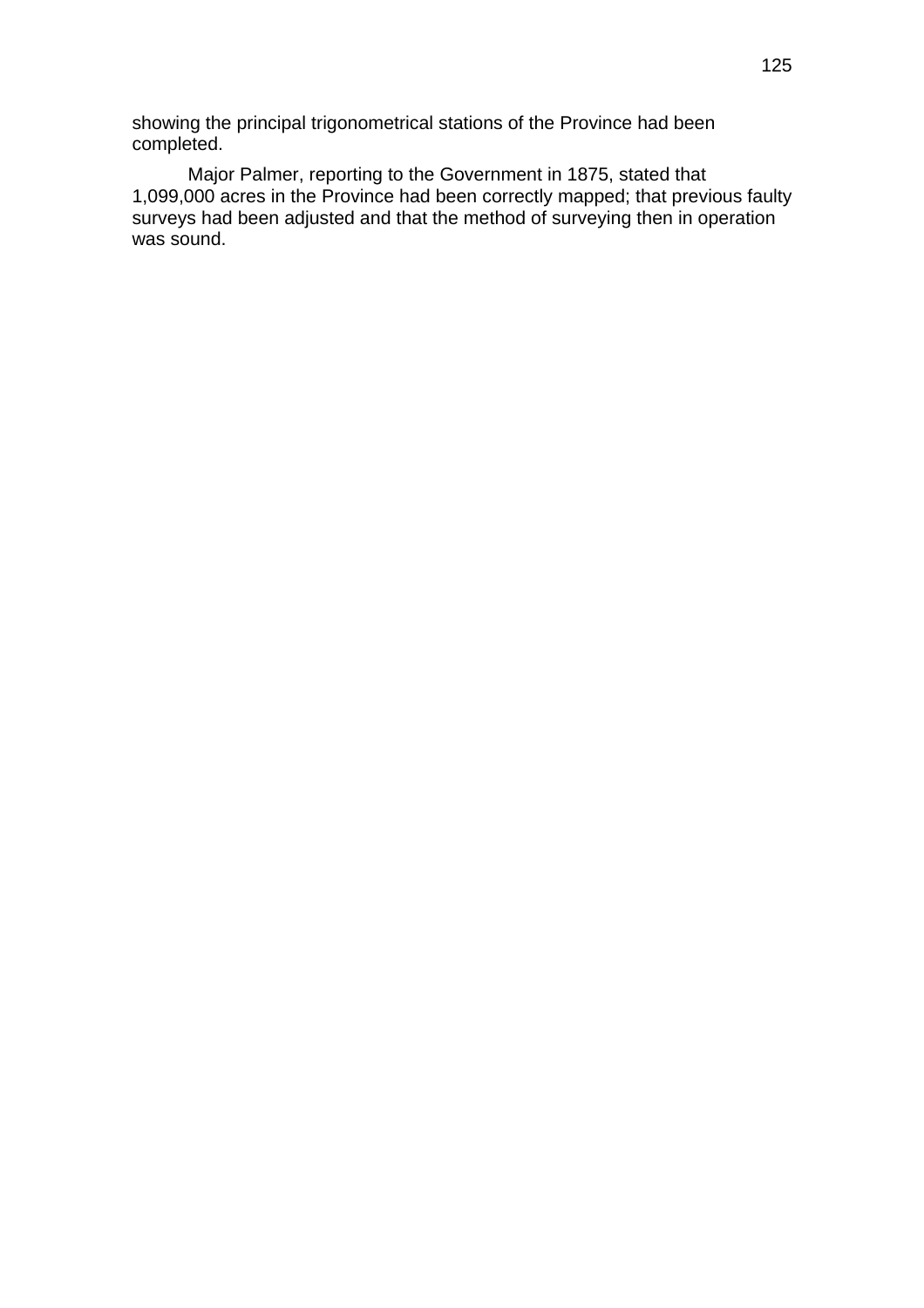showing the principal trigonometrical stations of the Province had been completed.

Major Palmer, reporting to the Government in 1875, stated that 1,099,000 acres in the Province had been correctly mapped; that previous faulty surveys had been adjusted and that the method of surveying then in operation was sound.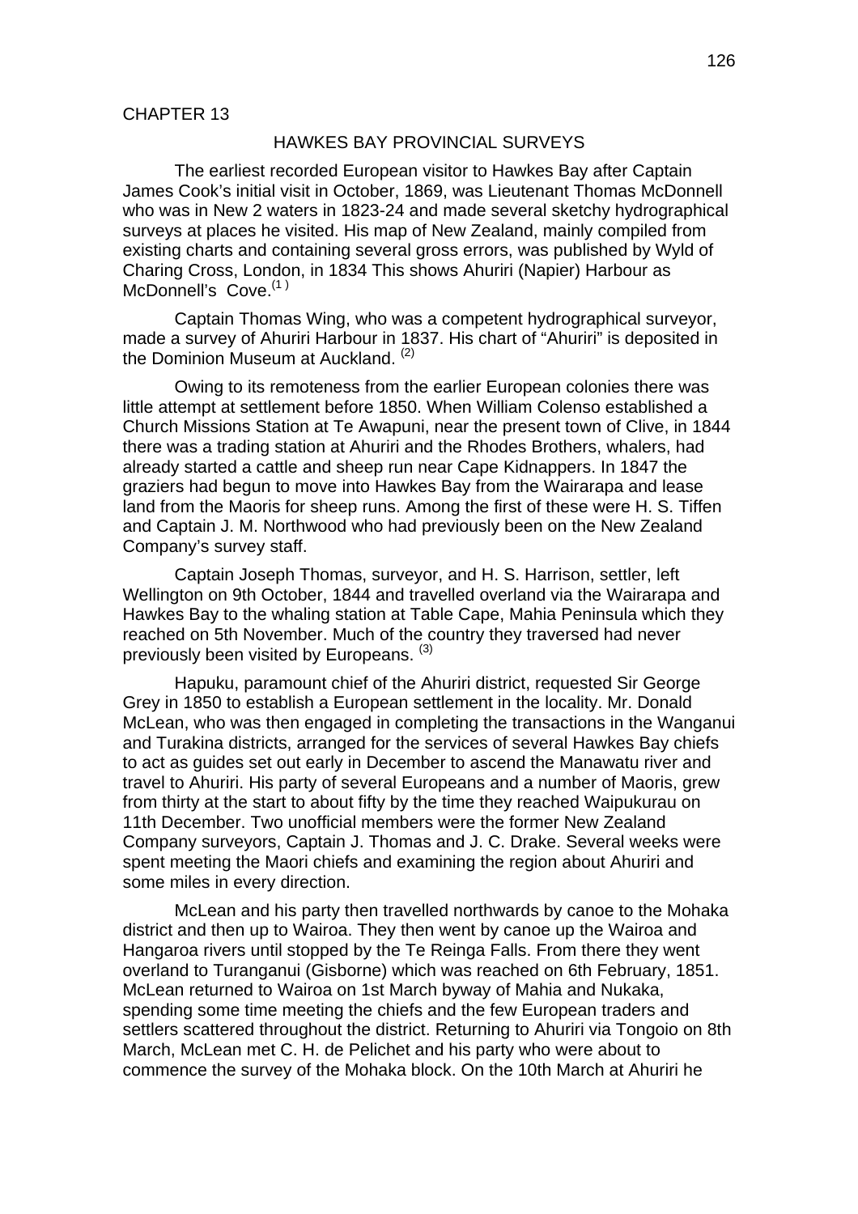CHAPTER 13

## HAWKES BAY PROVINCIAL SURVEYS

The earliest recorded European visitor to Hawkes Bay after Captain James Cook's initial visit in October, 1869, was Lieutenant Thomas McDonnell who was in New 2 waters in 1823-24 and made several sketchy hydrographical surveys at places he visited. His map of New Zealand, mainly compiled from existing charts and containing several gross errors, was published by Wyld of Charing Cross, London, in 1834 This shows Ahuriri (Napier) Harbour as McDonnell's Cove.(1)

Captain Thomas Wing, who was a competent hydrographical surveyor, made a survey of Ahuriri Harbour in 1837. His chart of "Ahuriri" is deposited in the Dominion Museum at Auckland. (2)

Owing to its remoteness from the earlier European colonies there was little attempt at settlement before 1850. When William Colenso established a Church Missions Station at Te Awapuni, near the present town of Clive, in 1844 there was a trading station at Ahuriri and the Rhodes Brothers, whalers, had already started a cattle and sheep run near Cape Kidnappers. In 1847 the graziers had begun to move into Hawkes Bay from the Wairarapa and lease land from the Maoris for sheep runs. Among the first of these were H. S. Tiffen and Captain J. M. Northwood who had previously been on the New Zealand Company's survey staff.

Captain Joseph Thomas, surveyor, and H. S. Harrison, settler, left Wellington on 9th October, 1844 and travelled overland via the Wairarapa and Hawkes Bay to the whaling station at Table Cape, Mahia Peninsula which they reached on 5th November. Much of the country they traversed had never previously been visited by Europeans. (3)

Hapuku, paramount chief of the Ahuriri district, requested Sir George Grey in 1850 to establish a European settlement in the locality. Mr. Donald McLean, who was then engaged in completing the transactions in the Wanganui and Turakina districts, arranged for the services of several Hawkes Bay chiefs to act as guides set out early in December to ascend the Manawatu river and travel to Ahuriri. His party of several Europeans and a number of Maoris, grew from thirty at the start to about fifty by the time they reached Waipukurau on 11th December. Two unofficial members were the former New Zealand Company surveyors, Captain J. Thomas and J. C. Drake. Several weeks were spent meeting the Maori chiefs and examining the region about Ahuriri and some miles in every direction.

McLean and his party then travelled northwards by canoe to the Mohaka district and then up to Wairoa. They then went by canoe up the Wairoa and Hangaroa rivers until stopped by the Te Reinga Falls. From there they went overland to Turanganui (Gisborne) which was reached on 6th February, 1851. McLean returned to Wairoa on 1st March byway of Mahia and Nukaka, spending some time meeting the chiefs and the few European traders and settlers scattered throughout the district. Returning to Ahuriri via Tongoio on 8th March, McLean met C. H. de Pelichet and his party who were about to commence the survey of the Mohaka block. On the 10th March at Ahuriri he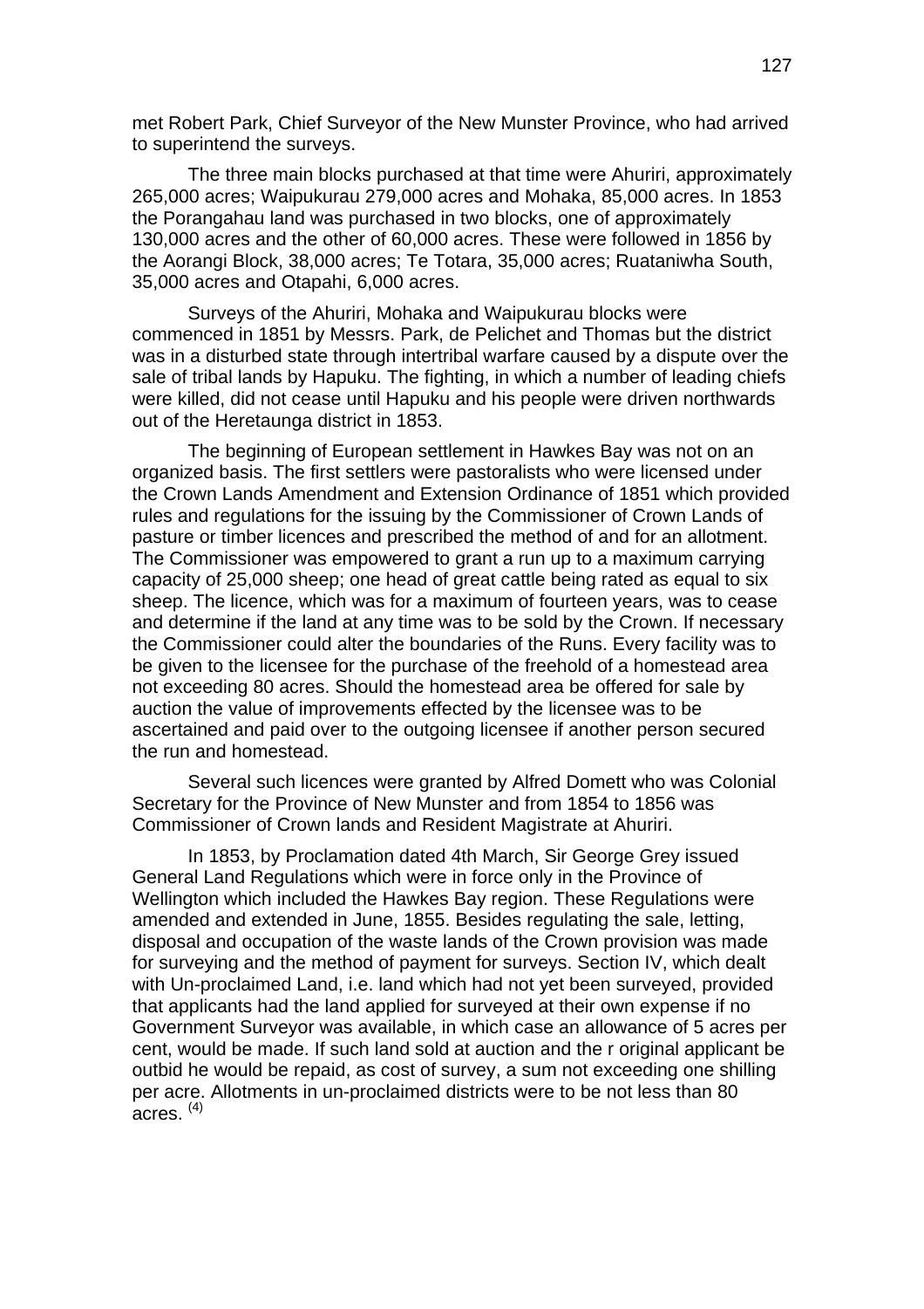met Robert Park, Chief Surveyor of the New Munster Province, who had arrived to superintend the surveys.

The three main blocks purchased at that time were Ahuriri, approximately 265,000 acres; Waipukurau 279,000 acres and Mohaka, 85,000 acres. In 1853 the Porangahau land was purchased in two blocks, one of approximately 130,000 acres and the other of 60,000 acres. These were followed in 1856 by the Aorangi Block, 38,000 acres; Te Totara, 35,000 acres; Ruataniwha South, 35,000 acres and Otapahi, 6,000 acres.

Surveys of the Ahuriri, Mohaka and Waipukurau blocks were commenced in 1851 by Messrs. Park, de Pelichet and Thomas but the district was in a disturbed state through intertribal warfare caused by a dispute over the sale of tribal lands by Hapuku. The fighting, in which a number of leading chiefs were killed, did not cease until Hapuku and his people were driven northwards out of the Heretaunga district in 1853.

The beginning of European settlement in Hawkes Bay was not on an organized basis. The first settlers were pastoralists who were licensed under the Crown Lands Amendment and Extension Ordinance of 1851 which provided rules and regulations for the issuing by the Commissioner of Crown Lands of pasture or timber licences and prescribed the method of and for an allotment. The Commissioner was empowered to grant a run up to a maximum carrying capacity of 25,000 sheep; one head of great cattle being rated as equal to six sheep. The licence, which was for a maximum of fourteen years, was to cease and determine if the land at any time was to be sold by the Crown. If necessary the Commissioner could alter the boundaries of the Runs. Every facility was to be given to the licensee for the purchase of the freehold of a homestead area not exceeding 80 acres. Should the homestead area be offered for sale by auction the value of improvements effected by the licensee was to be ascertained and paid over to the outgoing licensee if another person secured the run and homestead.

Several such licences were granted by Alfred Domett who was Colonial Secretary for the Province of New Munster and from 1854 to 1856 was Commissioner of Crown lands and Resident Magistrate at Ahuriri.

In 1853, by Proclamation dated 4th March, Sir George Grey issued General Land Regulations which were in force only in the Province of Wellington which included the Hawkes Bay region. These Regulations were amended and extended in June, 1855. Besides regulating the sale, letting, disposal and occupation of the waste lands of the Crown provision was made for surveying and the method of payment for surveys. Section IV, which dealt with Un-proclaimed Land, i.e. land which had not yet been surveyed, provided that applicants had the land applied for surveyed at their own expense if no Government Surveyor was available, in which case an allowance of 5 acres per cent, would be made. If such land sold at auction and the r original applicant be outbid he would be repaid, as cost of survey, a sum not exceeding one shilling per acre. Allotments in un-proclaimed districts were to be not less than 80 acres. (4)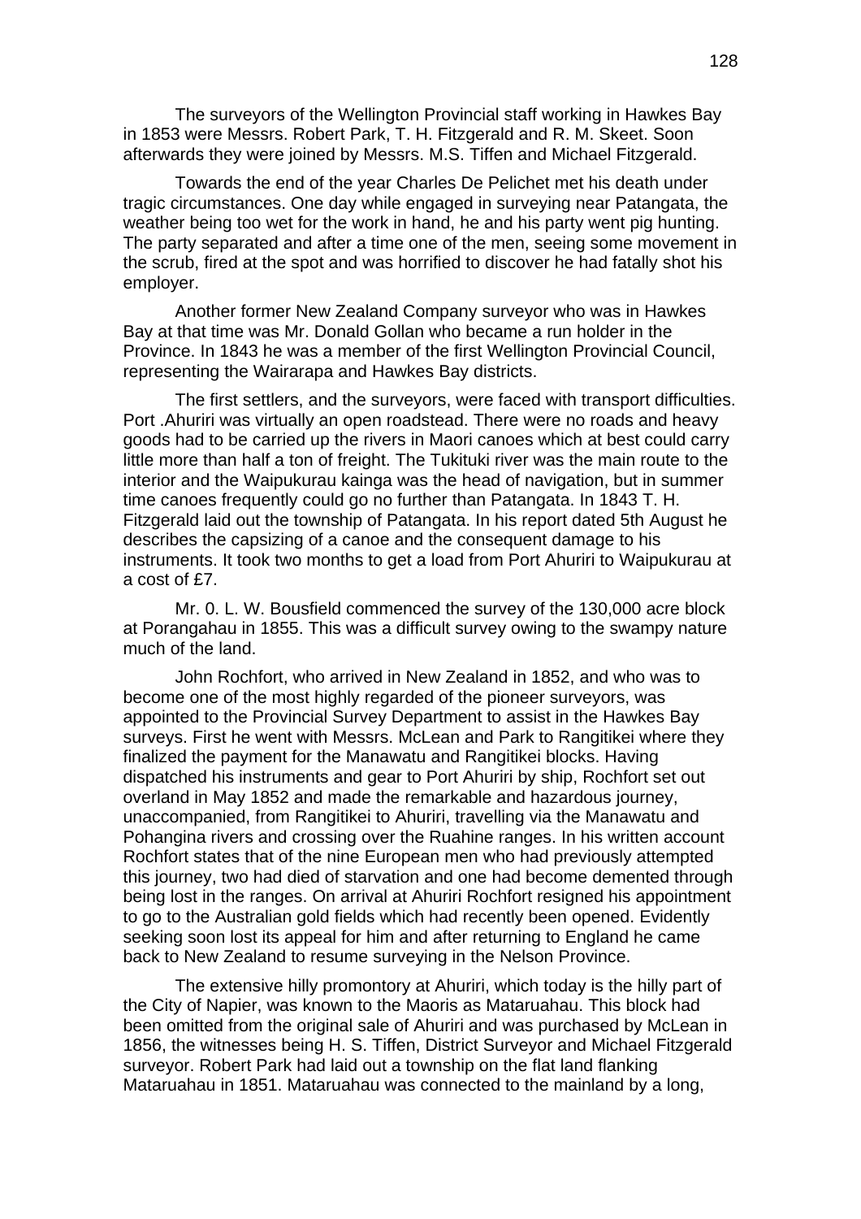The surveyors of the Wellington Provincial staff working in Hawkes Bay in 1853 were Messrs. Robert Park, T. H. Fitzgerald and R. M. Skeet. Soon afterwards they were joined by Messrs. M.S. Tiffen and Michael Fitzgerald.

Towards the end of the year Charles De Pelichet met his death under tragic circumstances. One day while engaged in surveying near Patangata, the weather being too wet for the work in hand, he and his party went pig hunting. The party separated and after a time one of the men, seeing some movement in the scrub, fired at the spot and was horrified to discover he had fatally shot his employer.

Another former New Zealand Company surveyor who was in Hawkes Bay at that time was Mr. Donald Gollan who became a run holder in the Province. In 1843 he was a member of the first Wellington Provincial Council, representing the Wairarapa and Hawkes Bay districts.

The first settlers, and the surveyors, were faced with transport difficulties. Port .Ahuriri was virtually an open roadstead. There were no roads and heavy goods had to be carried up the rivers in Maori canoes which at best could carry little more than half a ton of freight. The Tukituki river was the main route to the interior and the Waipukurau kainga was the head of navigation, but in summer time canoes frequently could go no further than Patangata. In 1843 T. H. Fitzgerald laid out the township of Patangata. In his report dated 5th August he describes the capsizing of a canoe and the consequent damage to his instruments. It took two months to get a load from Port Ahuriri to Waipukurau at a cost of £7.

Mr. 0. L. W. Bousfield commenced the survey of the 130,000 acre block at Porangahau in 1855. This was a difficult survey owing to the swampy nature much of the land.

John Rochfort, who arrived in New Zealand in 1852, and who was to become one of the most highly regarded of the pioneer surveyors, was appointed to the Provincial Survey Department to assist in the Hawkes Bay surveys. First he went with Messrs. McLean and Park to Rangitikei where they finalized the payment for the Manawatu and Rangitikei blocks. Having dispatched his instruments and gear to Port Ahuriri by ship, Rochfort set out overland in May 1852 and made the remarkable and hazardous journey, unaccompanied, from Rangitikei to Ahuriri, travelling via the Manawatu and Pohangina rivers and crossing over the Ruahine ranges. In his written account Rochfort states that of the nine European men who had previously attempted this journey, two had died of starvation and one had become demented through being lost in the ranges. On arrival at Ahuriri Rochfort resigned his appointment to go to the Australian gold fields which had recently been opened. Evidently seeking soon lost its appeal for him and after returning to England he came back to New Zealand to resume surveying in the Nelson Province.

The extensive hilly promontory at Ahuriri, which today is the hilly part of the City of Napier, was known to the Maoris as Mataruahau. This block had been omitted from the original sale of Ahuriri and was purchased by McLean in 1856, the witnesses being H. S. Tiffen, District Surveyor and Michael Fitzgerald surveyor. Robert Park had laid out a township on the flat land flanking Mataruahau in 1851. Mataruahau was connected to the mainland by a long,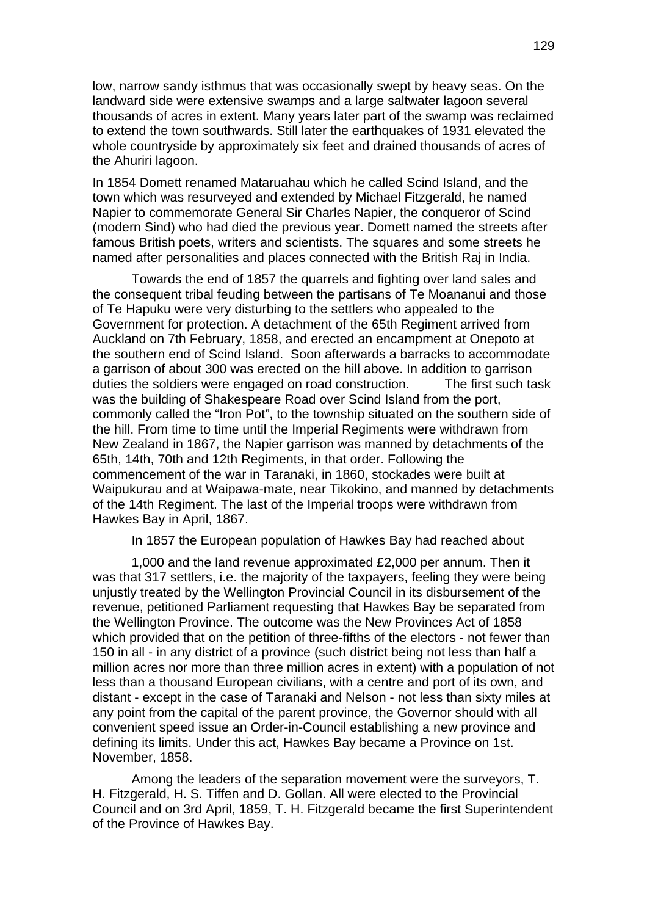low, narrow sandy isthmus that was occasionally swept by heavy seas. On the landward side were extensive swamps and a large saltwater lagoon several thousands of acres in extent. Many years later part of the swamp was reclaimed to extend the town southwards. Still later the earthquakes of 1931 elevated the whole countryside by approximately six feet and drained thousands of acres of the Ahuriri lagoon.

In 1854 Domett renamed Mataruahau which he called Scind Island, and the town which was resurveyed and extended by Michael Fitzgerald, he named Napier to commemorate General Sir Charles Napier, the conqueror of Scind (modern Sind) who had died the previous year. Domett named the streets after famous British poets, writers and scientists. The squares and some streets he named after personalities and places connected with the British Raj in India.

Towards the end of 1857 the quarrels and fighting over land sales and the consequent tribal feuding between the partisans of Te Moananui and those of Te Hapuku were very disturbing to the settlers who appealed to the Government for protection. A detachment of the 65th Regiment arrived from Auckland on 7th February, 1858, and erected an encampment at Onepoto at the southern end of Scind Island. Soon afterwards a barracks to accommodate a garrison of about 300 was erected on the hill above. In addition to garrison duties the soldiers were engaged on road construction. The first such task was the building of Shakespeare Road over Scind Island from the port, commonly called the "Iron Pot", to the township situated on the southern side of the hill. From time to time until the Imperial Regiments were withdrawn from New Zealand in 1867, the Napier garrison was manned by detachments of the 65th, 14th, 70th and 12th Regiments, in that order. Following the commencement of the war in Taranaki, in 1860, stockades were built at Waipukurau and at Waipawa-mate, near Tikokino, and manned by detachments of the 14th Regiment. The last of the Imperial troops were withdrawn from Hawkes Bay in April, 1867.

In 1857 the European population of Hawkes Bay had reached about

1,000 and the land revenue approximated £2,000 per annum. Then it was that 317 settlers, i.e. the majority of the taxpayers, feeling they were being unjustly treated by the Wellington Provincial Council in its disbursement of the revenue, petitioned Parliament requesting that Hawkes Bay be separated from the Wellington Province. The outcome was the New Provinces Act of 1858 which provided that on the petition of three-fifths of the electors - not fewer than 150 in all - in any district of a province (such district being not less than half a million acres nor more than three million acres in extent) with a population of not less than a thousand European civilians, with a centre and port of its own, and distant - except in the case of Taranaki and Nelson - not less than sixty miles at any point from the capital of the parent province, the Governor should with all convenient speed issue an Order-in-Council establishing a new province and defining its limits. Under this act, Hawkes Bay became a Province on 1st. November, 1858.

Among the leaders of the separation movement were the surveyors, T. H. Fitzgerald, H. S. Tiffen and D. Gollan. All were elected to the Provincial Council and on 3rd April, 1859, T. H. Fitzgerald became the first Superintendent of the Province of Hawkes Bay.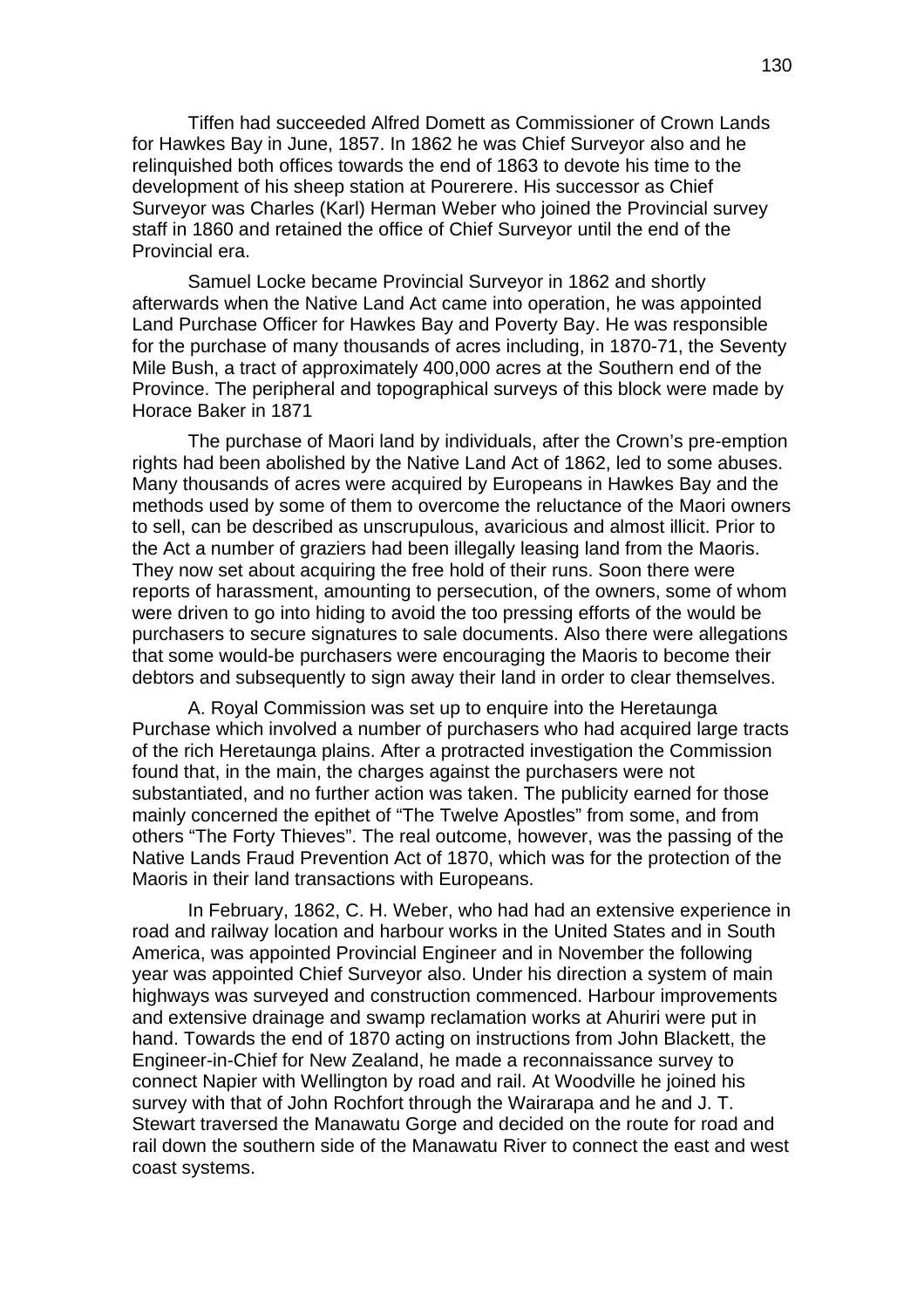Tiffen had succeeded Alfred Domett as Commissioner of Crown Lands for Hawkes Bay in June, 1857. In 1862 he was Chief Surveyor also and he relinquished both offices towards the end of 1863 to devote his time to the development of his sheep station at Pourerere. His successor as Chief Surveyor was Charles (Karl) Herman Weber who joined the Provincial survey staff in 1860 and retained the office of Chief Surveyor until the end of the Provincial era.

Samuel Locke became Provincial Surveyor in 1862 and shortly afterwards when the Native Land Act came into operation, he was appointed Land Purchase Officer for Hawkes Bay and Poverty Bay. He was responsible for the purchase of many thousands of acres including, in 1870-71, the Seventy Mile Bush, a tract of approximately 400,000 acres at the Southern end of the Province. The peripheral and topographical surveys of this block were made by Horace Baker in 1871

The purchase of Maori land by individuals, after the Crown's pre-emption rights had been abolished by the Native Land Act of 1862, led to some abuses. Many thousands of acres were acquired by Europeans in Hawkes Bay and the methods used by some of them to overcome the reluctance of the Maori owners to sell, can be described as unscrupulous, avaricious and almost illicit. Prior to the Act a number of graziers had been illegally leasing land from the Maoris. They now set about acquiring the free hold of their runs. Soon there were reports of harassment, amounting to persecution, of the owners, some of whom were driven to go into hiding to avoid the too pressing efforts of the would be purchasers to secure signatures to sale documents. Also there were allegations that some would-be purchasers were encouraging the Maoris to become their debtors and subsequently to sign away their land in order to clear themselves.

A. Royal Commission was set up to enquire into the Heretaunga Purchase which involved a number of purchasers who had acquired large tracts of the rich Heretaunga plains. After a protracted investigation the Commission found that, in the main, the charges against the purchasers were not substantiated, and no further action was taken. The publicity earned for those mainly concerned the epithet of "The Twelve Apostles" from some, and from others "The Forty Thieves". The real outcome, however, was the passing of the Native Lands Fraud Prevention Act of 1870, which was for the protection of the Maoris in their land transactions with Europeans.

In February, 1862, C. H. Weber, who had had an extensive experience in road and railway location and harbour works in the United States and in South America, was appointed Provincial Engineer and in November the following year was appointed Chief Surveyor also. Under his direction a system of main highways was surveyed and construction commenced. Harbour improvements and extensive drainage and swamp reclamation works at Ahuriri were put in hand. Towards the end of 1870 acting on instructions from John Blackett, the Engineer-in-Chief for New Zealand, he made a reconnaissance survey to connect Napier with Wellington by road and rail. At Woodville he joined his survey with that of John Rochfort through the Wairarapa and he and J. T. Stewart traversed the Manawatu Gorge and decided on the route for road and rail down the southern side of the Manawatu River to connect the east and west coast systems.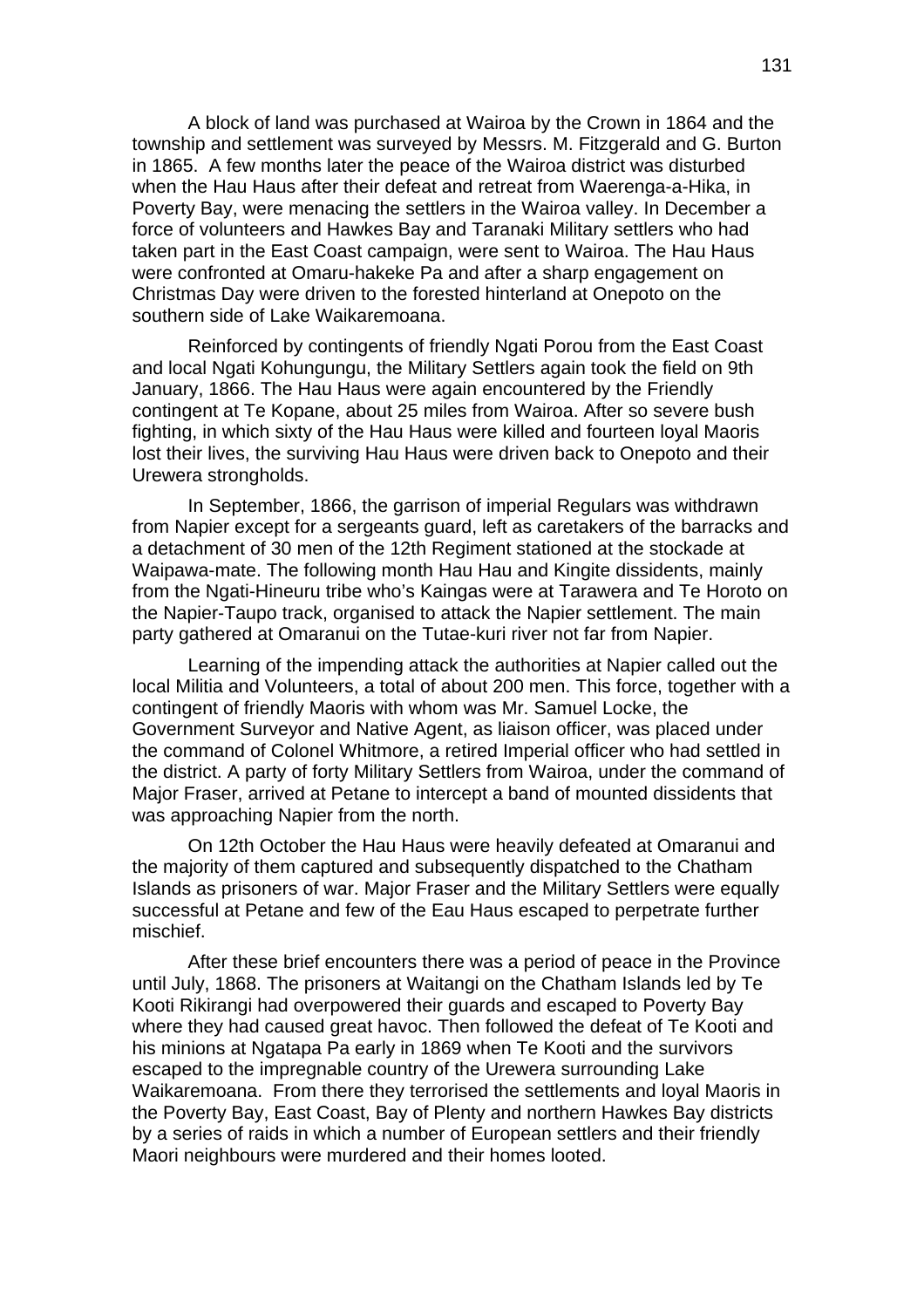A block of land was purchased at Wairoa by the Crown in 1864 and the township and settlement was surveyed by Messrs. M. Fitzgerald and G. Burton in 1865. A few months later the peace of the Wairoa district was disturbed when the Hau Haus after their defeat and retreat from Waerenga-a-Hika, in Poverty Bay, were menacing the settlers in the Wairoa valley. In December a force of volunteers and Hawkes Bay and Taranaki Military settlers who had taken part in the East Coast campaign, were sent to Wairoa. The Hau Haus were confronted at Omaru-hakeke Pa and after a sharp engagement on Christmas Day were driven to the forested hinterland at Onepoto on the southern side of Lake Waikaremoana.

Reinforced by contingents of friendly Ngati Porou from the East Coast and local Ngati Kohungungu, the Military Settlers again took the field on 9th January, 1866. The Hau Haus were again encountered by the Friendly contingent at Te Kopane, about 25 miles from Wairoa. After so severe bush fighting, in which sixty of the Hau Haus were killed and fourteen loyal Maoris lost their lives, the surviving Hau Haus were driven back to Onepoto and their Urewera strongholds.

In September, 1866, the garrison of imperial Regulars was withdrawn from Napier except for a sergeants guard, left as caretakers of the barracks and a detachment of 30 men of the 12th Regiment stationed at the stockade at Waipawa-mate. The following month Hau Hau and Kingite dissidents, mainly from the Ngati-Hineuru tribe who's Kaingas were at Tarawera and Te Horoto on the Napier-Taupo track, organised to attack the Napier settlement. The main party gathered at Omaranui on the Tutae-kuri river not far from Napier.

Learning of the impending attack the authorities at Napier called out the local Militia and Volunteers, a total of about 200 men. This force, together with a contingent of friendly Maoris with whom was Mr. Samuel Locke, the Government Surveyor and Native Agent, as liaison officer, was placed under the command of Colonel Whitmore, a retired Imperial officer who had settled in the district. A party of forty Military Settlers from Wairoa, under the command of Major Fraser, arrived at Petane to intercept a band of mounted dissidents that was approaching Napier from the north.

On 12th October the Hau Haus were heavily defeated at Omaranui and the majority of them captured and subsequently dispatched to the Chatham Islands as prisoners of war. Major Fraser and the Military Settlers were equally successful at Petane and few of the Eau Haus escaped to perpetrate further mischief.

After these brief encounters there was a period of peace in the Province until July, 1868. The prisoners at Waitangi on the Chatham Islands led by Te Kooti Rikirangi had overpowered their guards and escaped to Poverty Bay where they had caused great havoc. Then followed the defeat of Te Kooti and his minions at Ngatapa Pa early in 1869 when Te Kooti and the survivors escaped to the impregnable country of the Urewera surrounding Lake Waikaremoana. From there they terrorised the settlements and loyal Maoris in the Poverty Bay, East Coast, Bay of Plenty and northern Hawkes Bay districts by a series of raids in which a number of European settlers and their friendly Maori neighbours were murdered and their homes looted.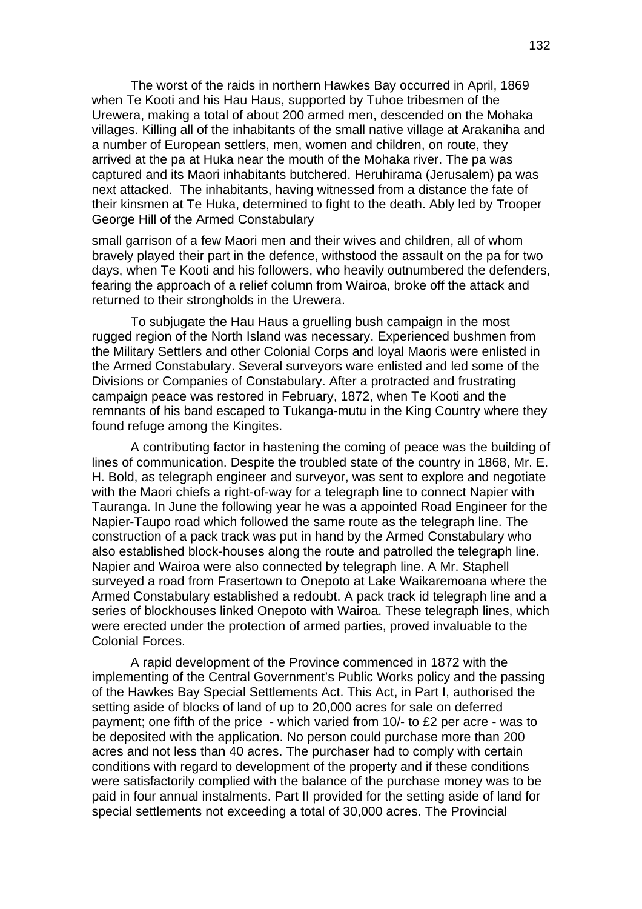The worst of the raids in northern Hawkes Bay occurred in April, 1869 when Te Kooti and his Hau Haus, supported by Tuhoe tribesmen of the Urewera, making a total of about 200 armed men, descended on the Mohaka villages. Killing all of the inhabitants of the small native village at Arakaniha and a number of European settlers, men, women and children, on route, they arrived at the pa at Huka near the mouth of the Mohaka river. The pa was captured and its Maori inhabitants butchered. Heruhirama (Jerusalem) pa was next attacked. The inhabitants, having witnessed from a distance the fate of their kinsmen at Te Huka, determined to fight to the death. Ably led by Trooper George Hill of the Armed Constabulary

small garrison of a few Maori men and their wives and children, all of whom bravely played their part in the defence, withstood the assault on the pa for two days, when Te Kooti and his followers, who heavily outnumbered the defenders, fearing the approach of a relief column from Wairoa, broke off the attack and returned to their strongholds in the Urewera.

To subjugate the Hau Haus a gruelling bush campaign in the most rugged region of the North Island was necessary. Experienced bushmen from the Military Settlers and other Colonial Corps and loyal Maoris were enlisted in the Armed Constabulary. Several surveyors ware enlisted and led some of the Divisions or Companies of Constabulary. After a protracted and frustrating campaign peace was restored in February, 1872, when Te Kooti and the remnants of his band escaped to Tukanga-mutu in the King Country where they found refuge among the Kingites.

A contributing factor in hastening the coming of peace was the building of lines of communication. Despite the troubled state of the country in 1868, Mr. E. H. Bold, as telegraph engineer and surveyor, was sent to explore and negotiate with the Maori chiefs a right-of-way for a telegraph line to connect Napier with Tauranga. In June the following year he was a appointed Road Engineer for the Napier-Taupo road which followed the same route as the telegraph line. The construction of a pack track was put in hand by the Armed Constabulary who also established block-houses along the route and patrolled the telegraph line. Napier and Wairoa were also connected by telegraph line. A Mr. Staphell surveyed a road from Frasertown to Onepoto at Lake Waikaremoana where the Armed Constabulary established a redoubt. A pack track id telegraph line and a series of blockhouses linked Onepoto with Wairoa. These telegraph lines, which were erected under the protection of armed parties, proved invaluable to the Colonial Forces.

A rapid development of the Province commenced in 1872 with the implementing of the Central Government's Public Works policy and the passing of the Hawkes Bay Special Settlements Act. This Act, in Part I, authorised the setting aside of blocks of land of up to 20,000 acres for sale on deferred payment; one fifth of the price - which varied from 10/- to £2 per acre - was to be deposited with the application. No person could purchase more than 200 acres and not less than 40 acres. The purchaser had to comply with certain conditions with regard to development of the property and if these conditions were satisfactorily complied with the balance of the purchase money was to be paid in four annual instalments. Part II provided for the setting aside of land for special settlements not exceeding a total of 30,000 acres. The Provincial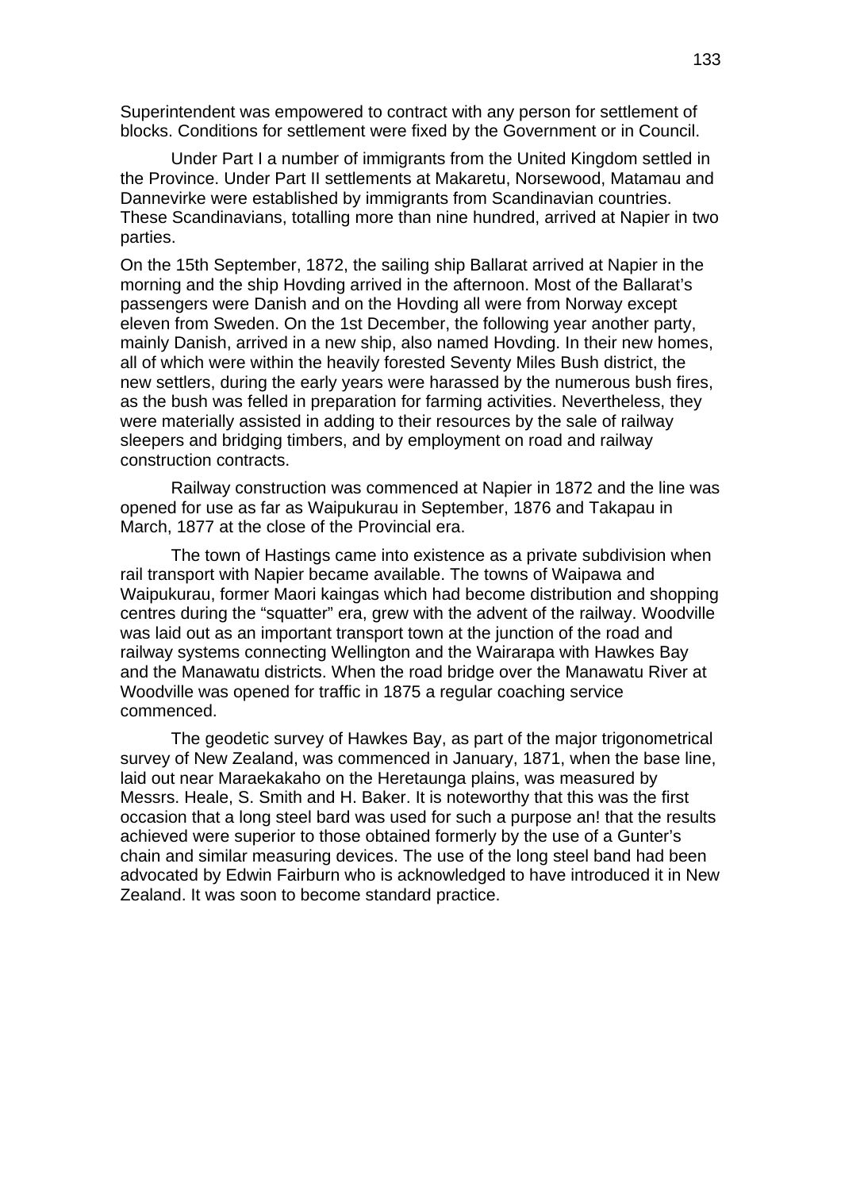Superintendent was empowered to contract with any person for settlement of blocks. Conditions for settlement were fixed by the Government or in Council.

Under Part I a number of immigrants from the United Kingdom settled in the Province. Under Part II settlements at Makaretu, Norsewood, Matamau and Dannevirke were established by immigrants from Scandinavian countries. These Scandinavians, totalling more than nine hundred, arrived at Napier in two parties.

On the 15th September, 1872, the sailing ship Ballarat arrived at Napier in the morning and the ship Hovding arrived in the afternoon. Most of the Ballarat's passengers were Danish and on the Hovding all were from Norway except eleven from Sweden. On the 1st December, the following year another party, mainly Danish, arrived in a new ship, also named Hovding. In their new homes, all of which were within the heavily forested Seventy Miles Bush district, the new settlers, during the early years were harassed by the numerous bush fires, as the bush was felled in preparation for farming activities. Nevertheless, they were materially assisted in adding to their resources by the sale of railway sleepers and bridging timbers, and by employment on road and railway construction contracts.

Railway construction was commenced at Napier in 1872 and the line was opened for use as far as Waipukurau in September, 1876 and Takapau in March, 1877 at the close of the Provincial era.

The town of Hastings came into existence as a private subdivision when rail transport with Napier became available. The towns of Waipawa and Waipukurau, former Maori kaingas which had become distribution and shopping centres during the "squatter" era, grew with the advent of the railway. Woodville was laid out as an important transport town at the junction of the road and railway systems connecting Wellington and the Wairarapa with Hawkes Bay and the Manawatu districts. When the road bridge over the Manawatu River at Woodville was opened for traffic in 1875 a regular coaching service commenced.

The geodetic survey of Hawkes Bay, as part of the major trigonometrical survey of New Zealand, was commenced in January, 1871, when the base line, laid out near Maraekakaho on the Heretaunga plains, was measured by Messrs. Heale, S. Smith and H. Baker. It is noteworthy that this was the first occasion that a long steel bard was used for such a purpose an! that the results achieved were superior to those obtained formerly by the use of a Gunter's chain and similar measuring devices. The use of the long steel band had been advocated by Edwin Fairburn who is acknowledged to have introduced it in New Zealand. It was soon to become standard practice.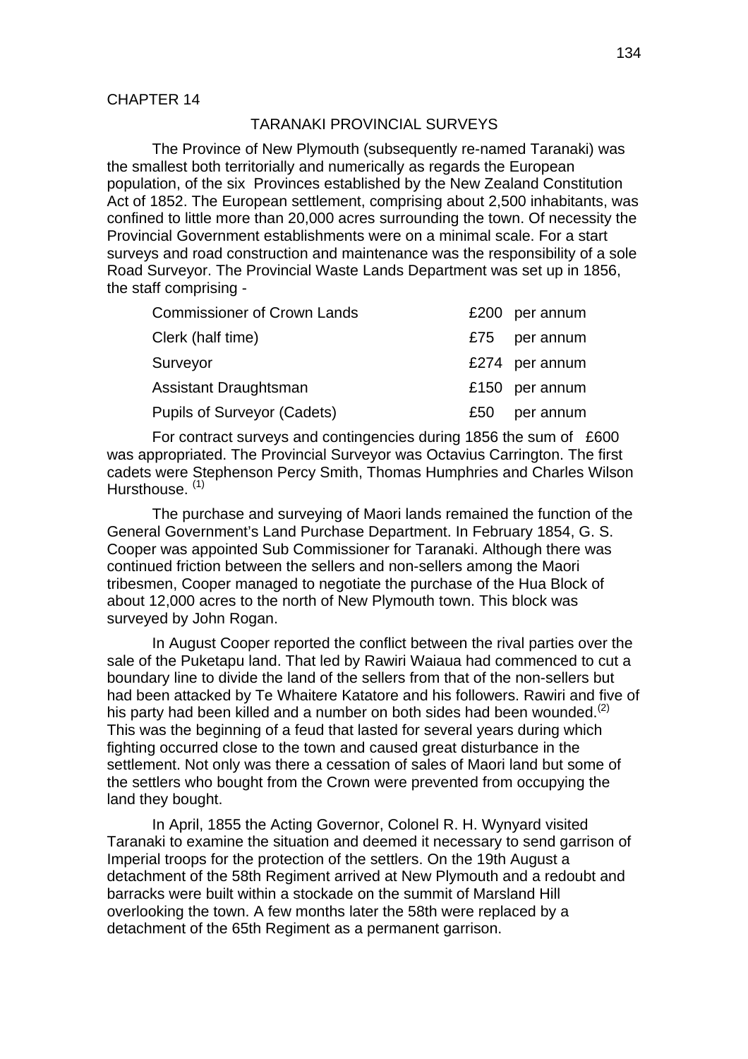CHAPTER 14

## TARANAKI PROVINCIAL SURVEYS

The Province of New Plymouth (subsequently re-named Taranaki) was the smallest both territorially and numerically as regards the European population, of the six Provinces established by the New Zealand Constitution Act of 1852. The European settlement, comprising about 2,500 inhabitants, was confined to little more than 20,000 acres surrounding the town. Of necessity the Provincial Government establishments were on a minimal scale. For a start surveys and road construction and maintenance was the responsibility of a sole Road Surveyor. The Provincial Waste Lands Department was set up in 1856, the staff comprising -

| | |
|---|---|
| Commissioner of Crown Lands | £200 per annum |
| Clerk (half time) | £75 per annum |
| Surveyor | £274 per annum |
| Assistant Draughtsman | £150 per annum |
| Pupils of Surveyor (Cadets) | £50 per annum |

For contract surveys and contingencies during 1856 the sum of £600 was appropriated. The Provincial Surveyor was Octavius Carrington. The first cadets were Stephenson Percy Smith, Thomas Humphries and Charles Wilson Hursthouse. (1)

The purchase and surveying of Maori lands remained the function of the General Government's Land Purchase Department. In February 1854, G. S. Cooper was appointed Sub Commissioner for Taranaki. Although there was continued friction between the sellers and non-sellers among the Maori tribesmen, Cooper managed to negotiate the purchase of the Hua Block of about 12,000 acres to the north of New Plymouth town. This block was surveyed by John Rogan.

In August Cooper reported the conflict between the rival parties over the sale of the Puketapu land. That led by Rawiri Waiaua had commenced to cut a boundary line to divide the land of the sellers from that of the non-sellers but had been attacked by Te Whaitere Katatore and his followers. Rawiri and five of his party had been killed and a number on both sides had been wounded.(2) This was the beginning of a feud that lasted for several years during which fighting occurred close to the town and caused great disturbance in the settlement. Not only was there a cessation of sales of Maori land but some of the settlers who bought from the Crown were prevented from occupying the land they bought.

In April, 1855 the Acting Governor, Colonel R. H. Wynyard visited Taranaki to examine the situation and deemed it necessary to send garrison of Imperial troops for the protection of the settlers. On the 19th August a detachment of the 58th Regiment arrived at New Plymouth and a redoubt and barracks were built within a stockade on the summit of Marsland Hill overlooking the town. A few months later the 58th were replaced by a detachment of the 65th Regiment as a permanent garrison.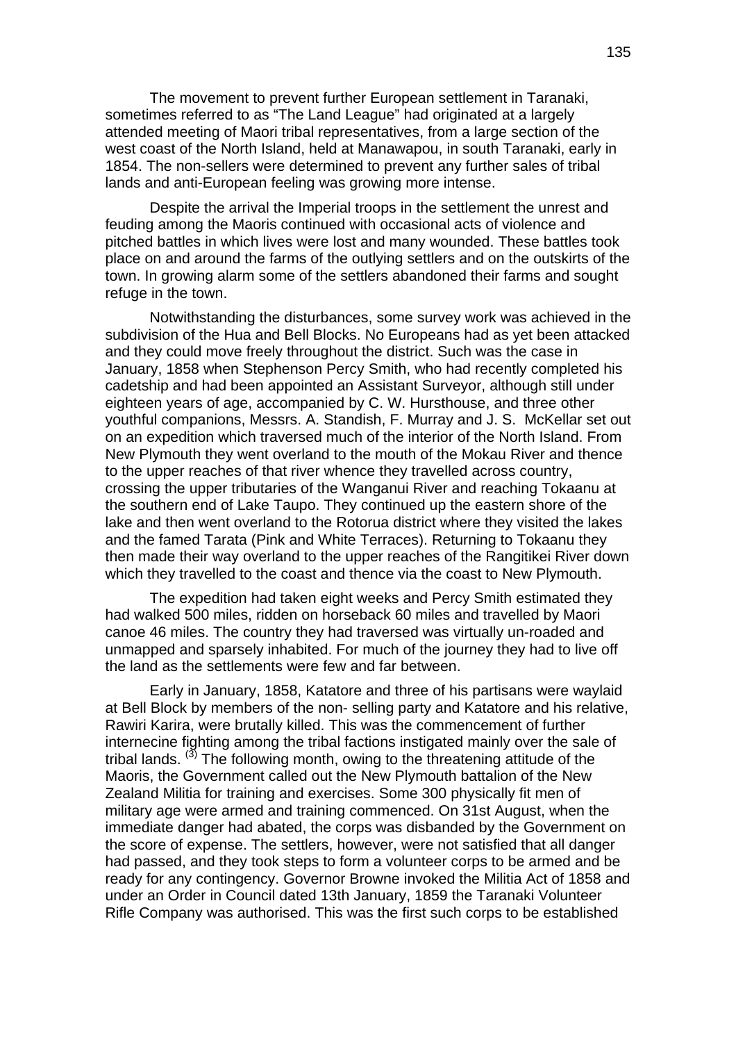The movement to prevent further European settlement in Taranaki, sometimes referred to as “The Land League” had originated at a largely attended meeting of Maori tribal representatives, from a large section of the west coast of the North Island, held at Manawapou, in south Taranaki, early in 1854. The non-sellers were determined to prevent any further sales of tribal lands and anti-European feeling was growing more intense.

Despite the arrival the Imperial troops in the settlement the unrest and feuding among the Maoris continued with occasional acts of violence and pitched battles in which lives were lost and many wounded. These battles took place on and around the farms of the outlying settlers and on the outskirts of the town. In growing alarm some of the settlers abandoned their farms and sought refuge in the town.

Notwithstanding the disturbances, some survey work was achieved in the subdivision of the Hua and Bell Blocks. No Europeans had as yet been attacked and they could move freely throughout the district. Such was the case in January, 1858 when Stephenson Percy Smith, who had recently completed his cadetship and had been appointed an Assistant Surveyor, although still under eighteen years of age, accompanied by C. W. Hursthouse, and three other youthful companions, Messrs. A. Standish, F. Murray and J. S. McKellar set out on an expedition which traversed much of the interior of the North Island. From New Plymouth they went overland to the mouth of the Mokau River and thence to the upper reaches of that river whence they travelled across country, crossing the upper tributaries of the Wanganui River and reaching Tokaanu at the southern end of Lake Taupo. They continued up the eastern shore of the lake and then went overland to the Rotorua district where they visited the lakes and the famed Tarata (Pink and White Terraces). Returning to Tokaanu they then made their way overland to the upper reaches of the Rangitikei River down which they travelled to the coast and thence via the coast to New Plymouth.

The expedition had taken eight weeks and Percy Smith estimated they had walked 500 miles, ridden on horseback 60 miles and travelled by Maori canoe 46 miles. The country they had traversed was virtually un-roaded and unmapped and sparsely inhabited. For much of the journey they had to live off the land as the settlements were few and far between.

Early in January, 1858, Katatore and three of his partisans were waylaid at Bell Block by members of the non- selling party and Katatore and his relative, Rawiri Karira, were brutally killed. This was the commencement of further internecine fighting among the tribal factions instigated mainly over the sale of tribal lands. (3) The following month, owing to the threatening attitude of the Maoris, the Government called out the New Plymouth battalion of the New Zealand Militia for training and exercises. Some 300 physically fit men of military age were armed and training commenced. On 31st August, when the immediate danger had abated, the corps was disbanded by the Government on the score of expense. The settlers, however, were not satisfied that all danger had passed, and they took steps to form a volunteer corps to be armed and be ready for any contingency. Governor Browne invoked the Militia Act of 1858 and under an Order in Council dated 13th January, 1859 the Taranaki Volunteer Rifle Company was authorised. This was the first such corps to be established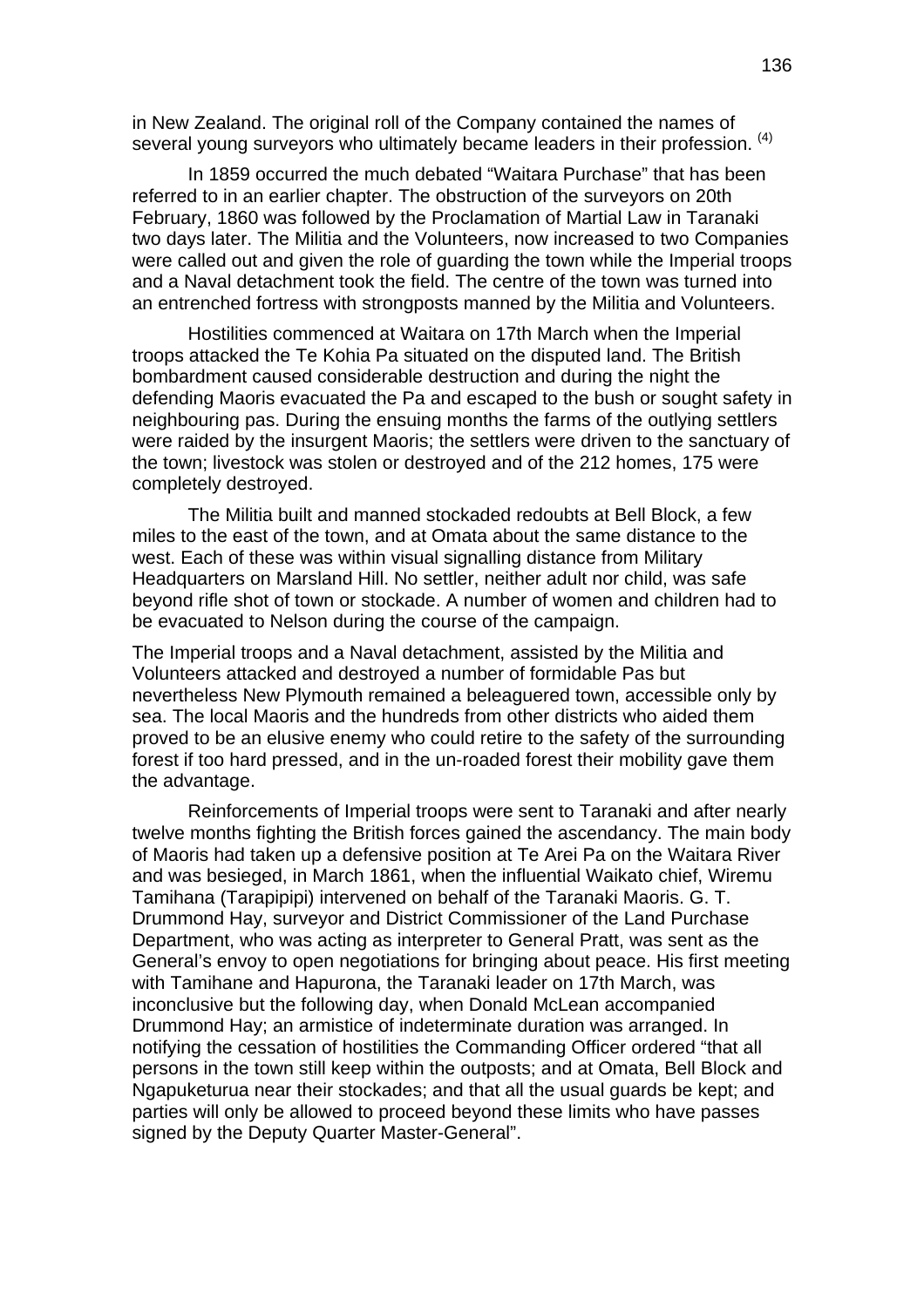in New Zealand. The original roll of the Company contained the names of several young surveyors who ultimately became leaders in their profession. (4)

In 1859 occurred the much debated “Waitara Purchase” that has been referred to in an earlier chapter. The obstruction of the surveyors on 20th February, 1860 was followed by the Proclamation of Martial Law in Taranaki two days later. The Militia and the Volunteers, now increased to two Companies were called out and given the role of guarding the town while the Imperial troops and a Naval detachment took the field. The centre of the town was turned into an entrenched fortress with strongposts manned by the Militia and Volunteers.

Hostilities commenced at Waitara on 17th March when the Imperial troops attacked the Te Kohia Pa situated on the disputed land. The British bombardment caused considerable destruction and during the night the defending Maoris evacuated the Pa and escaped to the bush or sought safety in neighbouring pas. During the ensuing months the farms of the outlying settlers were raided by the insurgent Maoris; the settlers were driven to the sanctuary of the town; livestock was stolen or destroyed and of the 212 homes, 175 were completely destroyed.

The Militia built and manned stockaded redoubts at Bell Block, a few miles to the east of the town, and at Omata about the same distance to the west. Each of these was within visual signalling distance from Military Headquarters on Marsland Hill. No settler, neither adult nor child, was safe beyond rifle shot of town or stockade. A number of women and children had to be evacuated to Nelson during the course of the campaign.

The Imperial troops and a Naval detachment, assisted by the Militia and Volunteers attacked and destroyed a number of formidable Pas but nevertheless New Plymouth remained a beleaguered town, accessible only by sea. The local Maoris and the hundreds from other districts who aided them proved to be an elusive enemy who could retire to the safety of the surrounding forest if too hard pressed, and in the un-roaded forest their mobility gave them the advantage.

Reinforcements of Imperial troops were sent to Taranaki and after nearly twelve months fighting the British forces gained the ascendancy. The main body of Maoris had taken up a defensive position at Te Arei Pa on the Waitara River and was besieged, in March 1861, when the influential Waikato chief, Wiremu Tamihana (Tarapipipi) intervened on behalf of the Taranaki Maoris. G. T. Drummond Hay, surveyor and District Commissioner of the Land Purchase Department, who was acting as interpreter to General Pratt, was sent as the General’s envoy to open negotiations for bringing about peace. His first meeting with Tamihane and Hapurona, the Taranaki leader on 17th March, was inconclusive but the following day, when Donald McLean accompanied Drummond Hay; an armistice of indeterminate duration was arranged. In notifying the cessation of hostilities the Commanding Officer ordered “that all persons in the town still keep within the outposts; and at Omata, Bell Block and Ngapuketurua near their stockades; and that all the usual guards be kept; and parties will only be allowed to proceed beyond these limits who have passes signed by the Deputy Quarter Master-General”.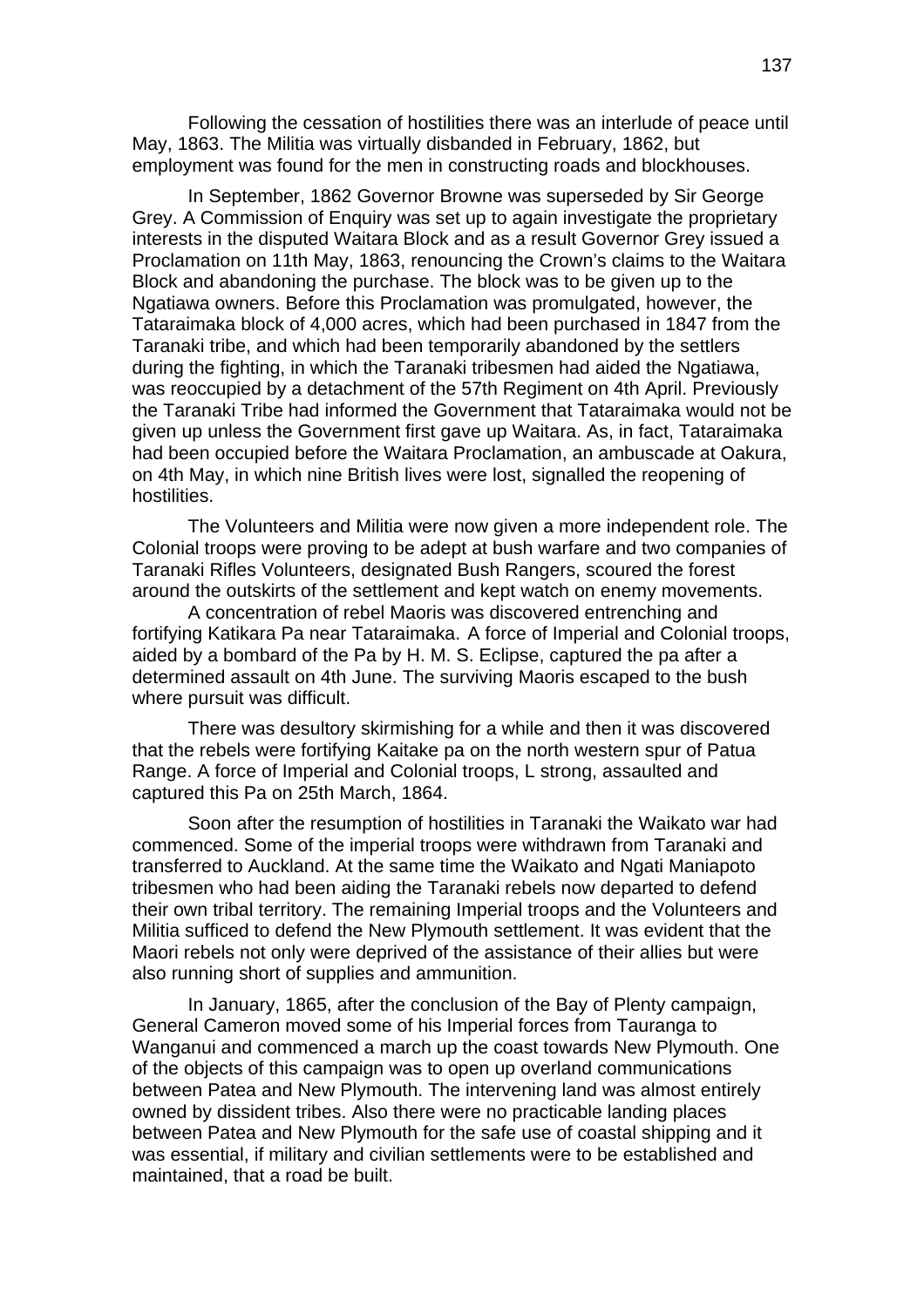Following the cessation of hostilities there was an interlude of peace until May, 1863. The Militia was virtually disbanded in February, 1862, but employment was found for the men in constructing roads and blockhouses.

In September, 1862 Governor Browne was superseded by Sir George Grey. A Commission of Enquiry was set up to again investigate the proprietary interests in the disputed Waitara Block and as a result Governor Grey issued a Proclamation on 11th May, 1863, renouncing the Crown's claims to the Waitara Block and abandoning the purchase. The block was to be given up to the Ngatiawa owners. Before this Proclamation was promulgated, however, the Tataraimaka block of 4,000 acres, which had been purchased in 1847 from the Taranaki tribe, and which had been temporarily abandoned by the settlers during the fighting, in which the Taranaki tribesmen had aided the Ngatiawa, was reoccupied by a detachment of the 57th Regiment on 4th April. Previously the Taranaki Tribe had informed the Government that Tataraimaka would not be given up unless the Government first gave up Waitara. As, in fact, Tataraimaka had been occupied before the Waitara Proclamation, an ambuscade at Oakura, on 4th May, in which nine British lives were lost, signalled the reopening of hostilities.

The Volunteers and Militia were now given a more independent role. The Colonial troops were proving to be adept at bush warfare and two companies of Taranaki Rifles Volunteers, designated Bush Rangers, scoured the forest around the outskirts of the settlement and kept watch on enemy movements.

A concentration of rebel Maoris was discovered entrenching and fortifying Katikara Pa near Tataraimaka. A force of Imperial and Colonial troops, aided by a bombard of the Pa by H. M. S. Eclipse, captured the pa after a determined assault on 4th June. The surviving Maoris escaped to the bush where pursuit was difficult.

There was desultory skirmishing for a while and then it was discovered that the rebels were fortifying Kaitake pa on the north western spur of Patua Range. A force of Imperial and Colonial troops, L strong, assaulted and captured this Pa on 25th March, 1864.

Soon after the resumption of hostilities in Taranaki the Waikato war had commenced. Some of the imperial troops were withdrawn from Taranaki and transferred to Auckland. At the same time the Waikato and Ngati Maniapoto tribesmen who had been aiding the Taranaki rebels now departed to defend their own tribal territory. The remaining Imperial troops and the Volunteers and Militia sufficed to defend the New Plymouth settlement. It was evident that the Maori rebels not only were deprived of the assistance of their allies but were also running short of supplies and ammunition.

In January, 1865, after the conclusion of the Bay of Plenty campaign, General Cameron moved some of his Imperial forces from Tauranga to Wanganui and commenced a march up the coast towards New Plymouth. One of the objects of this campaign was to open up overland communications between Patea and New Plymouth. The intervening land was almost entirely owned by dissident tribes. Also there were no practicable landing places between Patea and New Plymouth for the safe use of coastal shipping and it was essential, if military and civilian settlements were to be established and maintained, that a road be built.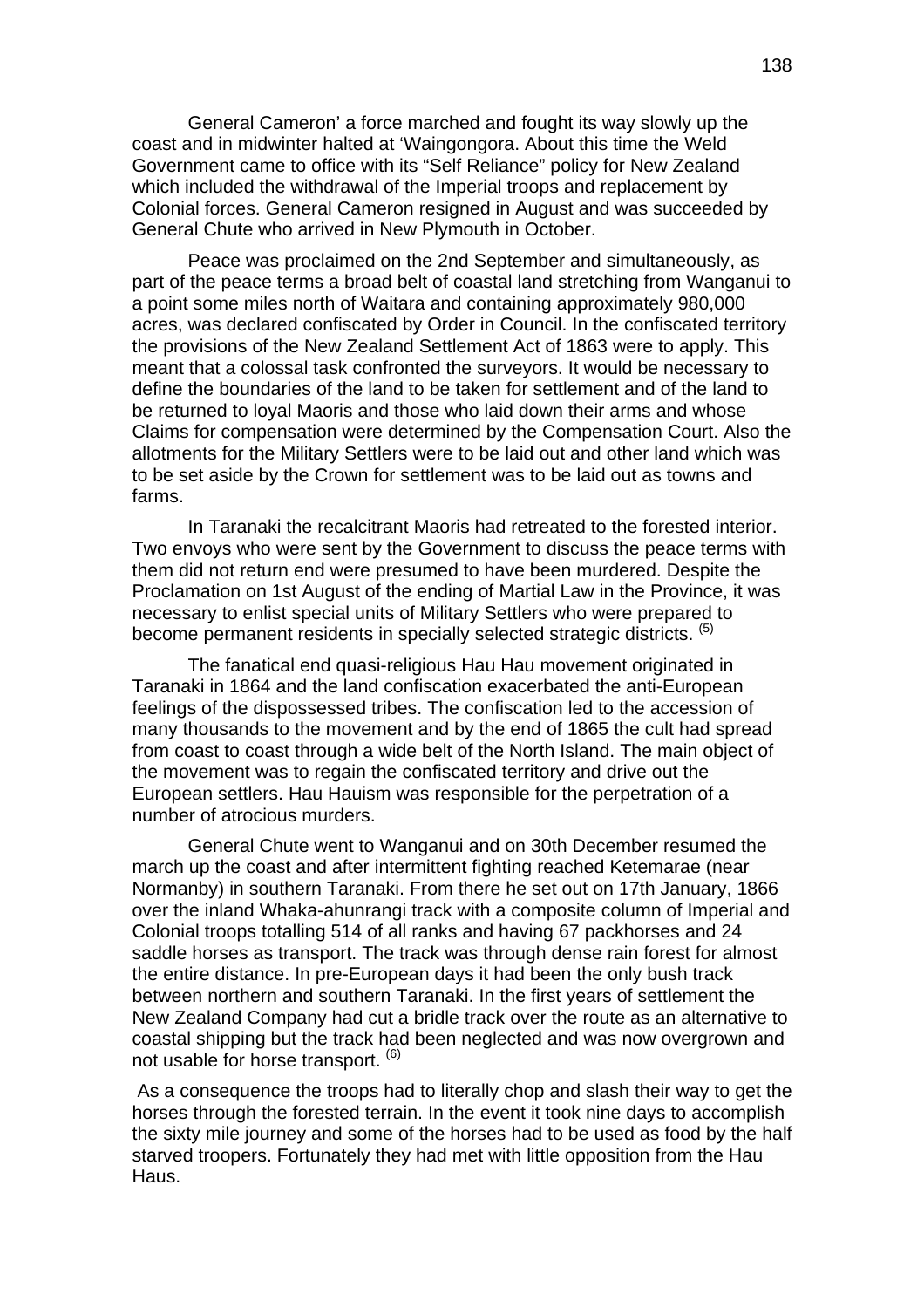General Cameron' a force marched and fought its way slowly up the coast and in midwinter halted at 'Waingongora. About this time the Weld Government came to office with its "Self Reliance" policy for New Zealand which included the withdrawal of the Imperial troops and replacement by Colonial forces. General Cameron resigned in August and was succeeded by General Chute who arrived in New Plymouth in October.

Peace was proclaimed on the 2nd September and simultaneously, as part of the peace terms a broad belt of coastal land stretching from Wanganui to a point some miles north of Waitara and containing approximately 980,000 acres, was declared confiscated by Order in Council. In the confiscated territory the provisions of the New Zealand Settlement Act of 1863 were to apply. This meant that a colossal task confronted the surveyors. It would be necessary to define the boundaries of the land to be taken for settlement and of the land to be returned to loyal Maoris and those who laid down their arms and whose Claims for compensation were determined by the Compensation Court. Also the allotments for the Military Settlers were to be laid out and other land which was to be set aside by the Crown for settlement was to be laid out as towns and farms.

In Taranaki the recalcitrant Maoris had retreated to the forested interior. Two envoys who were sent by the Government to discuss the peace terms with them did not return end were presumed to have been murdered. Despite the Proclamation on 1st August of the ending of Martial Law in the Province, it was necessary to enlist special units of Military Settlers who were prepared to become permanent residents in specially selected strategic districts. (5)

The fanatical end quasi-religious Hau Hau movement originated in Taranaki in 1864 and the land confiscation exacerbated the anti-European feelings of the dispossessed tribes. The confiscation led to the accession of many thousands to the movement and by the end of 1865 the cult had spread from coast to coast through a wide belt of the North Island. The main object of the movement was to regain the confiscated territory and drive out the European settlers. Hau Hauism was responsible for the perpetration of a number of atrocious murders.

General Chute went to Wanganui and on 30th December resumed the march up the coast and after intermittent fighting reached Ketemarae (near Normanby) in southern Taranaki. From there he set out on 17th January, 1866 over the inland Whaka-ahunrangi track with a composite column of Imperial and Colonial troops totalling 514 of all ranks and having 67 packhorses and 24 saddle horses as transport. The track was through dense rain forest for almost the entire distance. In pre-European days it had been the only bush track between northern and southern Taranaki. In the first years of settlement the New Zealand Company had cut a bridle track over the route as an alternative to coastal shipping but the track had been neglected and was now overgrown and not usable for horse transport. (6)

As a consequence the troops had to literally chop and slash their way to get the horses through the forested terrain. In the event it took nine days to accomplish the sixty mile journey and some of the horses had to be used as food by the half starved troopers. Fortunately they had met with little opposition from the Hau Haus.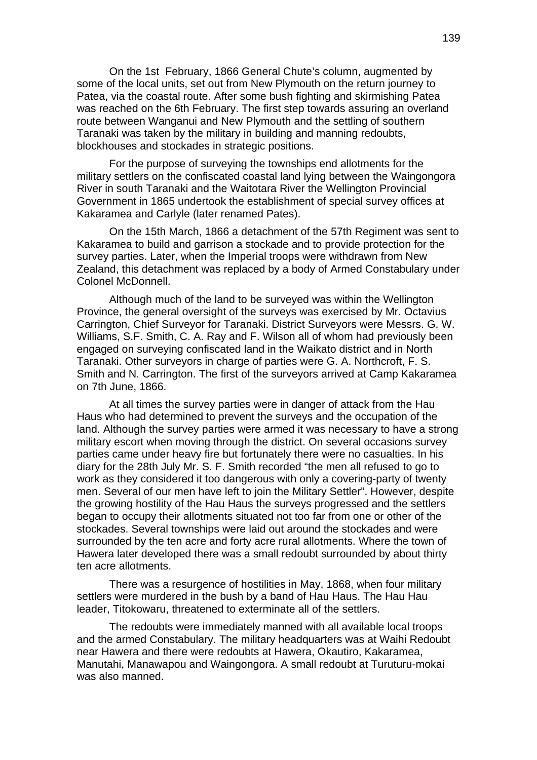On the 1st  February, 1866 General Chute's column, augmented by some of the local units, set out from New Plymouth on the return journey to Patea, via the coastal route. After some bush fighting and skirmishing Patea was reached on the 6th February. The first step towards assuring an overland route between Wanganui and New Plymouth and the settling of southern Taranaki was taken by the military in building and manning redoubts, blockhouses and stockades in strategic positions.

For the purpose of surveying the townships end allotments for the military settlers on the confiscated coastal land lying between the Waingongora River in south Taranaki and the Waitotara River the Wellington Provincial Government in 1865 undertook the establishment of special survey offices at Kakaramea and Carlyle (later renamed Pates).

On the 15th March, 1866 a detachment of the 57th Regiment was sent to Kakaramea to build and garrison a stockade and to provide protection for the survey parties. Later, when the Imperial troops were withdrawn from New Zealand, this detachment was replaced by a body of Armed Constabulary under Colonel McDonnell.

Although much of the land to be surveyed was within the Wellington Province, the general oversight of the surveys was exercised by Mr. Octavius Carrington, Chief Surveyor for Taranaki. District Surveyors were Messrs. G. W. Williams, S.F. Smith, C. A. Ray and F. Wilson all of whom had previously been engaged on surveying confiscated land in the Waikato district and in North Taranaki. Other surveyors in charge of parties were G. A. Northcroft, F. S. Smith and N. Carrington. The first of the surveyors arrived at Camp Kakaramea on 7th June, 1866.

At all times the survey parties were in danger of attack from the Hau Haus who had determined to prevent the surveys and the occupation of the land. Although the survey parties were armed it was necessary to have a strong military escort when moving through the district. On several occasions survey parties came under heavy fire but fortunately there were no casualties. In his diary for the 28th July Mr. S. F. Smith recorded "the men all refused to go to work as they considered it too dangerous with only a covering-party of twenty men. Several of our men have left to join the Military Settler". However, despite the growing hostility of the Hau Haus the surveys progressed and the settlers began to occupy their allotments situated not too far from one or other of the stockades. Several townships were laid out around the stockades and were surrounded by the ten acre and forty acre rural allotments. Where the town of Hawera later developed there was a small redoubt surrounded by about thirty ten acre allotments.

There was a resurgence of hostilities in May, 1868, when four military settlers were murdered in the bush by a band of Hau Haus. The Hau Hau leader, Titokowaru, threatened to exterminate all of the settlers.

The redoubts were immediately manned with all available local troops and the armed Constabulary. The military headquarters was at Waihi Redoubt near Hawera and there were redoubts at Hawera, Okautiro, Kakaramea, Manutahi, Manawapou and Waingongora. A small redoubt at Turuturu-mokai was also manned.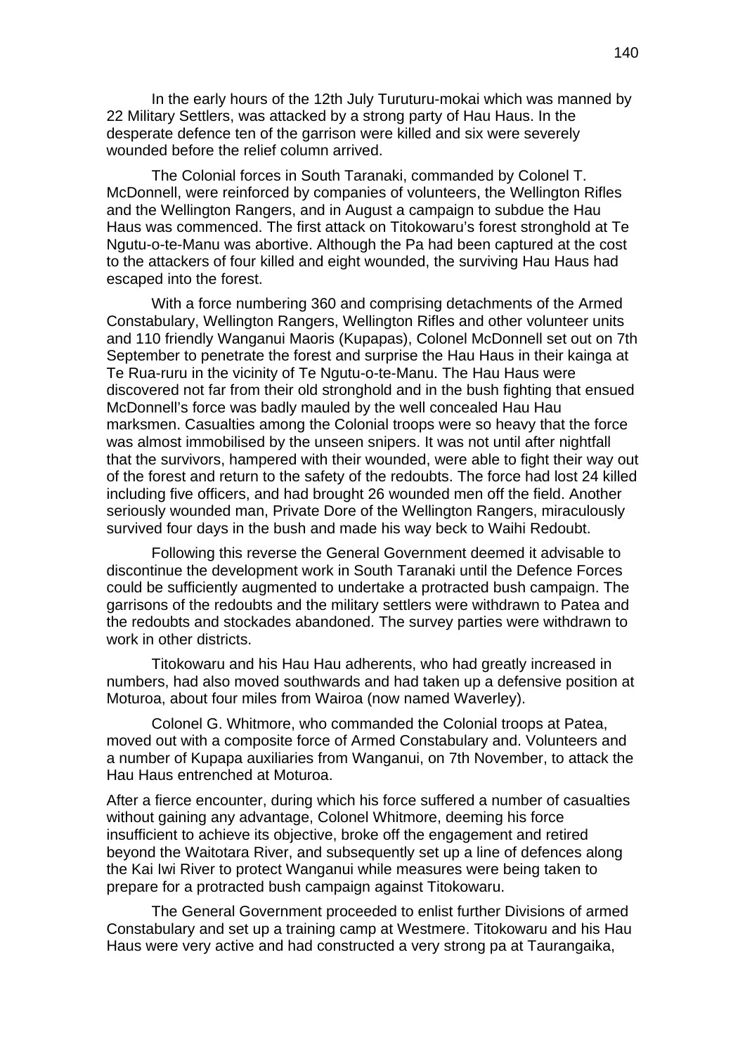In the early hours of the 12th July Turuturu-mokai which was manned by 22 Military Settlers, was attacked by a strong party of Hau Haus. In the desperate defence ten of the garrison were killed and six were severely wounded before the relief column arrived.

The Colonial forces in South Taranaki, commanded by Colonel T. McDonnell, were reinforced by companies of volunteers, the Wellington Rifles and the Wellington Rangers, and in August a campaign to subdue the Hau Haus was commenced. The first attack on Titokowaru's forest stronghold at Te Ngutu-o-te-Manu was abortive. Although the Pa had been captured at the cost to the attackers of four killed and eight wounded, the surviving Hau Haus had escaped into the forest.

With a force numbering 360 and comprising detachments of the Armed Constabulary, Wellington Rangers, Wellington Rifles and other volunteer units and 110 friendly Wanganui Maoris (Kupapas), Colonel McDonnell set out on 7th September to penetrate the forest and surprise the Hau Haus in their kainga at Te Rua-ruru in the vicinity of Te Ngutu-o-te-Manu. The Hau Haus were discovered not far from their old stronghold and in the bush fighting that ensued McDonnell's force was badly mauled by the well concealed Hau Hau marksmen. Casualties among the Colonial troops were so heavy that the force was almost immobilised by the unseen snipers. It was not until after nightfall that the survivors, hampered with their wounded, were able to fight their way out of the forest and return to the safety of the redoubts. The force had lost 24 killed including five officers, and had brought 26 wounded men off the field. Another seriously wounded man, Private Dore of the Wellington Rangers, miraculously survived four days in the bush and made his way beck to Waihi Redoubt.

Following this reverse the General Government deemed it advisable to discontinue the development work in South Taranaki until the Defence Forces could be sufficiently augmented to undertake a protracted bush campaign. The garrisons of the redoubts and the military settlers were withdrawn to Patea and the redoubts and stockades abandoned. The survey parties were withdrawn to work in other districts.

Titokowaru and his Hau Hau adherents, who had greatly increased in numbers, had also moved southwards and had taken up a defensive position at Moturoa, about four miles from Wairoa (now named Waverley).

Colonel G. Whitmore, who commanded the Colonial troops at Patea, moved out with a composite force of Armed Constabulary and. Volunteers and a number of Kupapa auxiliaries from Wanganui, on 7th November, to attack the Hau Haus entrenched at Moturoa.

After a fierce encounter, during which his force suffered a number of casualties without gaining any advantage, Colonel Whitmore, deeming his force insufficient to achieve its objective, broke off the engagement and retired beyond the Waitotara River, and subsequently set up a line of defences along the Kai Iwi River to protect Wanganui while measures were being taken to prepare for a protracted bush campaign against Titokowaru.

The General Government proceeded to enlist further Divisions of armed Constabulary and set up a training camp at Westmere. Titokowaru and his Hau Haus were very active and had constructed a very strong pa at Taurangaika,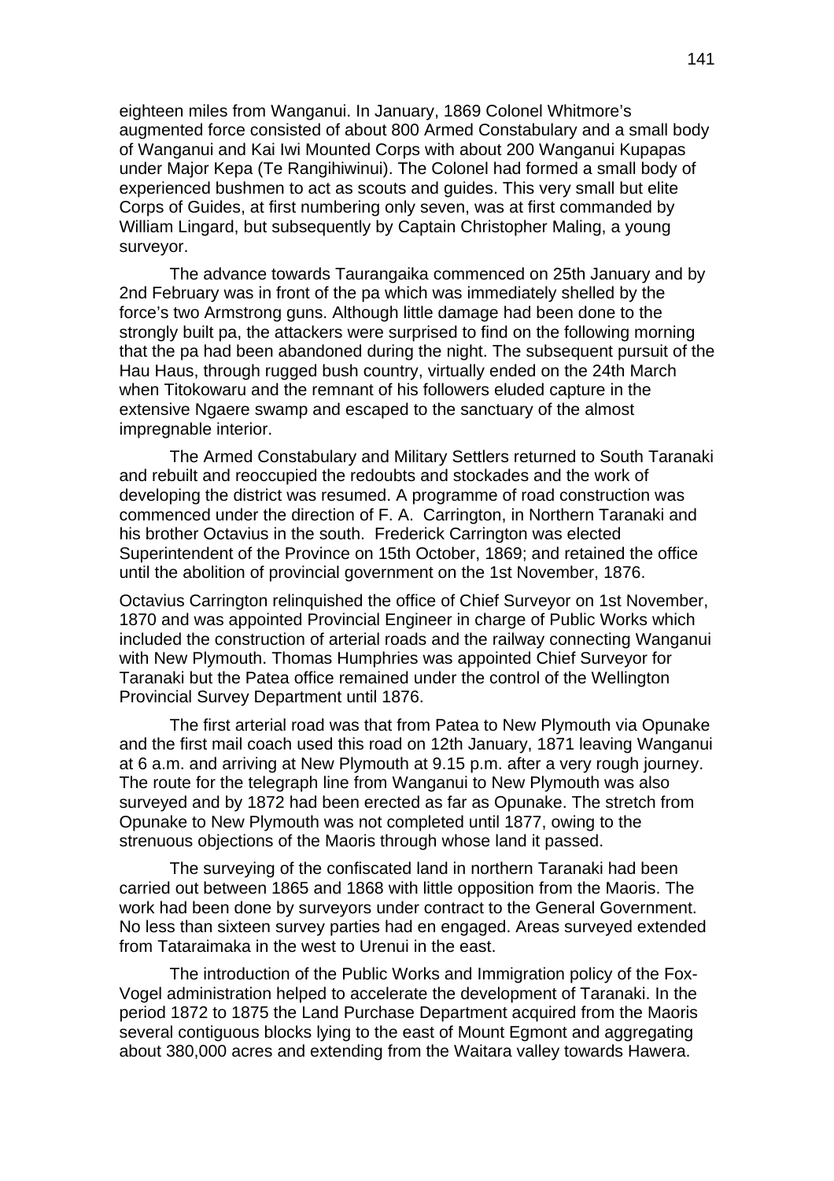eighteen miles from Wanganui. In January, 1869 Colonel Whitmore's augmented force consisted of about 800 Armed Constabulary and a small body of Wanganui and Kai Iwi Mounted Corps with about 200 Wanganui Kupapas under Major Kepa (Te Rangihiwinui). The Colonel had formed a small body of experienced bushmen to act as scouts and guides. This very small but elite Corps of Guides, at first numbering only seven, was at first commanded by William Lingard, but subsequently by Captain Christopher Maling, a young surveyor.

The advance towards Taurangaika commenced on 25th January and by 2nd February was in front of the pa which was immediately shelled by the force's two Armstrong guns. Although little damage had been done to the strongly built pa, the attackers were surprised to find on the following morning that the pa had been abandoned during the night. The subsequent pursuit of the Hau Haus, through rugged bush country, virtually ended on the 24th March when Titokowaru and the remnant of his followers eluded capture in the extensive Ngaere swamp and escaped to the sanctuary of the almost impregnable interior.

The Armed Constabulary and Military Settlers returned to South Taranaki and rebuilt and reoccupied the redoubts and stockades and the work of developing the district was resumed. A programme of road construction was commenced under the direction of F. A. Carrington, in Northern Taranaki and his brother Octavius in the south. Frederick Carrington was elected Superintendent of the Province on 15th October, 1869; and retained the office until the abolition of provincial government on the 1st November, 1876.

Octavius Carrington relinquished the office of Chief Surveyor on 1st November, 1870 and was appointed Provincial Engineer in charge of Public Works which included the construction of arterial roads and the railway connecting Wanganui with New Plymouth. Thomas Humphries was appointed Chief Surveyor for Taranaki but the Patea office remained under the control of the Wellington Provincial Survey Department until 1876.

The first arterial road was that from Patea to New Plymouth via Opunake and the first mail coach used this road on 12th January, 1871 leaving Wanganui at 6 a.m. and arriving at New Plymouth at 9.15 p.m. after a very rough journey. The route for the telegraph line from Wanganui to New Plymouth was also surveyed and by 1872 had been erected as far as Opunake. The stretch from Opunake to New Plymouth was not completed until 1877, owing to the strenuous objections of the Maoris through whose land it passed.

The surveying of the confiscated land in northern Taranaki had been carried out between 1865 and 1868 with little opposition from the Maoris. The work had been done by surveyors under contract to the General Government. No less than sixteen survey parties had en engaged. Areas surveyed extended from Tataraimaka in the west to Urenui in the east.

The introduction of the Public Works and Immigration policy of the Fox-Vogel administration helped to accelerate the development of Taranaki. In the period 1872 to 1875 the Land Purchase Department acquired from the Maoris several contiguous blocks lying to the east of Mount Egmont and aggregating about 380,000 acres and extending from the Waitara valley towards Hawera.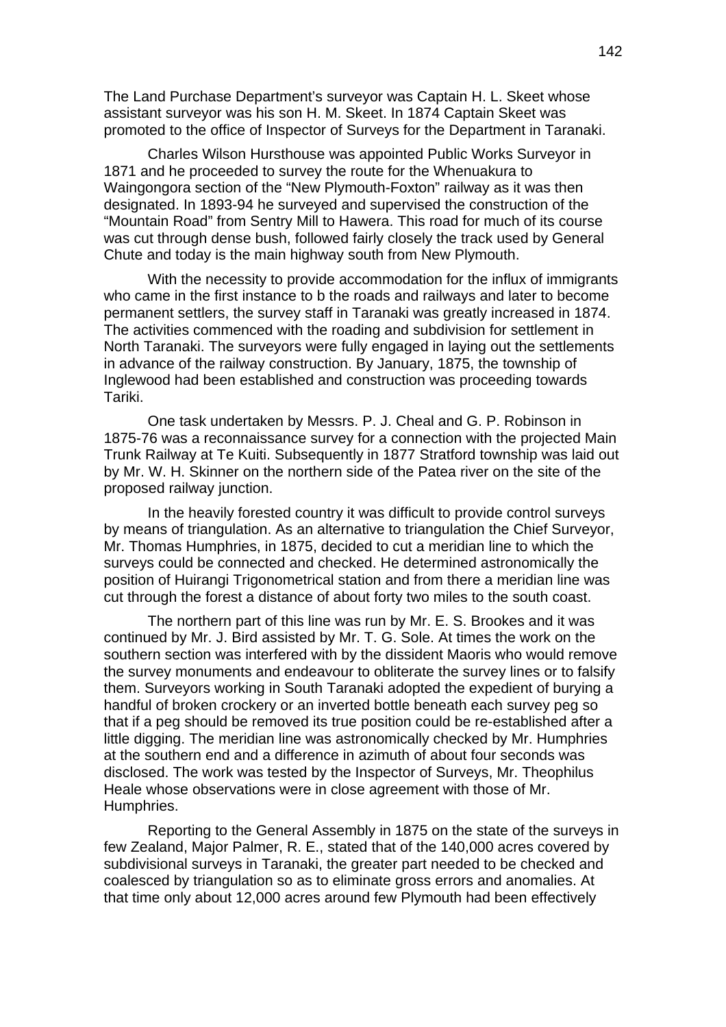The Land Purchase Department's surveyor was Captain H. L. Skeet whose assistant surveyor was his son H. M. Skeet. In 1874 Captain Skeet was promoted to the office of Inspector of Surveys for the Department in Taranaki.

Charles Wilson Hursthouse was appointed Public Works Surveyor in 1871 and he proceeded to survey the route for the Whenuakura to Waingongora section of the "New Plymouth-Foxton" railway as it was then designated. In 1893-94 he surveyed and supervised the construction of the "Mountain Road" from Sentry Mill to Hawera. This road for much of its course was cut through dense bush, followed fairly closely the track used by General Chute and today is the main highway south from New Plymouth.

With the necessity to provide accommodation for the influx of immigrants who came in the first instance to b the roads and railways and later to become permanent settlers, the survey staff in Taranaki was greatly increased in 1874. The activities commenced with the roading and subdivision for settlement in North Taranaki. The surveyors were fully engaged in laying out the settlements in advance of the railway construction. By January, 1875, the township of Inglewood had been established and construction was proceeding towards Tariki.

One task undertaken by Messrs. P. J. Cheal and G. P. Robinson in 1875-76 was a reconnaissance survey for a connection with the projected Main Trunk Railway at Te Kuiti. Subsequently in 1877 Stratford township was laid out by Mr. W. H. Skinner on the northern side of the Patea river on the site of the proposed railway junction.

In the heavily forested country it was difficult to provide control surveys by means of triangulation. As an alternative to triangulation the Chief Surveyor, Mr. Thomas Humphries, in 1875, decided to cut a meridian line to which the surveys could be connected and checked. He determined astronomically the position of Huirangi Trigonometrical station and from there a meridian line was cut through the forest a distance of about forty two miles to the south coast.

The northern part of this line was run by Mr. E. S. Brookes and it was continued by Mr. J. Bird assisted by Mr. T. G. Sole. At times the work on the southern section was interfered with by the dissident Maoris who would remove the survey monuments and endeavour to obliterate the survey lines or to falsify them. Surveyors working in South Taranaki adopted the expedient of burying a handful of broken crockery or an inverted bottle beneath each survey peg so that if a peg should be removed its true position could be re-established after a little digging. The meridian line was astronomically checked by Mr. Humphries at the southern end and a difference in azimuth of about four seconds was disclosed. The work was tested by the Inspector of Surveys, Mr. Theophilus Heale whose observations were in close agreement with those of Mr. Humphries.

Reporting to the General Assembly in 1875 on the state of the surveys in few Zealand, Major Palmer, R. E., stated that of the 140,000 acres covered by subdivisional surveys in Taranaki, the greater part needed to be checked and coalesced by triangulation so as to eliminate gross errors and anomalies. At that time only about 12,000 acres around few Plymouth had been effectively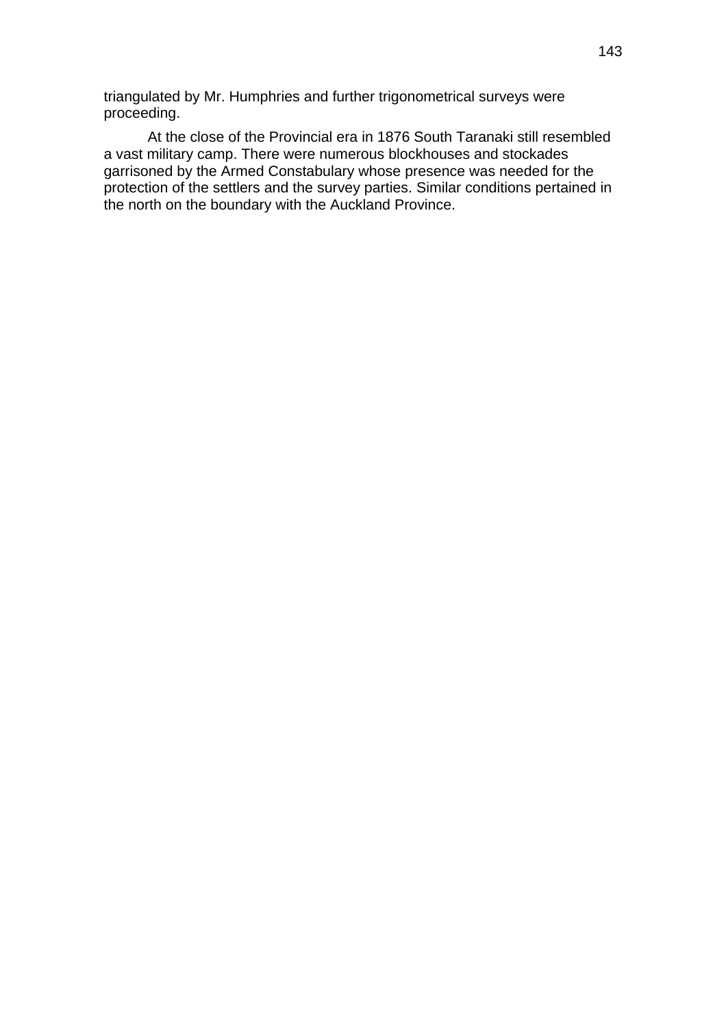triangulated by Mr. Humphries and further trigonometrical surveys were proceeding.

At the close of the Provincial era in 1876 South Taranaki still resembled a vast military camp. There were numerous blockhouses and stockades garrisoned by the Armed Constabulary whose presence was needed for the protection of the settlers and the survey parties. Similar conditions pertained in the north on the boundary with the Auckland Province.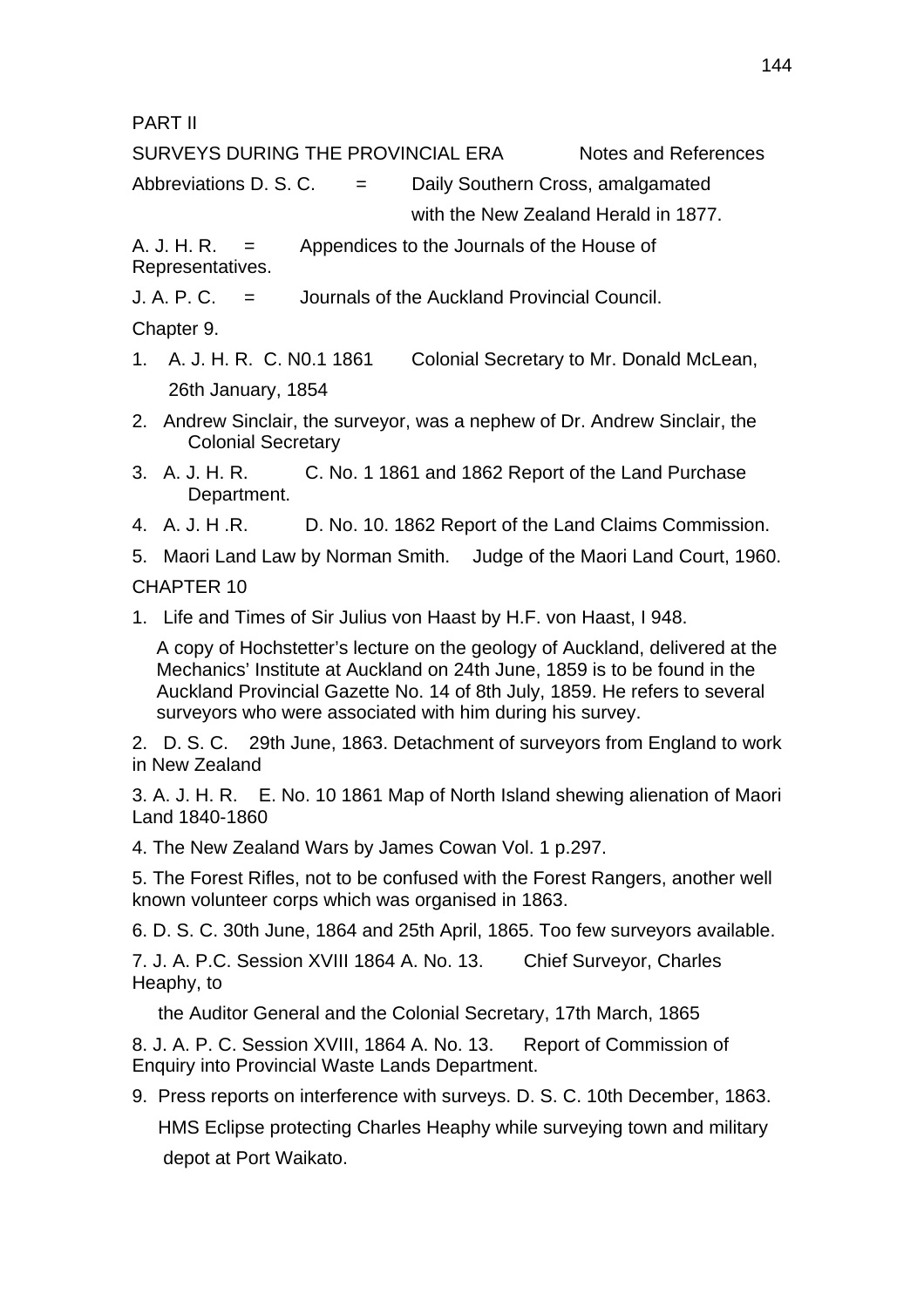PART II

SURVEYS DURING THE PROVINCIAL ERA      Notes and References

Abbreviations D. S. C. = Daily Southern Cross, amalgamated with the New Zealand Herald in 1877.

A. J. H. R. = Appendices to the Journals of the House of Representatives.

J. A. P. C. = Journals of the Auckland Provincial Council.

Chapter 9.

1. A. J. H. R. C. N0.1 1861 Colonial Secretary to Mr. Donald McLean, 26th January, 1854
2. Andrew Sinclair, the surveyor, was a nephew of Dr. Andrew Sinclair, the Colonial Secretary
3. A. J. H. R. C. No. 1 1861 and 1862 Report of the Land Purchase Department.
4. A. J. H .R. D. No. 10. 1862 Report of the Land Claims Commission.
5. Maori Land Law by Norman Smith. Judge of the Maori Land Court, 1960.

CHAPTER 10

1. Life and Times of Sir Julius von Haast by H.F. von Haast, I 948.

   A copy of Hochstetter's lecture on the geology of Auckland, delivered at the Mechanics' Institute at Auckland on 24th June, 1859 is to be found in the Auckland Provincial Gazette No. 14 of 8th July, 1859. He refers to several surveyors who were associated with him during his survey.

2. D. S. C. 29th June, 1863. Detachment of surveyors from England to work in New Zealand

3. A. J. H. R. E. No. 10 1861 Map of North Island shewing alienation of Maori Land 1840-1860

4. The New Zealand Wars by James Cowan Vol. 1 p.297.

5. The Forest Rifles, not to be confused with the Forest Rangers, another well known volunteer corps which was organised in 1863.

6. D. S. C. 30th June, 1864 and 25th April, 1865. Too few surveyors available.

7. J. A. P.C. Session XVIII 1864 A. No. 13. Chief Surveyor, Charles Heaphy, to the Auditor General and the Colonial Secretary, 17th March, 1865

8. J. A. P. C. Session XVIII, 1864 A. No. 13. Report of Commission of Enquiry into Provincial Waste Lands Department.

9. Press reports on interference with surveys. D. S. C. 10th December, 1863. HMS Eclipse protecting Charles Heaphy while surveying town and military depot at Port Waikato.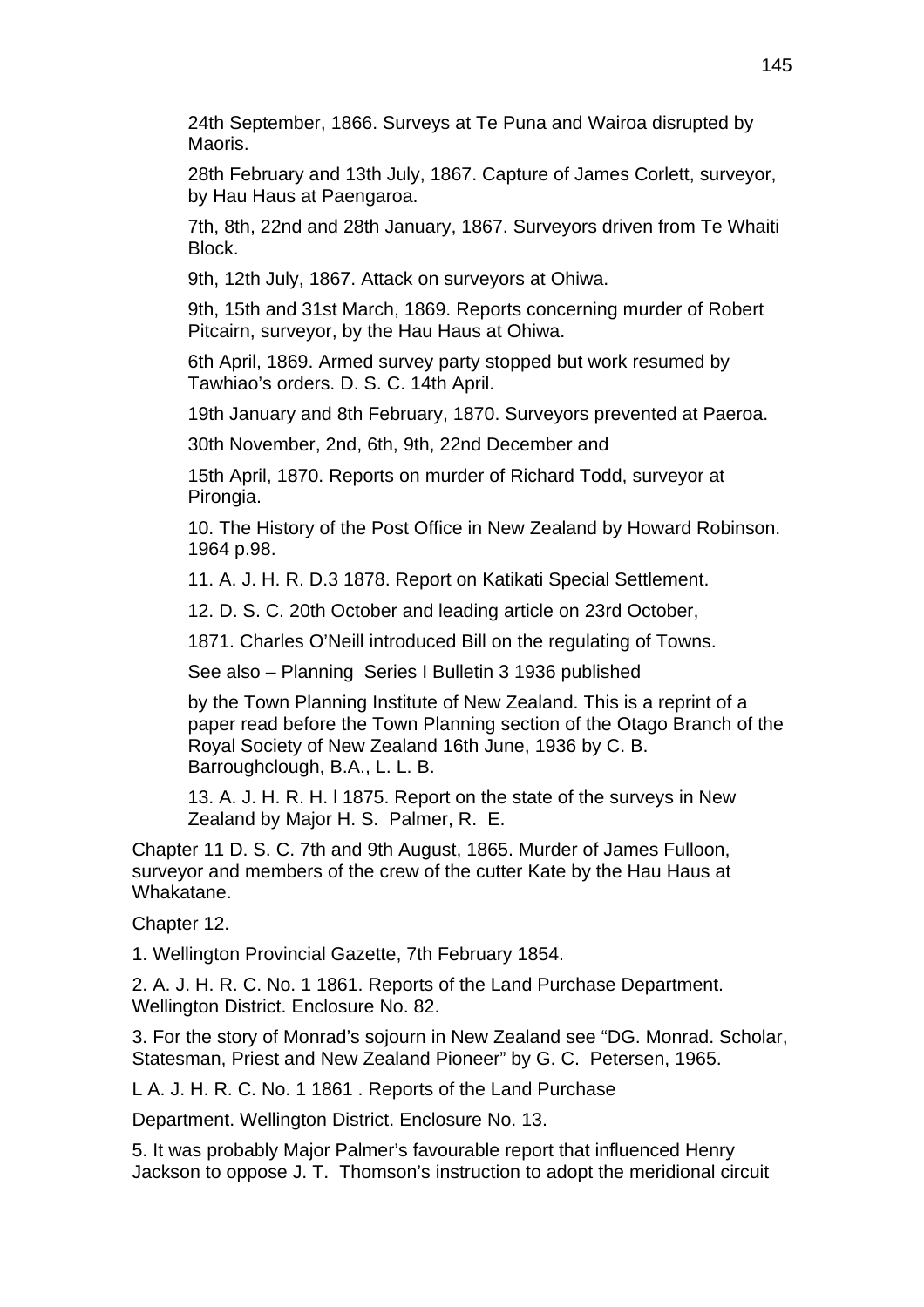24th September, 1866. Surveys at Te Puna and Wairoa disrupted by Maoris.

28th February and 13th July, 1867. Capture of James Corlett, surveyor, by Hau Haus at Paengaroa.

7th, 8th, 22nd and 28th January, 1867. Surveyors driven from Te Whaiti Block.

9th, 12th July, 1867. Attack on surveyors at Ohiwa.

9th, 15th and 31st March, 1869. Reports concerning murder of Robert Pitcairn, surveyor, by the Hau Haus at Ohiwa.

6th April, 1869. Armed survey party stopped but work resumed by Tawhiao's orders. D. S. C. 14th April.

19th January and 8th February, 1870. Surveyors prevented at Paeroa.

30th November, 2nd, 6th, 9th, 22nd December and

15th April, 1870. Reports on murder of Richard Todd, surveyor at Pirongia.

10. The History of the Post Office in New Zealand by Howard Robinson. 1964 p.98.

11. A. J. H. R. D.3 1878. Report on Katikati Special Settlement.

12. D. S. C. 20th October and leading article on 23rd October,

1871. Charles O'Neill introduced Bill on the regulating of Towns.

See also – Planning Series I Bulletin 3 1936 published

by the Town Planning Institute of New Zealand. This is a reprint of a paper read before the Town Planning section of the Otago Branch of the Royal Society of New Zealand 16th June, 1936 by C. B. Barroughclough, B.A., L. L. B.

13. A. J. H. R. H. l 1875. Report on the state of the surveys in New Zealand by Major H. S. Palmer, R. E.

Chapter 11 D. S. C. 7th and 9th August, 1865. Murder of James Fulloon, surveyor and members of the crew of the cutter Kate by the Hau Haus at Whakatane.

Chapter 12.

1. Wellington Provincial Gazette, 7th February 1854.

2. A. J. H. R. C. No. 1 1861. Reports of the Land Purchase Department. Wellington District. Enclosure No. 82.

3. For the story of Monrad's sojourn in New Zealand see "DG. Monrad. Scholar, Statesman, Priest and New Zealand Pioneer" by G. C. Petersen, 1965.

L A. J. H. R. C. No. 1 1861 . Reports of the Land Purchase

Department. Wellington District. Enclosure No. 13.

5. It was probably Major Palmer's favourable report that influenced Henry Jackson to oppose J. T. Thomson's instruction to adopt the meridional circuit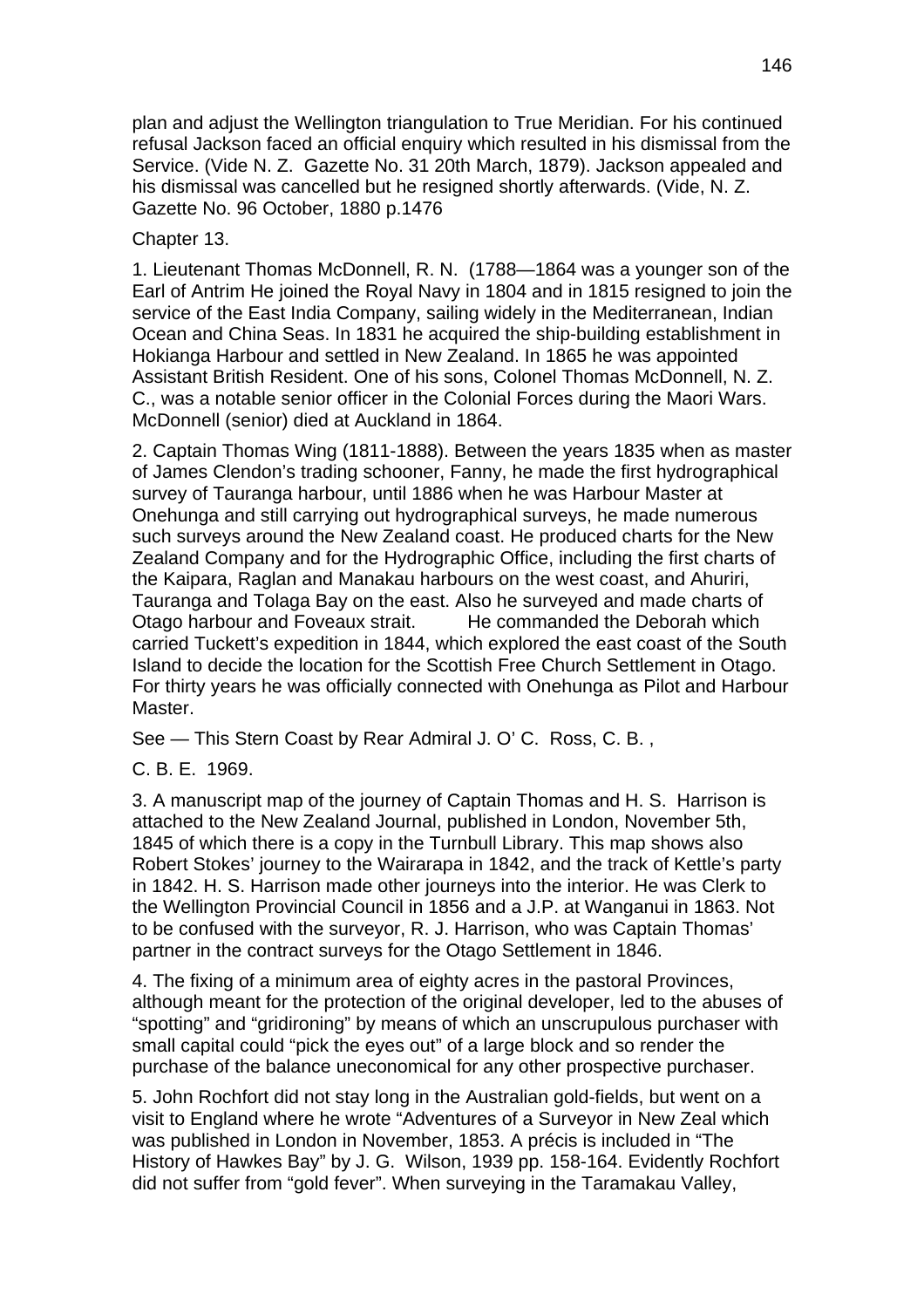plan and adjust the Wellington triangulation to True Meridian. For his continued refusal Jackson faced an official enquiry which resulted in his dismissal from the Service. (Vide N. Z. Gazette No. 31 20th March, 1879). Jackson appealed and his dismissal was cancelled but he resigned shortly afterwards. (Vide, N. Z. Gazette No. 96 October, 1880 p.1476

Chapter 13.

1. Lieutenant Thomas McDonnell, R. N. (1788—1864 was a younger son of the Earl of Antrim He joined the Royal Navy in 1804 and in 1815 resigned to join the service of the East India Company, sailing widely in the Mediterranean, Indian Ocean and China Seas. In 1831 he acquired the ship-building establishment in Hokianga Harbour and settled in New Zealand. In 1865 he was appointed Assistant British Resident. One of his sons, Colonel Thomas McDonnell, N. Z. C., was a notable senior officer in the Colonial Forces during the Maori Wars. McDonnell (senior) died at Auckland in 1864.

2. Captain Thomas Wing (1811-1888). Between the years 1835 when as master of James Clendon's trading schooner, Fanny, he made the first hydrographical survey of Tauranga harbour, until 1886 when he was Harbour Master at Onehunga and still carrying out hydrographical surveys, he made numerous such surveys around the New Zealand coast. He produced charts for the New Zealand Company and for the Hydrographic Office, including the first charts of the Kaipara, Raglan and Manakau harbours on the west coast, and Ahuriri, Tauranga and Tolaga Bay on the east. Also he surveyed and made charts of Otago harbour and Foveaux strait. He commanded the Deborah which carried Tuckett's expedition in 1844, which explored the east coast of the South Island to decide the location for the Scottish Free Church Settlement in Otago. For thirty years he was officially connected with Onehunga as Pilot and Harbour Master.

See — This Stern Coast by Rear Admiral J. O' C. Ross, C. B. ,

C. B. E. 1969.

3. A manuscript map of the journey of Captain Thomas and H. S. Harrison is attached to the New Zealand Journal, published in London, November 5th, 1845 of which there is a copy in the Turnbull Library. This map shows also Robert Stokes' journey to the Wairarapa in 1842, and the track of Kettle's party in 1842. H. S. Harrison made other journeys into the interior. He was Clerk to the Wellington Provincial Council in 1856 and a J.P. at Wanganui in 1863. Not to be confused with the surveyor, R. J. Harrison, who was Captain Thomas' partner in the contract surveys for the Otago Settlement in 1846.

4. The fixing of a minimum area of eighty acres in the pastoral Provinces, although meant for the protection of the original developer, led to the abuses of "spotting" and "gridironing" by means of which an unscrupulous purchaser with small capital could "pick the eyes out" of a large block and so render the purchase of the balance uneconomical for any other prospective purchaser.

5. John Rochfort did not stay long in the Australian gold-fields, but went on a visit to England where he wrote "Adventures of a Surveyor in New Zeal which was published in London in November, 1853. A précis is included in "The History of Hawkes Bay" by J. G. Wilson, 1939 pp. 158-164. Evidently Rochfort did not suffer from "gold fever". When surveying in the Taramakau Valley,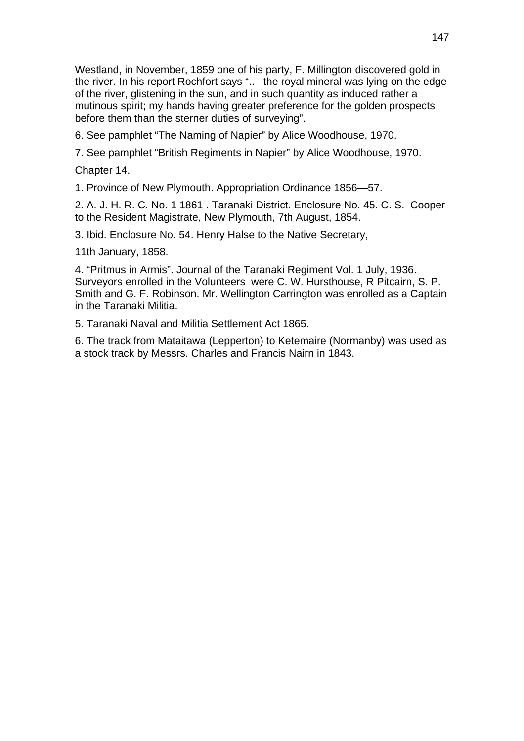Westland, in November, 1859 one of his party, F. Millington discovered gold in the river. In his report Rochfort says ".. the royal mineral was lying on the edge of the river, glistening in the sun, and in such quantity as induced rather a mutinous spirit; my hands having greater preference for the golden prospects before them than the sterner duties of surveying".

6. See pamphlet "The Naming of Napier" by Alice Woodhouse, 1970.

7. See pamphlet "British Regiments in Napier" by Alice Woodhouse, 1970.

Chapter 14.

1. Province of New Plymouth. Appropriation Ordinance 1856—57.

2. A. J. H. R. C. No. 1 1861 . Taranaki District. Enclosure No. 45. C. S. Cooper to the Resident Magistrate, New Plymouth, 7th August, 1854.

3. Ibid. Enclosure No. 54. Henry Halse to the Native Secretary,

11th January, 1858.

4. "Pritmus in Armis". Journal of the Taranaki Regiment Vol. 1 July, 1936. Surveyors enrolled in the Volunteers were C. W. Hursthouse, R Pitcairn, S. P. Smith and G. F. Robinson. Mr. Wellington Carrington was enrolled as a Captain in the Taranaki Militia.

5. Taranaki Naval and Militia Settlement Act 1865.

6. The track from Mataitawa (Lepperton) to Ketemaire (Normanby) was used as a stock track by Messrs. Charles and Francis Nairn in 1843.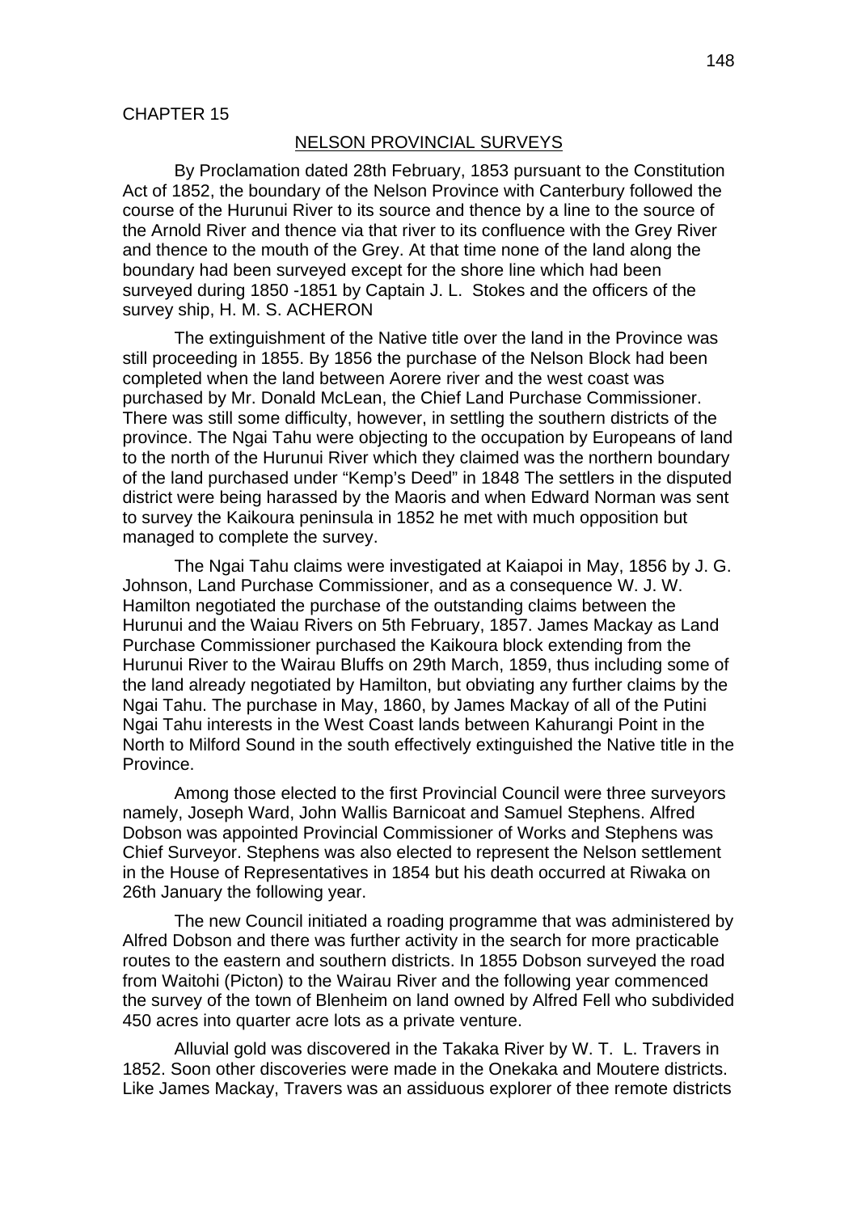CHAPTER 15

## NELSON PROVINCIAL SURVEYS

By Proclamation dated 28th February, 1853 pursuant to the Constitution Act of 1852, the boundary of the Nelson Province with Canterbury followed the course of the Hurunui River to its source and thence by a line to the source of the Arnold River and thence via that river to its confluence with the Grey River and thence to the mouth of the Grey. At that time none of the land along the boundary had been surveyed except for the shore line which had been surveyed during 1850 -1851 by Captain J. L. Stokes and the officers of the survey ship, H. M. S. ACHERON

The extinguishment of the Native title over the land in the Province was still proceeding in 1855. By 1856 the purchase of the Nelson Block had been completed when the land between Aorere river and the west coast was purchased by Mr. Donald McLean, the Chief Land Purchase Commissioner. There was still some difficulty, however, in settling the southern districts of the province. The Ngai Tahu were objecting to the occupation by Europeans of land to the north of the Hurunui River which they claimed was the northern boundary of the land purchased under "Kemp's Deed" in 1848 The settlers in the disputed district were being harassed by the Maoris and when Edward Norman was sent to survey the Kaikoura peninsula in 1852 he met with much opposition but managed to complete the survey.

The Ngai Tahu claims were investigated at Kaiapoi in May, 1856 by J. G. Johnson, Land Purchase Commissioner, and as a consequence W. J. W. Hamilton negotiated the purchase of the outstanding claims between the Hurunui and the Waiau Rivers on 5th February, 1857. James Mackay as Land Purchase Commissioner purchased the Kaikoura block extending from the Hurunui River to the Wairau Bluffs on 29th March, 1859, thus including some of the land already negotiated by Hamilton, but obviating any further claims by the Ngai Tahu. The purchase in May, 1860, by James Mackay of all of the Putini Ngai Tahu interests in the West Coast lands between Kahurangi Point in the North to Milford Sound in the south effectively extinguished the Native title in the Province.

Among those elected to the first Provincial Council were three surveyors namely, Joseph Ward, John Wallis Barnicoat and Samuel Stephens. Alfred Dobson was appointed Provincial Commissioner of Works and Stephens was Chief Surveyor. Stephens was also elected to represent the Nelson settlement in the House of Representatives in 1854 but his death occurred at Riwaka on 26th January the following year.

The new Council initiated a roading programme that was administered by Alfred Dobson and there was further activity in the search for more practicable routes to the eastern and southern districts. In 1855 Dobson surveyed the road from Waitohi (Picton) to the Wairau River and the following year commenced the survey of the town of Blenheim on land owned by Alfred Fell who subdivided 450 acres into quarter acre lots as a private venture.

Alluvial gold was discovered in the Takaka River by W. T. L. Travers in 1852. Soon other discoveries were made in the Onekaka and Moutere districts. Like James Mackay, Travers was an assiduous explorer of thee remote districts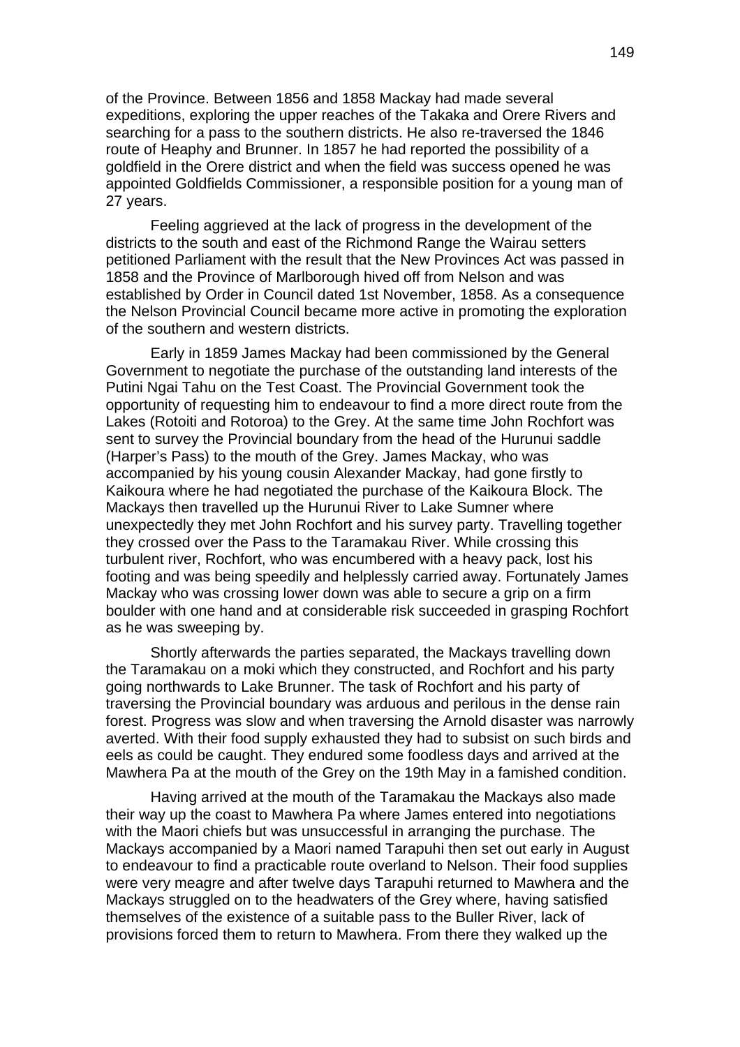of the Province. Between 1856 and 1858 Mackay had made several expeditions, exploring the upper reaches of the Takaka and Orere Rivers and searching for a pass to the southern districts. He also re-traversed the 1846 route of Heaphy and Brunner. In 1857 he had reported the possibility of a goldfield in the Orere district and when the field was success opened he was appointed Goldfields Commissioner, a responsible position for a young man of 27 years.

Feeling aggrieved at the lack of progress in the development of the districts to the south and east of the Richmond Range the Wairau setters petitioned Parliament with the result that the New Provinces Act was passed in 1858 and the Province of Marlborough hived off from Nelson and was established by Order in Council dated 1st November, 1858. As a consequence the Nelson Provincial Council became more active in promoting the exploration of the southern and western districts.

Early in 1859 James Mackay had been commissioned by the General Government to negotiate the purchase of the outstanding land interests of the Putini Ngai Tahu on the Test Coast. The Provincial Government took the opportunity of requesting him to endeavour to find a more direct route from the Lakes (Rotoiti and Rotoroa) to the Grey. At the same time John Rochfort was sent to survey the Provincial boundary from the head of the Hurunui saddle (Harper's Pass) to the mouth of the Grey. James Mackay, who was accompanied by his young cousin Alexander Mackay, had gone firstly to Kaikoura where he had negotiated the purchase of the Kaikoura Block. The Mackays then travelled up the Hurunui River to Lake Sumner where unexpectedly they met John Rochfort and his survey party. Travelling together they crossed over the Pass to the Taramakau River. While crossing this turbulent river, Rochfort, who was encumbered with a heavy pack, lost his footing and was being speedily and helplessly carried away. Fortunately James Mackay who was crossing lower down was able to secure a grip on a firm boulder with one hand and at considerable risk succeeded in grasping Rochfort as he was sweeping by.

Shortly afterwards the parties separated, the Mackays travelling down the Taramakau on a moki which they constructed, and Rochfort and his party going northwards to Lake Brunner. The task of Rochfort and his party of traversing the Provincial boundary was arduous and perilous in the dense rain forest. Progress was slow and when traversing the Arnold disaster was narrowly averted. With their food supply exhausted they had to subsist on such birds and eels as could be caught. They endured some foodless days and arrived at the Mawhera Pa at the mouth of the Grey on the 19th May in a famished condition.

Having arrived at the mouth of the Taramakau the Mackays also made their way up the coast to Mawhera Pa where James entered into negotiations with the Maori chiefs but was unsuccessful in arranging the purchase. The Mackays accompanied by a Maori named Tarapuhi then set out early in August to endeavour to find a practicable route overland to Nelson. Their food supplies were very meagre and after twelve days Tarapuhi returned to Mawhera and the Mackays struggled on to the headwaters of the Grey where, having satisfied themselves of the existence of a suitable pass to the Buller River, lack of provisions forced them to return to Mawhera. From there they walked up the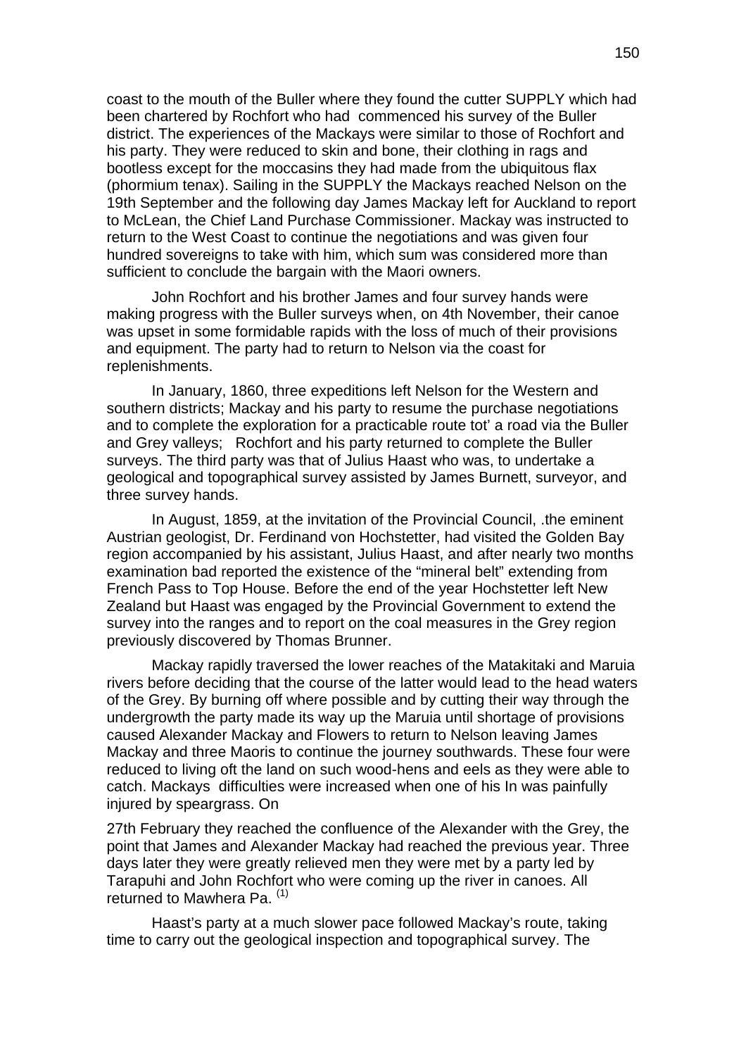coast to the mouth of the Buller where they found the cutter SUPPLY which had been chartered by Rochfort who had commenced his survey of the Buller district. The experiences of the Mackays were similar to those of Rochfort and his party. They were reduced to skin and bone, their clothing in rags and bootless except for the moccasins they had made from the ubiquitous flax (phormium tenax). Sailing in the SUPPLY the Mackays reached Nelson on the 19th September and the following day James Mackay left for Auckland to report to McLean, the Chief Land Purchase Commissioner. Mackay was instructed to return to the West Coast to continue the negotiations and was given four hundred sovereigns to take with him, which sum was considered more than sufficient to conclude the bargain with the Maori owners.

John Rochfort and his brother James and four survey hands were making progress with the Buller surveys when, on 4th November, their canoe was upset in some formidable rapids with the loss of much of their provisions and equipment. The party had to return to Nelson via the coast for replenishments.

In January, 1860, three expeditions left Nelson for the Western and southern districts; Mackay and his party to resume the purchase negotiations and to complete the exploration for a practicable route tot' a road via the Buller and Grey valleys; Rochfort and his party returned to complete the Buller surveys. The third party was that of Julius Haast who was, to undertake a geological and topographical survey assisted by James Burnett, surveyor, and three survey hands.

In August, 1859, at the invitation of the Provincial Council, .the eminent Austrian geologist, Dr. Ferdinand von Hochstetter, had visited the Golden Bay region accompanied by his assistant, Julius Haast, and after nearly two months examination bad reported the existence of the "mineral belt" extending from French Pass to Top House. Before the end of the year Hochstetter left New Zealand but Haast was engaged by the Provincial Government to extend the survey into the ranges and to report on the coal measures in the Grey region previously discovered by Thomas Brunner.

Mackay rapidly traversed the lower reaches of the Matakitaki and Maruia rivers before deciding that the course of the latter would lead to the head waters of the Grey. By burning off where possible and by cutting their way through the undergrowth the party made its way up the Maruia until shortage of provisions caused Alexander Mackay and Flowers to return to Nelson leaving James Mackay and three Maoris to continue the journey southwards. These four were reduced to living oft the land on such wood-hens and eels as they were able to catch. Mackays difficulties were increased when one of his In was painfully injured by speargrass. On

27th February they reached the confluence of the Alexander with the Grey, the point that James and Alexander Mackay had reached the previous year. Three days later they were greatly relieved men they were met by a party led by Tarapuhi and John Rochfort who were coming up the river in canoes. All returned to Mawhera Pa. (1)

Haast's party at a much slower pace followed Mackay's route, taking time to carry out the geological inspection and topographical survey. The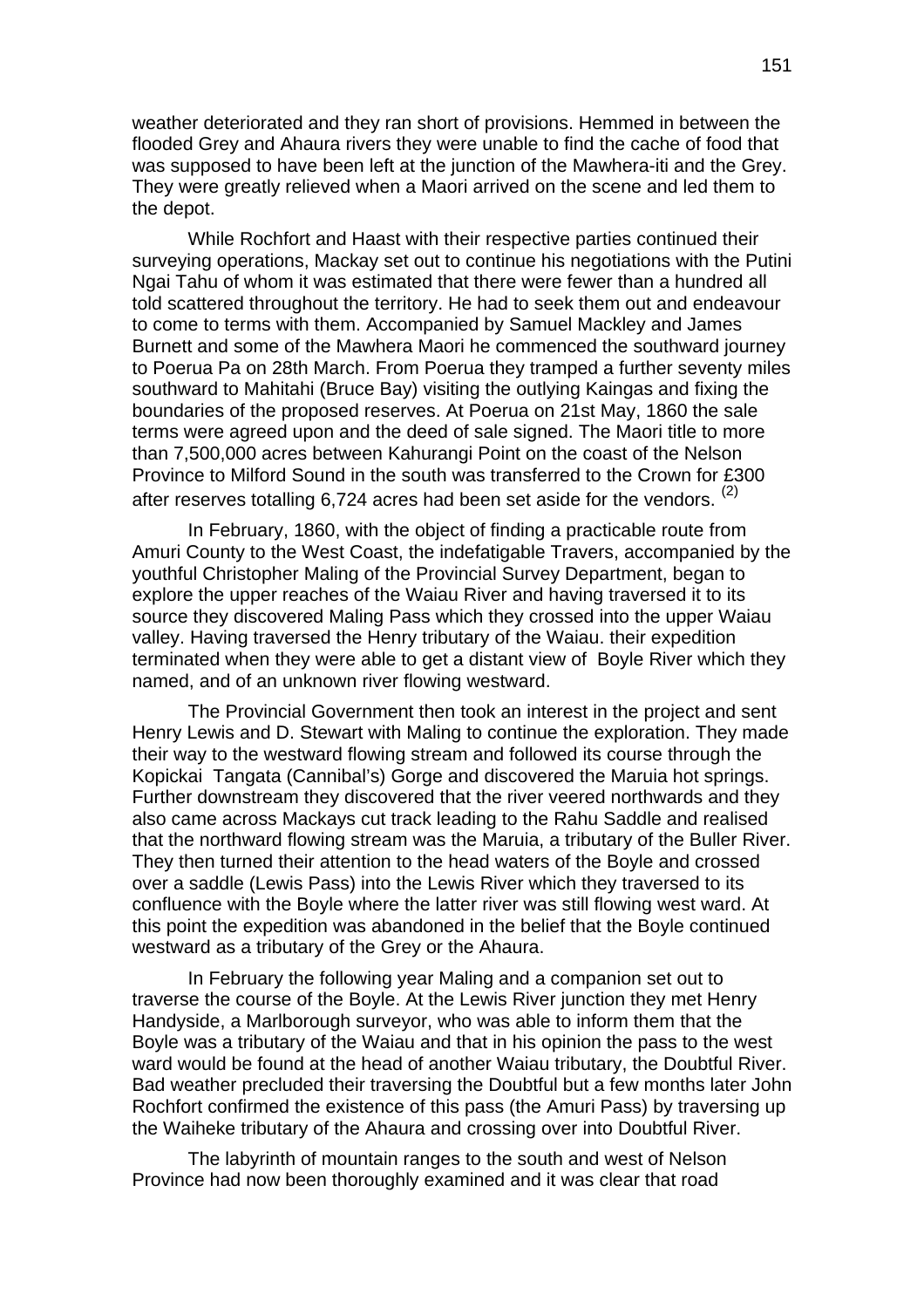weather deteriorated and they ran short of provisions. Hemmed in between the flooded Grey and Ahaura rivers they were unable to find the cache of food that was supposed to have been left at the junction of the Mawhera-iti and the Grey. They were greatly relieved when a Maori arrived on the scene and led them to the depot.

While Rochfort and Haast with their respective parties continued their surveying operations, Mackay set out to continue his negotiations with the Putini Ngai Tahu of whom it was estimated that there were fewer than a hundred all told scattered throughout the territory. He had to seek them out and endeavour to come to terms with them. Accompanied by Samuel Mackley and James Burnett and some of the Mawhera Maori he commenced the southward journey to Poerua Pa on 28th March. From Poerua they tramped a further seventy miles southward to Mahitahi (Bruce Bay) visiting the outlying Kaingas and fixing the boundaries of the proposed reserves. At Poerua on 21st May, 1860 the sale terms were agreed upon and the deed of sale signed. The Maori title to more than 7,500,000 acres between Kahurangi Point on the coast of the Nelson Province to Milford Sound in the south was transferred to the Crown for £300 after reserves totalling 6,724 acres had been set aside for the vendors. (2)

In February, 1860, with the object of finding a practicable route from Amuri County to the West Coast, the indefatigable Travers, accompanied by the youthful Christopher Maling of the Provincial Survey Department, began to explore the upper reaches of the Waiau River and having traversed it to its source they discovered Maling Pass which they crossed into the upper Waiau valley. Having traversed the Henry tributary of the Waiau. their expedition terminated when they were able to get a distant view of Boyle River which they named, and of an unknown river flowing westward.

The Provincial Government then took an interest in the project and sent Henry Lewis and D. Stewart with Maling to continue the exploration. They made their way to the westward flowing stream and followed its course through the Kopickai Tangata (Cannibal's) Gorge and discovered the Maruia hot springs. Further downstream they discovered that the river veered northwards and they also came across Mackays cut track leading to the Rahu Saddle and realised that the northward flowing stream was the Maruia, a tributary of the Buller River. They then turned their attention to the head waters of the Boyle and crossed over a saddle (Lewis Pass) into the Lewis River which they traversed to its confluence with the Boyle where the latter river was still flowing west ward. At this point the expedition was abandoned in the belief that the Boyle continued westward as a tributary of the Grey or the Ahaura.

In February the following year Maling and a companion set out to traverse the course of the Boyle. At the Lewis River junction they met Henry Handyside, a Marlborough surveyor, who was able to inform them that the Boyle was a tributary of the Waiau and that in his opinion the pass to the west ward would be found at the head of another Waiau tributary, the Doubtful River. Bad weather precluded their traversing the Doubtful but a few months later John Rochfort confirmed the existence of this pass (the Amuri Pass) by traversing up the Waiheke tributary of the Ahaura and crossing over into Doubtful River.

The labyrinth of mountain ranges to the south and west of Nelson Province had now been thoroughly examined and it was clear that road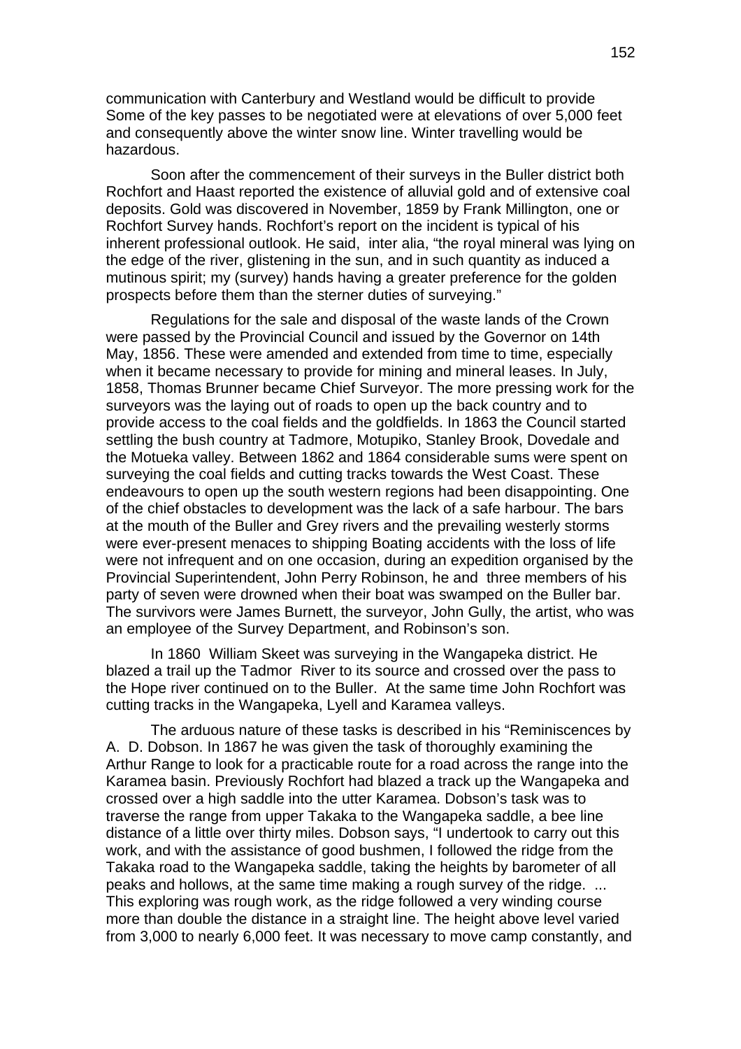communication with Canterbury and Westland would be difficult to provide Some of the key passes to be negotiated were at elevations of over 5,000 feet and consequently above the winter snow line. Winter travelling would be hazardous.

Soon after the commencement of their surveys in the Buller district both Rochfort and Haast reported the existence of alluvial gold and of extensive coal deposits. Gold was discovered in November, 1859 by Frank Millington, one or Rochfort Survey hands. Rochfort's report on the incident is typical of his inherent professional outlook. He said, inter alia, "the royal mineral was lying on the edge of the river, glistening in the sun, and in such quantity as induced a mutinous spirit; my (survey) hands having a greater preference for the golden prospects before them than the sterner duties of surveying."

Regulations for the sale and disposal of the waste lands of the Crown were passed by the Provincial Council and issued by the Governor on 14th May, 1856. These were amended and extended from time to time, especially when it became necessary to provide for mining and mineral leases. In July, 1858, Thomas Brunner became Chief Surveyor. The more pressing work for the surveyors was the laying out of roads to open up the back country and to provide access to the coal fields and the goldfields. In 1863 the Council started settling the bush country at Tadmore, Motupiko, Stanley Brook, Dovedale and the Motueka valley. Between 1862 and 1864 considerable sums were spent on surveying the coal fields and cutting tracks towards the West Coast. These endeavours to open up the south western regions had been disappointing. One of the chief obstacles to development was the lack of a safe harbour. The bars at the mouth of the Buller and Grey rivers and the prevailing westerly storms were ever-present menaces to shipping Boating accidents with the loss of life were not infrequent and on one occasion, during an expedition organised by the Provincial Superintendent, John Perry Robinson, he and three members of his party of seven were drowned when their boat was swamped on the Buller bar. The survivors were James Burnett, the surveyor, John Gully, the artist, who was an employee of the Survey Department, and Robinson's son.

In 1860 William Skeet was surveying in the Wangapeka district. He blazed a trail up the Tadmor River to its source and crossed over the pass to the Hope river continued on to the Buller. At the same time John Rochfort was cutting tracks in the Wangapeka, Lyell and Karamea valleys.

The arduous nature of these tasks is described in his "Reminiscences by A. D. Dobson. In 1867 he was given the task of thoroughly examining the Arthur Range to look for a practicable route for a road across the range into the Karamea basin. Previously Rochfort had blazed a track up the Wangapeka and crossed over a high saddle into the utter Karamea. Dobson's task was to traverse the range from upper Takaka to the Wangapeka saddle, a bee line distance of a little over thirty miles. Dobson says, "I undertook to carry out this work, and with the assistance of good bushmen, I followed the ridge from the Takaka road to the Wangapeka saddle, taking the heights by barometer of all peaks and hollows, at the same time making a rough survey of the ridge. ... This exploring was rough work, as the ridge followed a very winding course more than double the distance in a straight line. The height above level varied from 3,000 to nearly 6,000 feet. It was necessary to move camp constantly, and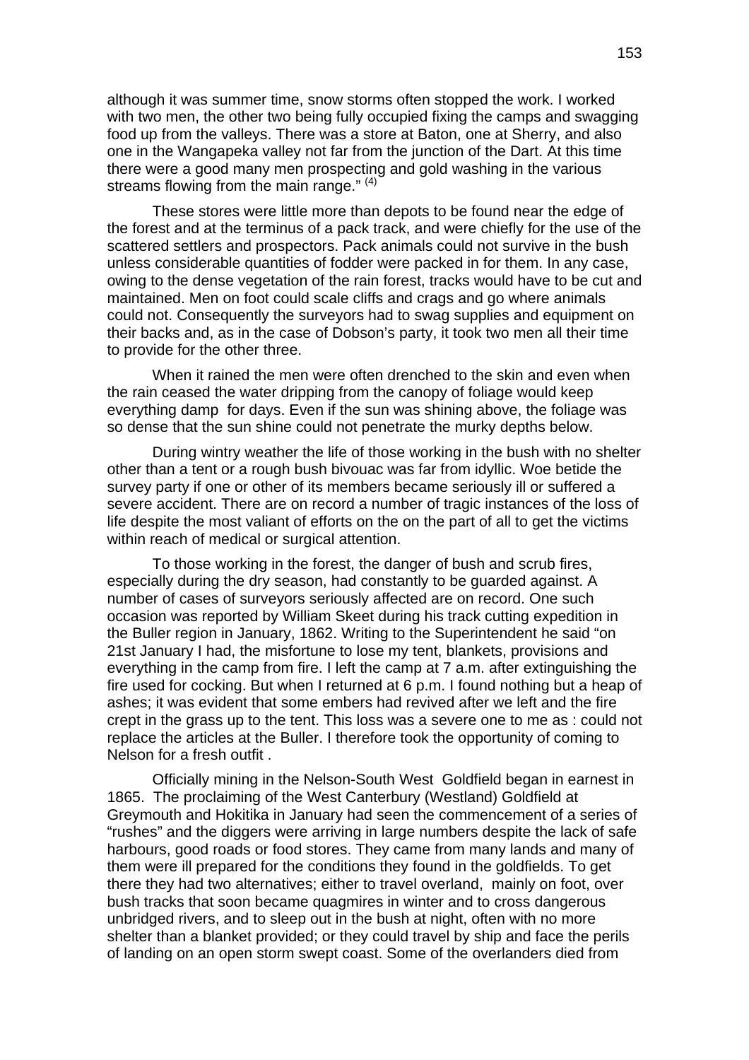although it was summer time, snow storms often stopped the work. I worked with two men, the other two being fully occupied fixing the camps and swagging food up from the valleys. There was a store at Baton, one at Sherry, and also one in the Wangapeka valley not far from the junction of the Dart. At this time there were a good many men prospecting and gold washing in the various streams flowing from the main range." [(4)]

These stores were little more than depots to be found near the edge of the forest and at the terminus of a pack track, and were chiefly for the use of the scattered settlers and prospectors. Pack animals could not survive in the bush unless considerable quantities of fodder were packed in for them. In any case, owing to the dense vegetation of the rain forest, tracks would have to be cut and maintained. Men on foot could scale cliffs and crags and go where animals could not. Consequently the surveyors had to swag supplies and equipment on their backs and, as in the case of Dobson's party, it took two men all their time to provide for the other three.

When it rained the men were often drenched to the skin and even when the rain ceased the water dripping from the canopy of foliage would keep everything damp for days. Even if the sun was shining above, the foliage was so dense that the sun shine could not penetrate the murky depths below.

During wintry weather the life of those working in the bush with no shelter other than a tent or a rough bush bivouac was far from idyllic. Woe betide the survey party if one or other of its members became seriously ill or suffered a severe accident. There are on record a number of tragic instances of the loss of life despite the most valiant of efforts on the on the part of all to get the victims within reach of medical or surgical attention.

To those working in the forest, the danger of bush and scrub fires, especially during the dry season, had constantly to be guarded against. A number of cases of surveyors seriously affected are on record. One such occasion was reported by William Skeet during his track cutting expedition in the Buller region in January, 1862. Writing to the Superintendent he said "on 21st January I had, the misfortune to lose my tent, blankets, provisions and everything in the camp from fire. I left the camp at 7 a.m. after extinguishing the fire used for cocking. But when I returned at 6 p.m. I found nothing but a heap of ashes; it was evident that some embers had revived after we left and the fire crept in the grass up to the tent. This loss was a severe one to me as : could not replace the articles at the Buller. I therefore took the opportunity of coming to Nelson for a fresh outfit .

Officially mining in the Nelson-South West Goldfield began in earnest in 1865. The proclaiming of the West Canterbury (Westland) Goldfield at Greymouth and Hokitika in January had seen the commencement of a series of "rushes" and the diggers were arriving in large numbers despite the lack of safe harbours, good roads or food stores. They came from many lands and many of them were ill prepared for the conditions they found in the goldfields. To get there they had two alternatives; either to travel overland, mainly on foot, over bush tracks that soon became quagmires in winter and to cross dangerous unbridged rivers, and to sleep out in the bush at night, often with no more shelter than a blanket provided; or they could travel by ship and face the perils of landing on an open storm swept coast. Some of the overlanders died from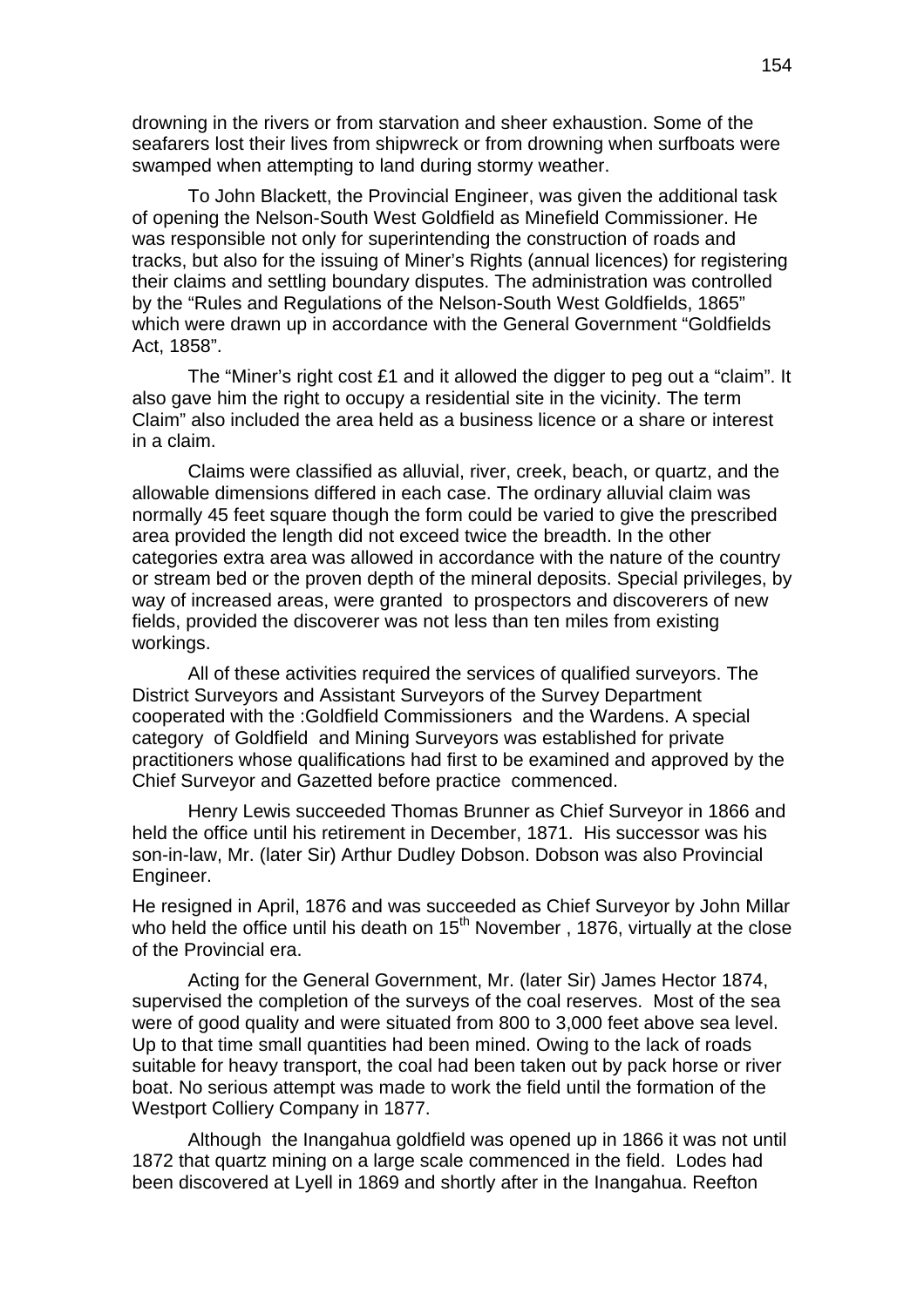drowning in the rivers or from starvation and sheer exhaustion. Some of the seafarers lost their lives from shipwreck or from drowning when surfboats were swamped when attempting to land during stormy weather.

To John Blackett, the Provincial Engineer, was given the additional task of opening the Nelson-South West Goldfield as Minefield Commissioner. He was responsible not only for superintending the construction of roads and tracks, but also for the issuing of Miner's Rights (annual licences) for registering their claims and settling boundary disputes. The administration was controlled by the "Rules and Regulations of the Nelson-South West Goldfields, 1865" which were drawn up in accordance with the General Government "Goldfields Act, 1858".

The "Miner's right cost £1 and it allowed the digger to peg out a "claim". It also gave him the right to occupy a residential site in the vicinity. The term Claim" also included the area held as a business licence or a share or interest in a claim.

Claims were classified as alluvial, river, creek, beach, or quartz, and the allowable dimensions differed in each case. The ordinary alluvial claim was normally 45 feet square though the form could be varied to give the prescribed area provided the length did not exceed twice the breadth. In the other categories extra area was allowed in accordance with the nature of the country or stream bed or the proven depth of the mineral deposits. Special privileges, by way of increased areas, were granted to prospectors and discoverers of new fields, provided the discoverer was not less than ten miles from existing workings.

All of these activities required the services of qualified surveyors. The District Surveyors and Assistant Surveyors of the Survey Department cooperated with the :Goldfield Commissioners and the Wardens. A special category of Goldfield and Mining Surveyors was established for private practitioners whose qualifications had first to be examined and approved by the Chief Surveyor and Gazetted before practice commenced.

Henry Lewis succeeded Thomas Brunner as Chief Surveyor in 1866 and held the office until his retirement in December, 1871. His successor was his son-in-law, Mr. (later Sir) Arthur Dudley Dobson. Dobson was also Provincial Engineer.

He resigned in April, 1876 and was succeeded as Chief Surveyor by John Millar who held the office until his death on 15th November , 1876, virtually at the close of the Provincial era.

Acting for the General Government, Mr. (later Sir) James Hector 1874, supervised the completion of the surveys of the coal reserves. Most of the sea were of good quality and were situated from 800 to 3,000 feet above sea level. Up to that time small quantities had been mined. Owing to the lack of roads suitable for heavy transport, the coal had been taken out by pack horse or river boat. No serious attempt was made to work the field until the formation of the Westport Colliery Company in 1877.

Although the Inangahua goldfield was opened up in 1866 it was not until 1872 that quartz mining on a large scale commenced in the field. Lodes had been discovered at Lyell in 1869 and shortly after in the Inangahua. Reefton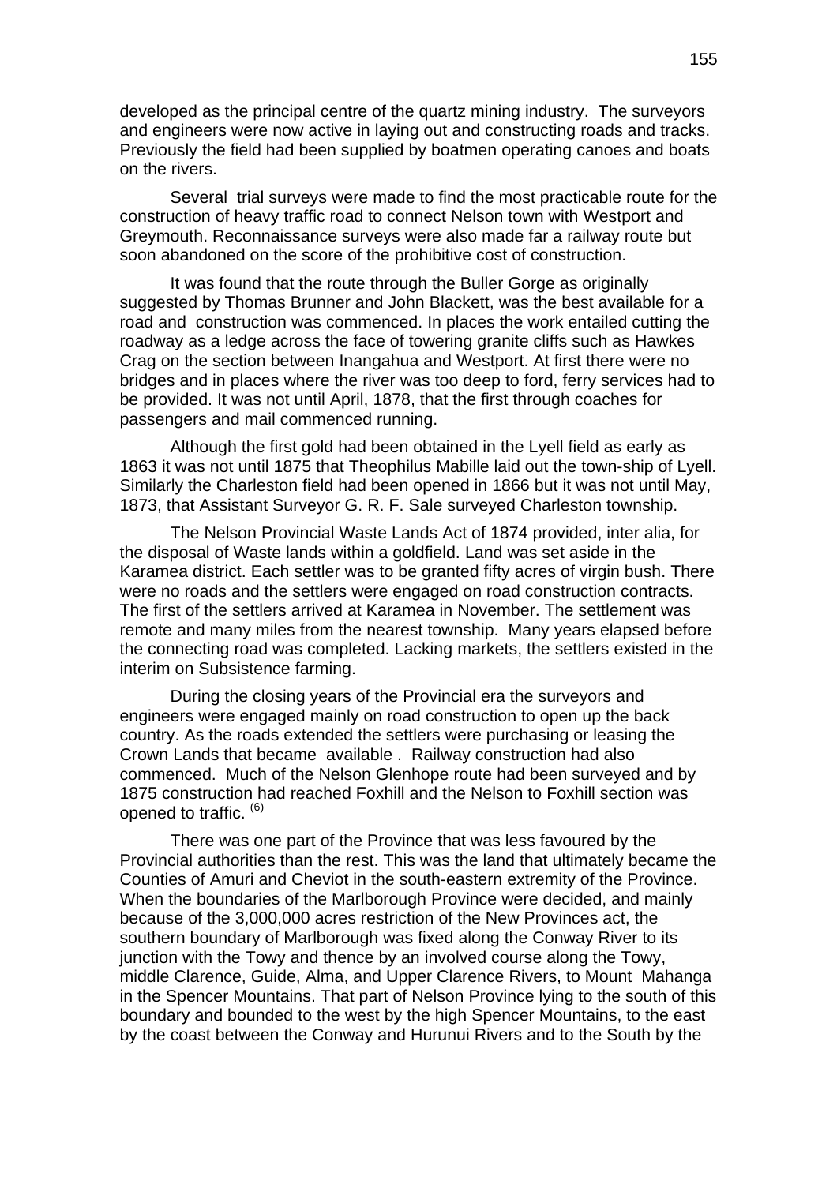developed as the principal centre of the quartz mining industry. The surveyors and engineers were now active in laying out and constructing roads and tracks. Previously the field had been supplied by boatmen operating canoes and boats on the rivers.

Several trial surveys were made to find the most practicable route for the construction of heavy traffic road to connect Nelson town with Westport and Greymouth. Reconnaissance surveys were also made far a railway route but soon abandoned on the score of the prohibitive cost of construction.

It was found that the route through the Buller Gorge as originally suggested by Thomas Brunner and John Blackett, was the best available for a road and construction was commenced. In places the work entailed cutting the roadway as a ledge across the face of towering granite cliffs such as Hawkes Crag on the section between Inangahua and Westport. At first there were no bridges and in places where the river was too deep to ford, ferry services had to be provided. It was not until April, 1878, that the first through coaches for passengers and mail commenced running.

Although the first gold had been obtained in the Lyell field as early as 1863 it was not until 1875 that Theophilus Mabille laid out the town-ship of Lyell. Similarly the Charleston field had been opened in 1866 but it was not until May, 1873, that Assistant Surveyor G. R. F. Sale surveyed Charleston township.

The Nelson Provincial Waste Lands Act of 1874 provided, inter alia, for the disposal of Waste lands within a goldfield. Land was set aside in the Karamea district. Each settler was to be granted fifty acres of virgin bush. There were no roads and the settlers were engaged on road construction contracts. The first of the settlers arrived at Karamea in November. The settlement was remote and many miles from the nearest township. Many years elapsed before the connecting road was completed. Lacking markets, the settlers existed in the interim on Subsistence farming.

During the closing years of the Provincial era the surveyors and engineers were engaged mainly on road construction to open up the back country. As the roads extended the settlers were purchasing or leasing the Crown Lands that became available . Railway construction had also commenced. Much of the Nelson Glenhope route had been surveyed and by 1875 construction had reached Foxhill and the Nelson to Foxhill section was opened to traffic. [(6)]

There was one part of the Province that was less favoured by the Provincial authorities than the rest. This was the land that ultimately became the Counties of Amuri and Cheviot in the south-eastern extremity of the Province. When the boundaries of the Marlborough Province were decided, and mainly because of the 3,000,000 acres restriction of the New Provinces act, the southern boundary of Marlborough was fixed along the Conway River to its junction with the Towy and thence by an involved course along the Towy, middle Clarence, Guide, Alma, and Upper Clarence Rivers, to Mount Mahanga in the Spencer Mountains. That part of Nelson Province lying to the south of this boundary and bounded to the west by the high Spencer Mountains, to the east by the coast between the Conway and Hurunui Rivers and to the South by the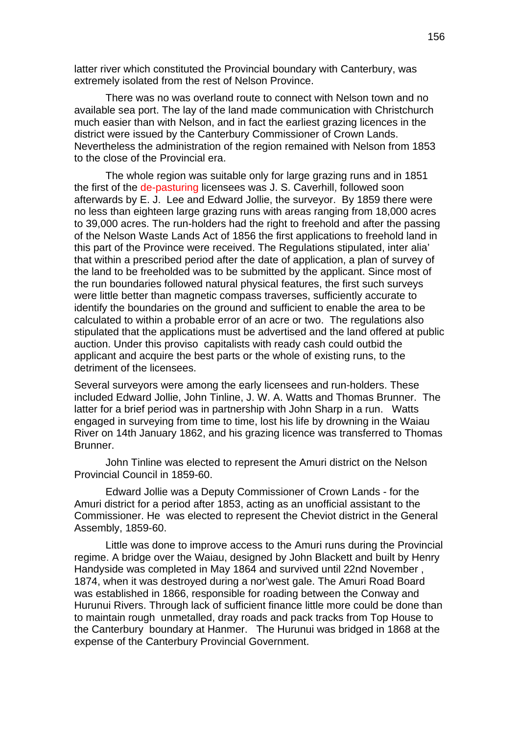latter river which constituted the Provincial boundary with Canterbury, was extremely isolated from the rest of Nelson Province.

There was no was overland route to connect with Nelson town and no available sea port. The lay of the land made communication with Christchurch much easier than with Nelson, and in fact the earliest grazing licences in the district were issued by the Canterbury Commissioner of Crown Lands. Nevertheless the administration of the region remained with Nelson from 1853 to the close of the Provincial era.

The whole region was suitable only for large grazing runs and in 1851 the first of the de-pasturing licensees was J. S. Caverhill, followed soon afterwards by E. J. Lee and Edward Jollie, the surveyor. By 1859 there were no less than eighteen large grazing runs with areas ranging from 18,000 acres to 39,000 acres. The run-holders had the right to freehold and after the passing of the Nelson Waste Lands Act of 1856 the first applications to freehold land in this part of the Province were received. The Regulations stipulated, inter alia' that within a prescribed period after the date of application, a plan of survey of the land to be freeholded was to be submitted by the applicant. Since most of the run boundaries followed natural physical features, the first such surveys were little better than magnetic compass traverses, sufficiently accurate to identify the boundaries on the ground and sufficient to enable the area to be calculated to within a probable error of an acre or two. The regulations also stipulated that the applications must be advertised and the land offered at public auction. Under this proviso capitalists with ready cash could outbid the applicant and acquire the best parts or the whole of existing runs, to the detriment of the licensees.

Several surveyors were among the early licensees and run-holders. These included Edward Jollie, John Tinline, J. W. A. Watts and Thomas Brunner. The latter for a brief period was in partnership with John Sharp in a run. Watts engaged in surveying from time to time, lost his life by drowning in the Waiau River on 14th January 1862, and his grazing licence was transferred to Thomas Brunner.

John Tinline was elected to represent the Amuri district on the Nelson Provincial Council in 1859-60.

Edward Jollie was a Deputy Commissioner of Crown Lands - for the Amuri district for a period after 1853, acting as an unofficial assistant to the Commissioner. He was elected to represent the Cheviot district in the General Assembly, 1859-60.

Little was done to improve access to the Amuri runs during the Provincial regime. A bridge over the Waiau, designed by John Blackett and built by Henry Handyside was completed in May 1864 and survived until 22nd November , 1874, when it was destroyed during a nor'west gale. The Amuri Road Board was established in 1866, responsible for roading between the Conway and Hurunui Rivers. Through lack of sufficient finance little more could be done than to maintain rough unmetalled, dray roads and pack tracks from Top House to the Canterbury boundary at Hanmer. The Hurunui was bridged in 1868 at the expense of the Canterbury Provincial Government.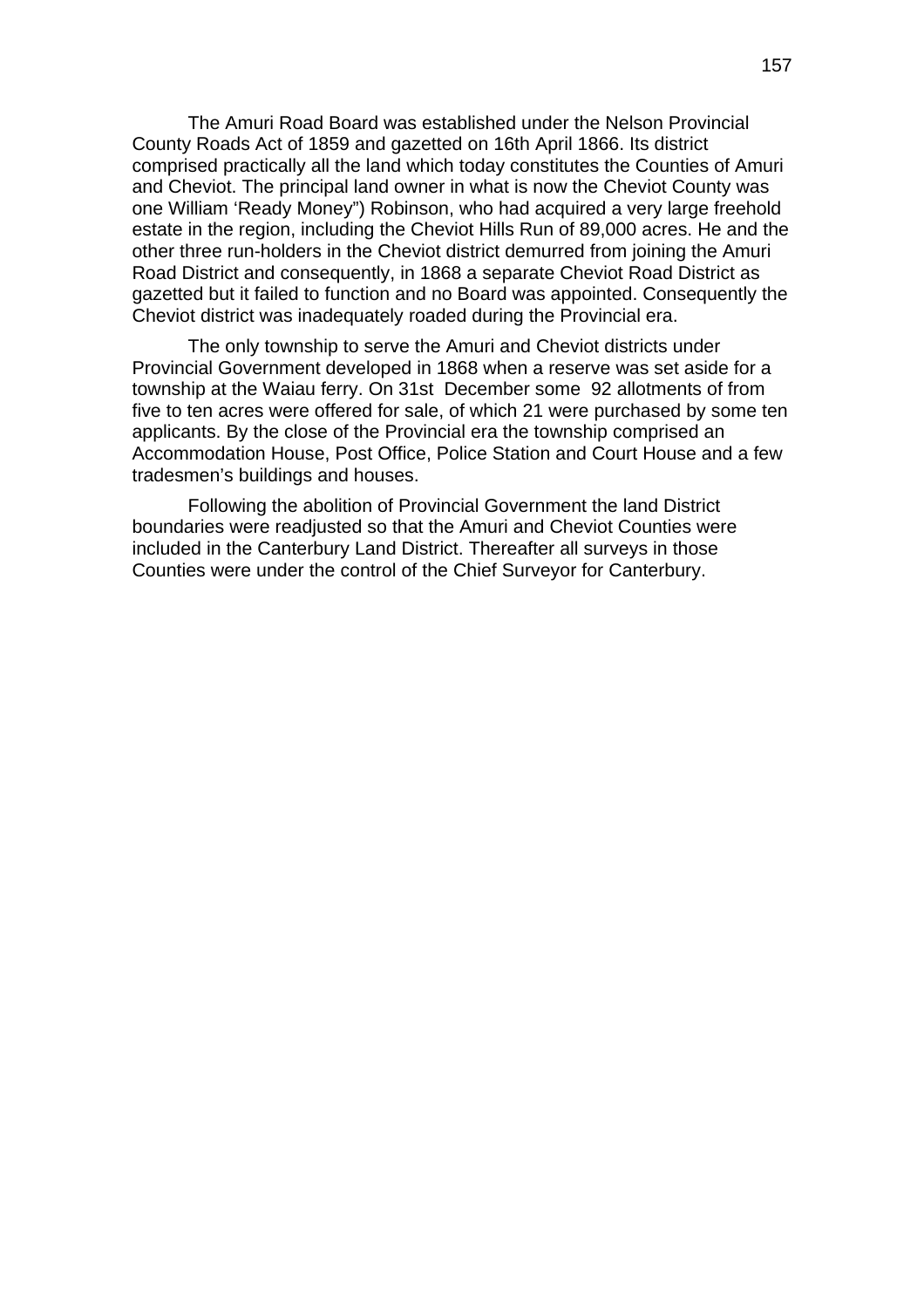The Amuri Road Board was established under the Nelson Provincial County Roads Act of 1859 and gazetted on 16th April 1866. Its district comprised practically all the land which today constitutes the Counties of Amuri and Cheviot. The principal land owner in what is now the Cheviot County was one William ‘Ready Money”) Robinson, who had acquired a very large freehold estate in the region, including the Cheviot Hills Run of 89,000 acres. He and the other three run-holders in the Cheviot district demurred from joining the Amuri Road District and consequently, in 1868 a separate Cheviot Road District as gazetted but it failed to function and no Board was appointed. Consequently the Cheviot district was inadequately roaded during the Provincial era.

The only township to serve the Amuri and Cheviot districts under Provincial Government developed in 1868 when a reserve was set aside for a township at the Waiau ferry. On 31st December some 92 allotments of from five to ten acres were offered for sale, of which 21 were purchased by some ten applicants. By the close of the Provincial era the township comprised an Accommodation House, Post Office, Police Station and Court House and a few tradesmen’s buildings and houses.

Following the abolition of Provincial Government the land District boundaries were readjusted so that the Amuri and Cheviot Counties were included in the Canterbury Land District. Thereafter all surveys in those Counties were under the control of the Chief Surveyor for Canterbury.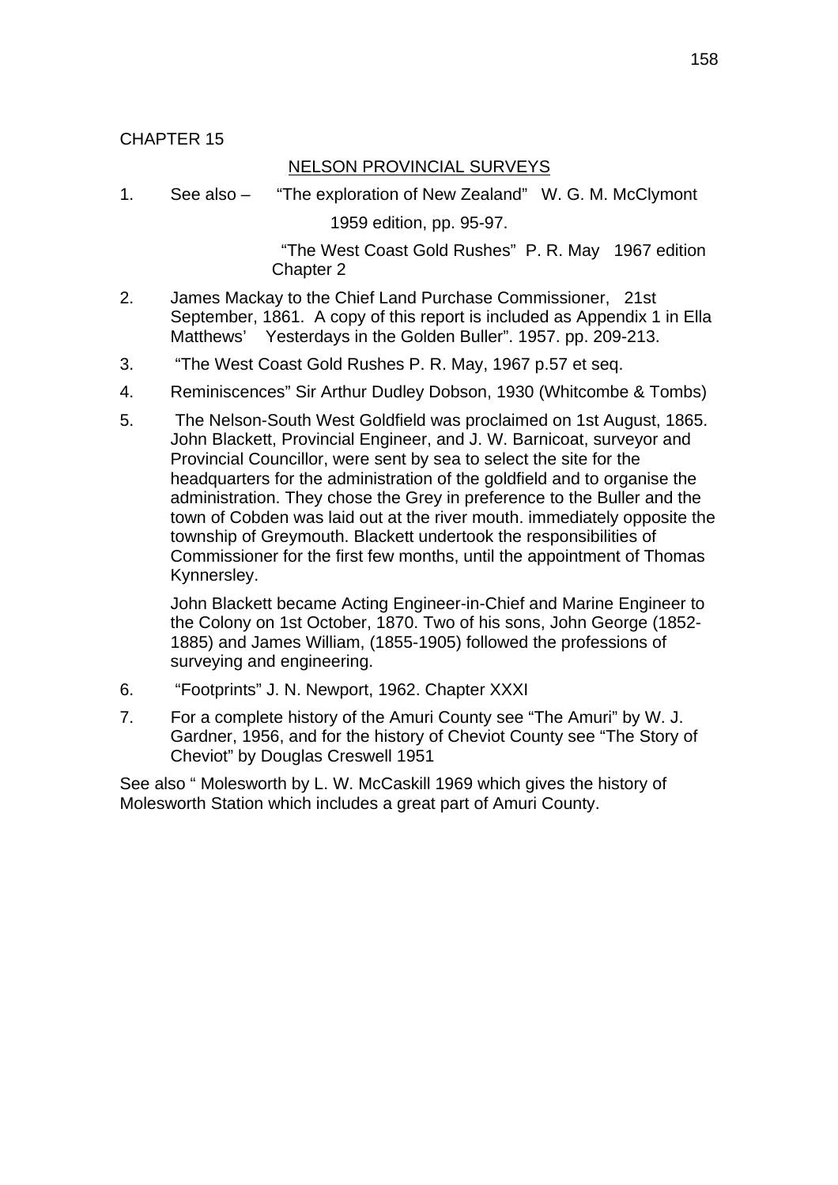CHAPTER 15

## NELSON PROVINCIAL SURVEYS

1. See also – "The exploration of New Zealand" W. G. M. McClymont 1959 edition, pp. 95-97.

   "The West Coast Gold Rushes" P. R. May 1967 edition Chapter 2

2. James Mackay to the Chief Land Purchase Commissioner, 21st September, 1861. A copy of this report is included as Appendix 1 in Ella Matthews' Yesterdays in the Golden Buller". 1957. pp. 209-213.

3. "The West Coast Gold Rushes P. R. May, 1967 p.57 et seq.

4. Reminiscences" Sir Arthur Dudley Dobson, 1930 (Whitcombe & Tombs)

5. The Nelson-South West Goldfield was proclaimed on 1st August, 1865. John Blackett, Provincial Engineer, and J. W. Barnicoat, surveyor and Provincial Councillor, were sent by sea to select the site for the headquarters for the administration of the goldfield and to organise the administration. They chose the Grey in preference to the Buller and the town of Cobden was laid out at the river mouth. immediately opposite the township of Greymouth. Blackett undertook the responsibilities of Commissioner for the first few months, until the appointment of Thomas Kynnersley.

   John Blackett became Acting Engineer-in-Chief and Marine Engineer to the Colony on 1st October, 1870. Two of his sons, John George (1852-1885) and James William, (1855-1905) followed the professions of surveying and engineering.

6. "Footprints" J. N. Newport, 1962. Chapter XXXI

7. For a complete history of the Amuri County see "The Amuri" by W. J. Gardner, 1956, and for the history of Cheviot County see "The Story of Cheviot" by Douglas Creswell 1951

See also " Molesworth by L. W. McCaskill 1969 which gives the history of Molesworth Station which includes a great part of Amuri County.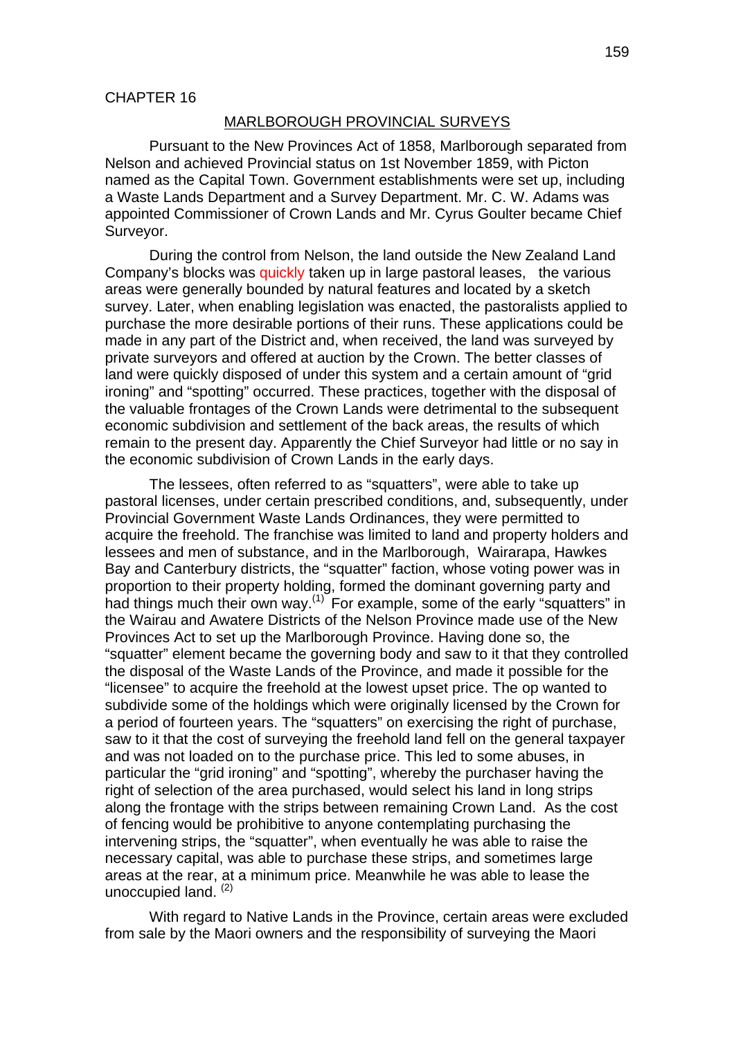CHAPTER 16

## MARLBOROUGH PROVINCIAL SURVEYS

Pursuant to the New Provinces Act of 1858, Marlborough separated from Nelson and achieved Provincial status on 1st November 1859, with Picton named as the Capital Town. Government establishments were set up, including a Waste Lands Department and a Survey Department. Mr. C. W. Adams was appointed Commissioner of Crown Lands and Mr. Cyrus Goulter became Chief Surveyor.

During the control from Nelson, the land outside the New Zealand Land Company's blocks was quickly taken up in large pastoral leases, the various areas were generally bounded by natural features and located by a sketch survey. Later, when enabling legislation was enacted, the pastoralists applied to purchase the more desirable portions of their runs. These applications could be made in any part of the District and, when received, the land was surveyed by private surveyors and offered at auction by the Crown. The better classes of land were quickly disposed of under this system and a certain amount of "grid ironing" and "spotting" occurred. These practices, together with the disposal of the valuable frontages of the Crown Lands were detrimental to the subsequent economic subdivision and settlement of the back areas, the results of which remain to the present day. Apparently the Chief Surveyor had little or no say in the economic subdivision of Crown Lands in the early days.

The lessees, often referred to as "squatters", were able to take up pastoral licenses, under certain prescribed conditions, and, subsequently, under Provincial Government Waste Lands Ordinances, they were permitted to acquire the freehold. The franchise was limited to land and property holders and lessees and men of substance, and in the Marlborough, Wairarapa, Hawkes Bay and Canterbury districts, the "squatter" faction, whose voting power was in proportion to their property holding, formed the dominant governing party and had things much their own way.[1] For example, some of the early "squatters" in the Wairau and Awatere Districts of the Nelson Province made use of the New Provinces Act to set up the Marlborough Province. Having done so, the "squatter" element became the governing body and saw to it that they controlled the disposal of the Waste Lands of the Province, and made it possible for the "licensee" to acquire the freehold at the lowest upset price. The op wanted to subdivide some of the holdings which were originally licensed by the Crown for a period of fourteen years. The "squatters" on exercising the right of purchase, saw to it that the cost of surveying the freehold land fell on the general taxpayer and was not loaded on to the purchase price. This led to some abuses, in particular the "grid ironing" and "spotting", whereby the purchaser having the right of selection of the area purchased, would select his land in long strips along the frontage with the strips between remaining Crown Land. As the cost of fencing would be prohibitive to anyone contemplating purchasing the intervening strips, the "squatter", when eventually he was able to raise the necessary capital, was able to purchase these strips, and sometimes large areas at the rear, at a minimum price. Meanwhile he was able to lease the unoccupied land. [2]

With regard to Native Lands in the Province, certain areas were excluded from sale by the Maori owners and the responsibility of surveying the Maori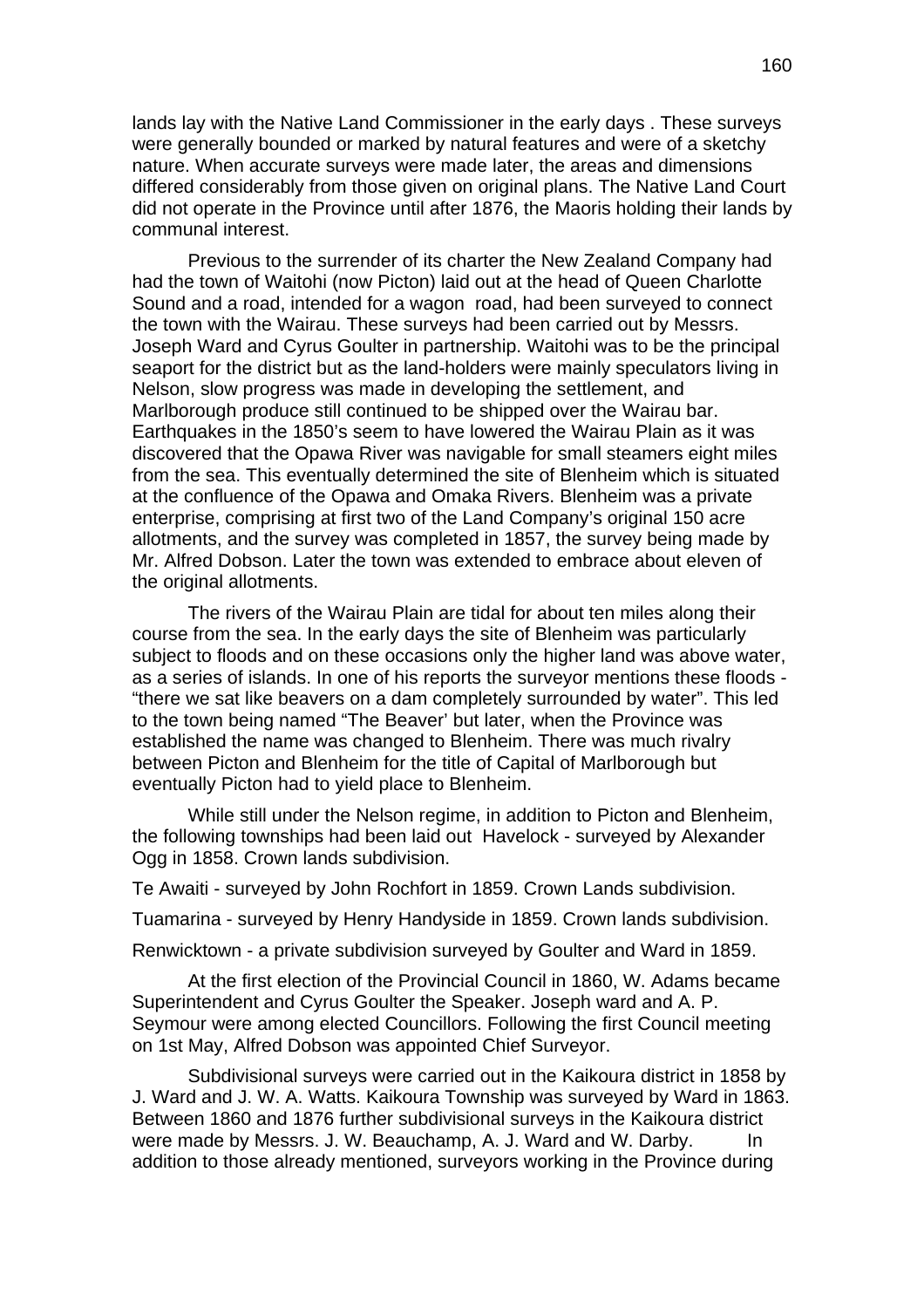lands lay with the Native Land Commissioner in the early days . These surveys were generally bounded or marked by natural features and were of a sketchy nature. When accurate surveys were made later, the areas and dimensions differed considerably from those given on original plans. The Native Land Court did not operate in the Province until after 1876, the Maoris holding their lands by communal interest.

Previous to the surrender of its charter the New Zealand Company had had the town of Waitohi (now Picton) laid out at the head of Queen Charlotte Sound and a road, intended for a wagon road, had been surveyed to connect the town with the Wairau. These surveys had been carried out by Messrs. Joseph Ward and Cyrus Goulter in partnership. Waitohi was to be the principal seaport for the district but as the land-holders were mainly speculators living in Nelson, slow progress was made in developing the settlement, and Marlborough produce still continued to be shipped over the Wairau bar. Earthquakes in the 1850's seem to have lowered the Wairau Plain as it was discovered that the Opawa River was navigable for small steamers eight miles from the sea. This eventually determined the site of Blenheim which is situated at the confluence of the Opawa and Omaka Rivers. Blenheim was a private enterprise, comprising at first two of the Land Company's original 150 acre allotments, and the survey was completed in 1857, the survey being made by Mr. Alfred Dobson. Later the town was extended to embrace about eleven of the original allotments.

The rivers of the Wairau Plain are tidal for about ten miles along their course from the sea. In the early days the site of Blenheim was particularly subject to floods and on these occasions only the higher land was above water, as a series of islands. In one of his reports the surveyor mentions these floods - "there we sat like beavers on a dam completely surrounded by water". This led to the town being named "The Beaver' but later, when the Province was established the name was changed to Blenheim. There was much rivalry between Picton and Blenheim for the title of Capital of Marlborough but eventually Picton had to yield place to Blenheim.

While still under the Nelson regime, in addition to Picton and Blenheim, the following townships had been laid out Havelock - surveyed by Alexander Ogg in 1858. Crown lands subdivision.

Te Awaiti - surveyed by John Rochfort in 1859. Crown Lands subdivision.

Tuamarina - surveyed by Henry Handyside in 1859. Crown lands subdivision.

Renwicktown - a private subdivision surveyed by Goulter and Ward in 1859.

At the first election of the Provincial Council in 1860, W. Adams became Superintendent and Cyrus Goulter the Speaker. Joseph ward and A. P. Seymour were among elected Councillors. Following the first Council meeting on 1st May, Alfred Dobson was appointed Chief Surveyor.

Subdivisional surveys were carried out in the Kaikoura district in 1858 by J. Ward and J. W. A. Watts. Kaikoura Township was surveyed by Ward in 1863. Between 1860 and 1876 further subdivisional surveys in the Kaikoura district were made by Messrs. J. W. Beauchamp, A. J. Ward and W. Darby. In addition to those already mentioned, surveyors working in the Province during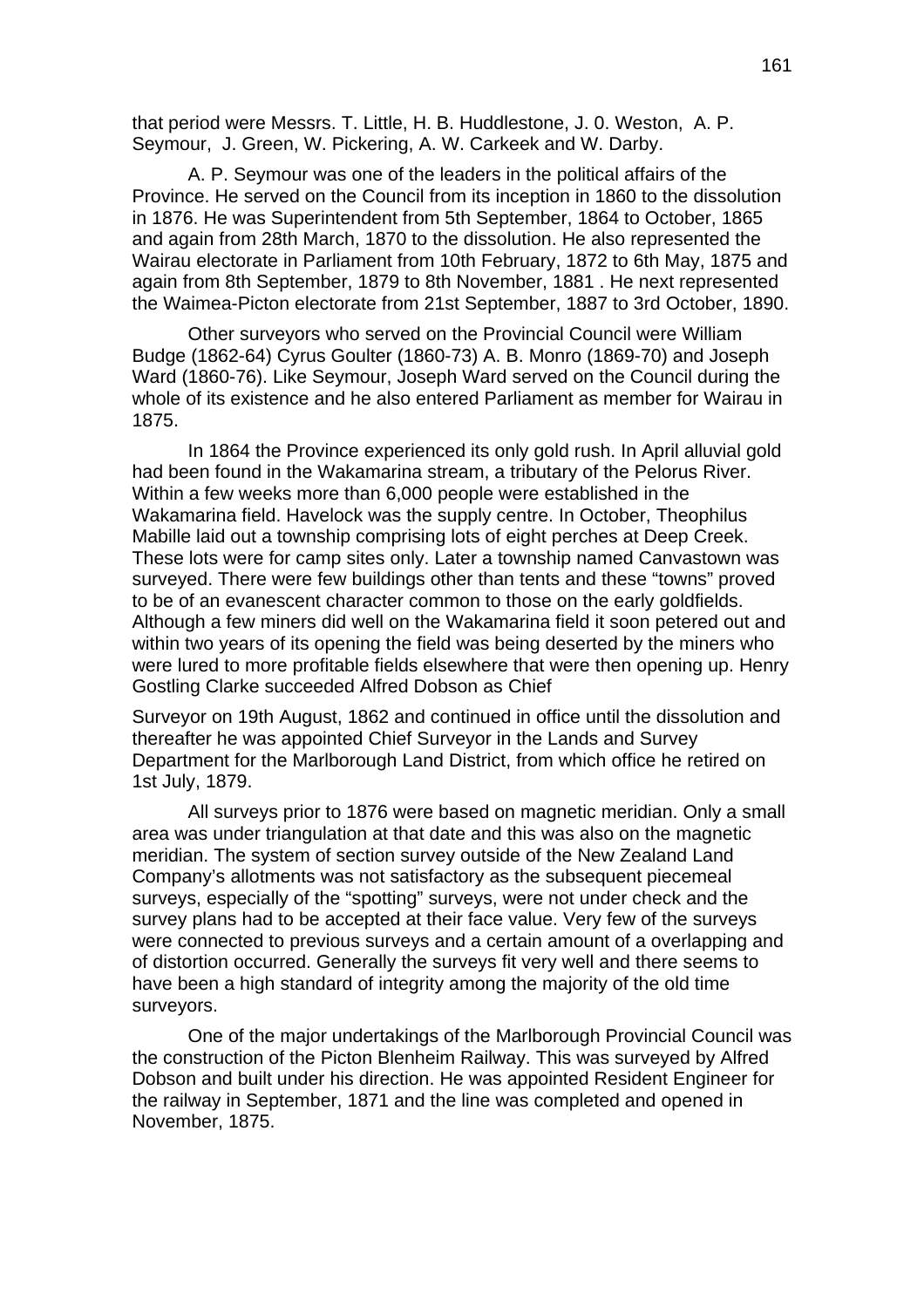that period were Messrs. T. Little, H. B. Huddlestone, J. 0. Weston, A. P. Seymour, J. Green, W. Pickering, A. W. Carkeek and W. Darby.

A. P. Seymour was one of the leaders in the political affairs of the Province. He served on the Council from its inception in 1860 to the dissolution in 1876. He was Superintendent from 5th September, 1864 to October, 1865 and again from 28th March, 1870 to the dissolution. He also represented the Wairau electorate in Parliament from 10th February, 1872 to 6th May, 1875 and again from 8th September, 1879 to 8th November, 1881 . He next represented the Waimea-Picton electorate from 21st September, 1887 to 3rd October, 1890.

Other surveyors who served on the Provincial Council were William Budge (1862-64) Cyrus Goulter (1860-73) A. B. Monro (1869-70) and Joseph Ward (1860-76). Like Seymour, Joseph Ward served on the Council during the whole of its existence and he also entered Parliament as member for Wairau in 1875.

In 1864 the Province experienced its only gold rush. In April alluvial gold had been found in the Wakamarina stream, a tributary of the Pelorus River. Within a few weeks more than 6,000 people were established in the Wakamarina field. Havelock was the supply centre. In October, Theophilus Mabille laid out a township comprising lots of eight perches at Deep Creek. These lots were for camp sites only. Later a township named Canvastown was surveyed. There were few buildings other than tents and these "towns" proved to be of an evanescent character common to those on the early goldfields. Although a few miners did well on the Wakamarina field it soon petered out and within two years of its opening the field was being deserted by the miners who were lured to more profitable fields elsewhere that were then opening up. Henry Gostling Clarke succeeded Alfred Dobson as Chief

Surveyor on 19th August, 1862 and continued in office until the dissolution and thereafter he was appointed Chief Surveyor in the Lands and Survey Department for the Marlborough Land District, from which office he retired on 1st July, 1879.

All surveys prior to 1876 were based on magnetic meridian. Only a small area was under triangulation at that date and this was also on the magnetic meridian. The system of section survey outside of the New Zealand Land Company's allotments was not satisfactory as the subsequent piecemeal surveys, especially of the "spotting" surveys, were not under check and the survey plans had to be accepted at their face value. Very few of the surveys were connected to previous surveys and a certain amount of a overlapping and of distortion occurred. Generally the surveys fit very well and there seems to have been a high standard of integrity among the majority of the old time surveyors.

One of the major undertakings of the Marlborough Provincial Council was the construction of the Picton Blenheim Railway. This was surveyed by Alfred Dobson and built under his direction. He was appointed Resident Engineer for the railway in September, 1871 and the line was completed and opened in November, 1875.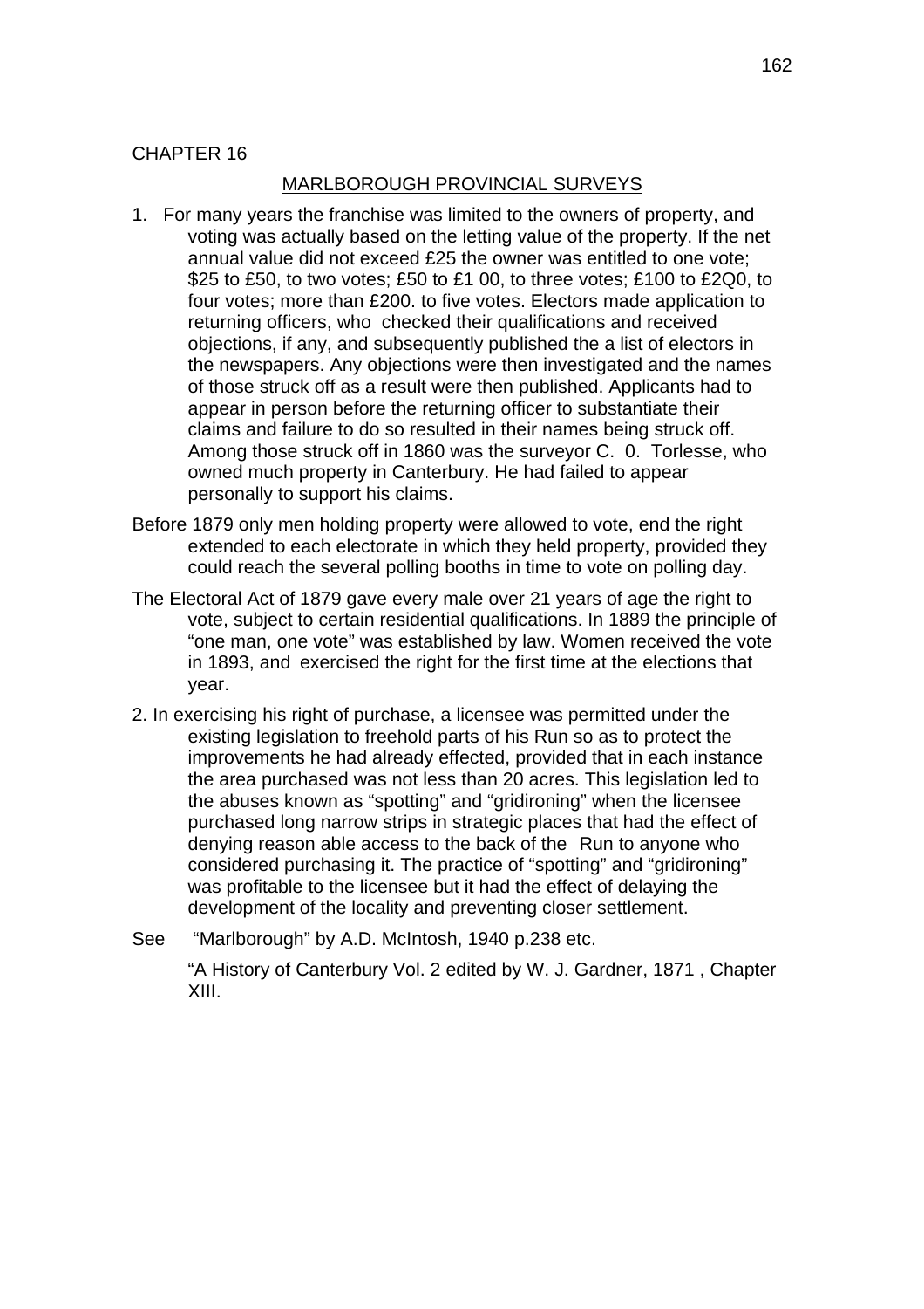CHAPTER 16

## MARLBOROUGH PROVINCIAL SURVEYS

1. For many years the franchise was limited to the owners of property, and voting was actually based on the letting value of the property. If the net annual value did not exceed £25 the owner was entitled to one vote; $25 to £50, to two votes; £50 to £1 00, to three votes; £100 to £2Q0, to four votes; more than £200. to five votes. Electors made application to returning officers, who checked their qualifications and received objections, if any, and subsequently published the a list of electors in the newspapers. Any objections were then investigated and the names of those struck off as a result were then published. Applicants had to appear in person before the returning officer to substantiate their claims and failure to do so resulted in their names being struck off. Among those struck off in 1860 was the surveyor C. 0. Torlesse, who owned much property in Canterbury. He had failed to appear personally to support his claims.

Before 1879 only men holding property were allowed to vote, end the right extended to each electorate in which they held property, provided they could reach the several polling booths in time to vote on polling day.

The Electoral Act of 1879 gave every male over 21 years of age the right to vote, subject to certain residential qualifications. In 1889 the principle of "one man, one vote" was established by law. Women received the vote in 1893, and exercised the right for the first time at the elections that year.

2. In exercising his right of purchase, a licensee was permitted under the existing legislation to freehold parts of his Run so as to protect the improvements he had already effected, provided that in each instance the area purchased was not less than 20 acres. This legislation led to the abuses known as "spotting" and "gridironing" when the licensee purchased long narrow strips in strategic places that had the effect of denying reason able access to the back of the Run to anyone who considered purchasing it. The practice of "spotting" and "gridironing" was profitable to the licensee but it had the effect of delaying the development of the locality and preventing closer settlement.

See "Marlborough" by A.D. McIntosh, 1940 p.238 etc.

"A History of Canterbury Vol. 2 edited by W. J. Gardner, 1871 , Chapter XIII.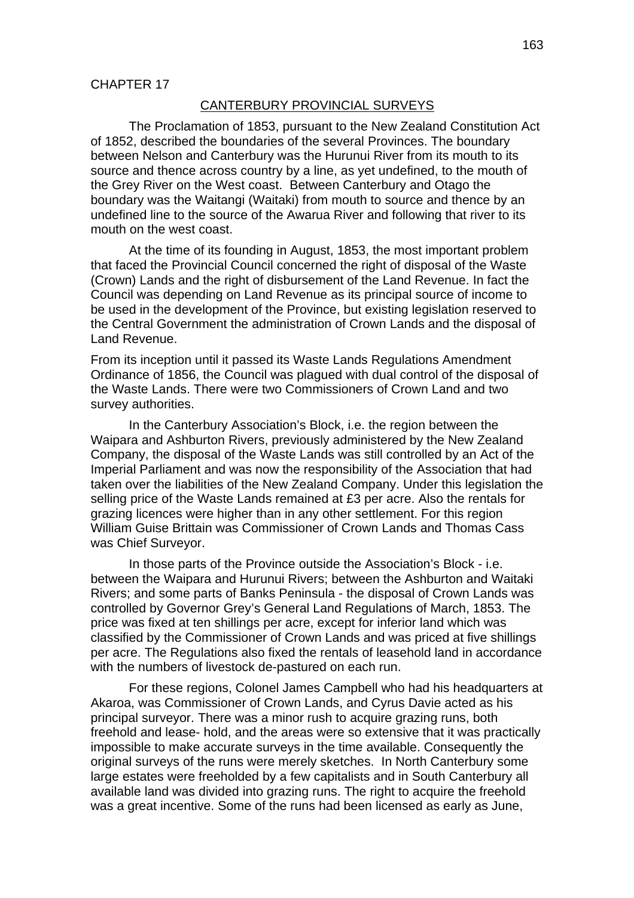CHAPTER 17

## CANTERBURY PROVINCIAL SURVEYS

The Proclamation of 1853, pursuant to the New Zealand Constitution Act of 1852, described the boundaries of the several Provinces. The boundary between Nelson and Canterbury was the Hurunui River from its mouth to its source and thence across country by a line, as yet undefined, to the mouth of the Grey River on the West coast. Between Canterbury and Otago the boundary was the Waitangi (Waitaki) from mouth to source and thence by an undefined line to the source of the Awarua River and following that river to its mouth on the west coast.

At the time of its founding in August, 1853, the most important problem that faced the Provincial Council concerned the right of disposal of the Waste (Crown) Lands and the right of disbursement of the Land Revenue. In fact the Council was depending on Land Revenue as its principal source of income to be used in the development of the Province, but existing legislation reserved to the Central Government the administration of Crown Lands and the disposal of Land Revenue.

From its inception until it passed its Waste Lands Regulations Amendment Ordinance of 1856, the Council was plagued with dual control of the disposal of the Waste Lands. There were two Commissioners of Crown Land and two survey authorities.

In the Canterbury Association's Block, i.e. the region between the Waipara and Ashburton Rivers, previously administered by the New Zealand Company, the disposal of the Waste Lands was still controlled by an Act of the Imperial Parliament and was now the responsibility of the Association that had taken over the liabilities of the New Zealand Company. Under this legislation the selling price of the Waste Lands remained at £3 per acre. Also the rentals for grazing licences were higher than in any other settlement. For this region William Guise Brittain was Commissioner of Crown Lands and Thomas Cass was Chief Surveyor.

In those parts of the Province outside the Association's Block - i.e. between the Waipara and Hurunui Rivers; between the Ashburton and Waitaki Rivers; and some parts of Banks Peninsula - the disposal of Crown Lands was controlled by Governor Grey's General Land Regulations of March, 1853. The price was fixed at ten shillings per acre, except for inferior land which was classified by the Commissioner of Crown Lands and was priced at five shillings per acre. The Regulations also fixed the rentals of leasehold land in accordance with the numbers of livestock de-pastured on each run.

For these regions, Colonel James Campbell who had his headquarters at Akaroa, was Commissioner of Crown Lands, and Cyrus Davie acted as his principal surveyor. There was a minor rush to acquire grazing runs, both freehold and lease- hold, and the areas were so extensive that it was practically impossible to make accurate surveys in the time available. Consequently the original surveys of the runs were merely sketches. In North Canterbury some large estates were freeholded by a few capitalists and in South Canterbury all available land was divided into grazing runs. The right to acquire the freehold was a great incentive. Some of the runs had been licensed as early as June,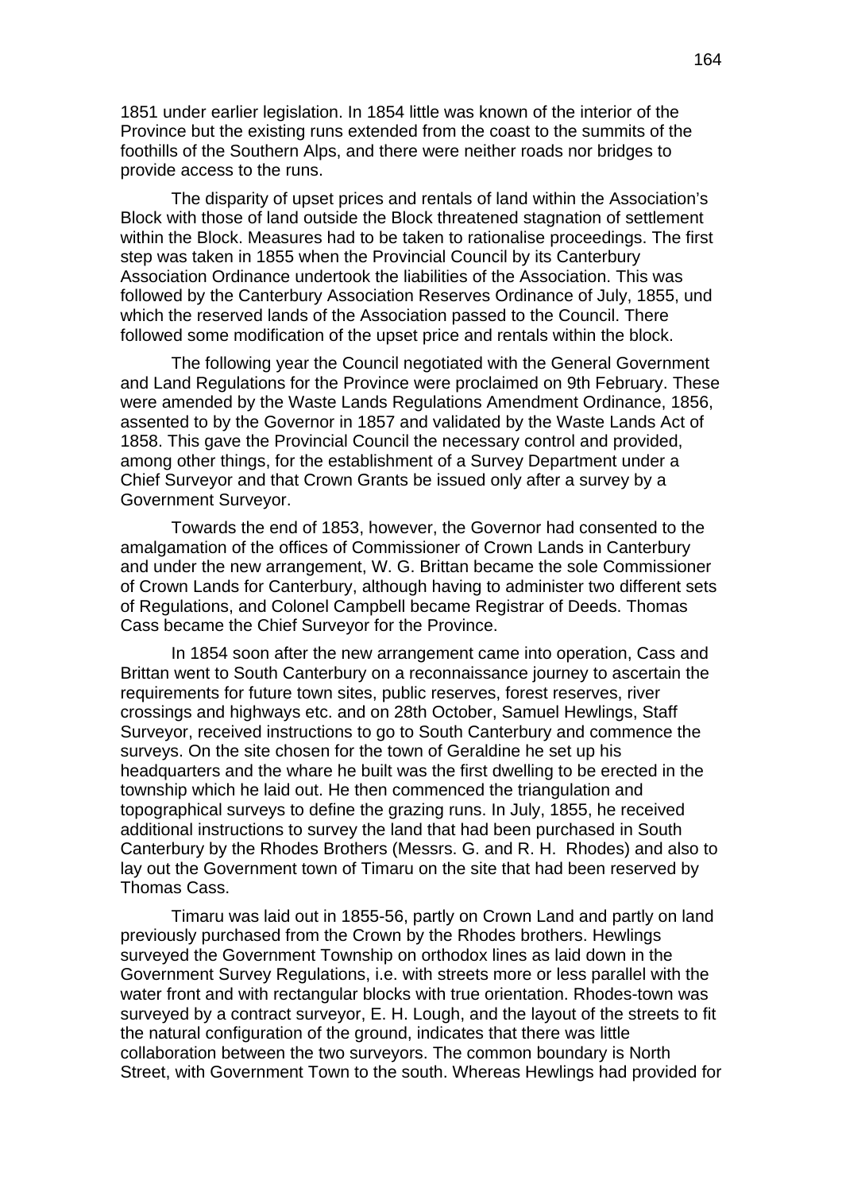1851 under earlier legislation. In 1854 little was known of the interior of the Province but the existing runs extended from the coast to the summits of the foothills of the Southern Alps, and there were neither roads nor bridges to provide access to the runs.

The disparity of upset prices and rentals of land within the Association's Block with those of land outside the Block threatened stagnation of settlement within the Block. Measures had to be taken to rationalise proceedings. The first step was taken in 1855 when the Provincial Council by its Canterbury Association Ordinance undertook the liabilities of the Association. This was followed by the Canterbury Association Reserves Ordinance of July, 1855, und which the reserved lands of the Association passed to the Council. There followed some modification of the upset price and rentals within the block.

The following year the Council negotiated with the General Government and Land Regulations for the Province were proclaimed on 9th February. These were amended by the Waste Lands Regulations Amendment Ordinance, 1856, assented to by the Governor in 1857 and validated by the Waste Lands Act of 1858. This gave the Provincial Council the necessary control and provided, among other things, for the establishment of a Survey Department under a Chief Surveyor and that Crown Grants be issued only after a survey by a Government Surveyor.

Towards the end of 1853, however, the Governor had consented to the amalgamation of the offices of Commissioner of Crown Lands in Canterbury and under the new arrangement, W. G. Brittan became the sole Commissioner of Crown Lands for Canterbury, although having to administer two different sets of Regulations, and Colonel Campbell became Registrar of Deeds. Thomas Cass became the Chief Surveyor for the Province.

In 1854 soon after the new arrangement came into operation, Cass and Brittan went to South Canterbury on a reconnaissance journey to ascertain the requirements for future town sites, public reserves, forest reserves, river crossings and highways etc. and on 28th October, Samuel Hewlings, Staff Surveyor, received instructions to go to South Canterbury and commence the surveys. On the site chosen for the town of Geraldine he set up his headquarters and the whare he built was the first dwelling to be erected in the township which he laid out. He then commenced the triangulation and topographical surveys to define the grazing runs. In July, 1855, he received additional instructions to survey the land that had been purchased in South Canterbury by the Rhodes Brothers (Messrs. G. and R. H. Rhodes) and also to lay out the Government town of Timaru on the site that had been reserved by Thomas Cass.

Timaru was laid out in 1855-56, partly on Crown Land and partly on land previously purchased from the Crown by the Rhodes brothers. Hewlings surveyed the Government Township on orthodox lines as laid down in the Government Survey Regulations, i.e. with streets more or less parallel with the water front and with rectangular blocks with true orientation. Rhodes-town was surveyed by a contract surveyor, E. H. Lough, and the layout of the streets to fit the natural configuration of the ground, indicates that there was little collaboration between the two surveyors. The common boundary is North Street, with Government Town to the south. Whereas Hewlings had provided for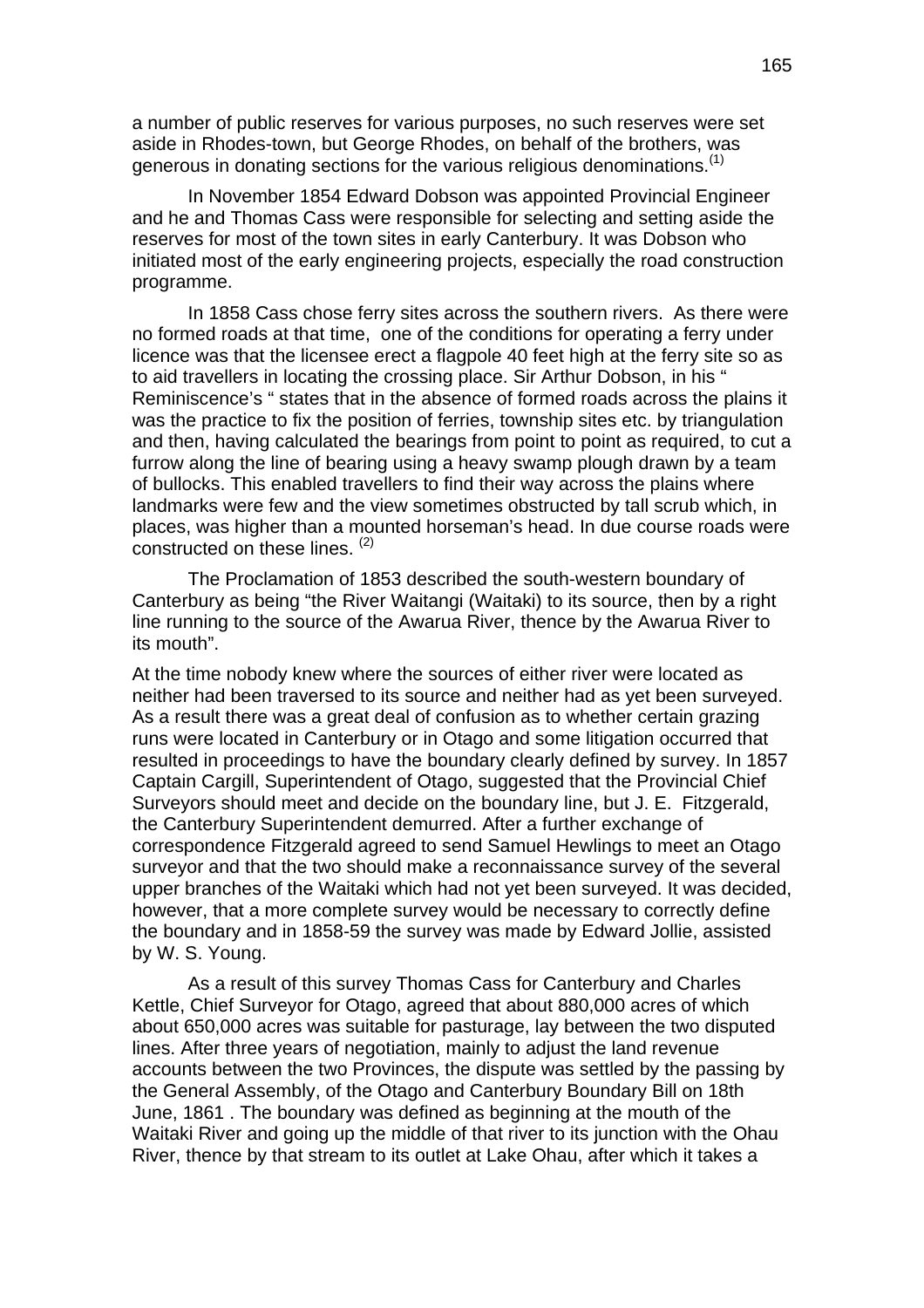a number of public reserves for various purposes, no such reserves were set aside in Rhodes-town, but George Rhodes, on behalf of the brothers, was generous in donating sections for the various religious denominations.[1]

In November 1854 Edward Dobson was appointed Provincial Engineer and he and Thomas Cass were responsible for selecting and setting aside the reserves for most of the town sites in early Canterbury. It was Dobson who initiated most of the early engineering projects, especially the road construction programme.

In 1858 Cass chose ferry sites across the southern rivers. As there were no formed roads at that time, one of the conditions for operating a ferry under licence was that the licensee erect a flagpole 40 feet high at the ferry site so as to aid travellers in locating the crossing place. Sir Arthur Dobson, in his " Reminiscence's " states that in the absence of formed roads across the plains it was the practice to fix the position of ferries, township sites etc. by triangulation and then, having calculated the bearings from point to point as required, to cut a furrow along the line of bearing using a heavy swamp plough drawn by a team of bullocks. This enabled travellers to find their way across the plains where landmarks were few and the view sometimes obstructed by tall scrub which, in places, was higher than a mounted horseman's head. In due course roads were constructed on these lines. [2]

The Proclamation of 1853 described the south-western boundary of Canterbury as being "the River Waitangi (Waitaki) to its source, then by a right line running to the source of the Awarua River, thence by the Awarua River to its mouth".

At the time nobody knew where the sources of either river were located as neither had been traversed to its source and neither had as yet been surveyed. As a result there was a great deal of confusion as to whether certain grazing runs were located in Canterbury or in Otago and some litigation occurred that resulted in proceedings to have the boundary clearly defined by survey. In 1857 Captain Cargill, Superintendent of Otago, suggested that the Provincial Chief Surveyors should meet and decide on the boundary line, but J. E. Fitzgerald, the Canterbury Superintendent demurred. After a further exchange of correspondence Fitzgerald agreed to send Samuel Hewlings to meet an Otago surveyor and that the two should make a reconnaissance survey of the several upper branches of the Waitaki which had not yet been surveyed. It was decided, however, that a more complete survey would be necessary to correctly define the boundary and in 1858-59 the survey was made by Edward Jollie, assisted by W. S. Young.

As a result of this survey Thomas Cass for Canterbury and Charles Kettle, Chief Surveyor for Otago, agreed that about 880,000 acres of which about 650,000 acres was suitable for pasturage, lay between the two disputed lines. After three years of negotiation, mainly to adjust the land revenue accounts between the two Provinces, the dispute was settled by the passing by the General Assembly, of the Otago and Canterbury Boundary Bill on 18th June, 1861 . The boundary was defined as beginning at the mouth of the Waitaki River and going up the middle of that river to its junction with the Ohau River, thence by that stream to its outlet at Lake Ohau, after which it takes a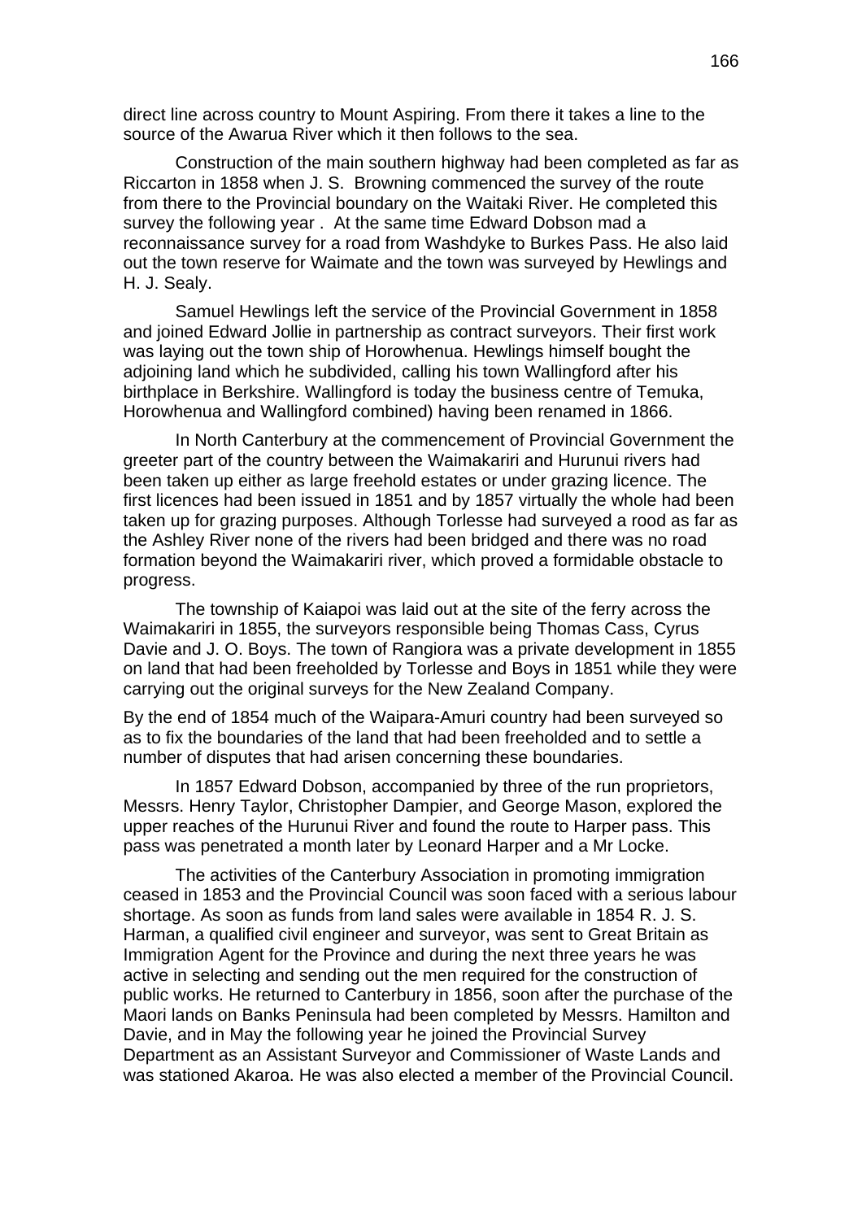direct line across country to Mount Aspiring. From there it takes a line to the source of the Awarua River which it then follows to the sea.

Construction of the main southern highway had been completed as far as Riccarton in 1858 when J. S. Browning commenced the survey of the route from there to the Provincial boundary on the Waitaki River. He completed this survey the following year . At the same time Edward Dobson mad a reconnaissance survey for a road from Washdyke to Burkes Pass. He also laid out the town reserve for Waimate and the town was surveyed by Hewlings and H. J. Sealy.

Samuel Hewlings left the service of the Provincial Government in 1858 and joined Edward Jollie in partnership as contract surveyors. Their first work was laying out the town ship of Horowhenua. Hewlings himself bought the adjoining land which he subdivided, calling his town Wallingford after his birthplace in Berkshire. Wallingford is today the business centre of Temuka, Horowhenua and Wallingford combined) having been renamed in 1866.

In North Canterbury at the commencement of Provincial Government the greeter part of the country between the Waimakariri and Hurunui rivers had been taken up either as large freehold estates or under grazing licence. The first licences had been issued in 1851 and by 1857 virtually the whole had been taken up for grazing purposes. Although Torlesse had surveyed a rood as far as the Ashley River none of the rivers had been bridged and there was no road formation beyond the Waimakariri river, which proved a formidable obstacle to progress.

The township of Kaiapoi was laid out at the site of the ferry across the Waimakariri in 1855, the surveyors responsible being Thomas Cass, Cyrus Davie and J. O. Boys. The town of Rangiora was a private development in 1855 on land that had been freeholded by Torlesse and Boys in 1851 while they were carrying out the original surveys for the New Zealand Company.

By the end of 1854 much of the Waipara-Amuri country had been surveyed so as to fix the boundaries of the land that had been freeholded and to settle a number of disputes that had arisen concerning these boundaries.

In 1857 Edward Dobson, accompanied by three of the run proprietors, Messrs. Henry Taylor, Christopher Dampier, and George Mason, explored the upper reaches of the Hurunui River and found the route to Harper pass. This pass was penetrated a month later by Leonard Harper and a Mr Locke.

The activities of the Canterbury Association in promoting immigration ceased in 1853 and the Provincial Council was soon faced with a serious labour shortage. As soon as funds from land sales were available in 1854 R. J. S. Harman, a qualified civil engineer and surveyor, was sent to Great Britain as Immigration Agent for the Province and during the next three years he was active in selecting and sending out the men required for the construction of public works. He returned to Canterbury in 1856, soon after the purchase of the Maori lands on Banks Peninsula had been completed by Messrs. Hamilton and Davie, and in May the following year he joined the Provincial Survey Department as an Assistant Surveyor and Commissioner of Waste Lands and was stationed Akaroa. He was also elected a member of the Provincial Council.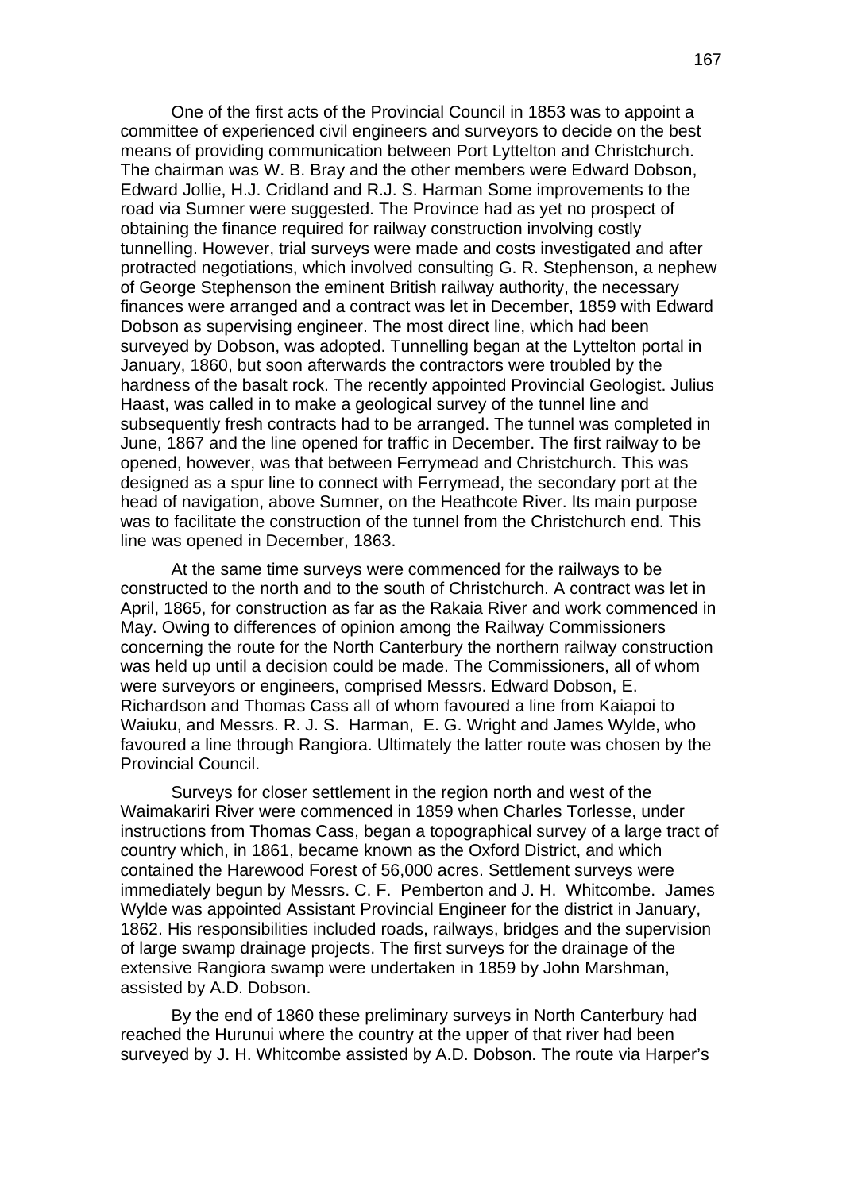One of the first acts of the Provincial Council in 1853 was to appoint a committee of experienced civil engineers and surveyors to decide on the best means of providing communication between Port Lyttelton and Christchurch. The chairman was W. B. Bray and the other members were Edward Dobson, Edward Jollie, H.J. Cridland and R.J. S. Harman Some improvements to the road via Sumner were suggested. The Province had as yet no prospect of obtaining the finance required for railway construction involving costly tunnelling. However, trial surveys were made and costs investigated and after protracted negotiations, which involved consulting G. R. Stephenson, a nephew of George Stephenson the eminent British railway authority, the necessary finances were arranged and a contract was let in December, 1859 with Edward Dobson as supervising engineer. The most direct line, which had been surveyed by Dobson, was adopted. Tunnelling began at the Lyttelton portal in January, 1860, but soon afterwards the contractors were troubled by the hardness of the basalt rock. The recently appointed Provincial Geologist. Julius Haast, was called in to make a geological survey of the tunnel line and subsequently fresh contracts had to be arranged. The tunnel was completed in June, 1867 and the line opened for traffic in December. The first railway to be opened, however, was that between Ferrymead and Christchurch. This was designed as a spur line to connect with Ferrymead, the secondary port at the head of navigation, above Sumner, on the Heathcote River. Its main purpose was to facilitate the construction of the tunnel from the Christchurch end. This line was opened in December, 1863.

At the same time surveys were commenced for the railways to be constructed to the north and to the south of Christchurch. A contract was let in April, 1865, for construction as far as the Rakaia River and work commenced in May. Owing to differences of opinion among the Railway Commissioners concerning the route for the North Canterbury the northern railway construction was held up until a decision could be made. The Commissioners, all of whom were surveyors or engineers, comprised Messrs. Edward Dobson, E. Richardson and Thomas Cass all of whom favoured a line from Kaiapoi to Waiuku, and Messrs. R. J. S. Harman, E. G. Wright and James Wylde, who favoured a line through Rangiora. Ultimately the latter route was chosen by the Provincial Council.

Surveys for closer settlement in the region north and west of the Waimakariri River were commenced in 1859 when Charles Torlesse, under instructions from Thomas Cass, began a topographical survey of a large tract of country which, in 1861, became known as the Oxford District, and which contained the Harewood Forest of 56,000 acres. Settlement surveys were immediately begun by Messrs. C. F. Pemberton and J. H. Whitcombe. James Wylde was appointed Assistant Provincial Engineer for the district in January, 1862. His responsibilities included roads, railways, bridges and the supervision of large swamp drainage projects. The first surveys for the drainage of the extensive Rangiora swamp were undertaken in 1859 by John Marshman, assisted by A.D. Dobson.

By the end of 1860 these preliminary surveys in North Canterbury had reached the Hurunui where the country at the upper of that river had been surveyed by J. H. Whitcombe assisted by A.D. Dobson. The route via Harper's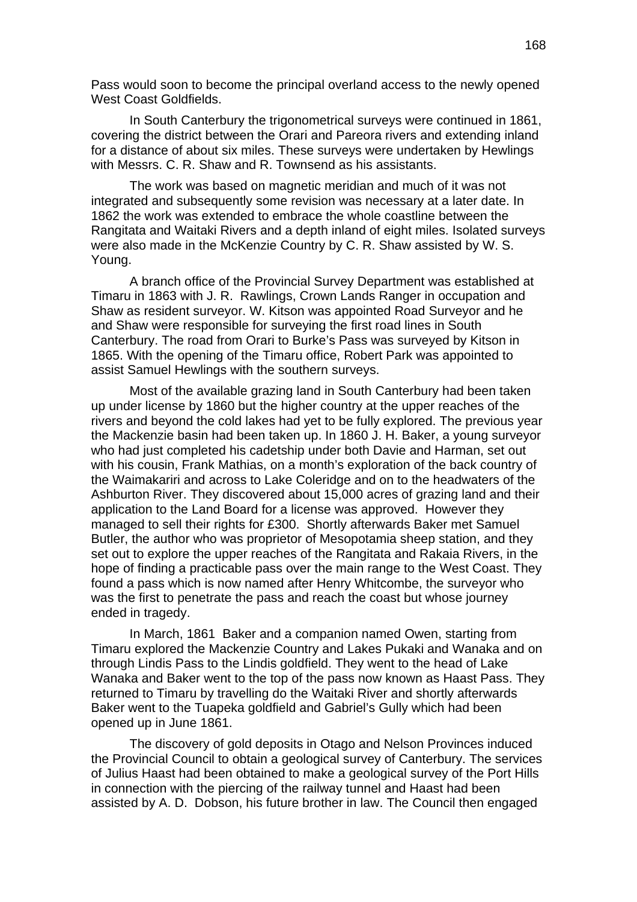Pass would soon to become the principal overland access to the newly opened West Coast Goldfields.

In South Canterbury the trigonometrical surveys were continued in 1861, covering the district between the Orari and Pareora rivers and extending inland for a distance of about six miles. These surveys were undertaken by Hewlings with Messrs. C. R. Shaw and R. Townsend as his assistants.

The work was based on magnetic meridian and much of it was not integrated and subsequently some revision was necessary at a later date. In 1862 the work was extended to embrace the whole coastline between the Rangitata and Waitaki Rivers and a depth inland of eight miles. Isolated surveys were also made in the McKenzie Country by C. R. Shaw assisted by W. S. Young.

A branch office of the Provincial Survey Department was established at Timaru in 1863 with J. R. Rawlings, Crown Lands Ranger in occupation and Shaw as resident surveyor. W. Kitson was appointed Road Surveyor and he and Shaw were responsible for surveying the first road lines in South Canterbury. The road from Orari to Burke's Pass was surveyed by Kitson in 1865. With the opening of the Timaru office, Robert Park was appointed to assist Samuel Hewlings with the southern surveys.

Most of the available grazing land in South Canterbury had been taken up under license by 1860 but the higher country at the upper reaches of the rivers and beyond the cold lakes had yet to be fully explored. The previous year the Mackenzie basin had been taken up. In 1860 J. H. Baker, a young surveyor who had just completed his cadetship under both Davie and Harman, set out with his cousin, Frank Mathias, on a month's exploration of the back country of the Waimakariri and across to Lake Coleridge and on to the headwaters of the Ashburton River. They discovered about 15,000 acres of grazing land and their application to the Land Board for a license was approved. However they managed to sell their rights for £300. Shortly afterwards Baker met Samuel Butler, the author who was proprietor of Mesopotamia sheep station, and they set out to explore the upper reaches of the Rangitata and Rakaia Rivers, in the hope of finding a practicable pass over the main range to the West Coast. They found a pass which is now named after Henry Whitcombe, the surveyor who was the first to penetrate the pass and reach the coast but whose journey ended in tragedy.

In March, 1861 Baker and a companion named Owen, starting from Timaru explored the Mackenzie Country and Lakes Pukaki and Wanaka and on through Lindis Pass to the Lindis goldfield. They went to the head of Lake Wanaka and Baker went to the top of the pass now known as Haast Pass. They returned to Timaru by travelling do the Waitaki River and shortly afterwards Baker went to the Tuapeka goldfield and Gabriel's Gully which had been opened up in June 1861.

The discovery of gold deposits in Otago and Nelson Provinces induced the Provincial Council to obtain a geological survey of Canterbury. The services of Julius Haast had been obtained to make a geological survey of the Port Hills in connection with the piercing of the railway tunnel and Haast had been assisted by A. D. Dobson, his future brother in law. The Council then engaged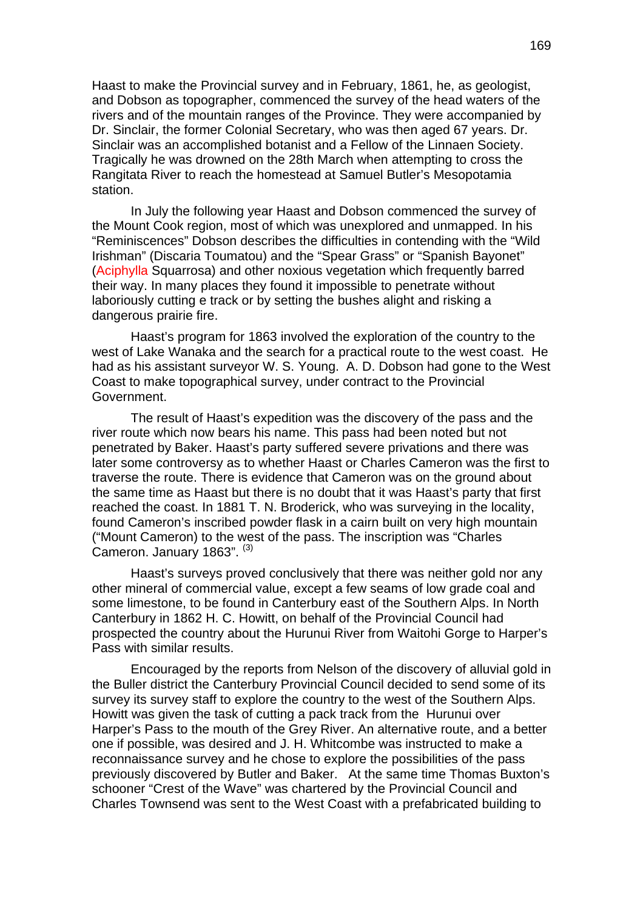Haast to make the Provincial survey and in February, 1861, he, as geologist, and Dobson as topographer, commenced the survey of the head waters of the rivers and of the mountain ranges of the Province. They were accompanied by Dr. Sinclair, the former Colonial Secretary, who was then aged 67 years. Dr. Sinclair was an accomplished botanist and a Fellow of the Linnaen Society. Tragically he was drowned on the 28th March when attempting to cross the Rangitata River to reach the homestead at Samuel Butler's Mesopotamia station.

In July the following year Haast and Dobson commenced the survey of the Mount Cook region, most of which was unexplored and unmapped. In his "Reminiscences" Dobson describes the difficulties in contending with the "Wild Irishman" (Discaria Toumatou) and the "Spear Grass" or "Spanish Bayonet" (Aciphylla Squarrosa) and other noxious vegetation which frequently barred their way. In many places they found it impossible to penetrate without laboriously cutting e track or by setting the bushes alight and risking a dangerous prairie fire.

Haast's program for 1863 involved the exploration of the country to the west of Lake Wanaka and the search for a practical route to the west coast. He had as his assistant surveyor W. S. Young. A. D. Dobson had gone to the West Coast to make topographical survey, under contract to the Provincial Government.

The result of Haast's expedition was the discovery of the pass and the river route which now bears his name. This pass had been noted but not penetrated by Baker. Haast's party suffered severe privations and there was later some controversy as to whether Haast or Charles Cameron was the first to traverse the route. There is evidence that Cameron was on the ground about the same time as Haast but there is no doubt that it was Haast's party that first reached the coast. In 1881 T. N. Broderick, who was surveying in the locality, found Cameron's inscribed powder flask in a cairn built on very high mountain ("Mount Cameron) to the west of the pass. The inscription was "Charles Cameron. January 1863". (3)

Haast's surveys proved conclusively that there was neither gold nor any other mineral of commercial value, except a few seams of low grade coal and some limestone, to be found in Canterbury east of the Southern Alps. In North Canterbury in 1862 H. C. Howitt, on behalf of the Provincial Council had prospected the country about the Hurunui River from Waitohi Gorge to Harper's Pass with similar results.

Encouraged by the reports from Nelson of the discovery of alluvial gold in the Buller district the Canterbury Provincial Council decided to send some of its survey its survey staff to explore the country to the west of the Southern Alps. Howitt was given the task of cutting a pack track from the Hurunui over Harper's Pass to the mouth of the Grey River. An alternative route, and a better one if possible, was desired and J. H. Whitcombe was instructed to make a reconnaissance survey and he chose to explore the possibilities of the pass previously discovered by Butler and Baker. At the same time Thomas Buxton's schooner "Crest of the Wave" was chartered by the Provincial Council and Charles Townsend was sent to the West Coast with a prefabricated building to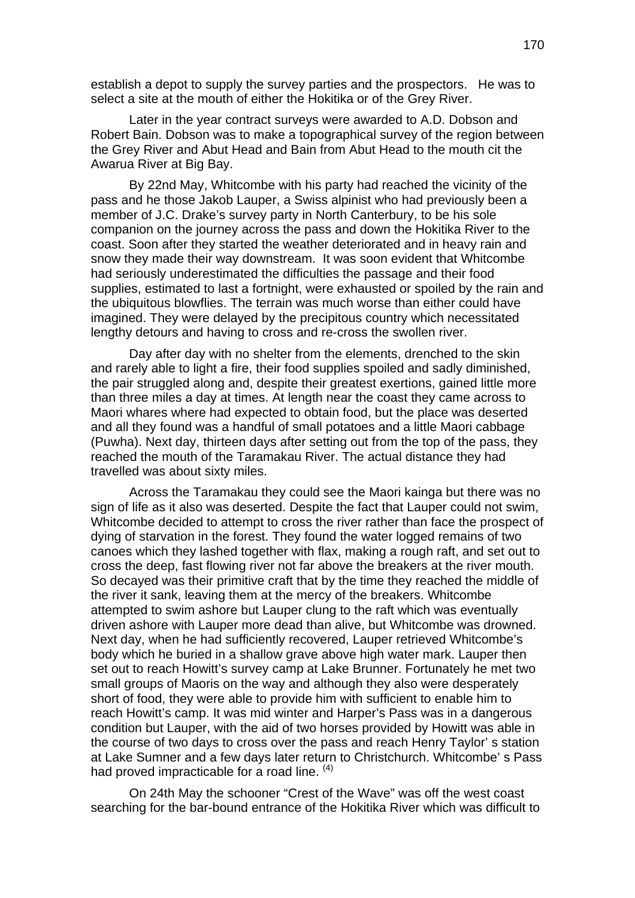establish a depot to supply the survey parties and the prospectors. He was to select a site at the mouth of either the Hokitika or of the Grey River.

Later in the year contract surveys were awarded to A.D. Dobson and Robert Bain. Dobson was to make a topographical survey of the region between the Grey River and Abut Head and Bain from Abut Head to the mouth cit the Awarua River at Big Bay.

By 22nd May, Whitcombe with his party had reached the vicinity of the pass and he those Jakob Lauper, a Swiss alpinist who had previously been a member of J.C. Drake's survey party in North Canterbury, to be his sole companion on the journey across the pass and down the Hokitika River to the coast. Soon after they started the weather deteriorated and in heavy rain and snow they made their way downstream. It was soon evident that Whitcombe had seriously underestimated the difficulties the passage and their food supplies, estimated to last a fortnight, were exhausted or spoiled by the rain and the ubiquitous blowflies. The terrain was much worse than either could have imagined. They were delayed by the precipitous country which necessitated lengthy detours and having to cross and re-cross the swollen river.

Day after day with no shelter from the elements, drenched to the skin and rarely able to light a fire, their food supplies spoiled and sadly diminished, the pair struggled along and, despite their greatest exertions, gained little more than three miles a day at times. At length near the coast they came across to Maori whares where had expected to obtain food, but the place was deserted and all they found was a handful of small potatoes and a little Maori cabbage (Puwha). Next day, thirteen days after setting out from the top of the pass, they reached the mouth of the Taramakau River. The actual distance they had travelled was about sixty miles.

Across the Taramakau they could see the Maori kainga but there was no sign of life as it also was deserted. Despite the fact that Lauper could not swim, Whitcombe decided to attempt to cross the river rather than face the prospect of dying of starvation in the forest. They found the water logged remains of two canoes which they lashed together with flax, making a rough raft, and set out to cross the deep, fast flowing river not far above the breakers at the river mouth. So decayed was their primitive craft that by the time they reached the middle of the river it sank, leaving them at the mercy of the breakers. Whitcombe attempted to swim ashore but Lauper clung to the raft which was eventually driven ashore with Lauper more dead than alive, but Whitcombe was drowned. Next day, when he had sufficiently recovered, Lauper retrieved Whitcombe's body which he buried in a shallow grave above high water mark. Lauper then set out to reach Howitt's survey camp at Lake Brunner. Fortunately he met two small groups of Maoris on the way and although they also were desperately short of food, they were able to provide him with sufficient to enable him to reach Howitt's camp. It was mid winter and Harper's Pass was in a dangerous condition but Lauper, with the aid of two horses provided by Howitt was able in the course of two days to cross over the pass and reach Henry Taylor' s station at Lake Sumner and a few days later return to Christchurch. Whitcombe' s Pass had proved impracticable for a road line. (4)

On 24th May the schooner "Crest of the Wave" was off the west coast searching for the bar-bound entrance of the Hokitika River which was difficult to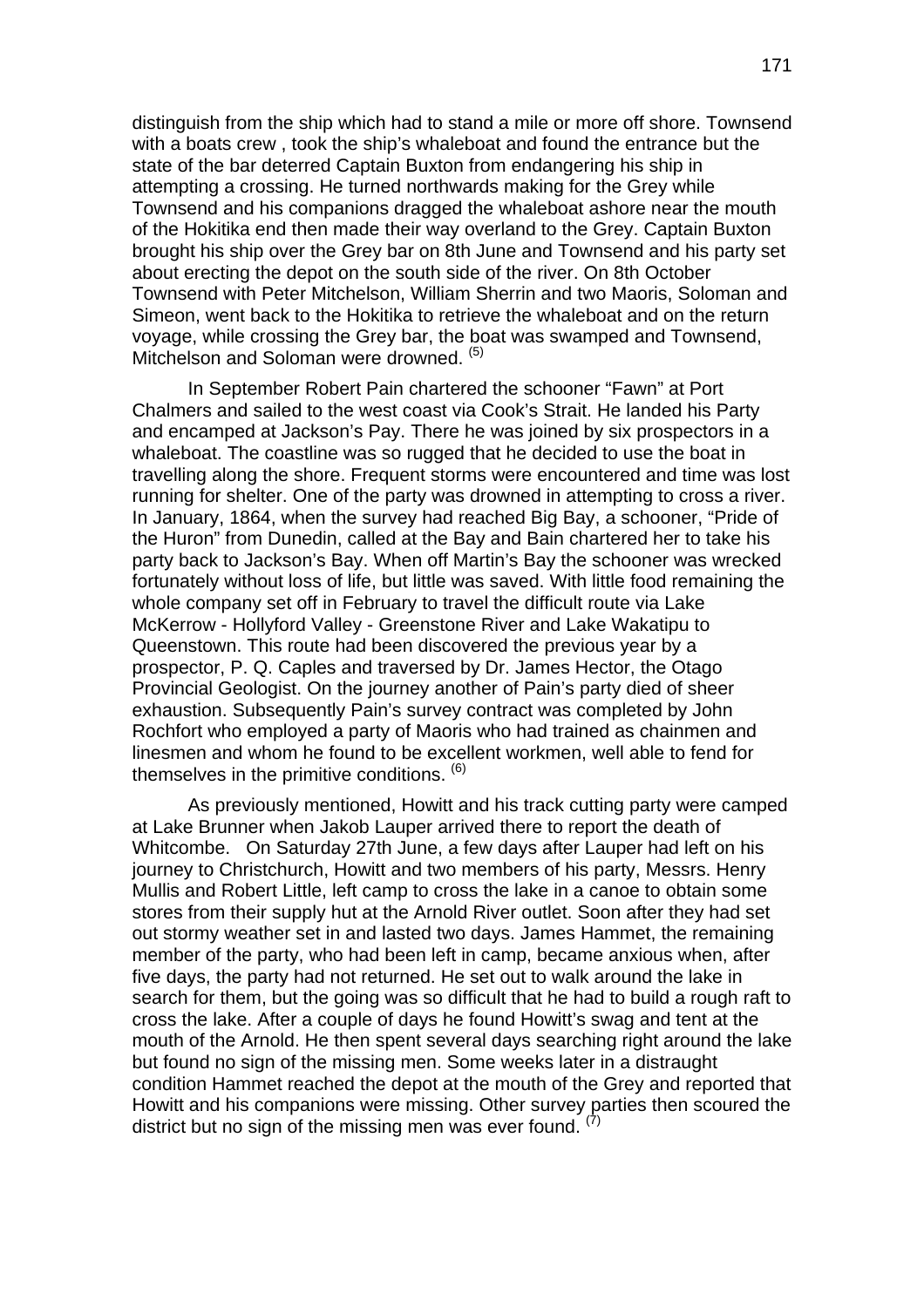distinguish from the ship which had to stand a mile or more off shore. Townsend with a boats crew , took the ship's whaleboat and found the entrance but the state of the bar deterred Captain Buxton from endangering his ship in attempting a crossing. He turned northwards making for the Grey while Townsend and his companions dragged the whaleboat ashore near the mouth of the Hokitika end then made their way overland to the Grey. Captain Buxton brought his ship over the Grey bar on 8th June and Townsend and his party set about erecting the depot on the south side of the river. On 8th October Townsend with Peter Mitchelson, William Sherrin and two Maoris, Soloman and Simeon, went back to the Hokitika to retrieve the whaleboat and on the return voyage, while crossing the Grey bar, the boat was swamped and Townsend, Mitchelson and Soloman were drowned. (5)

In September Robert Pain chartered the schooner "Fawn" at Port Chalmers and sailed to the west coast via Cook's Strait. He landed his Party and encamped at Jackson's Pay. There he was joined by six prospectors in a whaleboat. The coastline was so rugged that he decided to use the boat in travelling along the shore. Frequent storms were encountered and time was lost running for shelter. One of the party was drowned in attempting to cross a river. In January, 1864, when the survey had reached Big Bay, a schooner, "Pride of the Huron" from Dunedin, called at the Bay and Bain chartered her to take his party back to Jackson's Bay. When off Martin's Bay the schooner was wrecked fortunately without loss of life, but little was saved. With little food remaining the whole company set off in February to travel the difficult route via Lake McKerrow - Hollyford Valley - Greenstone River and Lake Wakatipu to Queenstown. This route had been discovered the previous year by a prospector, P. Q. Caples and traversed by Dr. James Hector, the Otago Provincial Geologist. On the journey another of Pain's party died of sheer exhaustion. Subsequently Pain's survey contract was completed by John Rochfort who employed a party of Maoris who had trained as chainmen and linesmen and whom he found to be excellent workmen, well able to fend for themselves in the primitive conditions. (6)

As previously mentioned, Howitt and his track cutting party were camped at Lake Brunner when Jakob Lauper arrived there to report the death of Whitcombe. On Saturday 27th June, a few days after Lauper had left on his journey to Christchurch, Howitt and two members of his party, Messrs. Henry Mullis and Robert Little, left camp to cross the lake in a canoe to obtain some stores from their supply hut at the Arnold River outlet. Soon after they had set out stormy weather set in and lasted two days. James Hammet, the remaining member of the party, who had been left in camp, became anxious when, after five days, the party had not returned. He set out to walk around the lake in search for them, but the going was so difficult that he had to build a rough raft to cross the lake. After a couple of days he found Howitt's swag and tent at the mouth of the Arnold. He then spent several days searching right around the lake but found no sign of the missing men. Some weeks later in a distraught condition Hammet reached the depot at the mouth of the Grey and reported that Howitt and his companions were missing. Other survey parties then scoured the district but no sign of the missing men was ever found. (7)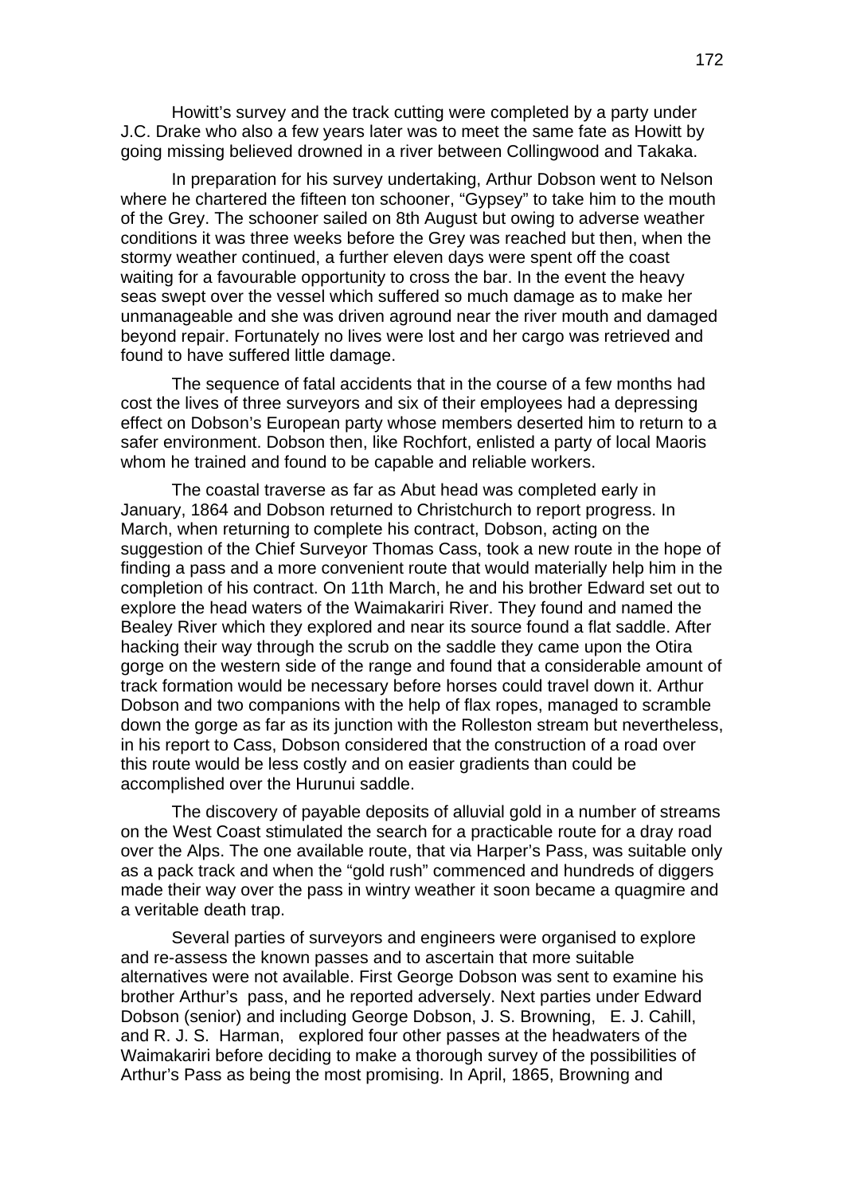Howitt's survey and the track cutting were completed by a party under J.C. Drake who also a few years later was to meet the same fate as Howitt by going missing believed drowned in a river between Collingwood and Takaka.

In preparation for his survey undertaking, Arthur Dobson went to Nelson where he chartered the fifteen ton schooner, "Gypsey" to take him to the mouth of the Grey. The schooner sailed on 8th August but owing to adverse weather conditions it was three weeks before the Grey was reached but then, when the stormy weather continued, a further eleven days were spent off the coast waiting for a favourable opportunity to cross the bar. In the event the heavy seas swept over the vessel which suffered so much damage as to make her unmanageable and she was driven aground near the river mouth and damaged beyond repair. Fortunately no lives were lost and her cargo was retrieved and found to have suffered little damage.

The sequence of fatal accidents that in the course of a few months had cost the lives of three surveyors and six of their employees had a depressing effect on Dobson's European party whose members deserted him to return to a safer environment. Dobson then, like Rochfort, enlisted a party of local Maoris whom he trained and found to be capable and reliable workers.

The coastal traverse as far as Abut head was completed early in January, 1864 and Dobson returned to Christchurch to report progress. In March, when returning to complete his contract, Dobson, acting on the suggestion of the Chief Surveyor Thomas Cass, took a new route in the hope of finding a pass and a more convenient route that would materially help him in the completion of his contract. On 11th March, he and his brother Edward set out to explore the head waters of the Waimakariri River. They found and named the Bealey River which they explored and near its source found a flat saddle. After hacking their way through the scrub on the saddle they came upon the Otira gorge on the western side of the range and found that a considerable amount of track formation would be necessary before horses could travel down it. Arthur Dobson and two companions with the help of flax ropes, managed to scramble down the gorge as far as its junction with the Rolleston stream but nevertheless, in his report to Cass, Dobson considered that the construction of a road over this route would be less costly and on easier gradients than could be accomplished over the Hurunui saddle.

The discovery of payable deposits of alluvial gold in a number of streams on the West Coast stimulated the search for a practicable route for a dray road over the Alps. The one available route, that via Harper's Pass, was suitable only as a pack track and when the "gold rush" commenced and hundreds of diggers made their way over the pass in wintry weather it soon became a quagmire and a veritable death trap.

Several parties of surveyors and engineers were organised to explore and re-assess the known passes and to ascertain that more suitable alternatives were not available. First George Dobson was sent to examine his brother Arthur's pass, and he reported adversely. Next parties under Edward Dobson (senior) and including George Dobson, J. S. Browning, E. J. Cahill, and R. J. S. Harman, explored four other passes at the headwaters of the Waimakariri before deciding to make a thorough survey of the possibilities of Arthur's Pass as being the most promising. In April, 1865, Browning and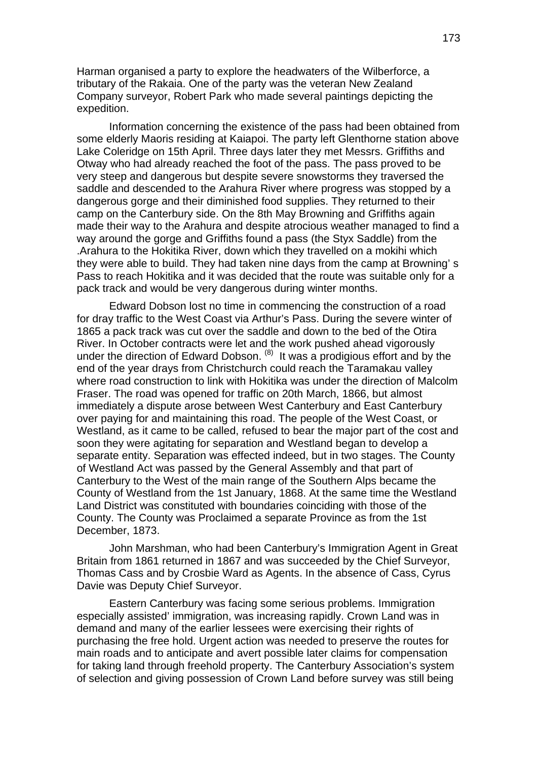Harman organised a party to explore the headwaters of the Wilberforce, a tributary of the Rakaia. One of the party was the veteran New Zealand Company surveyor, Robert Park who made several paintings depicting the expedition.

Information concerning the existence of the pass had been obtained from some elderly Maoris residing at Kaiapoi. The party left Glenthorne station above Lake Coleridge on 15th April. Three days later they met Messrs. Griffiths and Otway who had already reached the foot of the pass. The pass proved to be very steep and dangerous but despite severe snowstorms they traversed the saddle and descended to the Arahura River where progress was stopped by a dangerous gorge and their diminished food supplies. They returned to their camp on the Canterbury side. On the 8th May Browning and Griffiths again made their way to the Arahura and despite atrocious weather managed to find a way around the gorge and Griffiths found a pass (the Styx Saddle) from the .Arahura to the Hokitika River, down which they travelled on a mokihi which they were able to build. They had taken nine days from the camp at Browning' s Pass to reach Hokitika and it was decided that the route was suitable only for a pack track and would be very dangerous during winter months.

Edward Dobson lost no time in commencing the construction of a road for dray traffic to the West Coast via Arthur's Pass. During the severe winter of 1865 a pack track was cut over the saddle and down to the bed of the Otira River. In October contracts were let and the work pushed ahead vigorously under the direction of Edward Dobson. [8] It was a prodigious effort and by the end of the year drays from Christchurch could reach the Taramakau valley where road construction to link with Hokitika was under the direction of Malcolm Fraser. The road was opened for traffic on 20th March, 1866, but almost immediately a dispute arose between West Canterbury and East Canterbury over paying for and maintaining this road. The people of the West Coast, or Westland, as it came to be called, refused to bear the major part of the cost and soon they were agitating for separation and Westland began to develop a separate entity. Separation was effected indeed, but in two stages. The County of Westland Act was passed by the General Assembly and that part of Canterbury to the West of the main range of the Southern Alps became the County of Westland from the 1st January, 1868. At the same time the Westland Land District was constituted with boundaries coinciding with those of the County. The County was Proclaimed a separate Province as from the 1st December, 1873.

John Marshman, who had been Canterbury's Immigration Agent in Great Britain from 1861 returned in 1867 and was succeeded by the Chief Surveyor, Thomas Cass and by Crosbie Ward as Agents. In the absence of Cass, Cyrus Davie was Deputy Chief Surveyor.

Eastern Canterbury was facing some serious problems. Immigration especially assisted' immigration, was increasing rapidly. Crown Land was in demand and many of the earlier lessees were exercising their rights of purchasing the free hold. Urgent action was needed to preserve the routes for main roads and to anticipate and avert possible later claims for compensation for taking land through freehold property. The Canterbury Association's system of selection and giving possession of Crown Land before survey was still being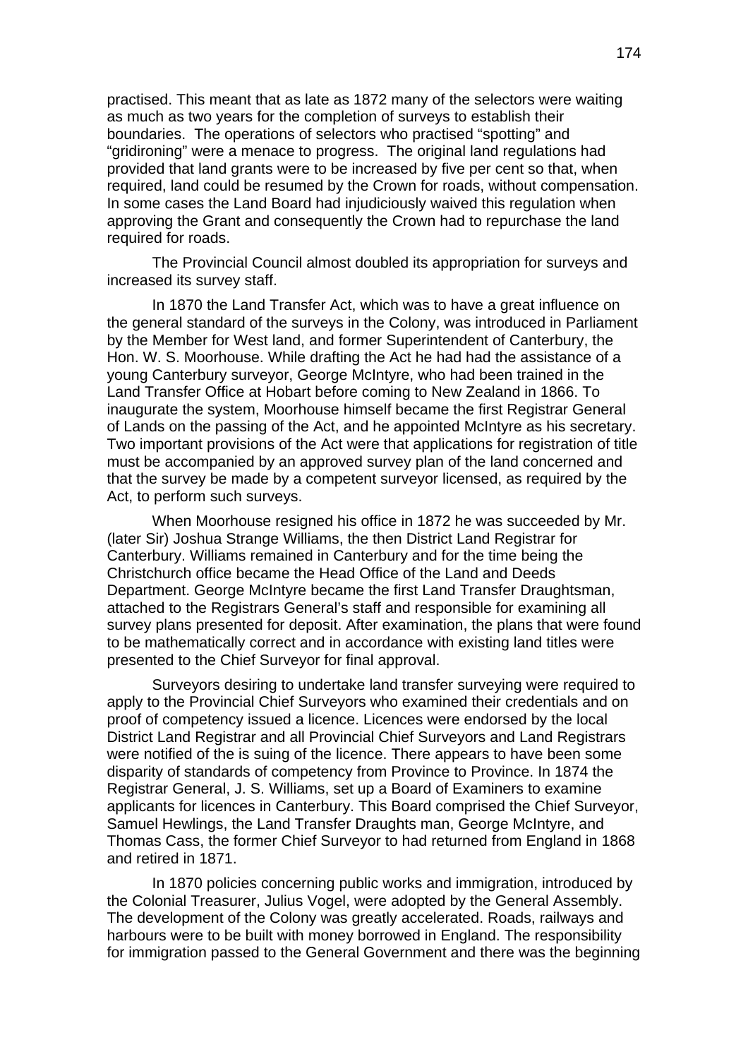practised. This meant that as late as 1872 many of the selectors were waiting as much as two years for the completion of surveys to establish their boundaries. The operations of selectors who practised "spotting" and "gridironing" were a menace to progress. The original land regulations had provided that land grants were to be increased by five per cent so that, when required, land could be resumed by the Crown for roads, without compensation. In some cases the Land Board had injudiciously waived this regulation when approving the Grant and consequently the Crown had to repurchase the land required for roads.

The Provincial Council almost doubled its appropriation for surveys and increased its survey staff.

In 1870 the Land Transfer Act, which was to have a great influence on the general standard of the surveys in the Colony, was introduced in Parliament by the Member for West land, and former Superintendent of Canterbury, the Hon. W. S. Moorhouse. While drafting the Act he had had the assistance of a young Canterbury surveyor, George McIntyre, who had been trained in the Land Transfer Office at Hobart before coming to New Zealand in 1866. To inaugurate the system, Moorhouse himself became the first Registrar General of Lands on the passing of the Act, and he appointed McIntyre as his secretary. Two important provisions of the Act were that applications for registration of title must be accompanied by an approved survey plan of the land concerned and that the survey be made by a competent surveyor licensed, as required by the Act, to perform such surveys.

When Moorhouse resigned his office in 1872 he was succeeded by Mr. (later Sir) Joshua Strange Williams, the then District Land Registrar for Canterbury. Williams remained in Canterbury and for the time being the Christchurch office became the Head Office of the Land and Deeds Department. George McIntyre became the first Land Transfer Draughtsman, attached to the Registrars General's staff and responsible for examining all survey plans presented for deposit. After examination, the plans that were found to be mathematically correct and in accordance with existing land titles were presented to the Chief Surveyor for final approval.

Surveyors desiring to undertake land transfer surveying were required to apply to the Provincial Chief Surveyors who examined their credentials and on proof of competency issued a licence. Licences were endorsed by the local District Land Registrar and all Provincial Chief Surveyors and Land Registrars were notified of the is suing of the licence. There appears to have been some disparity of standards of competency from Province to Province. In 1874 the Registrar General, J. S. Williams, set up a Board of Examiners to examine applicants for licences in Canterbury. This Board comprised the Chief Surveyor, Samuel Hewlings, the Land Transfer Draughts man, George McIntyre, and Thomas Cass, the former Chief Surveyor to had returned from England in 1868 and retired in 1871.

In 1870 policies concerning public works and immigration, introduced by the Colonial Treasurer, Julius Vogel, were adopted by the General Assembly. The development of the Colony was greatly accelerated. Roads, railways and harbours were to be built with money borrowed in England. The responsibility for immigration passed to the General Government and there was the beginning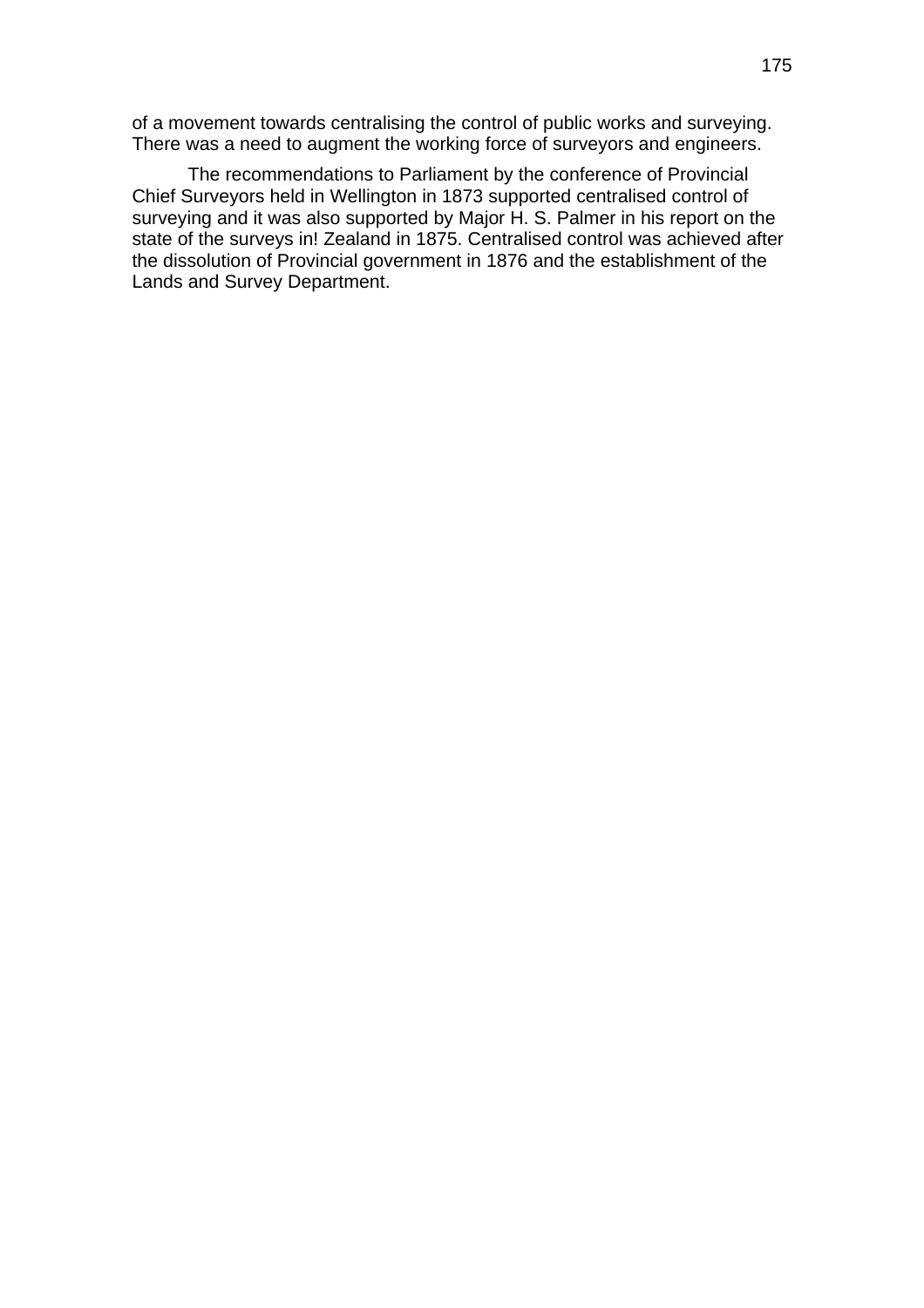of a movement towards centralising the control of public works and surveying. There was a need to augment the working force of surveyors and engineers.

The recommendations to Parliament by the conference of Provincial Chief Surveyors held in Wellington in 1873 supported centralised control of surveying and it was also supported by Major H. S. Palmer in his report on the state of the surveys in! Zealand in 1875. Centralised control was achieved after the dissolution of Provincial government in 1876 and the establishment of the Lands and Survey Department.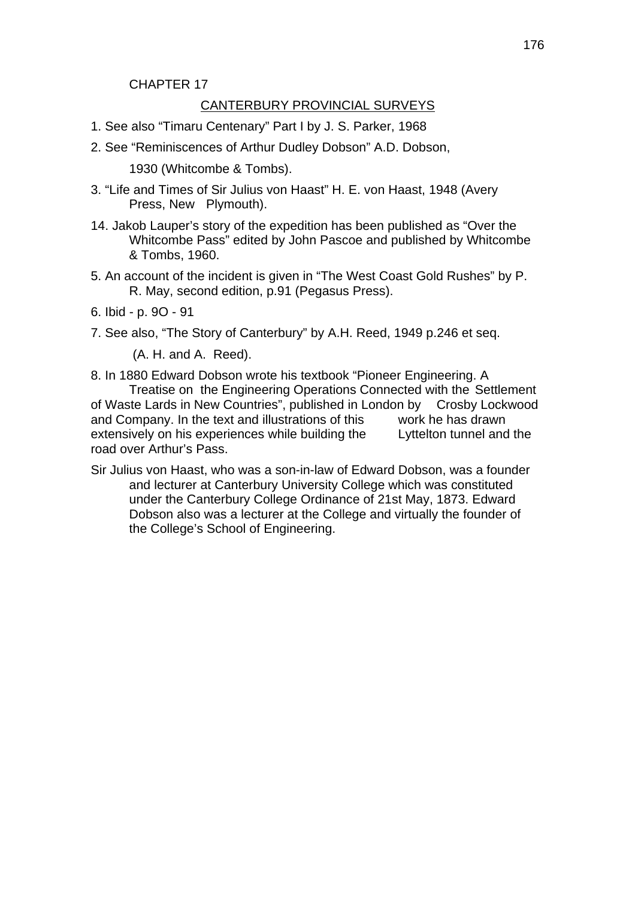CHAPTER 17

## CANTERBURY PROVINCIAL SURVEYS

1. See also "Timaru Centenary" Part I by J. S. Parker, 1968

2. See "Reminiscences of Arthur Dudley Dobson" A.D. Dobson, 1930 (Whitcombe & Tombs).

3. "Life and Times of Sir Julius von Haast" H. E. von Haast, 1948 (Avery Press, New Plymouth).

14. Jakob Lauper's story of the expedition has been published as "Over the Whitcombe Pass" edited by John Pascoe and published by Whitcombe & Tombs, 1960.

5. An account of the incident is given in "The West Coast Gold Rushes" by P. R. May, second edition, p.91 (Pegasus Press).

6. Ibid - p. 9O - 91

7. See also, "The Story of Canterbury" by A.H. Reed, 1949 p.246 et seq. (A. H. and A. Reed).

8. In 1880 Edward Dobson wrote his textbook "Pioneer Engineering. A Treatise on the Engineering Operations Connected with the Settlement of Waste Lards in New Countries", published in London by Crosby Lockwood and Company. In the text and illustrations of this work he has drawn extensively on his experiences while building the Lyttelton tunnel and the road over Arthur's Pass.

Sir Julius von Haast, who was a son-in-law of Edward Dobson, was a founder and lecturer at Canterbury University College which was constituted under the Canterbury College Ordinance of 21st May, 1873. Edward Dobson also was a lecturer at the College and virtually the founder of the College's School of Engineering.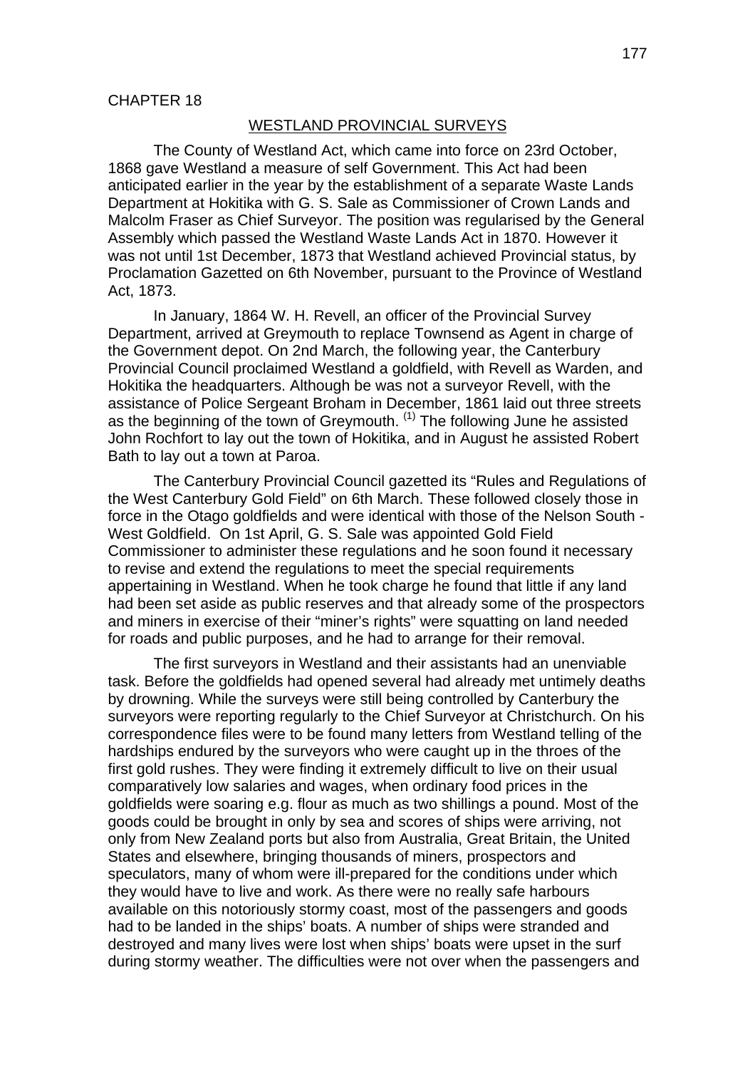CHAPTER 18

## WESTLAND PROVINCIAL SURVEYS

The County of Westland Act, which came into force on 23rd October, 1868 gave Westland a measure of self Government. This Act had been anticipated earlier in the year by the establishment of a separate Waste Lands Department at Hokitika with G. S. Sale as Commissioner of Crown Lands and Malcolm Fraser as Chief Surveyor. The position was regularised by the General Assembly which passed the Westland Waste Lands Act in 1870. However it was not until 1st December, 1873 that Westland achieved Provincial status, by Proclamation Gazetted on 6th November, pursuant to the Province of Westland Act, 1873.

In January, 1864 W. H. Revell, an officer of the Provincial Survey Department, arrived at Greymouth to replace Townsend as Agent in charge of the Government depot. On 2nd March, the following year, the Canterbury Provincial Council proclaimed Westland a goldfield, with Revell as Warden, and Hokitika the headquarters. Although be was not a surveyor Revell, with the assistance of Police Sergeant Broham in December, 1861 laid out three streets as the beginning of the town of Greymouth. (1) The following June he assisted John Rochfort to lay out the town of Hokitika, and in August he assisted Robert Bath to lay out a town at Paroa.

The Canterbury Provincial Council gazetted its "Rules and Regulations of the West Canterbury Gold Field" on 6th March. These followed closely those in force in the Otago goldfields and were identical with those of the Nelson South - West Goldfield. On 1st April, G. S. Sale was appointed Gold Field Commissioner to administer these regulations and he soon found it necessary to revise and extend the regulations to meet the special requirements appertaining in Westland. When he took charge he found that little if any land had been set aside as public reserves and that already some of the prospectors and miners in exercise of their "miner's rights" were squatting on land needed for roads and public purposes, and he had to arrange for their removal.

The first surveyors in Westland and their assistants had an unenviable task. Before the goldfields had opened several had already met untimely deaths by drowning. While the surveys were still being controlled by Canterbury the surveyors were reporting regularly to the Chief Surveyor at Christchurch. On his correspondence files were to be found many letters from Westland telling of the hardships endured by the surveyors who were caught up in the throes of the first gold rushes. They were finding it extremely difficult to live on their usual comparatively low salaries and wages, when ordinary food prices in the goldfields were soaring e.g. flour as much as two shillings a pound. Most of the goods could be brought in only by sea and scores of ships were arriving, not only from New Zealand ports but also from Australia, Great Britain, the United States and elsewhere, bringing thousands of miners, prospectors and speculators, many of whom were ill-prepared for the conditions under which they would have to live and work. As there were no really safe harbours available on this notoriously stormy coast, most of the passengers and goods had to be landed in the ships' boats. A number of ships were stranded and destroyed and many lives were lost when ships' boats were upset in the surf during stormy weather. The difficulties were not over when the passengers and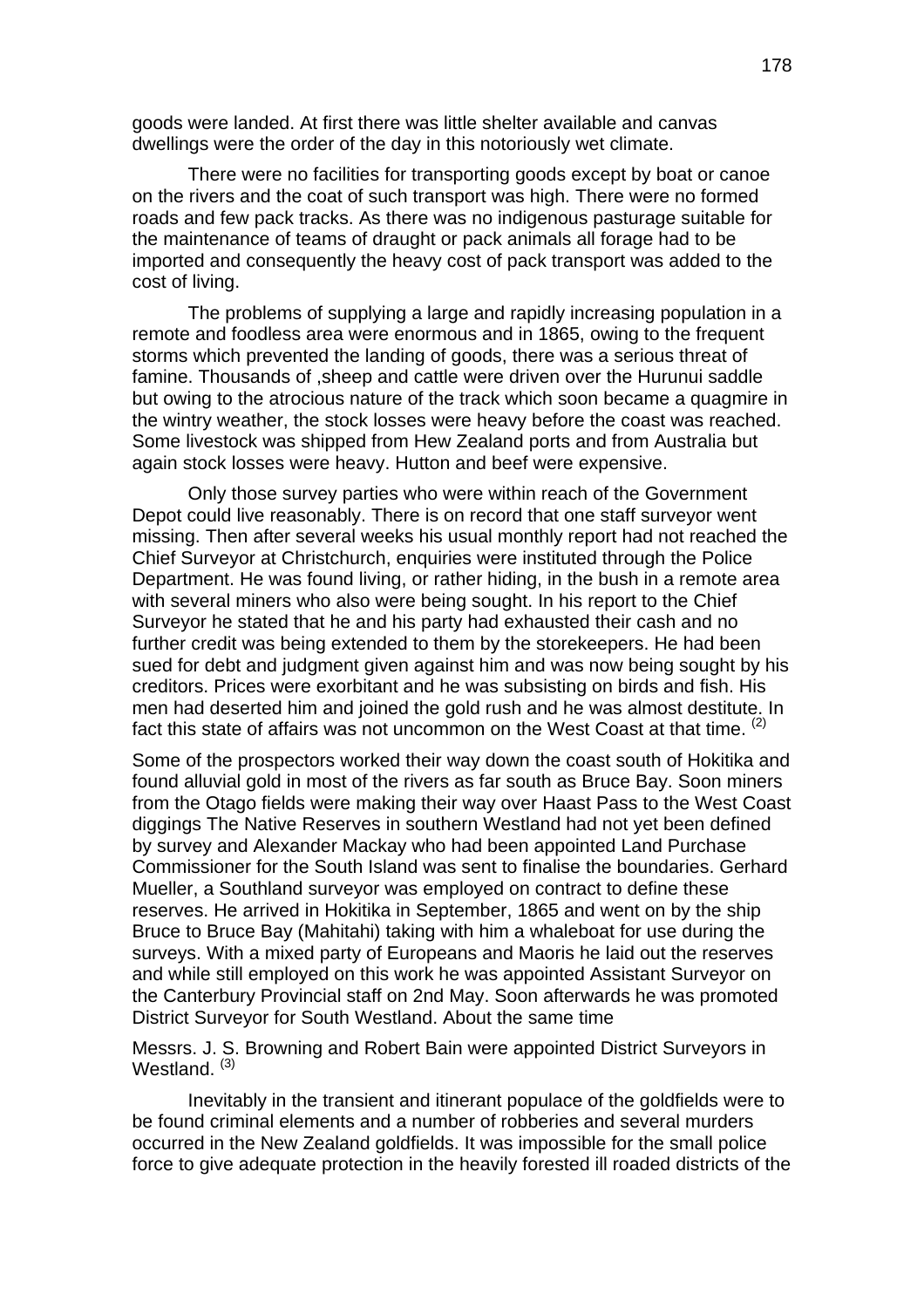goods were landed. At first there was little shelter available and canvas dwellings were the order of the day in this notoriously wet climate.

There were no facilities for transporting goods except by boat or canoe on the rivers and the coat of such transport was high. There were no formed roads and few pack tracks. As there was no indigenous pasturage suitable for the maintenance of teams of draught or pack animals all forage had to be imported and consequently the heavy cost of pack transport was added to the cost of living.

The problems of supplying a large and rapidly increasing population in a remote and foodless area were enormous and in 1865, owing to the frequent storms which prevented the landing of goods, there was a serious threat of famine. Thousands of ,sheep and cattle were driven over the Hurunui saddle but owing to the atrocious nature of the track which soon became a quagmire in the wintry weather, the stock losses were heavy before the coast was reached. Some livestock was shipped from Hew Zealand ports and from Australia but again stock losses were heavy. Hutton and beef were expensive.

Only those survey parties who were within reach of the Government Depot could live reasonably. There is on record that one staff surveyor went missing. Then after several weeks his usual monthly report had not reached the Chief Surveyor at Christchurch, enquiries were instituted through the Police Department. He was found living, or rather hiding, in the bush in a remote area with several miners who also were being sought. In his report to the Chief Surveyor he stated that he and his party had exhausted their cash and no further credit was being extended to them by the storekeepers. He had been sued for debt and judgment given against him and was now being sought by his creditors. Prices were exorbitant and he was subsisting on birds and fish. His men had deserted him and joined the gold rush and he was almost destitute. In fact this state of affairs was not uncommon on the West Coast at that time. (2)

Some of the prospectors worked their way down the coast south of Hokitika and found alluvial gold in most of the rivers as far south as Bruce Bay. Soon miners from the Otago fields were making their way over Haast Pass to the West Coast diggings The Native Reserves in southern Westland had not yet been defined by survey and Alexander Mackay who had been appointed Land Purchase Commissioner for the South Island was sent to finalise the boundaries. Gerhard Mueller, a Southland surveyor was employed on contract to define these reserves. He arrived in Hokitika in September, 1865 and went on by the ship Bruce to Bruce Bay (Mahitahi) taking with him a whaleboat for use during the surveys. With a mixed party of Europeans and Maoris he laid out the reserves and while still employed on this work he was appointed Assistant Surveyor on the Canterbury Provincial staff on 2nd May. Soon afterwards he was promoted District Surveyor for South Westland. About the same time

Messrs. J. S. Browning and Robert Bain were appointed District Surveyors in Westland. (3)

Inevitably in the transient and itinerant populace of the goldfields were to be found criminal elements and a number of robberies and several murders occurred in the New Zealand goldfields. It was impossible for the small police force to give adequate protection in the heavily forested ill roaded districts of the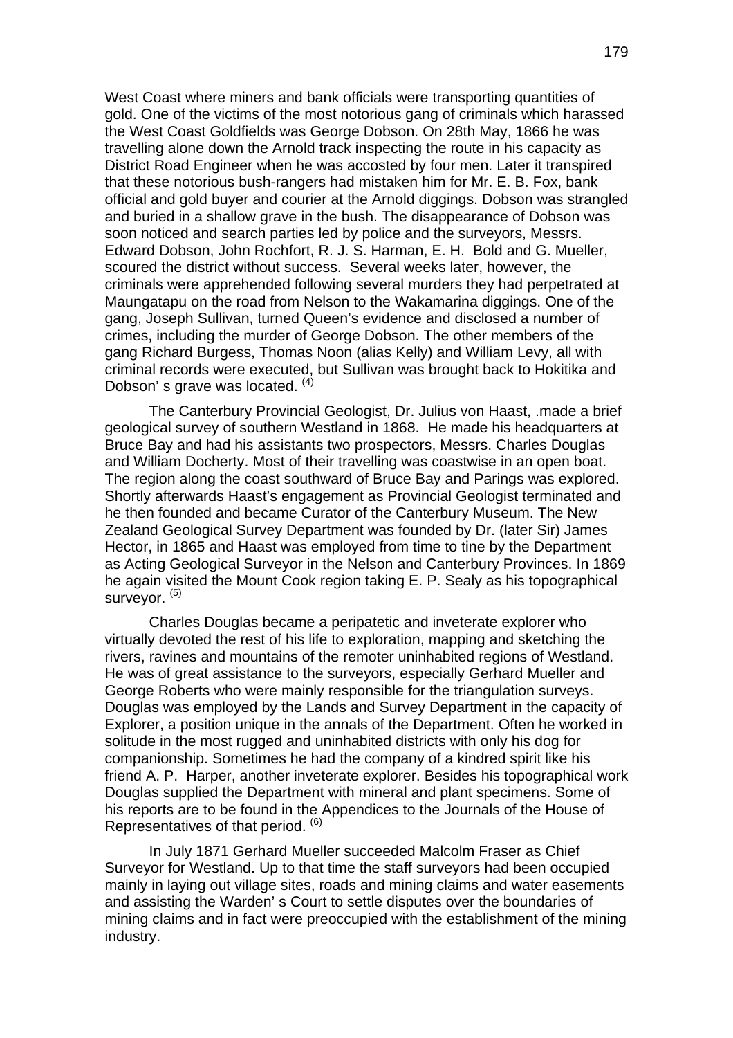West Coast where miners and bank officials were transporting quantities of gold. One of the victims of the most notorious gang of criminals which harassed the West Coast Goldfields was George Dobson. On 28th May, 1866 he was travelling alone down the Arnold track inspecting the route in his capacity as District Road Engineer when he was accosted by four men. Later it transpired that these notorious bush-rangers had mistaken him for Mr. E. B. Fox, bank official and gold buyer and courier at the Arnold diggings. Dobson was strangled and buried in a shallow grave in the bush. The disappearance of Dobson was soon noticed and search parties led by police and the surveyors, Messrs. Edward Dobson, John Rochfort, R. J. S. Harman, E. H. Bold and G. Mueller, scoured the district without success. Several weeks later, however, the criminals were apprehended following several murders they had perpetrated at Maungatapu on the road from Nelson to the Wakamarina diggings. One of the gang, Joseph Sullivan, turned Queen's evidence and disclosed a number of crimes, including the murder of George Dobson. The other members of the gang Richard Burgess, Thomas Noon (alias Kelly) and William Levy, all with criminal records were executed, but Sullivan was brought back to Hokitika and Dobson' s grave was located. [(4)]

The Canterbury Provincial Geologist, Dr. Julius von Haast, .made a brief geological survey of southern Westland in 1868. He made his headquarters at Bruce Bay and had his assistants two prospectors, Messrs. Charles Douglas and William Docherty. Most of their travelling was coastwise in an open boat. The region along the coast southward of Bruce Bay and Parings was explored. Shortly afterwards Haast's engagement as Provincial Geologist terminated and he then founded and became Curator of the Canterbury Museum. The New Zealand Geological Survey Department was founded by Dr. (later Sir) James Hector, in 1865 and Haast was employed from time to tine by the Department as Acting Geological Surveyor in the Nelson and Canterbury Provinces. In 1869 he again visited the Mount Cook region taking E. P. Sealy as his topographical surveyor. [(5)]

Charles Douglas became a peripatetic and inveterate explorer who virtually devoted the rest of his life to exploration, mapping and sketching the rivers, ravines and mountains of the remoter uninhabited regions of Westland. He was of great assistance to the surveyors, especially Gerhard Mueller and George Roberts who were mainly responsible for the triangulation surveys. Douglas was employed by the Lands and Survey Department in the capacity of Explorer, a position unique in the annals of the Department. Often he worked in solitude in the most rugged and uninhabited districts with only his dog for companionship. Sometimes he had the company of a kindred spirit like his friend A. P. Harper, another inveterate explorer. Besides his topographical work Douglas supplied the Department with mineral and plant specimens. Some of his reports are to be found in the Appendices to the Journals of the House of Representatives of that period. [(6)]

In July 1871 Gerhard Mueller succeeded Malcolm Fraser as Chief Surveyor for Westland. Up to that time the staff surveyors had been occupied mainly in laying out village sites, roads and mining claims and water easements and assisting the Warden' s Court to settle disputes over the boundaries of mining claims and in fact were preoccupied with the establishment of the mining industry.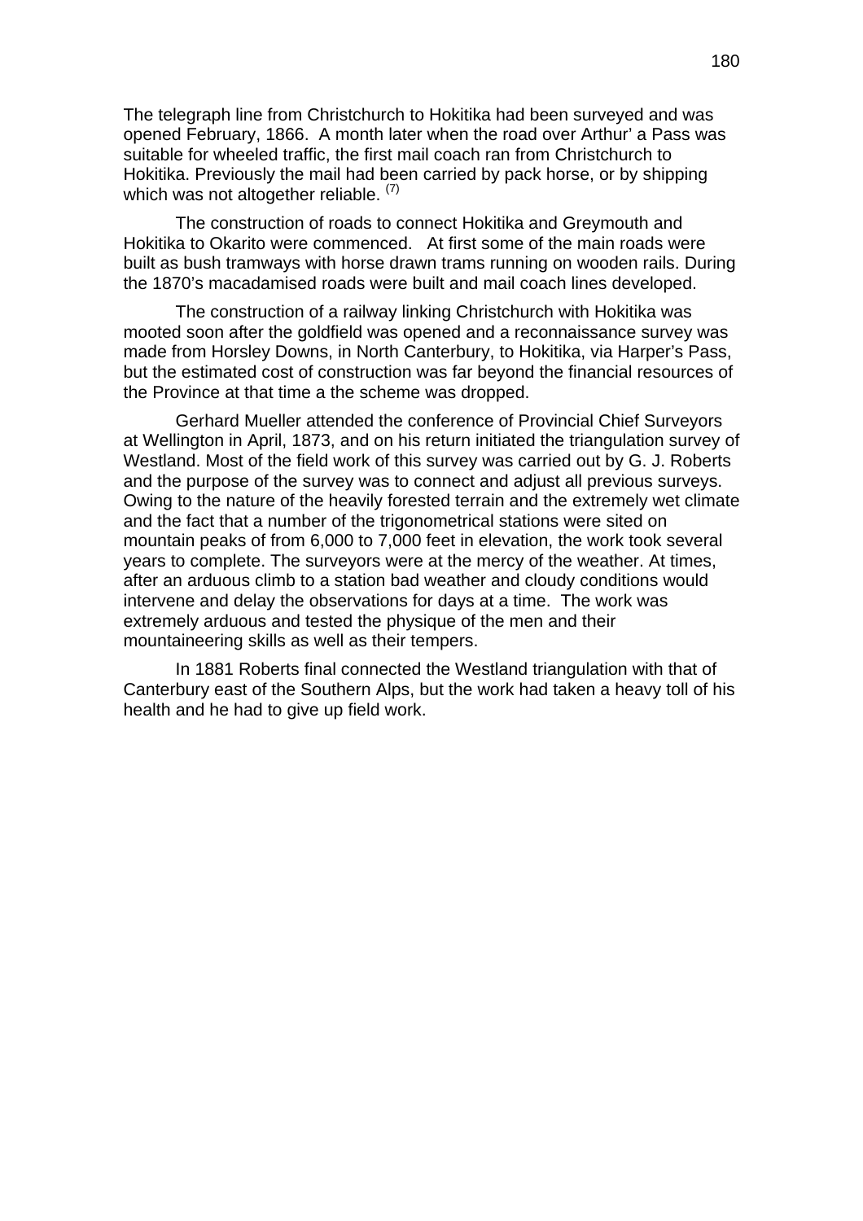The telegraph line from Christchurch to Hokitika had been surveyed and was opened February, 1866. A month later when the road over Arthur' a Pass was suitable for wheeled traffic, the first mail coach ran from Christchurch to Hokitika. Previously the mail had been carried by pack horse, or by shipping which was not altogether reliable. [7]

The construction of roads to connect Hokitika and Greymouth and Hokitika to Okarito were commenced. At first some of the main roads were built as bush tramways with horse drawn trams running on wooden rails. During the 1870's macadamised roads were built and mail coach lines developed.

The construction of a railway linking Christchurch with Hokitika was mooted soon after the goldfield was opened and a reconnaissance survey was made from Horsley Downs, in North Canterbury, to Hokitika, via Harper's Pass, but the estimated cost of construction was far beyond the financial resources of the Province at that time a the scheme was dropped.

Gerhard Mueller attended the conference of Provincial Chief Surveyors at Wellington in April, 1873, and on his return initiated the triangulation survey of Westland. Most of the field work of this survey was carried out by G. J. Roberts and the purpose of the survey was to connect and adjust all previous surveys. Owing to the nature of the heavily forested terrain and the extremely wet climate and the fact that a number of the trigonometrical stations were sited on mountain peaks of from 6,000 to 7,000 feet in elevation, the work took several years to complete. The surveyors were at the mercy of the weather. At times, after an arduous climb to a station bad weather and cloudy conditions would intervene and delay the observations for days at a time. The work was extremely arduous and tested the physique of the men and their mountaineering skills as well as their tempers.

In 1881 Roberts final connected the Westland triangulation with that of Canterbury east of the Southern Alps, but the work had taken a heavy toll of his health and he had to give up field work.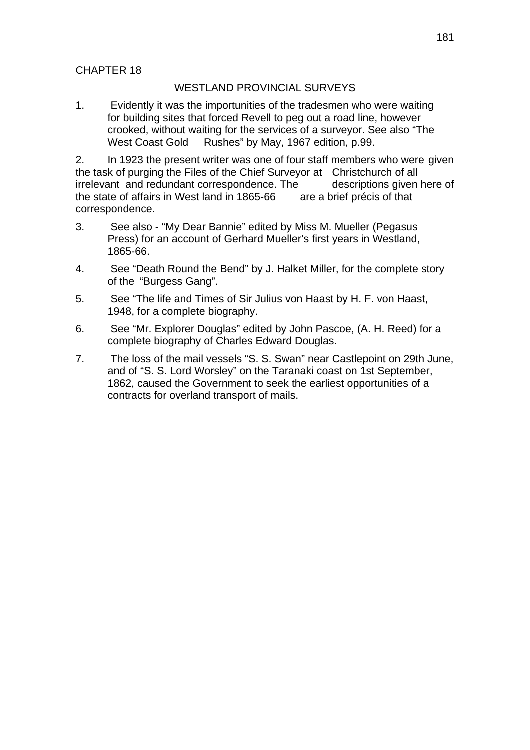CHAPTER 18

## WESTLAND PROVINCIAL SURVEYS

1. Evidently it was the importunities of the tradesmen who were waiting for building sites that forced Revell to peg out a road line, however crooked, without waiting for the services of a surveyor. See also "The West Coast Gold Rushes" by May, 1967 edition, p.99.

2. In 1923 the present writer was one of four staff members who were given the task of purging the Files of the Chief Surveyor at Christchurch of all irrelevant and redundant correspondence. The descriptions given here of the state of affairs in West land in 1865-66 are a brief précis of that correspondence.

3. See also - "My Dear Bannie" edited by Miss M. Mueller (Pegasus Press) for an account of Gerhard Mueller's first years in Westland, 1865-66.

4. See "Death Round the Bend" by J. Halket Miller, for the complete story of the "Burgess Gang".

5. See "The life and Times of Sir Julius von Haast by H. F. von Haast, 1948, for a complete biography.

6. See "Mr. Explorer Douglas" edited by John Pascoe, (A. H. Reed) for a complete biography of Charles Edward Douglas.

7. The loss of the mail vessels "S. S. Swan" near Castlepoint on 29th June, and of "S. S. Lord Worsley" on the Taranaki coast on 1st September, 1862, caused the Government to seek the earliest opportunities of a contracts for overland transport of mails.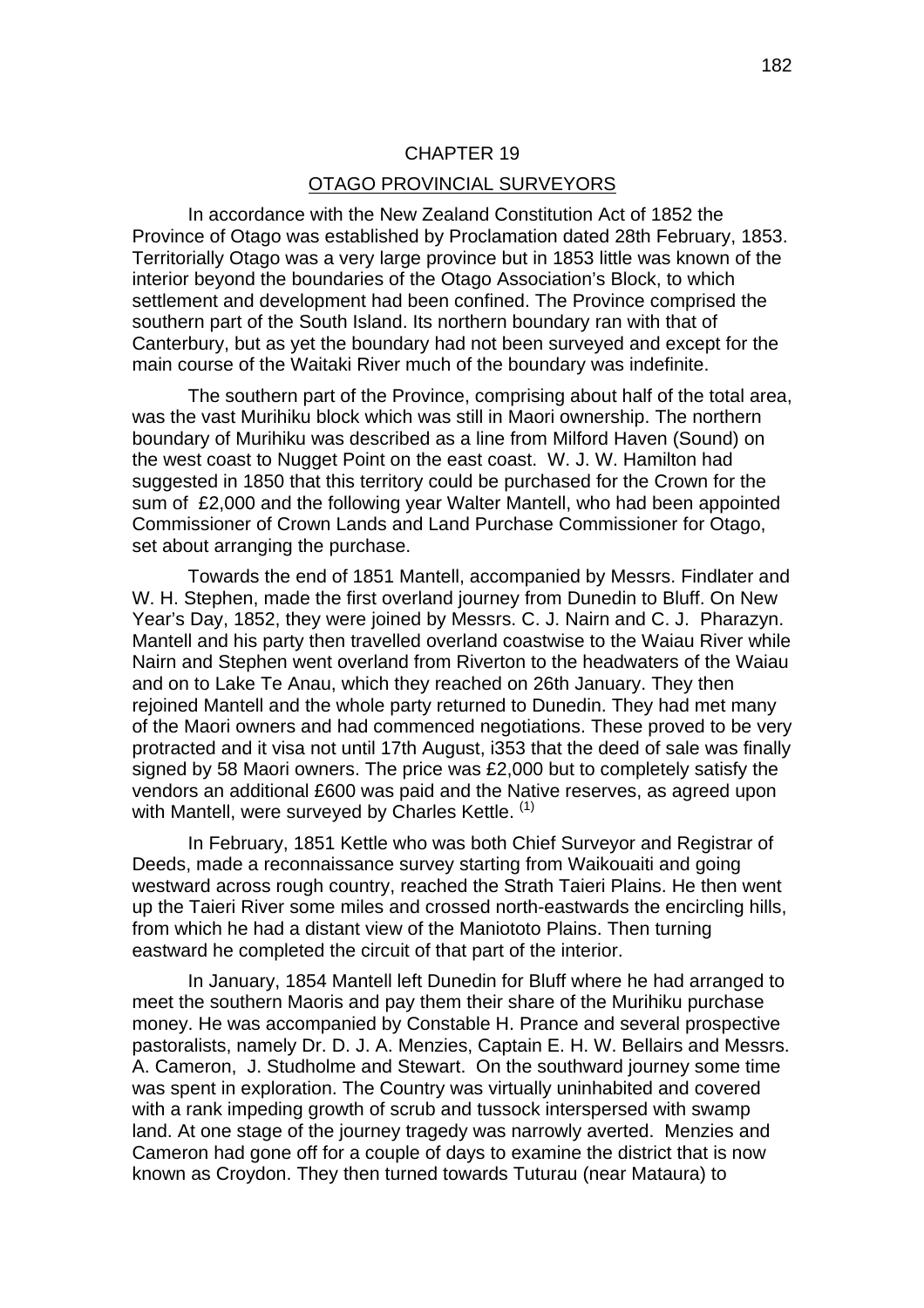# CHAPTER 19

## OTAGO PROVINCIAL SURVEYORS

In accordance with the New Zealand Constitution Act of 1852 the Province of Otago was established by Proclamation dated 28th February, 1853. Territorially Otago was a very large province but in 1853 little was known of the interior beyond the boundaries of the Otago Association's Block, to which settlement and development had been confined. The Province comprised the southern part of the South Island. Its northern boundary ran with that of Canterbury, but as yet the boundary had not been surveyed and except for the main course of the Waitaki River much of the boundary was indefinite.

The southern part of the Province, comprising about half of the total area, was the vast Murihiku block which was still in Maori ownership. The northern boundary of Murihiku was described as a line from Milford Haven (Sound) on the west coast to Nugget Point on the east coast. W. J. W. Hamilton had suggested in 1850 that this territory could be purchased for the Crown for the sum of £2,000 and the following year Walter Mantell, who had been appointed Commissioner of Crown Lands and Land Purchase Commissioner for Otago, set about arranging the purchase.

Towards the end of 1851 Mantell, accompanied by Messrs. Findlater and W. H. Stephen, made the first overland journey from Dunedin to Bluff. On New Year's Day, 1852, they were joined by Messrs. C. J. Nairn and C. J. Pharazyn. Mantell and his party then travelled overland coastwise to the Waiau River while Nairn and Stephen went overland from Riverton to the headwaters of the Waiau and on to Lake Te Anau, which they reached on 26th January. They then rejoined Mantell and the whole party returned to Dunedin. They had met many of the Maori owners and had commenced negotiations. These proved to be very protracted and it visa not until 17th August, i353 that the deed of sale was finally signed by 58 Maori owners. The price was £2,000 but to completely satisfy the vendors an additional £600 was paid and the Native reserves, as agreed upon with Mantell, were surveyed by Charles Kettle. [(1)]

In February, 1851 Kettle who was both Chief Surveyor and Registrar of Deeds, made a reconnaissance survey starting from Waikouaiti and going westward across rough country, reached the Strath Taieri Plains. He then went up the Taieri River some miles and crossed north-eastwards the encircling hills, from which he had a distant view of the Maniototo Plains. Then turning eastward he completed the circuit of that part of the interior.

In January, 1854 Mantell left Dunedin for Bluff where he had arranged to meet the southern Maoris and pay them their share of the Murihiku purchase money. He was accompanied by Constable H. Prance and several prospective pastoralists, namely Dr. D. J. A. Menzies, Captain E. H. W. Bellairs and Messrs. A. Cameron, J. Studholme and Stewart. On the southward journey some time was spent in exploration. The Country was virtually uninhabited and covered with a rank impeding growth of scrub and tussock interspersed with swamp land. At one stage of the journey tragedy was narrowly averted. Menzies and Cameron had gone off for a couple of days to examine the district that is now known as Croydon. They then turned towards Tuturau (near Mataura) to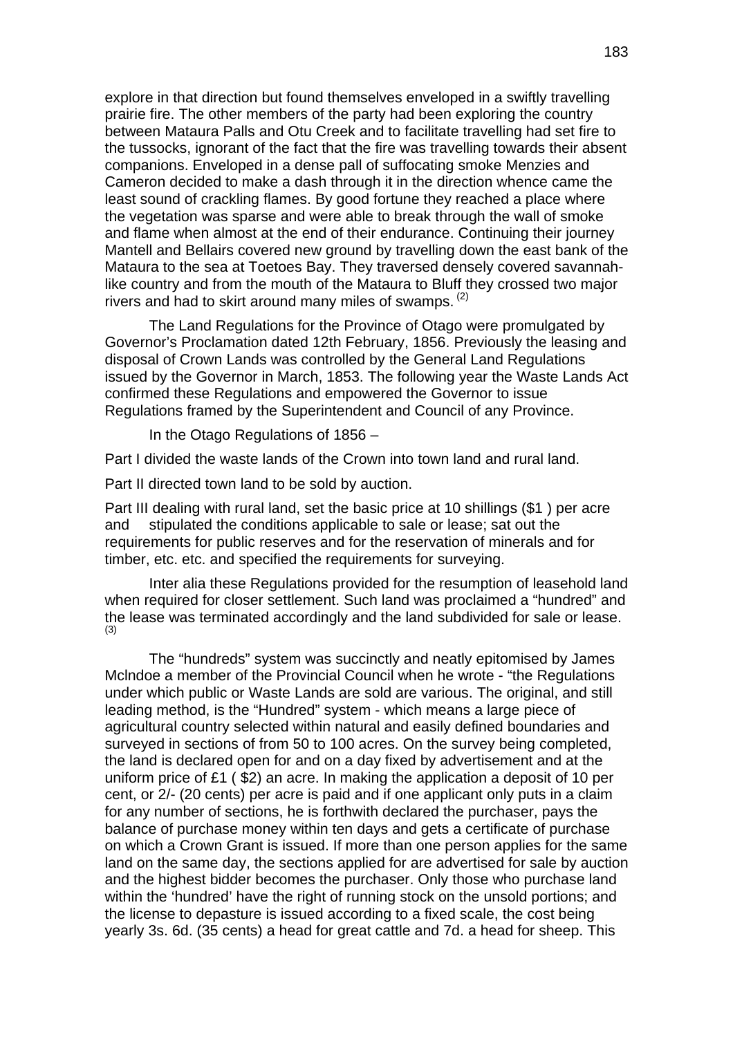explore in that direction but found themselves enveloped in a swiftly travelling prairie fire. The other members of the party had been exploring the country between Mataura Palls and Otu Creek and to facilitate travelling had set fire to the tussocks, ignorant of the fact that the fire was travelling towards their absent companions. Enveloped in a dense pall of suffocating smoke Menzies and Cameron decided to make a dash through it in the direction whence came the least sound of crackling flames. By good fortune they reached a place where the vegetation was sparse and were able to break through the wall of smoke and flame when almost at the end of their endurance. Continuing their journey Mantell and Bellairs covered new ground by travelling down the east bank of the Mataura to the sea at Toetoes Bay. They traversed densely covered savannah-like country and from the mouth of the Mataura to Bluff they crossed two major rivers and had to skirt around many miles of swamps. (2)

The Land Regulations for the Province of Otago were promulgated by Governor's Proclamation dated 12th February, 1856. Previously the leasing and disposal of Crown Lands was controlled by the General Land Regulations issued by the Governor in March, 1853. The following year the Waste Lands Act confirmed these Regulations and empowered the Governor to issue Regulations framed by the Superintendent and Council of any Province.

In the Otago Regulations of 1856 –

Part I divided the waste lands of the Crown into town land and rural land.

Part II directed town land to be sold by auction.

Part III dealing with rural land, set the basic price at 10 shillings ($1 ) per acre and stipulated the conditions applicable to sale or lease; sat out the requirements for public reserves and for the reservation of minerals and for timber, etc. etc. and specified the requirements for surveying.

Inter alia these Regulations provided for the resumption of leasehold land when required for closer settlement. Such land was proclaimed a "hundred" and the lease was terminated accordingly and the land subdivided for sale or lease. (3)

The "hundreds" system was succinctly and neatly epitomised by James McIndoe a member of the Provincial Council when he wrote - "the Regulations under which public or Waste Lands are sold are various. The original, and still leading method, is the "Hundred" system - which means a large piece of agricultural country selected within natural and easily defined boundaries and surveyed in sections of from 50 to 100 acres. On the survey being completed, the land is declared open for and on a day fixed by advertisement and at the uniform price of £1 ( $2) an acre. In making the application a deposit of 10 per cent, or 2/- (20 cents) per acre is paid and if one applicant only puts in a claim for any number of sections, he is forthwith declared the purchaser, pays the balance of purchase money within ten days and gets a certificate of purchase on which a Crown Grant is issued. If more than one person applies for the same land on the same day, the sections applied for are advertised for sale by auction and the highest bidder becomes the purchaser. Only those who purchase land within the 'hundred' have the right of running stock on the unsold portions; and the license to depasture is issued according to a fixed scale, the cost being yearly 3s. 6d. (35 cents) a head for great cattle and 7d. a head for sheep. This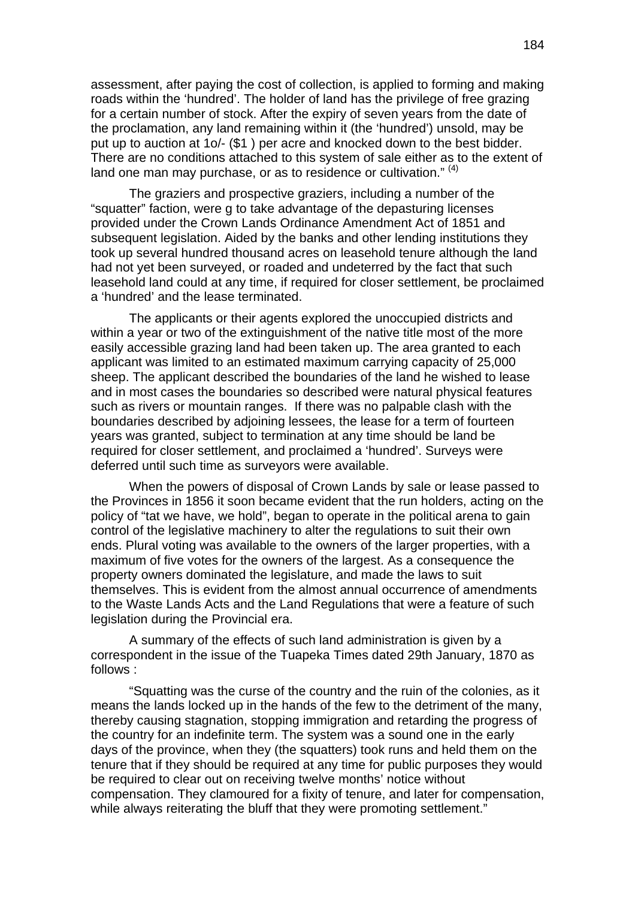assessment, after paying the cost of collection, is applied to forming and making roads within the 'hundred'. The holder of land has the privilege of free grazing for a certain number of stock. After the expiry of seven years from the date of the proclamation, any land remaining within it (the 'hundred') unsold, may be put up to auction at 1o/- ($1 ) per acre and knocked down to the best bidder. There are no conditions attached to this system of sale either as to the extent of land one man may purchase, or as to residence or cultivation." [(4)]

The graziers and prospective graziers, including a number of the "squatter" faction, were g to take advantage of the depasturing licenses provided under the Crown Lands Ordinance Amendment Act of 1851 and subsequent legislation. Aided by the banks and other lending institutions they took up several hundred thousand acres on leasehold tenure although the land had not yet been surveyed, or roaded and undeterred by the fact that such leasehold land could at any time, if required for closer settlement, be proclaimed a 'hundred' and the lease terminated.

The applicants or their agents explored the unoccupied districts and within a year or two of the extinguishment of the native title most of the more easily accessible grazing land had been taken up. The area granted to each applicant was limited to an estimated maximum carrying capacity of 25,000 sheep. The applicant described the boundaries of the land he wished to lease and in most cases the boundaries so described were natural physical features such as rivers or mountain ranges. If there was no palpable clash with the boundaries described by adjoining lessees, the lease for a term of fourteen years was granted, subject to termination at any time should be land be required for closer settlement, and proclaimed a 'hundred'. Surveys were deferred until such time as surveyors were available.

When the powers of disposal of Crown Lands by sale or lease passed to the Provinces in 1856 it soon became evident that the run holders, acting on the policy of "tat we have, we hold", began to operate in the political arena to gain control of the legislative machinery to alter the regulations to suit their own ends. Plural voting was available to the owners of the larger properties, with a maximum of five votes for the owners of the largest. As a consequence the property owners dominated the legislature, and made the laws to suit themselves. This is evident from the almost annual occurrence of amendments to the Waste Lands Acts and the Land Regulations that were a feature of such legislation during the Provincial era.

A summary of the effects of such land administration is given by a correspondent in the issue of the Tuapeka Times dated 29th January, 1870 as follows :

"Squatting was the curse of the country and the ruin of the colonies, as it means the lands locked up in the hands of the few to the detriment of the many, thereby causing stagnation, stopping immigration and retarding the progress of the country for an indefinite term. The system was a sound one in the early days of the province, when they (the squatters) took runs and held them on the tenure that if they should be required at any time for public purposes they would be required to clear out on receiving twelve months' notice without compensation. They clamoured for a fixity of tenure, and later for compensation, while always reiterating the bluff that they were promoting settlement."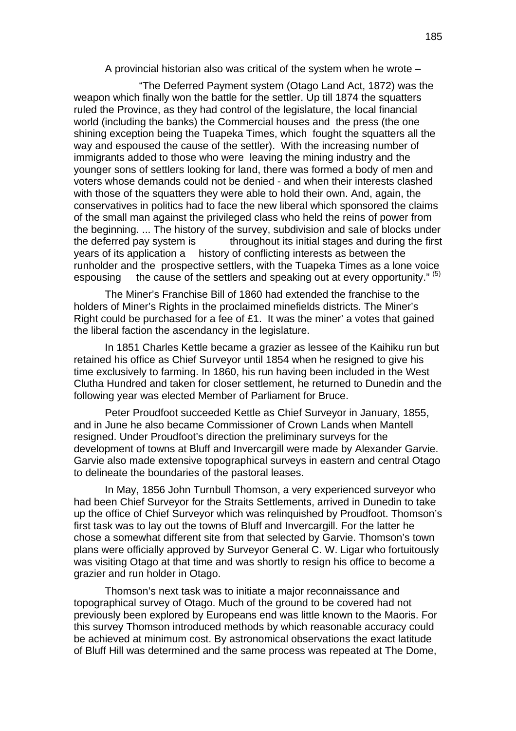A provincial historian also was critical of the system when he wrote –

> "The Deferred Payment system (Otago Land Act, 1872) was the weapon which finally won the battle for the settler. Up till 1874 the squatters ruled the Province, as they had control of the legislature, the local financial world (including the banks) the Commercial houses and the press (the one shining exception being the Tuapeka Times, which fought the squatters all the way and espoused the cause of the settler). With the increasing number of immigrants added to those who were leaving the mining industry and the younger sons of settlers looking for land, there was formed a body of men and voters whose demands could not be denied - and when their interests clashed with those of the squatters they were able to hold their own. And, again, the conservatives in politics had to face the new liberal which sponsored the claims of the small man against the privileged class who held the reins of power from the beginning. ... The history of the survey, subdivision and sale of blocks under the deferred pay system is throughout its initial stages and during the first years of its application a history of conflicting interests as between the runholder and the prospective settlers, with the Tuapeka Times as a lone voice espousing the cause of the settlers and speaking out at every opportunity." (5)

The Miner's Franchise Bill of 1860 had extended the franchise to the holders of Miner's Rights in the proclaimed minefields districts. The Miner's Right could be purchased for a fee of £1. It was the miner' a votes that gained the liberal faction the ascendancy in the legislature.

In 1851 Charles Kettle became a grazier as lessee of the Kaihiku run but retained his office as Chief Surveyor until 1854 when he resigned to give his time exclusively to farming. In 1860, his run having been included in the West Clutha Hundred and taken for closer settlement, he returned to Dunedin and the following year was elected Member of Parliament for Bruce.

Peter Proudfoot succeeded Kettle as Chief Surveyor in January, 1855, and in June he also became Commissioner of Crown Lands when Mantell resigned. Under Proudfoot's direction the preliminary surveys for the development of towns at Bluff and Invercargill were made by Alexander Garvie. Garvie also made extensive topographical surveys in eastern and central Otago to delineate the boundaries of the pastoral leases.

In May, 1856 John Turnbull Thomson, a very experienced surveyor who had been Chief Surveyor for the Straits Settlements, arrived in Dunedin to take up the office of Chief Surveyor which was relinquished by Proudfoot. Thomson's first task was to lay out the towns of Bluff and Invercargill. For the latter he chose a somewhat different site from that selected by Garvie. Thomson's town plans were officially approved by Surveyor General C. W. Ligar who fortuitously was visiting Otago at that time and was shortly to resign his office to become a grazier and run holder in Otago.

Thomson's next task was to initiate a major reconnaissance and topographical survey of Otago. Much of the ground to be covered had not previously been explored by Europeans end was little known to the Maoris. For this survey Thomson introduced methods by which reasonable accuracy could be achieved at minimum cost. By astronomical observations the exact latitude of Bluff Hill was determined and the same process was repeated at The Dome,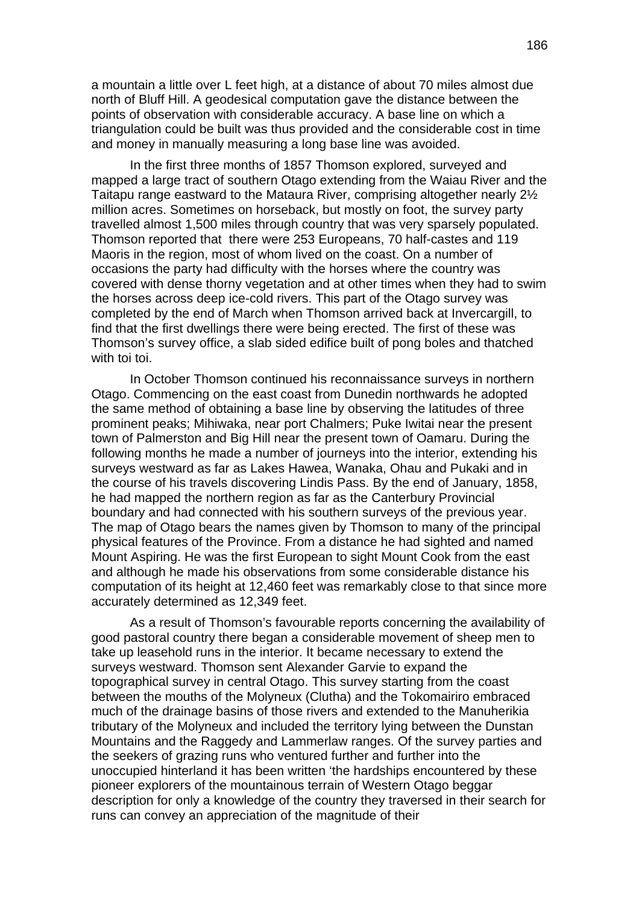a mountain a little over L feet high, at a distance of about 70 miles almost due north of Bluff Hill. A geodesical computation gave the distance between the points of observation with considerable accuracy. A base line on which a triangulation could be built was thus provided and the considerable cost in time and money in manually measuring a long base line was avoided.

In the first three months of 1857 Thomson explored, surveyed and mapped a large tract of southern Otago extending from the Waiau River and the Taitapu range eastward to the Mataura River, comprising altogether nearly 2½ million acres. Sometimes on horseback, but mostly on foot, the survey party travelled almost 1,500 miles through country that was very sparsely populated. Thomson reported that there were 253 Europeans, 70 half-castes and 119 Maoris in the region, most of whom lived on the coast. On a number of occasions the party had difficulty with the horses where the country was covered with dense thorny vegetation and at other times when they had to swim the horses across deep ice-cold rivers. This part of the Otago survey was completed by the end of March when Thomson arrived back at Invercargill, to find that the first dwellings there were being erected. The first of these was Thomson's survey office, a slab sided edifice built of pong boles and thatched with toi toi.

In October Thomson continued his reconnaissance surveys in northern Otago. Commencing on the east coast from Dunedin northwards he adopted the same method of obtaining a base line by observing the latitudes of three prominent peaks; Mihiwaka, near port Chalmers; Puke Iwitai near the present town of Palmerston and Big Hill near the present town of Oamaru. During the following months he made a number of journeys into the interior, extending his surveys westward as far as Lakes Hawea, Wanaka, Ohau and Pukaki and in the course of his travels discovering Lindis Pass. By the end of January, 1858, he had mapped the northern region as far as the Canterbury Provincial boundary and had connected with his southern surveys of the previous year. The map of Otago bears the names given by Thomson to many of the principal physical features of the Province. From a distance he had sighted and named Mount Aspiring. He was the first European to sight Mount Cook from the east and although he made his observations from some considerable distance his computation of its height at 12,460 feet was remarkably close to that since more accurately determined as 12,349 feet.

As a result of Thomson's favourable reports concerning the availability of good pastoral country there began a considerable movement of sheep men to take up leasehold runs in the interior. It became necessary to extend the surveys westward. Thomson sent Alexander Garvie to expand the topographical survey in central Otago. This survey starting from the coast between the mouths of the Molyneux (Clutha) and the Tokomairiro embraced much of the drainage basins of those rivers and extended to the Manuherikia tributary of the Molyneux and included the territory lying between the Dunstan Mountains and the Raggedy and Lammerlaw ranges. Of the survey parties and the seekers of grazing runs who ventured further and further into the unoccupied hinterland it has been written 'the hardships encountered by these pioneer explorers of the mountainous terrain of Western Otago beggar description for only a knowledge of the country they traversed in their search for runs can convey an appreciation of the magnitude of their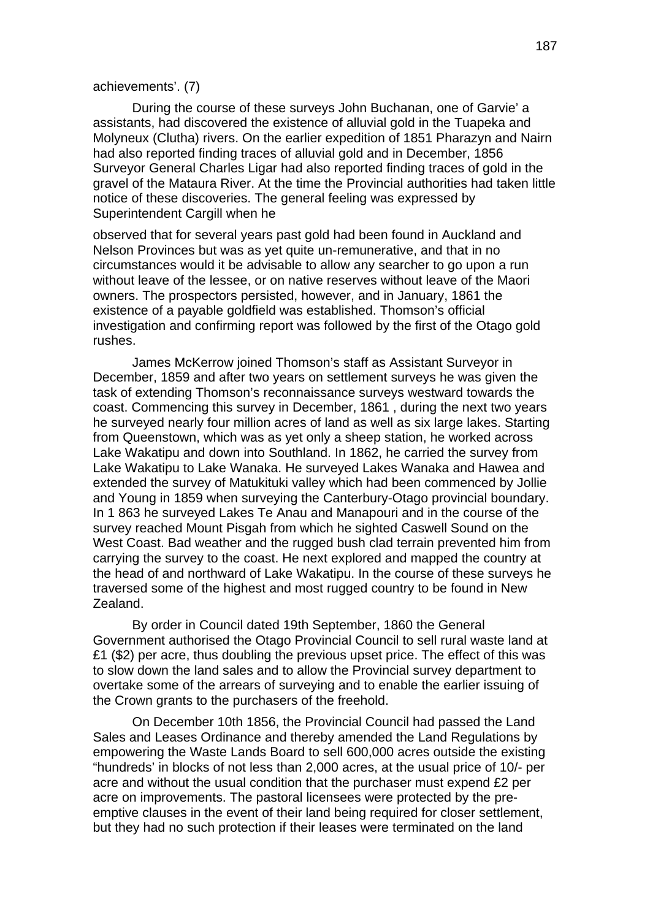achievements'. (7)

During the course of these surveys John Buchanan, one of Garvie' a assistants, had discovered the existence of alluvial gold in the Tuapeka and Molyneux (Clutha) rivers. On the earlier expedition of 1851 Pharazyn and Nairn had also reported finding traces of alluvial gold and in December, 1856 Surveyor General Charles Ligar had also reported finding traces of gold in the gravel of the Mataura River. At the time the Provincial authorities had taken little notice of these discoveries. The general feeling was expressed by Superintendent Cargill when he

observed that for several years past gold had been found in Auckland and Nelson Provinces but was as yet quite un-remunerative, and that in no circumstances would it be advisable to allow any searcher to go upon a run without leave of the lessee, or on native reserves without leave of the Maori owners. The prospectors persisted, however, and in January, 1861 the existence of a payable goldfield was established. Thomson's official investigation and confirming report was followed by the first of the Otago gold rushes.

James McKerrow joined Thomson's staff as Assistant Surveyor in December, 1859 and after two years on settlement surveys he was given the task of extending Thomson's reconnaissance surveys westward towards the coast. Commencing this survey in December, 1861 , during the next two years he surveyed nearly four million acres of land as well as six large lakes. Starting from Queenstown, which was as yet only a sheep station, he worked across Lake Wakatipu and down into Southland. In 1862, he carried the survey from Lake Wakatipu to Lake Wanaka. He surveyed Lakes Wanaka and Hawea and extended the survey of Matukituki valley which had been commenced by Jollie and Young in 1859 when surveying the Canterbury-Otago provincial boundary. In 1 863 he surveyed Lakes Te Anau and Manapouri and in the course of the survey reached Mount Pisgah from which he sighted Caswell Sound on the West Coast. Bad weather and the rugged bush clad terrain prevented him from carrying the survey to the coast. He next explored and mapped the country at the head of and northward of Lake Wakatipu. In the course of these surveys he traversed some of the highest and most rugged country to be found in New Zealand.

By order in Council dated 19th September, 1860 the General Government authorised the Otago Provincial Council to sell rural waste land at £1 ($2) per acre, thus doubling the previous upset price. The effect of this was to slow down the land sales and to allow the Provincial survey department to overtake some of the arrears of surveying and to enable the earlier issuing of the Crown grants to the purchasers of the freehold.

On December 10th 1856, the Provincial Council had passed the Land Sales and Leases Ordinance and thereby amended the Land Regulations by empowering the Waste Lands Board to sell 600,000 acres outside the existing "hundreds' in blocks of not less than 2,000 acres, at the usual price of 10/- per acre and without the usual condition that the purchaser must expend £2 per acre on improvements. The pastoral licensees were protected by the pre-emptive clauses in the event of their land being required for closer settlement, but they had no such protection if their leases were terminated on the land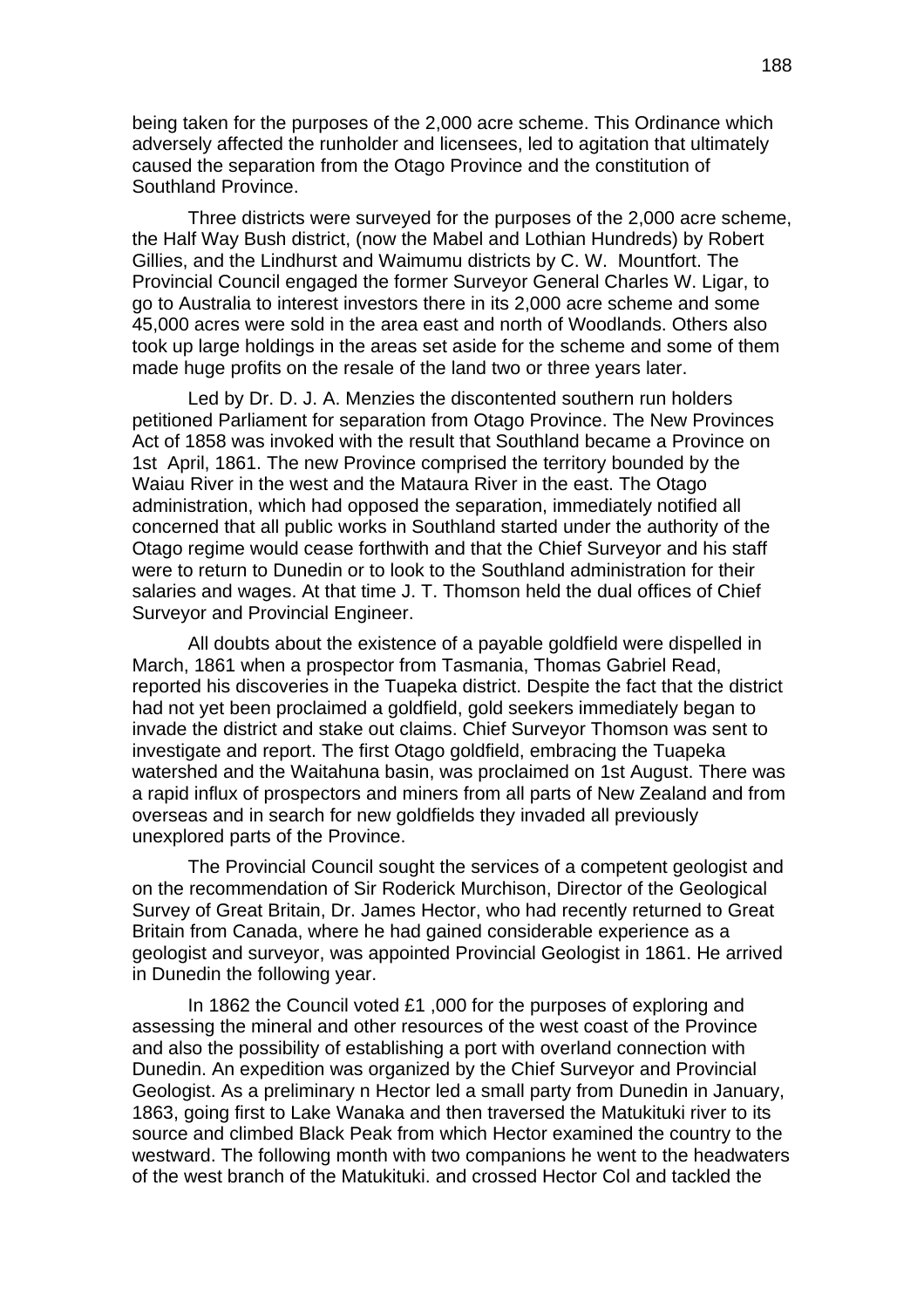being taken for the purposes of the 2,000 acre scheme. This Ordinance which adversely affected the runholder and licensees, led to agitation that ultimately caused the separation from the Otago Province and the constitution of Southland Province.

Three districts were surveyed for the purposes of the 2,000 acre scheme, the Half Way Bush district, (now the Mabel and Lothian Hundreds) by Robert Gillies, and the Lindhurst and Waimumu districts by C. W. Mountfort. The Provincial Council engaged the former Surveyor General Charles W. Ligar, to go to Australia to interest investors there in its 2,000 acre scheme and some 45,000 acres were sold in the area east and north of Woodlands. Others also took up large holdings in the areas set aside for the scheme and some of them made huge profits on the resale of the land two or three years later.

Led by Dr. D. J. A. Menzies the discontented southern run holders petitioned Parliament for separation from Otago Province. The New Provinces Act of 1858 was invoked with the result that Southland became a Province on 1st April, 1861. The new Province comprised the territory bounded by the Waiau River in the west and the Mataura River in the east. The Otago administration, which had opposed the separation, immediately notified all concerned that all public works in Southland started under the authority of the Otago regime would cease forthwith and that the Chief Surveyor and his staff were to return to Dunedin or to look to the Southland administration for their salaries and wages. At that time J. T. Thomson held the dual offices of Chief Surveyor and Provincial Engineer.

All doubts about the existence of a payable goldfield were dispelled in March, 1861 when a prospector from Tasmania, Thomas Gabriel Read, reported his discoveries in the Tuapeka district. Despite the fact that the district had not yet been proclaimed a goldfield, gold seekers immediately began to invade the district and stake out claims. Chief Surveyor Thomson was sent to investigate and report. The first Otago goldfield, embracing the Tuapeka watershed and the Waitahuna basin, was proclaimed on 1st August. There was a rapid influx of prospectors and miners from all parts of New Zealand and from overseas and in search for new goldfields they invaded all previously unexplored parts of the Province.

The Provincial Council sought the services of a competent geologist and on the recommendation of Sir Roderick Murchison, Director of the Geological Survey of Great Britain, Dr. James Hector, who had recently returned to Great Britain from Canada, where he had gained considerable experience as a geologist and surveyor, was appointed Provincial Geologist in 1861. He arrived in Dunedin the following year.

In 1862 the Council voted £1 ,000 for the purposes of exploring and assessing the mineral and other resources of the west coast of the Province and also the possibility of establishing a port with overland connection with Dunedin. An expedition was organized by the Chief Surveyor and Provincial Geologist. As a preliminary n Hector led a small party from Dunedin in January, 1863, going first to Lake Wanaka and then traversed the Matukituki river to its source and climbed Black Peak from which Hector examined the country to the westward. The following month with two companions he went to the headwaters of the west branch of the Matukituki. and crossed Hector Col and tackled the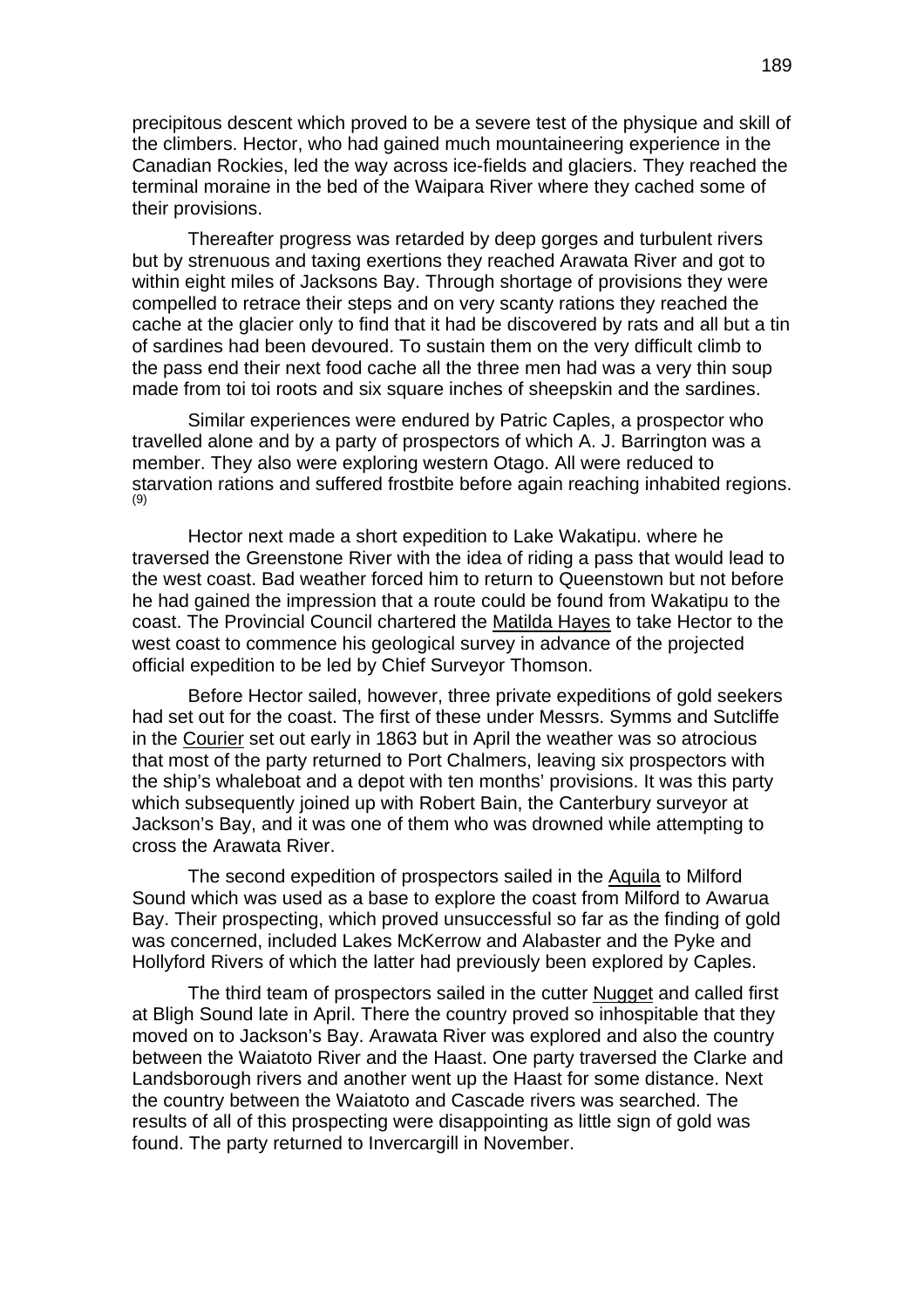precipitous descent which proved to be a severe test of the physique and skill of the climbers. Hector, who had gained much mountaineering experience in the Canadian Rockies, led the way across ice-fields and glaciers. They reached the terminal moraine in the bed of the Waipara River where they cached some of their provisions.

Thereafter progress was retarded by deep gorges and turbulent rivers but by strenuous and taxing exertions they reached Arawata River and got to within eight miles of Jacksons Bay. Through shortage of provisions they were compelled to retrace their steps and on very scanty rations they reached the cache at the glacier only to find that it had be discovered by rats and all but a tin of sardines had been devoured. To sustain them on the very difficult climb to the pass end their next food cache all the three men had was a very thin soup made from toi toi roots and six square inches of sheepskin and the sardines.

Similar experiences were endured by Patric Caples, a prospector who travelled alone and by a party of prospectors of which A. J. Barrington was a member. They also were exploring western Otago. All were reduced to starvation rations and suffered frostbite before again reaching inhabited regions. (9)

Hector next made a short expedition to Lake Wakatipu. where he traversed the Greenstone River with the idea of riding a pass that would lead to the west coast. Bad weather forced him to return to Queenstown but not before he had gained the impression that a route could be found from Wakatipu to the coast. The Provincial Council chartered the Matilda Hayes to take Hector to the west coast to commence his geological survey in advance of the projected official expedition to be led by Chief Surveyor Thomson.

Before Hector sailed, however, three private expeditions of gold seekers had set out for the coast. The first of these under Messrs. Symms and Sutcliffe in the Courier set out early in 1863 but in April the weather was so atrocious that most of the party returned to Port Chalmers, leaving six prospectors with the ship's whaleboat and a depot with ten months' provisions. It was this party which subsequently joined up with Robert Bain, the Canterbury surveyor at Jackson's Bay, and it was one of them who was drowned while attempting to cross the Arawata River.

The second expedition of prospectors sailed in the Aquila to Milford Sound which was used as a base to explore the coast from Milford to Awarua Bay. Their prospecting, which proved unsuccessful so far as the finding of gold was concerned, included Lakes McKerrow and Alabaster and the Pyke and Hollyford Rivers of which the latter had previously been explored by Caples.

The third team of prospectors sailed in the cutter Nugget and called first at Bligh Sound late in April. There the country proved so inhospitable that they moved on to Jackson's Bay. Arawata River was explored and also the country between the Waiatoto River and the Haast. One party traversed the Clarke and Landsborough rivers and another went up the Haast for some distance. Next the country between the Waiatoto and Cascade rivers was searched. The results of all of this prospecting were disappointing as little sign of gold was found. The party returned to Invercargill in November.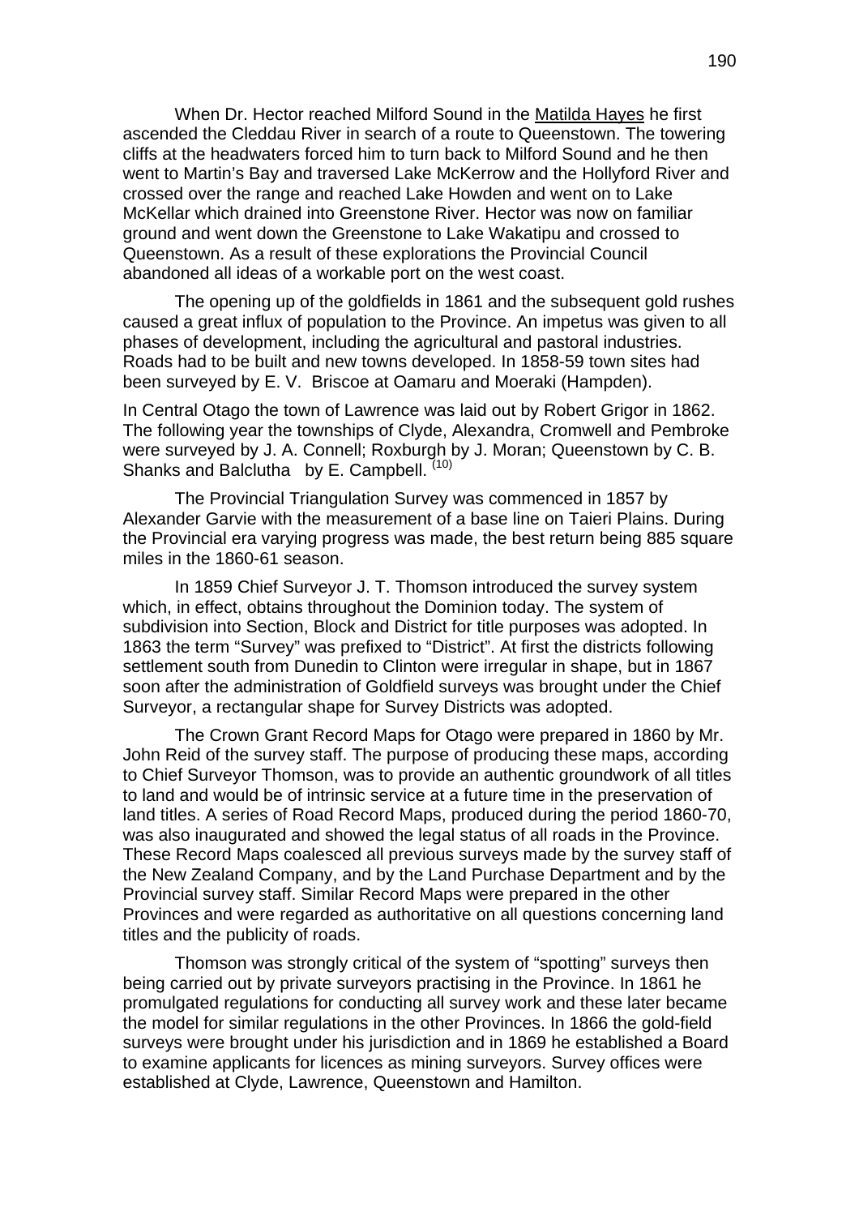When Dr. Hector reached Milford Sound in the Matilda Hayes he first ascended the Cleddau River in search of a route to Queenstown. The towering cliffs at the headwaters forced him to turn back to Milford Sound and he then went to Martin's Bay and traversed Lake McKerrow and the Hollyford River and crossed over the range and reached Lake Howden and went on to Lake McKellar which drained into Greenstone River. Hector was now on familiar ground and went down the Greenstone to Lake Wakatipu and crossed to Queenstown. As a result of these explorations the Provincial Council abandoned all ideas of a workable port on the west coast.

The opening up of the goldfields in 1861 and the subsequent gold rushes caused a great influx of population to the Province. An impetus was given to all phases of development, including the agricultural and pastoral industries. Roads had to be built and new towns developed. In 1858-59 town sites had been surveyed by E. V. Briscoe at Oamaru and Moeraki (Hampden).

In Central Otago the town of Lawrence was laid out by Robert Grigor in 1862. The following year the townships of Clyde, Alexandra, Cromwell and Pembroke were surveyed by J. A. Connell; Roxburgh by J. Moran; Queenstown by C. B. Shanks and Balclutha by E. Campbell. [10]

The Provincial Triangulation Survey was commenced in 1857 by Alexander Garvie with the measurement of a base line on Taieri Plains. During the Provincial era varying progress was made, the best return being 885 square miles in the 1860-61 season.

In 1859 Chief Surveyor J. T. Thomson introduced the survey system which, in effect, obtains throughout the Dominion today. The system of subdivision into Section, Block and District for title purposes was adopted. In 1863 the term "Survey" was prefixed to "District". At first the districts following settlement south from Dunedin to Clinton were irregular in shape, but in 1867 soon after the administration of Goldfield surveys was brought under the Chief Surveyor, a rectangular shape for Survey Districts was adopted.

The Crown Grant Record Maps for Otago were prepared in 1860 by Mr. John Reid of the survey staff. The purpose of producing these maps, according to Chief Surveyor Thomson, was to provide an authentic groundwork of all titles to land and would be of intrinsic service at a future time in the preservation of land titles. A series of Road Record Maps, produced during the period 1860-70, was also inaugurated and showed the legal status of all roads in the Province. These Record Maps coalesced all previous surveys made by the survey staff of the New Zealand Company, and by the Land Purchase Department and by the Provincial survey staff. Similar Record Maps were prepared in the other Provinces and were regarded as authoritative on all questions concerning land titles and the publicity of roads.

Thomson was strongly critical of the system of "spotting" surveys then being carried out by private surveyors practising in the Province. In 1861 he promulgated regulations for conducting all survey work and these later became the model for similar regulations in the other Provinces. In 1866 the gold-field surveys were brought under his jurisdiction and in 1869 he established a Board to examine applicants for licences as mining surveyors. Survey offices were established at Clyde, Lawrence, Queenstown and Hamilton.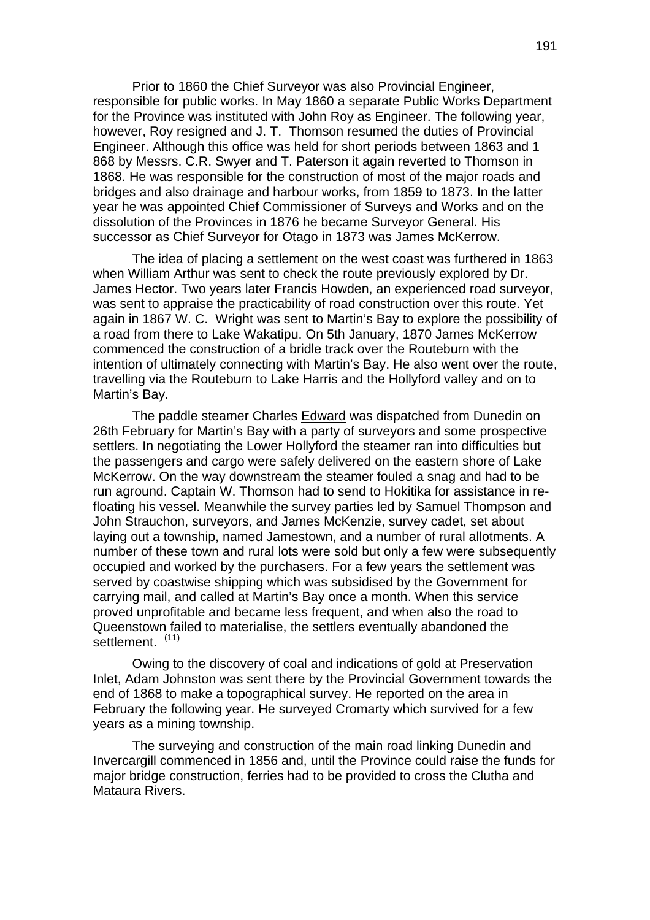Prior to 1860 the Chief Surveyor was also Provincial Engineer, responsible for public works. In May 1860 a separate Public Works Department for the Province was instituted with John Roy as Engineer. The following year, however, Roy resigned and J. T. Thomson resumed the duties of Provincial Engineer. Although this office was held for short periods between 1863 and 1 868 by Messrs. C.R. Swyer and T. Paterson it again reverted to Thomson in 1868. He was responsible for the construction of most of the major roads and bridges and also drainage and harbour works, from 1859 to 1873. In the latter year he was appointed Chief Commissioner of Surveys and Works and on the dissolution of the Provinces in 1876 he became Surveyor General. His successor as Chief Surveyor for Otago in 1873 was James McKerrow.

The idea of placing a settlement on the west coast was furthered in 1863 when William Arthur was sent to check the route previously explored by Dr. James Hector. Two years later Francis Howden, an experienced road surveyor, was sent to appraise the practicability of road construction over this route. Yet again in 1867 W. C. Wright was sent to Martin's Bay to explore the possibility of a road from there to Lake Wakatipu. On 5th January, 1870 James McKerrow commenced the construction of a bridle track over the Routeburn with the intention of ultimately connecting with Martin's Bay. He also went over the route, travelling via the Routeburn to Lake Harris and the Hollyford valley and on to Martin's Bay.

The paddle steamer Charles Edward was dispatched from Dunedin on 26th February for Martin's Bay with a party of surveyors and some prospective settlers. In negotiating the Lower Hollyford the steamer ran into difficulties but the passengers and cargo were safely delivered on the eastern shore of Lake McKerrow. On the way downstream the steamer fouled a snag and had to be run aground. Captain W. Thomson had to send to Hokitika for assistance in re-floating his vessel. Meanwhile the survey parties led by Samuel Thompson and John Strauchon, surveyors, and James McKenzie, survey cadet, set about laying out a township, named Jamestown, and a number of rural allotments. A number of these town and rural lots were sold but only a few were subsequently occupied and worked by the purchasers. For a few years the settlement was served by coastwise shipping which was subsidised by the Government for carrying mail, and called at Martin's Bay once a month. When this service proved unprofitable and became less frequent, and when also the road to Queenstown failed to materialise, the settlers eventually abandoned the settlement. (11)

Owing to the discovery of coal and indications of gold at Preservation Inlet, Adam Johnston was sent there by the Provincial Government towards the end of 1868 to make a topographical survey. He reported on the area in February the following year. He surveyed Cromarty which survived for a few years as a mining township.

The surveying and construction of the main road linking Dunedin and Invercargill commenced in 1856 and, until the Province could raise the funds for major bridge construction, ferries had to be provided to cross the Clutha and Mataura Rivers.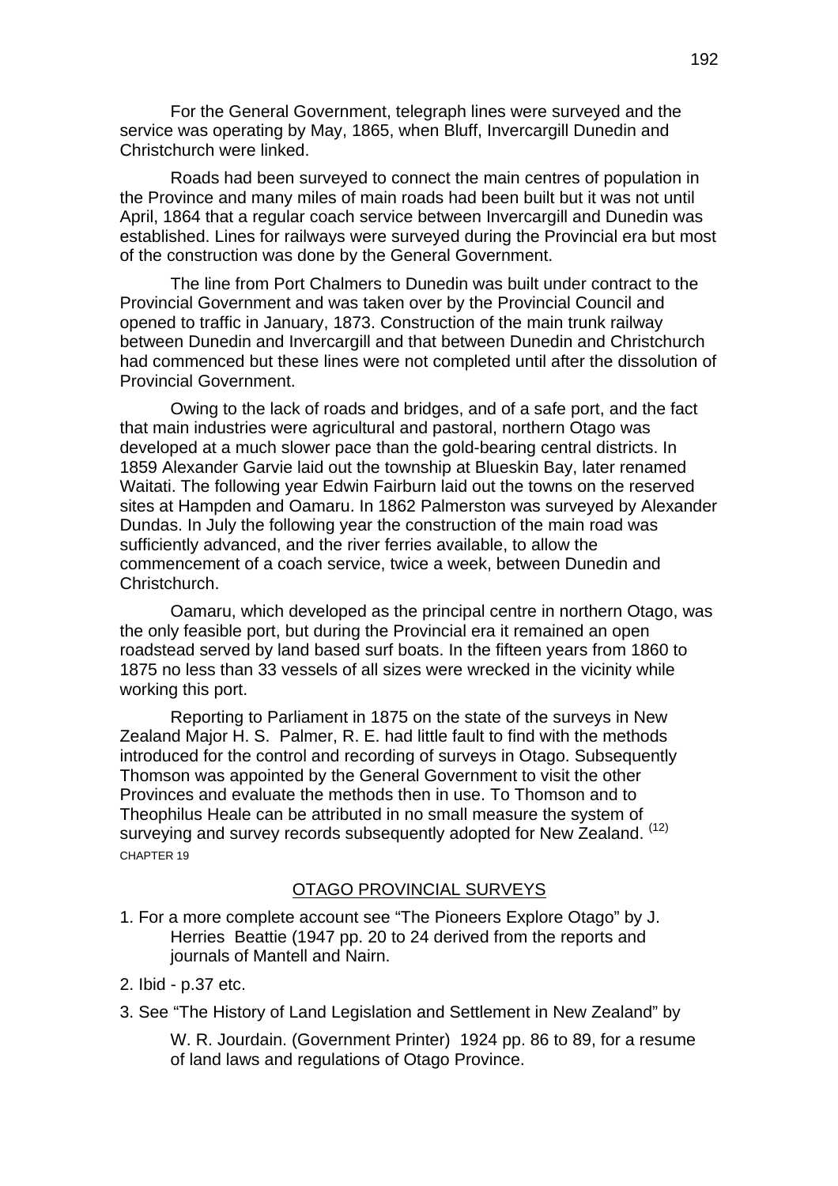For the General Government, telegraph lines were surveyed and the service was operating by May, 1865, when Bluff, Invercargill Dunedin and Christchurch were linked.

Roads had been surveyed to connect the main centres of population in the Province and many miles of main roads had been built but it was not until April, 1864 that a regular coach service between Invercargill and Dunedin was established. Lines for railways were surveyed during the Provincial era but most of the construction was done by the General Government.

The line from Port Chalmers to Dunedin was built under contract to the Provincial Government and was taken over by the Provincial Council and opened to traffic in January, 1873. Construction of the main trunk railway between Dunedin and Invercargill and that between Dunedin and Christchurch had commenced but these lines were not completed until after the dissolution of Provincial Government.

Owing to the lack of roads and bridges, and of a safe port, and the fact that main industries were agricultural and pastoral, northern Otago was developed at a much slower pace than the gold-bearing central districts. In 1859 Alexander Garvie laid out the township at Blueskin Bay, later renamed Waitati. The following year Edwin Fairburn laid out the towns on the reserved sites at Hampden and Oamaru. In 1862 Palmerston was surveyed by Alexander Dundas. In July the following year the construction of the main road was sufficiently advanced, and the river ferries available, to allow the commencement of a coach service, twice a week, between Dunedin and Christchurch.

Oamaru, which developed as the principal centre in northern Otago, was the only feasible port, but during the Provincial era it remained an open roadstead served by land based surf boats. In the fifteen years from 1860 to 1875 no less than 33 vessels of all sizes were wrecked in the vicinity while working this port.

Reporting to Parliament in 1875 on the state of the surveys in New Zealand Major H. S. Palmer, R. E. had little fault to find with the methods introduced for the control and recording of surveys in Otago. Subsequently Thomson was appointed by the General Government to visit the other Provinces and evaluate the methods then in use. To Thomson and to Theophilus Heale can be attributed in no small measure the system of surveying and survey records subsequently adopted for New Zealand. (12)

CHAPTER 19

## OTAGO PROVINCIAL SURVEYS

1. For a more complete account see “The Pioneers Explore Otago” by J. Herries Beattie (1947 pp. 20 to 24 derived from the reports and journals of Mantell and Nairn.

2. Ibid - p.37 etc.

3. See “The History of Land Legislation and Settlement in New Zealand” by W. R. Jourdain. (Government Printer) 1924 pp. 86 to 89, for a resume of land laws and regulations of Otago Province.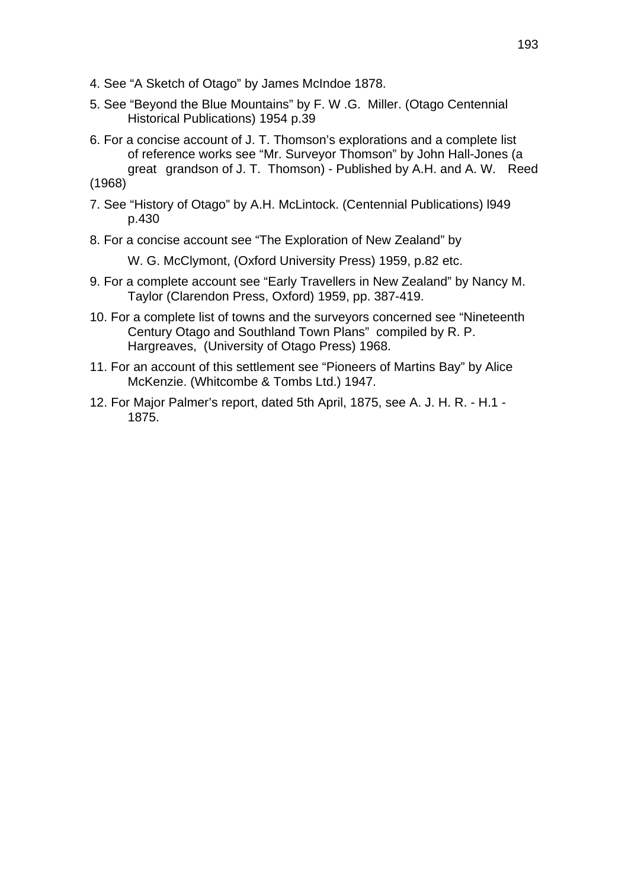4. See “A Sketch of Otago” by James McIndoe 1878.

5. See “Beyond the Blue Mountains” by F. W .G. Miller. (Otago Centennial Historical Publications) 1954 p.39

6. For a concise account of J. T. Thomson’s explorations and a complete list of reference works see “Mr. Surveyor Thomson” by John Hall-Jones (a great grandson of J. T. Thomson) - Published by A.H. and A. W. Reed (1968)

7. See “History of Otago” by A.H. McLintock. (Centennial Publications) l949 p.430

8. For a concise account see “The Exploration of New Zealand” by

   W. G. McClymont, (Oxford University Press) 1959, p.82 etc.

9. For a complete account see “Early Travellers in New Zealand” by Nancy M. Taylor (Clarendon Press, Oxford) 1959, pp. 387-419.

10. For a complete list of towns and the surveyors concerned see “Nineteenth Century Otago and Southland Town Plans” compiled by R. P. Hargreaves, (University of Otago Press) 1968.

11. For an account of this settlement see “Pioneers of Martins Bay” by Alice McKenzie. (Whitcombe & Tombs Ltd.) 1947.

12. For Major Palmer’s report, dated 5th April, 1875, see A. J. H. R. - H.1 - 1875.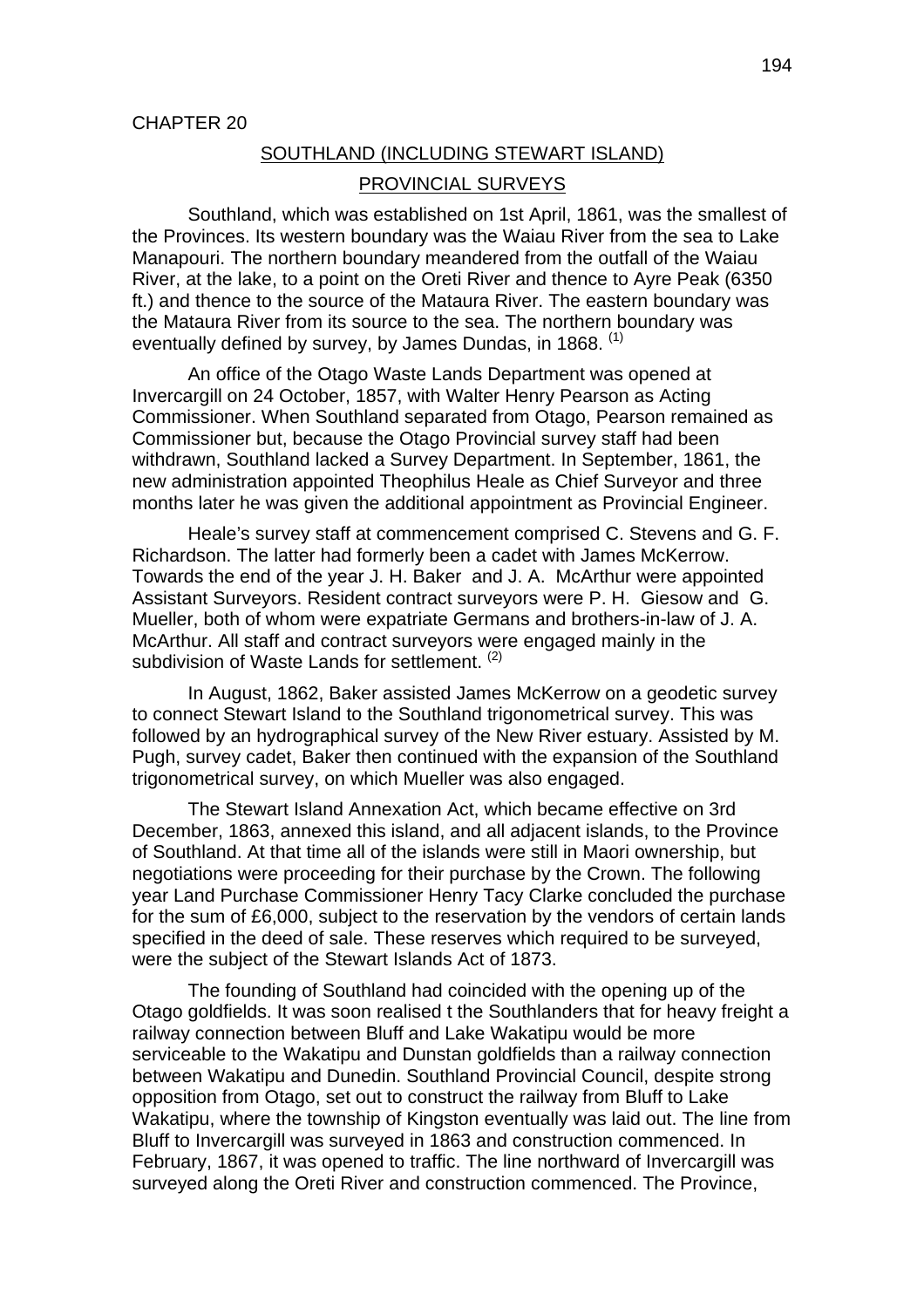CHAPTER 20

## SOUTHLAND (INCLUDING STEWART ISLAND)

## PROVINCIAL SURVEYS

Southland, which was established on 1st April, 1861, was the smallest of the Provinces. Its western boundary was the Waiau River from the sea to Lake Manapouri. The northern boundary meandered from the outfall of the Waiau River, at the lake, to a point on the Oreti River and thence to Ayre Peak (6350 ft.) and thence to the source of the Mataura River. The eastern boundary was the Mataura River from its source to the sea. The northern boundary was eventually defined by survey, by James Dundas, in 1868. [(1)]

An office of the Otago Waste Lands Department was opened at Invercargill on 24 October, 1857, with Walter Henry Pearson as Acting Commissioner. When Southland separated from Otago, Pearson remained as Commissioner but, because the Otago Provincial survey staff had been withdrawn, Southland lacked a Survey Department. In September, 1861, the new administration appointed Theophilus Heale as Chief Surveyor and three months later he was given the additional appointment as Provincial Engineer.

Heale's survey staff at commencement comprised C. Stevens and G. F. Richardson. The latter had formerly been a cadet with James McKerrow. Towards the end of the year J. H. Baker and J. A. McArthur were appointed Assistant Surveyors. Resident contract surveyors were P. H. Giesow and G. Mueller, both of whom were expatriate Germans and brothers-in-law of J. A. McArthur. All staff and contract surveyors were engaged mainly in the subdivision of Waste Lands for settlement. [(2)]

In August, 1862, Baker assisted James McKerrow on a geodetic survey to connect Stewart Island to the Southland trigonometrical survey. This was followed by an hydrographical survey of the New River estuary. Assisted by M. Pugh, survey cadet, Baker then continued with the expansion of the Southland trigonometrical survey, on which Mueller was also engaged.

The Stewart Island Annexation Act, which became effective on 3rd December, 1863, annexed this island, and all adjacent islands, to the Province of Southland. At that time all of the islands were still in Maori ownership, but negotiations were proceeding for their purchase by the Crown. The following year Land Purchase Commissioner Henry Tacy Clarke concluded the purchase for the sum of £6,000, subject to the reservation by the vendors of certain lands specified in the deed of sale. These reserves which required to be surveyed, were the subject of the Stewart Islands Act of 1873.

The founding of Southland had coincided with the opening up of the Otago goldfields. It was soon realised t the Southlanders that for heavy freight a railway connection between Bluff and Lake Wakatipu would be more serviceable to the Wakatipu and Dunstan goldfields than a railway connection between Wakatipu and Dunedin. Southland Provincial Council, despite strong opposition from Otago, set out to construct the railway from Bluff to Lake Wakatipu, where the township of Kingston eventually was laid out. The line from Bluff to Invercargill was surveyed in 1863 and construction commenced. In February, 1867, it was opened to traffic. The line northward of Invercargill was surveyed along the Oreti River and construction commenced. The Province,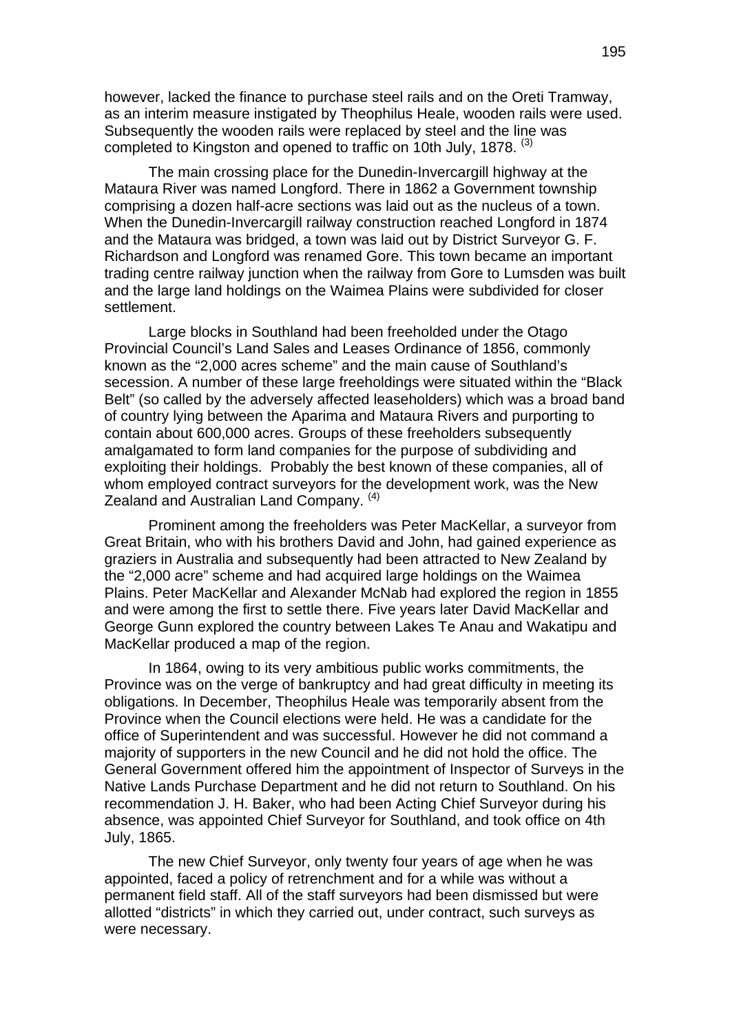however, lacked the finance to purchase steel rails and on the Oreti Tramway, as an interim measure instigated by Theophilus Heale, wooden rails were used. Subsequently the wooden rails were replaced by steel and the line was completed to Kingston and opened to traffic on 10th July, 1878. (3)

The main crossing place for the Dunedin-Invercargill highway at the Mataura River was named Longford. There in 1862 a Government township comprising a dozen half-acre sections was laid out as the nucleus of a town. When the Dunedin-Invercargill railway construction reached Longford in 1874 and the Mataura was bridged, a town was laid out by District Surveyor G. F. Richardson and Longford was renamed Gore. This town became an important trading centre railway junction when the railway from Gore to Lumsden was built and the large land holdings on the Waimea Plains were subdivided for closer settlement.

Large blocks in Southland had been freeholded under the Otago Provincial Council's Land Sales and Leases Ordinance of 1856, commonly known as the "2,000 acres scheme" and the main cause of Southland's secession. A number of these large freeholdings were situated within the "Black Belt" (so called by the adversely affected leaseholders) which was a broad band of country lying between the Aparima and Mataura Rivers and purporting to contain about 600,000 acres. Groups of these freeholders subsequently amalgamated to form land companies for the purpose of subdividing and exploiting their holdings. Probably the best known of these companies, all of whom employed contract surveyors for the development work, was the New Zealand and Australian Land Company. (4)

Prominent among the freeholders was Peter MacKellar, a surveyor from Great Britain, who with his brothers David and John, had gained experience as graziers in Australia and subsequently had been attracted to New Zealand by the "2,000 acre" scheme and had acquired large holdings on the Waimea Plains. Peter MacKellar and Alexander McNab had explored the region in 1855 and were among the first to settle there. Five years later David MacKellar and George Gunn explored the country between Lakes Te Anau and Wakatipu and MacKellar produced a map of the region.

In 1864, owing to its very ambitious public works commitments, the Province was on the verge of bankruptcy and had great difficulty in meeting its obligations. In December, Theophilus Heale was temporarily absent from the Province when the Council elections were held. He was a candidate for the office of Superintendent and was successful. However he did not command a majority of supporters in the new Council and he did not hold the office. The General Government offered him the appointment of Inspector of Surveys in the Native Lands Purchase Department and he did not return to Southland. On his recommendation J. H. Baker, who had been Acting Chief Surveyor during his absence, was appointed Chief Surveyor for Southland, and took office on 4th July, 1865.

The new Chief Surveyor, only twenty four years of age when he was appointed, faced a policy of retrenchment and for a while was without a permanent field staff. All of the staff surveyors had been dismissed but were allotted "districts" in which they carried out, under contract, such surveys as were necessary.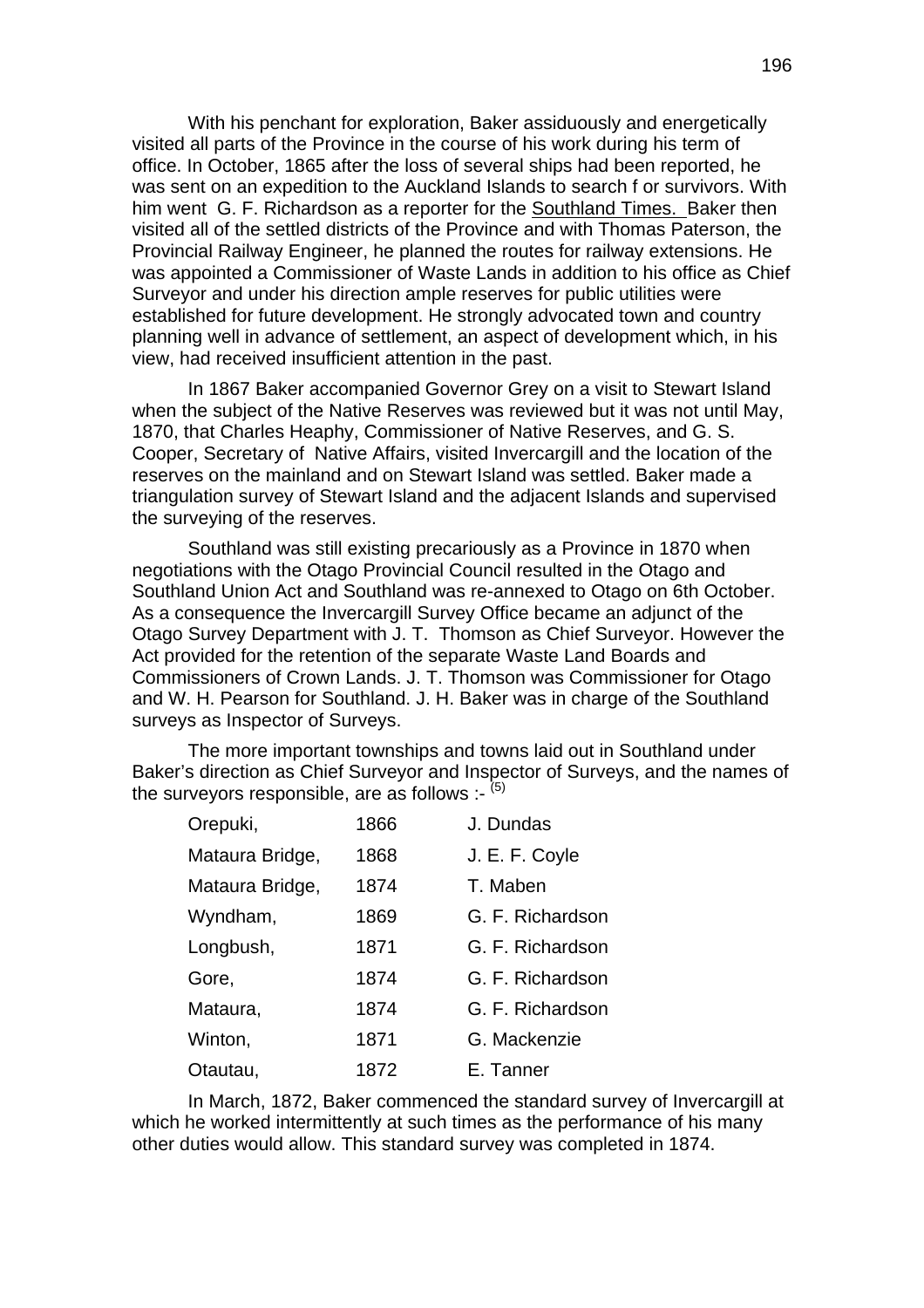With his penchant for exploration, Baker assiduously and energetically visited all parts of the Province in the course of his work during his term of office. In October, 1865 after the loss of several ships had been reported, he was sent on an expedition to the Auckland Islands to search f or survivors. With him went G. F. Richardson as a reporter for the Southland Times. Baker then visited all of the settled districts of the Province and with Thomas Paterson, the Provincial Railway Engineer, he planned the routes for railway extensions. He was appointed a Commissioner of Waste Lands in addition to his office as Chief Surveyor and under his direction ample reserves for public utilities were established for future development. He strongly advocated town and country planning well in advance of settlement, an aspect of development which, in his view, had received insufficient attention in the past.

In 1867 Baker accompanied Governor Grey on a visit to Stewart Island when the subject of the Native Reserves was reviewed but it was not until May, 1870, that Charles Heaphy, Commissioner of Native Reserves, and G. S. Cooper, Secretary of Native Affairs, visited Invercargill and the location of the reserves on the mainland and on Stewart Island was settled. Baker made a triangulation survey of Stewart Island and the adjacent Islands and supervised the surveying of the reserves.

Southland was still existing precariously as a Province in 1870 when negotiations with the Otago Provincial Council resulted in the Otago and Southland Union Act and Southland was re-annexed to Otago on 6th October. As a consequence the Invercargill Survey Office became an adjunct of the Otago Survey Department with J. T. Thomson as Chief Surveyor. However the Act provided for the retention of the separate Waste Land Boards and Commissioners of Crown Lands. J. T. Thomson was Commissioner for Otago and W. H. Pearson for Southland. J. H. Baker was in charge of the Southland surveys as Inspector of Surveys.

The more important townships and towns laid out in Southland under Baker's direction as Chief Surveyor and Inspector of Surveys, and the names of the surveyors responsible, are as follows :- [5]

| | | |
|---|---|---|
| Orepuki, | 1866 | J. Dundas |
| Mataura Bridge, | 1868 | J. E. F. Coyle |
| Mataura Bridge, | 1874 | T. Maben |
| Wyndham, | 1869 | G. F. Richardson |
| Longbush, | 1871 | G. F. Richardson |
| Gore, | 1874 | G. F. Richardson |
| Mataura, | 1874 | G. F. Richardson |
| Winton, | 1871 | G. Mackenzie |
| Otautau, | 1872 | E. Tanner |

In March, 1872, Baker commenced the standard survey of Invercargill at which he worked intermittently at such times as the performance of his many other duties would allow. This standard survey was completed in 1874.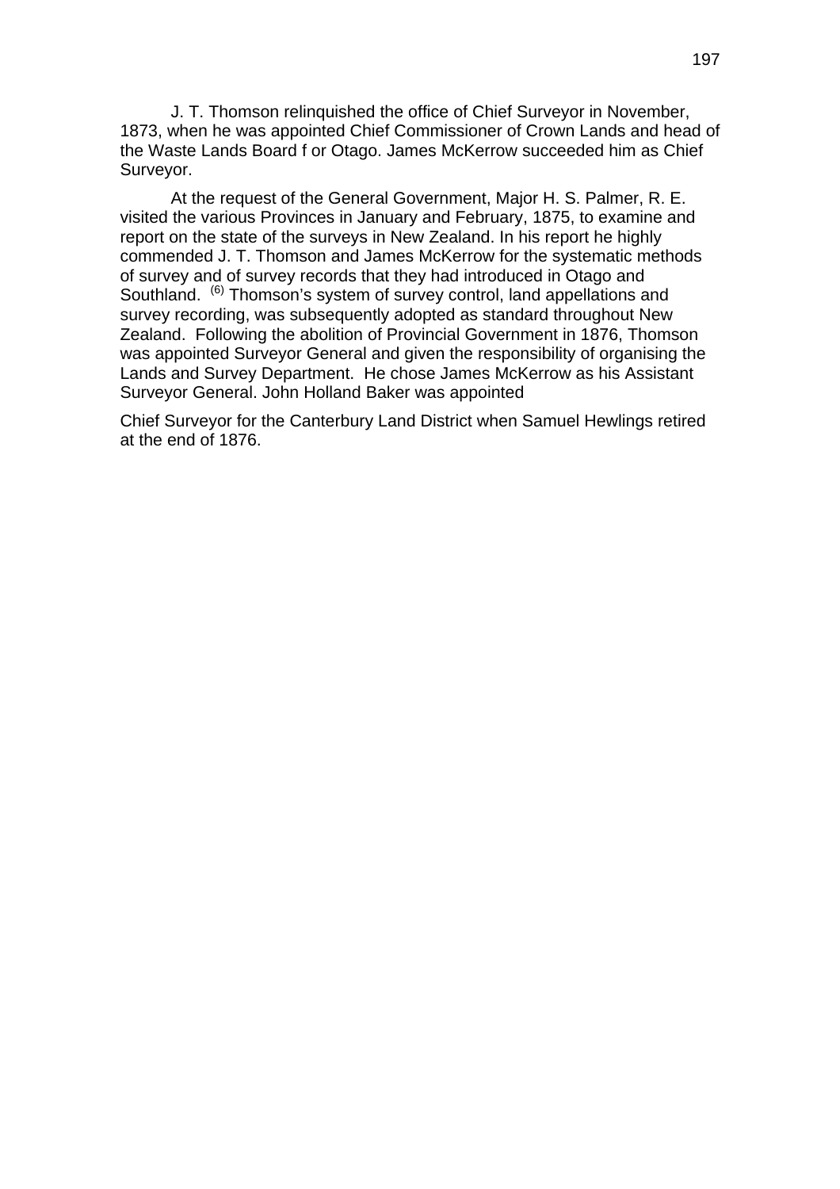J. T. Thomson relinquished the office of Chief Surveyor in November, 1873, when he was appointed Chief Commissioner of Crown Lands and head of the Waste Lands Board f or Otago. James McKerrow succeeded him as Chief Surveyor.

At the request of the General Government, Major H. S. Palmer, R. E. visited the various Provinces in January and February, 1875, to examine and report on the state of the surveys in New Zealand. In his report he highly commended J. T. Thomson and James McKerrow for the systematic methods of survey and of survey records that they had introduced in Otago and Southland. [(6)] Thomson's system of survey control, land appellations and survey recording, was subsequently adopted as standard throughout New Zealand. Following the abolition of Provincial Government in 1876, Thomson was appointed Surveyor General and given the responsibility of organising the Lands and Survey Department. He chose James McKerrow as his Assistant Surveyor General. John Holland Baker was appointed

Chief Surveyor for the Canterbury Land District when Samuel Hewlings retired at the end of 1876.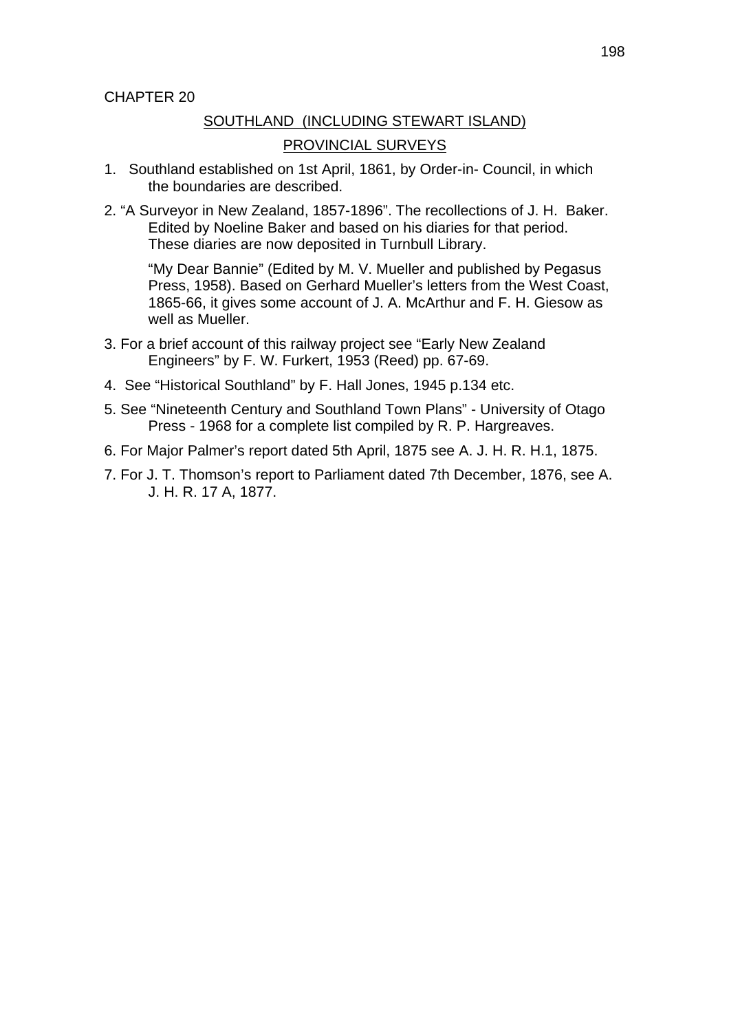CHAPTER 20

## SOUTHLAND (INCLUDING STEWART ISLAND)

## PROVINCIAL SURVEYS

1. Southland established on 1st April, 1861, by Order-in- Council, in which the boundaries are described.

2. "A Surveyor in New Zealand, 1857-1896". The recollections of J. H. Baker. Edited by Noeline Baker and based on his diaries for that period. These diaries are now deposited in Turnbull Library.

   "My Dear Bannie" (Edited by M. V. Mueller and published by Pegasus Press, 1958). Based on Gerhard Mueller's letters from the West Coast, 1865-66, it gives some account of J. A. McArthur and F. H. Giesow as well as Mueller.

3. For a brief account of this railway project see "Early New Zealand Engineers" by F. W. Furkert, 1953 (Reed) pp. 67-69.

4. See "Historical Southland" by F. Hall Jones, 1945 p.134 etc.

5. See "Nineteenth Century and Southland Town Plans" - University of Otago Press - 1968 for a complete list compiled by R. P. Hargreaves.

6. For Major Palmer's report dated 5th April, 1875 see A. J. H. R. H.1, 1875.

7. For J. T. Thomson's report to Parliament dated 7th December, 1876, see A. J. H. R. 17 A, 1877.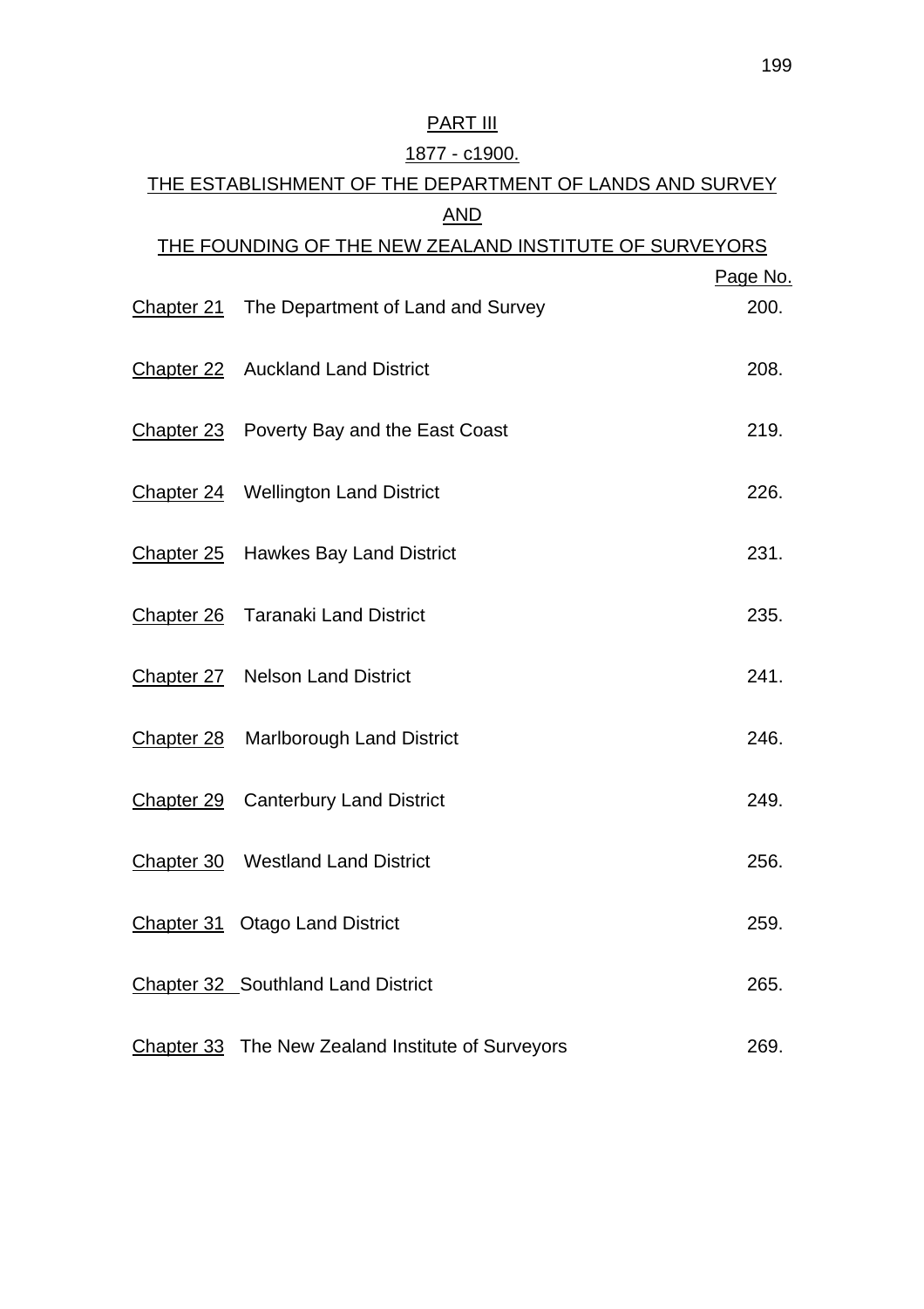# PART III

## 1877 - c1900.

## THE ESTABLISHMENT OF THE DEPARTMENT OF LANDS AND SURVEY AND THE FOUNDING OF THE NEW ZEALAND INSTITUTE OF SURVEYORS

| | | Page No. |
|---|---|---|
| Chapter 21 | The Department of Land and Survey | 200. |
| Chapter 22 | Auckland Land District | 208. |
| Chapter 23 | Poverty Bay and the East Coast | 219. |
| Chapter 24 | Wellington Land District | 226. |
| Chapter 25 | Hawkes Bay Land District | 231. |
| Chapter 26 | Taranaki Land District | 235. |
| Chapter 27 | Nelson Land District | 241. |
| Chapter 28 | Marlborough Land District | 246. |
| Chapter 29 | Canterbury Land District | 249. |
| Chapter 30 | Westland Land District | 256. |
| Chapter 31 | Otago Land District | 259. |
| Chapter 32 | Southland Land District | 265. |
| Chapter 33 | The New Zealand Institute of Surveyors | 269. |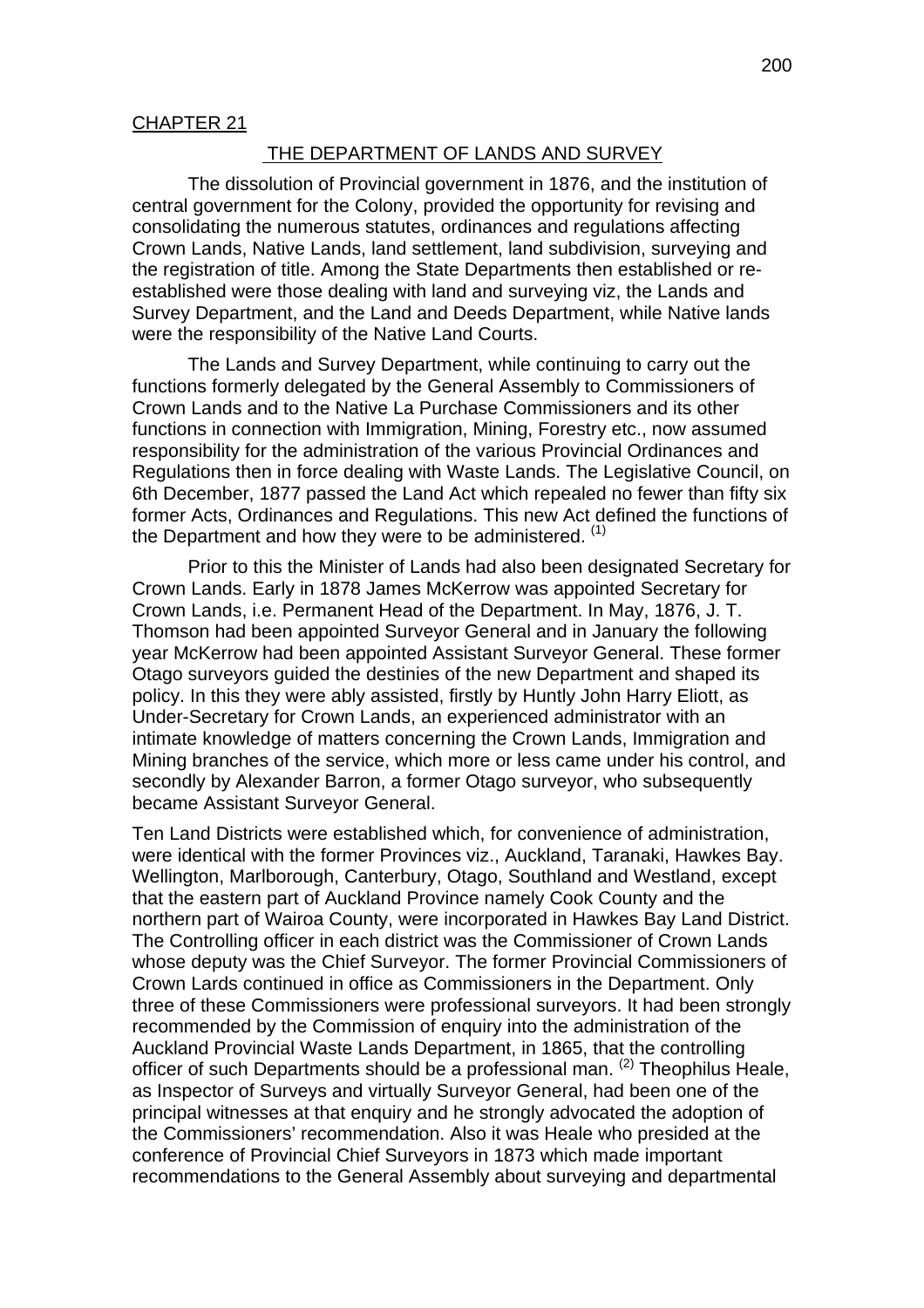CHAPTER 21

## THE DEPARTMENT OF LANDS AND SURVEY

The dissolution of Provincial government in 1876, and the institution of central government for the Colony, provided the opportunity for revising and consolidating the numerous statutes, ordinances and regulations affecting Crown Lands, Native Lands, land settlement, land subdivision, surveying and the registration of title. Among the State Departments then established or re-established were those dealing with land and surveying viz, the Lands and Survey Department, and the Land and Deeds Department, while Native lands were the responsibility of the Native Land Courts.

The Lands and Survey Department, while continuing to carry out the functions formerly delegated by the General Assembly to Commissioners of Crown Lands and to the Native La Purchase Commissioners and its other functions in connection with Immigration, Mining, Forestry etc., now assumed responsibility for the administration of the various Provincial Ordinances and Regulations then in force dealing with Waste Lands. The Legislative Council, on 6th December, 1877 passed the Land Act which repealed no fewer than fifty six former Acts, Ordinances and Regulations. This new Act defined the functions of the Department and how they were to be administered. (1)

Prior to this the Minister of Lands had also been designated Secretary for Crown Lands. Early in 1878 James McKerrow was appointed Secretary for Crown Lands, i.e. Permanent Head of the Department. In May, 1876, J. T. Thomson had been appointed Surveyor General and in January the following year McKerrow had been appointed Assistant Surveyor General. These former Otago surveyors guided the destinies of the new Department and shaped its policy. In this they were ably assisted, firstly by Huntly John Harry Eliott, as Under-Secretary for Crown Lands, an experienced administrator with an intimate knowledge of matters concerning the Crown Lands, Immigration and Mining branches of the service, which more or less came under his control, and secondly by Alexander Barron, a former Otago surveyor, who subsequently became Assistant Surveyor General.

Ten Land Districts were established which, for convenience of administration, were identical with the former Provinces viz., Auckland, Taranaki, Hawkes Bay. Wellington, Marlborough, Canterbury, Otago, Southland and Westland, except that the eastern part of Auckland Province namely Cook County and the northern part of Wairoa County, were incorporated in Hawkes Bay Land District. The Controlling officer in each district was the Commissioner of Crown Lands whose deputy was the Chief Surveyor. The former Provincial Commissioners of Crown Lards continued in office as Commissioners in the Department. Only three of these Commissioners were professional surveyors. It had been strongly recommended by the Commission of enquiry into the administration of the Auckland Provincial Waste Lands Department, in 1865, that the controlling officer of such Departments should be a professional man. (2) Theophilus Heale, as Inspector of Surveys and virtually Surveyor General, had been one of the principal witnesses at that enquiry and he strongly advocated the adoption of the Commissioners' recommendation. Also it was Heale who presided at the conference of Provincial Chief Surveyors in 1873 which made important recommendations to the General Assembly about surveying and departmental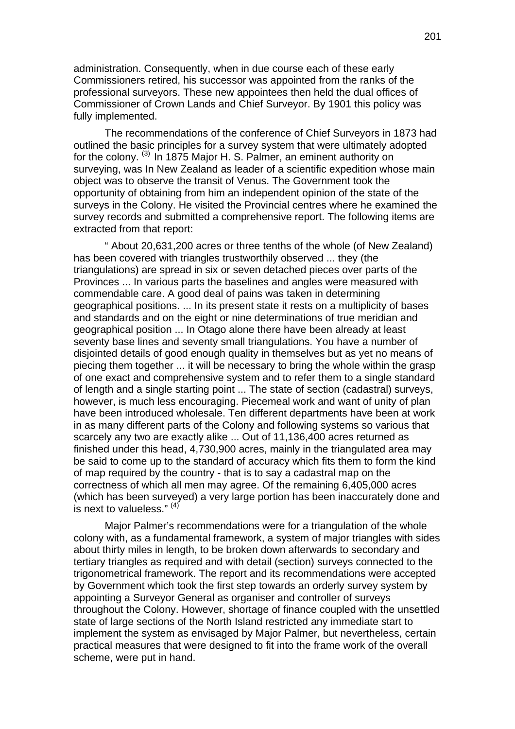administration. Consequently, when in due course each of these early Commissioners retired, his successor was appointed from the ranks of the professional surveyors. These new appointees then held the dual offices of Commissioner of Crown Lands and Chief Surveyor. By 1901 this policy was fully implemented.

The recommendations of the conference of Chief Surveyors in 1873 had outlined the basic principles for a survey system that were ultimately adopted for the colony. [(3)] In 1875 Major H. S. Palmer, an eminent authority on surveying, was In New Zealand as leader of a scientific expedition whose main object was to observe the transit of Venus. The Government took the opportunity of obtaining from him an independent opinion of the state of the surveys in the Colony. He visited the Provincial centres where he examined the survey records and submitted a comprehensive report. The following items are extracted from that report:

" About 20,631,200 acres or three tenths of the whole (of New Zealand) has been covered with triangles trustworthily observed ... they (the triangulations) are spread in six or seven detached pieces over parts of the Provinces ... In various parts the baselines and angles were measured with commendable care. A good deal of pains was taken in determining geographical positions. ... In its present state it rests on a multiplicity of bases and standards and on the eight or nine determinations of true meridian and geographical position ... In Otago alone there have been already at least seventy base lines and seventy small triangulations. You have a number of disjointed details of good enough quality in themselves but as yet no means of piecing them together ... it will be necessary to bring the whole within the grasp of one exact and comprehensive system and to refer them to a single standard of length and a single starting point ... The state of section (cadastral) surveys, however, is much less encouraging. Piecemeal work and want of unity of plan have been introduced wholesale. Ten different departments have been at work in as many different parts of the Colony and following systems so various that scarcely any two are exactly alike ... Out of 11,136,400 acres returned as finished under this head, 4,730,900 acres, mainly in the triangulated area may be said to come up to the standard of accuracy which fits them to form the kind of map required by the country - that is to say a cadastral map on the correctness of which all men may agree. Of the remaining 6,405,000 acres (which has been surveyed) a very large portion has been inaccurately done and is next to valueless." [(4)]

Major Palmer's recommendations were for a triangulation of the whole colony with, as a fundamental framework, a system of major triangles with sides about thirty miles in length, to be broken down afterwards to secondary and tertiary triangles as required and with detail (section) surveys connected to the trigonometrical framework. The report and its recommendations were accepted by Government which took the first step towards an orderly survey system by appointing a Surveyor General as organiser and controller of surveys throughout the Colony. However, shortage of finance coupled with the unsettled state of large sections of the North Island restricted any immediate start to implement the system as envisaged by Major Palmer, but nevertheless, certain practical measures that were designed to fit into the frame work of the overall scheme, were put in hand.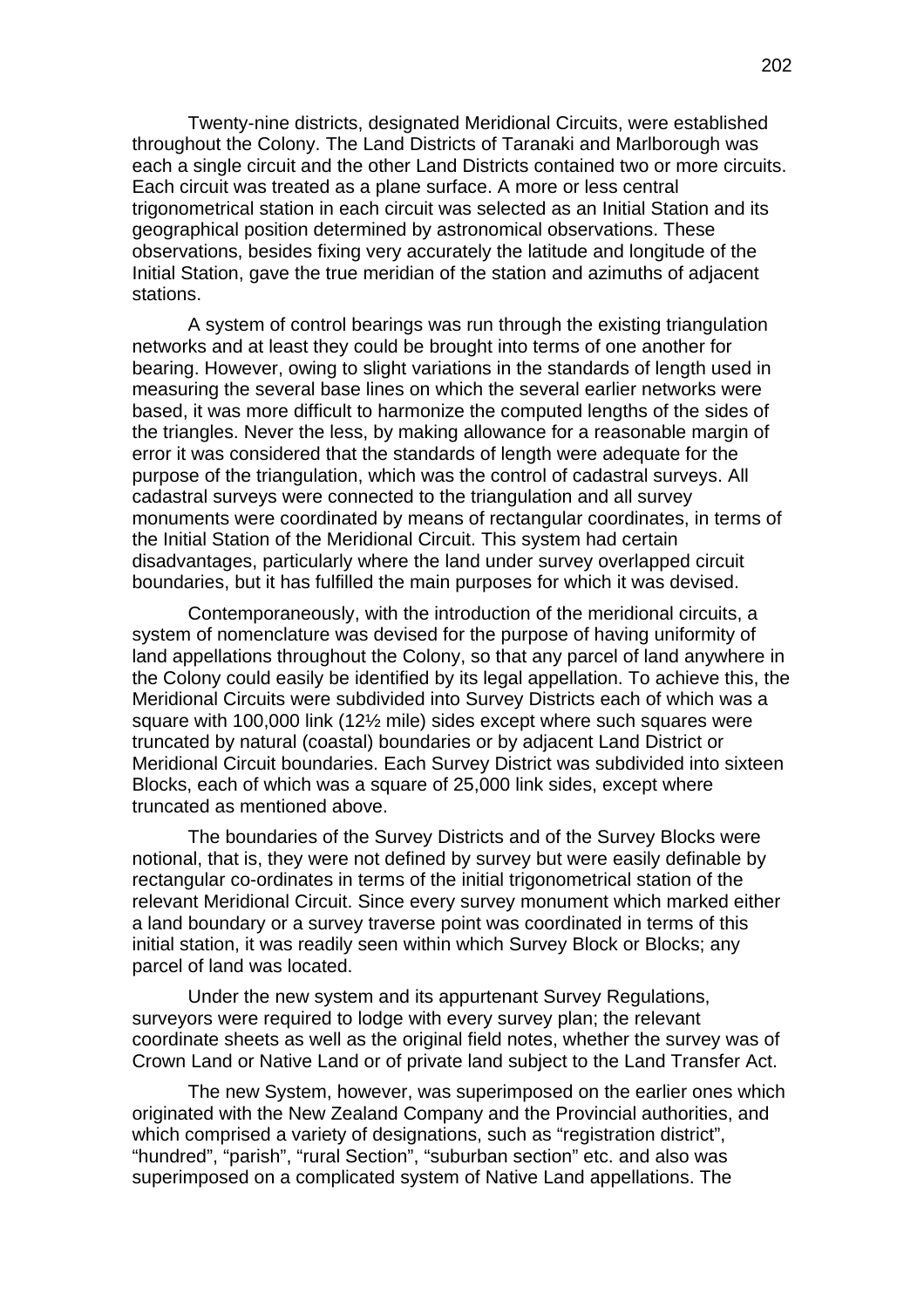Twenty-nine districts, designated Meridional Circuits, were established throughout the Colony. The Land Districts of Taranaki and Marlborough was each a single circuit and the other Land Districts contained two or more circuits. Each circuit was treated as a plane surface. A more or less central trigonometrical station in each circuit was selected as an Initial Station and its geographical position determined by astronomical observations. These observations, besides fixing very accurately the latitude and longitude of the Initial Station, gave the true meridian of the station and azimuths of adjacent stations.

A system of control bearings was run through the existing triangulation networks and at least they could be brought into terms of one another for bearing. However, owing to slight variations in the standards of length used in measuring the several base lines on which the several earlier networks were based, it was more difficult to harmonize the computed lengths of the sides of the triangles. Never the less, by making allowance for a reasonable margin of error it was considered that the standards of length were adequate for the purpose of the triangulation, which was the control of cadastral surveys. All cadastral surveys were connected to the triangulation and all survey monuments were coordinated by means of rectangular coordinates, in terms of the Initial Station of the Meridional Circuit. This system had certain disadvantages, particularly where the land under survey overlapped circuit boundaries, but it has fulfilled the main purposes for which it was devised.

Contemporaneously, with the introduction of the meridional circuits, a system of nomenclature was devised for the purpose of having uniformity of land appellations throughout the Colony, so that any parcel of land anywhere in the Colony could easily be identified by its legal appellation. To achieve this, the Meridional Circuits were subdivided into Survey Districts each of which was a square with 100,000 link (12½ mile) sides except where such squares were truncated by natural (coastal) boundaries or by adjacent Land District or Meridional Circuit boundaries. Each Survey District was subdivided into sixteen Blocks, each of which was a square of 25,000 link sides, except where truncated as mentioned above.

The boundaries of the Survey Districts and of the Survey Blocks were notional, that is, they were not defined by survey but were easily definable by rectangular co-ordinates in terms of the initial trigonometrical station of the relevant Meridional Circuit. Since every survey monument which marked either a land boundary or a survey traverse point was coordinated in terms of this initial station, it was readily seen within which Survey Block or Blocks; any parcel of land was located.

Under the new system and its appurtenant Survey Regulations, surveyors were required to lodge with every survey plan; the relevant coordinate sheets as well as the original field notes, whether the survey was of Crown Land or Native Land or of private land subject to the Land Transfer Act.

The new System, however, was superimposed on the earlier ones which originated with the New Zealand Company and the Provincial authorities, and which comprised a variety of designations, such as "registration district", "hundred", "parish", "rural Section", "suburban section" etc. and also was superimposed on a complicated system of Native Land appellations. The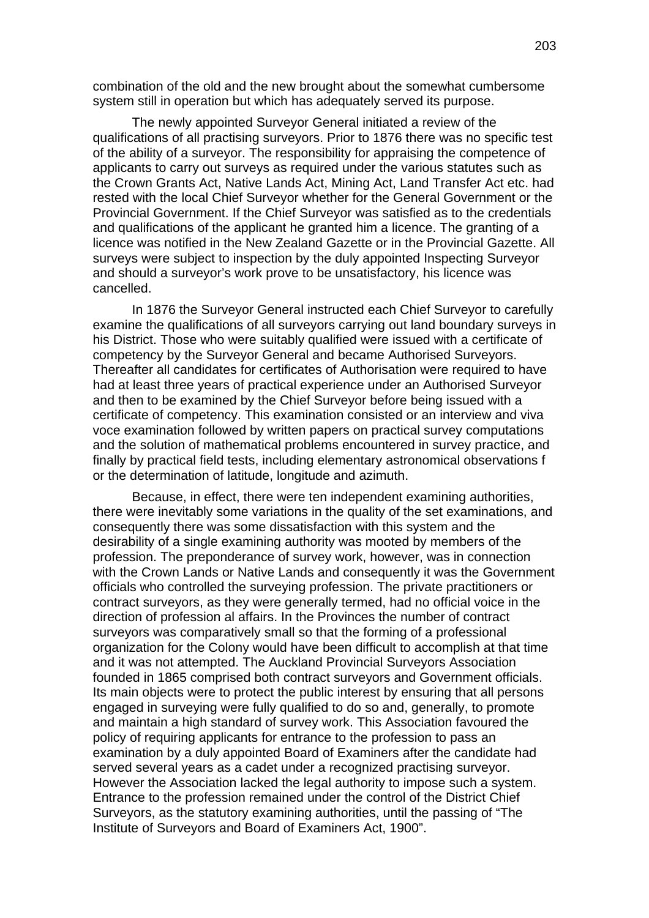combination of the old and the new brought about the somewhat cumbersome system still in operation but which has adequately served its purpose.

The newly appointed Surveyor General initiated a review of the qualifications of all practising surveyors. Prior to 1876 there was no specific test of the ability of a surveyor. The responsibility for appraising the competence of applicants to carry out surveys as required under the various statutes such as the Crown Grants Act, Native Lands Act, Mining Act, Land Transfer Act etc. had rested with the local Chief Surveyor whether for the General Government or the Provincial Government. If the Chief Surveyor was satisfied as to the credentials and qualifications of the applicant he granted him a licence. The granting of a licence was notified in the New Zealand Gazette or in the Provincial Gazette. All surveys were subject to inspection by the duly appointed Inspecting Surveyor and should a surveyor's work prove to be unsatisfactory, his licence was cancelled.

In 1876 the Surveyor General instructed each Chief Surveyor to carefully examine the qualifications of all surveyors carrying out land boundary surveys in his District. Those who were suitably qualified were issued with a certificate of competency by the Surveyor General and became Authorised Surveyors. Thereafter all candidates for certificates of Authorisation were required to have had at least three years of practical experience under an Authorised Surveyor and then to be examined by the Chief Surveyor before being issued with a certificate of competency. This examination consisted or an interview and viva voce examination followed by written papers on practical survey computations and the solution of mathematical problems encountered in survey practice, and finally by practical field tests, including elementary astronomical observations f or the determination of latitude, longitude and azimuth.

Because, in effect, there were ten independent examining authorities, there were inevitably some variations in the quality of the set examinations, and consequently there was some dissatisfaction with this system and the desirability of a single examining authority was mooted by members of the profession. The preponderance of survey work, however, was in connection with the Crown Lands or Native Lands and consequently it was the Government officials who controlled the surveying profession. The private practitioners or contract surveyors, as they were generally termed, had no official voice in the direction of profession al affairs. In the Provinces the number of contract surveyors was comparatively small so that the forming of a professional organization for the Colony would have been difficult to accomplish at that time and it was not attempted. The Auckland Provincial Surveyors Association founded in 1865 comprised both contract surveyors and Government officials. Its main objects were to protect the public interest by ensuring that all persons engaged in surveying were fully qualified to do so and, generally, to promote and maintain a high standard of survey work. This Association favoured the policy of requiring applicants for entrance to the profession to pass an examination by a duly appointed Board of Examiners after the candidate had served several years as a cadet under a recognized practising surveyor. However the Association lacked the legal authority to impose such a system. Entrance to the profession remained under the control of the District Chief Surveyors, as the statutory examining authorities, until the passing of "The Institute of Surveyors and Board of Examiners Act, 1900".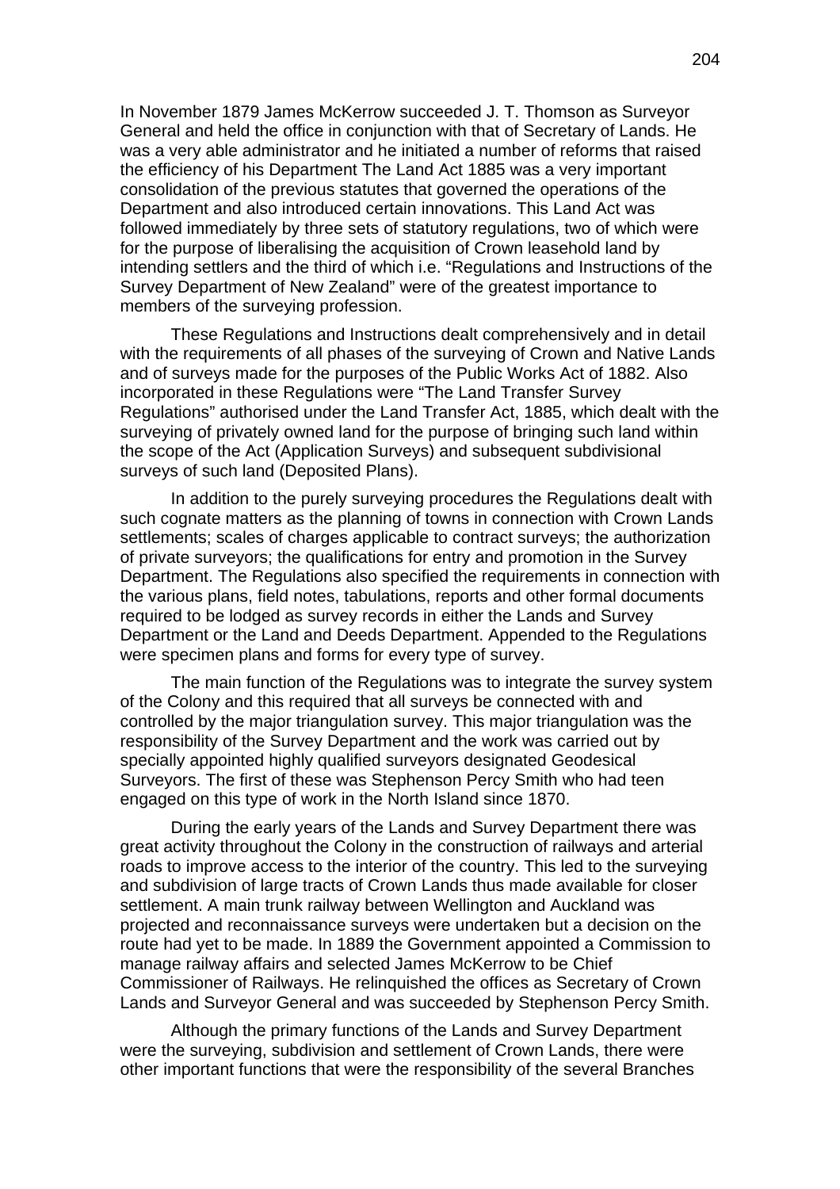In November 1879 James McKerrow succeeded J. T. Thomson as Surveyor General and held the office in conjunction with that of Secretary of Lands. He was a very able administrator and he initiated a number of reforms that raised the efficiency of his Department The Land Act 1885 was a very important consolidation of the previous statutes that governed the operations of the Department and also introduced certain innovations. This Land Act was followed immediately by three sets of statutory regulations, two of which were for the purpose of liberalising the acquisition of Crown leasehold land by intending settlers and the third of which i.e. "Regulations and Instructions of the Survey Department of New Zealand" were of the greatest importance to members of the surveying profession.

These Regulations and Instructions dealt comprehensively and in detail with the requirements of all phases of the surveying of Crown and Native Lands and of surveys made for the purposes of the Public Works Act of 1882. Also incorporated in these Regulations were "The Land Transfer Survey Regulations" authorised under the Land Transfer Act, 1885, which dealt with the surveying of privately owned land for the purpose of bringing such land within the scope of the Act (Application Surveys) and subsequent subdivisional surveys of such land (Deposited Plans).

In addition to the purely surveying procedures the Regulations dealt with such cognate matters as the planning of towns in connection with Crown Lands settlements; scales of charges applicable to contract surveys; the authorization of private surveyors; the qualifications for entry and promotion in the Survey Department. The Regulations also specified the requirements in connection with the various plans, field notes, tabulations, reports and other formal documents required to be lodged as survey records in either the Lands and Survey Department or the Land and Deeds Department. Appended to the Regulations were specimen plans and forms for every type of survey.

The main function of the Regulations was to integrate the survey system of the Colony and this required that all surveys be connected with and controlled by the major triangulation survey. This major triangulation was the responsibility of the Survey Department and the work was carried out by specially appointed highly qualified surveyors designated Geodesical Surveyors. The first of these was Stephenson Percy Smith who had teen engaged on this type of work in the North Island since 1870.

During the early years of the Lands and Survey Department there was great activity throughout the Colony in the construction of railways and arterial roads to improve access to the interior of the country. This led to the surveying and subdivision of large tracts of Crown Lands thus made available for closer settlement. A main trunk railway between Wellington and Auckland was projected and reconnaissance surveys were undertaken but a decision on the route had yet to be made. In 1889 the Government appointed a Commission to manage railway affairs and selected James McKerrow to be Chief Commissioner of Railways. He relinquished the offices as Secretary of Crown Lands and Surveyor General and was succeeded by Stephenson Percy Smith.

Although the primary functions of the Lands and Survey Department were the surveying, subdivision and settlement of Crown Lands, there were other important functions that were the responsibility of the several Branches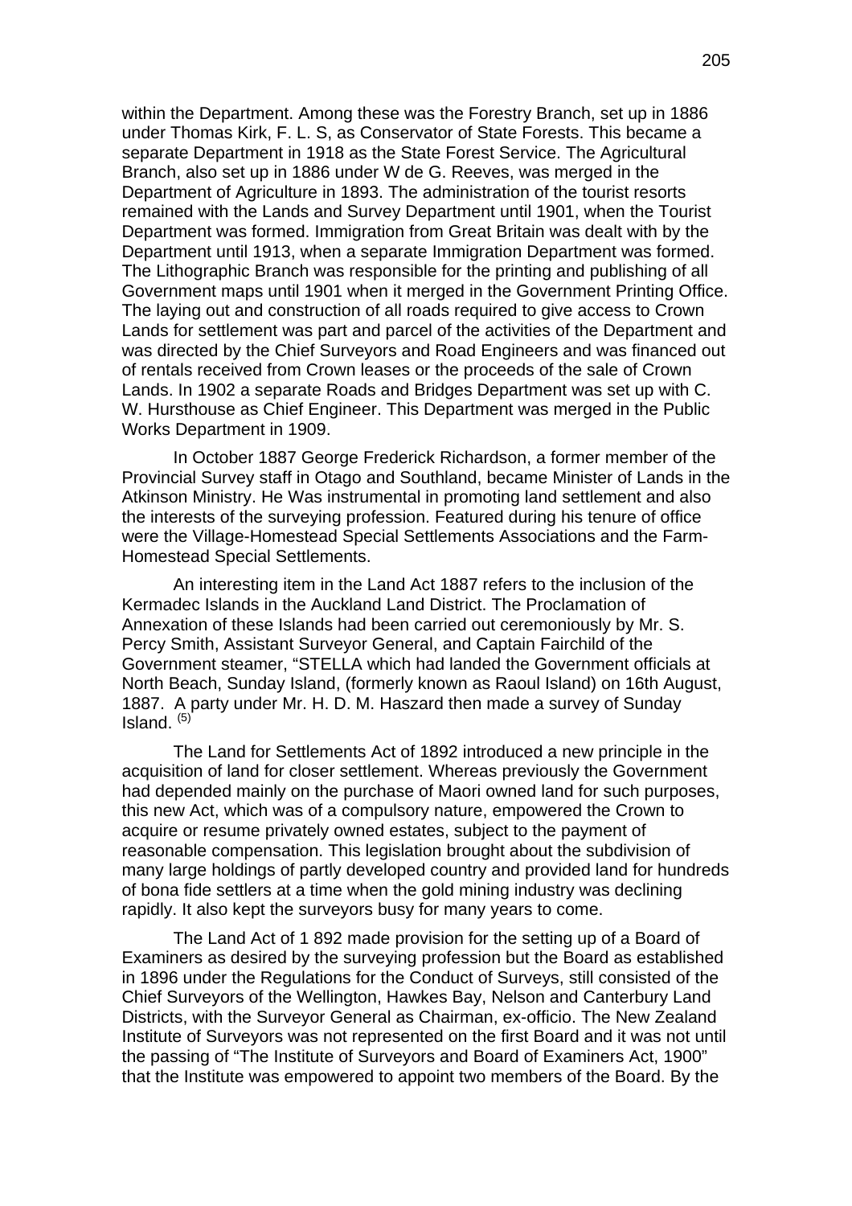within the Department. Among these was the Forestry Branch, set up in 1886 under Thomas Kirk, F. L. S, as Conservator of State Forests. This became a separate Department in 1918 as the State Forest Service. The Agricultural Branch, also set up in 1886 under W de G. Reeves, was merged in the Department of Agriculture in 1893. The administration of the tourist resorts remained with the Lands and Survey Department until 1901, when the Tourist Department was formed. Immigration from Great Britain was dealt with by the Department until 1913, when a separate Immigration Department was formed. The Lithographic Branch was responsible for the printing and publishing of all Government maps until 1901 when it merged in the Government Printing Office. The laying out and construction of all roads required to give access to Crown Lands for settlement was part and parcel of the activities of the Department and was directed by the Chief Surveyors and Road Engineers and was financed out of rentals received from Crown leases or the proceeds of the sale of Crown Lands. In 1902 a separate Roads and Bridges Department was set up with C. W. Hursthouse as Chief Engineer. This Department was merged in the Public Works Department in 1909.

In October 1887 George Frederick Richardson, a former member of the Provincial Survey staff in Otago and Southland, became Minister of Lands in the Atkinson Ministry. He Was instrumental in promoting land settlement and also the interests of the surveying profession. Featured during his tenure of office were the Village-Homestead Special Settlements Associations and the Farm-Homestead Special Settlements.

An interesting item in the Land Act 1887 refers to the inclusion of the Kermadec Islands in the Auckland Land District. The Proclamation of Annexation of these Islands had been carried out ceremoniously by Mr. S. Percy Smith, Assistant Surveyor General, and Captain Fairchild of the Government steamer, "STELLA which had landed the Government officials at North Beach, Sunday Island, (formerly known as Raoul Island) on 16th August, 1887. A party under Mr. H. D. M. Haszard then made a survey of Sunday Island. [5]

The Land for Settlements Act of 1892 introduced a new principle in the acquisition of land for closer settlement. Whereas previously the Government had depended mainly on the purchase of Maori owned land for such purposes, this new Act, which was of a compulsory nature, empowered the Crown to acquire or resume privately owned estates, subject to the payment of reasonable compensation. This legislation brought about the subdivision of many large holdings of partly developed country and provided land for hundreds of bona fide settlers at a time when the gold mining industry was declining rapidly. It also kept the surveyors busy for many years to come.

The Land Act of 1 892 made provision for the setting up of a Board of Examiners as desired by the surveying profession but the Board as established in 1896 under the Regulations for the Conduct of Surveys, still consisted of the Chief Surveyors of the Wellington, Hawkes Bay, Nelson and Canterbury Land Districts, with the Surveyor General as Chairman, ex-officio. The New Zealand Institute of Surveyors was not represented on the first Board and it was not until the passing of "The Institute of Surveyors and Board of Examiners Act, 1900" that the Institute was empowered to appoint two members of the Board. By the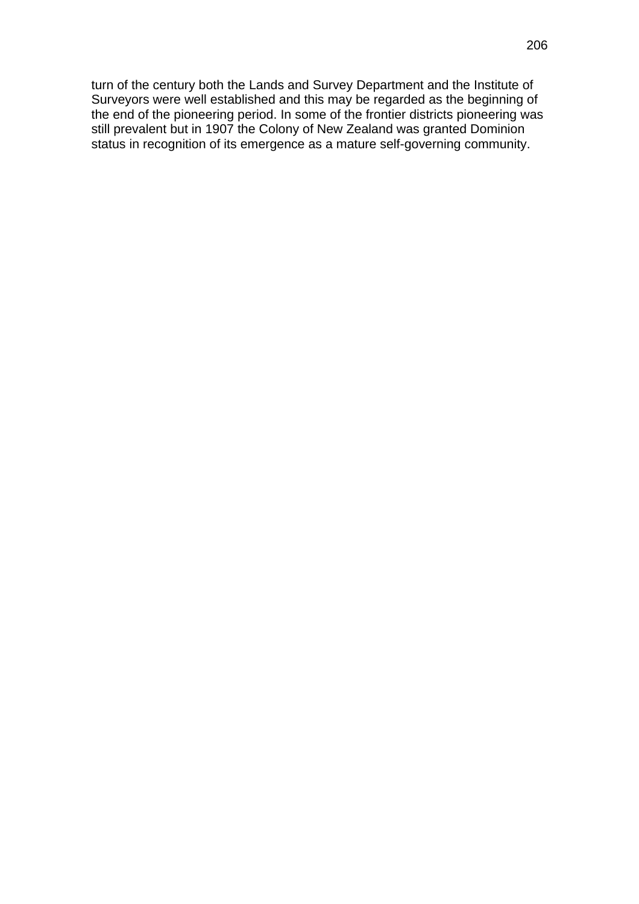turn of the century both the Lands and Survey Department and the Institute of Surveyors were well established and this may be regarded as the beginning of the end of the pioneering period. In some of the frontier districts pioneering was still prevalent but in 1907 the Colony of New Zealand was granted Dominion status in recognition of its emergence as a mature self-governing community.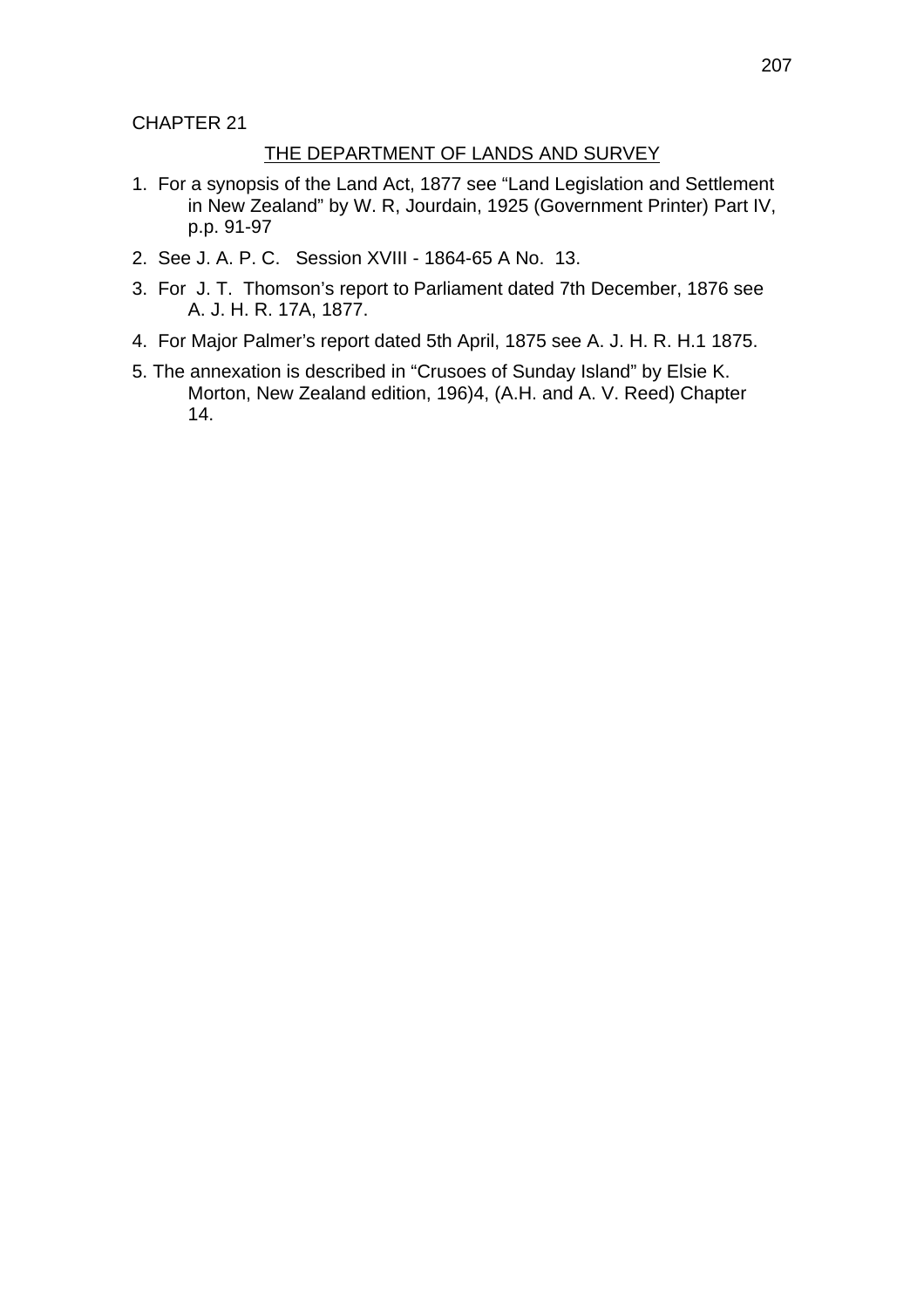CHAPTER 21

## THE DEPARTMENT OF LANDS AND SURVEY

1. For a synopsis of the Land Act, 1877 see "Land Legislation and Settlement in New Zealand" by W. R, Jourdain, 1925 (Government Printer) Part IV, p.p. 91-97
2. See J. A. P. C. Session XVIII - 1864-65 A No. 13.
3. For J. T. Thomson's report to Parliament dated 7th December, 1876 see A. J. H. R. 17A, 1877.
4. For Major Palmer's report dated 5th April, 1875 see A. J. H. R. H.1 1875.
5. The annexation is described in "Crusoes of Sunday Island" by Elsie K. Morton, New Zealand edition, 196)4, (A.H. and A. V. Reed) Chapter 14.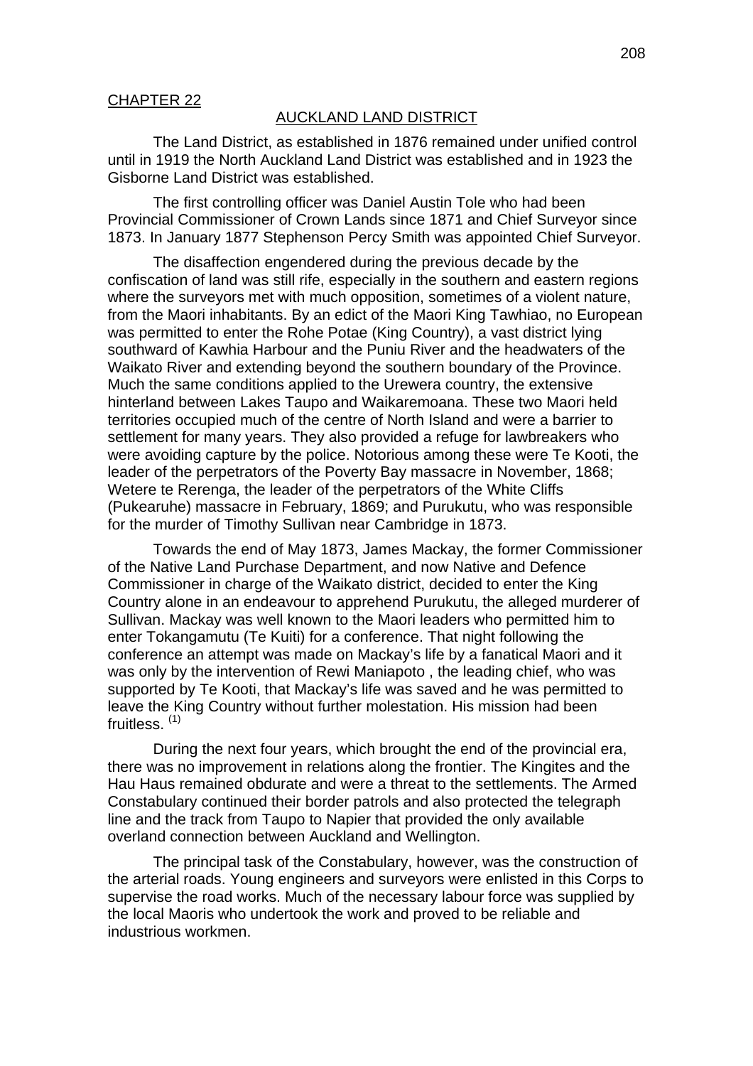## CHAPTER 22

### AUCKLAND LAND DISTRICT

The Land District, as established in 1876 remained under unified control until in 1919 the North Auckland Land District was established and in 1923 the Gisborne Land District was established.

The first controlling officer was Daniel Austin Tole who had been Provincial Commissioner of Crown Lands since 1871 and Chief Surveyor since 1873. In January 1877 Stephenson Percy Smith was appointed Chief Surveyor.

The disaffection engendered during the previous decade by the confiscation of land was still rife, especially in the southern and eastern regions where the surveyors met with much opposition, sometimes of a violent nature, from the Maori inhabitants. By an edict of the Maori King Tawhiao, no European was permitted to enter the Rohe Potae (King Country), a vast district lying southward of Kawhia Harbour and the Puniu River and the headwaters of the Waikato River and extending beyond the southern boundary of the Province. Much the same conditions applied to the Urewera country, the extensive hinterland between Lakes Taupo and Waikaremoana. These two Maori held territories occupied much of the centre of North Island and were a barrier to settlement for many years. They also provided a refuge for lawbreakers who were avoiding capture by the police. Notorious among these were Te Kooti, the leader of the perpetrators of the Poverty Bay massacre in November, 1868; Wetere te Rerenga, the leader of the perpetrators of the White Cliffs (Pukearuhe) massacre in February, 1869; and Purukutu, who was responsible for the murder of Timothy Sullivan near Cambridge in 1873.

Towards the end of May 1873, James Mackay, the former Commissioner of the Native Land Purchase Department, and now Native and Defence Commissioner in charge of the Waikato district, decided to enter the King Country alone in an endeavour to apprehend Purukutu, the alleged murderer of Sullivan. Mackay was well known to the Maori leaders who permitted him to enter Tokangamutu (Te Kuiti) for a conference. That night following the conference an attempt was made on Mackay's life by a fanatical Maori and it was only by the intervention of Rewi Maniapoto , the leading chief, who was supported by Te Kooti, that Mackay's life was saved and he was permitted to leave the King Country without further molestation. His mission had been fruitless. [(1)]

During the next four years, which brought the end of the provincial era, there was no improvement in relations along the frontier. The Kingites and the Hau Haus remained obdurate and were a threat to the settlements. The Armed Constabulary continued their border patrols and also protected the telegraph line and the track from Taupo to Napier that provided the only available overland connection between Auckland and Wellington.

The principal task of the Constabulary, however, was the construction of the arterial roads. Young engineers and surveyors were enlisted in this Corps to supervise the road works. Much of the necessary labour force was supplied by the local Maoris who undertook the work and proved to be reliable and industrious workmen.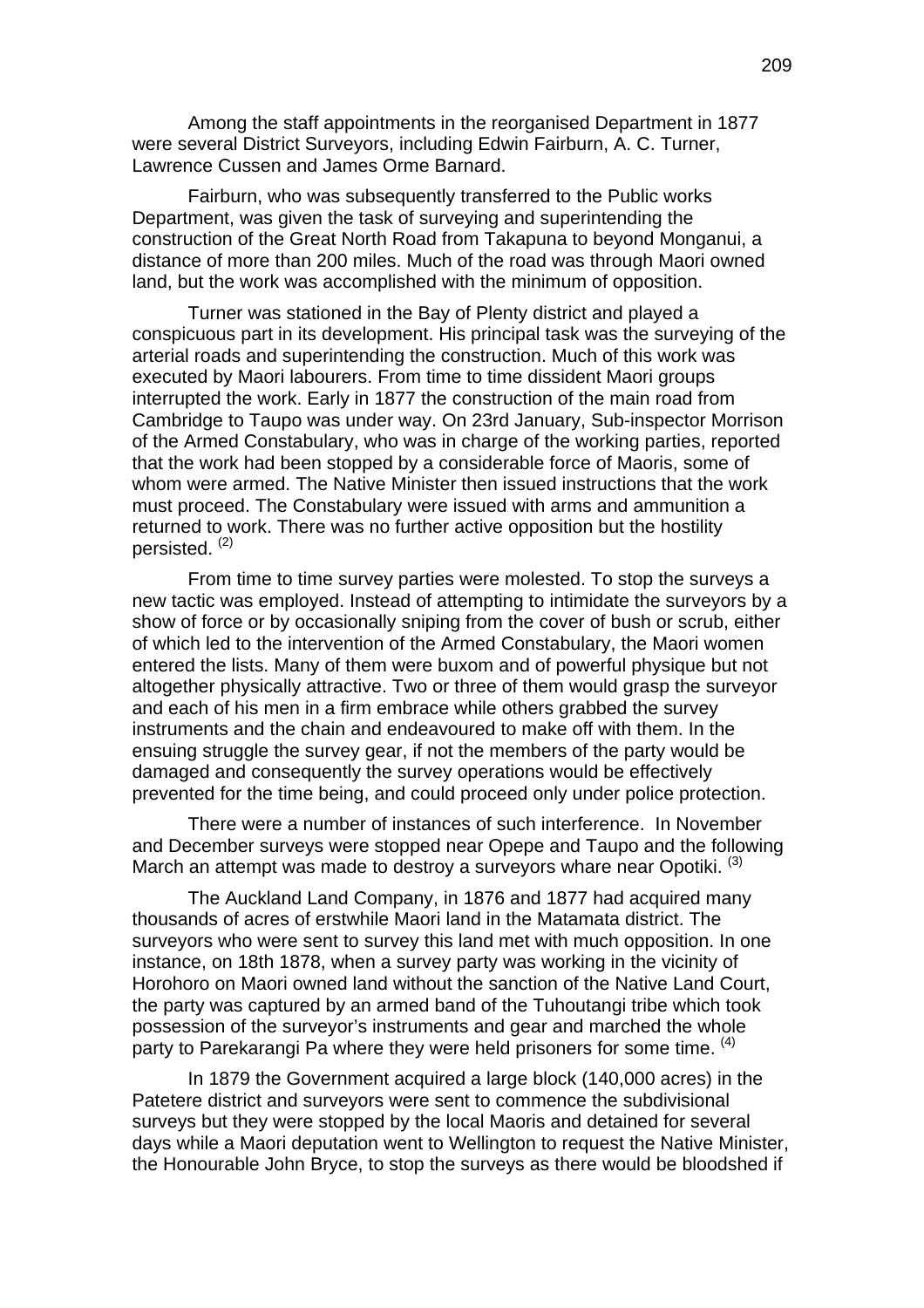Among the staff appointments in the reorganised Department in 1877 were several District Surveyors, including Edwin Fairburn, A. C. Turner, Lawrence Cussen and James Orme Barnard.

Fairburn, who was subsequently transferred to the Public works Department, was given the task of surveying and superintending the construction of the Great North Road from Takapuna to beyond Monganui, a distance of more than 200 miles. Much of the road was through Maori owned land, but the work was accomplished with the minimum of opposition.

Turner was stationed in the Bay of Plenty district and played a conspicuous part in its development. His principal task was the surveying of the arterial roads and superintending the construction. Much of this work was executed by Maori labourers. From time to time dissident Maori groups interrupted the work. Early in 1877 the construction of the main road from Cambridge to Taupo was under way. On 23rd January, Sub-inspector Morrison of the Armed Constabulary, who was in charge of the working parties, reported that the work had been stopped by a considerable force of Maoris, some of whom were armed. The Native Minister then issued instructions that the work must proceed. The Constabulary were issued with arms and ammunition a returned to work. There was no further active opposition but the hostility persisted. (2)

From time to time survey parties were molested. To stop the surveys a new tactic was employed. Instead of attempting to intimidate the surveyors by a show of force or by occasionally sniping from the cover of bush or scrub, either of which led to the intervention of the Armed Constabulary, the Maori women entered the lists. Many of them were buxom and of powerful physique but not altogether physically attractive. Two or three of them would grasp the surveyor and each of his men in a firm embrace while others grabbed the survey instruments and the chain and endeavoured to make off with them. In the ensuing struggle the survey gear, if not the members of the party would be damaged and consequently the survey operations would be effectively prevented for the time being, and could proceed only under police protection.

There were a number of instances of such interference. In November and December surveys were stopped near Opepe and Taupo and the following March an attempt was made to destroy a surveyors whare near Opotiki. (3)

The Auckland Land Company, in 1876 and 1877 had acquired many thousands of acres of erstwhile Maori land in the Matamata district. The surveyors who were sent to survey this land met with much opposition. In one instance, on 18th 1878, when a survey party was working in the vicinity of Horohoro on Maori owned land without the sanction of the Native Land Court, the party was captured by an armed band of the Tuhoutangi tribe which took possession of the surveyor's instruments and gear and marched the whole party to Parekarangi Pa where they were held prisoners for some time. (4)

In 1879 the Government acquired a large block (140,000 acres) in the Patetere district and surveyors were sent to commence the subdivisional surveys but they were stopped by the local Maoris and detained for several days while a Maori deputation went to Wellington to request the Native Minister, the Honourable John Bryce, to stop the surveys as there would be bloodshed if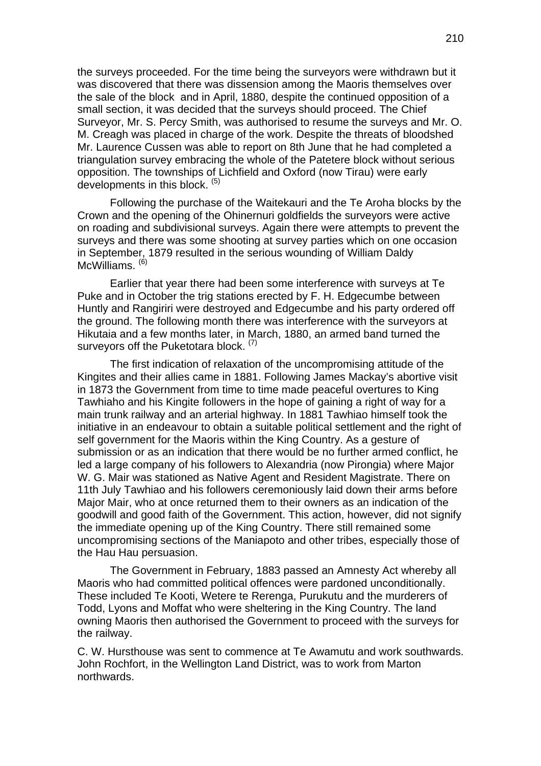the surveys proceeded. For the time being the surveyors were withdrawn but it was discovered that there was dissension among the Maoris themselves over the sale of the block and in April, 1880, despite the continued opposition of a small section, it was decided that the surveys should proceed. The Chief Surveyor, Mr. S. Percy Smith, was authorised to resume the surveys and Mr. O. M. Creagh was placed in charge of the work. Despite the threats of bloodshed Mr. Laurence Cussen was able to report on 8th June that he had completed a triangulation survey embracing the whole of the Patetere block without serious opposition. The townships of Lichfield and Oxford (now Tirau) were early developments in this block. (5)

Following the purchase of the Waitekauri and the Te Aroha blocks by the Crown and the opening of the Ohinernuri goldfields the surveyors were active on roading and subdivisional surveys. Again there were attempts to prevent the surveys and there was some shooting at survey parties which on one occasion in September, 1879 resulted in the serious wounding of William Daldy McWilliams. (6)

Earlier that year there had been some interference with surveys at Te Puke and in October the trig stations erected by F. H. Edgecumbe between Huntly and Rangiriri were destroyed and Edgecumbe and his party ordered off the ground. The following month there was interference with the surveyors at Hikutaia and a few months later, in March, 1880, an armed band turned the surveyors off the Puketotara block. (7)

The first indication of relaxation of the uncompromising attitude of the Kingites and their allies came in 1881. Following James Mackay's abortive visit in 1873 the Government from time to time made peaceful overtures to King Tawhiaho and his Kingite followers in the hope of gaining a right of way for a main trunk railway and an arterial highway. In 1881 Tawhiao himself took the initiative in an endeavour to obtain a suitable political settlement and the right of self government for the Maoris within the King Country. As a gesture of submission or as an indication that there would be no further armed conflict, he led a large company of his followers to Alexandria (now Pirongia) where Major W. G. Mair was stationed as Native Agent and Resident Magistrate. There on 11th July Tawhiao and his followers ceremoniously laid down their arms before Major Mair, who at once returned them to their owners as an indication of the goodwill and good faith of the Government. This action, however, did not signify the immediate opening up of the King Country. There still remained some uncompromising sections of the Maniapoto and other tribes, especially those of the Hau Hau persuasion.

The Government in February, 1883 passed an Amnesty Act whereby all Maoris who had committed political offences were pardoned unconditionally. These included Te Kooti, Wetere te Rerenga, Purukutu and the murderers of Todd, Lyons and Moffat who were sheltering in the King Country. The land owning Maoris then authorised the Government to proceed with the surveys for the railway.

C. W. Hursthouse was sent to commence at Te Awamutu and work southwards. John Rochfort, in the Wellington Land District, was to work from Marton northwards.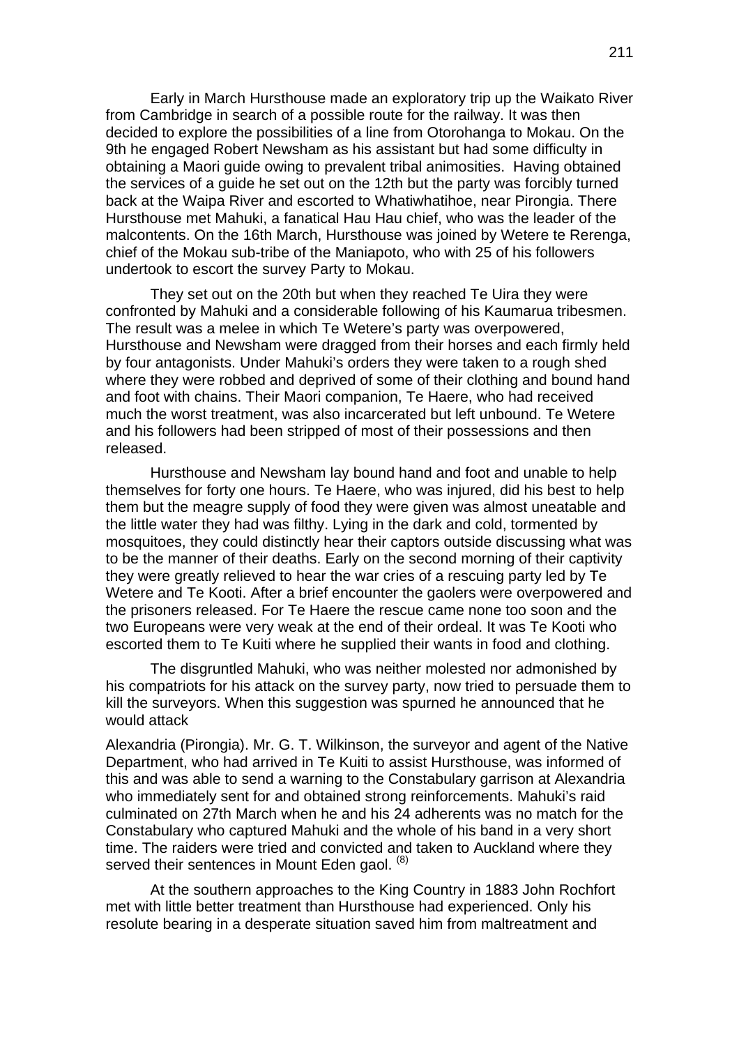Early in March Hursthouse made an exploratory trip up the Waikato River from Cambridge in search of a possible route for the railway. It was then decided to explore the possibilities of a line from Otorohanga to Mokau. On the 9th he engaged Robert Newsham as his assistant but had some difficulty in obtaining a Maori guide owing to prevalent tribal animosities. Having obtained the services of a guide he set out on the 12th but the party was forcibly turned back at the Waipa River and escorted to Whatiwhatihoe, near Pirongia. There Hursthouse met Mahuki, a fanatical Hau Hau chief, who was the leader of the malcontents. On the 16th March, Hursthouse was joined by Wetere te Rerenga, chief of the Mokau sub-tribe of the Maniapoto, who with 25 of his followers undertook to escort the survey Party to Mokau.

They set out on the 20th but when they reached Te Uira they were confronted by Mahuki and a considerable following of his Kaumarua tribesmen. The result was a melee in which Te Wetere's party was overpowered, Hursthouse and Newsham were dragged from their horses and each firmly held by four antagonists. Under Mahuki's orders they were taken to a rough shed where they were robbed and deprived of some of their clothing and bound hand and foot with chains. Their Maori companion, Te Haere, who had received much the worst treatment, was also incarcerated but left unbound. Te Wetere and his followers had been stripped of most of their possessions and then released.

Hursthouse and Newsham lay bound hand and foot and unable to help themselves for forty one hours. Te Haere, who was injured, did his best to help them but the meagre supply of food they were given was almost uneatable and the little water they had was filthy. Lying in the dark and cold, tormented by mosquitoes, they could distinctly hear their captors outside discussing what was to be the manner of their deaths. Early on the second morning of their captivity they were greatly relieved to hear the war cries of a rescuing party led by Te Wetere and Te Kooti. After a brief encounter the gaolers were overpowered and the prisoners released. For Te Haere the rescue came none too soon and the two Europeans were very weak at the end of their ordeal. It was Te Kooti who escorted them to Te Kuiti where he supplied their wants in food and clothing.

The disgruntled Mahuki, who was neither molested nor admonished by his compatriots for his attack on the survey party, now tried to persuade them to kill the surveyors. When this suggestion was spurned he announced that he would attack Alexandria (Pirongia). Mr. G. T. Wilkinson, the surveyor and agent of the Native Department, who had arrived in Te Kuiti to assist Hursthouse, was informed of this and was able to send a warning to the Constabulary garrison at Alexandria who immediately sent for and obtained strong reinforcements. Mahuki's raid culminated on 27th March when he and his 24 adherents was no match for the Constabulary who captured Mahuki and the whole of his band in a very short time. The raiders were tried and convicted and taken to Auckland where they served their sentences in Mount Eden gaol. (8)

At the southern approaches to the King Country in 1883 John Rochfort met with little better treatment than Hursthouse had experienced. Only his resolute bearing in a desperate situation saved him from maltreatment and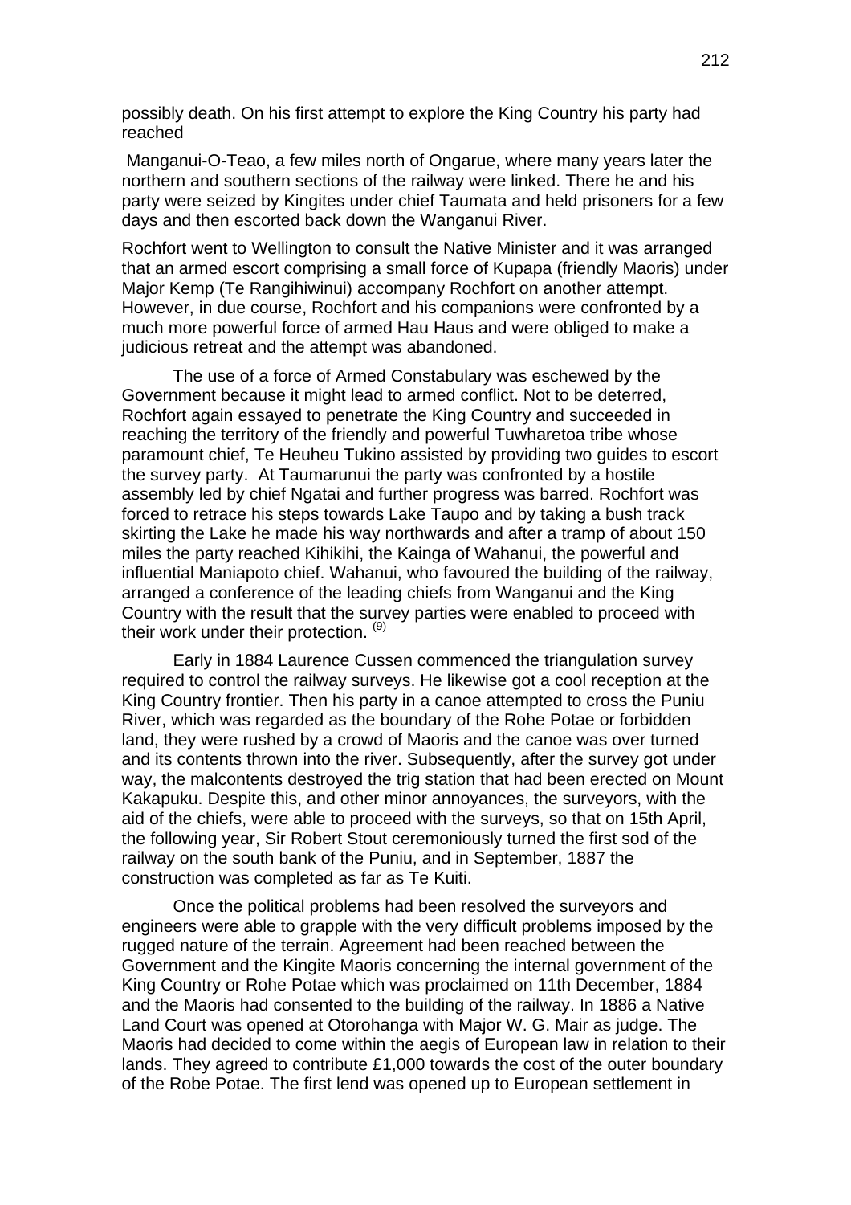possibly death. On his first attempt to explore the King Country his party had reached

Manganui-O-Teao, a few miles north of Ongarue, where many years later the northern and southern sections of the railway were linked. There he and his party were seized by Kingites under chief Taumata and held prisoners for a few days and then escorted back down the Wanganui River.

Rochfort went to Wellington to consult the Native Minister and it was arranged that an armed escort comprising a small force of Kupapa (friendly Maoris) under Major Kemp (Te Rangihiwinui) accompany Rochfort on another attempt. However, in due course, Rochfort and his companions were confronted by a much more powerful force of armed Hau Haus and were obliged to make a judicious retreat and the attempt was abandoned.

The use of a force of Armed Constabulary was eschewed by the Government because it might lead to armed conflict. Not to be deterred, Rochfort again essayed to penetrate the King Country and succeeded in reaching the territory of the friendly and powerful Tuwharetoa tribe whose paramount chief, Te Heuheu Tukino assisted by providing two guides to escort the survey party. At Taumarunui the party was confronted by a hostile assembly led by chief Ngatai and further progress was barred. Rochfort was forced to retrace his steps towards Lake Taupo and by taking a bush track skirting the Lake he made his way northwards and after a tramp of about 150 miles the party reached Kihikihi, the Kainga of Wahanui, the powerful and influential Maniapoto chief. Wahanui, who favoured the building of the railway, arranged a conference of the leading chiefs from Wanganui and the King Country with the result that the survey parties were enabled to proceed with their work under their protection. [(9)]

Early in 1884 Laurence Cussen commenced the triangulation survey required to control the railway surveys. He likewise got a cool reception at the King Country frontier. Then his party in a canoe attempted to cross the Puniu River, which was regarded as the boundary of the Rohe Potae or forbidden land, they were rushed by a crowd of Maoris and the canoe was over turned and its contents thrown into the river. Subsequently, after the survey got under way, the malcontents destroyed the trig station that had been erected on Mount Kakapuku. Despite this, and other minor annoyances, the surveyors, with the aid of the chiefs, were able to proceed with the surveys, so that on 15th April, the following year, Sir Robert Stout ceremoniously turned the first sod of the railway on the south bank of the Puniu, and in September, 1887 the construction was completed as far as Te Kuiti.

Once the political problems had been resolved the surveyors and engineers were able to grapple with the very difficult problems imposed by the rugged nature of the terrain. Agreement had been reached between the Government and the Kingite Maoris concerning the internal government of the King Country or Rohe Potae which was proclaimed on 11th December, 1884 and the Maoris had consented to the building of the railway. In 1886 a Native Land Court was opened at Otorohanga with Major W. G. Mair as judge. The Maoris had decided to come within the aegis of European law in relation to their lands. They agreed to contribute £1,000 towards the cost of the outer boundary of the Robe Potae. The first lend was opened up to European settlement in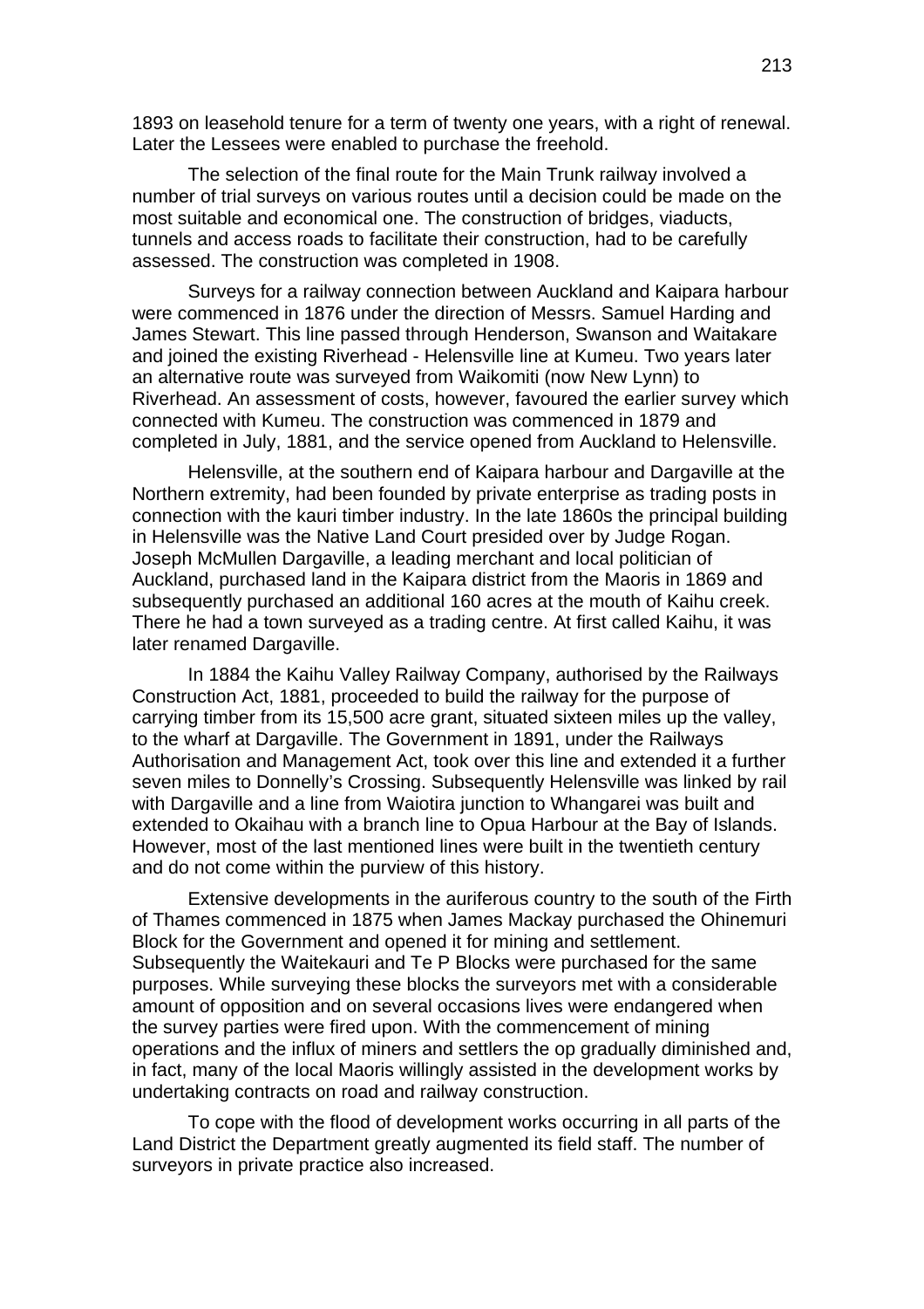1893 on leasehold tenure for a term of twenty one years, with a right of renewal. Later the Lessees were enabled to purchase the freehold.

The selection of the final route for the Main Trunk railway involved a number of trial surveys on various routes until a decision could be made on the most suitable and economical one. The construction of bridges, viaducts, tunnels and access roads to facilitate their construction, had to be carefully assessed. The construction was completed in 1908.

Surveys for a railway connection between Auckland and Kaipara harbour were commenced in 1876 under the direction of Messrs. Samuel Harding and James Stewart. This line passed through Henderson, Swanson and Waitakare and joined the existing Riverhead - Helensville line at Kumeu. Two years later an alternative route was surveyed from Waikomiti (now New Lynn) to Riverhead. An assessment of costs, however, favoured the earlier survey which connected with Kumeu. The construction was commenced in 1879 and completed in July, 1881, and the service opened from Auckland to Helensville.

Helensville, at the southern end of Kaipara harbour and Dargaville at the Northern extremity, had been founded by private enterprise as trading posts in connection with the kauri timber industry. In the late 1860s the principal building in Helensville was the Native Land Court presided over by Judge Rogan. Joseph McMullen Dargaville, a leading merchant and local politician of Auckland, purchased land in the Kaipara district from the Maoris in 1869 and subsequently purchased an additional 160 acres at the mouth of Kaihu creek. There he had a town surveyed as a trading centre. At first called Kaihu, it was later renamed Dargaville.

In 1884 the Kaihu Valley Railway Company, authorised by the Railways Construction Act, 1881, proceeded to build the railway for the purpose of carrying timber from its 15,500 acre grant, situated sixteen miles up the valley, to the wharf at Dargaville. The Government in 1891, under the Railways Authorisation and Management Act, took over this line and extended it a further seven miles to Donnelly's Crossing. Subsequently Helensville was linked by rail with Dargaville and a line from Waiotira junction to Whangarei was built and extended to Okaihau with a branch line to Opua Harbour at the Bay of Islands. However, most of the last mentioned lines were built in the twentieth century and do not come within the purview of this history.

Extensive developments in the auriferous country to the south of the Firth of Thames commenced in 1875 when James Mackay purchased the Ohinemuri Block for the Government and opened it for mining and settlement. Subsequently the Waitekauri and Te P Blocks were purchased for the same purposes. While surveying these blocks the surveyors met with a considerable amount of opposition and on several occasions lives were endangered when the survey parties were fired upon. With the commencement of mining operations and the influx of miners and settlers the op gradually diminished and, in fact, many of the local Maoris willingly assisted in the development works by undertaking contracts on road and railway construction.

To cope with the flood of development works occurring in all parts of the Land District the Department greatly augmented its field staff. The number of surveyors in private practice also increased.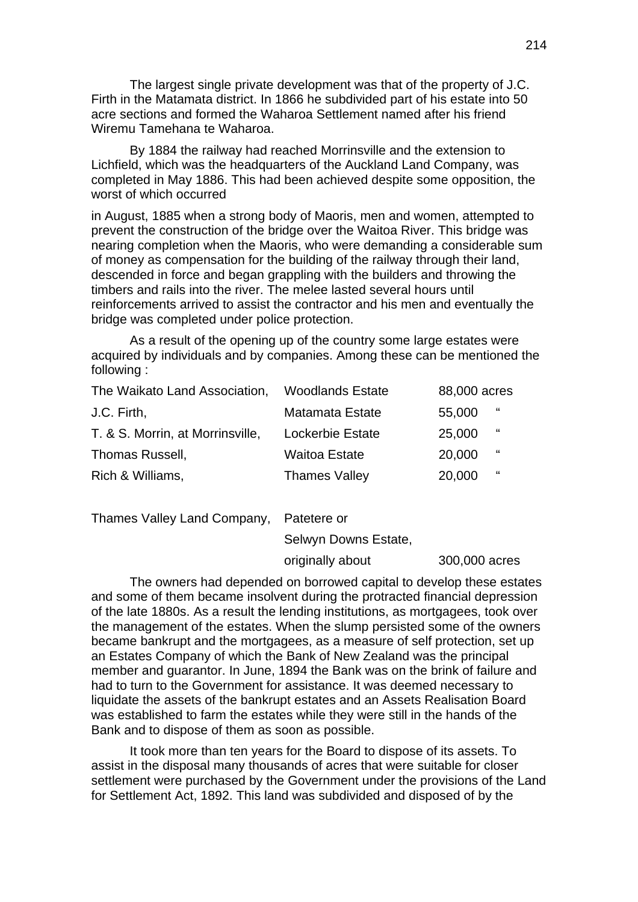The largest single private development was that of the property of J.C. Firth in the Matamata district. In 1866 he subdivided part of his estate into 50 acre sections and formed the Waharoa Settlement named after his friend Wiremu Tamehana te Waharoa.

By 1884 the railway had reached Morrinsville and the extension to Lichfield, which was the headquarters of the Auckland Land Company, was completed in May 1886. This had been achieved despite some opposition, the worst of which occurred in August, 1885 when a strong body of Maoris, men and women, attempted to prevent the construction of the bridge over the Waitoa River. This bridge was nearing completion when the Maoris, who were demanding a considerable sum of money as compensation for the building of the railway through their land, descended in force and began grappling with the builders and throwing the timbers and rails into the river. The melee lasted several hours until reinforcements arrived to assist the contractor and his men and eventually the bridge was completed under police protection.

As a result of the opening up of the country some large estates were acquired by individuals and by companies. Among these can be mentioned the following :

| | | |
|---|---|---|
| The Waikato Land Association, | Woodlands Estate | 88,000 acres |
| J.C. Firth, | Matamata Estate | 55,000 " |
| T. & S. Morrin, at Morrinsville, | Lockerbie Estate | 25,000 " |
| Thomas Russell, | Waitoa Estate | 20,000 " |
| Rich & Williams, | Thames Valley | 20,000 " |
| Thames Valley Land Company, | Patetere or Selwyn Downs Estate, originally about | 300,000 acres |

The owners had depended on borrowed capital to develop these estates and some of them became insolvent during the protracted financial depression of the late 1880s. As a result the lending institutions, as mortgagees, took over the management of the estates. When the slump persisted some of the owners became bankrupt and the mortgagees, as a measure of self protection, set up an Estates Company of which the Bank of New Zealand was the principal member and guarantor. In June, 1894 the Bank was on the brink of failure and had to turn to the Government for assistance. It was deemed necessary to liquidate the assets of the bankrupt estates and an Assets Realisation Board was established to farm the estates while they were still in the hands of the Bank and to dispose of them as soon as possible.

It took more than ten years for the Board to dispose of its assets. To assist in the disposal many thousands of acres that were suitable for closer settlement were purchased by the Government under the provisions of the Land for Settlement Act, 1892. This land was subdivided and disposed of by the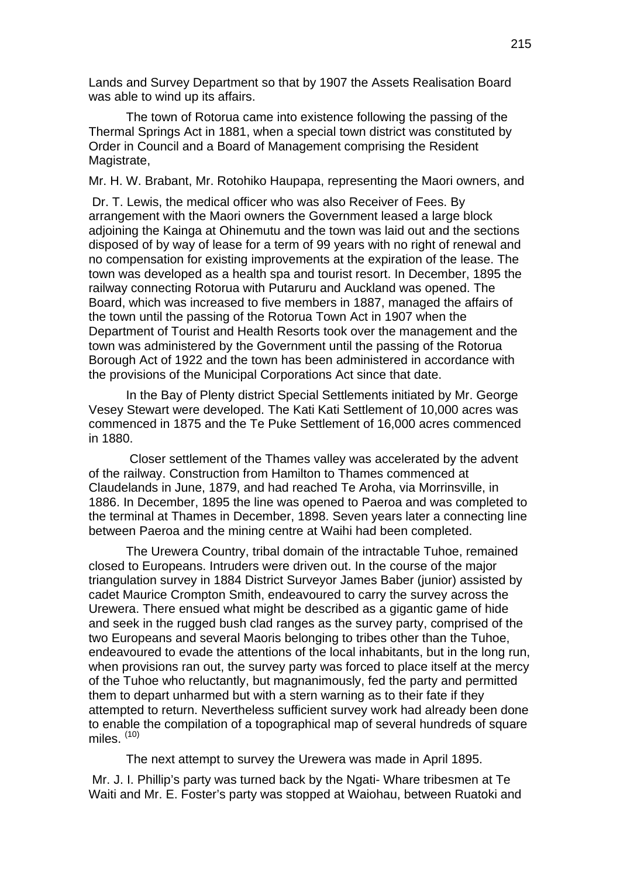Lands and Survey Department so that by 1907 the Assets Realisation Board was able to wind up its affairs.

The town of Rotorua came into existence following the passing of the Thermal Springs Act in 1881, when a special town district was constituted by Order in Council and a Board of Management comprising the Resident Magistrate,

Mr. H. W. Brabant, Mr. Rotohiko Haupapa, representing the Maori owners, and

Dr. T. Lewis, the medical officer who was also Receiver of Fees. By arrangement with the Maori owners the Government leased a large block adjoining the Kainga at Ohinemutu and the town was laid out and the sections disposed of by way of lease for a term of 99 years with no right of renewal and no compensation for existing improvements at the expiration of the lease. The town was developed as a health spa and tourist resort. In December, 1895 the railway connecting Rotorua with Putaruru and Auckland was opened. The Board, which was increased to five members in 1887, managed the affairs of the town until the passing of the Rotorua Town Act in 1907 when the Department of Tourist and Health Resorts took over the management and the town was administered by the Government until the passing of the Rotorua Borough Act of 1922 and the town has been administered in accordance with the provisions of the Municipal Corporations Act since that date.

In the Bay of Plenty district Special Settlements initiated by Mr. George Vesey Stewart were developed. The Kati Kati Settlement of 10,000 acres was commenced in 1875 and the Te Puke Settlement of 16,000 acres commenced in 1880.

Closer settlement of the Thames valley was accelerated by the advent of the railway. Construction from Hamilton to Thames commenced at Claudelands in June, 1879, and had reached Te Aroha, via Morrinsville, in 1886. In December, 1895 the line was opened to Paeroa and was completed to the terminal at Thames in December, 1898. Seven years later a connecting line between Paeroa and the mining centre at Waihi had been completed.

The Urewera Country, tribal domain of the intractable Tuhoe, remained closed to Europeans. Intruders were driven out. In the course of the major triangulation survey in 1884 District Surveyor James Baber (junior) assisted by cadet Maurice Crompton Smith, endeavoured to carry the survey across the Urewera. There ensued what might be described as a gigantic game of hide and seek in the rugged bush clad ranges as the survey party, comprised of the two Europeans and several Maoris belonging to tribes other than the Tuhoe, endeavoured to evade the attentions of the local inhabitants, but in the long run, when provisions ran out, the survey party was forced to place itself at the mercy of the Tuhoe who reluctantly, but magnanimously, fed the party and permitted them to depart unharmed but with a stern warning as to their fate if they attempted to return. Nevertheless sufficient survey work had already been done to enable the compilation of a topographical map of several hundreds of square miles. [10]

The next attempt to survey the Urewera was made in April 1895.

Mr. J. I. Phillip's party was turned back by the Ngati- Whare tribesmen at Te Waiti and Mr. E. Foster's party was stopped at Waiohau, between Ruatoki and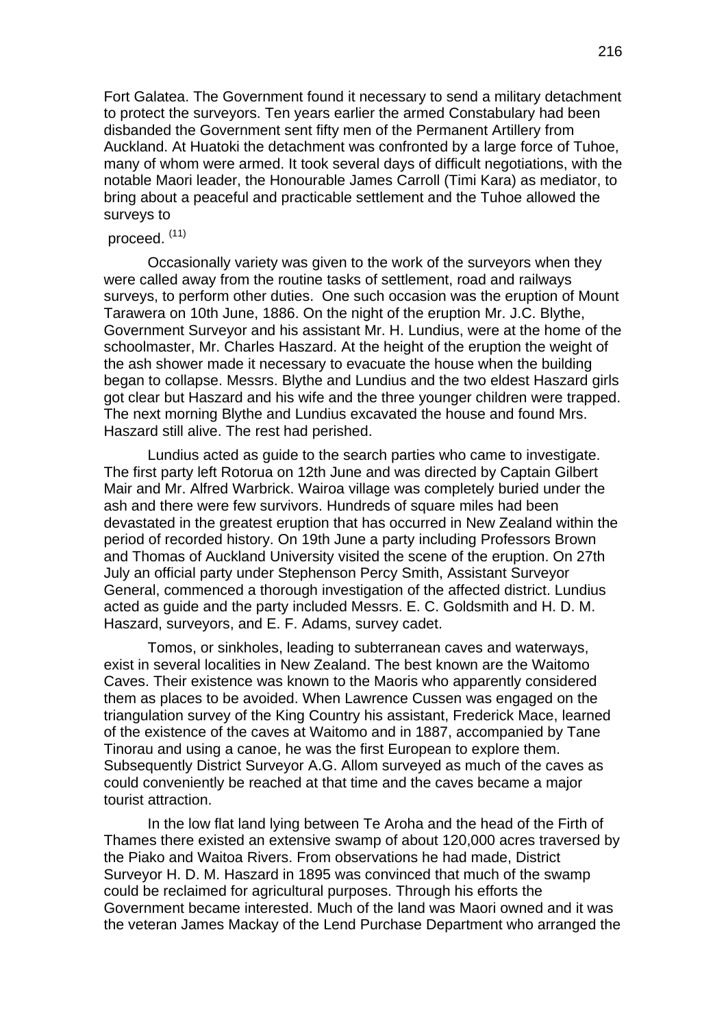Fort Galatea. The Government found it necessary to send a military detachment to protect the surveyors. Ten years earlier the armed Constabulary had been disbanded the Government sent fifty men of the Permanent Artillery from Auckland. At Huatoki the detachment was confronted by a large force of Tuhoe, many of whom were armed. It took several days of difficult negotiations, with the notable Maori leader, the Honourable James Carroll (Timi Kara) as mediator, to bring about a peaceful and practicable settlement and the Tuhoe allowed the surveys to proceed. [11]

Occasionally variety was given to the work of the surveyors when they were called away from the routine tasks of settlement, road and railways surveys, to perform other duties. One such occasion was the eruption of Mount Tarawera on 10th June, 1886. On the night of the eruption Mr. J.C. Blythe, Government Surveyor and his assistant Mr. H. Lundius, were at the home of the schoolmaster, Mr. Charles Haszard. At the height of the eruption the weight of the ash shower made it necessary to evacuate the house when the building began to collapse. Messrs. Blythe and Lundius and the two eldest Haszard girls got clear but Haszard and his wife and the three younger children were trapped. The next morning Blythe and Lundius excavated the house and found Mrs. Haszard still alive. The rest had perished.

Lundius acted as guide to the search parties who came to investigate. The first party left Rotorua on 12th June and was directed by Captain Gilbert Mair and Mr. Alfred Warbrick. Wairoa village was completely buried under the ash and there were few survivors. Hundreds of square miles had been devastated in the greatest eruption that has occurred in New Zealand within the period of recorded history. On 19th June a party including Professors Brown and Thomas of Auckland University visited the scene of the eruption. On 27th July an official party under Stephenson Percy Smith, Assistant Surveyor General, commenced a thorough investigation of the affected district. Lundius acted as guide and the party included Messrs. E. C. Goldsmith and H. D. M. Haszard, surveyors, and E. F. Adams, survey cadet.

Tomos, or sinkholes, leading to subterranean caves and waterways, exist in several localities in New Zealand. The best known are the Waitomo Caves. Their existence was known to the Maoris who apparently considered them as places to be avoided. When Lawrence Cussen was engaged on the triangulation survey of the King Country his assistant, Frederick Mace, learned of the existence of the caves at Waitomo and in 1887, accompanied by Tane Tinorau and using a canoe, he was the first European to explore them. Subsequently District Surveyor A.G. Allom surveyed as much of the caves as could conveniently be reached at that time and the caves became a major tourist attraction.

In the low flat land lying between Te Aroha and the head of the Firth of Thames there existed an extensive swamp of about 120,000 acres traversed by the Piako and Waitoa Rivers. From observations he had made, District Surveyor H. D. M. Haszard in 1895 was convinced that much of the swamp could be reclaimed for agricultural purposes. Through his efforts the Government became interested. Much of the land was Maori owned and it was the veteran James Mackay of the Lend Purchase Department who arranged the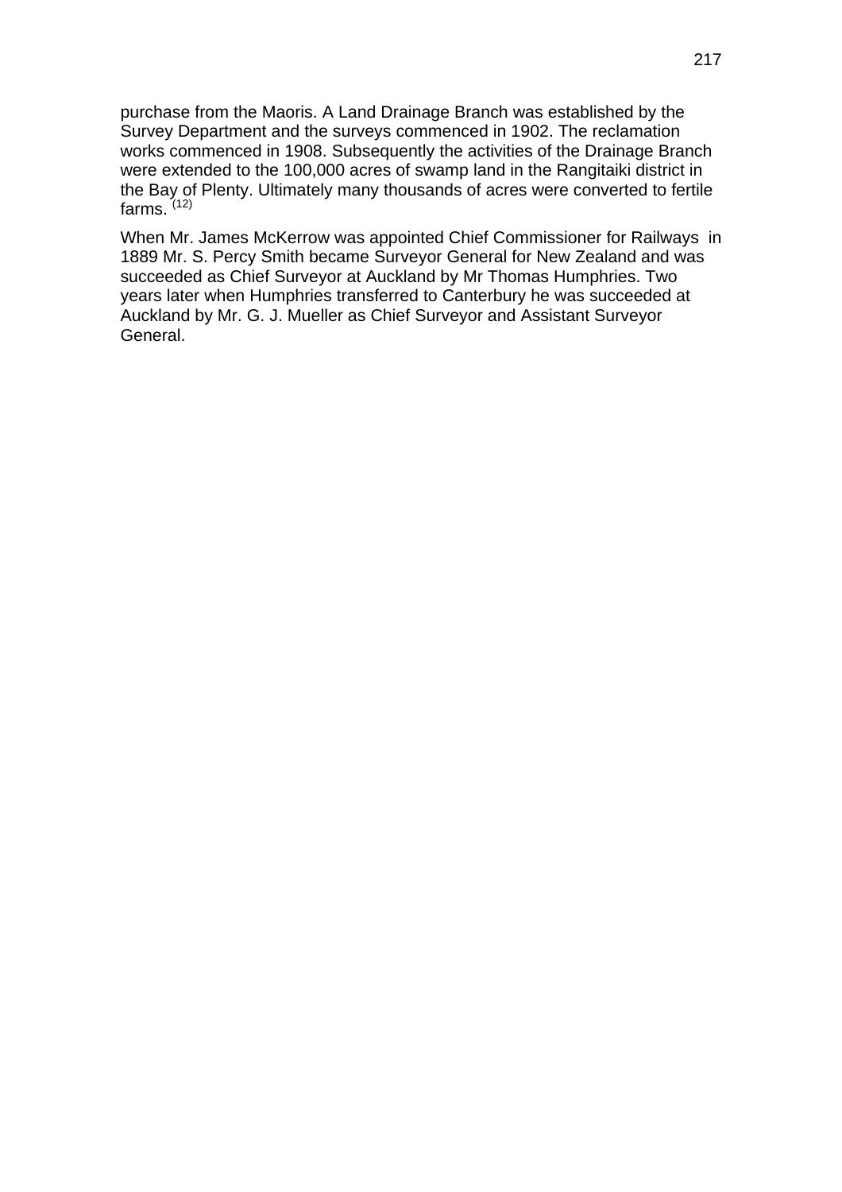purchase from the Maoris. A Land Drainage Branch was established by the Survey Department and the surveys commenced in 1902. The reclamation works commenced in 1908. Subsequently the activities of the Drainage Branch were extended to the 100,000 acres of swamp land in the Rangitaiki district in the Bay of Plenty. Ultimately many thousands of acres were converted to fertile farms. [12]

When Mr. James McKerrow was appointed Chief Commissioner for Railways in 1889 Mr. S. Percy Smith became Surveyor General for New Zealand and was succeeded as Chief Surveyor at Auckland by Mr Thomas Humphries. Two years later when Humphries transferred to Canterbury he was succeeded at Auckland by Mr. G. J. Mueller as Chief Surveyor and Assistant Surveyor General.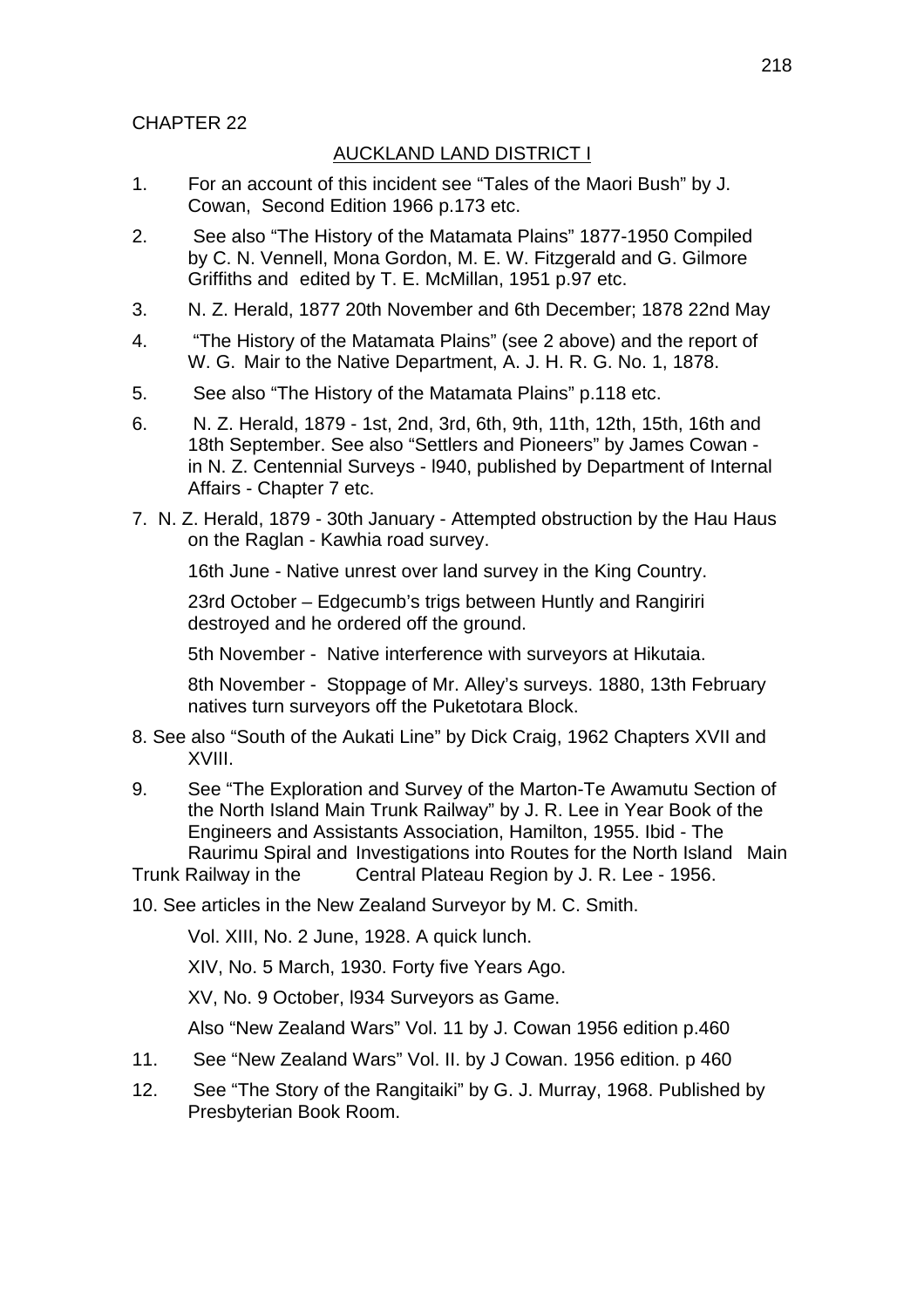CHAPTER 22

## AUCKLAND LAND DISTRICT I

1. For an account of this incident see "Tales of the Maori Bush" by J. Cowan, Second Edition 1966 p.173 etc.

2. See also "The History of the Matamata Plains" 1877-1950 Compiled by C. N. Vennell, Mona Gordon, M. E. W. Fitzgerald and G. Gilmore Griffiths and edited by T. E. McMillan, 1951 p.97 etc.

3. N. Z. Herald, 1877 20th November and 6th December; 1878 22nd May

4. "The History of the Matamata Plains" (see 2 above) and the report of W. G. Mair to the Native Department, A. J. H. R. G. No. 1, 1878.

5. See also "The History of the Matamata Plains" p.118 etc.

6. N. Z. Herald, 1879 - 1st, 2nd, 3rd, 6th, 9th, 11th, 12th, 15th, 16th and 18th September. See also "Settlers and Pioneers" by James Cowan - in N. Z. Centennial Surveys - l940, published by Department of Internal Affairs - Chapter 7 etc.

7. N. Z. Herald, 1879 - 30th January - Attempted obstruction by the Hau Haus on the Raglan - Kawhia road survey.

   16th June - Native unrest over land survey in the King Country.

   23rd October – Edgecumb's trigs between Huntly and Rangiriri destroyed and he ordered off the ground.

   5th November - Native interference with surveyors at Hikutaia.

   8th November - Stoppage of Mr. Alley's surveys. 1880, 13th February natives turn surveyors off the Puketotara Block.

8. See also "South of the Aukati Line" by Dick Craig, 1962 Chapters XVII and XVIII.

9. See "The Exploration and Survey of the Marton-Te Awamutu Section of the North Island Main Trunk Railway" by J. R. Lee in Year Book of the Engineers and Assistants Association, Hamilton, 1955. Ibid - The Raurimu Spiral and Investigations into Routes for the North Island Main Trunk Railway in the Central Plateau Region by J. R. Lee - 1956.

10. See articles in the New Zealand Surveyor by M. C. Smith.

    Vol. XIII, No. 2 June, 1928. A quick lunch.

    XIV, No. 5 March, 1930. Forty five Years Ago.

    XV, No. 9 October, l934 Surveyors as Game.

    Also "New Zealand Wars" Vol. 11 by J. Cowan 1956 edition p.460

11. See "New Zealand Wars" Vol. II. by J Cowan. 1956 edition. p 460

12. See "The Story of the Rangitaiki" by G. J. Murray, 1968. Published by Presbyterian Book Room.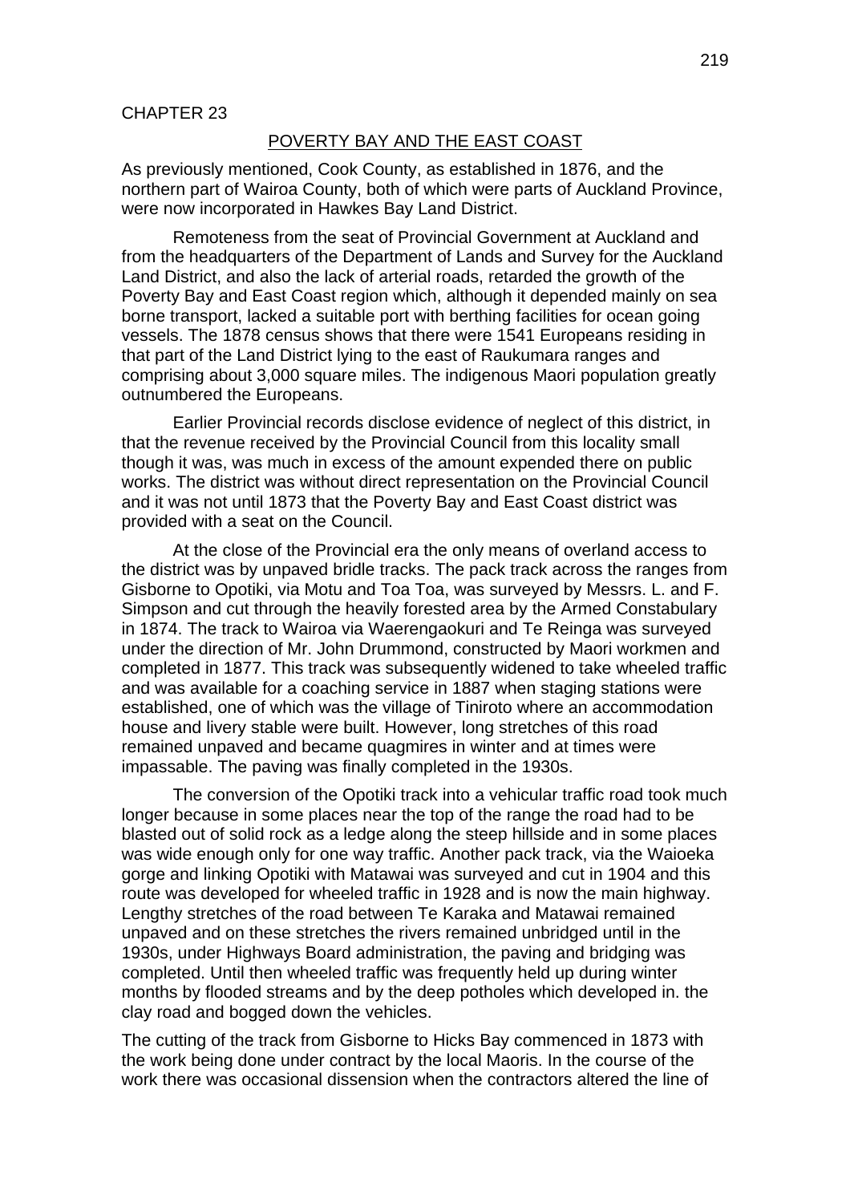CHAPTER 23

## POVERTY BAY AND THE EAST COAST

As previously mentioned, Cook County, as established in 1876, and the northern part of Wairoa County, both of which were parts of Auckland Province, were now incorporated in Hawkes Bay Land District.

Remoteness from the seat of Provincial Government at Auckland and from the headquarters of the Department of Lands and Survey for the Auckland Land District, and also the lack of arterial roads, retarded the growth of the Poverty Bay and East Coast region which, although it depended mainly on sea borne transport, lacked a suitable port with berthing facilities for ocean going vessels. The 1878 census shows that there were 1541 Europeans residing in that part of the Land District lying to the east of Raukumara ranges and comprising about 3,000 square miles. The indigenous Maori population greatly outnumbered the Europeans.

Earlier Provincial records disclose evidence of neglect of this district, in that the revenue received by the Provincial Council from this locality small though it was, was much in excess of the amount expended there on public works. The district was without direct representation on the Provincial Council and it was not until 1873 that the Poverty Bay and East Coast district was provided with a seat on the Council.

At the close of the Provincial era the only means of overland access to the district was by unpaved bridle tracks. The pack track across the ranges from Gisborne to Opotiki, via Motu and Toa Toa, was surveyed by Messrs. L. and F. Simpson and cut through the heavily forested area by the Armed Constabulary in 1874. The track to Wairoa via Waerengaokuri and Te Reinga was surveyed under the direction of Mr. John Drummond, constructed by Maori workmen and completed in 1877. This track was subsequently widened to take wheeled traffic and was available for a coaching service in 1887 when staging stations were established, one of which was the village of Tiniroto where an accommodation house and livery stable were built. However, long stretches of this road remained unpaved and became quagmires in winter and at times were impassable. The paving was finally completed in the 1930s.

The conversion of the Opotiki track into a vehicular traffic road took much longer because in some places near the top of the range the road had to be blasted out of solid rock as a ledge along the steep hillside and in some places was wide enough only for one way traffic. Another pack track, via the Waioeka gorge and linking Opotiki with Matawai was surveyed and cut in 1904 and this route was developed for wheeled traffic in 1928 and is now the main highway. Lengthy stretches of the road between Te Karaka and Matawai remained unpaved and on these stretches the rivers remained unbridged until in the 1930s, under Highways Board administration, the paving and bridging was completed. Until then wheeled traffic was frequently held up during winter months by flooded streams and by the deep potholes which developed in. the clay road and bogged down the vehicles.

The cutting of the track from Gisborne to Hicks Bay commenced in 1873 with the work being done under contract by the local Maoris. In the course of the work there was occasional dissension when the contractors altered the line of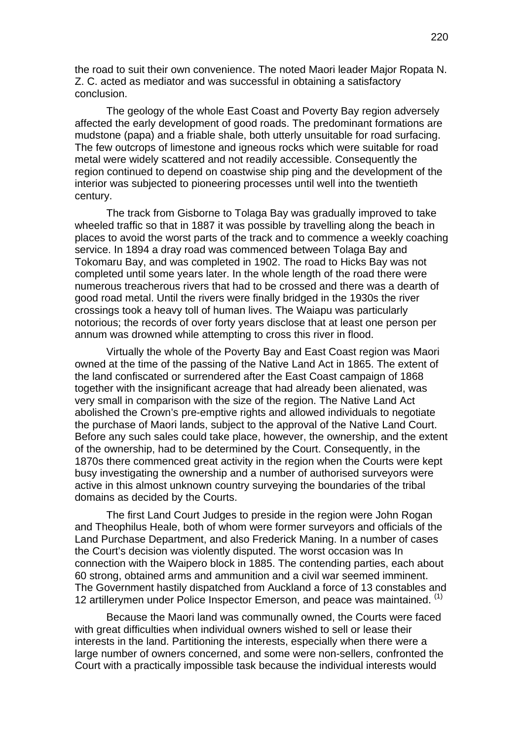the road to suit their own convenience. The noted Maori leader Major Ropata N. Z. C. acted as mediator and was successful in obtaining a satisfactory conclusion.

The geology of the whole East Coast and Poverty Bay region adversely affected the early development of good roads. The predominant formations are mudstone (papa) and a friable shale, both utterly unsuitable for road surfacing. The few outcrops of limestone and igneous rocks which were suitable for road metal were widely scattered and not readily accessible. Consequently the region continued to depend on coastwise ship ping and the development of the interior was subjected to pioneering processes until well into the twentieth century.

The track from Gisborne to Tolaga Bay was gradually improved to take wheeled traffic so that in 1887 it was possible by travelling along the beach in places to avoid the worst parts of the track and to commence a weekly coaching service. In 1894 a dray road was commenced between Tolaga Bay and Tokomaru Bay, and was completed in 1902. The road to Hicks Bay was not completed until some years later. In the whole length of the road there were numerous treacherous rivers that had to be crossed and there was a dearth of good road metal. Until the rivers were finally bridged in the 1930s the river crossings took a heavy toll of human lives. The Waiapu was particularly notorious; the records of over forty years disclose that at least one person per annum was drowned while attempting to cross this river in flood.

Virtually the whole of the Poverty Bay and East Coast region was Maori owned at the time of the passing of the Native Land Act in 1865. The extent of the land confiscated or surrendered after the East Coast campaign of 1868 together with the insignificant acreage that had already been alienated, was very small in comparison with the size of the region. The Native Land Act abolished the Crown's pre-emptive rights and allowed individuals to negotiate the purchase of Maori lands, subject to the approval of the Native Land Court. Before any such sales could take place, however, the ownership, and the extent of the ownership, had to be determined by the Court. Consequently, in the 1870s there commenced great activity in the region when the Courts were kept busy investigating the ownership and a number of authorised surveyors were active in this almost unknown country surveying the boundaries of the tribal domains as decided by the Courts.

The first Land Court Judges to preside in the region were John Rogan and Theophilus Heale, both of whom were former surveyors and officials of the Land Purchase Department, and also Frederick Maning. In a number of cases the Court's decision was violently disputed. The worst occasion was In connection with the Waipero block in 1885. The contending parties, each about 60 strong, obtained arms and ammunition and a civil war seemed imminent. The Government hastily dispatched from Auckland a force of 13 constables and 12 artillerymen under Police Inspector Emerson, and peace was maintained. (1)

Because the Maori land was communally owned, the Courts were faced with great difficulties when individual owners wished to sell or lease their interests in the land. Partitioning the interests, especially when there were a large number of owners concerned, and some were non-sellers, confronted the Court with a practically impossible task because the individual interests would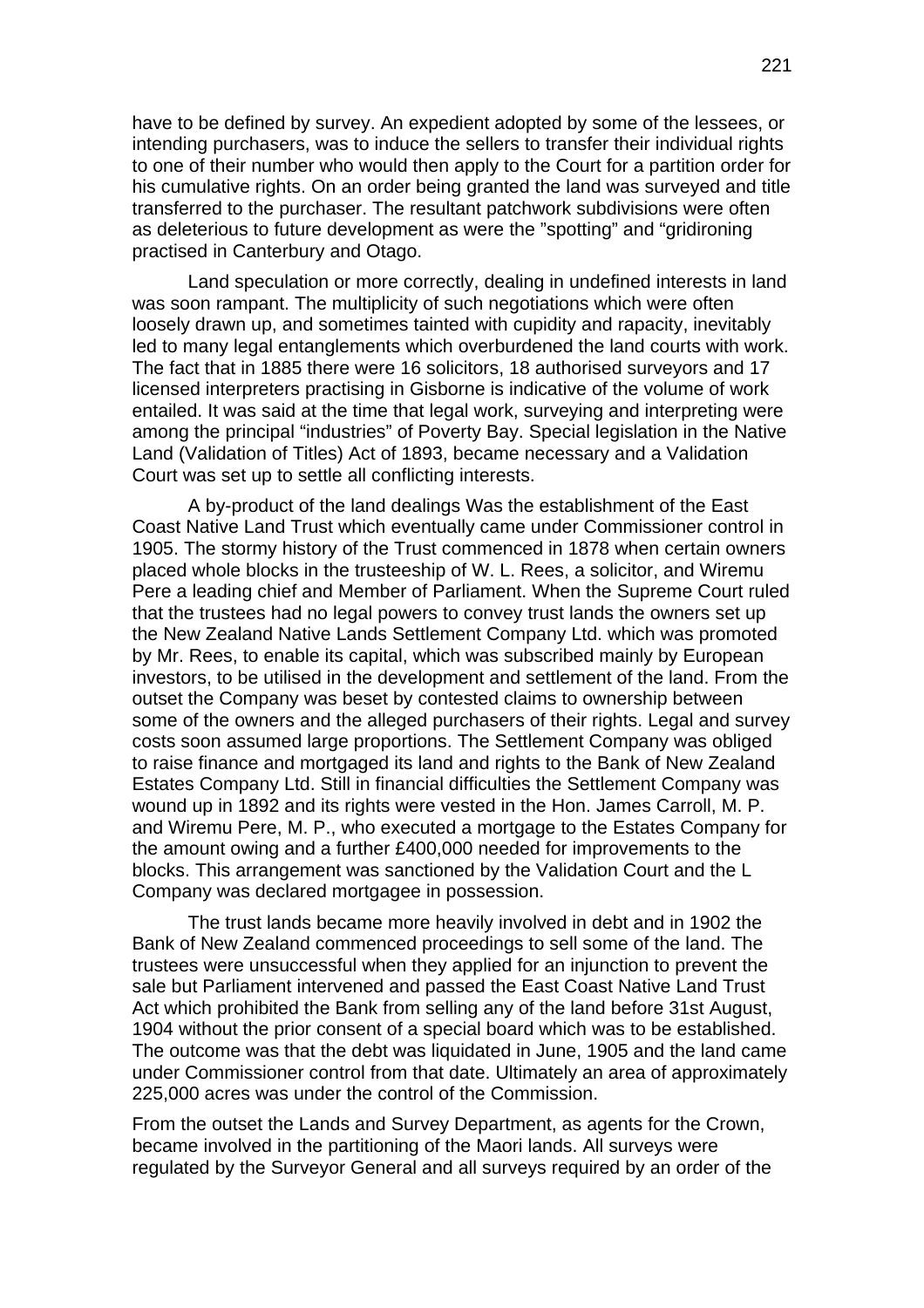have to be defined by survey. An expedient adopted by some of the lessees, or intending purchasers, was to induce the sellers to transfer their individual rights to one of their number who would then apply to the Court for a partition order for his cumulative rights. On an order being granted the land was surveyed and title transferred to the purchaser. The resultant patchwork subdivisions were often as deleterious to future development as were the "spotting" and "gridironing practised in Canterbury and Otago.

Land speculation or more correctly, dealing in undefined interests in land was soon rampant. The multiplicity of such negotiations which were often loosely drawn up, and sometimes tainted with cupidity and rapacity, inevitably led to many legal entanglements which overburdened the land courts with work. The fact that in 1885 there were 16 solicitors, 18 authorised surveyors and 17 licensed interpreters practising in Gisborne is indicative of the volume of work entailed. It was said at the time that legal work, surveying and interpreting were among the principal "industries" of Poverty Bay. Special legislation in the Native Land (Validation of Titles) Act of 1893, became necessary and a Validation Court was set up to settle all conflicting interests.

A by-product of the land dealings Was the establishment of the East Coast Native Land Trust which eventually came under Commissioner control in 1905. The stormy history of the Trust commenced in 1878 when certain owners placed whole blocks in the trusteeship of W. L. Rees, a solicitor, and Wiremu Pere a leading chief and Member of Parliament. When the Supreme Court ruled that the trustees had no legal powers to convey trust lands the owners set up the New Zealand Native Lands Settlement Company Ltd. which was promoted by Mr. Rees, to enable its capital, which was subscribed mainly by European investors, to be utilised in the development and settlement of the land. From the outset the Company was beset by contested claims to ownership between some of the owners and the alleged purchasers of their rights. Legal and survey costs soon assumed large proportions. The Settlement Company was obliged to raise finance and mortgaged its land and rights to the Bank of New Zealand Estates Company Ltd. Still in financial difficulties the Settlement Company was wound up in 1892 and its rights were vested in the Hon. James Carroll, M. P. and Wiremu Pere, M. P., who executed a mortgage to the Estates Company for the amount owing and a further £400,000 needed for improvements to the blocks. This arrangement was sanctioned by the Validation Court and the L Company was declared mortgagee in possession.

The trust lands became more heavily involved in debt and in 1902 the Bank of New Zealand commenced proceedings to sell some of the land. The trustees were unsuccessful when they applied for an injunction to prevent the sale but Parliament intervened and passed the East Coast Native Land Trust Act which prohibited the Bank from selling any of the land before 31st August, 1904 without the prior consent of a special board which was to be established. The outcome was that the debt was liquidated in June, 1905 and the land came under Commissioner control from that date. Ultimately an area of approximately 225,000 acres was under the control of the Commission.

From the outset the Lands and Survey Department, as agents for the Crown, became involved in the partitioning of the Maori lands. All surveys were regulated by the Surveyor General and all surveys required by an order of the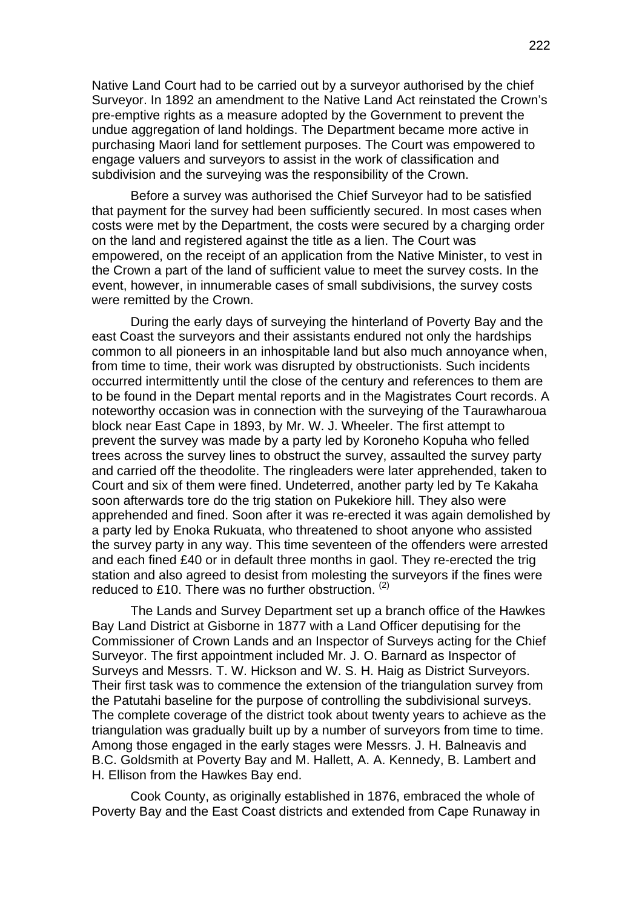Native Land Court had to be carried out by a surveyor authorised by the chief Surveyor. In 1892 an amendment to the Native Land Act reinstated the Crown's pre-emptive rights as a measure adopted by the Government to prevent the undue aggregation of land holdings. The Department became more active in purchasing Maori land for settlement purposes. The Court was empowered to engage valuers and surveyors to assist in the work of classification and subdivision and the surveying was the responsibility of the Crown.

Before a survey was authorised the Chief Surveyor had to be satisfied that payment for the survey had been sufficiently secured. In most cases when costs were met by the Department, the costs were secured by a charging order on the land and registered against the title as a lien. The Court was empowered, on the receipt of an application from the Native Minister, to vest in the Crown a part of the land of sufficient value to meet the survey costs. In the event, however, in innumerable cases of small subdivisions, the survey costs were remitted by the Crown.

During the early days of surveying the hinterland of Poverty Bay and the east Coast the surveyors and their assistants endured not only the hardships common to all pioneers in an inhospitable land but also much annoyance when, from time to time, their work was disrupted by obstructionists. Such incidents occurred intermittently until the close of the century and references to them are to be found in the Depart mental reports and in the Magistrates Court records. A noteworthy occasion was in connection with the surveying of the Taurawharoua block near East Cape in 1893, by Mr. W. J. Wheeler. The first attempt to prevent the survey was made by a party led by Koroneho Kopuha who felled trees across the survey lines to obstruct the survey, assaulted the survey party and carried off the theodolite. The ringleaders were later apprehended, taken to Court and six of them were fined. Undeterred, another party led by Te Kakaha soon afterwards tore do the trig station on Pukekiore hill. They also were apprehended and fined. Soon after it was re-erected it was again demolished by a party led by Enoka Rukuata, who threatened to shoot anyone who assisted the survey party in any way. This time seventeen of the offenders were arrested and each fined £40 or in default three months in gaol. They re-erected the trig station and also agreed to desist from molesting the surveyors if the fines were reduced to £10. There was no further obstruction. (2)

The Lands and Survey Department set up a branch office of the Hawkes Bay Land District at Gisborne in 1877 with a Land Officer deputising for the Commissioner of Crown Lands and an Inspector of Surveys acting for the Chief Surveyor. The first appointment included Mr. J. O. Barnard as Inspector of Surveys and Messrs. T. W. Hickson and W. S. H. Haig as District Surveyors. Their first task was to commence the extension of the triangulation survey from the Patutahi baseline for the purpose of controlling the subdivisional surveys. The complete coverage of the district took about twenty years to achieve as the triangulation was gradually built up by a number of surveyors from time to time. Among those engaged in the early stages were Messrs. J. H. Balneavis and B.C. Goldsmith at Poverty Bay and M. Hallett, A. A. Kennedy, B. Lambert and H. Ellison from the Hawkes Bay end.

Cook County, as originally established in 1876, embraced the whole of Poverty Bay and the East Coast districts and extended from Cape Runaway in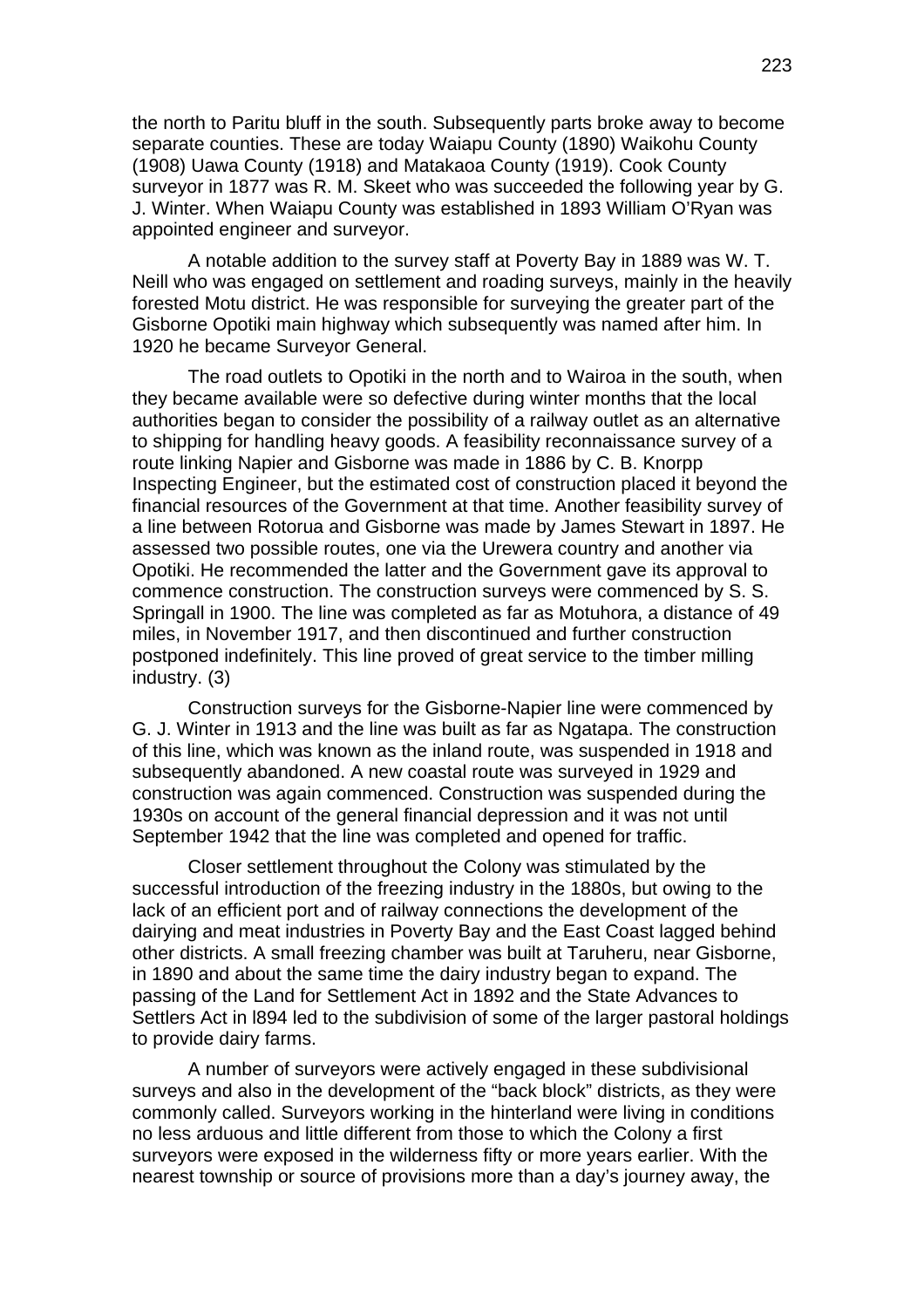the north to Paritu bluff in the south. Subsequently parts broke away to become separate counties. These are today Waiapu County (1890) Waikohu County (1908) Uawa County (1918) and Matakaoa County (1919). Cook County surveyor in 1877 was R. M. Skeet who was succeeded the following year by G. J. Winter. When Waiapu County was established in 1893 William O'Ryan was appointed engineer and surveyor.

A notable addition to the survey staff at Poverty Bay in 1889 was W. T. Neill who was engaged on settlement and roading surveys, mainly in the heavily forested Motu district. He was responsible for surveying the greater part of the Gisborne Opotiki main highway which subsequently was named after him. In 1920 he became Surveyor General.

The road outlets to Opotiki in the north and to Wairoa in the south, when they became available were so defective during winter months that the local authorities began to consider the possibility of a railway outlet as an alternative to shipping for handling heavy goods. A feasibility reconnaissance survey of a route linking Napier and Gisborne was made in 1886 by C. B. Knorpp Inspecting Engineer, but the estimated cost of construction placed it beyond the financial resources of the Government at that time. Another feasibility survey of a line between Rotorua and Gisborne was made by James Stewart in 1897. He assessed two possible routes, one via the Urewera country and another via Opotiki. He recommended the latter and the Government gave its approval to commence construction. The construction surveys were commenced by S. S. Springall in 1900. The line was completed as far as Motuhora, a distance of 49 miles, in November 1917, and then discontinued and further construction postponed indefinitely. This line proved of great service to the timber milling industry. (3)

Construction surveys for the Gisborne-Napier line were commenced by G. J. Winter in 1913 and the line was built as far as Ngatapa. The construction of this line, which was known as the inland route, was suspended in 1918 and subsequently abandoned. A new coastal route was surveyed in 1929 and construction was again commenced. Construction was suspended during the 1930s on account of the general financial depression and it was not until September 1942 that the line was completed and opened for traffic.

Closer settlement throughout the Colony was stimulated by the successful introduction of the freezing industry in the 1880s, but owing to the lack of an efficient port and of railway connections the development of the dairying and meat industries in Poverty Bay and the East Coast lagged behind other districts. A small freezing chamber was built at Taruheru, near Gisborne, in 1890 and about the same time the dairy industry began to expand. The passing of the Land for Settlement Act in 1892 and the State Advances to Settlers Act in l894 led to the subdivision of some of the larger pastoral holdings to provide dairy farms.

A number of surveyors were actively engaged in these subdivisional surveys and also in the development of the "back block" districts, as they were commonly called. Surveyors working in the hinterland were living in conditions no less arduous and little different from those to which the Colony a first surveyors were exposed in the wilderness fifty or more years earlier. With the nearest township or source of provisions more than a day's journey away, the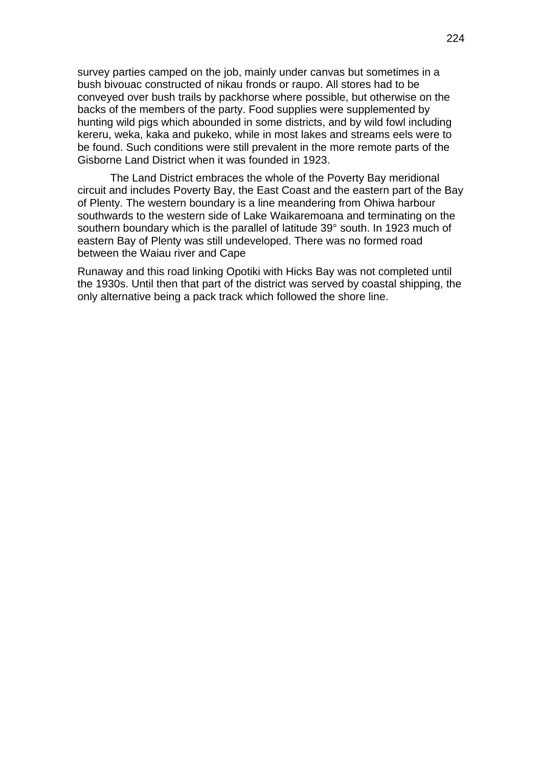survey parties camped on the job, mainly under canvas but sometimes in a bush bivouac constructed of nikau fronds or raupo. All stores had to be conveyed over bush trails by packhorse where possible, but otherwise on the backs of the members of the party. Food supplies were supplemented by hunting wild pigs which abounded in some districts, and by wild fowl including kereru, weka, kaka and pukeko, while in most lakes and streams eels were to be found. Such conditions were still prevalent in the more remote parts of the Gisborne Land District when it was founded in 1923.

The Land District embraces the whole of the Poverty Bay meridional circuit and includes Poverty Bay, the East Coast and the eastern part of the Bay of Plenty. The western boundary is a line meandering from Ohiwa harbour southwards to the western side of Lake Waikaremoana and terminating on the southern boundary which is the parallel of latitude 39° south. In 1923 much of eastern Bay of Plenty was still undeveloped. There was no formed road between the Waiau river and Cape Runaway and this road linking Opotiki with Hicks Bay was not completed until the 1930s. Until then that part of the district was served by coastal shipping, the only alternative being a pack track which followed the shore line.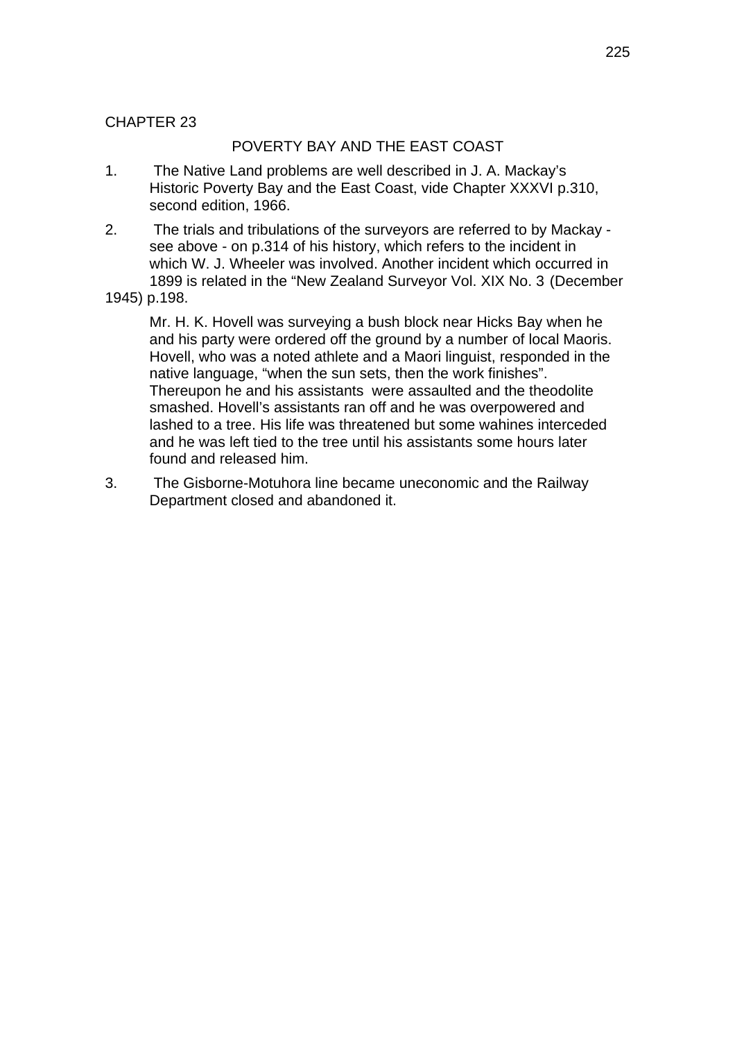CHAPTER 23

## POVERTY BAY AND THE EAST COAST

1. The Native Land problems are well described in J. A. Mackay's Historic Poverty Bay and the East Coast, vide Chapter XXXVI p.310, second edition, 1966.

2. The trials and tribulations of the surveyors are referred to by Mackay - see above - on p.314 of his history, which refers to the incident in which W. J. Wheeler was involved. Another incident which occurred in 1899 is related in the "New Zealand Surveyor Vol. XIX No. 3 (December 1945) p.198.

   Mr. H. K. Hovell was surveying a bush block near Hicks Bay when he and his party were ordered off the ground by a number of local Maoris. Hovell, who was a noted athlete and a Maori linguist, responded in the native language, "when the sun sets, then the work finishes". Thereupon he and his assistants were assaulted and the theodolite smashed. Hovell's assistants ran off and he was overpowered and lashed to a tree. His life was threatened but some wahines interceded and he was left tied to the tree until his assistants some hours later found and released him.

3. The Gisborne-Motuhora line became uneconomic and the Railway Department closed and abandoned it.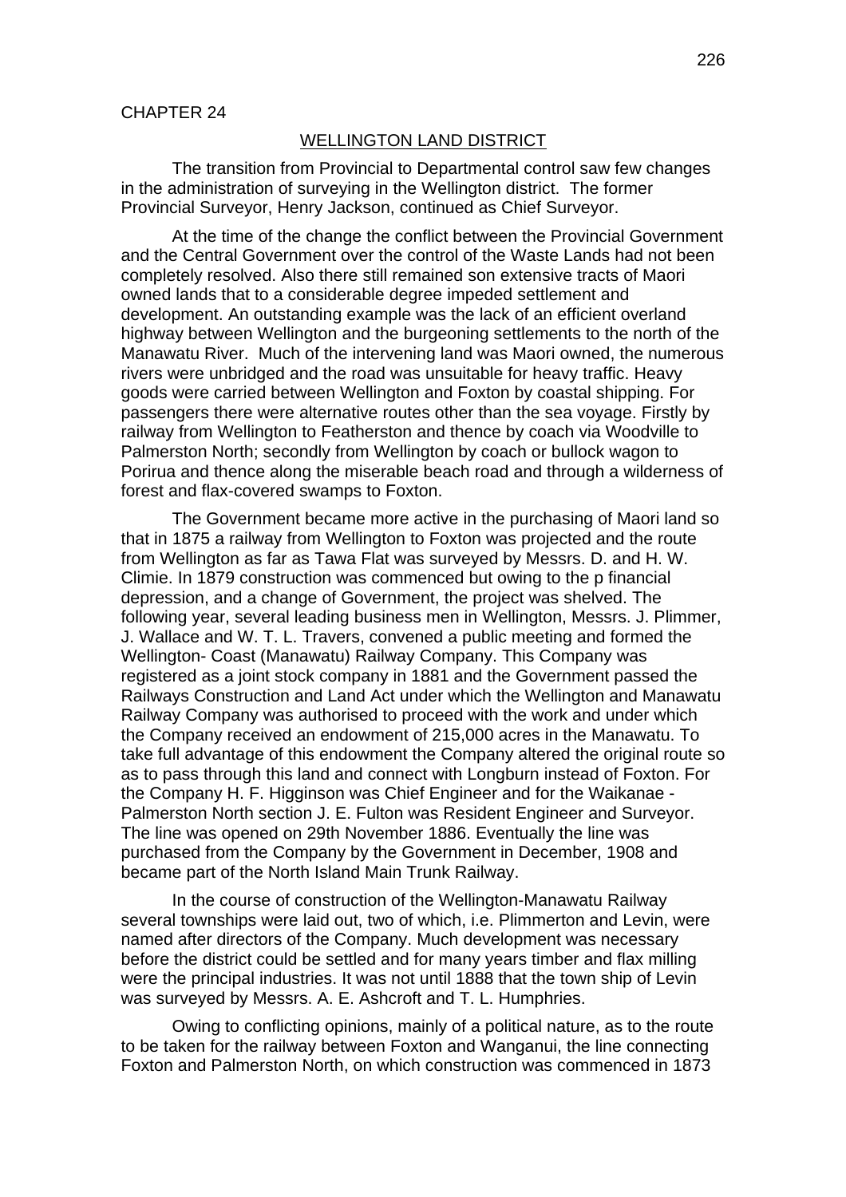CHAPTER 24

## WELLINGTON LAND DISTRICT

The transition from Provincial to Departmental control saw few changes in the administration of surveying in the Wellington district. The former Provincial Surveyor, Henry Jackson, continued as Chief Surveyor.

At the time of the change the conflict between the Provincial Government and the Central Government over the control of the Waste Lands had not been completely resolved. Also there still remained son extensive tracts of Maori owned lands that to a considerable degree impeded settlement and development. An outstanding example was the lack of an efficient overland highway between Wellington and the burgeoning settlements to the north of the Manawatu River. Much of the intervening land was Maori owned, the numerous rivers were unbridged and the road was unsuitable for heavy traffic. Heavy goods were carried between Wellington and Foxton by coastal shipping. For passengers there were alternative routes other than the sea voyage. Firstly by railway from Wellington to Featherston and thence by coach via Woodville to Palmerston North; secondly from Wellington by coach or bullock wagon to Porirua and thence along the miserable beach road and through a wilderness of forest and flax-covered swamps to Foxton.

The Government became more active in the purchasing of Maori land so that in 1875 a railway from Wellington to Foxton was projected and the route from Wellington as far as Tawa Flat was surveyed by Messrs. D. and H. W. Climie. In 1879 construction was commenced but owing to the p financial depression, and a change of Government, the project was shelved. The following year, several leading business men in Wellington, Messrs. J. Plimmer, J. Wallace and W. T. L. Travers, convened a public meeting and formed the Wellington- Coast (Manawatu) Railway Company. This Company was registered as a joint stock company in 1881 and the Government passed the Railways Construction and Land Act under which the Wellington and Manawatu Railway Company was authorised to proceed with the work and under which the Company received an endowment of 215,000 acres in the Manawatu. To take full advantage of this endowment the Company altered the original route so as to pass through this land and connect with Longburn instead of Foxton. For the Company H. F. Higginson was Chief Engineer and for the Waikanae - Palmerston North section J. E. Fulton was Resident Engineer and Surveyor. The line was opened on 29th November 1886. Eventually the line was purchased from the Company by the Government in December, 1908 and became part of the North Island Main Trunk Railway.

In the course of construction of the Wellington-Manawatu Railway several townships were laid out, two of which, i.e. Plimmerton and Levin, were named after directors of the Company. Much development was necessary before the district could be settled and for many years timber and flax milling were the principal industries. It was not until 1888 that the town ship of Levin was surveyed by Messrs. A. E. Ashcroft and T. L. Humphries.

Owing to conflicting opinions, mainly of a political nature, as to the route to be taken for the railway between Foxton and Wanganui, the line connecting Foxton and Palmerston North, on which construction was commenced in 1873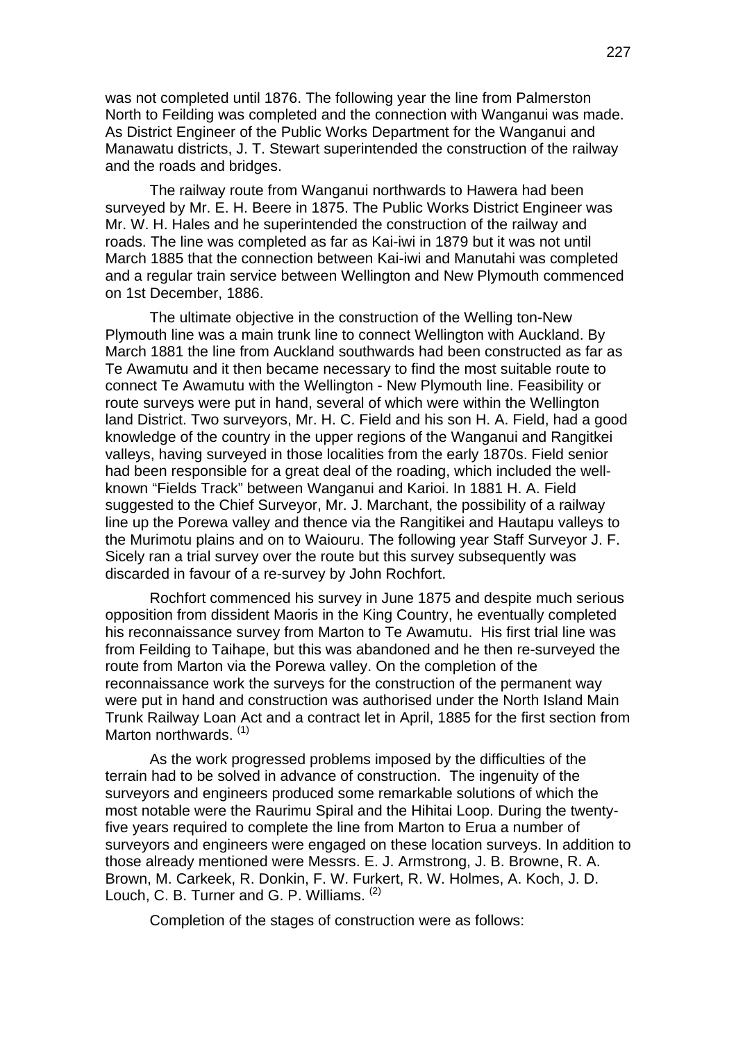was not completed until 1876. The following year the line from Palmerston North to Feilding was completed and the connection with Wanganui was made. As District Engineer of the Public Works Department for the Wanganui and Manawatu districts, J. T. Stewart superintended the construction of the railway and the roads and bridges.

The railway route from Wanganui northwards to Hawera had been surveyed by Mr. E. H. Beere in 1875. The Public Works District Engineer was Mr. W. H. Hales and he superintended the construction of the railway and roads. The line was completed as far as Kai-iwi in 1879 but it was not until March 1885 that the connection between Kai-iwi and Manutahi was completed and a regular train service between Wellington and New Plymouth commenced on 1st December, 1886.

The ultimate objective in the construction of the Welling ton-New Plymouth line was a main trunk line to connect Wellington with Auckland. By March 1881 the line from Auckland southwards had been constructed as far as Te Awamutu and it then became necessary to find the most suitable route to connect Te Awamutu with the Wellington - New Plymouth line. Feasibility or route surveys were put in hand, several of which were within the Wellington land District. Two surveyors, Mr. H. C. Field and his son H. A. Field, had a good knowledge of the country in the upper regions of the Wanganui and Rangitkei valleys, having surveyed in those localities from the early 1870s. Field senior had been responsible for a great deal of the roading, which included the well-known "Fields Track" between Wanganui and Karioi. In 1881 H. A. Field suggested to the Chief Surveyor, Mr. J. Marchant, the possibility of a railway line up the Porewa valley and thence via the Rangitikei and Hautapu valleys to the Murimotu plains and on to Waiouru. The following year Staff Surveyor J. F. Sicely ran a trial survey over the route but this survey subsequently was discarded in favour of a re-survey by John Rochfort.

Rochfort commenced his survey in June 1875 and despite much serious opposition from dissident Maoris in the King Country, he eventually completed his reconnaissance survey from Marton to Te Awamutu. His first trial line was from Feilding to Taihape, but this was abandoned and he then re-surveyed the route from Marton via the Porewa valley. On the completion of the reconnaissance work the surveys for the construction of the permanent way were put in hand and construction was authorised under the North Island Main Trunk Railway Loan Act and a contract let in April, 1885 for the first section from Marton northwards. (1)

As the work progressed problems imposed by the difficulties of the terrain had to be solved in advance of construction. The ingenuity of the surveyors and engineers produced some remarkable solutions of which the most notable were the Raurimu Spiral and the Hihitai Loop. During the twenty-five years required to complete the line from Marton to Erua a number of surveyors and engineers were engaged on these location surveys. In addition to those already mentioned were Messrs. E. J. Armstrong, J. B. Browne, R. A. Brown, M. Carkeek, R. Donkin, F. W. Furkert, R. W. Holmes, A. Koch, J. D. Louch, C. B. Turner and G. P. Williams. (2)

Completion of the stages of construction were as follows: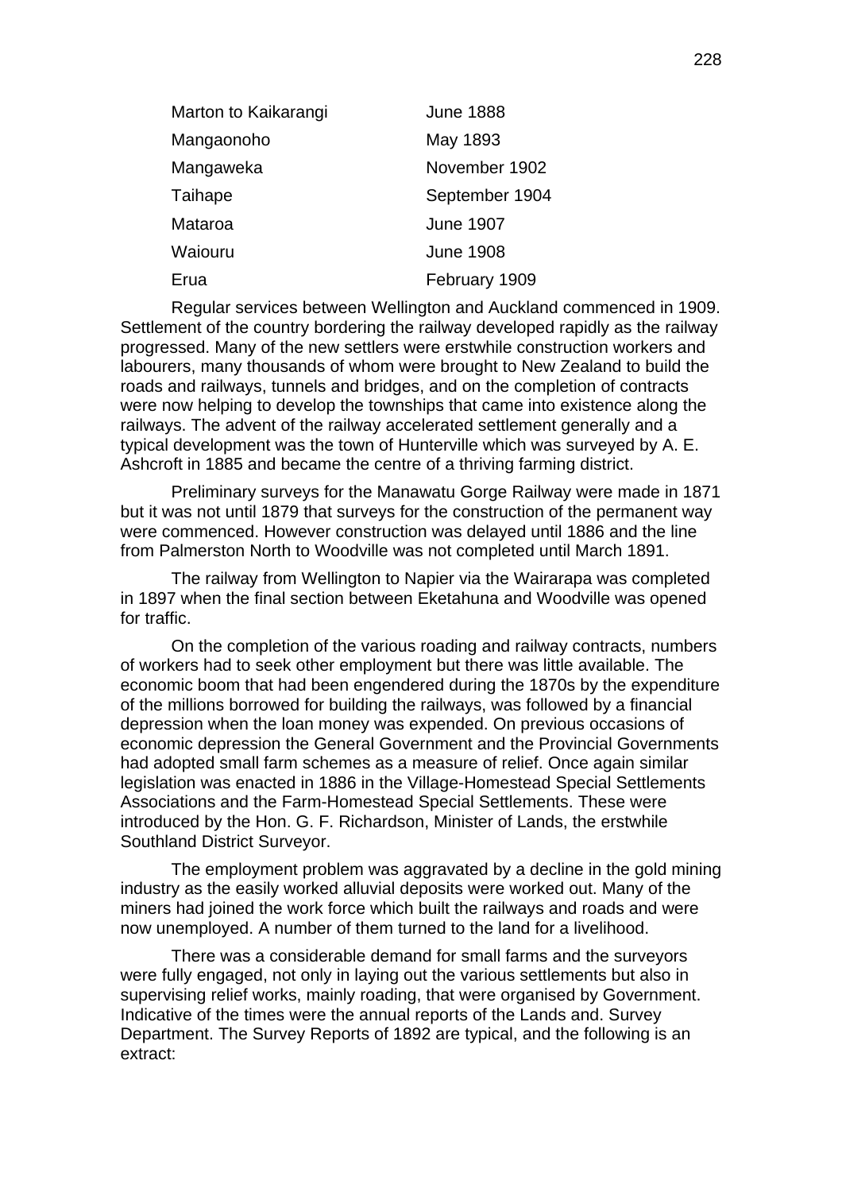| | |
|---|---|
| Marton to Kaikarangi | June 1888 |
| Mangaonoho | May 1893 |
| Mangaweka | November 1902 |
| Taihape | September 1904 |
| Mataroa | June 1907 |
| Waiouru | June 1908 |
| Erua | February 1909 |

Regular services between Wellington and Auckland commenced in 1909. Settlement of the country bordering the railway developed rapidly as the railway progressed. Many of the new settlers were erstwhile construction workers and labourers, many thousands of whom were brought to New Zealand to build the roads and railways, tunnels and bridges, and on the completion of contracts were now helping to develop the townships that came into existence along the railways. The advent of the railway accelerated settlement generally and a typical development was the town of Hunterville which was surveyed by A. E. Ashcroft in 1885 and became the centre of a thriving farming district.

Preliminary surveys for the Manawatu Gorge Railway were made in 1871 but it was not until 1879 that surveys for the construction of the permanent way were commenced. However construction was delayed until 1886 and the line from Palmerston North to Woodville was not completed until March 1891.

The railway from Wellington to Napier via the Wairarapa was completed in 1897 when the final section between Eketahuna and Woodville was opened for traffic.

On the completion of the various roading and railway contracts, numbers of workers had to seek other employment but there was little available. The economic boom that had been engendered during the 1870s by the expenditure of the millions borrowed for building the railways, was followed by a financial depression when the loan money was expended. On previous occasions of economic depression the General Government and the Provincial Governments had adopted small farm schemes as a measure of relief. Once again similar legislation was enacted in 1886 in the Village-Homestead Special Settlements Associations and the Farm-Homestead Special Settlements. These were introduced by the Hon. G. F. Richardson, Minister of Lands, the erstwhile Southland District Surveyor.

The employment problem was aggravated by a decline in the gold mining industry as the easily worked alluvial deposits were worked out. Many of the miners had joined the work force which built the railways and roads and were now unemployed. A number of them turned to the land for a livelihood.

There was a considerable demand for small farms and the surveyors were fully engaged, not only in laying out the various settlements but also in supervising relief works, mainly roading, that were organised by Government. Indicative of the times were the annual reports of the Lands and. Survey Department. The Survey Reports of 1892 are typical, and the following is an extract: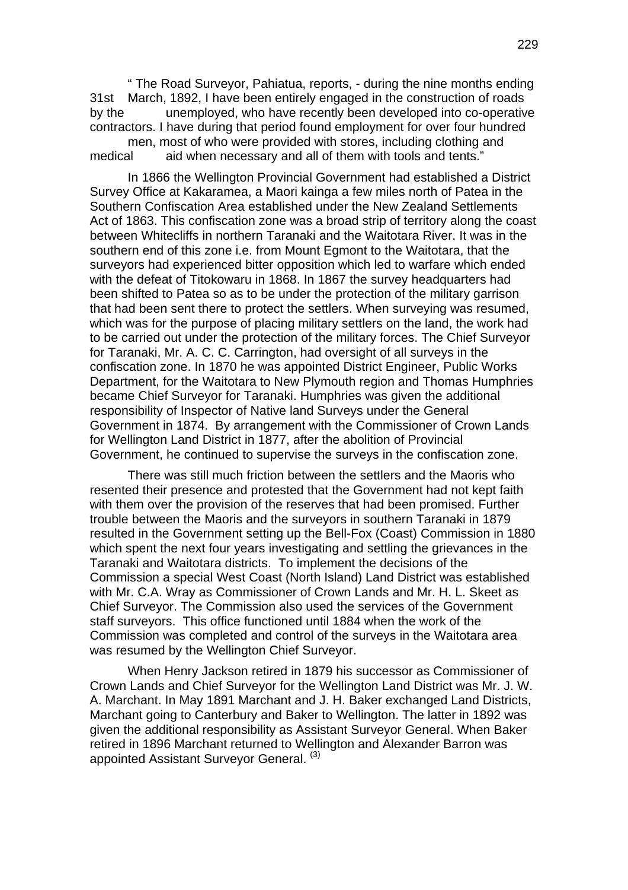" The Road Surveyor, Pahiatua, reports, - during the nine months ending 31st March, 1892, I have been entirely engaged in the construction of roads by the unemployed, who have recently been developed into co-operative contractors. I have during that period found employment for over four hundred men, most of who were provided with stores, including clothing and medical aid when necessary and all of them with tools and tents."

In 1866 the Wellington Provincial Government had established a District Survey Office at Kakaramea, a Maori kainga a few miles north of Patea in the Southern Confiscation Area established under the New Zealand Settlements Act of 1863. This confiscation zone was a broad strip of territory along the coast between Whitecliffs in northern Taranaki and the Waitotara River. It was in the southern end of this zone i.e. from Mount Egmont to the Waitotara, that the surveyors had experienced bitter opposition which led to warfare which ended with the defeat of Titokowaru in 1868. In 1867 the survey headquarters had been shifted to Patea so as to be under the protection of the military garrison that had been sent there to protect the settlers. When surveying was resumed, which was for the purpose of placing military settlers on the land, the work had to be carried out under the protection of the military forces. The Chief Surveyor for Taranaki, Mr. A. C. C. Carrington, had oversight of all surveys in the confiscation zone. In 1870 he was appointed District Engineer, Public Works Department, for the Waitotara to New Plymouth region and Thomas Humphries became Chief Surveyor for Taranaki. Humphries was given the additional responsibility of Inspector of Native land Surveys under the General Government in 1874. By arrangement with the Commissioner of Crown Lands for Wellington Land District in 1877, after the abolition of Provincial Government, he continued to supervise the surveys in the confiscation zone.

There was still much friction between the settlers and the Maoris who resented their presence and protested that the Government had not kept faith with them over the provision of the reserves that had been promised. Further trouble between the Maoris and the surveyors in southern Taranaki in 1879 resulted in the Government setting up the Bell-Fox (Coast) Commission in 1880 which spent the next four years investigating and settling the grievances in the Taranaki and Waitotara districts. To implement the decisions of the Commission a special West Coast (North Island) Land District was established with Mr. C.A. Wray as Commissioner of Crown Lands and Mr. H. L. Skeet as Chief Surveyor. The Commission also used the services of the Government staff surveyors. This office functioned until 1884 when the work of the Commission was completed and control of the surveys in the Waitotara area was resumed by the Wellington Chief Surveyor.

When Henry Jackson retired in 1879 his successor as Commissioner of Crown Lands and Chief Surveyor for the Wellington Land District was Mr. J. W. A. Marchant. In May 1891 Marchant and J. H. Baker exchanged Land Districts, Marchant going to Canterbury and Baker to Wellington. The latter in 1892 was given the additional responsibility as Assistant Surveyor General. When Baker retired in 1896 Marchant returned to Wellington and Alexander Barron was appointed Assistant Surveyor General. (3)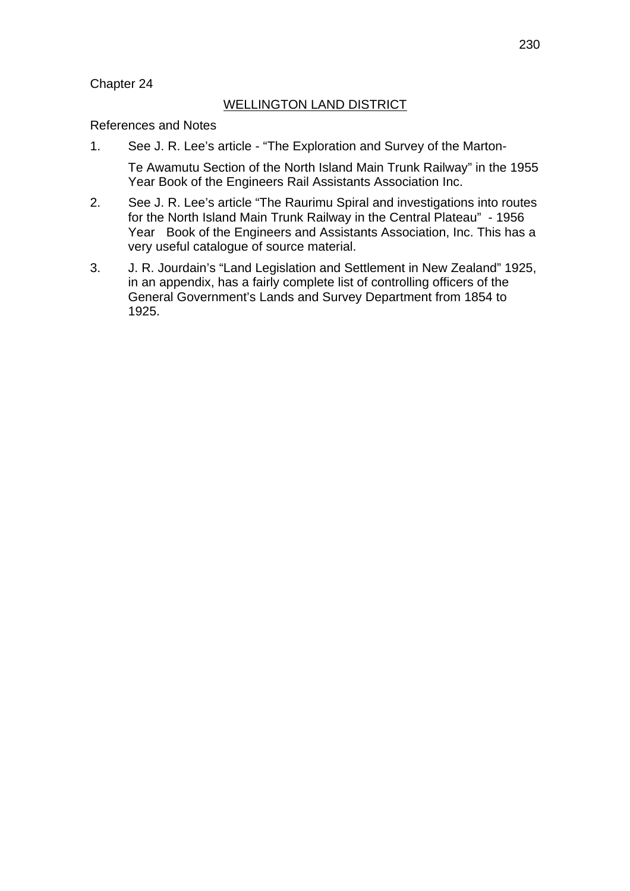Chapter 24

## WELLINGTON LAND DISTRICT

References and Notes

1. See J. R. Lee's article - "The Exploration and Survey of the Marton-

   Te Awamutu Section of the North Island Main Trunk Railway" in the 1955 Year Book of the Engineers Rail Assistants Association Inc.

2. See J. R. Lee's article "The Raurimu Spiral and investigations into routes for the North Island Main Trunk Railway in the Central Plateau" - 1956 Year Book of the Engineers and Assistants Association, Inc. This has a very useful catalogue of source material.

3. J. R. Jourdain's "Land Legislation and Settlement in New Zealand" 1925, in an appendix, has a fairly complete list of controlling officers of the General Government's Lands and Survey Department from 1854 to 1925.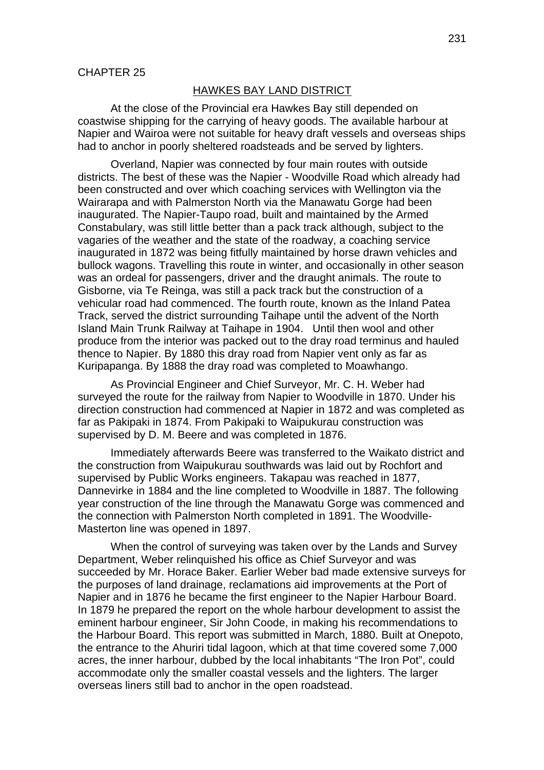CHAPTER 25

## HAWKES BAY LAND DISTRICT

At the close of the Provincial era Hawkes Bay still depended on coastwise shipping for the carrying of heavy goods. The available harbour at Napier and Wairoa were not suitable for heavy draft vessels and overseas ships had to anchor in poorly sheltered roadsteads and be served by lighters.

Overland, Napier was connected by four main routes with outside districts. The best of these was the Napier - Woodville Road which already had been constructed and over which coaching services with Wellington via the Wairarapa and with Palmerston North via the Manawatu Gorge had been inaugurated. The Napier-Taupo road, built and maintained by the Armed Constabulary, was still little better than a pack track although, subject to the vagaries of the weather and the state of the roadway, a coaching service inaugurated in 1872 was being fitfully maintained by horse drawn vehicles and bullock wagons. Travelling this route in winter, and occasionally in other season was an ordeal for passengers, driver and the draught animals. The route to Gisborne, via Te Reinga, was still a pack track but the construction of a vehicular road had commenced. The fourth route, known as the Inland Patea Track, served the district surrounding Taihape until the advent of the North Island Main Trunk Railway at Taihape in 1904. Until then wool and other produce from the interior was packed out to the dray road terminus and hauled thence to Napier. By 1880 this dray road from Napier vent only as far as Kuripapanga. By 1888 the dray road was completed to Moawhango.

As Provincial Engineer and Chief Surveyor, Mr. C. H. Weber had surveyed the route for the railway from Napier to Woodville in 1870. Under his direction construction had commenced at Napier in 1872 and was completed as far as Pakipaki in 1874. From Pakipaki to Waipukurau construction was supervised by D. M. Beere and was completed in 1876.

Immediately afterwards Beere was transferred to the Waikato district and the construction from Waipukurau southwards was laid out by Rochfort and supervised by Public Works engineers. Takapau was reached in 1877, Dannevirke in 1884 and the line completed to Woodville in 1887. The following year construction of the line through the Manawatu Gorge was commenced and the connection with Palmerston North completed in 1891. The Woodville-Masterton line was opened in 1897.

When the control of surveying was taken over by the Lands and Survey Department, Weber relinquished his office as Chief Surveyor and was succeeded by Mr. Horace Baker. Earlier Weber bad made extensive surveys for the purposes of land drainage, reclamations aid improvements at the Port of Napier and in 1876 he became the first engineer to the Napier Harbour Board. In 1879 he prepared the report on the whole harbour development to assist the eminent harbour engineer, Sir John Coode, in making his recommendations to the Harbour Board. This report was submitted in March, 1880. Built at Onepoto, the entrance to the Ahuriri tidal lagoon, which at that time covered some 7,000 acres, the inner harbour, dubbed by the local inhabitants "The Iron Pot", could accommodate only the smaller coastal vessels and the lighters. The larger overseas liners still bad to anchor in the open roadstead.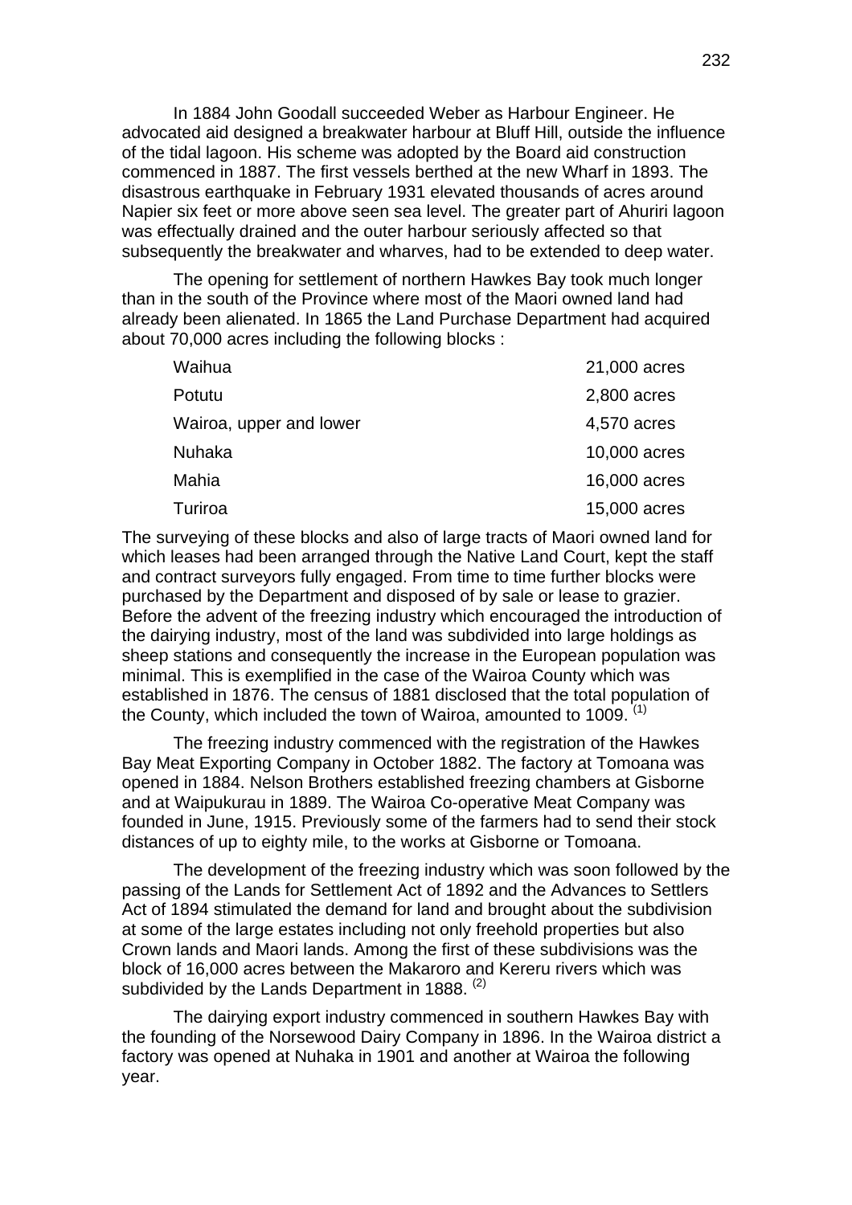In 1884 John Goodall succeeded Weber as Harbour Engineer. He advocated aid designed a breakwater harbour at Bluff Hill, outside the influence of the tidal lagoon. His scheme was adopted by the Board aid construction commenced in 1887. The first vessels berthed at the new Wharf in 1893. The disastrous earthquake in February 1931 elevated thousands of acres around Napier six feet or more above seen sea level. The greater part of Ahuriri lagoon was effectually drained and the outer harbour seriously affected so that subsequently the breakwater and wharves, had to be extended to deep water.

The opening for settlement of northern Hawkes Bay took much longer than in the south of the Province where most of the Maori owned land had already been alienated. In 1865 the Land Purchase Department had acquired about 70,000 acres including the following blocks :

| | |
|---|---|
| Waihua | 21,000 acres |
| Potutu | 2,800 acres |
| Wairoa, upper and lower | 4,570 acres |
| Nuhaka | 10,000 acres |
| Mahia | 16,000 acres |
| Turiroa | 15,000 acres |

The surveying of these blocks and also of large tracts of Maori owned land for which leases had been arranged through the Native Land Court, kept the staff and contract surveyors fully engaged. From time to time further blocks were purchased by the Department and disposed of by sale or lease to grazier. Before the advent of the freezing industry which encouraged the introduction of the dairying industry, most of the land was subdivided into large holdings as sheep stations and consequently the increase in the European population was minimal. This is exemplified in the case of the Wairoa County which was established in 1876. The census of 1881 disclosed that the total population of the County, which included the town of Wairoa, amounted to 1009. (1)

The freezing industry commenced with the registration of the Hawkes Bay Meat Exporting Company in October 1882. The factory at Tomoana was opened in 1884. Nelson Brothers established freezing chambers at Gisborne and at Waipukurau in 1889. The Wairoa Co-operative Meat Company was founded in June, 1915. Previously some of the farmers had to send their stock distances of up to eighty mile, to the works at Gisborne or Tomoana.

The development of the freezing industry which was soon followed by the passing of the Lands for Settlement Act of 1892 and the Advances to Settlers Act of 1894 stimulated the demand for land and brought about the subdivision at some of the large estates including not only freehold properties but also Crown lands and Maori lands. Among the first of these subdivisions was the block of 16,000 acres between the Makaroro and Kereru rivers which was subdivided by the Lands Department in 1888. (2)

The dairying export industry commenced in southern Hawkes Bay with the founding of the Norsewood Dairy Company in 1896. In the Wairoa district a factory was opened at Nuhaka in 1901 and another at Wairoa the following year.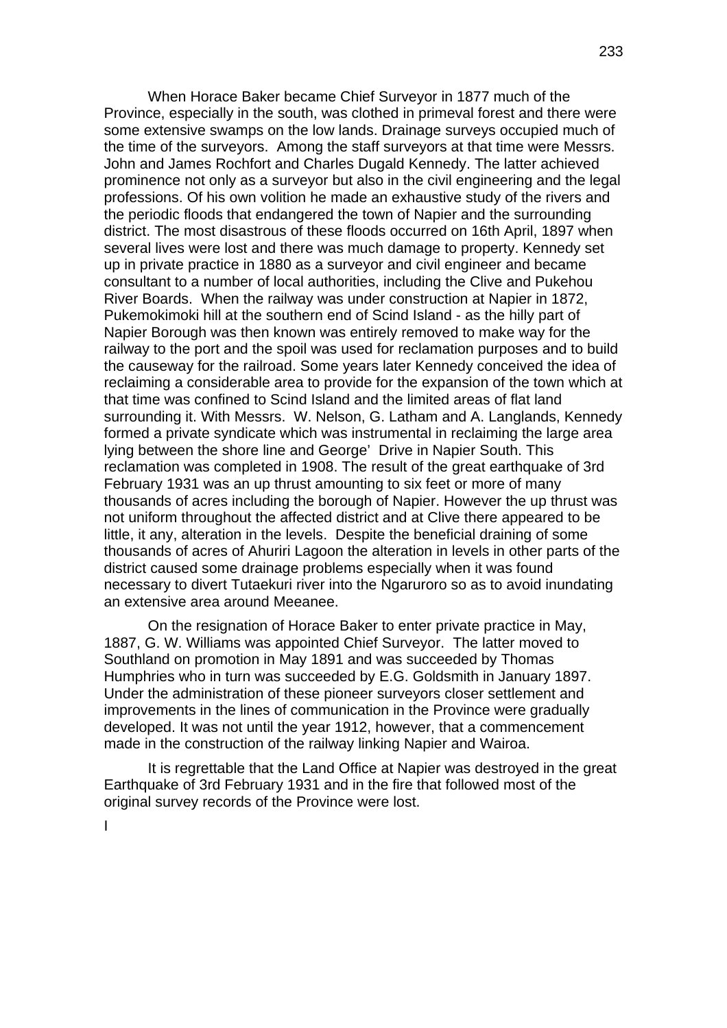When Horace Baker became Chief Surveyor in 1877 much of the Province, especially in the south, was clothed in primeval forest and there were some extensive swamps on the low lands. Drainage surveys occupied much of the time of the surveyors. Among the staff surveyors at that time were Messrs. John and James Rochfort and Charles Dugald Kennedy. The latter achieved prominence not only as a surveyor but also in the civil engineering and the legal professions. Of his own volition he made an exhaustive study of the rivers and the periodic floods that endangered the town of Napier and the surrounding district. The most disastrous of these floods occurred on 16th April, 1897 when several lives were lost and there was much damage to property. Kennedy set up in private practice in 1880 as a surveyor and civil engineer and became consultant to a number of local authorities, including the Clive and Pukehou River Boards. When the railway was under construction at Napier in 1872, Pukemokimoki hill at the southern end of Scind Island - as the hilly part of Napier Borough was then known was entirely removed to make way for the railway to the port and the spoil was used for reclamation purposes and to build the causeway for the railroad. Some years later Kennedy conceived the idea of reclaiming a considerable area to provide for the expansion of the town which at that time was confined to Scind Island and the limited areas of flat land surrounding it. With Messrs. W. Nelson, G. Latham and A. Langlands, Kennedy formed a private syndicate which was instrumental in reclaiming the large area lying between the shore line and George' Drive in Napier South. This reclamation was completed in 1908. The result of the great earthquake of 3rd February 1931 was an up thrust amounting to six feet or more of many thousands of acres including the borough of Napier. However the up thrust was not uniform throughout the affected district and at Clive there appeared to be little, it any, alteration in the levels. Despite the beneficial draining of some thousands of acres of Ahuriri Lagoon the alteration in levels in other parts of the district caused some drainage problems especially when it was found necessary to divert Tutaekuri river into the Ngaruroro so as to avoid inundating an extensive area around Meeanee.

On the resignation of Horace Baker to enter private practice in May, 1887, G. W. Williams was appointed Chief Surveyor. The latter moved to Southland on promotion in May 1891 and was succeeded by Thomas Humphries who in turn was succeeded by E.G. Goldsmith in January 1897. Under the administration of these pioneer surveyors closer settlement and improvements in the lines of communication in the Province were gradually developed. It was not until the year 1912, however, that a commencement made in the construction of the railway linking Napier and Wairoa.

It is regrettable that the Land Office at Napier was destroyed in the great Earthquake of 3rd February 1931 and in the fire that followed most of the original survey records of the Province were lost.

I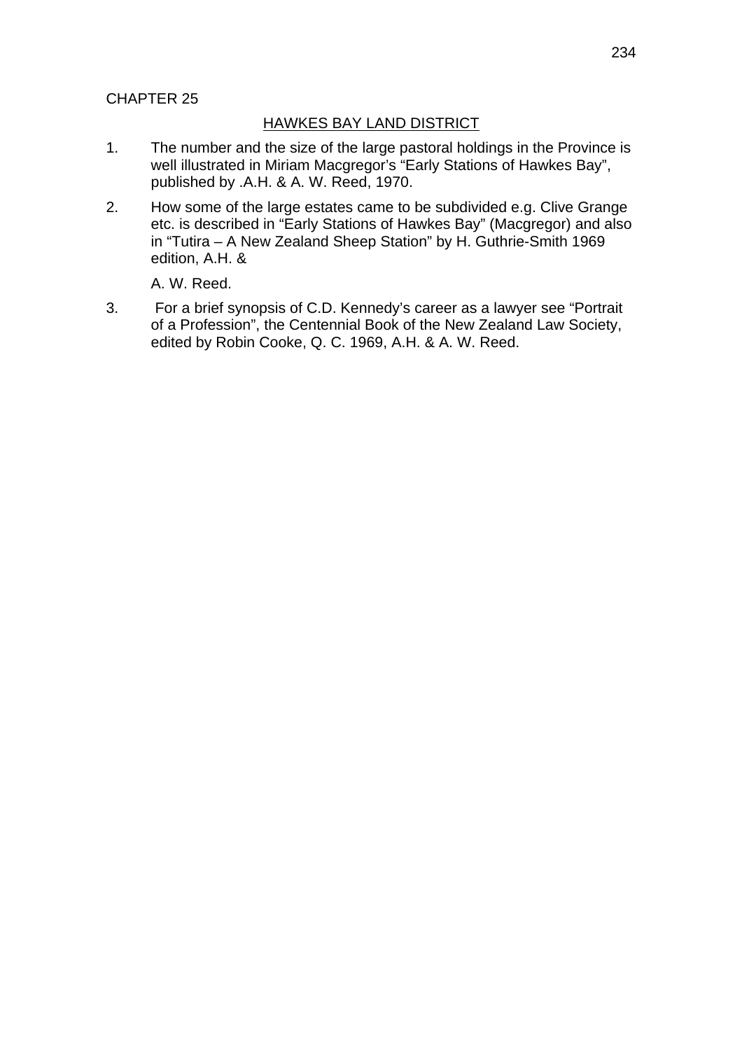CHAPTER 25

## HAWKES BAY LAND DISTRICT

1. The number and the size of the large pastoral holdings in the Province is well illustrated in Miriam Macgregor's "Early Stations of Hawkes Bay", published by .A.H. & A. W. Reed, 1970.

2. How some of the large estates came to be subdivided e.g. Clive Grange etc. is described in "Early Stations of Hawkes Bay" (Macgregor) and also in "Tutira – A New Zealand Sheep Station" by H. Guthrie-Smith 1969 edition, A.H. &

   A. W. Reed.

3. For a brief synopsis of C.D. Kennedy's career as a lawyer see "Portrait of a Profession", the Centennial Book of the New Zealand Law Society, edited by Robin Cooke, Q. C. 1969, A.H. & A. W. Reed.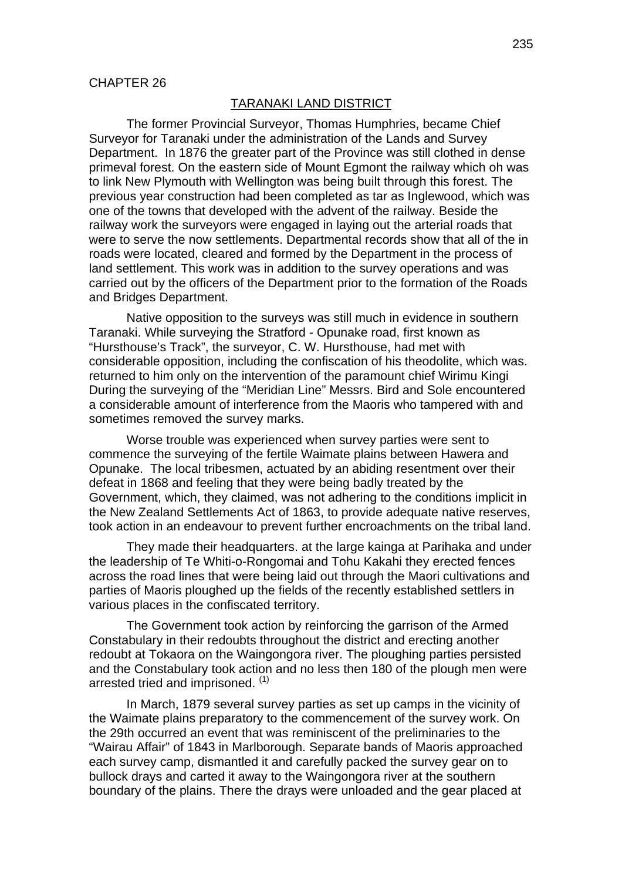CHAPTER 26

## TARANAKI LAND DISTRICT

The former Provincial Surveyor, Thomas Humphries, became Chief Surveyor for Taranaki under the administration of the Lands and Survey Department. In 1876 the greater part of the Province was still clothed in dense primeval forest. On the eastern side of Mount Egmont the railway which oh was to link New Plymouth with Wellington was being built through this forest. The previous year construction had been completed as tar as Inglewood, which was one of the towns that developed with the advent of the railway. Beside the railway work the surveyors were engaged in laying out the arterial roads that were to serve the now settlements. Departmental records show that all of the in roads were located, cleared and formed by the Department in the process of land settlement. This work was in addition to the survey operations and was carried out by the officers of the Department prior to the formation of the Roads and Bridges Department.

Native opposition to the surveys was still much in evidence in southern Taranaki. While surveying the Stratford - Opunake road, first known as "Hursthouse's Track", the surveyor, C. W. Hursthouse, had met with considerable opposition, including the confiscation of his theodolite, which was. returned to him only on the intervention of the paramount chief Wirimu Kingi During the surveying of the "Meridian Line" Messrs. Bird and Sole encountered a considerable amount of interference from the Maoris who tampered with and sometimes removed the survey marks.

Worse trouble was experienced when survey parties were sent to commence the surveying of the fertile Waimate plains between Hawera and Opunake. The local tribesmen, actuated by an abiding resentment over their defeat in 1868 and feeling that they were being badly treated by the Government, which, they claimed, was not adhering to the conditions implicit in the New Zealand Settlements Act of 1863, to provide adequate native reserves, took action in an endeavour to prevent further encroachments on the tribal land.

They made their headquarters. at the large kainga at Parihaka and under the leadership of Te Whiti-o-Rongomai and Tohu Kakahi they erected fences across the road lines that were being laid out through the Maori cultivations and parties of Maoris ploughed up the fields of the recently established settlers in various places in the confiscated territory.

The Government took action by reinforcing the garrison of the Armed Constabulary in their redoubts throughout the district and erecting another redoubt at Tokaora on the Waingongora river. The ploughing parties persisted and the Constabulary took action and no less then 180 of the plough men were arrested tried and imprisoned. (1)

In March, 1879 several survey parties as set up camps in the vicinity of the Waimate plains preparatory to the commencement of the survey work. On the 29th occurred an event that was reminiscent of the preliminaries to the "Wairau Affair" of 1843 in Marlborough. Separate bands of Maoris approached each survey camp, dismantled it and carefully packed the survey gear on to bullock drays and carted it away to the Waingongora river at the southern boundary of the plains. There the drays were unloaded and the gear placed at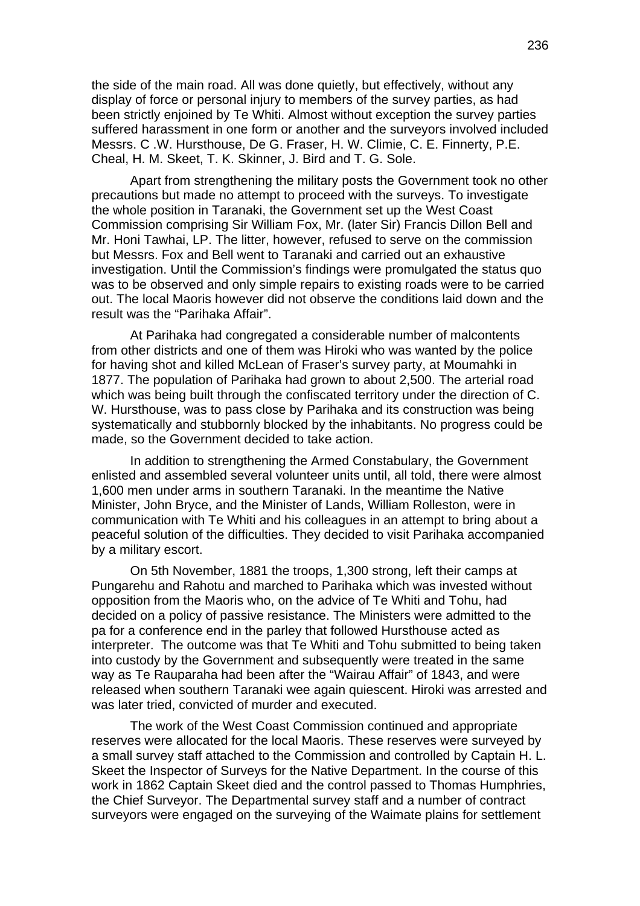the side of the main road. All was done quietly, but effectively, without any display of force or personal injury to members of the survey parties, as had been strictly enjoined by Te Whiti. Almost without exception the survey parties suffered harassment in one form or another and the surveyors involved included Messrs. C .W. Hursthouse, De G. Fraser, H. W. Climie, C. E. Finnerty, P.E. Cheal, H. M. Skeet, T. K. Skinner, J. Bird and T. G. Sole.

Apart from strengthening the military posts the Government took no other precautions but made no attempt to proceed with the surveys. To investigate the whole position in Taranaki, the Government set up the West Coast Commission comprising Sir William Fox, Mr. (later Sir) Francis Dillon Bell and Mr. Honi Tawhai, LP. The litter, however, refused to serve on the commission but Messrs. Fox and Bell went to Taranaki and carried out an exhaustive investigation. Until the Commission's findings were promulgated the status quo was to be observed and only simple repairs to existing roads were to be carried out. The local Maoris however did not observe the conditions laid down and the result was the "Parihaka Affair".

At Parihaka had congregated a considerable number of malcontents from other districts and one of them was Hiroki who was wanted by the police for having shot and killed McLean of Fraser's survey party, at Moumahki in 1877. The population of Parihaka had grown to about 2,500. The arterial road which was being built through the confiscated territory under the direction of C. W. Hursthouse, was to pass close by Parihaka and its construction was being systematically and stubbornly blocked by the inhabitants. No progress could be made, so the Government decided to take action.

In addition to strengthening the Armed Constabulary, the Government enlisted and assembled several volunteer units until, all told, there were almost 1,600 men under arms in southern Taranaki. In the meantime the Native Minister, John Bryce, and the Minister of Lands, William Rolleston, were in communication with Te Whiti and his colleagues in an attempt to bring about a peaceful solution of the difficulties. They decided to visit Parihaka accompanied by a military escort.

On 5th November, 1881 the troops, 1,300 strong, left their camps at Pungarehu and Rahotu and marched to Parihaka which was invested without opposition from the Maoris who, on the advice of Te Whiti and Tohu, had decided on a policy of passive resistance. The Ministers were admitted to the pa for a conference end in the parley that followed Hursthouse acted as interpreter. The outcome was that Te Whiti and Tohu submitted to being taken into custody by the Government and subsequently were treated in the same way as Te Rauparaha had been after the "Wairau Affair" of 1843, and were released when southern Taranaki wee again quiescent. Hiroki was arrested and was later tried, convicted of murder and executed.

The work of the West Coast Commission continued and appropriate reserves were allocated for the local Maoris. These reserves were surveyed by a small survey staff attached to the Commission and controlled by Captain H. L. Skeet the Inspector of Surveys for the Native Department. In the course of this work in 1862 Captain Skeet died and the control passed to Thomas Humphries, the Chief Surveyor. The Departmental survey staff and a number of contract surveyors were engaged on the surveying of the Waimate plains for settlement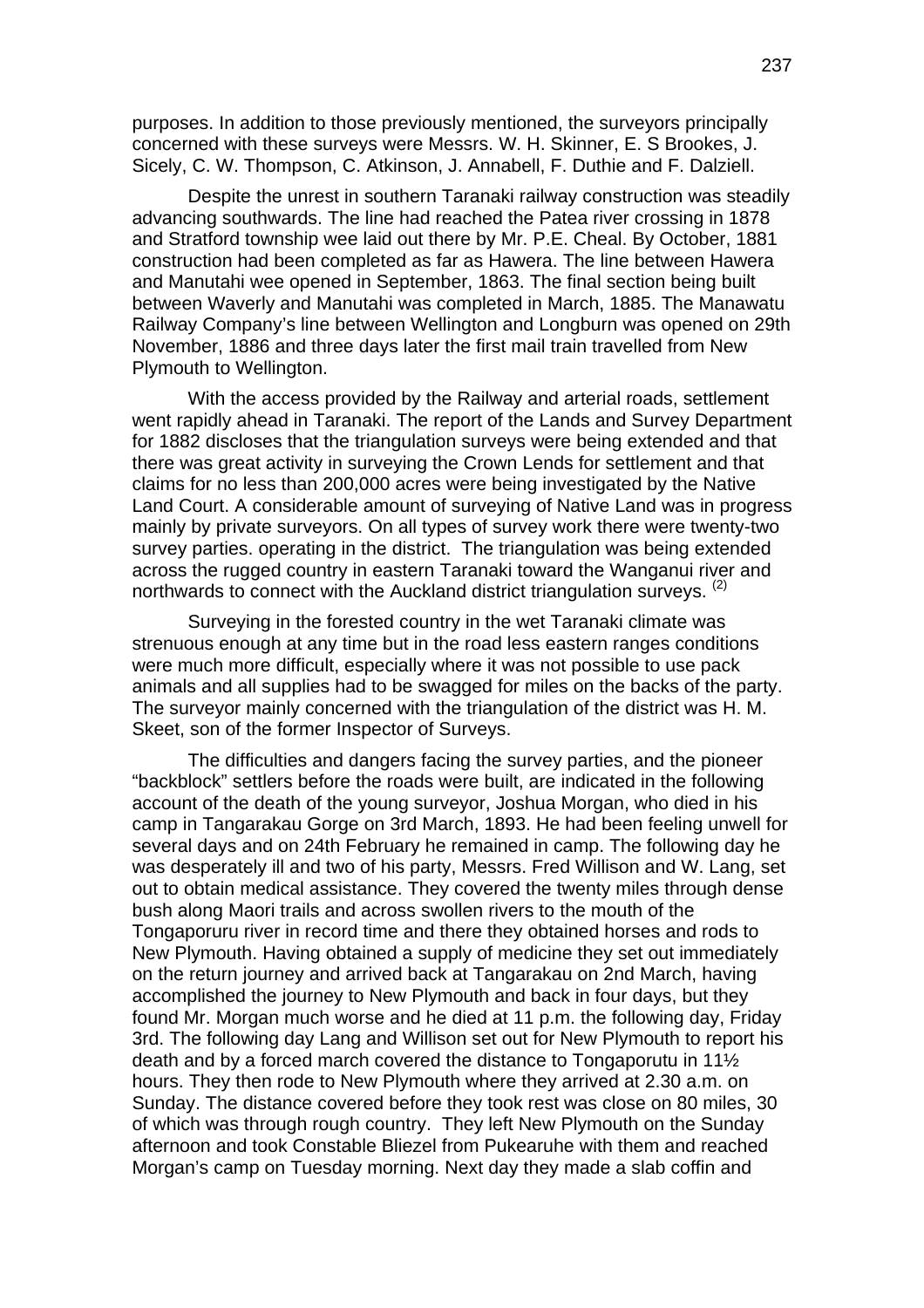purposes. In addition to those previously mentioned, the surveyors principally concerned with these surveys were Messrs. W. H. Skinner, E. S Brookes, J. Sicely, C. W. Thompson, C. Atkinson, J. Annabell, F. Duthie and F. Dalziell.

Despite the unrest in southern Taranaki railway construction was steadily advancing southwards. The line had reached the Patea river crossing in 1878 and Stratford township wee laid out there by Mr. P.E. Cheal. By October, 1881 construction had been completed as far as Hawera. The line between Hawera and Manutahi wee opened in September, 1863. The final section being built between Waverly and Manutahi was completed in March, 1885. The Manawatu Railway Company's line between Wellington and Longburn was opened on 29th November, 1886 and three days later the first mail train travelled from New Plymouth to Wellington.

With the access provided by the Railway and arterial roads, settlement went rapidly ahead in Taranaki. The report of the Lands and Survey Department for 1882 discloses that the triangulation surveys were being extended and that there was great activity in surveying the Crown Lends for settlement and that claims for no less than 200,000 acres were being investigated by the Native Land Court. A considerable amount of surveying of Native Land was in progress mainly by private surveyors. On all types of survey work there were twenty-two survey parties. operating in the district. The triangulation was being extended across the rugged country in eastern Taranaki toward the Wanganui river and northwards to connect with the Auckland district triangulation surveys. (2)

Surveying in the forested country in the wet Taranaki climate was strenuous enough at any time but in the road less eastern ranges conditions were much more difficult, especially where it was not possible to use pack animals and all supplies had to be swagged for miles on the backs of the party. The surveyor mainly concerned with the triangulation of the district was H. M. Skeet, son of the former Inspector of Surveys.

The difficulties and dangers facing the survey parties, and the pioneer "backblock" settlers before the roads were built, are indicated in the following account of the death of the young surveyor, Joshua Morgan, who died in his camp in Tangarakau Gorge on 3rd March, 1893. He had been feeling unwell for several days and on 24th February he remained in camp. The following day he was desperately ill and two of his party, Messrs. Fred Willison and W. Lang, set out to obtain medical assistance. They covered the twenty miles through dense bush along Maori trails and across swollen rivers to the mouth of the Tongaporuru river in record time and there they obtained horses and rods to New Plymouth. Having obtained a supply of medicine they set out immediately on the return journey and arrived back at Tangarakau on 2nd March, having accomplished the journey to New Plymouth and back in four days, but they found Mr. Morgan much worse and he died at 11 p.m. the following day, Friday 3rd. The following day Lang and Willison set out for New Plymouth to report his death and by a forced march covered the distance to Tongaporutu in 11½ hours. They then rode to New Plymouth where they arrived at 2.30 a.m. on Sunday. The distance covered before they took rest was close on 80 miles, 30 of which was through rough country. They left New Plymouth on the Sunday afternoon and took Constable Bliezel from Pukearuhe with them and reached Morgan's camp on Tuesday morning. Next day they made a slab coffin and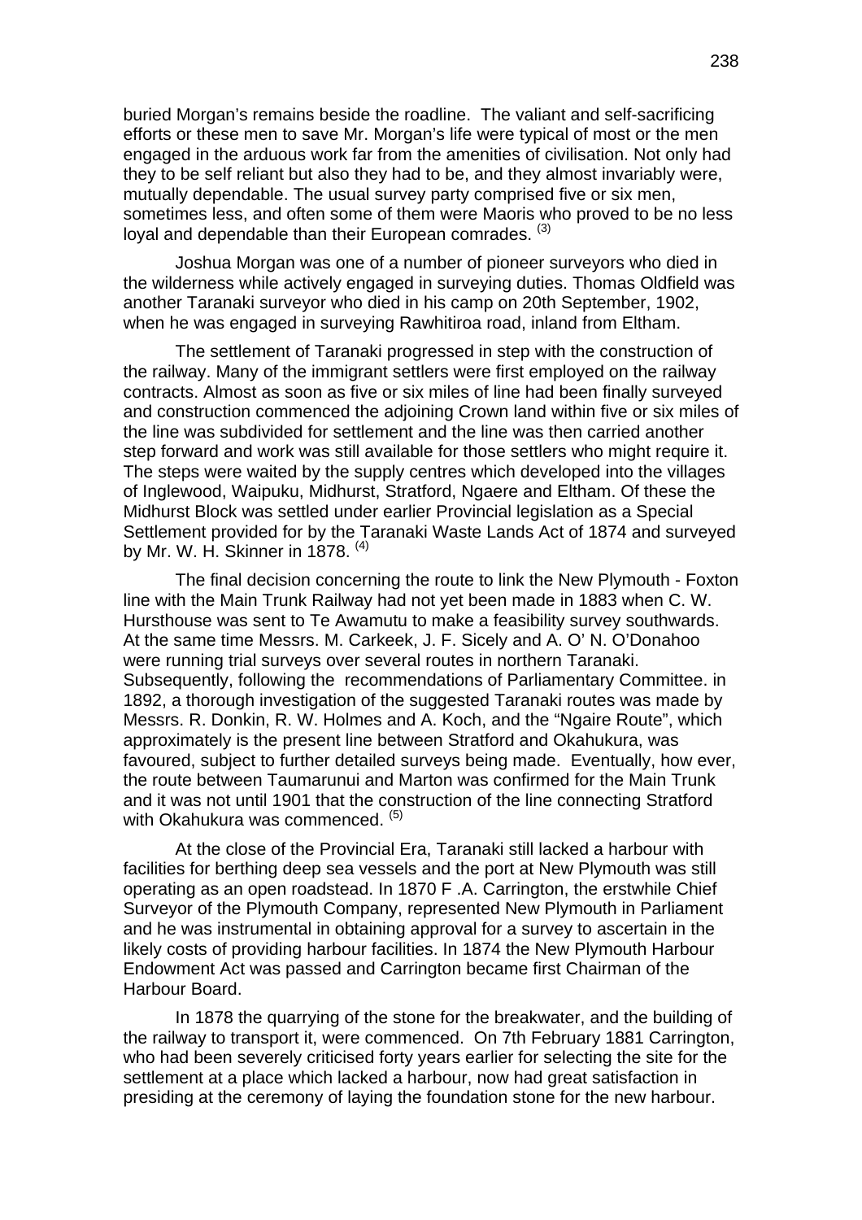buried Morgan's remains beside the roadline. The valiant and self-sacrificing efforts or these men to save Mr. Morgan's life were typical of most or the men engaged in the arduous work far from the amenities of civilisation. Not only had they to be self reliant but also they had to be, and they almost invariably were, mutually dependable. The usual survey party comprised five or six men, sometimes less, and often some of them were Maoris who proved to be no less loyal and dependable than their European comrades. [(3)]

Joshua Morgan was one of a number of pioneer surveyors who died in the wilderness while actively engaged in surveying duties. Thomas Oldfield was another Taranaki surveyor who died in his camp on 20th September, 1902, when he was engaged in surveying Rawhitiroa road, inland from Eltham.

The settlement of Taranaki progressed in step with the construction of the railway. Many of the immigrant settlers were first employed on the railway contracts. Almost as soon as five or six miles of line had been finally surveyed and construction commenced the adjoining Crown land within five or six miles of the line was subdivided for settlement and the line was then carried another step forward and work was still available for those settlers who might require it. The steps were waited by the supply centres which developed into the villages of Inglewood, Waipuku, Midhurst, Stratford, Ngaere and Eltham. Of these the Midhurst Block was settled under earlier Provincial legislation as a Special Settlement provided for by the Taranaki Waste Lands Act of 1874 and surveyed by Mr. W. H. Skinner in 1878. [(4)]

The final decision concerning the route to link the New Plymouth - Foxton line with the Main Trunk Railway had not yet been made in 1883 when C. W. Hursthouse was sent to Te Awamutu to make a feasibility survey southwards. At the same time Messrs. M. Carkeek, J. F. Sicely and A. O' N. O'Donahoo were running trial surveys over several routes in northern Taranaki. Subsequently, following the recommendations of Parliamentary Committee. in 1892, a thorough investigation of the suggested Taranaki routes was made by Messrs. R. Donkin, R. W. Holmes and A. Koch, and the "Ngaire Route", which approximately is the present line between Stratford and Okahukura, was favoured, subject to further detailed surveys being made. Eventually, how ever, the route between Taumarunui and Marton was confirmed for the Main Trunk and it was not until 1901 that the construction of the line connecting Stratford with Okahukura was commenced. [(5)]

At the close of the Provincial Era, Taranaki still lacked a harbour with facilities for berthing deep sea vessels and the port at New Plymouth was still operating as an open roadstead. In 1870 F .A. Carrington, the erstwhile Chief Surveyor of the Plymouth Company, represented New Plymouth in Parliament and he was instrumental in obtaining approval for a survey to ascertain in the likely costs of providing harbour facilities. In 1874 the New Plymouth Harbour Endowment Act was passed and Carrington became first Chairman of the Harbour Board.

In 1878 the quarrying of the stone for the breakwater, and the building of the railway to transport it, were commenced. On 7th February 1881 Carrington, who had been severely criticised forty years earlier for selecting the site for the settlement at a place which lacked a harbour, now had great satisfaction in presiding at the ceremony of laying the foundation stone for the new harbour.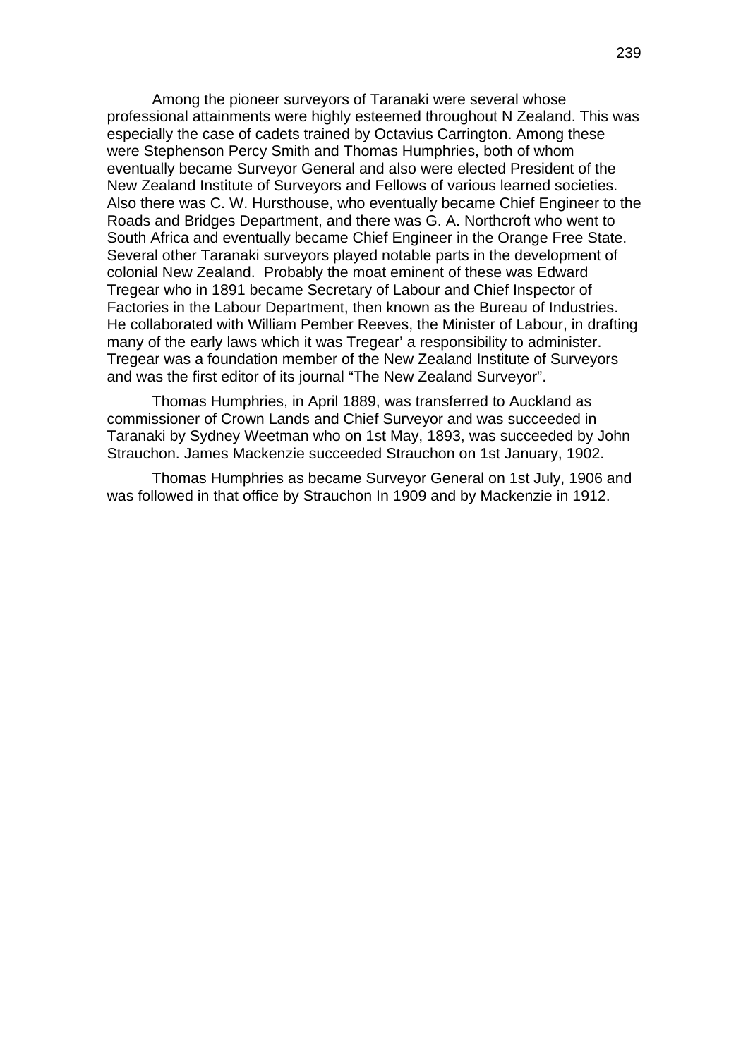Among the pioneer surveyors of Taranaki were several whose professional attainments were highly esteemed throughout N Zealand. This was especially the case of cadets trained by Octavius Carrington. Among these were Stephenson Percy Smith and Thomas Humphries, both of whom eventually became Surveyor General and also were elected President of the New Zealand Institute of Surveyors and Fellows of various learned societies. Also there was C. W. Hursthouse, who eventually became Chief Engineer to the Roads and Bridges Department, and there was G. A. Northcroft who went to South Africa and eventually became Chief Engineer in the Orange Free State. Several other Taranaki surveyors played notable parts in the development of colonial New Zealand. Probably the moat eminent of these was Edward Tregear who in 1891 became Secretary of Labour and Chief Inspector of Factories in the Labour Department, then known as the Bureau of Industries. He collaborated with William Pember Reeves, the Minister of Labour, in drafting many of the early laws which it was Tregear' a responsibility to administer. Tregear was a foundation member of the New Zealand Institute of Surveyors and was the first editor of its journal "The New Zealand Surveyor".

Thomas Humphries, in April 1889, was transferred to Auckland as commissioner of Crown Lands and Chief Surveyor and was succeeded in Taranaki by Sydney Weetman who on 1st May, 1893, was succeeded by John Strauchon. James Mackenzie succeeded Strauchon on 1st January, 1902.

Thomas Humphries as became Surveyor General on 1st July, 1906 and was followed in that office by Strauchon In 1909 and by Mackenzie in 1912.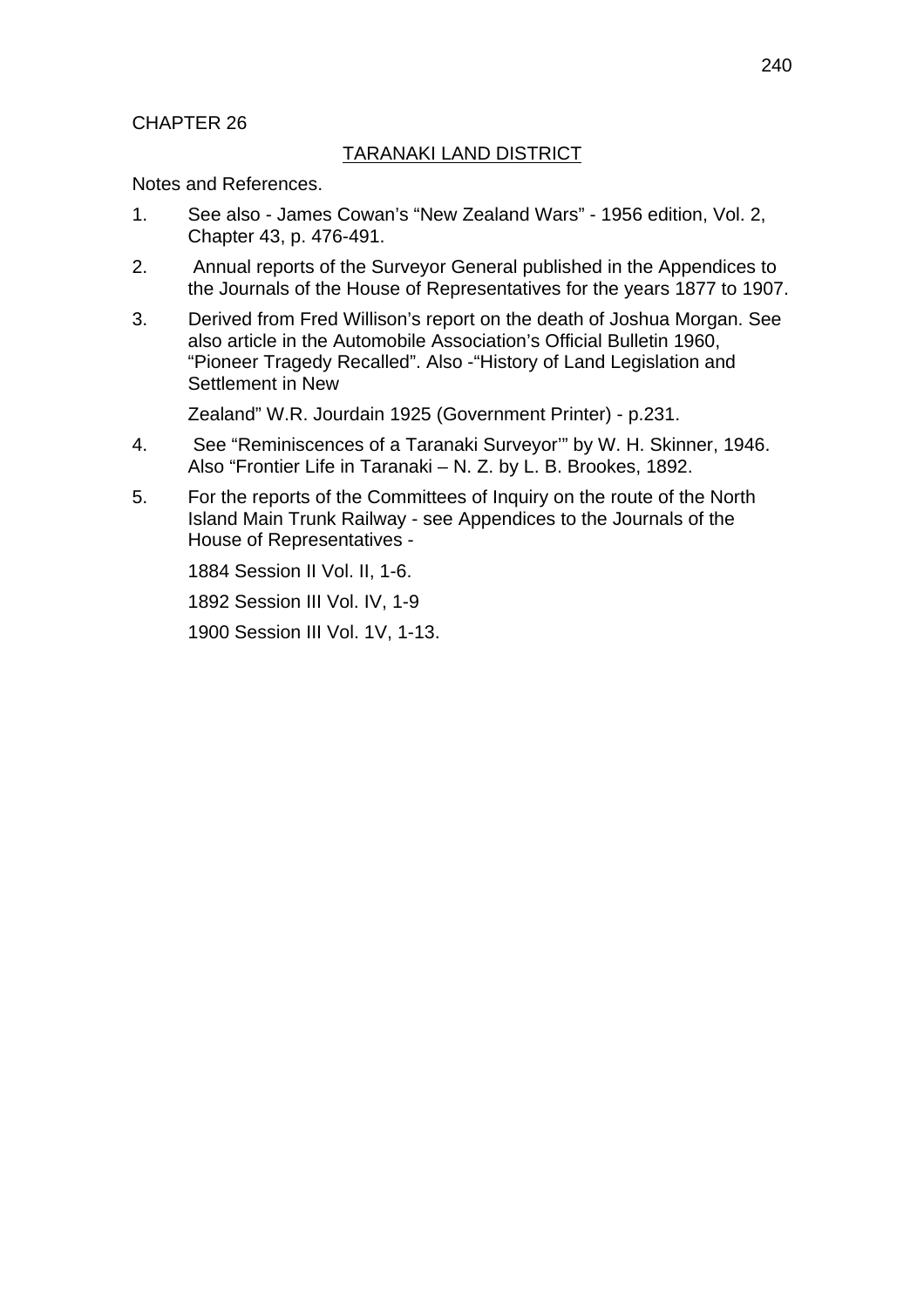CHAPTER 26

## TARANAKI LAND DISTRICT

Notes and References.

1. See also - James Cowan's "New Zealand Wars" - 1956 edition, Vol. 2, Chapter 43, p. 476-491.

2. Annual reports of the Surveyor General published in the Appendices to the Journals of the House of Representatives for the years 1877 to 1907.

3. Derived from Fred Willison's report on the death of Joshua Morgan. See also article in the Automobile Association's Official Bulletin 1960, "Pioneer Tragedy Recalled". Also -"History of Land Legislation and Settlement in New

   Zealand" W.R. Jourdain 1925 (Government Printer) - p.231.

4. See "Reminiscences of a Taranaki Surveyor'" by W. H. Skinner, 1946. Also "Frontier Life in Taranaki – N. Z. by L. B. Brookes, 1892.

5. For the reports of the Committees of Inquiry on the route of the North Island Main Trunk Railway - see Appendices to the Journals of the House of Representatives -

   1884 Session II Vol. II, 1-6.

   1892 Session III Vol. IV, 1-9

   1900 Session III Vol. 1V, 1-13.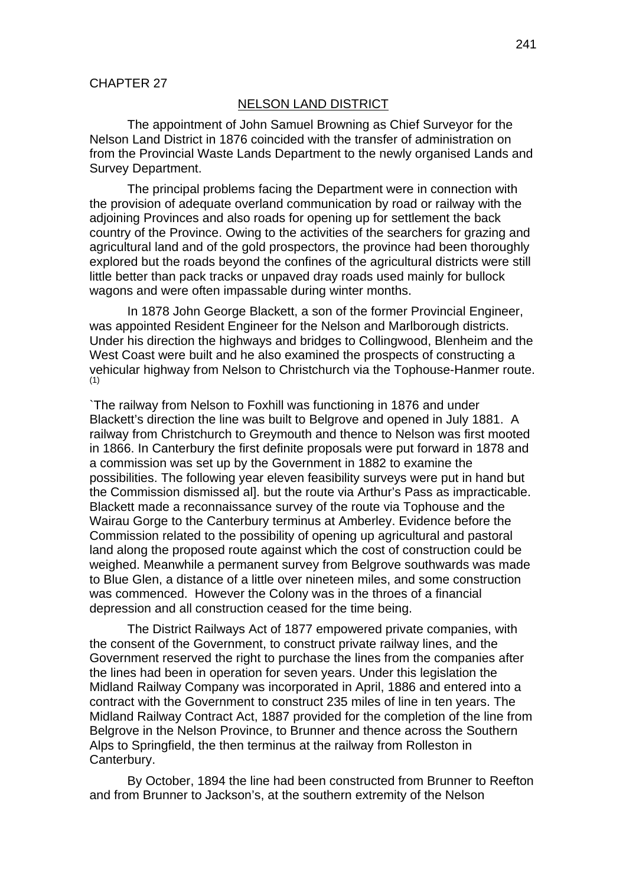CHAPTER 27

## NELSON LAND DISTRICT

The appointment of John Samuel Browning as Chief Surveyor for the Nelson Land District in 1876 coincided with the transfer of administration on from the Provincial Waste Lands Department to the newly organised Lands and Survey Department.

The principal problems facing the Department were in connection with the provision of adequate overland communication by road or railway with the adjoining Provinces and also roads for opening up for settlement the back country of the Province. Owing to the activities of the searchers for grazing and agricultural land and of the gold prospectors, the province had been thoroughly explored but the roads beyond the confines of the agricultural districts were still little better than pack tracks or unpaved dray roads used mainly for bullock wagons and were often impassable during winter months.

In 1878 John George Blackett, a son of the former Provincial Engineer, was appointed Resident Engineer for the Nelson and Marlborough districts. Under his direction the highways and bridges to Collingwood, Blenheim and the West Coast were built and he also examined the prospects of constructing a vehicular highway from Nelson to Christchurch via the Tophouse-Hanmer route. (1)

`The railway from Nelson to Foxhill was functioning in 1876 and under Blackett's direction the line was built to Belgrove and opened in July 1881. A railway from Christchurch to Greymouth and thence to Nelson was first mooted in 1866. In Canterbury the first definite proposals were put forward in 1878 and a commission was set up by the Government in 1882 to examine the possibilities. The following year eleven feasibility surveys were put in hand but the Commission dismissed al]. but the route via Arthur's Pass as impracticable. Blackett made a reconnaissance survey of the route via Tophouse and the Wairau Gorge to the Canterbury terminus at Amberley. Evidence before the Commission related to the possibility of opening up agricultural and pastoral land along the proposed route against which the cost of construction could be weighed. Meanwhile a permanent survey from Belgrove southwards was made to Blue Glen, a distance of a little over nineteen miles, and some construction was commenced. However the Colony was in the throes of a financial depression and all construction ceased for the time being.

The District Railways Act of 1877 empowered private companies, with the consent of the Government, to construct private railway lines, and the Government reserved the right to purchase the lines from the companies after the lines had been in operation for seven years. Under this legislation the Midland Railway Company was incorporated in April, 1886 and entered into a contract with the Government to construct 235 miles of line in ten years. The Midland Railway Contract Act, 1887 provided for the completion of the line from Belgrove in the Nelson Province, to Brunner and thence across the Southern Alps to Springfield, the then terminus at the railway from Rolleston in Canterbury.

By October, 1894 the line had been constructed from Brunner to Reefton and from Brunner to Jackson's, at the southern extremity of the Nelson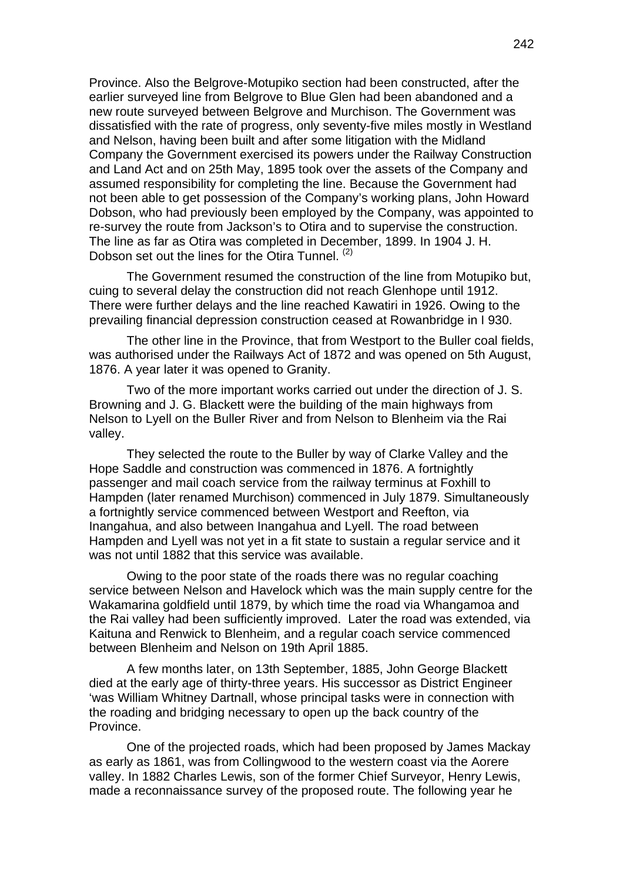Province. Also the Belgrove-Motupiko section had been constructed, after the earlier surveyed line from Belgrove to Blue Glen had been abandoned and a new route surveyed between Belgrove and Murchison. The Government was dissatisfied with the rate of progress, only seventy-five miles mostly in Westland and Nelson, having been built and after some litigation with the Midland Company the Government exercised its powers under the Railway Construction and Land Act and on 25th May, 1895 took over the assets of the Company and assumed responsibility for completing the line. Because the Government had not been able to get possession of the Company's working plans, John Howard Dobson, who had previously been employed by the Company, was appointed to re-survey the route from Jackson's to Otira and to supervise the construction. The line as far as Otira was completed in December, 1899. In 1904 J. H. Dobson set out the lines for the Otira Tunnel. [2]

The Government resumed the construction of the line from Motupiko but, cuing to several delay the construction did not reach Glenhope until 1912. There were further delays and the line reached Kawatiri in 1926. Owing to the prevailing financial depression construction ceased at Rowanbridge in I 930.

The other line in the Province, that from Westport to the Buller coal fields, was authorised under the Railways Act of 1872 and was opened on 5th August, 1876. A year later it was opened to Granity.

Two of the more important works carried out under the direction of J. S. Browning and J. G. Blackett were the building of the main highways from Nelson to Lyell on the Buller River and from Nelson to Blenheim via the Rai valley.

They selected the route to the Buller by way of Clarke Valley and the Hope Saddle and construction was commenced in 1876. A fortnightly passenger and mail coach service from the railway terminus at Foxhill to Hampden (later renamed Murchison) commenced in July 1879. Simultaneously a fortnightly service commenced between Westport and Reefton, via Inangahua, and also between Inangahua and Lyell. The road between Hampden and Lyell was not yet in a fit state to sustain a regular service and it was not until 1882 that this service was available.

Owing to the poor state of the roads there was no regular coaching service between Nelson and Havelock which was the main supply centre for the Wakamarina goldfield until 1879, by which time the road via Whangamoa and the Rai valley had been sufficiently improved. Later the road was extended, via Kaituna and Renwick to Blenheim, and a regular coach service commenced between Blenheim and Nelson on 19th April 1885.

A few months later, on 13th September, 1885, John George Blackett died at the early age of thirty-three years. His successor as District Engineer 'was William Whitney Dartnall, whose principal tasks were in connection with the roading and bridging necessary to open up the back country of the Province.

One of the projected roads, which had been proposed by James Mackay as early as 1861, was from Collingwood to the western coast via the Aorere valley. In 1882 Charles Lewis, son of the former Chief Surveyor, Henry Lewis, made a reconnaissance survey of the proposed route. The following year he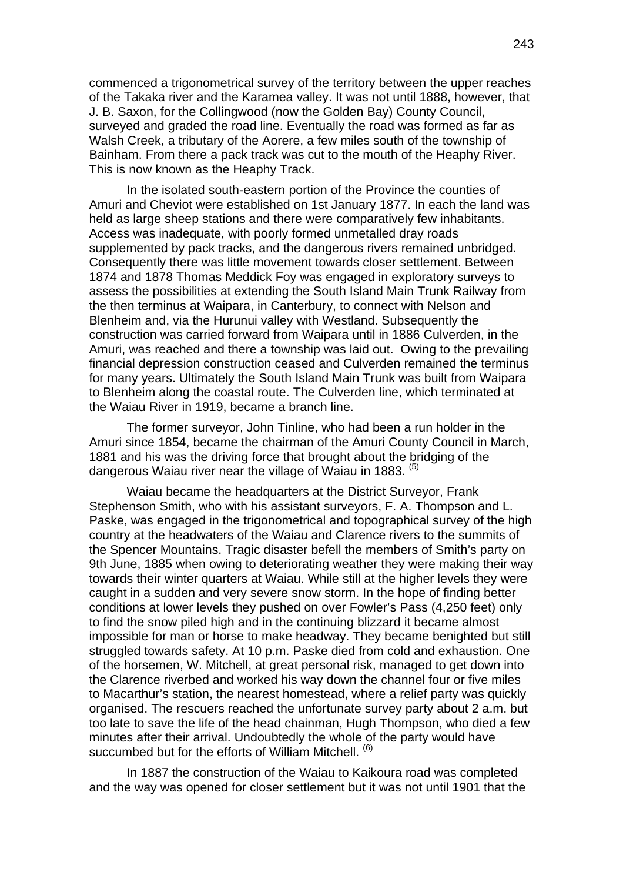commenced a trigonometrical survey of the territory between the upper reaches of the Takaka river and the Karamea valley. It was not until 1888, however, that J. B. Saxon, for the Collingwood (now the Golden Bay) County Council, surveyed and graded the road line. Eventually the road was formed as far as Walsh Creek, a tributary of the Aorere, a few miles south of the township of Bainham. From there a pack track was cut to the mouth of the Heaphy River. This is now known as the Heaphy Track.

In the isolated south-eastern portion of the Province the counties of Amuri and Cheviot were established on 1st January 1877. In each the land was held as large sheep stations and there were comparatively few inhabitants. Access was inadequate, with poorly formed unmetalled dray roads supplemented by pack tracks, and the dangerous rivers remained unbridged. Consequently there was little movement towards closer settlement. Between 1874 and 1878 Thomas Meddick Foy was engaged in exploratory surveys to assess the possibilities at extending the South Island Main Trunk Railway from the then terminus at Waipara, in Canterbury, to connect with Nelson and Blenheim and, via the Hurunui valley with Westland. Subsequently the construction was carried forward from Waipara until in 1886 Culverden, in the Amuri, was reached and there a township was laid out. Owing to the prevailing financial depression construction ceased and Culverden remained the terminus for many years. Ultimately the South Island Main Trunk was built from Waipara to Blenheim along the coastal route. The Culverden line, which terminated at the Waiau River in 1919, became a branch line.

The former surveyor, John Tinline, who had been a run holder in the Amuri since 1854, became the chairman of the Amuri County Council in March, 1881 and his was the driving force that brought about the bridging of the dangerous Waiau river near the village of Waiau in 1883. (5)

Waiau became the headquarters at the District Surveyor, Frank Stephenson Smith, who with his assistant surveyors, F. A. Thompson and L. Paske, was engaged in the trigonometrical and topographical survey of the high country at the headwaters of the Waiau and Clarence rivers to the summits of the Spencer Mountains. Tragic disaster befell the members of Smith's party on 9th June, 1885 when owing to deteriorating weather they were making their way towards their winter quarters at Waiau. While still at the higher levels they were caught in a sudden and very severe snow storm. In the hope of finding better conditions at lower levels they pushed on over Fowler's Pass (4,250 feet) only to find the snow piled high and in the continuing blizzard it became almost impossible for man or horse to make headway. They became benighted but still struggled towards safety. At 10 p.m. Paske died from cold and exhaustion. One of the horsemen, W. Mitchell, at great personal risk, managed to get down into the Clarence riverbed and worked his way down the channel four or five miles to Macarthur's station, the nearest homestead, where a relief party was quickly organised. The rescuers reached the unfortunate survey party about 2 a.m. but too late to save the life of the head chainman, Hugh Thompson, who died a few minutes after their arrival. Undoubtedly the whole of the party would have succumbed but for the efforts of William Mitchell. (6)

In 1887 the construction of the Waiau to Kaikoura road was completed and the way was opened for closer settlement but it was not until 1901 that the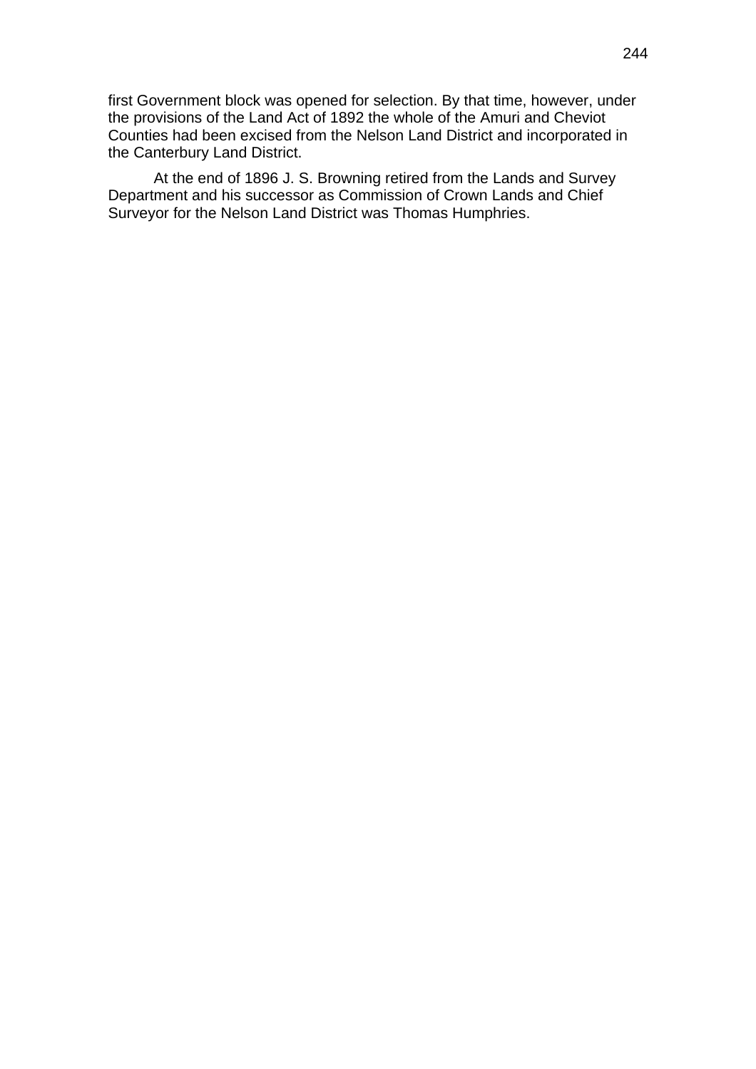first Government block was opened for selection. By that time, however, under the provisions of the Land Act of 1892 the whole of the Amuri and Cheviot Counties had been excised from the Nelson Land District and incorporated in the Canterbury Land District.

At the end of 1896 J. S. Browning retired from the Lands and Survey Department and his successor as Commission of Crown Lands and Chief Surveyor for the Nelson Land District was Thomas Humphries.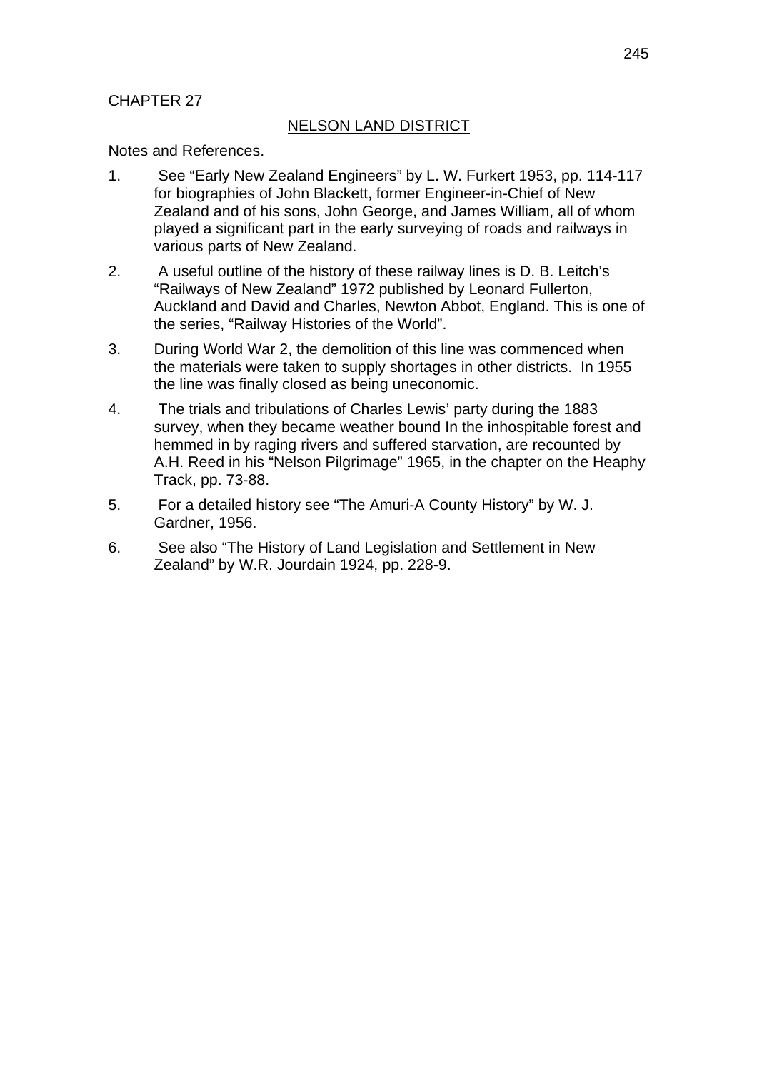CHAPTER 27

## NELSON LAND DISTRICT

Notes and References.

1. See "Early New Zealand Engineers" by L. W. Furkert 1953, pp. 114-117 for biographies of John Blackett, former Engineer-in-Chief of New Zealand and of his sons, John George, and James William, all of whom played a significant part in the early surveying of roads and railways in various parts of New Zealand.

2. A useful outline of the history of these railway lines is D. B. Leitch's "Railways of New Zealand" 1972 published by Leonard Fullerton, Auckland and David and Charles, Newton Abbot, England. This is one of the series, "Railway Histories of the World".

3. During World War 2, the demolition of this line was commenced when the materials were taken to supply shortages in other districts. In 1955 the line was finally closed as being uneconomic.

4. The trials and tribulations of Charles Lewis' party during the 1883 survey, when they became weather bound In the inhospitable forest and hemmed in by raging rivers and suffered starvation, are recounted by A.H. Reed in his "Nelson Pilgrimage" 1965, in the chapter on the Heaphy Track, pp. 73-88.

5. For a detailed history see "The Amuri-A County History" by W. J. Gardner, 1956.

6. See also "The History of Land Legislation and Settlement in New Zealand" by W.R. Jourdain 1924, pp. 228-9.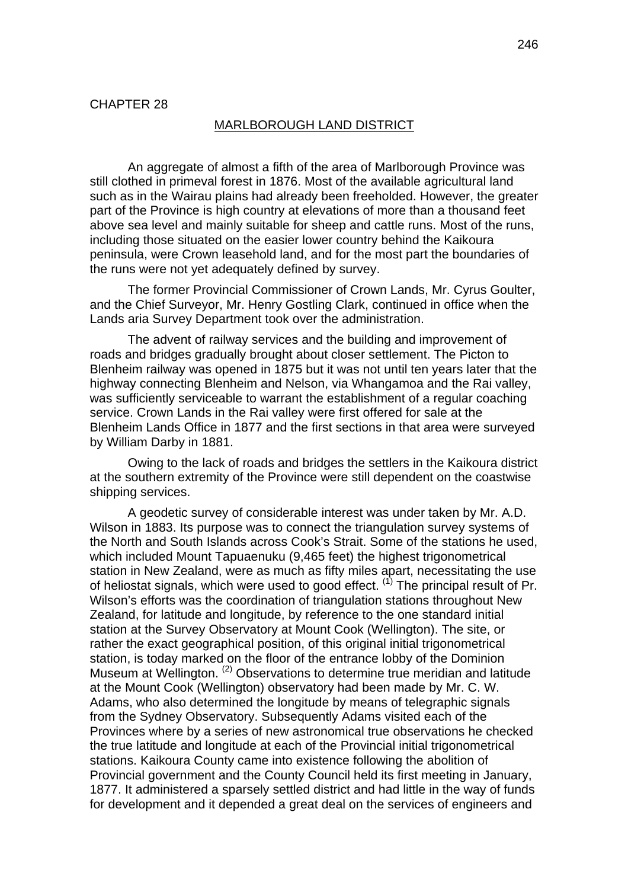CHAPTER 28

## MARLBOROUGH LAND DISTRICT

An aggregate of almost a fifth of the area of Marlborough Province was still clothed in primeval forest in 1876. Most of the available agricultural land such as in the Wairau plains had already been freeholded. However, the greater part of the Province is high country at elevations of more than a thousand feet above sea level and mainly suitable for sheep and cattle runs. Most of the runs, including those situated on the easier lower country behind the Kaikoura peninsula, were Crown leasehold land, and for the most part the boundaries of the runs were not yet adequately defined by survey.

The former Provincial Commissioner of Crown Lands, Mr. Cyrus Goulter, and the Chief Surveyor, Mr. Henry Gostling Clark, continued in office when the Lands aria Survey Department took over the administration.

The advent of railway services and the building and improvement of roads and bridges gradually brought about closer settlement. The Picton to Blenheim railway was opened in 1875 but it was not until ten years later that the highway connecting Blenheim and Nelson, via Whangamoa and the Rai valley, was sufficiently serviceable to warrant the establishment of a regular coaching service. Crown Lands in the Rai valley were first offered for sale at the Blenheim Lands Office in 1877 and the first sections in that area were surveyed by William Darby in 1881.

Owing to the lack of roads and bridges the settlers in the Kaikoura district at the southern extremity of the Province were still dependent on the coastwise shipping services.

A geodetic survey of considerable interest was under taken by Mr. A.D. Wilson in 1883. Its purpose was to connect the triangulation survey systems of the North and South Islands across Cook's Strait. Some of the stations he used, which included Mount Tapuaenuku (9,465 feet) the highest trigonometrical station in New Zealand, were as much as fifty miles apart, necessitating the use of heliostat signals, which were used to good effect. (1) The principal result of Pr. Wilson's efforts was the coordination of triangulation stations throughout New Zealand, for latitude and longitude, by reference to the one standard initial station at the Survey Observatory at Mount Cook (Wellington). The site, or rather the exact geographical position, of this original initial trigonometrical station, is today marked on the floor of the entrance lobby of the Dominion Museum at Wellington. (2) Observations to determine true meridian and latitude at the Mount Cook (Wellington) observatory had been made by Mr. C. W. Adams, who also determined the longitude by means of telegraphic signals from the Sydney Observatory. Subsequently Adams visited each of the Provinces where by a series of new astronomical true observations he checked the true latitude and longitude at each of the Provincial initial trigonometrical stations. Kaikoura County came into existence following the abolition of Provincial government and the County Council held its first meeting in January, 1877. It administered a sparsely settled district and had little in the way of funds for development and it depended a great deal on the services of engineers and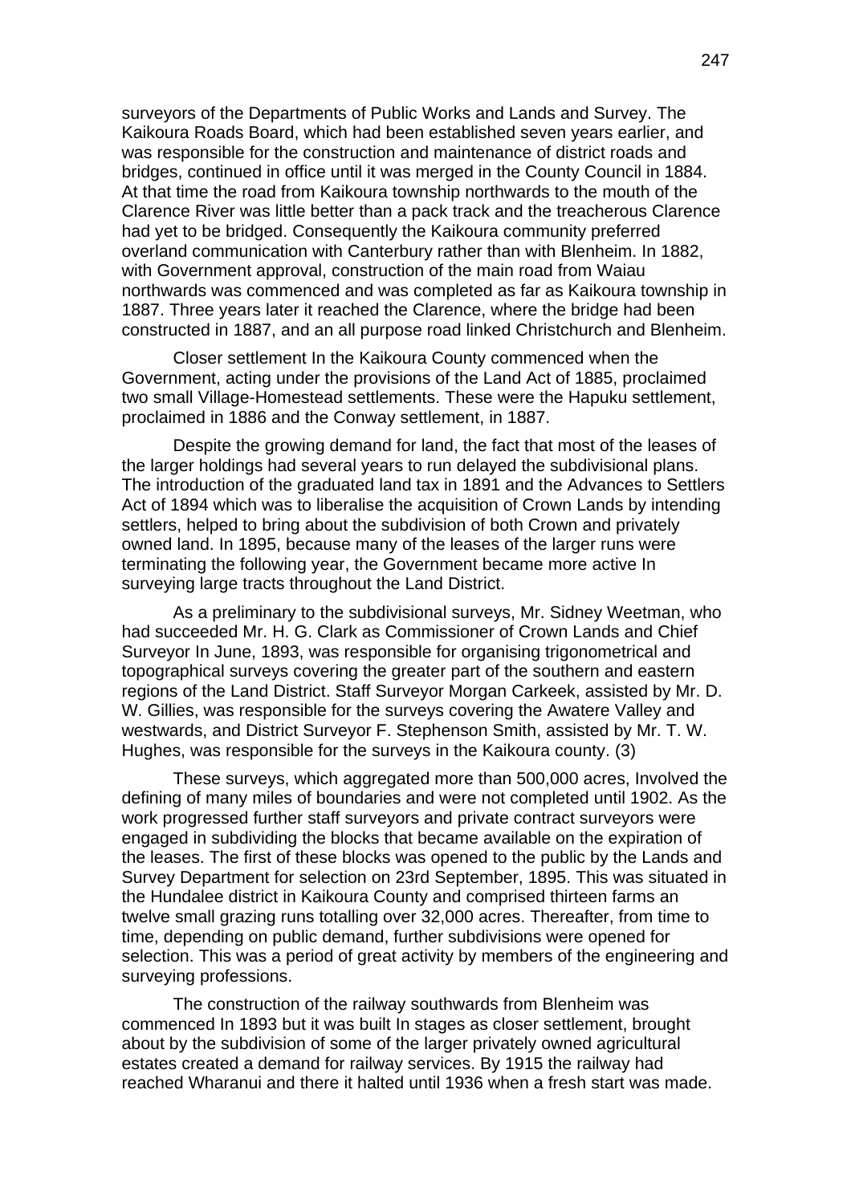surveyors of the Departments of Public Works and Lands and Survey. The Kaikoura Roads Board, which had been established seven years earlier, and was responsible for the construction and maintenance of district roads and bridges, continued in office until it was merged in the County Council in 1884. At that time the road from Kaikoura township northwards to the mouth of the Clarence River was little better than a pack track and the treacherous Clarence had yet to be bridged. Consequently the Kaikoura community preferred overland communication with Canterbury rather than with Blenheim. In 1882, with Government approval, construction of the main road from Waiau northwards was commenced and was completed as far as Kaikoura township in 1887. Three years later it reached the Clarence, where the bridge had been constructed in 1887, and an all purpose road linked Christchurch and Blenheim.

Closer settlement In the Kaikoura County commenced when the Government, acting under the provisions of the Land Act of 1885, proclaimed two small Village-Homestead settlements. These were the Hapuku settlement, proclaimed in 1886 and the Conway settlement, in 1887.

Despite the growing demand for land, the fact that most of the leases of the larger holdings had several years to run delayed the subdivisional plans. The introduction of the graduated land tax in 1891 and the Advances to Settlers Act of 1894 which was to liberalise the acquisition of Crown Lands by intending settlers, helped to bring about the subdivision of both Crown and privately owned land. In 1895, because many of the leases of the larger runs were terminating the following year, the Government became more active In surveying large tracts throughout the Land District.

As a preliminary to the subdivisional surveys, Mr. Sidney Weetman, who had succeeded Mr. H. G. Clark as Commissioner of Crown Lands and Chief Surveyor In June, 1893, was responsible for organising trigonometrical and topographical surveys covering the greater part of the southern and eastern regions of the Land District. Staff Surveyor Morgan Carkeek, assisted by Mr. D. W. Gillies, was responsible for the surveys covering the Awatere Valley and westwards, and District Surveyor F. Stephenson Smith, assisted by Mr. T. W. Hughes, was responsible for the surveys in the Kaikoura county. (3)

These surveys, which aggregated more than 500,000 acres, Involved the defining of many miles of boundaries and were not completed until 1902. As the work progressed further staff surveyors and private contract surveyors were engaged in subdividing the blocks that became available on the expiration of the leases. The first of these blocks was opened to the public by the Lands and Survey Department for selection on 23rd September, 1895. This was situated in the Hundalee district in Kaikoura County and comprised thirteen farms an twelve small grazing runs totalling over 32,000 acres. Thereafter, from time to time, depending on public demand, further subdivisions were opened for selection. This was a period of great activity by members of the engineering and surveying professions.

The construction of the railway southwards from Blenheim was commenced In 1893 but it was built In stages as closer settlement, brought about by the subdivision of some of the larger privately owned agricultural estates created a demand for railway services. By 1915 the railway had reached Wharanui and there it halted until 1936 when a fresh start was made.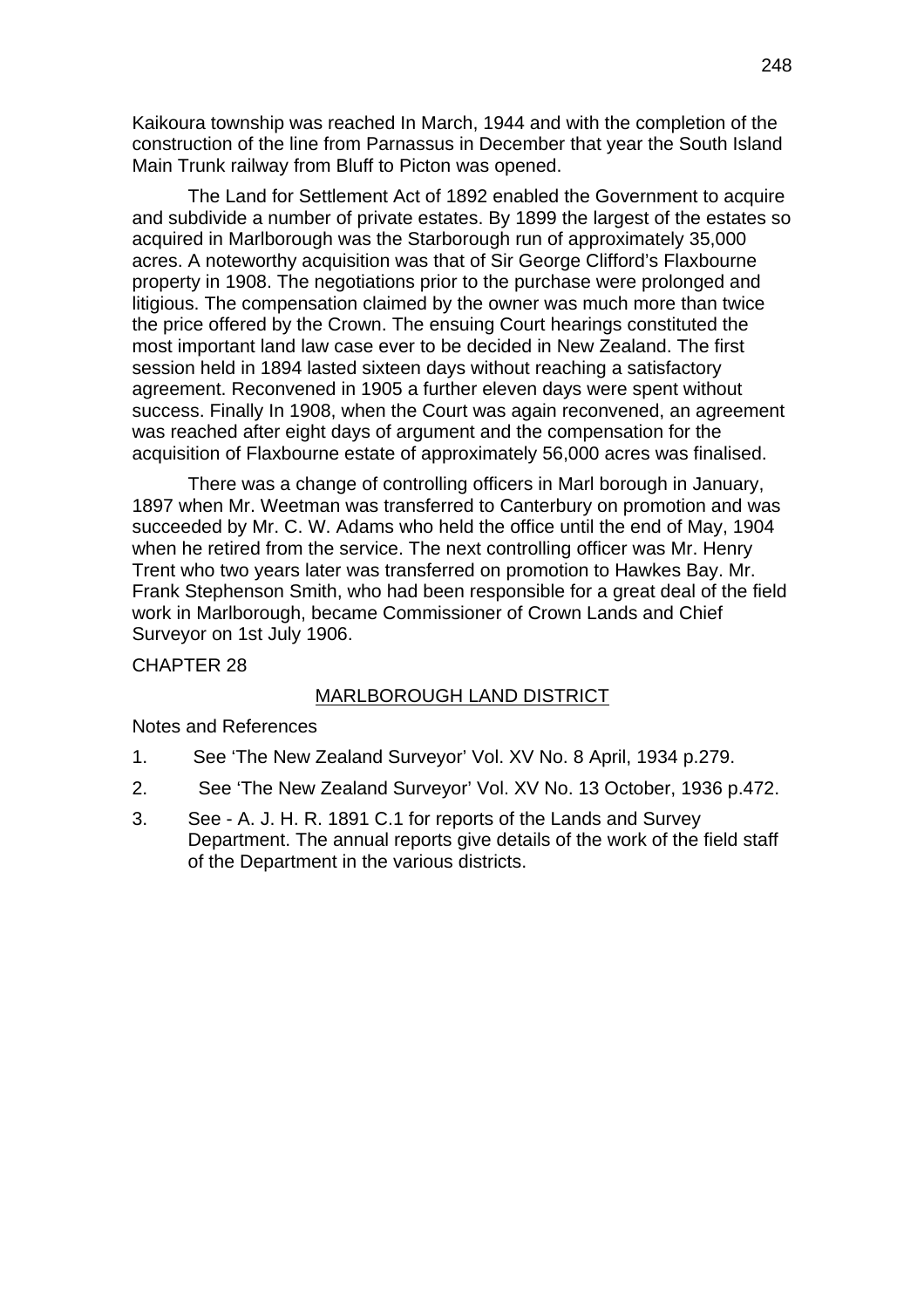Kaikoura township was reached In March, 1944 and with the completion of the construction of the line from Parnassus in December that year the South Island Main Trunk railway from Bluff to Picton was opened.

The Land for Settlement Act of 1892 enabled the Government to acquire and subdivide a number of private estates. By 1899 the largest of the estates so acquired in Marlborough was the Starborough run of approximately 35,000 acres. A noteworthy acquisition was that of Sir George Clifford's Flaxbourne property in 1908. The negotiations prior to the purchase were prolonged and litigious. The compensation claimed by the owner was much more than twice the price offered by the Crown. The ensuing Court hearings constituted the most important land law case ever to be decided in New Zealand. The first session held in 1894 lasted sixteen days without reaching a satisfactory agreement. Reconvened in 1905 a further eleven days were spent without success. Finally In 1908, when the Court was again reconvened, an agreement was reached after eight days of argument and the compensation for the acquisition of Flaxbourne estate of approximately 56,000 acres was finalised.

There was a change of controlling officers in Marl borough in January, 1897 when Mr. Weetman was transferred to Canterbury on promotion and was succeeded by Mr. C. W. Adams who held the office until the end of May, 1904 when he retired from the service. The next controlling officer was Mr. Henry Trent who two years later was transferred on promotion to Hawkes Bay. Mr. Frank Stephenson Smith, who had been responsible for a great deal of the field work in Marlborough, became Commissioner of Crown Lands and Chief Surveyor on 1st July 1906.

CHAPTER 28

## MARLBOROUGH LAND DISTRICT

Notes and References

1. See 'The New Zealand Surveyor' Vol. XV No. 8 April, 1934 p.279.
2. See 'The New Zealand Surveyor' Vol. XV No. 13 October, 1936 p.472.
3. See - A. J. H. R. 1891 C.1 for reports of the Lands and Survey Department. The annual reports give details of the work of the field staff of the Department in the various districts.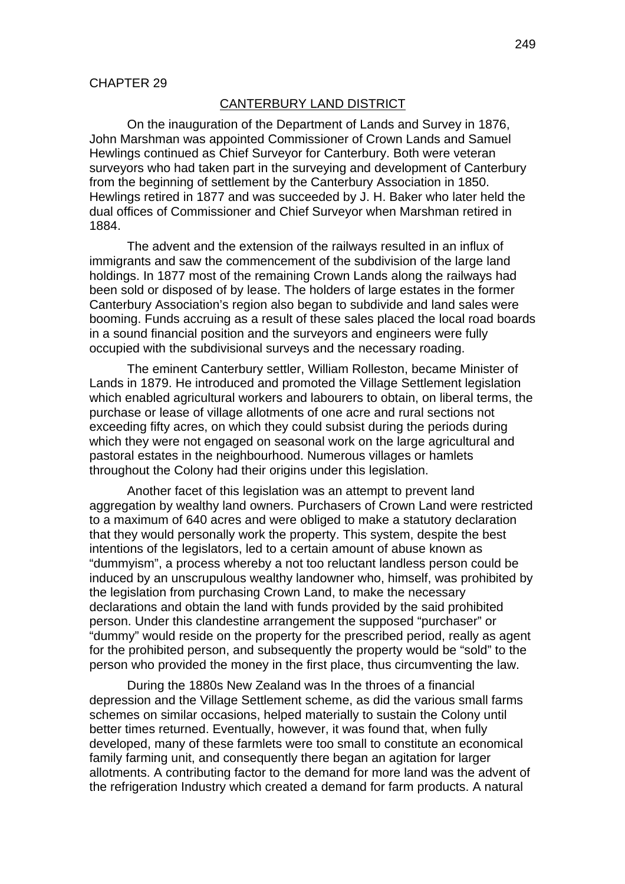CHAPTER 29

## CANTERBURY LAND DISTRICT

On the inauguration of the Department of Lands and Survey in 1876, John Marshman was appointed Commissioner of Crown Lands and Samuel Hewlings continued as Chief Surveyor for Canterbury. Both were veteran surveyors who had taken part in the surveying and development of Canterbury from the beginning of settlement by the Canterbury Association in 1850. Hewlings retired in 1877 and was succeeded by J. H. Baker who later held the dual offices of Commissioner and Chief Surveyor when Marshman retired in 1884.

The advent and the extension of the railways resulted in an influx of immigrants and saw the commencement of the subdivision of the large land holdings. In 1877 most of the remaining Crown Lands along the railways had been sold or disposed of by lease. The holders of large estates in the former Canterbury Association's region also began to subdivide and land sales were booming. Funds accruing as a result of these sales placed the local road boards in a sound financial position and the surveyors and engineers were fully occupied with the subdivisional surveys and the necessary roading.

The eminent Canterbury settler, William Rolleston, became Minister of Lands in 1879. He introduced and promoted the Village Settlement legislation which enabled agricultural workers and labourers to obtain, on liberal terms, the purchase or lease of village allotments of one acre and rural sections not exceeding fifty acres, on which they could subsist during the periods during which they were not engaged on seasonal work on the large agricultural and pastoral estates in the neighbourhood. Numerous villages or hamlets throughout the Colony had their origins under this legislation.

Another facet of this legislation was an attempt to prevent land aggregation by wealthy land owners. Purchasers of Crown Land were restricted to a maximum of 640 acres and were obliged to make a statutory declaration that they would personally work the property. This system, despite the best intentions of the legislators, led to a certain amount of abuse known as "dummyism", a process whereby a not too reluctant landless person could be induced by an unscrupulous wealthy landowner who, himself, was prohibited by the legislation from purchasing Crown Land, to make the necessary declarations and obtain the land with funds provided by the said prohibited person. Under this clandestine arrangement the supposed "purchaser" or "dummy" would reside on the property for the prescribed period, really as agent for the prohibited person, and subsequently the property would be "sold" to the person who provided the money in the first place, thus circumventing the law.

During the 1880s New Zealand was In the throes of a financial depression and the Village Settlement scheme, as did the various small farms schemes on similar occasions, helped materially to sustain the Colony until better times returned. Eventually, however, it was found that, when fully developed, many of these farmlets were too small to constitute an economical family farming unit, and consequently there began an agitation for larger allotments. A contributing factor to the demand for more land was the advent of the refrigeration Industry which created a demand for farm products. A natural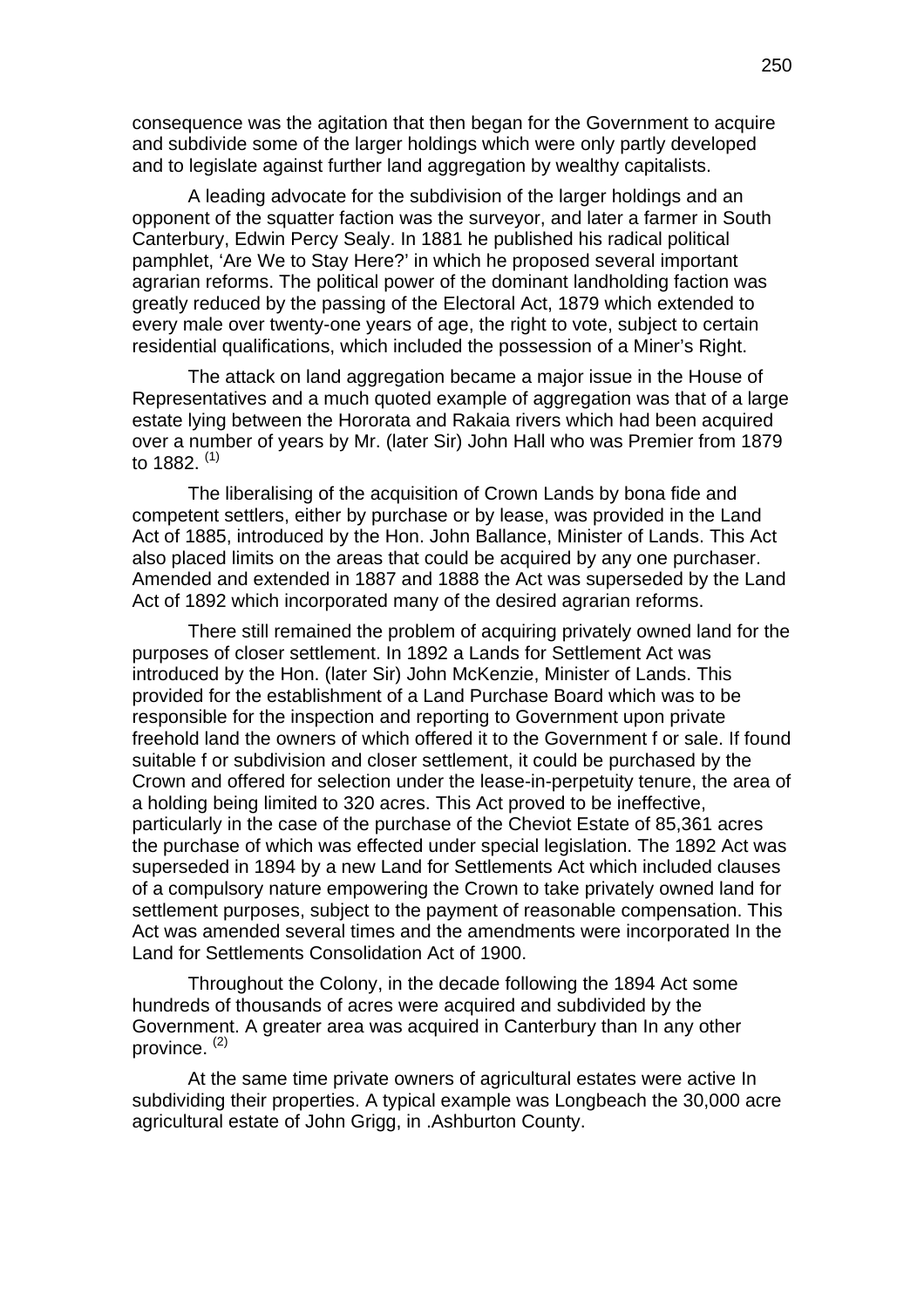consequence was the agitation that then began for the Government to acquire and subdivide some of the larger holdings which were only partly developed and to legislate against further land aggregation by wealthy capitalists.

A leading advocate for the subdivision of the larger holdings and an opponent of the squatter faction was the surveyor, and later a farmer in South Canterbury, Edwin Percy Sealy. In 1881 he published his radical political pamphlet, 'Are We to Stay Here?' in which he proposed several important agrarian reforms. The political power of the dominant landholding faction was greatly reduced by the passing of the Electoral Act, 1879 which extended to every male over twenty-one years of age, the right to vote, subject to certain residential qualifications, which included the possession of a Miner's Right.

The attack on land aggregation became a major issue in the House of Representatives and a much quoted example of aggregation was that of a large estate lying between the Hororata and Rakaia rivers which had been acquired over a number of years by Mr. (later Sir) John Hall who was Premier from 1879 to 1882. (1)

The liberalising of the acquisition of Crown Lands by bona fide and competent settlers, either by purchase or by lease, was provided in the Land Act of 1885, introduced by the Hon. John Ballance, Minister of Lands. This Act also placed limits on the areas that could be acquired by any one purchaser. Amended and extended in 1887 and 1888 the Act was superseded by the Land Act of 1892 which incorporated many of the desired agrarian reforms.

There still remained the problem of acquiring privately owned land for the purposes of closer settlement. In 1892 a Lands for Settlement Act was introduced by the Hon. (later Sir) John McKenzie, Minister of Lands. This provided for the establishment of a Land Purchase Board which was to be responsible for the inspection and reporting to Government upon private freehold land the owners of which offered it to the Government f or sale. If found suitable f or subdivision and closer settlement, it could be purchased by the Crown and offered for selection under the lease-in-perpetuity tenure, the area of a holding being limited to 320 acres. This Act proved to be ineffective, particularly in the case of the purchase of the Cheviot Estate of 85,361 acres the purchase of which was effected under special legislation. The 1892 Act was superseded in 1894 by a new Land for Settlements Act which included clauses of a compulsory nature empowering the Crown to take privately owned land for settlement purposes, subject to the payment of reasonable compensation. This Act was amended several times and the amendments were incorporated In the Land for Settlements Consolidation Act of 1900.

Throughout the Colony, in the decade following the 1894 Act some hundreds of thousands of acres were acquired and subdivided by the Government. A greater area was acquired in Canterbury than In any other province. (2)

At the same time private owners of agricultural estates were active In subdividing their properties. A typical example was Longbeach the 30,000 acre agricultural estate of John Grigg, in .Ashburton County.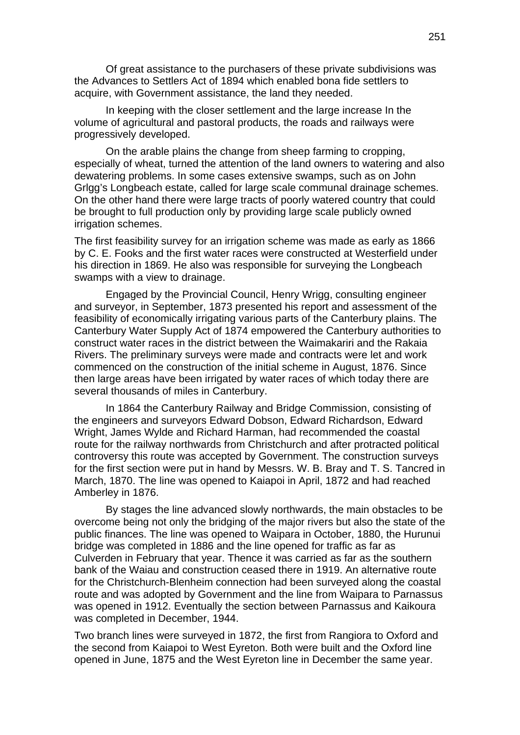Of great assistance to the purchasers of these private subdivisions was the Advances to Settlers Act of 1894 which enabled bona fide settlers to acquire, with Government assistance, the land they needed.

In keeping with the closer settlement and the large increase In the volume of agricultural and pastoral products, the roads and railways were progressively developed.

On the arable plains the change from sheep farming to cropping, especially of wheat, turned the attention of the land owners to watering and also dewatering problems. In some cases extensive swamps, such as on John Grlgg's Longbeach estate, called for large scale communal drainage schemes. On the other hand there were large tracts of poorly watered country that could be brought to full production only by providing large scale publicly owned irrigation schemes.

The first feasibility survey for an irrigation scheme was made as early as 1866 by C. E. Fooks and the first water races were constructed at Westerfield under his direction in 1869. He also was responsible for surveying the Longbeach swamps with a view to drainage.

Engaged by the Provincial Council, Henry Wrigg, consulting engineer and surveyor, in September, 1873 presented his report and assessment of the feasibility of economically irrigating various parts of the Canterbury plains. The Canterbury Water Supply Act of 1874 empowered the Canterbury authorities to construct water races in the district between the Waimakariri and the Rakaia Rivers. The preliminary surveys were made and contracts were let and work commenced on the construction of the initial scheme in August, 1876. Since then large areas have been irrigated by water races of which today there are several thousands of miles in Canterbury.

In 1864 the Canterbury Railway and Bridge Commission, consisting of the engineers and surveyors Edward Dobson, Edward Richardson, Edward Wright, James Wylde and Richard Harman, had recommended the coastal route for the railway northwards from Christchurch and after protracted political controversy this route was accepted by Government. The construction surveys for the first section were put in hand by Messrs. W. B. Bray and T. S. Tancred in March, 1870. The line was opened to Kaiapoi in April, 1872 and had reached Amberley in 1876.

By stages the line advanced slowly northwards, the main obstacles to be overcome being not only the bridging of the major rivers but also the state of the public finances. The line was opened to Waipara in October, 1880, the Hurunui bridge was completed in 1886 and the line opened for traffic as far as Culverden in February that year. Thence it was carried as far as the southern bank of the Waiau and construction ceased there in 1919. An alternative route for the Christchurch-Blenheim connection had been surveyed along the coastal route and was adopted by Government and the line from Waipara to Parnassus was opened in 1912. Eventually the section between Parnassus and Kaikoura was completed in December, 1944.

Two branch lines were surveyed in 1872, the first from Rangiora to Oxford and the second from Kaiapoi to West Eyreton. Both were built and the Oxford line opened in June, 1875 and the West Eyreton line in December the same year.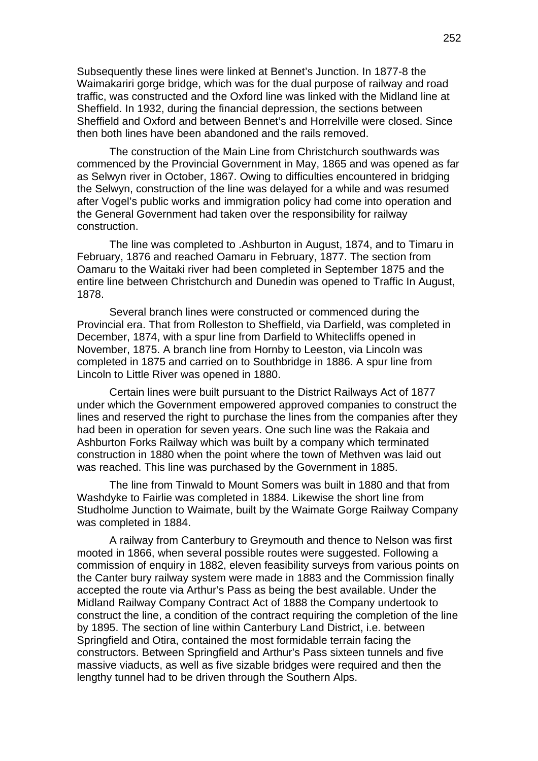Subsequently these lines were linked at Bennet's Junction. In 1877-8 the Waimakariri gorge bridge, which was for the dual purpose of railway and road traffic, was constructed and the Oxford line was linked with the Midland line at Sheffield. In 1932, during the financial depression, the sections between Sheffield and Oxford and between Bennet's and Horrelville were closed. Since then both lines have been abandoned and the rails removed.

The construction of the Main Line from Christchurch southwards was commenced by the Provincial Government in May, 1865 and was opened as far as Selwyn river in October, 1867. Owing to difficulties encountered in bridging the Selwyn, construction of the line was delayed for a while and was resumed after Vogel's public works and immigration policy had come into operation and the General Government had taken over the responsibility for railway construction.

The line was completed to .Ashburton in August, 1874, and to Timaru in February, 1876 and reached Oamaru in February, 1877. The section from Oamaru to the Waitaki river had been completed in September 1875 and the entire line between Christchurch and Dunedin was opened to Traffic In August, 1878.

Several branch lines were constructed or commenced during the Provincial era. That from Rolleston to Sheffield, via Darfield, was completed in December, 1874, with a spur line from Darfield to Whitecliffs opened in November, 1875. A branch line from Hornby to Leeston, via Lincoln was completed in 1875 and carried on to Southbridge in 1886. A spur line from Lincoln to Little River was opened in 1880.

Certain lines were built pursuant to the District Railways Act of 1877 under which the Government empowered approved companies to construct the lines and reserved the right to purchase the lines from the companies after they had been in operation for seven years. One such line was the Rakaia and Ashburton Forks Railway which was built by a company which terminated construction in 1880 when the point where the town of Methven was laid out was reached. This line was purchased by the Government in 1885.

The line from Tinwald to Mount Somers was built in 1880 and that from Washdyke to Fairlie was completed in 1884. Likewise the short line from Studholme Junction to Waimate, built by the Waimate Gorge Railway Company was completed in 1884.

A railway from Canterbury to Greymouth and thence to Nelson was first mooted in 1866, when several possible routes were suggested. Following a commission of enquiry in 1882, eleven feasibility surveys from various points on the Canter bury railway system were made in 1883 and the Commission finally accepted the route via Arthur's Pass as being the best available. Under the Midland Railway Company Contract Act of 1888 the Company undertook to construct the line, a condition of the contract requiring the completion of the line by 1895. The section of line within Canterbury Land District, i.e. between Springfield and Otira, contained the most formidable terrain facing the constructors. Between Springfield and Arthur's Pass sixteen tunnels and five massive viaducts, as well as five sizable bridges were required and then the lengthy tunnel had to be driven through the Southern Alps.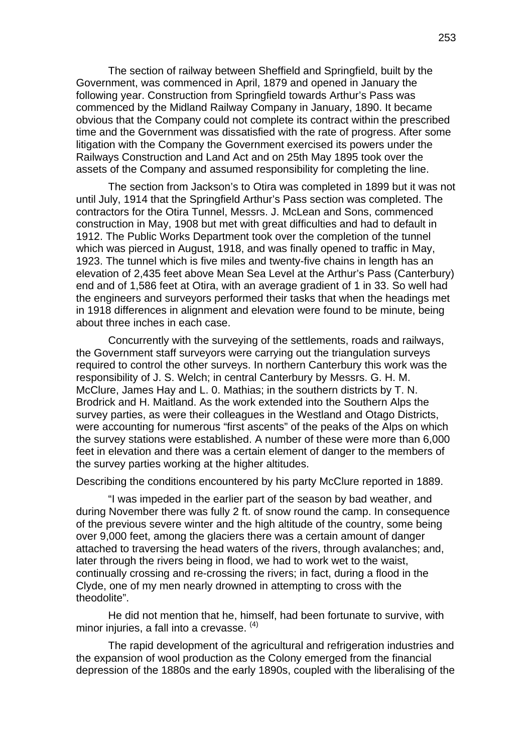The section of railway between Sheffield and Springfield, built by the Government, was commenced in April, 1879 and opened in January the following year. Construction from Springfield towards Arthur's Pass was commenced by the Midland Railway Company in January, 1890. It became obvious that the Company could not complete its contract within the prescribed time and the Government was dissatisfied with the rate of progress. After some litigation with the Company the Government exercised its powers under the Railways Construction and Land Act and on 25th May 1895 took over the assets of the Company and assumed responsibility for completing the line.

The section from Jackson's to Otira was completed in 1899 but it was not until July, 1914 that the Springfield Arthur's Pass section was completed. The contractors for the Otira Tunnel, Messrs. J. McLean and Sons, commenced construction in May, 1908 but met with great difficulties and had to default in 1912. The Public Works Department took over the completion of the tunnel which was pierced in August, 1918, and was finally opened to traffic in May, 1923. The tunnel which is five miles and twenty-five chains in length has an elevation of 2,435 feet above Mean Sea Level at the Arthur's Pass (Canterbury) end and of 1,586 feet at Otira, with an average gradient of 1 in 33. So well had the engineers and surveyors performed their tasks that when the headings met in 1918 differences in alignment and elevation were found to be minute, being about three inches in each case.

Concurrently with the surveying of the settlements, roads and railways, the Government staff surveyors were carrying out the triangulation surveys required to control the other surveys. In northern Canterbury this work was the responsibility of J. S. Welch; in central Canterbury by Messrs. G. H. M. McClure, James Hay and L. 0. Mathias; in the southern districts by T. N. Brodrick and H. Maitland. As the work extended into the Southern Alps the survey parties, as were their colleagues in the Westland and Otago Districts, were accounting for numerous "first ascents" of the peaks of the Alps on which the survey stations were established. A number of these were more than 6,000 feet in elevation and there was a certain element of danger to the members of the survey parties working at the higher altitudes.

Describing the conditions encountered by his party McClure reported in 1889.

"I was impeded in the earlier part of the season by bad weather, and during November there was fully 2 ft. of snow round the camp. In consequence of the previous severe winter and the high altitude of the country, some being over 9,000 feet, among the glaciers there was a certain amount of danger attached to traversing the head waters of the rivers, through avalanches; and, later through the rivers being in flood, we had to work wet to the waist, continually crossing and re-crossing the rivers; in fact, during a flood in the Clyde, one of my men nearly drowned in attempting to cross with the theodolite".

He did not mention that he, himself, had been fortunate to survive, with minor injuries, a fall into a crevasse. (4)

The rapid development of the agricultural and refrigeration industries and the expansion of wool production as the Colony emerged from the financial depression of the 1880s and the early 1890s, coupled with the liberalising of the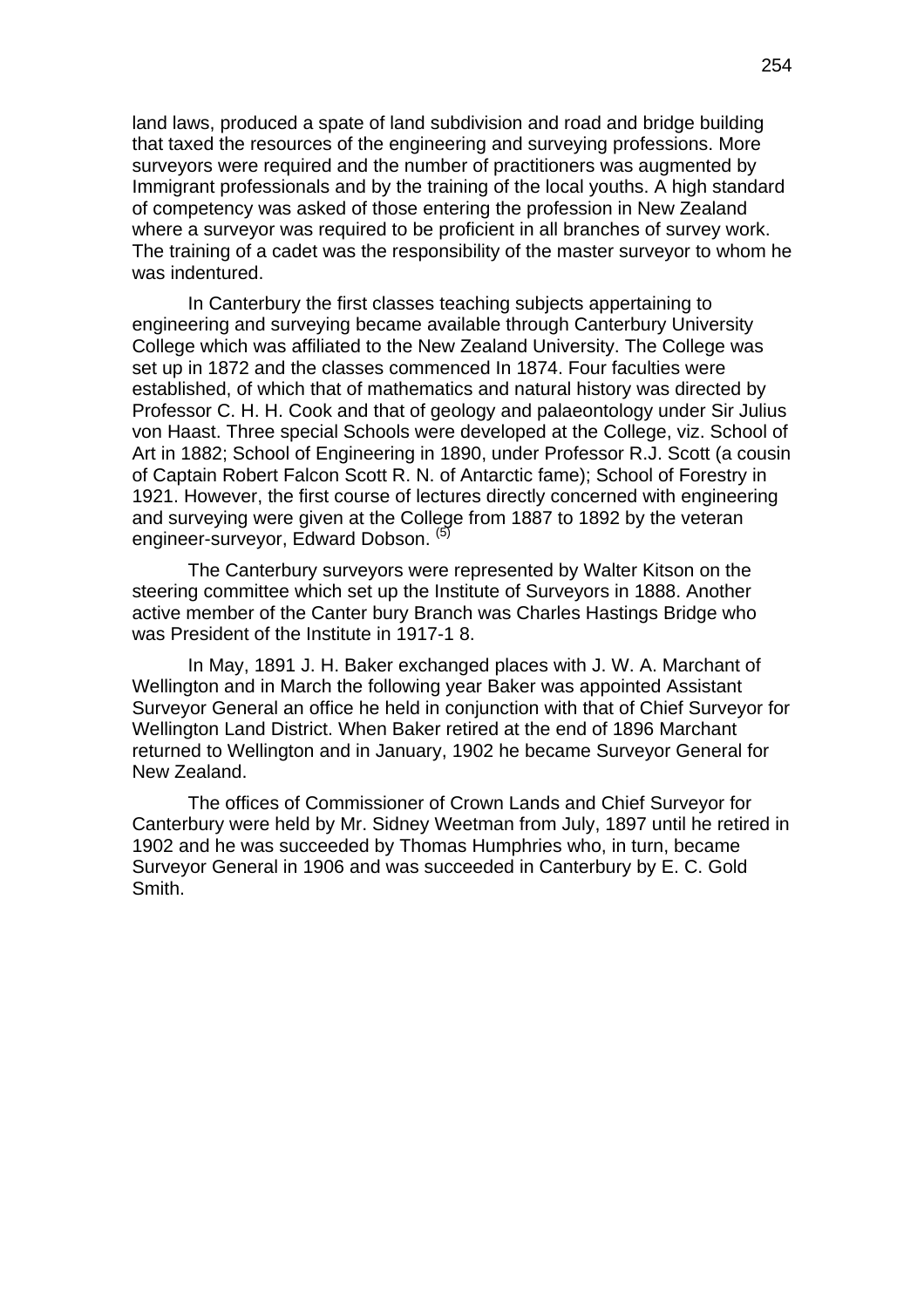land laws, produced a spate of land subdivision and road and bridge building that taxed the resources of the engineering and surveying professions. More surveyors were required and the number of practitioners was augmented by Immigrant professionals and by the training of the local youths. A high standard of competency was asked of those entering the profession in New Zealand where a surveyor was required to be proficient in all branches of survey work. The training of a cadet was the responsibility of the master surveyor to whom he was indentured.

In Canterbury the first classes teaching subjects appertaining to engineering and surveying became available through Canterbury University College which was affiliated to the New Zealand University. The College was set up in 1872 and the classes commenced In 1874. Four faculties were established, of which that of mathematics and natural history was directed by Professor C. H. H. Cook and that of geology and palaeontology under Sir Julius von Haast. Three special Schools were developed at the College, viz. School of Art in 1882; School of Engineering in 1890, under Professor R.J. Scott (a cousin of Captain Robert Falcon Scott R. N. of Antarctic fame); School of Forestry in 1921. However, the first course of lectures directly concerned with engineering and surveying were given at the College from 1887 to 1892 by the veteran engineer-surveyor, Edward Dobson. (5)

The Canterbury surveyors were represented by Walter Kitson on the steering committee which set up the Institute of Surveyors in 1888. Another active member of the Canter bury Branch was Charles Hastings Bridge who was President of the Institute in 1917-1 8.

In May, 1891 J. H. Baker exchanged places with J. W. A. Marchant of Wellington and in March the following year Baker was appointed Assistant Surveyor General an office he held in conjunction with that of Chief Surveyor for Wellington Land District. When Baker retired at the end of 1896 Marchant returned to Wellington and in January, 1902 he became Surveyor General for New Zealand.

The offices of Commissioner of Crown Lands and Chief Surveyor for Canterbury were held by Mr. Sidney Weetman from July, 1897 until he retired in 1902 and he was succeeded by Thomas Humphries who, in turn, became Surveyor General in 1906 and was succeeded in Canterbury by E. C. Gold Smith.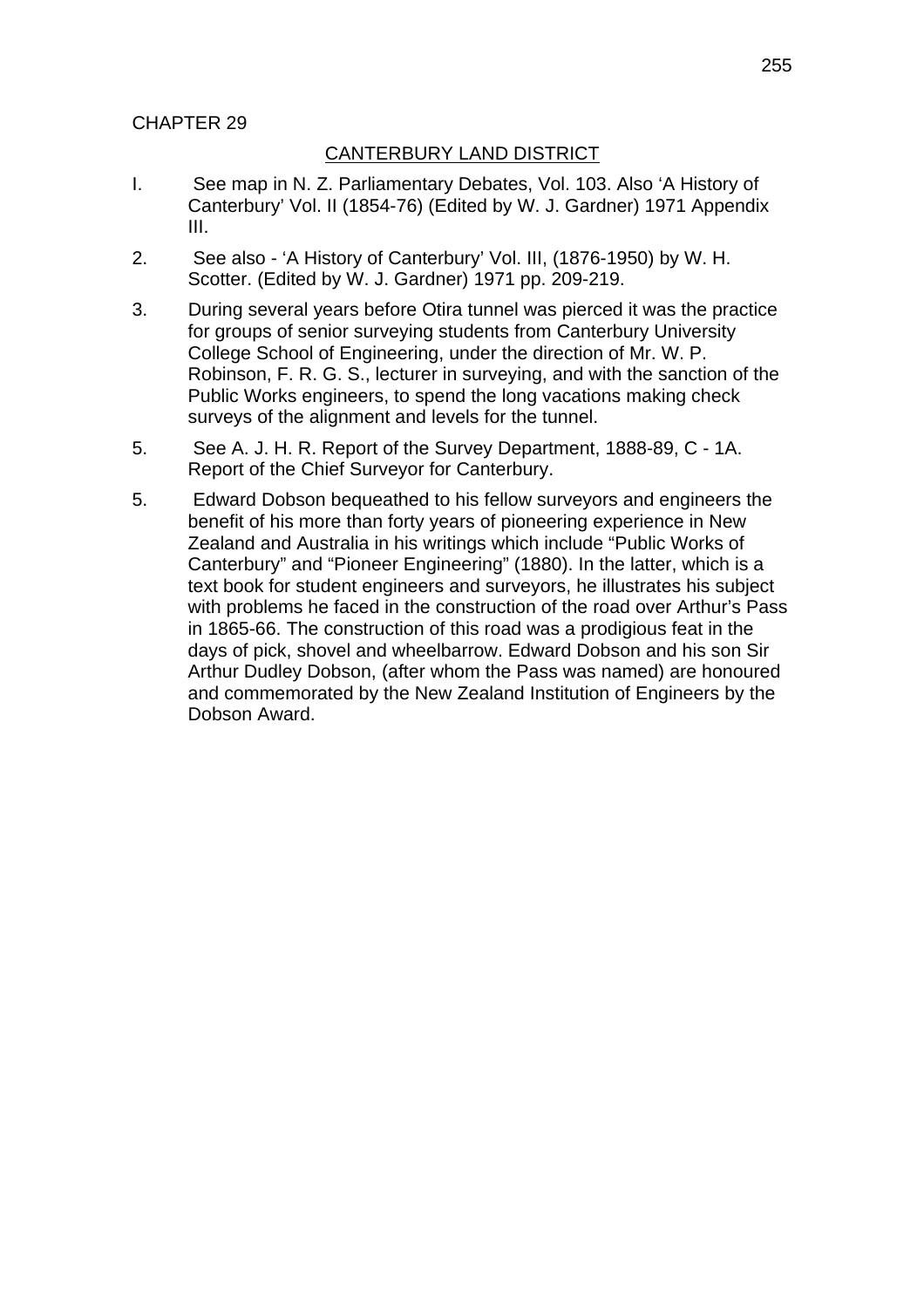CHAPTER 29

## CANTERBURY LAND DISTRICT

I. See map in N. Z. Parliamentary Debates, Vol. 103. Also 'A History of Canterbury' Vol. II (1854-76) (Edited by W. J. Gardner) 1971 Appendix III.

2. See also - 'A History of Canterbury' Vol. III, (1876-1950) by W. H. Scotter. (Edited by W. J. Gardner) 1971 pp. 209-219.

3. During several years before Otira tunnel was pierced it was the practice for groups of senior surveying students from Canterbury University College School of Engineering, under the direction of Mr. W. P. Robinson, F. R. G. S., lecturer in surveying, and with the sanction of the Public Works engineers, to spend the long vacations making check surveys of the alignment and levels for the tunnel.

5. See A. J. H. R. Report of the Survey Department, 1888-89, C - 1A. Report of the Chief Surveyor for Canterbury.

5. Edward Dobson bequeathed to his fellow surveyors and engineers the benefit of his more than forty years of pioneering experience in New Zealand and Australia in his writings which include "Public Works of Canterbury" and "Pioneer Engineering" (1880). In the latter, which is a text book for student engineers and surveyors, he illustrates his subject with problems he faced in the construction of the road over Arthur's Pass in 1865-66. The construction of this road was a prodigious feat in the days of pick, shovel and wheelbarrow. Edward Dobson and his son Sir Arthur Dudley Dobson, (after whom the Pass was named) are honoured and commemorated by the New Zealand Institution of Engineers by the Dobson Award.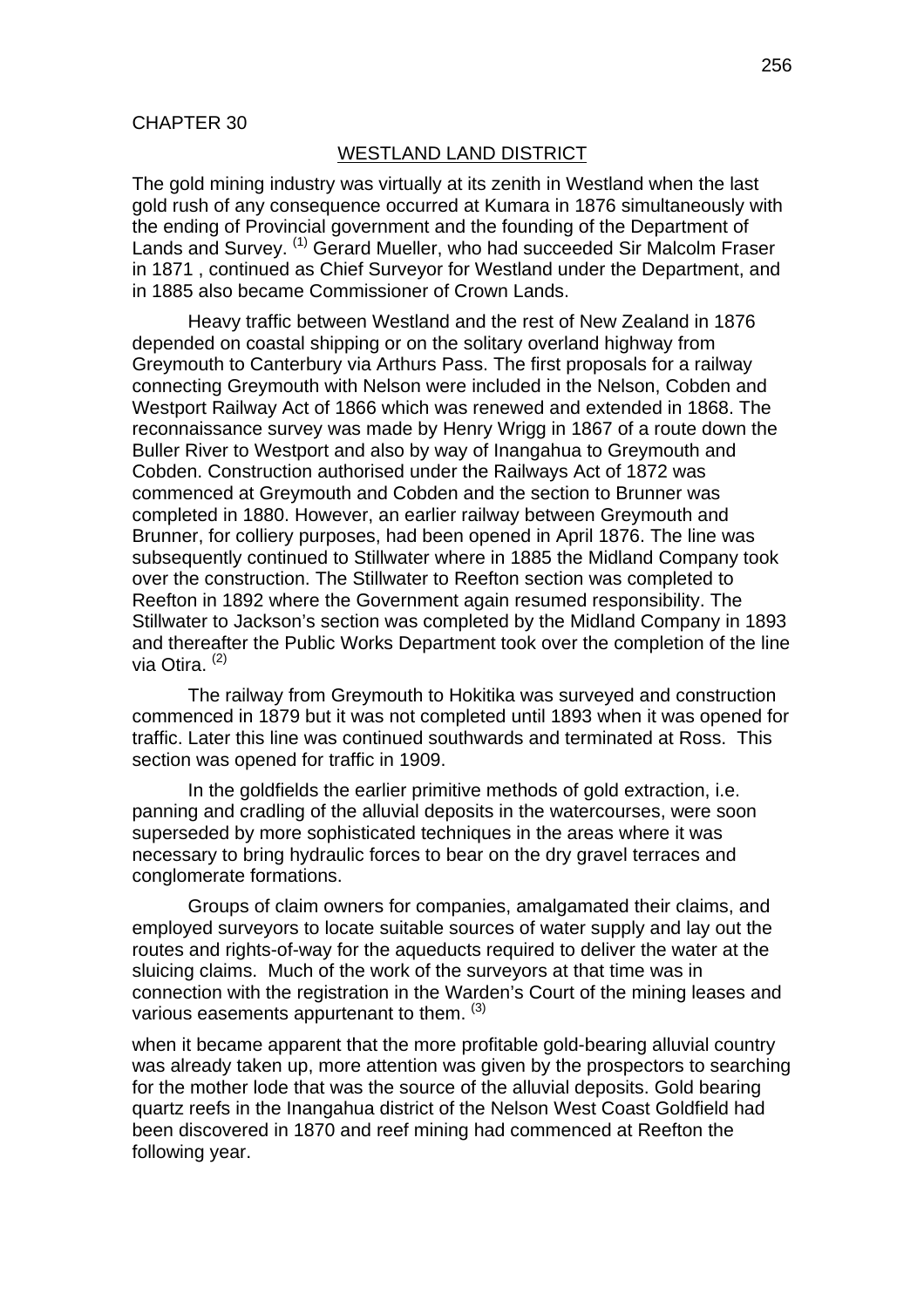CHAPTER 30

## WESTLAND LAND DISTRICT

The gold mining industry was virtually at its zenith in Westland when the last gold rush of any consequence occurred at Kumara in 1876 simultaneously with the ending of Provincial government and the founding of the Department of Lands and Survey. [1] Gerard Mueller, who had succeeded Sir Malcolm Fraser in 1871 , continued as Chief Surveyor for Westland under the Department, and in 1885 also became Commissioner of Crown Lands.

Heavy traffic between Westland and the rest of New Zealand in 1876 depended on coastal shipping or on the solitary overland highway from Greymouth to Canterbury via Arthurs Pass. The first proposals for a railway connecting Greymouth with Nelson were included in the Nelson, Cobden and Westport Railway Act of 1866 which was renewed and extended in 1868. The reconnaissance survey was made by Henry Wrigg in 1867 of a route down the Buller River to Westport and also by way of Inangahua to Greymouth and Cobden. Construction authorised under the Railways Act of 1872 was commenced at Greymouth and Cobden and the section to Brunner was completed in 1880. However, an earlier railway between Greymouth and Brunner, for colliery purposes, had been opened in April 1876. The line was subsequently continued to Stillwater where in 1885 the Midland Company took over the construction. The Stillwater to Reefton section was completed to Reefton in 1892 where the Government again resumed responsibility. The Stillwater to Jackson's section was completed by the Midland Company in 1893 and thereafter the Public Works Department took over the completion of the line via Otira. [2]

The railway from Greymouth to Hokitika was surveyed and construction commenced in 1879 but it was not completed until 1893 when it was opened for traffic. Later this line was continued southwards and terminated at Ross. This section was opened for traffic in 1909.

In the goldfields the earlier primitive methods of gold extraction, i.e. panning and cradling of the alluvial deposits in the watercourses, were soon superseded by more sophisticated techniques in the areas where it was necessary to bring hydraulic forces to bear on the dry gravel terraces and conglomerate formations.

Groups of claim owners for companies, amalgamated their claims, and employed surveyors to locate suitable sources of water supply and lay out the routes and rights-of-way for the aqueducts required to deliver the water at the sluicing claims. Much of the work of the surveyors at that time was in connection with the registration in the Warden's Court of the mining leases and various easements appurtenant to them. [3]

when it became apparent that the more profitable gold-bearing alluvial country was already taken up, more attention was given by the prospectors to searching for the mother lode that was the source of the alluvial deposits. Gold bearing quartz reefs in the Inangahua district of the Nelson West Coast Goldfield had been discovered in 1870 and reef mining had commenced at Reefton the following year.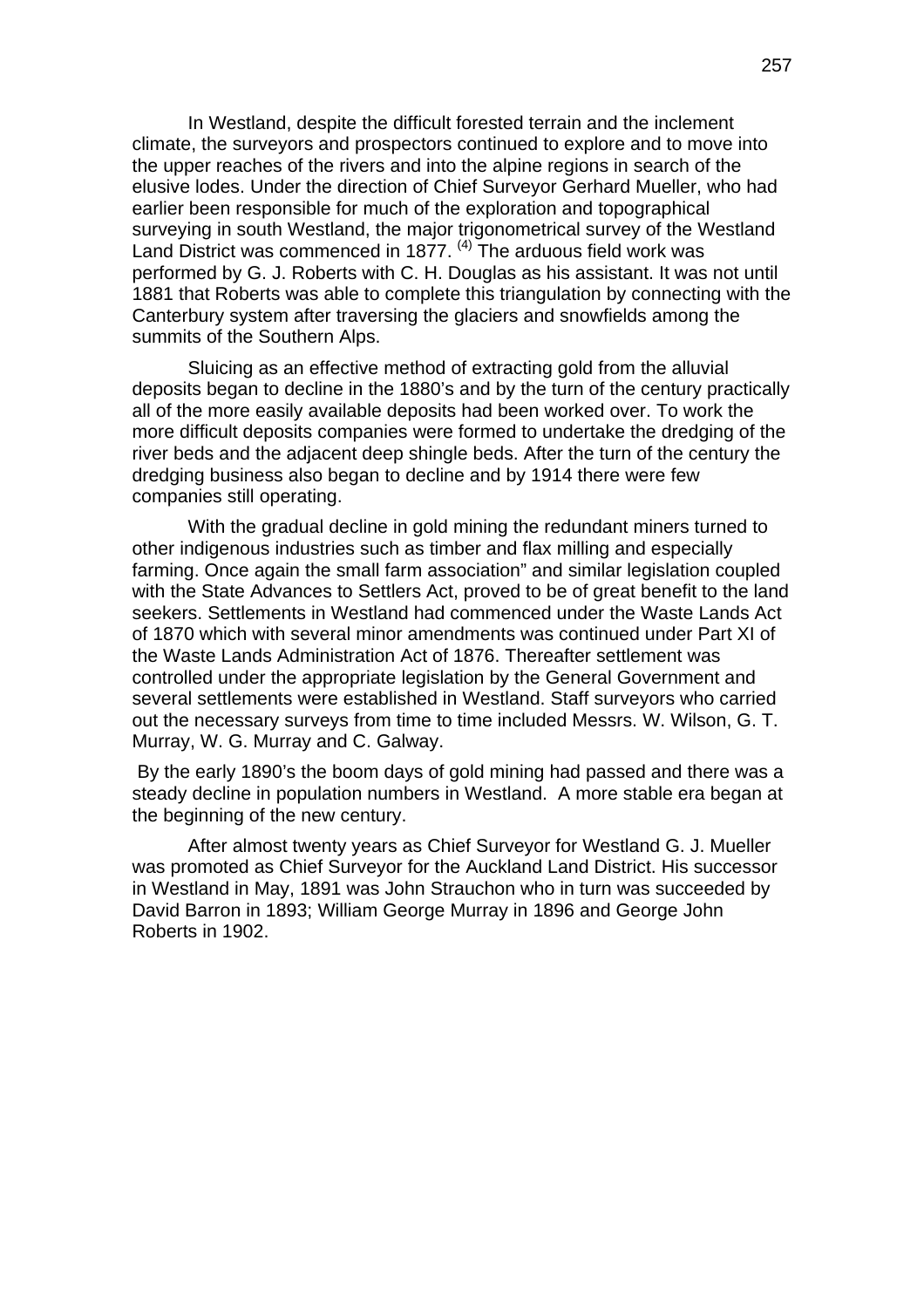In Westland, despite the difficult forested terrain and the inclement climate, the surveyors and prospectors continued to explore and to move into the upper reaches of the rivers and into the alpine regions in search of the elusive lodes. Under the direction of Chief Surveyor Gerhard Mueller, who had earlier been responsible for much of the exploration and topographical surveying in south Westland, the major trigonometrical survey of the Westland Land District was commenced in 1877. [(4)] The arduous field work was performed by G. J. Roberts with C. H. Douglas as his assistant. It was not until 1881 that Roberts was able to complete this triangulation by connecting with the Canterbury system after traversing the glaciers and snowfields among the summits of the Southern Alps.

Sluicing as an effective method of extracting gold from the alluvial deposits began to decline in the 1880's and by the turn of the century practically all of the more easily available deposits had been worked over. To work the more difficult deposits companies were formed to undertake the dredging of the river beds and the adjacent deep shingle beds. After the turn of the century the dredging business also began to decline and by 1914 there were few companies still operating.

With the gradual decline in gold mining the redundant miners turned to other indigenous industries such as timber and flax milling and especially farming. Once again the small farm association" and similar legislation coupled with the State Advances to Settlers Act, proved to be of great benefit to the land seekers. Settlements in Westland had commenced under the Waste Lands Act of 1870 which with several minor amendments was continued under Part XI of the Waste Lands Administration Act of 1876. Thereafter settlement was controlled under the appropriate legislation by the General Government and several settlements were established in Westland. Staff surveyors who carried out the necessary surveys from time to time included Messrs. W. Wilson, G. T. Murray, W. G. Murray and C. Galway.

By the early 1890's the boom days of gold mining had passed and there was a steady decline in population numbers in Westland. A more stable era began at the beginning of the new century.

After almost twenty years as Chief Surveyor for Westland G. J. Mueller was promoted as Chief Surveyor for the Auckland Land District. His successor in Westland in May, 1891 was John Strauchon who in turn was succeeded by David Barron in 1893; William George Murray in 1896 and George John Roberts in 1902.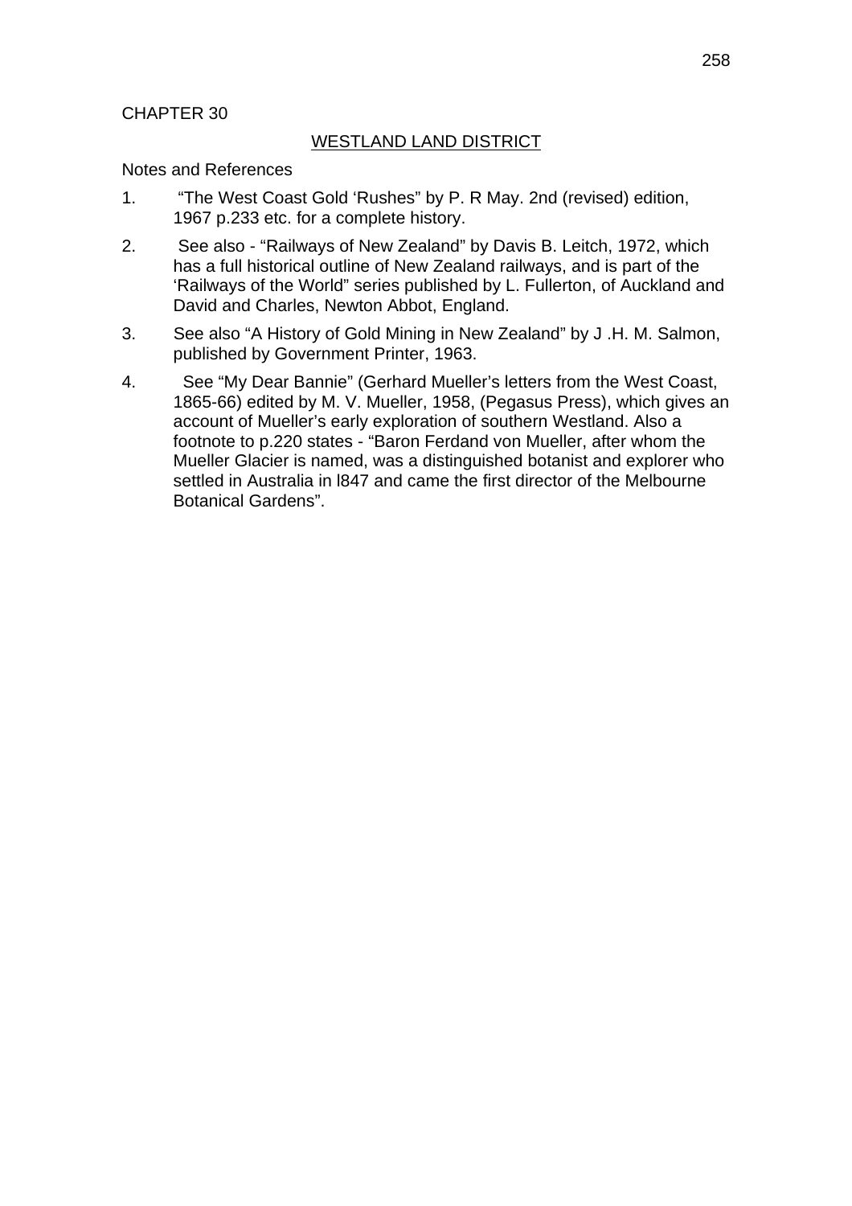CHAPTER 30

## WESTLAND LAND DISTRICT

Notes and References

1. "The West Coast Gold 'Rushes" by P. R May. 2nd (revised) edition, 1967 p.233 etc. for a complete history.
2. See also - "Railways of New Zealand" by Davis B. Leitch, 1972, which has a full historical outline of New Zealand railways, and is part of the 'Railways of the World" series published by L. Fullerton, of Auckland and David and Charles, Newton Abbot, England.
3. See also "A History of Gold Mining in New Zealand" by J .H. M. Salmon, published by Government Printer, 1963.
4. See "My Dear Bannie" (Gerhard Mueller's letters from the West Coast, 1865-66) edited by M. V. Mueller, 1958, (Pegasus Press), which gives an account of Mueller's early exploration of southern Westland. Also a footnote to p.220 states - "Baron Ferdand von Mueller, after whom the Mueller Glacier is named, was a distinguished botanist and explorer who settled in Australia in l847 and came the first director of the Melbourne Botanical Gardens".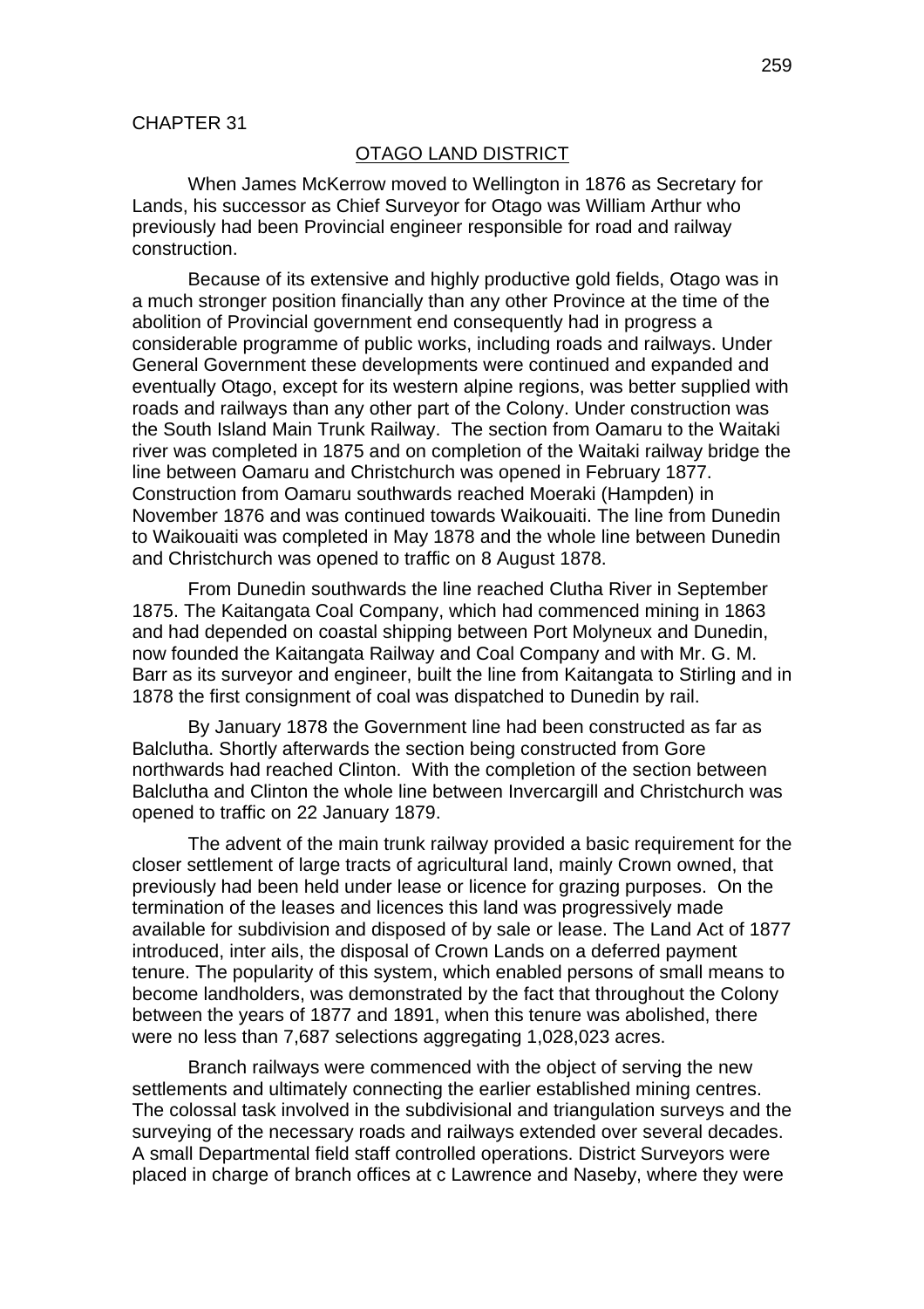CHAPTER 31

## OTAGO LAND DISTRICT

When James McKerrow moved to Wellington in 1876 as Secretary for Lands, his successor as Chief Surveyor for Otago was William Arthur who previously had been Provincial engineer responsible for road and railway construction.

Because of its extensive and highly productive gold fields, Otago was in a much stronger position financially than any other Province at the time of the abolition of Provincial government end consequently had in progress a considerable programme of public works, including roads and railways. Under General Government these developments were continued and expanded and eventually Otago, except for its western alpine regions, was better supplied with roads and railways than any other part of the Colony. Under construction was the South Island Main Trunk Railway. The section from Oamaru to the Waitaki river was completed in 1875 and on completion of the Waitaki railway bridge the line between Oamaru and Christchurch was opened in February 1877. Construction from Oamaru southwards reached Moeraki (Hampden) in November 1876 and was continued towards Waikouaiti. The line from Dunedin to Waikouaiti was completed in May 1878 and the whole line between Dunedin and Christchurch was opened to traffic on 8 August 1878.

From Dunedin southwards the line reached Clutha River in September 1875. The Kaitangata Coal Company, which had commenced mining in 1863 and had depended on coastal shipping between Port Molyneux and Dunedin, now founded the Kaitangata Railway and Coal Company and with Mr. G. M. Barr as its surveyor and engineer, built the line from Kaitangata to Stirling and in 1878 the first consignment of coal was dispatched to Dunedin by rail.

By January 1878 the Government line had been constructed as far as Balclutha. Shortly afterwards the section being constructed from Gore northwards had reached Clinton. With the completion of the section between Balclutha and Clinton the whole line between Invercargill and Christchurch was opened to traffic on 22 January 1879.

The advent of the main trunk railway provided a basic requirement for the closer settlement of large tracts of agricultural land, mainly Crown owned, that previously had been held under lease or licence for grazing purposes. On the termination of the leases and licences this land was progressively made available for subdivision and disposed of by sale or lease. The Land Act of 1877 introduced, inter ails, the disposal of Crown Lands on a deferred payment tenure. The popularity of this system, which enabled persons of small means to become landholders, was demonstrated by the fact that throughout the Colony between the years of 1877 and 1891, when this tenure was abolished, there were no less than 7,687 selections aggregating 1,028,023 acres.

Branch railways were commenced with the object of serving the new settlements and ultimately connecting the earlier established mining centres. The colossal task involved in the subdivisional and triangulation surveys and the surveying of the necessary roads and railways extended over several decades. A small Departmental field staff controlled operations. District Surveyors were placed in charge of branch offices at c Lawrence and Naseby, where they were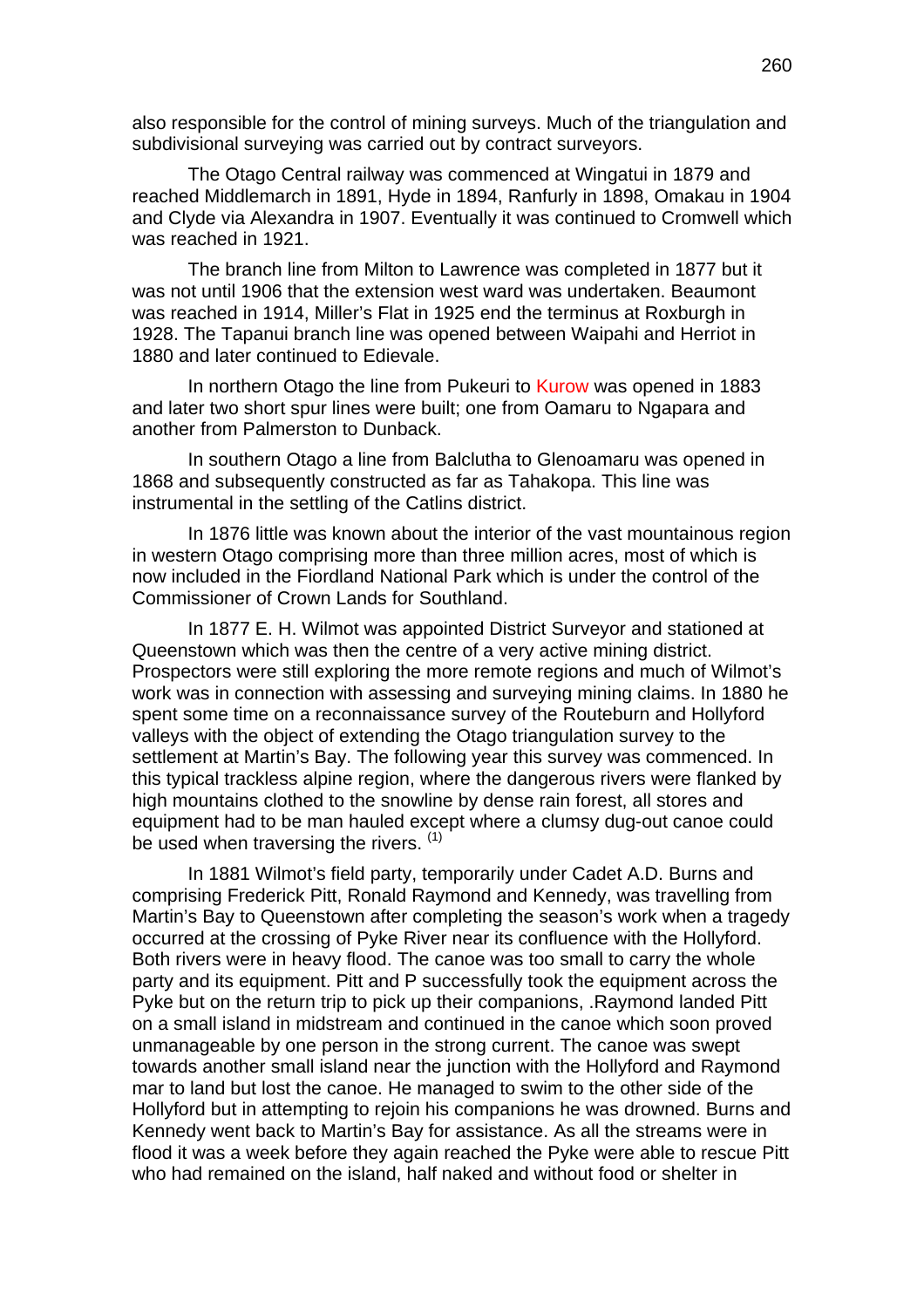also responsible for the control of mining surveys. Much of the triangulation and subdivisional surveying was carried out by contract surveyors.

The Otago Central railway was commenced at Wingatui in 1879 and reached Middlemarch in 1891, Hyde in 1894, Ranfurly in 1898, Omakau in 1904 and Clyde via Alexandra in 1907. Eventually it was continued to Cromwell which was reached in 1921.

The branch line from Milton to Lawrence was completed in 1877 but it was not until 1906 that the extension west ward was undertaken. Beaumont was reached in 1914, Miller's Flat in 1925 end the terminus at Roxburgh in 1928. The Tapanui branch line was opened between Waipahi and Herriot in 1880 and later continued to Edievale.

In northern Otago the line from Pukeuri to Kurow was opened in 1883 and later two short spur lines were built; one from Oamaru to Ngapara and another from Palmerston to Dunback.

In southern Otago a line from Balclutha to Glenoamaru was opened in 1868 and subsequently constructed as far as Tahakopa. This line was instrumental in the settling of the Catlins district.

In 1876 little was known about the interior of the vast mountainous region in western Otago comprising more than three million acres, most of which is now included in the Fiordland National Park which is under the control of the Commissioner of Crown Lands for Southland.

In 1877 E. H. Wilmot was appointed District Surveyor and stationed at Queenstown which was then the centre of a very active mining district. Prospectors were still exploring the more remote regions and much of Wilmot's work was in connection with assessing and surveying mining claims. In 1880 he spent some time on a reconnaissance survey of the Routeburn and Hollyford valleys with the object of extending the Otago triangulation survey to the settlement at Martin's Bay. The following year this survey was commenced. In this typical trackless alpine region, where the dangerous rivers were flanked by high mountains clothed to the snowline by dense rain forest, all stores and equipment had to be man hauled except where a clumsy dug-out canoe could be used when traversing the rivers. [(1)]

In 1881 Wilmot's field party, temporarily under Cadet A.D. Burns and comprising Frederick Pitt, Ronald Raymond and Kennedy, was travelling from Martin's Bay to Queenstown after completing the season's work when a tragedy occurred at the crossing of Pyke River near its confluence with the Hollyford. Both rivers were in heavy flood. The canoe was too small to carry the whole party and its equipment. Pitt and P successfully took the equipment across the Pyke but on the return trip to pick up their companions, .Raymond landed Pitt on a small island in midstream and continued in the canoe which soon proved unmanageable by one person in the strong current. The canoe was swept towards another small island near the junction with the Hollyford and Raymond mar to land but lost the canoe. He managed to swim to the other side of the Hollyford but in attempting to rejoin his companions he was drowned. Burns and Kennedy went back to Martin's Bay for assistance. As all the streams were in flood it was a week before they again reached the Pyke were able to rescue Pitt who had remained on the island, half naked and without food or shelter in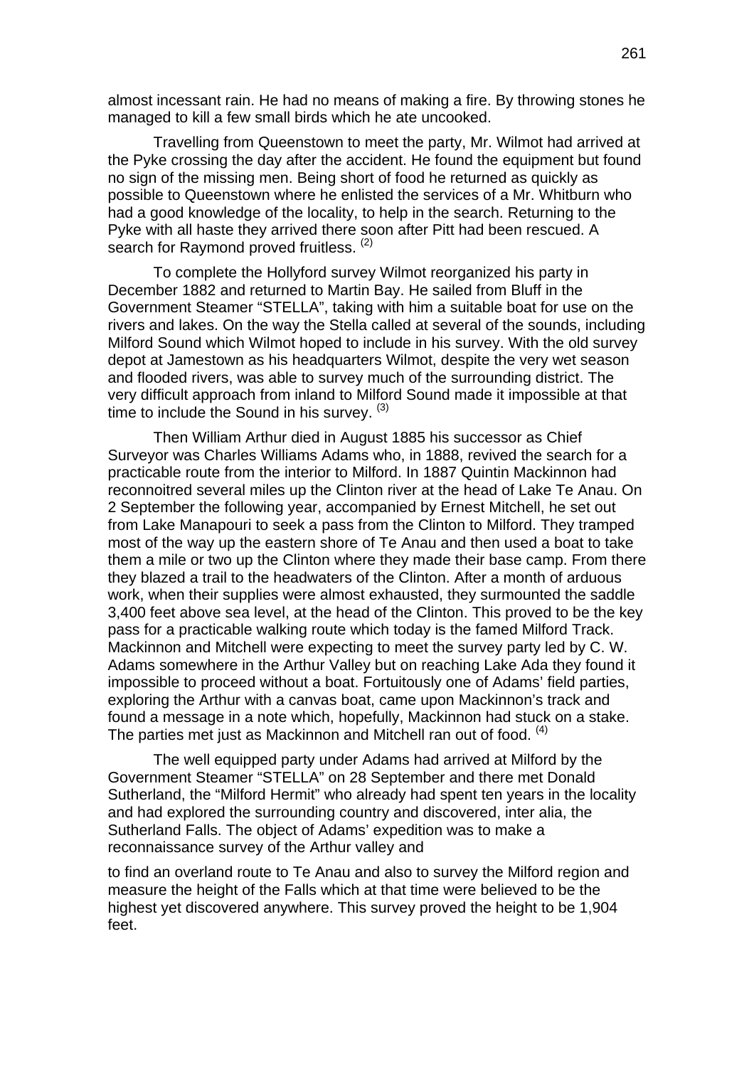almost incessant rain. He had no means of making a fire. By throwing stones he managed to kill a few small birds which he ate uncooked.

Travelling from Queenstown to meet the party, Mr. Wilmot had arrived at the Pyke crossing the day after the accident. He found the equipment but found no sign of the missing men. Being short of food he returned as quickly as possible to Queenstown where he enlisted the services of a Mr. Whitburn who had a good knowledge of the locality, to help in the search. Returning to the Pyke with all haste they arrived there soon after Pitt had been rescued. A search for Raymond proved fruitless. (2)

To complete the Hollyford survey Wilmot reorganized his party in December 1882 and returned to Martin Bay. He sailed from Bluff in the Government Steamer "STELLA", taking with him a suitable boat for use on the rivers and lakes. On the way the Stella called at several of the sounds, including Milford Sound which Wilmot hoped to include in his survey. With the old survey depot at Jamestown as his headquarters Wilmot, despite the very wet season and flooded rivers, was able to survey much of the surrounding district. The very difficult approach from inland to Milford Sound made it impossible at that time to include the Sound in his survey. (3)

Then William Arthur died in August 1885 his successor as Chief Surveyor was Charles Williams Adams who, in 1888, revived the search for a practicable route from the interior to Milford. In 1887 Quintin Mackinnon had reconnoitred several miles up the Clinton river at the head of Lake Te Anau. On 2 September the following year, accompanied by Ernest Mitchell, he set out from Lake Manapouri to seek a pass from the Clinton to Milford. They tramped most of the way up the eastern shore of Te Anau and then used a boat to take them a mile or two up the Clinton where they made their base camp. From there they blazed a trail to the headwaters of the Clinton. After a month of arduous work, when their supplies were almost exhausted, they surmounted the saddle 3,400 feet above sea level, at the head of the Clinton. This proved to be the key pass for a practicable walking route which today is the famed Milford Track. Mackinnon and Mitchell were expecting to meet the survey party led by C. W. Adams somewhere in the Arthur Valley but on reaching Lake Ada they found it impossible to proceed without a boat. Fortuitously one of Adams' field parties, exploring the Arthur with a canvas boat, came upon Mackinnon's track and found a message in a note which, hopefully, Mackinnon had stuck on a stake. The parties met just as Mackinnon and Mitchell ran out of food. (4)

The well equipped party under Adams had arrived at Milford by the Government Steamer "STELLA" on 28 September and there met Donald Sutherland, the "Milford Hermit" who already had spent ten years in the locality and had explored the surrounding country and discovered, inter alia, the Sutherland Falls. The object of Adams' expedition was to make a reconnaissance survey of the Arthur valley and

to find an overland route to Te Anau and also to survey the Milford region and measure the height of the Falls which at that time were believed to be the highest yet discovered anywhere. This survey proved the height to be 1,904 feet.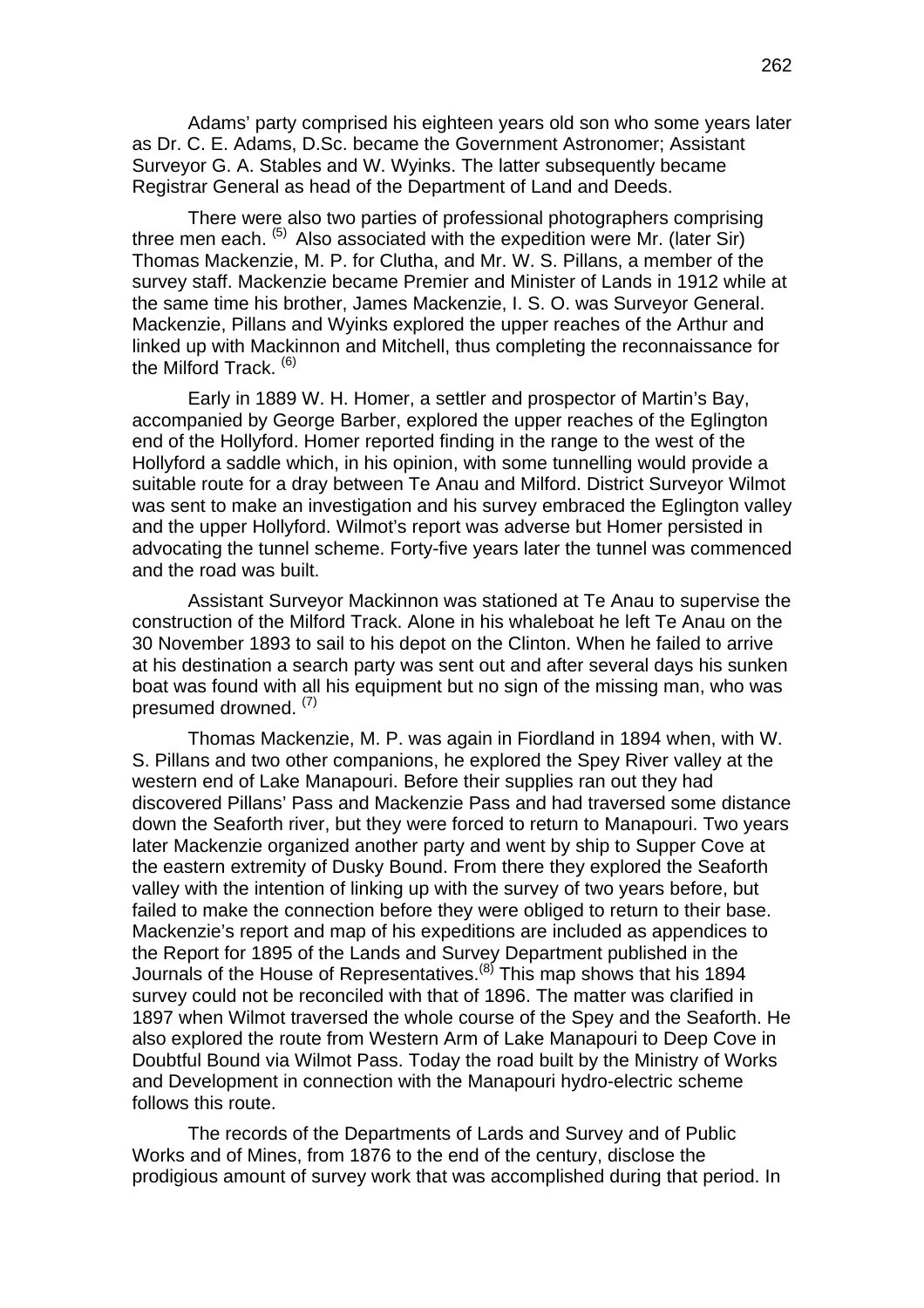Adams' party comprised his eighteen years old son who some years later as Dr. C. E. Adams, D.Sc. became the Government Astronomer; Assistant Surveyor G. A. Stables and W. Wyinks. The latter subsequently became Registrar General as head of the Department of Land and Deeds.

There were also two parties of professional photographers comprising three men each. [(5)] Also associated with the expedition were Mr. (later Sir) Thomas Mackenzie, M. P. for Clutha, and Mr. W. S. Pillans, a member of the survey staff. Mackenzie became Premier and Minister of Lands in 1912 while at the same time his brother, James Mackenzie, I. S. O. was Surveyor General. Mackenzie, Pillans and Wyinks explored the upper reaches of the Arthur and linked up with Mackinnon and Mitchell, thus completing the reconnaissance for the Milford Track. [(6)]

Early in 1889 W. H. Homer, a settler and prospector of Martin's Bay, accompanied by George Barber, explored the upper reaches of the Eglington end of the Hollyford. Homer reported finding in the range to the west of the Hollyford a saddle which, in his opinion, with some tunnelling would provide a suitable route for a dray between Te Anau and Milford. District Surveyor Wilmot was sent to make an investigation and his survey embraced the Eglington valley and the upper Hollyford. Wilmot's report was adverse but Homer persisted in advocating the tunnel scheme. Forty-five years later the tunnel was commenced and the road was built.

Assistant Surveyor Mackinnon was stationed at Te Anau to supervise the construction of the Milford Track. Alone in his whaleboat he left Te Anau on the 30 November 1893 to sail to his depot on the Clinton. When he failed to arrive at his destination a search party was sent out and after several days his sunken boat was found with all his equipment but no sign of the missing man, who was presumed drowned. [(7)]

Thomas Mackenzie, M. P. was again in Fiordland in 1894 when, with W. S. Pillans and two other companions, he explored the Spey River valley at the western end of Lake Manapouri. Before their supplies ran out they had discovered Pillans' Pass and Mackenzie Pass and had traversed some distance down the Seaforth river, but they were forced to return to Manapouri. Two years later Mackenzie organized another party and went by ship to Supper Cove at the eastern extremity of Dusky Bound. From there they explored the Seaforth valley with the intention of linking up with the survey of two years before, but failed to make the connection before they were obliged to return to their base. Mackenzie's report and map of his expeditions are included as appendices to the Report for 1895 of the Lands and Survey Department published in the Journals of the House of Representatives.[(8)] This map shows that his 1894 survey could not be reconciled with that of 1896. The matter was clarified in 1897 when Wilmot traversed the whole course of the Spey and the Seaforth. He also explored the route from Western Arm of Lake Manapouri to Deep Cove in Doubtful Bound via Wilmot Pass. Today the road built by the Ministry of Works and Development in connection with the Manapouri hydro-electric scheme follows this route.

The records of the Departments of Lards and Survey and of Public Works and of Mines, from 1876 to the end of the century, disclose the prodigious amount of survey work that was accomplished during that period. In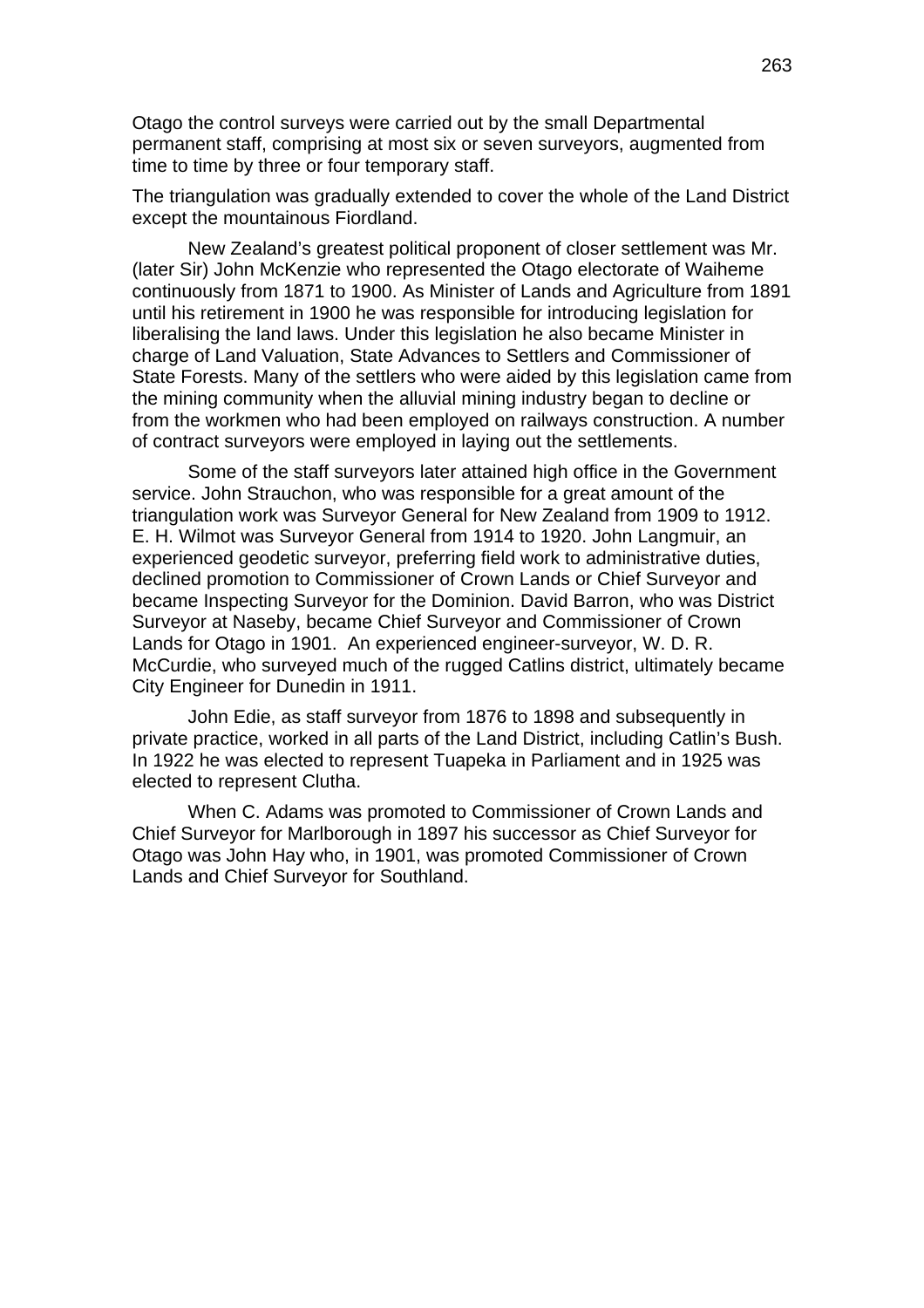Otago the control surveys were carried out by the small Departmental permanent staff, comprising at most six or seven surveyors, augmented from time to time by three or four temporary staff.

The triangulation was gradually extended to cover the whole of the Land District except the mountainous Fiordland.

New Zealand's greatest political proponent of closer settlement was Mr. (later Sir) John McKenzie who represented the Otago electorate of Waiheme continuously from 1871 to 1900. As Minister of Lands and Agriculture from 1891 until his retirement in 1900 he was responsible for introducing legislation for liberalising the land laws. Under this legislation he also became Minister in charge of Land Valuation, State Advances to Settlers and Commissioner of State Forests. Many of the settlers who were aided by this legislation came from the mining community when the alluvial mining industry began to decline or from the workmen who had been employed on railways construction. A number of contract surveyors were employed in laying out the settlements.

Some of the staff surveyors later attained high office in the Government service. John Strauchon, who was responsible for a great amount of the triangulation work was Surveyor General for New Zealand from 1909 to 1912. E. H. Wilmot was Surveyor General from 1914 to 1920. John Langmuir, an experienced geodetic surveyor, preferring field work to administrative duties, declined promotion to Commissioner of Crown Lands or Chief Surveyor and became Inspecting Surveyor for the Dominion. David Barron, who was District Surveyor at Naseby, became Chief Surveyor and Commissioner of Crown Lands for Otago in 1901. An experienced engineer-surveyor, W. D. R. McCurdie, who surveyed much of the rugged Catlins district, ultimately became City Engineer for Dunedin in 1911.

John Edie, as staff surveyor from 1876 to 1898 and subsequently in private practice, worked in all parts of the Land District, including Catlin's Bush. In 1922 he was elected to represent Tuapeka in Parliament and in 1925 was elected to represent Clutha.

When C. Adams was promoted to Commissioner of Crown Lands and Chief Surveyor for Marlborough in 1897 his successor as Chief Surveyor for Otago was John Hay who, in 1901, was promoted Commissioner of Crown Lands and Chief Surveyor for Southland.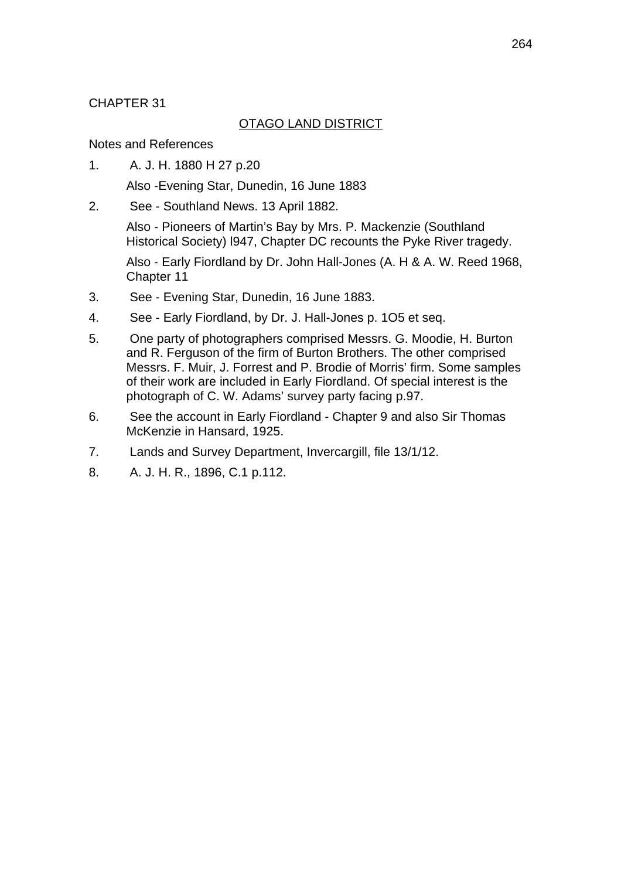CHAPTER 31

## OTAGO LAND DISTRICT

Notes and References

1. A. J. H. 1880 H 27 p.20

   Also -Evening Star, Dunedin, 16 June 1883

2. See - Southland News. 13 April 1882.

   Also - Pioneers of Martin's Bay by Mrs. P. Mackenzie (Southland Historical Society) l947, Chapter DC recounts the Pyke River tragedy.

   Also - Early Fiordland by Dr. John Hall-Jones (A. H & A. W. Reed 1968, Chapter 11

3. See - Evening Star, Dunedin, 16 June 1883.

4. See - Early Fiordland, by Dr. J. Hall-Jones p. 1O5 et seq.

5. One party of photographers comprised Messrs. G. Moodie, H. Burton and R. Ferguson of the firm of Burton Brothers. The other comprised Messrs. F. Muir, J. Forrest and P. Brodie of Morris' firm. Some samples of their work are included in Early Fiordland. Of special interest is the photograph of C. W. Adams' survey party facing p.97.

6. See the account in Early Fiordland - Chapter 9 and also Sir Thomas McKenzie in Hansard, 1925.

7. Lands and Survey Department, Invercargill, file 13/1/12.

8. A. J. H. R., 1896, C.1 p.112.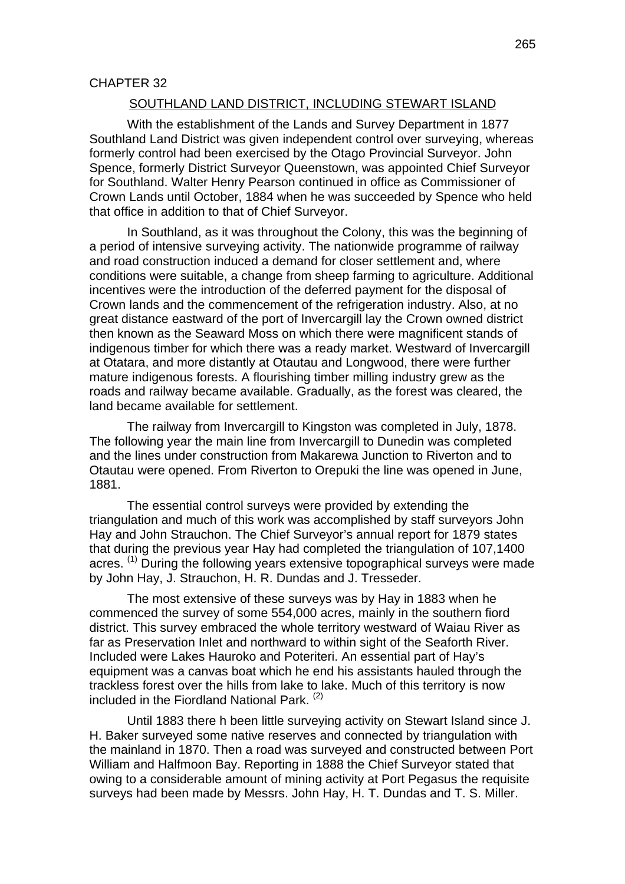CHAPTER 32

## SOUTHLAND LAND DISTRICT, INCLUDING STEWART ISLAND

With the establishment of the Lands and Survey Department in 1877 Southland Land District was given independent control over surveying, whereas formerly control had been exercised by the Otago Provincial Surveyor. John Spence, formerly District Surveyor Queenstown, was appointed Chief Surveyor for Southland. Walter Henry Pearson continued in office as Commissioner of Crown Lands until October, 1884 when he was succeeded by Spence who held that office in addition to that of Chief Surveyor.

In Southland, as it was throughout the Colony, this was the beginning of a period of intensive surveying activity. The nationwide programme of railway and road construction induced a demand for closer settlement and, where conditions were suitable, a change from sheep farming to agriculture. Additional incentives were the introduction of the deferred payment for the disposal of Crown lands and the commencement of the refrigeration industry. Also, at no great distance eastward of the port of Invercargill lay the Crown owned district then known as the Seaward Moss on which there were magnificent stands of indigenous timber for which there was a ready market. Westward of Invercargill at Otatara, and more distantly at Otautau and Longwood, there were further mature indigenous forests. A flourishing timber milling industry grew as the roads and railway became available. Gradually, as the forest was cleared, the land became available for settlement.

The railway from Invercargill to Kingston was completed in July, 1878. The following year the main line from Invercargill to Dunedin was completed and the lines under construction from Makarewa Junction to Riverton and to Otautau were opened. From Riverton to Orepuki the line was opened in June, 1881.

The essential control surveys were provided by extending the triangulation and much of this work was accomplished by staff surveyors John Hay and John Strauchon. The Chief Surveyor's annual report for 1879 states that during the previous year Hay had completed the triangulation of 107,1400 acres. [1] During the following years extensive topographical surveys were made by John Hay, J. Strauchon, H. R. Dundas and J. Tresseder.

The most extensive of these surveys was by Hay in 1883 when he commenced the survey of some 554,000 acres, mainly in the southern fiord district. This survey embraced the whole territory westward of Waiau River as far as Preservation Inlet and northward to within sight of the Seaforth River. Included were Lakes Hauroko and Poteriteri. An essential part of Hay's equipment was a canvas boat which he end his assistants hauled through the trackless forest over the hills from lake to lake. Much of this territory is now included in the Fiordland National Park. [2]

Until 1883 there h been little surveying activity on Stewart Island since J. H. Baker surveyed some native reserves and connected by triangulation with the mainland in 1870. Then a road was surveyed and constructed between Port William and Halfmoon Bay. Reporting in 1888 the Chief Surveyor stated that owing to a considerable amount of mining activity at Port Pegasus the requisite surveys had been made by Messrs. John Hay, H. T. Dundas and T. S. Miller.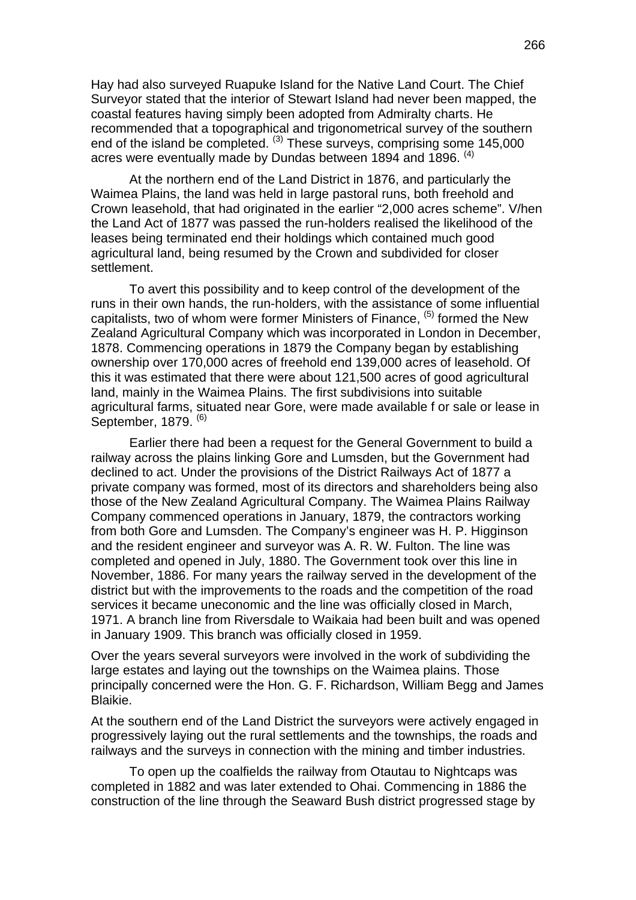Hay had also surveyed Ruapuke Island for the Native Land Court. The Chief Surveyor stated that the interior of Stewart Island had never been mapped, the coastal features having simply been adopted from Admiralty charts. He recommended that a topographical and trigonometrical survey of the southern end of the island be completed. [3] These surveys, comprising some 145,000 acres were eventually made by Dundas between 1894 and 1896. [4]

At the northern end of the Land District in 1876, and particularly the Waimea Plains, the land was held in large pastoral runs, both freehold and Crown leasehold, that had originated in the earlier "2,000 acres scheme". V/hen the Land Act of 1877 was passed the run-holders realised the likelihood of the leases being terminated end their holdings which contained much good agricultural land, being resumed by the Crown and subdivided for closer settlement.

To avert this possibility and to keep control of the development of the runs in their own hands, the run-holders, with the assistance of some influential capitalists, two of whom were former Ministers of Finance, [5] formed the New Zealand Agricultural Company which was incorporated in London in December, 1878. Commencing operations in 1879 the Company began by establishing ownership over 170,000 acres of freehold end 139,000 acres of leasehold. Of this it was estimated that there were about 121,500 acres of good agricultural land, mainly in the Waimea Plains. The first subdivisions into suitable agricultural farms, situated near Gore, were made available f or sale or lease in September, 1879. [6]

Earlier there had been a request for the General Government to build a railway across the plains linking Gore and Lumsden, but the Government had declined to act. Under the provisions of the District Railways Act of 1877 a private company was formed, most of its directors and shareholders being also those of the New Zealand Agricultural Company. The Waimea Plains Railway Company commenced operations in January, 1879, the contractors working from both Gore and Lumsden. The Company's engineer was H. P. Higginson and the resident engineer and surveyor was A. R. W. Fulton. The line was completed and opened in July, 1880. The Government took over this line in November, 1886. For many years the railway served in the development of the district but with the improvements to the roads and the competition of the road services it became uneconomic and the line was officially closed in March, 1971. A branch line from Riversdale to Waikaia had been built and was opened in January 1909. This branch was officially closed in 1959.

Over the years several surveyors were involved in the work of subdividing the large estates and laying out the townships on the Waimea plains. Those principally concerned were the Hon. G. F. Richardson, William Begg and James Blaikie.

At the southern end of the Land District the surveyors were actively engaged in progressively laying out the rural settlements and the townships, the roads and railways and the surveys in connection with the mining and timber industries.

To open up the coalfields the railway from Otautau to Nightcaps was completed in 1882 and was later extended to Ohai. Commencing in 1886 the construction of the line through the Seaward Bush district progressed stage by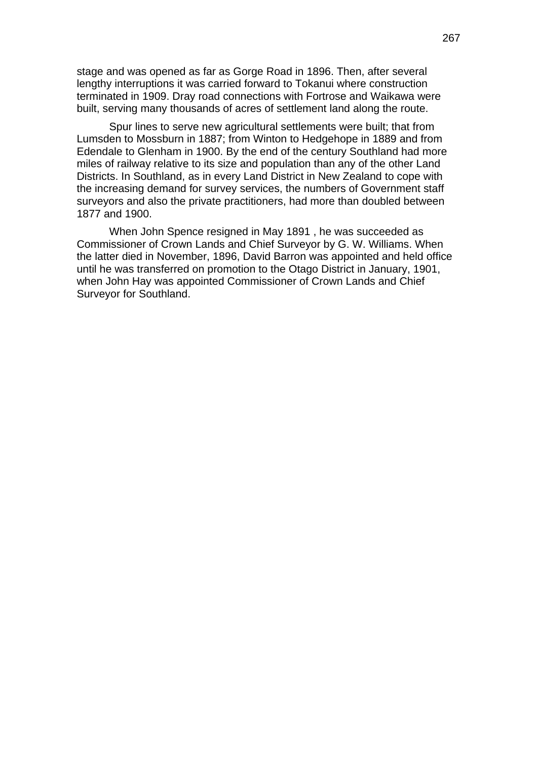stage and was opened as far as Gorge Road in 1896. Then, after several lengthy interruptions it was carried forward to Tokanui where construction terminated in 1909. Dray road connections with Fortrose and Waikawa were built, serving many thousands of acres of settlement land along the route.

Spur lines to serve new agricultural settlements were built; that from Lumsden to Mossburn in 1887; from Winton to Hedgehope in 1889 and from Edendale to Glenham in 1900. By the end of the century Southland had more miles of railway relative to its size and population than any of the other Land Districts. In Southland, as in every Land District in New Zealand to cope with the increasing demand for survey services, the numbers of Government staff surveyors and also the private practitioners, had more than doubled between 1877 and 1900.

When John Spence resigned in May 1891 , he was succeeded as Commissioner of Crown Lands and Chief Surveyor by G. W. Williams. When the latter died in November, 1896, David Barron was appointed and held office until he was transferred on promotion to the Otago District in January, 1901, when John Hay was appointed Commissioner of Crown Lands and Chief Surveyor for Southland.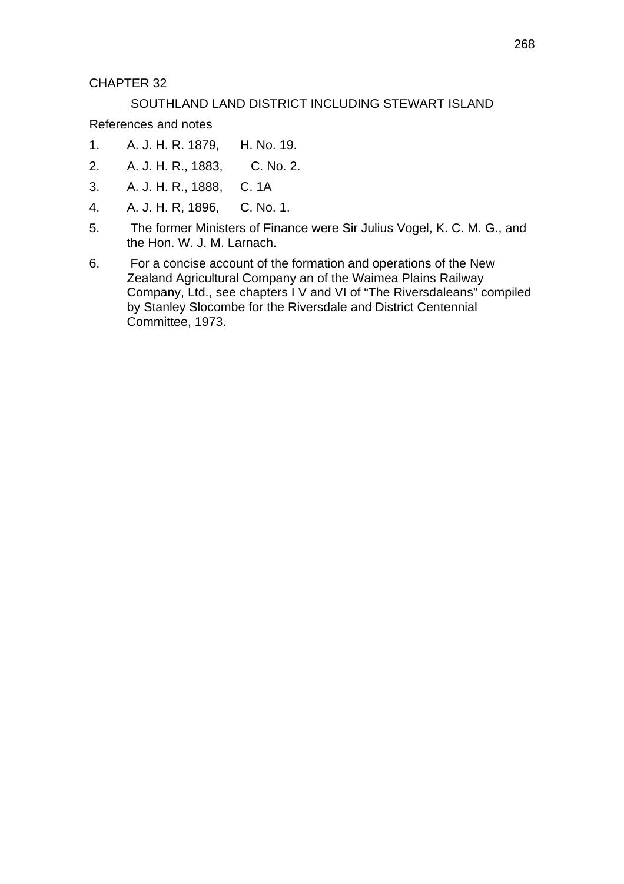CHAPTER 32

## SOUTHLAND LAND DISTRICT INCLUDING STEWART ISLAND

References and notes

1. A. J. H. R. 1879, H. No. 19.
2. A. J. H. R., 1883, C. No. 2.
3. A. J. H. R., 1888, C. 1A
4. A. J. H. R, 1896, C. No. 1.
5. The former Ministers of Finance were Sir Julius Vogel, K. C. M. G., and the Hon. W. J. M. Larnach.
6. For a concise account of the formation and operations of the New Zealand Agricultural Company an of the Waimea Plains Railway Company, Ltd., see chapters I V and VI of “The Riversdaleans” compiled by Stanley Slocombe for the Riversdale and District Centennial Committee, 1973.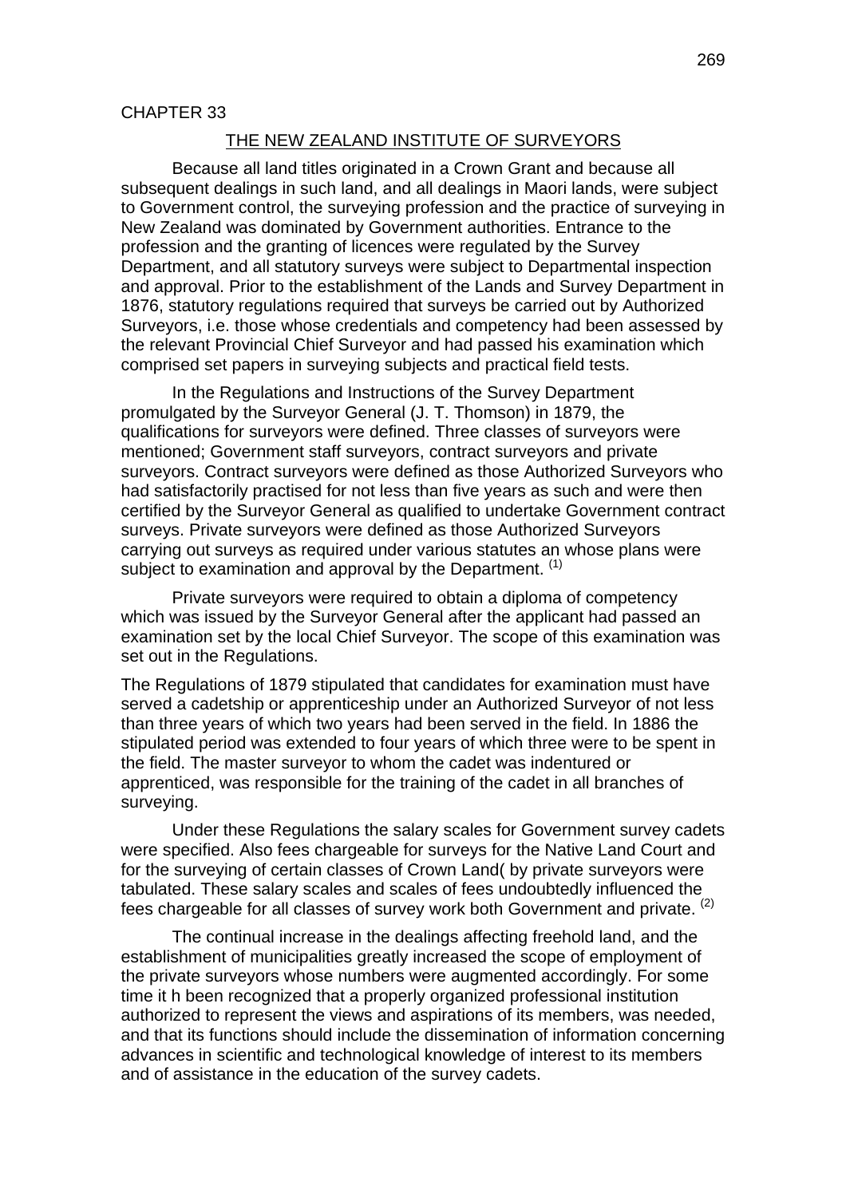CHAPTER 33

## THE NEW ZEALAND INSTITUTE OF SURVEYORS

Because all land titles originated in a Crown Grant and because all subsequent dealings in such land, and all dealings in Maori lands, were subject to Government control, the surveying profession and the practice of surveying in New Zealand was dominated by Government authorities. Entrance to the profession and the granting of licences were regulated by the Survey Department, and all statutory surveys were subject to Departmental inspection and approval. Prior to the establishment of the Lands and Survey Department in 1876, statutory regulations required that surveys be carried out by Authorized Surveyors, i.e. those whose credentials and competency had been assessed by the relevant Provincial Chief Surveyor and had passed his examination which comprised set papers in surveying subjects and practical field tests.

In the Regulations and Instructions of the Survey Department promulgated by the Surveyor General (J. T. Thomson) in 1879, the qualifications for surveyors were defined. Three classes of surveyors were mentioned; Government staff surveyors, contract surveyors and private surveyors. Contract surveyors were defined as those Authorized Surveyors who had satisfactorily practised for not less than five years as such and were then certified by the Surveyor General as qualified to undertake Government contract surveys. Private surveyors were defined as those Authorized Surveyors carrying out surveys as required under various statutes an whose plans were subject to examination and approval by the Department. (1)

Private surveyors were required to obtain a diploma of competency which was issued by the Surveyor General after the applicant had passed an examination set by the local Chief Surveyor. The scope of this examination was set out in the Regulations.

The Regulations of 1879 stipulated that candidates for examination must have served a cadetship or apprenticeship under an Authorized Surveyor of not less than three years of which two years had been served in the field. In 1886 the stipulated period was extended to four years of which three were to be spent in the field. The master surveyor to whom the cadet was indentured or apprenticed, was responsible for the training of the cadet in all branches of surveying.

Under these Regulations the salary scales for Government survey cadets were specified. Also fees chargeable for surveys for the Native Land Court and for the surveying of certain classes of Crown Land( by private surveyors were tabulated. These salary scales and scales of fees undoubtedly influenced the fees chargeable for all classes of survey work both Government and private. (2)

The continual increase in the dealings affecting freehold land, and the establishment of municipalities greatly increased the scope of employment of the private surveyors whose numbers were augmented accordingly. For some time it h been recognized that a properly organized professional institution authorized to represent the views and aspirations of its members, was needed, and that its functions should include the dissemination of information concerning advances in scientific and technological knowledge of interest to its members and of assistance in the education of the survey cadets.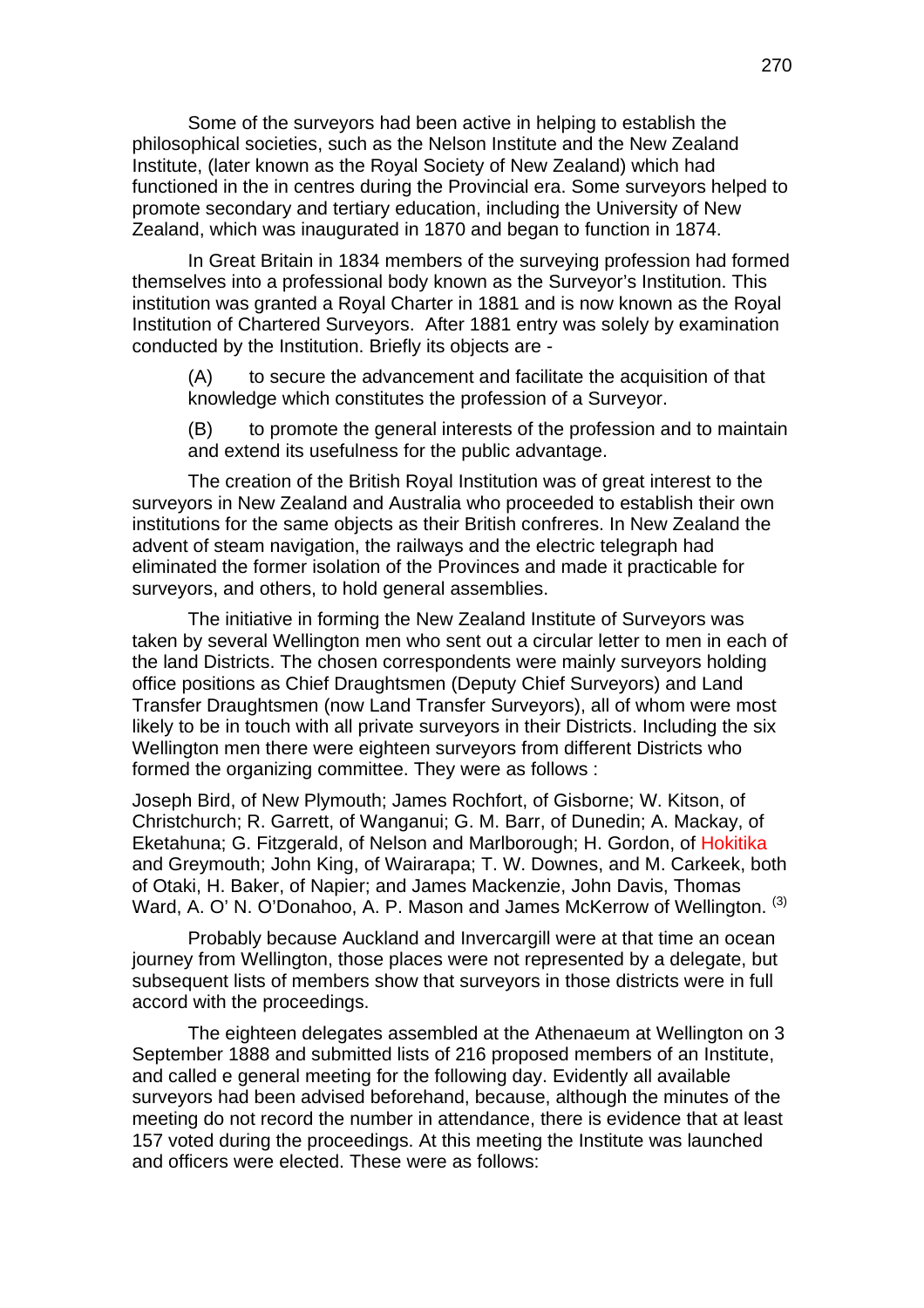Some of the surveyors had been active in helping to establish the philosophical societies, such as the Nelson Institute and the New Zealand Institute, (later known as the Royal Society of New Zealand) which had functioned in the in centres during the Provincial era. Some surveyors helped to promote secondary and tertiary education, including the University of New Zealand, which was inaugurated in 1870 and began to function in 1874.

In Great Britain in 1834 members of the surveying profession had formed themselves into a professional body known as the Surveyor's Institution. This institution was granted a Royal Charter in 1881 and is now known as the Royal Institution of Chartered Surveyors. After 1881 entry was solely by examination conducted by the Institution. Briefly its objects are -

(A) to secure the advancement and facilitate the acquisition of that knowledge which constitutes the profession of a Surveyor.

(B) to promote the general interests of the profession and to maintain and extend its usefulness for the public advantage.

The creation of the British Royal Institution was of great interest to the surveyors in New Zealand and Australia who proceeded to establish their own institutions for the same objects as their British confreres. In New Zealand the advent of steam navigation, the railways and the electric telegraph had eliminated the former isolation of the Provinces and made it practicable for surveyors, and others, to hold general assemblies.

The initiative in forming the New Zealand Institute of Surveyors was taken by several Wellington men who sent out a circular letter to men in each of the land Districts. The chosen correspondents were mainly surveyors holding office positions as Chief Draughtsmen (Deputy Chief Surveyors) and Land Transfer Draughtsmen (now Land Transfer Surveyors), all of whom were most likely to be in touch with all private surveyors in their Districts. Including the six Wellington men there were eighteen surveyors from different Districts who formed the organizing committee. They were as follows :

Joseph Bird, of New Plymouth; James Rochfort, of Gisborne; W. Kitson, of Christchurch; R. Garrett, of Wanganui; G. M. Barr, of Dunedin; A. Mackay, of Eketahuna; G. Fitzgerald, of Nelson and Marlborough; H. Gordon, of Hokitika and Greymouth; John King, of Wairarapa; T. W. Downes, and M. Carkeek, both of Otaki, H. Baker, of Napier; and James Mackenzie, John Davis, Thomas Ward, A. O' N. O'Donahoo, A. P. Mason and James McKerrow of Wellington. (3)

Probably because Auckland and Invercargill were at that time an ocean journey from Wellington, those places were not represented by a delegate, but subsequent lists of members show that surveyors in those districts were in full accord with the proceedings.

The eighteen delegates assembled at the Athenaeum at Wellington on 3 September 1888 and submitted lists of 216 proposed members of an Institute, and called e general meeting for the following day. Evidently all available surveyors had been advised beforehand, because, although the minutes of the meeting do not record the number in attendance, there is evidence that at least 157 voted during the proceedings. At this meeting the Institute was launched and officers were elected. These were as follows: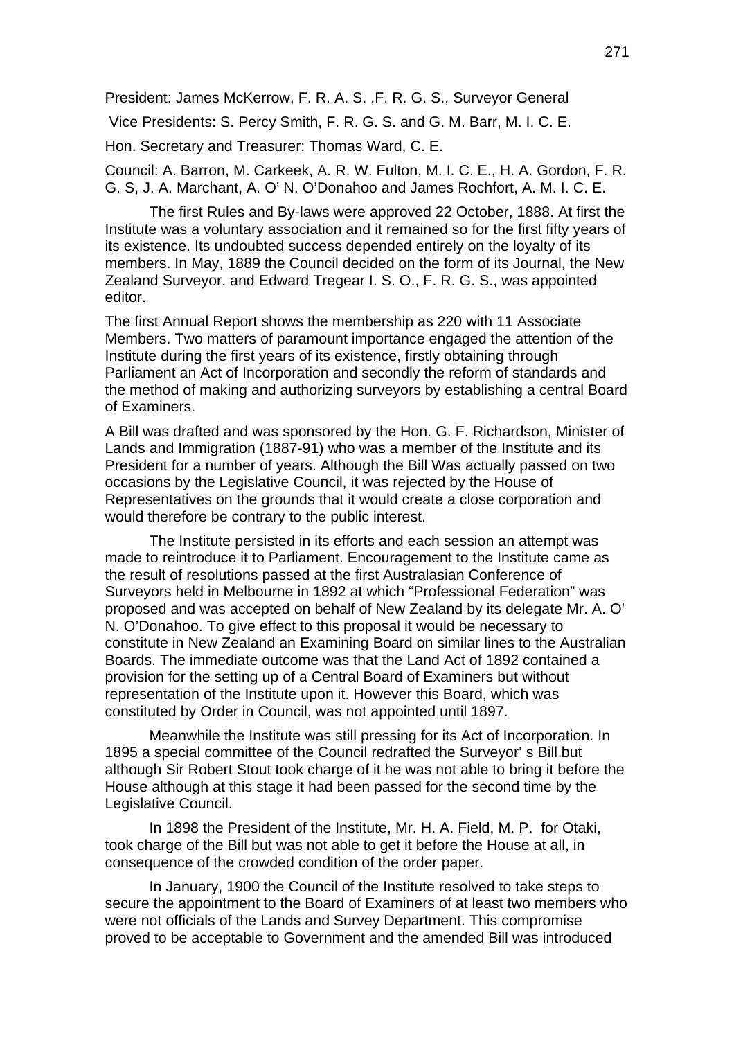President: James McKerrow, F. R. A. S. ,F. R. G. S., Surveyor General

Vice Presidents: S. Percy Smith, F. R. G. S. and G. M. Barr, M. I. C. E.

Hon. Secretary and Treasurer: Thomas Ward, C. E.

Council: A. Barron, M. Carkeek, A. R. W. Fulton, M. I. C. E., H. A. Gordon, F. R. G. S, J. A. Marchant, A. O' N. O'Donahoo and James Rochfort, A. M. I. C. E.

The first Rules and By-laws were approved 22 October, 1888. At first the Institute was a voluntary association and it remained so for the first fifty years of its existence. Its undoubted success depended entirely on the loyalty of its members. In May, 1889 the Council decided on the form of its Journal, the New Zealand Surveyor, and Edward Tregear I. S. O., F. R. G. S., was appointed editor.

The first Annual Report shows the membership as 220 with 11 Associate Members. Two matters of paramount importance engaged the attention of the Institute during the first years of its existence, firstly obtaining through Parliament an Act of Incorporation and secondly the reform of standards and the method of making and authorizing surveyors by establishing a central Board of Examiners.

A Bill was drafted and was sponsored by the Hon. G. F. Richardson, Minister of Lands and Immigration (1887-91) who was a member of the Institute and its President for a number of years. Although the Bill Was actually passed on two occasions by the Legislative Council, it was rejected by the House of Representatives on the grounds that it would create a close corporation and would therefore be contrary to the public interest.

The Institute persisted in its efforts and each session an attempt was made to reintroduce it to Parliament. Encouragement to the Institute came as the result of resolutions passed at the first Australasian Conference of Surveyors held in Melbourne in 1892 at which "Professional Federation" was proposed and was accepted on behalf of New Zealand by its delegate Mr. A. O' N. O'Donahoo. To give effect to this proposal it would be necessary to constitute in New Zealand an Examining Board on similar lines to the Australian Boards. The immediate outcome was that the Land Act of 1892 contained a provision for the setting up of a Central Board of Examiners but without representation of the Institute upon it. However this Board, which was constituted by Order in Council, was not appointed until 1897.

Meanwhile the Institute was still pressing for its Act of Incorporation. In 1895 a special committee of the Council redrafted the Surveyor' s Bill but although Sir Robert Stout took charge of it he was not able to bring it before the House although at this stage it had been passed for the second time by the Legislative Council.

In 1898 the President of the Institute, Mr. H. A. Field, M. P. for Otaki, took charge of the Bill but was not able to get it before the House at all, in consequence of the crowded condition of the order paper.

In January, 1900 the Council of the Institute resolved to take steps to secure the appointment to the Board of Examiners of at least two members who were not officials of the Lands and Survey Department. This compromise proved to be acceptable to Government and the amended Bill was introduced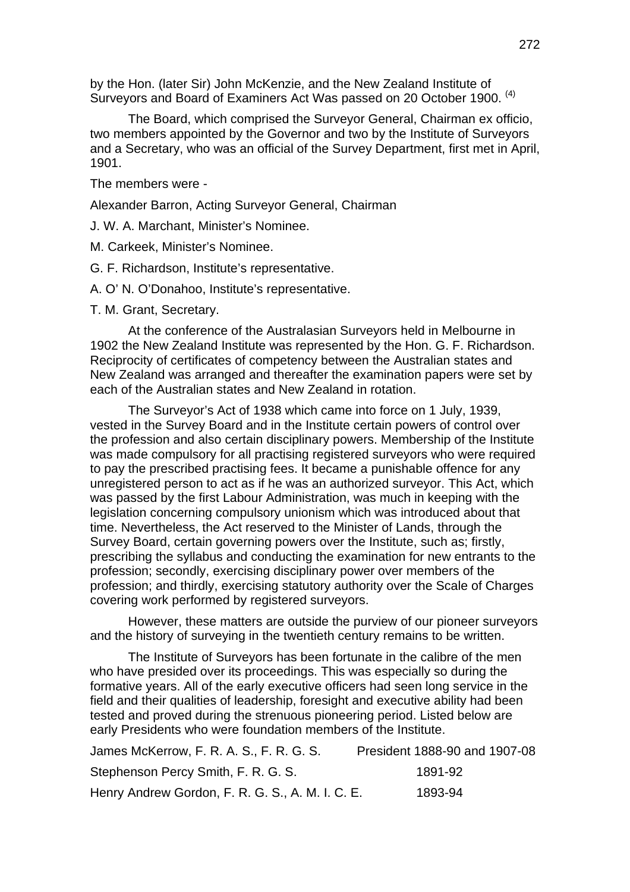by the Hon. (later Sir) John McKenzie, and the New Zealand Institute of Surveyors and Board of Examiners Act Was passed on 20 October 1900. [(4)]

The Board, which comprised the Surveyor General, Chairman ex officio, two members appointed by the Governor and two by the Institute of Surveyors and a Secretary, who was an official of the Survey Department, first met in April, 1901.

The members were -

Alexander Barron, Acting Surveyor General, Chairman

J. W. A. Marchant, Minister's Nominee.

M. Carkeek, Minister's Nominee.

G. F. Richardson, Institute's representative.

A. O' N. O'Donahoo, Institute's representative.

T. M. Grant, Secretary.

At the conference of the Australasian Surveyors held in Melbourne in 1902 the New Zealand Institute was represented by the Hon. G. F. Richardson. Reciprocity of certificates of competency between the Australian states and New Zealand was arranged and thereafter the examination papers were set by each of the Australian states and New Zealand in rotation.

The Surveyor's Act of 1938 which came into force on 1 July, 1939, vested in the Survey Board and in the Institute certain powers of control over the profession and also certain disciplinary powers. Membership of the Institute was made compulsory for all practising registered surveyors who were required to pay the prescribed practising fees. It became a punishable offence for any unregistered person to act as if he was an authorized surveyor. This Act, which was passed by the first Labour Administration, was much in keeping with the legislation concerning compulsory unionism which was introduced about that time. Nevertheless, the Act reserved to the Minister of Lands, through the Survey Board, certain governing powers over the Institute, such as; firstly, prescribing the syllabus and conducting the examination for new entrants to the profession; secondly, exercising disciplinary power over members of the profession; and thirdly, exercising statutory authority over the Scale of Charges covering work performed by registered surveyors.

However, these matters are outside the purview of our pioneer surveyors and the history of surveying in the twentieth century remains to be written.

The Institute of Surveyors has been fortunate in the calibre of the men who have presided over its proceedings. This was especially so during the formative years. All of the early executive officers had seen long service in the field and their qualities of leadership, foresight and executive ability had been tested and proved during the strenuous pioneering period. Listed below are early Presidents who were foundation members of the Institute.

| | |
|---|---|
| James McKerrow, F. R. A. S., F. R. G. S. | President 1888-90 and 1907-08 |
| Stephenson Percy Smith, F. R. G. S. | 1891-92 |
| Henry Andrew Gordon, F. R. G. S., A. M. I. C. E. | 1893-94 |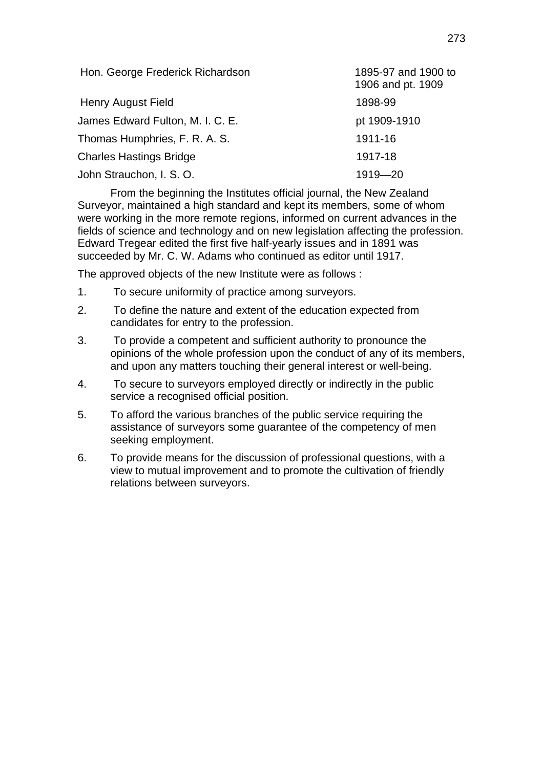| | |
|---|---|
| Hon. George Frederick Richardson | 1895-97 and 1900 to 1906 and pt. 1909 |
| Henry August Field | 1898-99 |
| James Edward Fulton, M. I. C. E. | pt 1909-1910 |
| Thomas Humphries, F. R. A. S. | 1911-16 |
| Charles Hastings Bridge | 1917-18 |
| John Strauchon, I. S. O. | 1919—20 |

From the beginning the Institutes official journal, the New Zealand Surveyor, maintained a high standard and kept its members, some of whom were working in the more remote regions, informed on current advances in the fields of science and technology and on new legislation affecting the profession. Edward Tregear edited the first five half-yearly issues and in 1891 was succeeded by Mr. C. W. Adams who continued as editor until 1917.

The approved objects of the new Institute were as follows :

1. To secure uniformity of practice among surveyors.
2. To define the nature and extent of the education expected from candidates for entry to the profession.
3. To provide a competent and sufficient authority to pronounce the opinions of the whole profession upon the conduct of any of its members, and upon any matters touching their general interest or well-being.
4. To secure to surveyors employed directly or indirectly in the public service a recognised official position.
5. To afford the various branches of the public service requiring the assistance of surveyors some guarantee of the competency of men seeking employment.
6. To provide means for the discussion of professional questions, with a view to mutual improvement and to promote the cultivation of friendly relations between surveyors.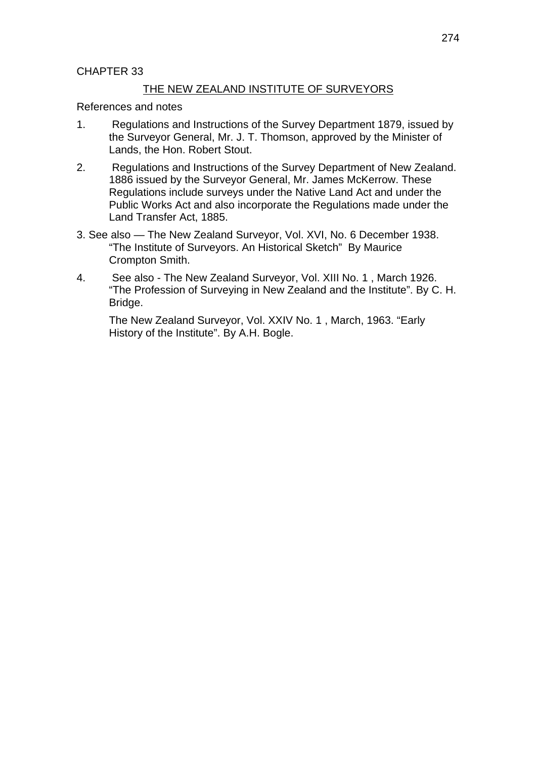CHAPTER 33

## THE NEW ZEALAND INSTITUTE OF SURVEYORS

References and notes

1. Regulations and Instructions of the Survey Department 1879, issued by the Surveyor General, Mr. J. T. Thomson, approved by the Minister of Lands, the Hon. Robert Stout.

2. Regulations and Instructions of the Survey Department of New Zealand. 1886 issued by the Surveyor General, Mr. James McKerrow. These Regulations include surveys under the Native Land Act and under the Public Works Act and also incorporate the Regulations made under the Land Transfer Act, 1885.

3. See also — The New Zealand Surveyor, Vol. XVI, No. 6 December 1938. "The Institute of Surveyors. An Historical Sketch" By Maurice Crompton Smith.

4. See also - The New Zealand Surveyor, Vol. XIII No. 1 , March 1926. "The Profession of Surveying in New Zealand and the Institute". By C. H. Bridge.

   The New Zealand Surveyor, Vol. XXIV No. 1 , March, 1963. "Early History of the Institute". By A.H. Bogle.